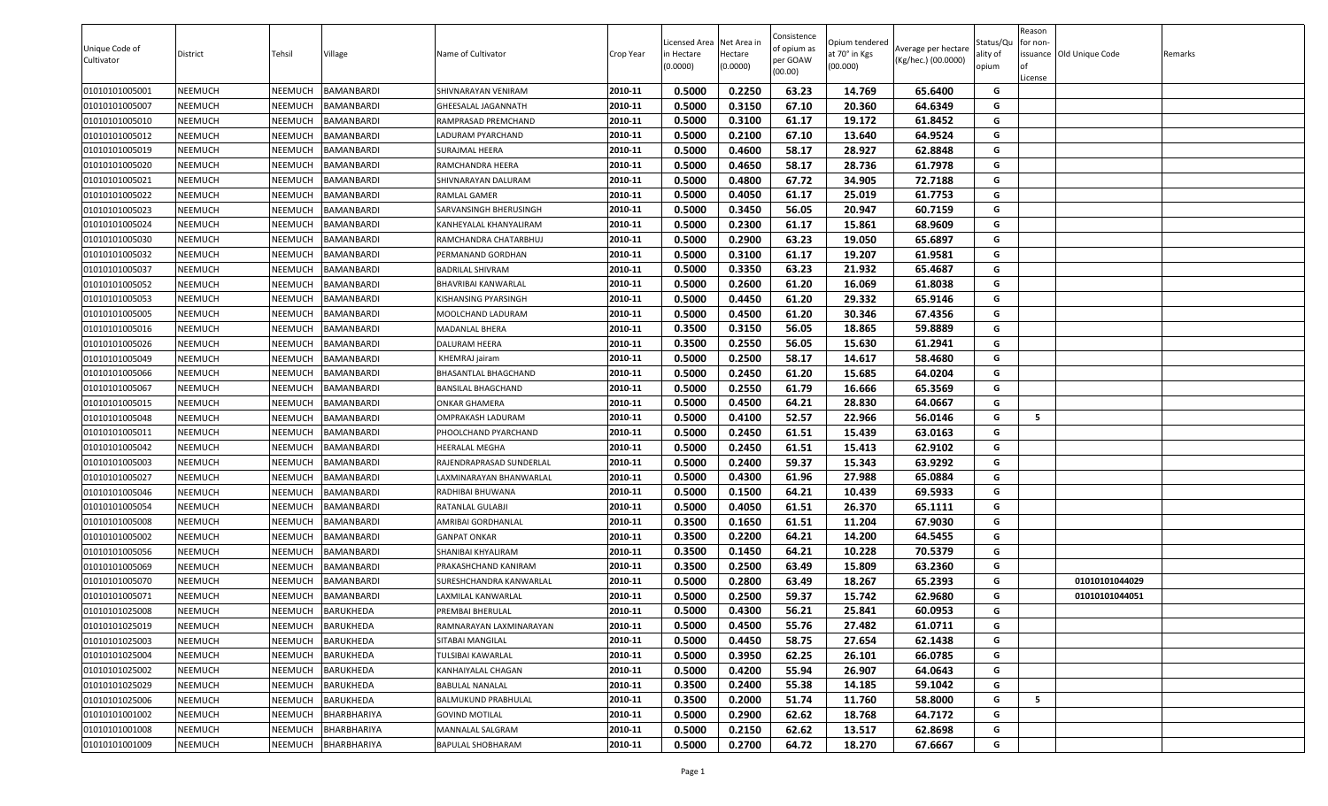| Unique Code of Cultivator | District | Tehsil | Village | Name of Cultivator | Crop Year | Licensed Area in Hectare (0.0000) | Net Area in Hectare (0.0000) | Consistence of opium as per GOAW (00.00) | Opium tendered at 70° in Kgs (00.000) | Average per hectare (Kg/hec.) (00.0000) | Status/Quality of opium | Reason for non-issuance of License | Old Unique Code | Remarks |
|---|---|---|---|---|---|---|---|---|---|---|---|---|---|---|
| 01010101005001 | NEEMUCH | NEEMUCH | BAMANBARDI | SHIVNARAYAN VENIRAM | 2010-11 | 0.5000 | 0.2250 | 63.23 | 14.769 | 65.6400 | G | | | |
| 01010101005007 | NEEMUCH | NEEMUCH | BAMANBARDI | GHEESALAL JAGANNATH | 2010-11 | 0.5000 | 0.3150 | 67.10 | 20.360 | 64.6349 | G | | | |
| 01010101005010 | NEEMUCH | NEEMUCH | BAMANBARDI | RAMPRASAD PREMCHAND | 2010-11 | 0.5000 | 0.3100 | 61.17 | 19.172 | 61.8452 | G | | | |
| 01010101005012 | NEEMUCH | NEEMUCH | BAMANBARDI | LADURAM PYARCHAND | 2010-11 | 0.5000 | 0.2100 | 67.10 | 13.640 | 64.9524 | G | | | |
| 01010101005019 | NEEMUCH | NEEMUCH | BAMANBARDI | SURAJMAL HEERA | 2010-11 | 0.5000 | 0.4600 | 58.17 | 28.927 | 62.8848 | G | | | |
| 01010101005020 | NEEMUCH | NEEMUCH | BAMANBARDI | RAMCHANDRA HEERA | 2010-11 | 0.5000 | 0.4650 | 58.17 | 28.736 | 61.7978 | G | | | |
| 01010101005021 | NEEMUCH | NEEMUCH | BAMANBARDI | SHIVNARAYAN DALURAM | 2010-11 | 0.5000 | 0.4800 | 67.72 | 34.905 | 72.7188 | G | | | |
| 01010101005022 | NEEMUCH | NEEMUCH | BAMANBARDI | RAMLAL GAMER | 2010-11 | 0.5000 | 0.4050 | 61.17 | 25.019 | 61.7753 | G | | | |
| 01010101005023 | NEEMUCH | NEEMUCH | BAMANBARDI | SARVANSINGH BHERUSINGH | 2010-11 | 0.5000 | 0.3450 | 56.05 | 20.947 | 60.7159 | G | | | |
| 01010101005024 | NEEMUCH | NEEMUCH | BAMANBARDI | KANHEYALAL KHANYALIRAM | 2010-11 | 0.5000 | 0.2300 | 61.17 | 15.861 | 68.9609 | G | | | |
| 01010101005030 | NEEMUCH | NEEMUCH | BAMANBARDI | RAMCHANDRA CHATARBHUJ | 2010-11 | 0.5000 | 0.2900 | 63.23 | 19.050 | 65.6897 | G | | | |
| 01010101005032 | NEEMUCH | NEEMUCH | BAMANBARDI | PERMANAND GORDHAN | 2010-11 | 0.5000 | 0.3100 | 61.17 | 19.207 | 61.9581 | G | | | |
| 01010101005037 | NEEMUCH | NEEMUCH | BAMANBARDI | BADRILAL SHIVRAM | 2010-11 | 0.5000 | 0.3350 | 63.23 | 21.932 | 65.4687 | G | | | |
| 01010101005052 | NEEMUCH | NEEMUCH | BAMANBARDI | BHAVRIBAI KANWARLAL | 2010-11 | 0.5000 | 0.2600 | 61.20 | 16.069 | 61.8038 | G | | | |
| 01010101005053 | NEEMUCH | NEEMUCH | BAMANBARDI | KISHANSING PYARSINGH | 2010-11 | 0.5000 | 0.4450 | 61.20 | 29.332 | 65.9146 | G | | | |
| 01010101005005 | NEEMUCH | NEEMUCH | BAMANBARDI | MOOLCHAND LADURAM | 2010-11 | 0.5000 | 0.4500 | 61.20 | 30.346 | 67.4356 | G | | | |
| 01010101005016 | NEEMUCH | NEEMUCH | BAMANBARDI | MADANLAL BHERA | 2010-11 | 0.3500 | 0.3150 | 56.05 | 18.865 | 59.8889 | G | | | |
| 01010101005026 | NEEMUCH | NEEMUCH | BAMANBARDI | DALURAM HEERA | 2010-11 | 0.3500 | 0.2550 | 56.05 | 15.630 | 61.2941 | G | | | |
| 01010101005049 | NEEMUCH | NEEMUCH | BAMANBARDI | KHEMRAJ jairam | 2010-11 | 0.5000 | 0.2500 | 58.17 | 14.617 | 58.4680 | G | | | |
| 01010101005066 | NEEMUCH | NEEMUCH | BAMANBARDI | BHASANTLAL BHAGCHAND | 2010-11 | 0.5000 | 0.2450 | 61.20 | 15.685 | 64.0204 | G | | | |
| 01010101005067 | NEEMUCH | NEEMUCH | BAMANBARDI | BANSILAL BHAGCHAND | 2010-11 | 0.5000 | 0.2550 | 61.79 | 16.666 | 65.3569 | G | | | |
| 01010101005015 | NEEMUCH | NEEMUCH | BAMANBARDI | ONKAR GHAMERA | 2010-11 | 0.5000 | 0.4500 | 64.21 | 28.830 | 64.0667 | G | | | |
| 01010101005048 | NEEMUCH | NEEMUCH | BAMANBARDI | OMPRAKASH LADURAM | 2010-11 | 0.5000 | 0.4100 | 52.57 | 22.966 | 56.0146 | G | 5 | | |
| 01010101005011 | NEEMUCH | NEEMUCH | BAMANBARDI | PHOOLCHAND PYARCHAND | 2010-11 | 0.5000 | 0.2450 | 61.51 | 15.439 | 63.0163 | G | | | |
| 01010101005042 | NEEMUCH | NEEMUCH | BAMANBARDI | HEERALAL MEGHA | 2010-11 | 0.5000 | 0.2450 | 61.51 | 15.413 | 62.9102 | G | | | |
| 01010101005003 | NEEMUCH | NEEMUCH | BAMANBARDI | RAJENDRAPRASAD SUNDERLAL | 2010-11 | 0.5000 | 0.2400 | 59.37 | 15.343 | 63.9292 | G | | | |
| 01010101005027 | NEEMUCH | NEEMUCH | BAMANBARDI | LAXMINARAYAN BHANWARLAL | 2010-11 | 0.5000 | 0.4300 | 61.96 | 27.988 | 65.0884 | G | | | |
| 01010101005046 | NEEMUCH | NEEMUCH | BAMANBARDI | RADHIBAI BHUWANA | 2010-11 | 0.5000 | 0.1500 | 64.21 | 10.439 | 69.5933 | G | | | |
| 01010101005054 | NEEMUCH | NEEMUCH | BAMANBARDI | RATANLAL GULABJI | 2010-11 | 0.5000 | 0.4050 | 61.51 | 26.370 | 65.1111 | G | | | |
| 01010101005008 | NEEMUCH | NEEMUCH | BAMANBARDI | AMRIBAI GORDHANLAL | 2010-11 | 0.3500 | 0.1650 | 61.51 | 11.204 | 67.9030 | G | | | |
| 01010101005002 | NEEMUCH | NEEMUCH | BAMANBARDI | GANPAT ONKAR | 2010-11 | 0.3500 | 0.2200 | 64.21 | 14.200 | 64.5455 | G | | | |
| 01010101005056 | NEEMUCH | NEEMUCH | BAMANBARDI | SHANIBAI KHYALIRAM | 2010-11 | 0.3500 | 0.1450 | 64.21 | 10.228 | 70.5379 | G | | | |
| 01010101005069 | NEEMUCH | NEEMUCH | BAMANBARDI | PRAKASHCHAND KANIRAM | 2010-11 | 0.3500 | 0.2500 | 63.49 | 15.809 | 63.2360 | G | | | |
| 01010101005070 | NEEMUCH | NEEMUCH | BAMANBARDI | SURESHCHANDRA KANWARLAL | 2010-11 | 0.5000 | 0.2800 | 63.49 | 18.267 | 65.2393 | G | | 01010101044029 | |
| 01010101005071 | NEEMUCH | NEEMUCH | BAMANBARDI | LAXMILAL KANWARLAL | 2010-11 | 0.5000 | 0.2500 | 59.37 | 15.742 | 62.9680 | G | | 01010101044051 | |
| 01010101025008 | NEEMUCH | NEEMUCH | BARUKHEDA | PREMBAI BHERULAL | 2010-11 | 0.5000 | 0.4300 | 56.21 | 25.841 | 60.0953 | G | | | |
| 01010101025019 | NEEMUCH | NEEMUCH | BARUKHEDA | RAMNARAYAN LAXMINARAYAN | 2010-11 | 0.5000 | 0.4500 | 55.76 | 27.482 | 61.0711 | G | | | |
| 01010101025003 | NEEMUCH | NEEMUCH | BARUKHEDA | SITABAI MANGILAL | 2010-11 | 0.5000 | 0.4450 | 58.75 | 27.654 | 62.1438 | G | | | |
| 01010101025004 | NEEMUCH | NEEMUCH | BARUKHEDA | TULSIBAI KAWARLAL | 2010-11 | 0.5000 | 0.3950 | 62.25 | 26.101 | 66.0785 | G | | | |
| 01010101025002 | NEEMUCH | NEEMUCH | BARUKHEDA | KANHAIYALAL CHAGAN | 2010-11 | 0.5000 | 0.4200 | 55.94 | 26.907 | 64.0643 | G | | | |
| 01010101025029 | NEEMUCH | NEEMUCH | BARUKHEDA | BABULAL NANALAL | 2010-11 | 0.3500 | 0.2400 | 55.38 | 14.185 | 59.1042 | G | | | |
| 01010101025006 | NEEMUCH | NEEMUCH | BARUKHEDA | BALMUKUND PRABHULAL | 2010-11 | 0.3500 | 0.2000 | 51.74 | 11.760 | 58.8000 | G | 5 | | |
| 01010101001002 | NEEMUCH | NEEMUCH | BHARBHARIYA | GOVIND MOTILAL | 2010-11 | 0.5000 | 0.2900 | 62.62 | 18.768 | 64.7172 | G | | | |
| 01010101001008 | NEEMUCH | NEEMUCH | BHARBHARIYA | MANNALAL SALGRAM | 2010-11 | 0.5000 | 0.2150 | 62.62 | 13.517 | 62.8698 | G | | | |
| 01010101001009 | NEEMUCH | NEEMUCH | BHARBHARIYA | BAPULAL SHOBHARAM | 2010-11 | 0.5000 | 0.2700 | 64.72 | 18.270 | 67.6667 | G | | | |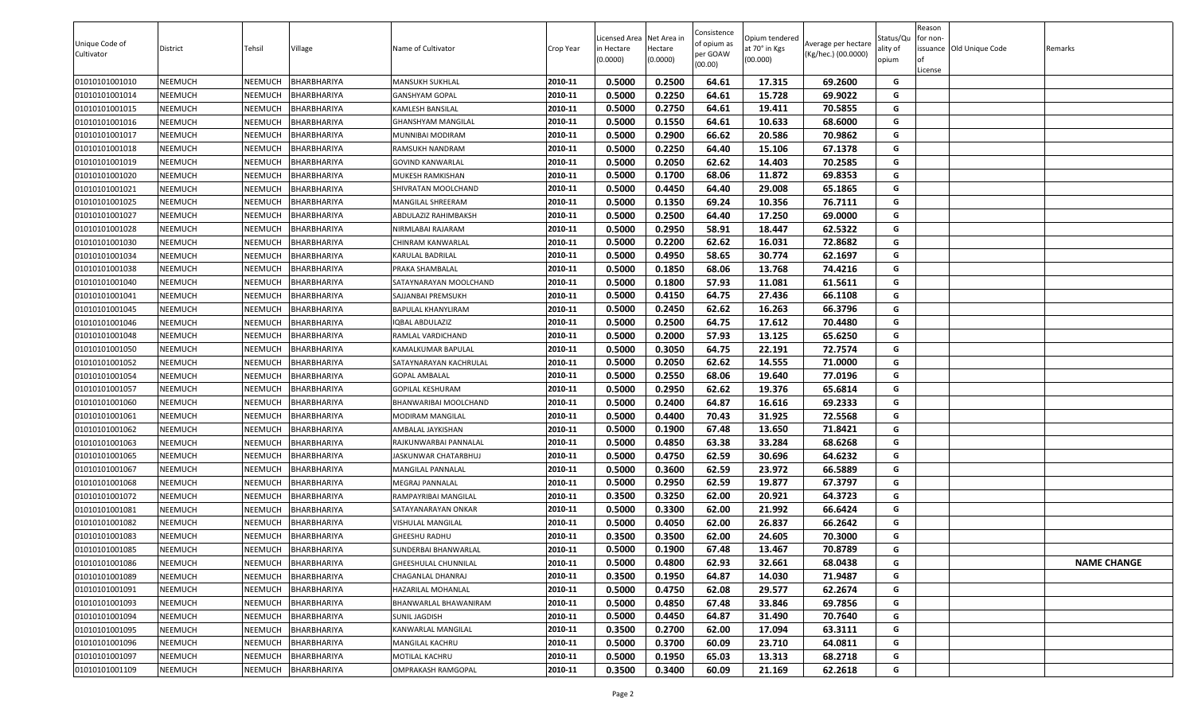| Unique Code of Cultivator | District | Tehsil | Village | Name of Cultivator | Crop Year | Licensed Area in Hectare (0.0000) | Net Area in Hectare (0.0000) | Consistence of opium as per GOAW (00.00) | Opium tendered at 70° in Kgs (00.000) | Average per hectare (Kg/hec.) (00.0000) | Status/Quality of opium | Reason for non-issuance of License | Old Unique Code | Remarks |
|---|---|---|---|---|---|---|---|---|---|---|---|---|---|---|
| 01010101001010 | NEEMUCH | NEEMUCH | BHARBHARIYA | MANSUKH SUKHLAL | 2010-11 | 0.5000 | 0.2500 | 64.61 | 17.315 | 69.2600 | G | | | |
| 01010101001014 | NEEMUCH | NEEMUCH | BHARBHARIYA | GANSHYAM GOPAL | 2010-11 | 0.5000 | 0.2250 | 64.61 | 15.728 | 69.9022 | G | | | |
| 01010101001015 | NEEMUCH | NEEMUCH | BHARBHARIYA | KAMLESH BANSILAL | 2010-11 | 0.5000 | 0.2750 | 64.61 | 19.411 | 70.5855 | G | | | |
| 01010101001016 | NEEMUCH | NEEMUCH | BHARBHARIYA | GHANSHYAM MANGILAL | 2010-11 | 0.5000 | 0.1550 | 64.61 | 10.633 | 68.6000 | G | | | |
| 01010101001017 | NEEMUCH | NEEMUCH | BHARBHARIYA | MUNNIBAI MODIRAM | 2010-11 | 0.5000 | 0.2900 | 66.62 | 20.586 | 70.9862 | G | | | |
| 01010101001018 | NEEMUCH | NEEMUCH | BHARBHARIYA | RAMSUKH NANDRAM | 2010-11 | 0.5000 | 0.2250 | 64.40 | 15.106 | 67.1378 | G | | | |
| 01010101001019 | NEEMUCH | NEEMUCH | BHARBHARIYA | GOVIND KANWARLAL | 2010-11 | 0.5000 | 0.2050 | 62.62 | 14.403 | 70.2585 | G | | | |
| 01010101001020 | NEEMUCH | NEEMUCH | BHARBHARIYA | MUKESH RAMKISHAN | 2010-11 | 0.5000 | 0.1700 | 68.06 | 11.872 | 69.8353 | G | | | |
| 01010101001021 | NEEMUCH | NEEMUCH | BHARBHARIYA | SHIVRATAN MOOLCHAND | 2010-11 | 0.5000 | 0.4450 | 64.40 | 29.008 | 65.1865 | G | | | |
| 01010101001025 | NEEMUCH | NEEMUCH | BHARBHARIYA | MANGILAL SHREERAM | 2010-11 | 0.5000 | 0.1350 | 69.24 | 10.356 | 76.7111 | G | | | |
| 01010101001027 | NEEMUCH | NEEMUCH | BHARBHARIYA | ABDULAZIZ RAHIMBAKSH | 2010-11 | 0.5000 | 0.2500 | 64.40 | 17.250 | 69.0000 | G | | | |
| 01010101001028 | NEEMUCH | NEEMUCH | BHARBHARIYA | NIRMLABAI RAJARAM | 2010-11 | 0.5000 | 0.2950 | 58.91 | 18.447 | 62.5322 | G | | | |
| 01010101001030 | NEEMUCH | NEEMUCH | BHARBHARIYA | CHINRAM KANWARLAL | 2010-11 | 0.5000 | 0.2200 | 62.62 | 16.031 | 72.8682 | G | | | |
| 01010101001034 | NEEMUCH | NEEMUCH | BHARBHARIYA | KARULAL BADRILAL | 2010-11 | 0.5000 | 0.4950 | 58.65 | 30.774 | 62.1697 | G | | | |
| 01010101001038 | NEEMUCH | NEEMUCH | BHARBHARIYA | PRAKA SHAMBALAL | 2010-11 | 0.5000 | 0.1850 | 68.06 | 13.768 | 74.4216 | G | | | |
| 01010101001040 | NEEMUCH | NEEMUCH | BHARBHARIYA | SATAYNARAYAN MOOLCHAND | 2010-11 | 0.5000 | 0.1800 | 57.93 | 11.081 | 61.5611 | G | | | |
| 01010101001041 | NEEMUCH | NEEMUCH | BHARBHARIYA | SAJJANBAI PREMSUKH | 2010-11 | 0.5000 | 0.4150 | 64.75 | 27.436 | 66.1108 | G | | | |
| 01010101001045 | NEEMUCH | NEEMUCH | BHARBHARIYA | BAPULAL KHANYLIRAM | 2010-11 | 0.5000 | 0.2450 | 62.62 | 16.263 | 66.3796 | G | | | |
| 01010101001046 | NEEMUCH | NEEMUCH | BHARBHARIYA | IQBAL ABDULAZIZ | 2010-11 | 0.5000 | 0.2500 | 64.75 | 17.612 | 70.4480 | G | | | |
| 01010101001048 | NEEMUCH | NEEMUCH | BHARBHARIYA | RAMLAL VARDICHAND | 2010-11 | 0.5000 | 0.2000 | 57.93 | 13.125 | 65.6250 | G | | | |
| 01010101001050 | NEEMUCH | NEEMUCH | BHARBHARIYA | KAMALKUMAR BAPULAL | 2010-11 | 0.5000 | 0.3050 | 64.75 | 22.191 | 72.7574 | G | | | |
| 01010101001052 | NEEMUCH | NEEMUCH | BHARBHARIYA | SATAYNARAYAN KACHRULAL | 2010-11 | 0.5000 | 0.2050 | 62.62 | 14.555 | 71.0000 | G | | | |
| 01010101001054 | NEEMUCH | NEEMUCH | BHARBHARIYA | GOPAL AMBALAL | 2010-11 | 0.5000 | 0.2550 | 68.06 | 19.640 | 77.0196 | G | | | |
| 01010101001057 | NEEMUCH | NEEMUCH | BHARBHARIYA | GOPILAL KESHURAM | 2010-11 | 0.5000 | 0.2950 | 62.62 | 19.376 | 65.6814 | G | | | |
| 01010101001060 | NEEMUCH | NEEMUCH | BHARBHARIYA | BHANWARIBAI MOOLCHAND | 2010-11 | 0.5000 | 0.2400 | 64.87 | 16.616 | 69.2333 | G | | | |
| 01010101001061 | NEEMUCH | NEEMUCH | BHARBHARIYA | MODIRAM MANGILAL | 2010-11 | 0.5000 | 0.4400 | 70.43 | 31.925 | 72.5568 | G | | | |
| 01010101001062 | NEEMUCH | NEEMUCH | BHARBHARIYA | AMBALAL JAYKISHAN | 2010-11 | 0.5000 | 0.1900 | 67.48 | 13.650 | 71.8421 | G | | | |
| 01010101001063 | NEEMUCH | NEEMUCH | BHARBHARIYA | RAJKUNWARBAI PANNALAL | 2010-11 | 0.5000 | 0.4850 | 63.38 | 33.284 | 68.6268 | G | | | |
| 01010101001065 | NEEMUCH | NEEMUCH | BHARBHARIYA | JASKUNWAR CHATARBHUJ | 2010-11 | 0.5000 | 0.4750 | 62.59 | 30.696 | 64.6232 | G | | | |
| 01010101001067 | NEEMUCH | NEEMUCH | BHARBHARIYA | MANGILAL PANNALAL | 2010-11 | 0.5000 | 0.3600 | 62.59 | 23.972 | 66.5889 | G | | | |
| 01010101001068 | NEEMUCH | NEEMUCH | BHARBHARIYA | MEGRAJ PANNALAL | 2010-11 | 0.5000 | 0.2950 | 62.59 | 19.877 | 67.3797 | G | | | |
| 01010101001072 | NEEMUCH | NEEMUCH | BHARBHARIYA | RAMPAYRIBAI MANGILAL | 2010-11 | 0.3500 | 0.3250 | 62.00 | 20.921 | 64.3723 | G | | | |
| 01010101001081 | NEEMUCH | NEEMUCH | BHARBHARIYA | SATAYANARAYAN ONKAR | 2010-11 | 0.5000 | 0.3300 | 62.00 | 21.992 | 66.6424 | G | | | |
| 01010101001082 | NEEMUCH | NEEMUCH | BHARBHARIYA | VISHULAL MANGILAL | 2010-11 | 0.5000 | 0.4050 | 62.00 | 26.837 | 66.2642 | G | | | |
| 01010101001083 | NEEMUCH | NEEMUCH | BHARBHARIYA | GHEESHU RADHU | 2010-11 | 0.3500 | 0.3500 | 62.00 | 24.605 | 70.3000 | G | | | |
| 01010101001085 | NEEMUCH | NEEMUCH | BHARBHARIYA | SUNDERBAI BHANWARLAL | 2010-11 | 0.5000 | 0.1900 | 67.48 | 13.467 | 70.8789 | G | | | |
| 01010101001086 | NEEMUCH | NEEMUCH | BHARBHARIYA | GHEESHULAL CHUNNILAL | 2010-11 | 0.5000 | 0.4800 | 62.93 | 32.661 | 68.0438 | G | | | **NAME CHANGE** |
| 01010101001089 | NEEMUCH | NEEMUCH | BHARBHARIYA | CHAGANLAL DHANRAJ | 2010-11 | 0.3500 | 0.1950 | 64.87 | 14.030 | 71.9487 | G | | | |
| 01010101001091 | NEEMUCH | NEEMUCH | BHARBHARIYA | HAZARILAL MOHANLAL | 2010-11 | 0.5000 | 0.4750 | 62.08 | 29.577 | 62.2674 | G | | | |
| 01010101001093 | NEEMUCH | NEEMUCH | BHARBHARIYA | BHANWARLAL BHAWANIRAM | 2010-11 | 0.5000 | 0.4850 | 67.48 | 33.846 | 69.7856 | G | | | |
| 01010101001094 | NEEMUCH | NEEMUCH | BHARBHARIYA | SUNIL JAGDISH | 2010-11 | 0.5000 | 0.4450 | 64.87 | 31.490 | 70.7640 | G | | | |
| 01010101001095 | NEEMUCH | NEEMUCH | BHARBHARIYA | KANWARLAL MANGILAL | 2010-11 | 0.3500 | 0.2700 | 62.00 | 17.094 | 63.3111 | G | | | |
| 01010101001096 | NEEMUCH | NEEMUCH | BHARBHARIYA | MANGILAL KACHRU | 2010-11 | 0.5000 | 0.3700 | 60.09 | 23.710 | 64.0811 | G | | | |
| 01010101001097 | NEEMUCH | NEEMUCH | BHARBHARIYA | MOTILAL KACHRU | 2010-11 | 0.5000 | 0.1950 | 65.03 | 13.313 | 68.2718 | G | | | |
| 01010101001109 | NEEMUCH | NEEMUCH | BHARBHARIYA | OMPRAKASH RAMGOPAL | 2010-11 | 0.3500 | 0.3400 | 60.09 | 21.169 | 62.2618 | G | | | |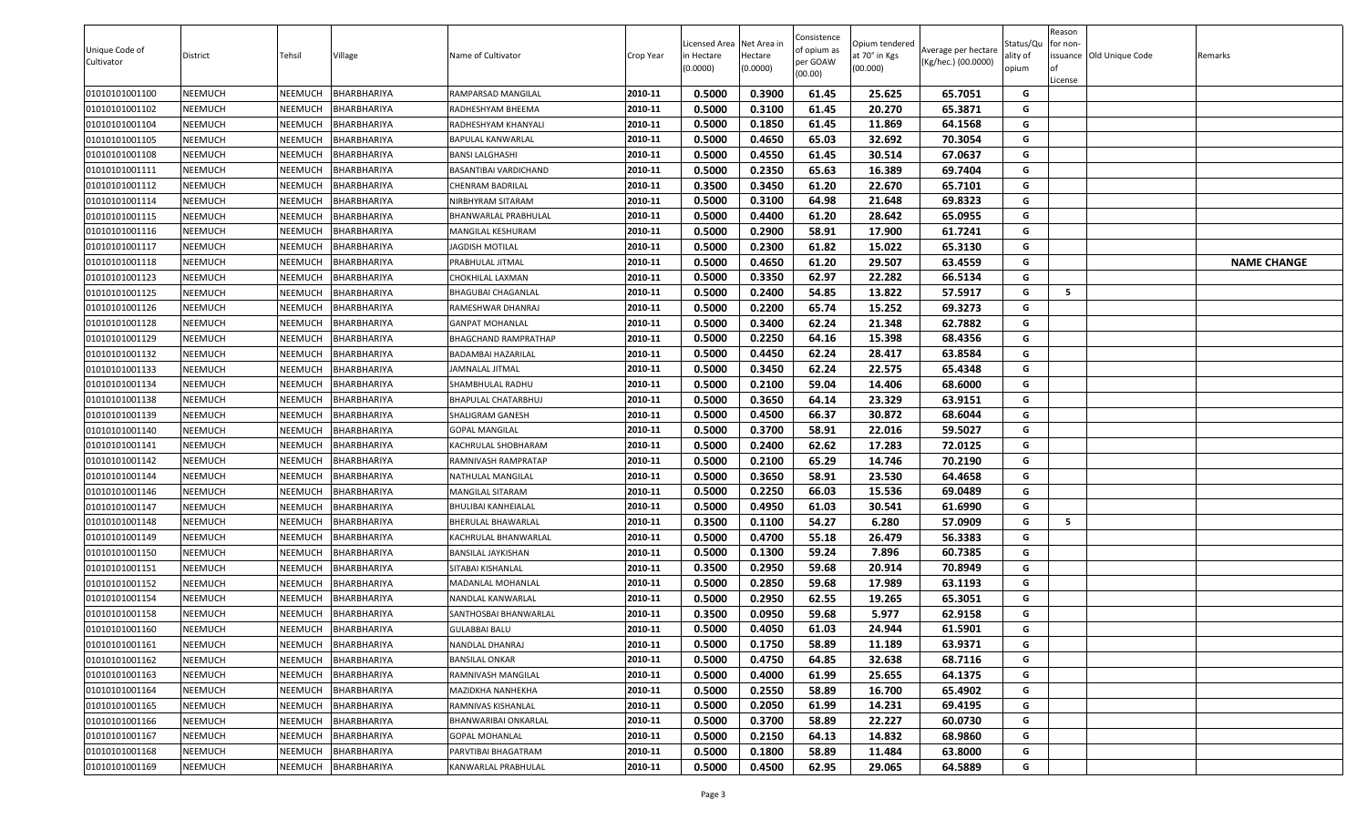| Unique Code of Cultivator | District | Tehsil | Village | Name of Cultivator | Crop Year | Licensed Area in Hectare (0.0000) | Net Area in Hectare (0.0000) | Consistence of opium as per GOAW (00.00) | Opium tendered at 70° in Kgs (00.000) | Average per hectare (Kg/hec.) (00.0000) | Status/Quality of opium | Reason for non-issuance of License | Old Unique Code | Remarks |
|---|---|---|---|---|---|---|---|---|---|---|---|---|---|---|
| 01010101001100 | NEEMUCH | NEEMUCH | BHARBHARIYA | RAMPARSAD MANGILAL | 2010-11 | 0.5000 | 0.3900 | 61.45 | 25.625 | 65.7051 | G | | | |
| 01010101001102 | NEEMUCH | NEEMUCH | BHARBHARIYA | RADHESHYAM BHEEMA | 2010-11 | 0.5000 | 0.3100 | 61.45 | 20.270 | 65.3871 | G | | | |
| 01010101001104 | NEEMUCH | NEEMUCH | BHARBHARIYA | RADHESHYAM KHANYALI | 2010-11 | 0.5000 | 0.1850 | 61.45 | 11.869 | 64.1568 | G | | | |
| 01010101001105 | NEEMUCH | NEEMUCH | BHARBHARIYA | BAPULAL KANWARLAL | 2010-11 | 0.5000 | 0.4650 | 65.03 | 32.692 | 70.3054 | G | | | |
| 01010101001108 | NEEMUCH | NEEMUCH | BHARBHARIYA | BANSI LALGHASHI | 2010-11 | 0.5000 | 0.4550 | 61.45 | 30.514 | 67.0637 | G | | | |
| 01010101001111 | NEEMUCH | NEEMUCH | BHARBHARIYA | BASANTIBAI VARDICHAND | 2010-11 | 0.5000 | 0.2350 | 65.63 | 16.389 | 69.7404 | G | | | |
| 01010101001112 | NEEMUCH | NEEMUCH | BHARBHARIYA | CHENRAM BADRILAL | 2010-11 | 0.3500 | 0.3450 | 61.20 | 22.670 | 65.7101 | G | | | |
| 01010101001114 | NEEMUCH | NEEMUCH | BHARBHARIYA | NIRBHYRAM SITARAM | 2010-11 | 0.5000 | 0.3100 | 64.98 | 21.648 | 69.8323 | G | | | |
| 01010101001115 | NEEMUCH | NEEMUCH | BHARBHARIYA | BHANWARLAL PRABHULAL | 2010-11 | 0.5000 | 0.4400 | 61.20 | 28.642 | 65.0955 | G | | | |
| 01010101001116 | NEEMUCH | NEEMUCH | BHARBHARIYA | MANGILAL KESHURAM | 2010-11 | 0.5000 | 0.2900 | 58.91 | 17.900 | 61.7241 | G | | | |
| 01010101001117 | NEEMUCH | NEEMUCH | BHARBHARIYA | JAGDISH MOTILAL | 2010-11 | 0.5000 | 0.2300 | 61.82 | 15.022 | 65.3130 | G | | | |
| 01010101001118 | NEEMUCH | NEEMUCH | BHARBHARIYA | PRABHULAL JITMAL | 2010-11 | 0.5000 | 0.4650 | 61.20 | 29.507 | 63.4559 | G | | | NAME CHANGE |
| 01010101001123 | NEEMUCH | NEEMUCH | BHARBHARIYA | CHOKHILAL LAXMAN | 2010-11 | 0.5000 | 0.3350 | 62.97 | 22.282 | 66.5134 | G | | | |
| 01010101001125 | NEEMUCH | NEEMUCH | BHARBHARIYA | BHAGUBAI CHAGANLAL | 2010-11 | 0.5000 | 0.2400 | 54.85 | 13.822 | 57.5917 | G | 5 | | |
| 01010101001126 | NEEMUCH | NEEMUCH | BHARBHARIYA | RAMESHWAR DHANRAJ | 2010-11 | 0.5000 | 0.2200 | 65.74 | 15.252 | 69.3273 | G | | | |
| 01010101001128 | NEEMUCH | NEEMUCH | BHARBHARIYA | GANPAT MOHANLAL | 2010-11 | 0.5000 | 0.3400 | 62.24 | 21.348 | 62.7882 | G | | | |
| 01010101001129 | NEEMUCH | NEEMUCH | BHARBHARIYA | BHAGCHAND RAMPRATHAP | 2010-11 | 0.5000 | 0.2250 | 64.16 | 15.398 | 68.4356 | G | | | |
| 01010101001132 | NEEMUCH | NEEMUCH | BHARBHARIYA | BADAMBAI HAZARILAL | 2010-11 | 0.5000 | 0.4450 | 62.24 | 28.417 | 63.8584 | G | | | |
| 01010101001133 | NEEMUCH | NEEMUCH | BHARBHARIYA | JAMNALAL JITMAL | 2010-11 | 0.5000 | 0.3450 | 62.24 | 22.575 | 65.4348 | G | | | |
| 01010101001134 | NEEMUCH | NEEMUCH | BHARBHARIYA | SHAMBHULAL RADHU | 2010-11 | 0.5000 | 0.2100 | 59.04 | 14.406 | 68.6000 | G | | | |
| 01010101001138 | NEEMUCH | NEEMUCH | BHARBHARIYA | BHAPULAL CHATARBHUJ | 2010-11 | 0.5000 | 0.3650 | 64.14 | 23.329 | 63.9151 | G | | | |
| 01010101001139 | NEEMUCH | NEEMUCH | BHARBHARIYA | SHALIGRAM GANESH | 2010-11 | 0.5000 | 0.4500 | 66.37 | 30.872 | 68.6044 | G | | | |
| 01010101001140 | NEEMUCH | NEEMUCH | BHARBHARIYA | GOPAL MANGILAL | 2010-11 | 0.5000 | 0.3700 | 58.91 | 22.016 | 59.5027 | G | | | |
| 01010101001141 | NEEMUCH | NEEMUCH | BHARBHARIYA | KACHRULAL SHOBHARAM | 2010-11 | 0.5000 | 0.2400 | 62.62 | 17.283 | 72.0125 | G | | | |
| 01010101001142 | NEEMUCH | NEEMUCH | BHARBHARIYA | RAMNIVASH RAMPRATAP | 2010-11 | 0.5000 | 0.2100 | 65.29 | 14.746 | 70.2190 | G | | | |
| 01010101001144 | NEEMUCH | NEEMUCH | BHARBHARIYA | NATHULAL MANGILAL | 2010-11 | 0.5000 | 0.3650 | 58.91 | 23.530 | 64.4658 | G | | | |
| 01010101001146 | NEEMUCH | NEEMUCH | BHARBHARIYA | MANGILAL SITARAM | 2010-11 | 0.5000 | 0.2250 | 66.03 | 15.536 | 69.0489 | G | | | |
| 01010101001147 | NEEMUCH | NEEMUCH | BHARBHARIYA | BHULIBAI KANHEIALAL | 2010-11 | 0.5000 | 0.4950 | 61.03 | 30.541 | 61.6990 | G | | | |
| 01010101001148 | NEEMUCH | NEEMUCH | BHARBHARIYA | BHERULAL BHAWARLAL | 2010-11 | 0.3500 | 0.1100 | 54.27 | 6.280 | 57.0909 | G | 5 | | |
| 01010101001149 | NEEMUCH | NEEMUCH | BHARBHARIYA | KACHRULAL BHANWARLAL | 2010-11 | 0.5000 | 0.4700 | 55.18 | 26.479 | 56.3383 | G | | | |
| 01010101001150 | NEEMUCH | NEEMUCH | BHARBHARIYA | BANSILAL JAYKISHAN | 2010-11 | 0.5000 | 0.1300 | 59.24 | 7.896 | 60.7385 | G | | | |
| 01010101001151 | NEEMUCH | NEEMUCH | BHARBHARIYA | SITABAI KISHANLAL | 2010-11 | 0.3500 | 0.2950 | 59.68 | 20.914 | 70.8949 | G | | | |
| 01010101001152 | NEEMUCH | NEEMUCH | BHARBHARIYA | MADANLAL MOHANLAL | 2010-11 | 0.5000 | 0.2850 | 59.68 | 17.989 | 63.1193 | G | | | |
| 01010101001154 | NEEMUCH | NEEMUCH | BHARBHARIYA | NANDLAL KANWARLAL | 2010-11 | 0.5000 | 0.2950 | 62.55 | 19.265 | 65.3051 | G | | | |
| 01010101001158 | NEEMUCH | NEEMUCH | BHARBHARIYA | SANTHOSBAI BHANWARLAL | 2010-11 | 0.3500 | 0.0950 | 59.68 | 5.977 | 62.9158 | G | | | |
| 01010101001160 | NEEMUCH | NEEMUCH | BHARBHARIYA | GULABBAI BALU | 2010-11 | 0.5000 | 0.4050 | 61.03 | 24.944 | 61.5901 | G | | | |
| 01010101001161 | NEEMUCH | NEEMUCH | BHARBHARIYA | NANDLAL DHANRAJ | 2010-11 | 0.5000 | 0.1750 | 58.89 | 11.189 | 63.9371 | G | | | |
| 01010101001162 | NEEMUCH | NEEMUCH | BHARBHARIYA | BANSILAL ONKAR | 2010-11 | 0.5000 | 0.4750 | 64.85 | 32.638 | 68.7116 | G | | | |
| 01010101001163 | NEEMUCH | NEEMUCH | BHARBHARIYA | RAMNIVASH MANGILAL | 2010-11 | 0.5000 | 0.4000 | 61.99 | 25.655 | 64.1375 | G | | | |
| 01010101001164 | NEEMUCH | NEEMUCH | BHARBHARIYA | MAZIDKHA NANHEKHA | 2010-11 | 0.5000 | 0.2550 | 58.89 | 16.700 | 65.4902 | G | | | |
| 01010101001165 | NEEMUCH | NEEMUCH | BHARBHARIYA | RAMNIVAS KISHANLAL | 2010-11 | 0.5000 | 0.2050 | 61.99 | 14.231 | 69.4195 | G | | | |
| 01010101001166 | NEEMUCH | NEEMUCH | BHARBHARIYA | BHANWARIBAI ONKARLAL | 2010-11 | 0.5000 | 0.3700 | 58.89 | 22.227 | 60.0730 | G | | | |
| 01010101001167 | NEEMUCH | NEEMUCH | BHARBHARIYA | GOPAL MOHANLAL | 2010-11 | 0.5000 | 0.2150 | 64.13 | 14.832 | 68.9860 | G | | | |
| 01010101001168 | NEEMUCH | NEEMUCH | BHARBHARIYA | PARVTIBAI BHAGATRAM | 2010-11 | 0.5000 | 0.1800 | 58.89 | 11.484 | 63.8000 | G | | | |
| 01010101001169 | NEEMUCH | NEEMUCH | BHARBHARIYA | KANWARLAL PRABHULAL | 2010-11 | 0.5000 | 0.4500 | 62.95 | 29.065 | 64.5889 | G | | | |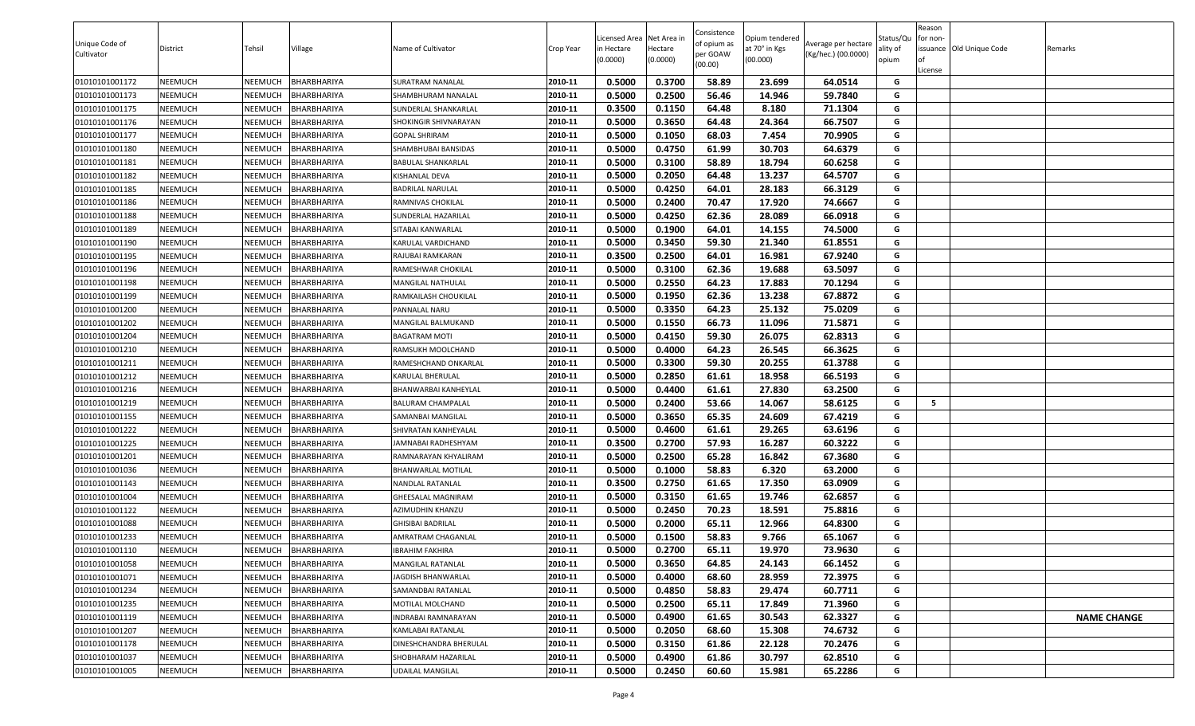| Unique Code of Cultivator | District | Tehsil | Village | Name of Cultivator | Crop Year | Licensed Area in Hectare (0.0000) | Net Area in Hectare (0.0000) | Consistence of opium as per GOAW (00.00) | Opium tendered at 70° in Kgs (00.000) | Average per hectare (Kg/hec.) (00.0000) | Status/Quality of opium | Reason for non-issuance of License | Old Unique Code | Remarks |
|---|---|---|---|---|---|---|---|---|---|---|---|---|---|---|
| 01010101001172 | NEEMUCH | NEEMUCH | BHARBHARIYA | SURATRAM NANALAL | 2010-11 | 0.5000 | 0.3700 | 58.89 | 23.699 | 64.0514 | G | | | |
| 01010101001173 | NEEMUCH | NEEMUCH | BHARBHARIYA | SHAMBHURAM NANALAL | 2010-11 | 0.5000 | 0.2500 | 56.46 | 14.946 | 59.7840 | G | | | |
| 01010101001175 | NEEMUCH | NEEMUCH | BHARBHARIYA | SUNDERLAL SHANKARLAL | 2010-11 | 0.3500 | 0.1150 | 64.48 | 8.180 | 71.1304 | G | | | |
| 01010101001176 | NEEMUCH | NEEMUCH | BHARBHARIYA | SHOKINGIR SHIVNARAYAN | 2010-11 | 0.5000 | 0.3650 | 64.48 | 24.364 | 66.7507 | G | | | |
| 01010101001177 | NEEMUCH | NEEMUCH | BHARBHARIYA | GOPAL SHRIRAM | 2010-11 | 0.5000 | 0.1050 | 68.03 | 7.454 | 70.9905 | G | | | |
| 01010101001180 | NEEMUCH | NEEMUCH | BHARBHARIYA | SHAMBHUBAI BANSIDAS | 2010-11 | 0.5000 | 0.4750 | 61.99 | 30.703 | 64.6379 | G | | | |
| 01010101001181 | NEEMUCH | NEEMUCH | BHARBHARIYA | BABULAL SHANKARLAL | 2010-11 | 0.5000 | 0.3100 | 58.89 | 18.794 | 60.6258 | G | | | |
| 01010101001182 | NEEMUCH | NEEMUCH | BHARBHARIYA | KISHANLAL DEVA | 2010-11 | 0.5000 | 0.2050 | 64.48 | 13.237 | 64.5707 | G | | | |
| 01010101001185 | NEEMUCH | NEEMUCH | BHARBHARIYA | BADRILAL NARULAL | 2010-11 | 0.5000 | 0.4250 | 64.01 | 28.183 | 66.3129 | G | | | |
| 01010101001186 | NEEMUCH | NEEMUCH | BHARBHARIYA | RAMNIVAS CHOKILAL | 2010-11 | 0.5000 | 0.2400 | 70.47 | 17.920 | 74.6667 | G | | | |
| 01010101001188 | NEEMUCH | NEEMUCH | BHARBHARIYA | SUNDERLAL HAZARILAL | 2010-11 | 0.5000 | 0.4250 | 62.36 | 28.089 | 66.0918 | G | | | |
| 01010101001189 | NEEMUCH | NEEMUCH | BHARBHARIYA | SITABAI KANWARLAL | 2010-11 | 0.5000 | 0.1900 | 64.01 | 14.155 | 74.5000 | G | | | |
| 01010101001190 | NEEMUCH | NEEMUCH | BHARBHARIYA | KARULAL VARDICHAND | 2010-11 | 0.5000 | 0.3450 | 59.30 | 21.340 | 61.8551 | G | | | |
| 01010101001195 | NEEMUCH | NEEMUCH | BHARBHARIYA | RAJUBAI RAMKARAN | 2010-11 | 0.3500 | 0.2500 | 64.01 | 16.981 | 67.9240 | G | | | |
| 01010101001196 | NEEMUCH | NEEMUCH | BHARBHARIYA | RAMESHWAR CHOKILAL | 2010-11 | 0.5000 | 0.3100 | 62.36 | 19.688 | 63.5097 | G | | | |
| 01010101001198 | NEEMUCH | NEEMUCH | BHARBHARIYA | MANGILAL NATHULAL | 2010-11 | 0.5000 | 0.2550 | 64.23 | 17.883 | 70.1294 | G | | | |
| 01010101001199 | NEEMUCH | NEEMUCH | BHARBHARIYA | RAMKAILASH CHOUKILAL | 2010-11 | 0.5000 | 0.1950 | 62.36 | 13.238 | 67.8872 | G | | | |
| 01010101001200 | NEEMUCH | NEEMUCH | BHARBHARIYA | PANNALAL NARU | 2010-11 | 0.5000 | 0.3350 | 64.23 | 25.132 | 75.0209 | G | | | |
| 01010101001202 | NEEMUCH | NEEMUCH | BHARBHARIYA | MANGILAL BALMUKAND | 2010-11 | 0.5000 | 0.1550 | 66.73 | 11.096 | 71.5871 | G | | | |
| 01010101001204 | NEEMUCH | NEEMUCH | BHARBHARIYA | BAGATRAM MOTI | 2010-11 | 0.5000 | 0.4150 | 59.30 | 26.075 | 62.8313 | G | | | |
| 01010101001210 | NEEMUCH | NEEMUCH | BHARBHARIYA | RAMSUKH MOOLCHAND | 2010-11 | 0.5000 | 0.4000 | 64.23 | 26.545 | 66.3625 | G | | | |
| 01010101001211 | NEEMUCH | NEEMUCH | BHARBHARIYA | RAMESHCHAND ONKARLAL | 2010-11 | 0.5000 | 0.3300 | 59.30 | 20.255 | 61.3788 | G | | | |
| 01010101001212 | NEEMUCH | NEEMUCH | BHARBHARIYA | KARULAL BHERULAL | 2010-11 | 0.5000 | 0.2850 | 61.61 | 18.958 | 66.5193 | G | | | |
| 01010101001216 | NEEMUCH | NEEMUCH | BHARBHARIYA | BHANWARBAI KANHEYLAL | 2010-11 | 0.5000 | 0.4400 | 61.61 | 27.830 | 63.2500 | G | | | |
| 01010101001219 | NEEMUCH | NEEMUCH | BHARBHARIYA | BALURAM CHAMPALAL | 2010-11 | 0.5000 | 0.2400 | 53.66 | 14.067 | 58.6125 | G | 5 | | |
| 01010101001155 | NEEMUCH | NEEMUCH | BHARBHARIYA | SAMANBAI MANGILAL | 2010-11 | 0.5000 | 0.3650 | 65.35 | 24.609 | 67.4219 | G | | | |
| 01010101001222 | NEEMUCH | NEEMUCH | BHARBHARIYA | SHIVRATAN KANHEYALAL | 2010-11 | 0.5000 | 0.4600 | 61.61 | 29.265 | 63.6196 | G | | | |
| 01010101001225 | NEEMUCH | NEEMUCH | BHARBHARIYA | JAMNABAI RADHESHYAM | 2010-11 | 0.3500 | 0.2700 | 57.93 | 16.287 | 60.3222 | G | | | |
| 01010101001201 | NEEMUCH | NEEMUCH | BHARBHARIYA | RAMNARAYAN KHYALIRAM | 2010-11 | 0.5000 | 0.2500 | 65.28 | 16.842 | 67.3680 | G | | | |
| 01010101001036 | NEEMUCH | NEEMUCH | BHARBHARIYA | BHANWARLAL MOTILAL | 2010-11 | 0.5000 | 0.1000 | 58.83 | 6.320 | 63.2000 | G | | | |
| 01010101001143 | NEEMUCH | NEEMUCH | BHARBHARIYA | NANDLAL RATANLAL | 2010-11 | 0.3500 | 0.2750 | 61.65 | 17.350 | 63.0909 | G | | | |
| 01010101001004 | NEEMUCH | NEEMUCH | BHARBHARIYA | GHEESALAL MAGNIRAM | 2010-11 | 0.5000 | 0.3150 | 61.65 | 19.746 | 62.6857 | G | | | |
| 01010101001122 | NEEMUCH | NEEMUCH | BHARBHARIYA | AZIMUDHIN KHANZU | 2010-11 | 0.5000 | 0.2450 | 70.23 | 18.591 | 75.8816 | G | | | |
| 01010101001088 | NEEMUCH | NEEMUCH | BHARBHARIYA | GHISIBAI BADRILAL | 2010-11 | 0.5000 | 0.2000 | 65.11 | 12.966 | 64.8300 | G | | | |
| 01010101001233 | NEEMUCH | NEEMUCH | BHARBHARIYA | AMRATRAM CHAGANLAL | 2010-11 | 0.5000 | 0.1500 | 58.83 | 9.766 | 65.1067 | G | | | |
| 01010101001110 | NEEMUCH | NEEMUCH | BHARBHARIYA | IBRAHIM FAKHIRA | 2010-11 | 0.5000 | 0.2700 | 65.11 | 19.970 | 73.9630 | G | | | |
| 01010101001058 | NEEMUCH | NEEMUCH | BHARBHARIYA | MANGILAL RATANLAL | 2010-11 | 0.5000 | 0.3650 | 64.85 | 24.143 | 66.1452 | G | | | |
| 01010101001071 | NEEMUCH | NEEMUCH | BHARBHARIYA | JAGDISH BHANWARLAL | 2010-11 | 0.5000 | 0.4000 | 68.60 | 28.959 | 72.3975 | G | | | |
| 01010101001234 | NEEMUCH | NEEMUCH | BHARBHARIYA | SAMANDBAI RATANLAL | 2010-11 | 0.5000 | 0.4850 | 58.83 | 29.474 | 60.7711 | G | | | |
| 01010101001235 | NEEMUCH | NEEMUCH | BHARBHARIYA | MOTILAL MOLCHAND | 2010-11 | 0.5000 | 0.2500 | 65.11 | 17.849 | 71.3960 | G | | | |
| 01010101001119 | NEEMUCH | NEEMUCH | BHARBHARIYA | INDRABAI RAMNARAYAN | 2010-11 | 0.5000 | 0.4900 | 61.65 | 30.543 | 62.3327 | G | | | NAME CHANGE |
| 01010101001207 | NEEMUCH | NEEMUCH | BHARBHARIYA | KAMLABAI RATANLAL | 2010-11 | 0.5000 | 0.2050 | 68.60 | 15.308 | 74.6732 | G | | | |
| 01010101001178 | NEEMUCH | NEEMUCH | BHARBHARIYA | DINESHCHANDRA BHERULAL | 2010-11 | 0.5000 | 0.3150 | 61.86 | 22.128 | 70.2476 | G | | | |
| 01010101001037 | NEEMUCH | NEEMUCH | BHARBHARIYA | SHOBHARAM HAZARILAL | 2010-11 | 0.5000 | 0.4900 | 61.86 | 30.797 | 62.8510 | G | | | |
| 01010101001005 | NEEMUCH | NEEMUCH | BHARBHARIYA | UDAILAL MANGILAL | 2010-11 | 0.5000 | 0.2450 | 60.60 | 15.981 | 65.2286 | G | | | |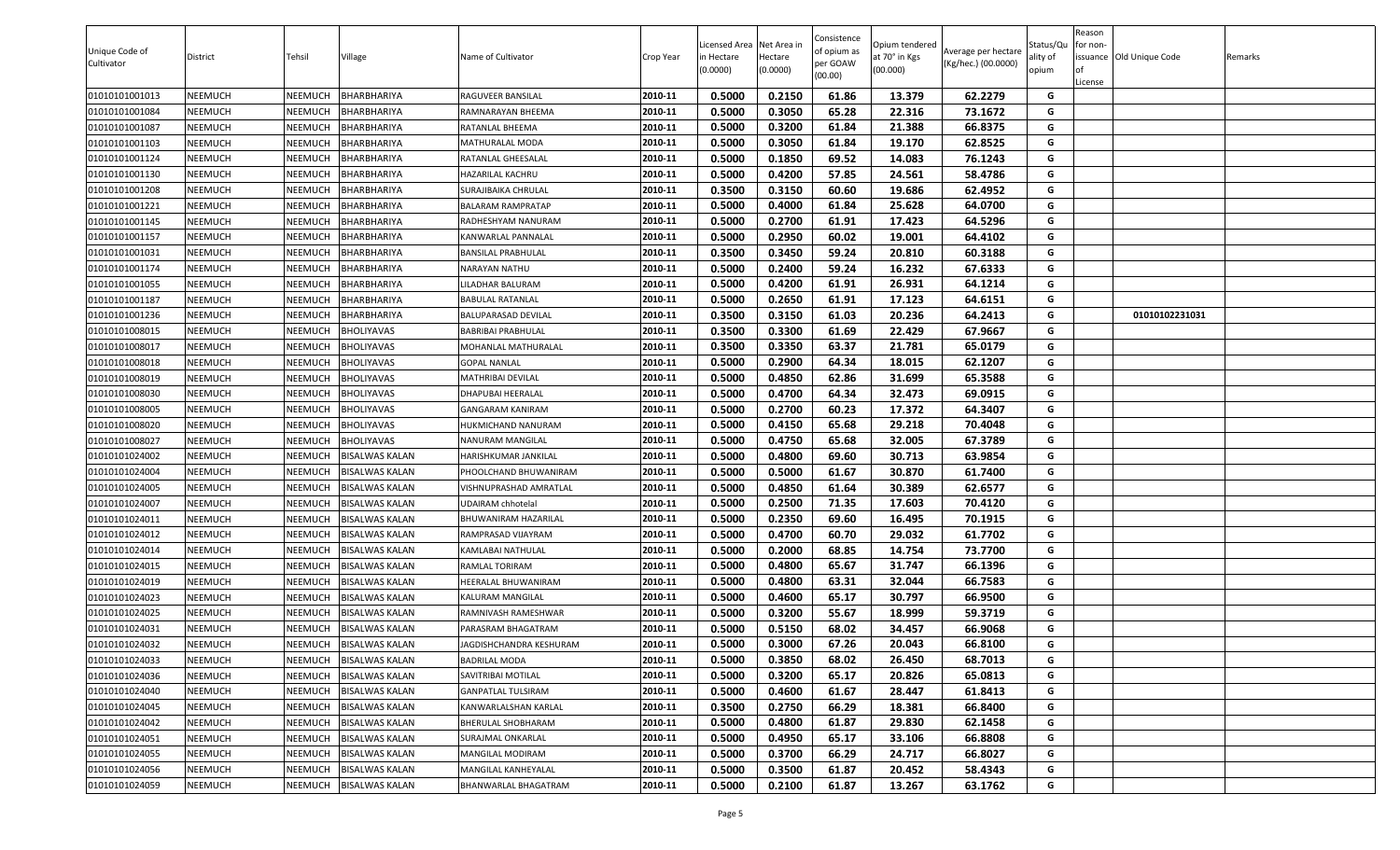| Unique Code of Cultivator | District | Tehsil | Village | Name of Cultivator | Crop Year | Licensed Area in Hectare (0.0000) | Net Area in Hectare (0.0000) | Consistence of opium as per GOAW (00.00) | Opium tendered at 70° in Kgs (00.000) | Average per hectare (Kg/hec.) (00.0000) | Status/Quality of opium | Reason for non-issuance of License | Old Unique Code | Remarks |
|---|---|---|---|---|---|---|---|---|---|---|---|---|---|---|
| 01010101001013 | NEEMUCH | NEEMUCH | BHARBHARIYA | RAGUVEER BANSILAL | 2010-11 | 0.5000 | 0.2150 | 61.86 | 13.379 | 62.2279 | G | | | |
| 01010101001084 | NEEMUCH | NEEMUCH | BHARBHARIYA | RAMNARAYAN BHEEMA | 2010-11 | 0.5000 | 0.3050 | 65.28 | 22.316 | 73.1672 | G | | | |
| 01010101001087 | NEEMUCH | NEEMUCH | BHARBHARIYA | RATANLAL BHEEMA | 2010-11 | 0.5000 | 0.3200 | 61.84 | 21.388 | 66.8375 | G | | | |
| 01010101001103 | NEEMUCH | NEEMUCH | BHARBHARIYA | MATHURALAL MODA | 2010-11 | 0.5000 | 0.3050 | 61.84 | 19.170 | 62.8525 | G | | | |
| 01010101001124 | NEEMUCH | NEEMUCH | BHARBHARIYA | RATANLAL GHEESALAL | 2010-11 | 0.5000 | 0.1850 | 69.52 | 14.083 | 76.1243 | G | | | |
| 01010101001130 | NEEMUCH | NEEMUCH | BHARBHARIYA | HAZARILAL KACHRU | 2010-11 | 0.5000 | 0.4200 | 57.85 | 24.561 | 58.4786 | G | | | |
| 01010101001208 | NEEMUCH | NEEMUCH | BHARBHARIYA | SURAJIBAIKA CHRULAL | 2010-11 | 0.3500 | 0.3150 | 60.60 | 19.686 | 62.4952 | G | | | |
| 01010101001221 | NEEMUCH | NEEMUCH | BHARBHARIYA | BALARAM RAMPRATAP | 2010-11 | 0.5000 | 0.4000 | 61.84 | 25.628 | 64.0700 | G | | | |
| 01010101001145 | NEEMUCH | NEEMUCH | BHARBHARIYA | RADHESHYAM NANURAM | 2010-11 | 0.5000 | 0.2700 | 61.91 | 17.423 | 64.5296 | G | | | |
| 01010101001157 | NEEMUCH | NEEMUCH | BHARBHARIYA | KANWARLAL PANNALAL | 2010-11 | 0.5000 | 0.2950 | 60.02 | 19.001 | 64.4102 | G | | | |
| 01010101001031 | NEEMUCH | NEEMUCH | BHARBHARIYA | BANSILAL PRABHULAL | 2010-11 | 0.3500 | 0.3450 | 59.24 | 20.810 | 60.3188 | G | | | |
| 01010101001174 | NEEMUCH | NEEMUCH | BHARBHARIYA | NARAYAN NATHU | 2010-11 | 0.5000 | 0.2400 | 59.24 | 16.232 | 67.6333 | G | | | |
| 01010101001055 | NEEMUCH | NEEMUCH | BHARBHARIYA | LILADHAR BALURAM | 2010-11 | 0.5000 | 0.4200 | 61.91 | 26.931 | 64.1214 | G | | | |
| 01010101001187 | NEEMUCH | NEEMUCH | BHARBHARIYA | BABULAL RATANLAL | 2010-11 | 0.5000 | 0.2650 | 61.91 | 17.123 | 64.6151 | G | | | |
| 01010101001236 | NEEMUCH | NEEMUCH | BHARBHARIYA | BALUPARASAD DEVILAL | 2010-11 | 0.3500 | 0.3150 | 61.03 | 20.236 | 64.2413 | G | | 01010102231031 | |
| 01010101008015 | NEEMUCH | NEEMUCH | BHOLIYAVAS | BABRIBAI PRABHULAL | 2010-11 | 0.3500 | 0.3300 | 61.69 | 22.429 | 67.9667 | G | | | |
| 01010101008017 | NEEMUCH | NEEMUCH | BHOLIYAVAS | MOHANLAL MATHURALAL | 2010-11 | 0.3500 | 0.3350 | 63.37 | 21.781 | 65.0179 | G | | | |
| 01010101008018 | NEEMUCH | NEEMUCH | BHOLIYAVAS | GOPAL NANLAL | 2010-11 | 0.5000 | 0.2900 | 64.34 | 18.015 | 62.1207 | G | | | |
| 01010101008019 | NEEMUCH | NEEMUCH | BHOLIYAVAS | MATHRIBAI DEVILAL | 2010-11 | 0.5000 | 0.4850 | 62.86 | 31.699 | 65.3588 | G | | | |
| 01010101008030 | NEEMUCH | NEEMUCH | BHOLIYAVAS | DHAPUBAI HEERALAL | 2010-11 | 0.5000 | 0.4700 | 64.34 | 32.473 | 69.0915 | G | | | |
| 01010101008005 | NEEMUCH | NEEMUCH | BHOLIYAVAS | GANGARAM KANIRAM | 2010-11 | 0.5000 | 0.2700 | 60.23 | 17.372 | 64.3407 | G | | | |
| 01010101008020 | NEEMUCH | NEEMUCH | BHOLIYAVAS | HUKMICHAND NANURAM | 2010-11 | 0.5000 | 0.4150 | 65.68 | 29.218 | 70.4048 | G | | | |
| 01010101008027 | NEEMUCH | NEEMUCH | BHOLIYAVAS | NANURAM MANGILAL | 2010-11 | 0.5000 | 0.4750 | 65.68 | 32.005 | 67.3789 | G | | | |
| 01010101024002 | NEEMUCH | NEEMUCH | BISALWAS KALAN | HARISHKUMAR JANKILAL | 2010-11 | 0.5000 | 0.4800 | 69.60 | 30.713 | 63.9854 | G | | | |
| 01010101024004 | NEEMUCH | NEEMUCH | BISALWAS KALAN | PHOOLCHAND BHUWANIRAM | 2010-11 | 0.5000 | 0.5000 | 61.67 | 30.870 | 61.7400 | G | | | |
| 01010101024005 | NEEMUCH | NEEMUCH | BISALWAS KALAN | VISHNUPRASHAD AMRATLAL | 2010-11 | 0.5000 | 0.4850 | 61.64 | 30.389 | 62.6577 | G | | | |
| 01010101024007 | NEEMUCH | NEEMUCH | BISALWAS KALAN | UDAIRAM chhotelal | 2010-11 | 0.5000 | 0.2500 | 71.35 | 17.603 | 70.4120 | G | | | |
| 01010101024011 | NEEMUCH | NEEMUCH | BISALWAS KALAN | BHUWANIRAM HAZARILAL | 2010-11 | 0.5000 | 0.2350 | 69.60 | 16.495 | 70.1915 | G | | | |
| 01010101024012 | NEEMUCH | NEEMUCH | BISALWAS KALAN | RAMPRASAD VIJAYRAM | 2010-11 | 0.5000 | 0.4700 | 60.70 | 29.032 | 61.7702 | G | | | |
| 01010101024014 | NEEMUCH | NEEMUCH | BISALWAS KALAN | KAMLABAI NATHULAL | 2010-11 | 0.5000 | 0.2000 | 68.85 | 14.754 | 73.7700 | G | | | |
| 01010101024015 | NEEMUCH | NEEMUCH | BISALWAS KALAN | RAMLAL TORIRAM | 2010-11 | 0.5000 | 0.4800 | 65.67 | 31.747 | 66.1396 | G | | | |
| 01010101024019 | NEEMUCH | NEEMUCH | BISALWAS KALAN | HEERALAL BHUWANIRAM | 2010-11 | 0.5000 | 0.4800 | 63.31 | 32.044 | 66.7583 | G | | | |
| 01010101024023 | NEEMUCH | NEEMUCH | BISALWAS KALAN | KALURAM MANGILAL | 2010-11 | 0.5000 | 0.4600 | 65.17 | 30.797 | 66.9500 | G | | | |
| 01010101024025 | NEEMUCH | NEEMUCH | BISALWAS KALAN | RAMNIVASH RAMESHWAR | 2010-11 | 0.5000 | 0.3200 | 55.67 | 18.999 | 59.3719 | G | | | |
| 01010101024031 | NEEMUCH | NEEMUCH | BISALWAS KALAN | PARASRAM BHAGATRAM | 2010-11 | 0.5000 | 0.5150 | 68.02 | 34.457 | 66.9068 | G | | | |
| 01010101024032 | NEEMUCH | NEEMUCH | BISALWAS KALAN | JAGDISHCHANDRA KESHURAM | 2010-11 | 0.5000 | 0.3000 | 67.26 | 20.043 | 66.8100 | G | | | |
| 01010101024033 | NEEMUCH | NEEMUCH | BISALWAS KALAN | BADRILAL MODA | 2010-11 | 0.5000 | 0.3850 | 68.02 | 26.450 | 68.7013 | G | | | |
| 01010101024036 | NEEMUCH | NEEMUCH | BISALWAS KALAN | SAVITRIBAI MOTILAL | 2010-11 | 0.5000 | 0.3200 | 65.17 | 20.826 | 65.0813 | G | | | |
| 01010101024040 | NEEMUCH | NEEMUCH | BISALWAS KALAN | GANPATLAL TULSIRAM | 2010-11 | 0.5000 | 0.4600 | 61.67 | 28.447 | 61.8413 | G | | | |
| 01010101024045 | NEEMUCH | NEEMUCH | BISALWAS KALAN | KANWARLALSHAN KARLAL | 2010-11 | 0.3500 | 0.2750 | 66.29 | 18.381 | 66.8400 | G | | | |
| 01010101024042 | NEEMUCH | NEEMUCH | BISALWAS KALAN | BHERULAL SHOBHARAM | 2010-11 | 0.5000 | 0.4800 | 61.87 | 29.830 | 62.1458 | G | | | |
| 01010101024051 | NEEMUCH | NEEMUCH | BISALWAS KALAN | SURAJMAL ONKARLAL | 2010-11 | 0.5000 | 0.4950 | 65.17 | 33.106 | 66.8808 | G | | | |
| 01010101024055 | NEEMUCH | NEEMUCH | BISALWAS KALAN | MANGILAL MODIRAM | 2010-11 | 0.5000 | 0.3700 | 66.29 | 24.717 | 66.8027 | G | | | |
| 01010101024056 | NEEMUCH | NEEMUCH | BISALWAS KALAN | MANGILAL KANHEYALAL | 2010-11 | 0.5000 | 0.3500 | 61.87 | 20.452 | 58.4343 | G | | | |
| 01010101024059 | NEEMUCH | NEEMUCH | BISALWAS KALAN | BHANWARLAL BHAGATRAM | 2010-11 | 0.5000 | 0.2100 | 61.87 | 13.267 | 63.1762 | G | | | |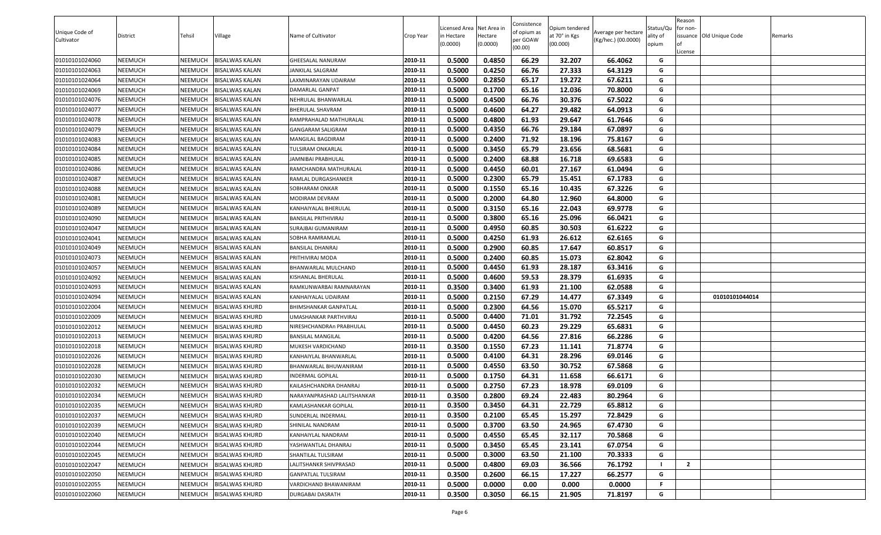| Unique Code of Cultivator | District | Tehsil | Village | Name of Cultivator | Crop Year | Licensed Area in Hectare (0.0000) | Net Area in Hectare (0.0000) | Consistence of opium as per GOAW (00.00) | Opium tendered at 70° in Kgs (00.000) | Average per hectare (Kg/hec.) (00.0000) | Status/Quality of opium | Reason for non-issuance of License | Old Unique Code | Remarks |
|---|---|---|---|---|---|---|---|---|---|---|---|---|---|---|
| 01010101024060 | NEEMUCH | NEEMUCH | BISALWAS KALAN | GHEESALAL NANURAM | 2010-11 | 0.5000 | 0.4850 | 66.29 | 32.207 | 66.4062 | G | | | |
| 01010101024063 | NEEMUCH | NEEMUCH | BISALWAS KALAN | JANKILAL SALGRAM | 2010-11 | 0.5000 | 0.4250 | 66.76 | 27.333 | 64.3129 | G | | | |
| 01010101024064 | NEEMUCH | NEEMUCH | BISALWAS KALAN | LAXMINARAYAN UDAIRAM | 2010-11 | 0.5000 | 0.2850 | 65.17 | 19.272 | 67.6211 | G | | | |
| 01010101024069 | NEEMUCH | NEEMUCH | BISALWAS KALAN | DAMARLAL GANPAT | 2010-11 | 0.5000 | 0.1700 | 65.16 | 12.036 | 70.8000 | G | | | |
| 01010101024076 | NEEMUCH | NEEMUCH | BISALWAS KALAN | NEHRULAL BHANWARLAL | 2010-11 | 0.5000 | 0.4500 | 66.76 | 30.376 | 67.5022 | G | | | |
| 01010101024077 | NEEMUCH | NEEMUCH | BISALWAS KALAN | BHERULAL SHAVRAM | 2010-11 | 0.5000 | 0.4600 | 64.27 | 29.482 | 64.0913 | G | | | |
| 01010101024078 | NEEMUCH | NEEMUCH | BISALWAS KALAN | RAMPRAHALAD MATHURALAL | 2010-11 | 0.5000 | 0.4800 | 61.93 | 29.647 | 61.7646 | G | | | |
| 01010101024079 | NEEMUCH | NEEMUCH | BISALWAS KALAN | GANGARAM SALIGRAM | 2010-11 | 0.5000 | 0.4350 | 66.76 | 29.184 | 67.0897 | G | | | |
| 01010101024083 | NEEMUCH | NEEMUCH | BISALWAS KALAN | MANGILAL BAGDIRAM | 2010-11 | 0.5000 | 0.2400 | 71.92 | 18.196 | 75.8167 | G | | | |
| 01010101024084 | NEEMUCH | NEEMUCH | BISALWAS KALAN | TULSIRAM ONKARLAL | 2010-11 | 0.5000 | 0.3450 | 65.79 | 23.656 | 68.5681 | G | | | |
| 01010101024085 | NEEMUCH | NEEMUCH | BISALWAS KALAN | JAMNIBAI PRABHULAL | 2010-11 | 0.5000 | 0.2400 | 68.88 | 16.718 | 69.6583 | G | | | |
| 01010101024086 | NEEMUCH | NEEMUCH | BISALWAS KALAN | RAMCHANDRA MATHURALAL | 2010-11 | 0.5000 | 0.4450 | 60.01 | 27.167 | 61.0494 | G | | | |
| 01010101024087 | NEEMUCH | NEEMUCH | BISALWAS KALAN | RAMLAL DURGASHANKER | 2010-11 | 0.5000 | 0.2300 | 65.79 | 15.451 | 67.1783 | G | | | |
| 01010101024088 | NEEMUCH | NEEMUCH | BISALWAS KALAN | SOBHARAM ONKAR | 2010-11 | 0.5000 | 0.1550 | 65.16 | 10.435 | 67.3226 | G | | | |
| 01010101024081 | NEEMUCH | NEEMUCH | BISALWAS KALAN | MODIRAM DEVRAM | 2010-11 | 0.5000 | 0.2000 | 64.80 | 12.960 | 64.8000 | G | | | |
| 01010101024089 | NEEMUCH | NEEMUCH | BISALWAS KALAN | KANHAIYALAL BHERULAL | 2010-11 | 0.5000 | 0.3150 | 65.16 | 22.043 | 69.9778 | G | | | |
| 01010101024090 | NEEMUCH | NEEMUCH | BISALWAS KALAN | BANSILAL PRITHIVIRAJ | 2010-11 | 0.5000 | 0.3800 | 65.16 | 25.096 | 66.0421 | G | | | |
| 01010101024047 | NEEMUCH | NEEMUCH | BISALWAS KALAN | SURAJBAI GUMANIRAM | 2010-11 | 0.5000 | 0.4950 | 60.85 | 30.503 | 61.6222 | G | | | |
| 01010101024041 | NEEMUCH | NEEMUCH | BISALWAS KALAN | SOBHA RAMRAMLAL | 2010-11 | 0.5000 | 0.4250 | 61.93 | 26.612 | 62.6165 | G | | | |
| 01010101024049 | NEEMUCH | NEEMUCH | BISALWAS KALAN | BANSILAL DHANRAJ | 2010-11 | 0.5000 | 0.2900 | 60.85 | 17.647 | 60.8517 | G | | | |
| 01010101024073 | NEEMUCH | NEEMUCH | BISALWAS KALAN | PRITHIVIRAJ MODA | 2010-11 | 0.5000 | 0.2400 | 60.85 | 15.073 | 62.8042 | G | | | |
| 01010101024057 | NEEMUCH | NEEMUCH | BISALWAS KALAN | BHANWARLAL MULCHAND | 2010-11 | 0.5000 | 0.4450 | 61.93 | 28.187 | 63.3416 | G | | | |
| 01010101024092 | NEEMUCH | NEEMUCH | BISALWAS KALAN | KISHANLAL BHERULAL | 2010-11 | 0.5000 | 0.4600 | 59.53 | 28.379 | 61.6935 | G | | | |
| 01010101024093 | NEEMUCH | NEEMUCH | BISALWAS KALAN | RAMKUNWARBAI RAMNARAYAN | 2010-11 | 0.3500 | 0.3400 | 61.93 | 21.100 | 62.0588 | G | | | |
| 01010101024094 | NEEMUCH | NEEMUCH | BISALWAS KALAN | KANHAIYALAL UDAIRAM | 2010-11 | 0.5000 | 0.2150 | 67.29 | 14.477 | 67.3349 | G | | 01010101044014 | |
| 01010101022004 | NEEMUCH | NEEMUCH | BISALWAS KHURD | BHIMSHANKAR GANPATLAL | 2010-11 | 0.5000 | 0.2300 | 64.56 | 15.070 | 65.5217 | G | | | |
| 01010101022009 | NEEMUCH | NEEMUCH | BISALWAS KHURD | UMASHANKAR PARTHVIRAJ | 2010-11 | 0.5000 | 0.4400 | 71.01 | 31.792 | 72.2545 | G | | | |
| 01010101022012 | NEEMUCH | NEEMUCH | BISALWAS KHURD | NIRESHCHANDRAn PRABHULAL | 2010-11 | 0.5000 | 0.4450 | 60.23 | 29.229 | 65.6831 | G | | | |
| 01010101022013 | NEEMUCH | NEEMUCH | BISALWAS KHURD | BANSILAL MANGILAL | 2010-11 | 0.5000 | 0.4200 | 64.56 | 27.816 | 66.2286 | G | | | |
| 01010101022018 | NEEMUCH | NEEMUCH | BISALWAS KHURD | MUKESH VARDICHAND | 2010-11 | 0.3500 | 0.1550 | 67.23 | 11.141 | 71.8774 | G | | | |
| 01010101022026 | NEEMUCH | NEEMUCH | BISALWAS KHURD | KANHAIYLAL BHANWARLAL | 2010-11 | 0.5000 | 0.4100 | 64.31 | 28.296 | 69.0146 | G | | | |
| 01010101022028 | NEEMUCH | NEEMUCH | BISALWAS KHURD | BHANWARLAL BHUWANIRAM | 2010-11 | 0.5000 | 0.4550 | 63.50 | 30.752 | 67.5868 | G | | | |
| 01010101022030 | NEEMUCH | NEEMUCH | BISALWAS KHURD | INDERMAL GOPILAL | 2010-11 | 0.5000 | 0.1750 | 64.31 | 11.658 | 66.6171 | G | | | |
| 01010101022032 | NEEMUCH | NEEMUCH | BISALWAS KHURD | KAILASHCHANDRA DHANRAJ | 2010-11 | 0.5000 | 0.2750 | 67.23 | 18.978 | 69.0109 | G | | | |
| 01010101022034 | NEEMUCH | NEEMUCH | BISALWAS KHURD | NARAYANPRASHAD LALITSHANKAR | 2010-11 | 0.3500 | 0.2800 | 69.24 | 22.483 | 80.2964 | G | | | |
| 01010101022035 | NEEMUCH | NEEMUCH | BISALWAS KHURD | KAMLASHANKAR GOPILAL | 2010-11 | 0.3500 | 0.3450 | 64.31 | 22.729 | 65.8812 | G | | | |
| 01010101022037 | NEEMUCH | NEEMUCH | BISALWAS KHURD | SUNDERLAL INDERMAL | 2010-11 | 0.3500 | 0.2100 | 65.45 | 15.297 | 72.8429 | G | | | |
| 01010101022039 | NEEMUCH | NEEMUCH | BISALWAS KHURD | SHINILAL NANDRAM | 2010-11 | 0.5000 | 0.3700 | 63.50 | 24.965 | 67.4730 | G | | | |
| 01010101022040 | NEEMUCH | NEEMUCH | BISALWAS KHURD | KANHAIYLAL NANDRAM | 2010-11 | 0.5000 | 0.4550 | 65.45 | 32.117 | 70.5868 | G | | | |
| 01010101022044 | NEEMUCH | NEEMUCH | BISALWAS KHURD | YASHWANTLAL DHANRAJ | 2010-11 | 0.5000 | 0.3450 | 65.45 | 23.141 | 67.0754 | G | | | |
| 01010101022045 | NEEMUCH | NEEMUCH | BISALWAS KHURD | SHANTILAL TULSIRAM | 2010-11 | 0.5000 | 0.3000 | 63.50 | 21.100 | 70.3333 | G | | | |
| 01010101022047 | NEEMUCH | NEEMUCH | BISALWAS KHURD | LALITSHANKR SHIVPRASAD | 2010-11 | 0.5000 | 0.4800 | 69.03 | 36.566 | 76.1792 | I | 2 | | |
| 01010101022050 | NEEMUCH | NEEMUCH | BISALWAS KHURD | GANPATLAL TULSIRAM | 2010-11 | 0.3500 | 0.2600 | 66.15 | 17.227 | 66.2577 | G | | | |
| 01010101022055 | NEEMUCH | NEEMUCH | BISALWAS KHURD | VARDICHAND BHAWANIRAM | 2010-11 | 0.5000 | 0.0000 | 0.00 | 0.000 | 0.0000 | F | | | |
| 01010101022060 | NEEMUCH | NEEMUCH | BISALWAS KHURD | DURGABAI DASRATH | 2010-11 | 0.3500 | 0.3050 | 66.15 | 21.905 | 71.8197 | G | | | |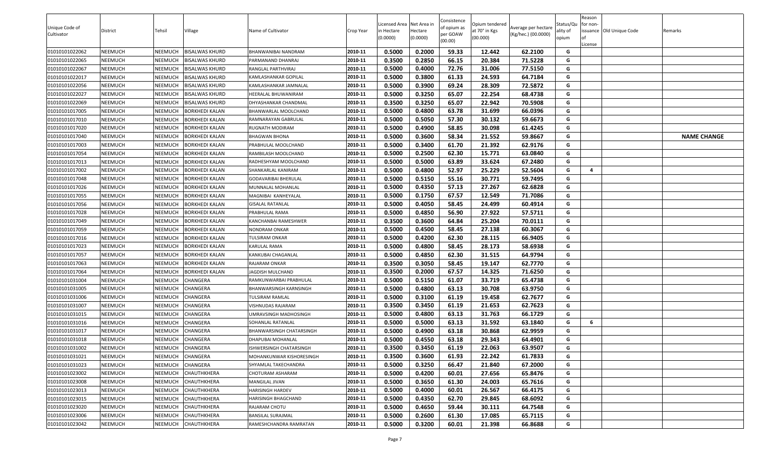| Unique Code of Cultivator | District | Tehsil | Village | Name of Cultivator | Crop Year | Licensed Area in Hectare (0.0000) | Net Area in Hectare (0.0000) | Consistence of opium as per GOAW (00.00) | Opium tendered at 70° in Kgs (00.000) | Average per hectare (Kg/hec.) (00.0000) | Status/Quality of opium | Reason for non-issuance of License | Old Unique Code | Remarks |
|---|---|---|---|---|---|---|---|---|---|---|---|---|---|---|
| 01010101022062 | NEEMUCH | NEEMUCH | BISALWAS KHURD | BHANWANIBAI NANDRAM | 2010-11 | 0.5000 | 0.2000 | 59.33 | 12.442 | 62.2100 | G | | | |
| 01010101022065 | NEEMUCH | NEEMUCH | BISALWAS KHURD | PARMANAND DHANRAJ | 2010-11 | 0.3500 | 0.2850 | 66.15 | 20.384 | 71.5228 | G | | | |
| 01010101022067 | NEEMUCH | NEEMUCH | BISALWAS KHURD | RANGLAL PARTHVIRAJ | 2010-11 | 0.5000 | 0.4000 | 72.76 | 31.006 | 77.5150 | G | | | |
| 01010101022017 | NEEMUCH | NEEMUCH | BISALWAS KHURD | KAMLASHANKAR GOPILAL | 2010-11 | 0.5000 | 0.3800 | 61.33 | 24.593 | 64.7184 | G | | | |
| 01010101022056 | NEEMUCH | NEEMUCH | BISALWAS KHURD | KAMLASHANKAR JAMNALAL | 2010-11 | 0.5000 | 0.3900 | 69.24 | 28.309 | 72.5872 | G | | | |
| 01010101022027 | NEEMUCH | NEEMUCH | BISALWAS KHURD | HEERALAL BHUWANIRAM | 2010-11 | 0.5000 | 0.3250 | 65.07 | 22.254 | 68.4738 | G | | | |
| 01010101022069 | NEEMUCH | NEEMUCH | BISALWAS KHURD | DHYASHANKAR CHANDMAL | 2010-11 | 0.3500 | 0.3250 | 65.07 | 22.942 | 70.5908 | G | | | |
| 01010101017005 | NEEMUCH | NEEMUCH | BORKHEDI KALAN | BHANWARLAL MOOLCHAND | 2010-11 | 0.5000 | 0.4800 | 63.78 | 31.699 | 66.0396 | G | | | |
| 01010101017010 | NEEMUCH | NEEMUCH | BORKHEDI KALAN | RAMNARAYAN GABRULAL | 2010-11 | 0.5000 | 0.5050 | 57.30 | 30.132 | 59.6673 | G | | | |
| 01010101017020 | NEEMUCH | NEEMUCH | BORKHEDI KALAN | RUGNATH MODIRAM | 2010-11 | 0.5000 | 0.4900 | 58.85 | 30.098 | 61.4245 | G | | | |
| 01010101017040 | NEEMUCH | NEEMUCH | BORKHEDI KALAN | BHAGWAN BHONA | 2010-11 | 0.5000 | 0.3600 | 58.34 | 21.552 | 59.8667 | G | | | NAME CHANGE |
| 01010101017003 | NEEMUCH | NEEMUCH | BORKHEDI KALAN | PRABHULAL MOOLCHAND | 2010-11 | 0.5000 | 0.3400 | 61.70 | 21.392 | 62.9176 | G | | | |
| 01010101017054 | NEEMUCH | NEEMUCH | BORKHEDI KALAN | RAMBILASH MOOLCHAND | 2010-11 | 0.5000 | 0.2500 | 62.30 | 15.771 | 63.0840 | G | | | |
| 01010101017013 | NEEMUCH | NEEMUCH | BORKHEDI KALAN | RADHESHYAM MOOLCHAND | 2010-11 | 0.5000 | 0.5000 | 63.89 | 33.624 | 67.2480 | G | | | |
| 01010101017002 | NEEMUCH | NEEMUCH | BORKHEDI KALAN | SHANKARLAL KANIRAM | 2010-11 | 0.5000 | 0.4800 | 52.97 | 25.229 | 52.5604 | G | 4 | | |
| 01010101017048 | NEEMUCH | NEEMUCH | BORKHEDI KALAN | GODAVARIBAI BHERULAL | 2010-11 | 0.5000 | 0.5150 | 55.16 | 30.771 | 59.7495 | G | | | |
| 01010101017026 | NEEMUCH | NEEMUCH | BORKHEDI KALAN | MUNNALAL MOHANLAL | 2010-11 | 0.5000 | 0.4350 | 57.13 | 27.267 | 62.6828 | G | | | |
| 01010101017055 | NEEMUCH | NEEMUCH | BORKHEDI KALAN | MAGNIBAI KANHEYALAL | 2010-11 | 0.5000 | 0.1750 | 67.57 | 12.549 | 71.7086 | G | | | |
| 01010101017056 | NEEMUCH | NEEMUCH | BORKHEDI KALAN | GISALAL RATANLAL | 2010-11 | 0.5000 | 0.4050 | 58.45 | 24.499 | 60.4914 | G | | | |
| 01010101017028 | NEEMUCH | NEEMUCH | BORKHEDI KALAN | PRABHULAL RAMA | 2010-11 | 0.5000 | 0.4850 | 56.90 | 27.922 | 57.5711 | G | | | |
| 01010101017049 | NEEMUCH | NEEMUCH | BORKHEDI KALAN | KANCHANBAI RAMESHWER | 2010-11 | 0.3500 | 0.3600 | 64.84 | 25.204 | 70.0111 | G | | | |
| 01010101017059 | NEEMUCH | NEEMUCH | BORKHEDI KALAN | NONDRAM ONKAR | 2010-11 | 0.5000 | 0.4500 | 58.45 | 27.138 | 60.3067 | G | | | |
| 01010101017016 | NEEMUCH | NEEMUCH | BORKHEDI KALAN | TULSIRAM ONKAR | 2010-11 | 0.5000 | 0.4200 | 62.30 | 28.115 | 66.9405 | G | | | |
| 01010101017023 | NEEMUCH | NEEMUCH | BORKHEDI KALAN | KARULAL RAMA | 2010-11 | 0.5000 | 0.4800 | 58.45 | 28.173 | 58.6938 | G | | | |
| 01010101017057 | NEEMUCH | NEEMUCH | BORKHEDI KALAN | KANKUBAI CHAGANLAL | 2010-11 | 0.5000 | 0.4850 | 62.30 | 31.515 | 64.9794 | G | | | |
| 01010101017063 | NEEMUCH | NEEMUCH | BORKHEDI KALAN | RAJARAM ONKAR | 2010-11 | 0.3500 | 0.3050 | 58.45 | 19.147 | 62.7770 | G | | | |
| 01010101017064 | NEEMUCH | NEEMUCH | BORKHEDI KALAN | JAGDISH MULCHAND | 2010-11 | 0.3500 | 0.2000 | 67.57 | 14.325 | 71.6250 | G | | | |
| 01010101031004 | NEEMUCH | NEEMUCH | CHANGERA | RAMKUNWARBAI PRABHULAL | 2010-11 | 0.5000 | 0.5150 | 61.07 | 33.719 | 65.4738 | G | | | |
| 01010101031005 | NEEMUCH | NEEMUCH | CHANGERA | BHANWARSINGH KARNSINGH | 2010-11 | 0.5000 | 0.4800 | 63.13 | 30.708 | 63.9750 | G | | | |
| 01010101031006 | NEEMUCH | NEEMUCH | CHANGERA | TULSIRAM RAMLAL | 2010-11 | 0.5000 | 0.3100 | 61.19 | 19.458 | 62.7677 | G | | | |
| 01010101031007 | NEEMUCH | NEEMUCH | CHANGERA | VISHNUDAS RAJARAM | 2010-11 | 0.3500 | 0.3450 | 61.19 | 21.653 | 62.7623 | G | | | |
| 01010101031015 | NEEMUCH | NEEMUCH | CHANGERA | UMRAVSINGH MADHOSINGH | 2010-11 | 0.5000 | 0.4800 | 63.13 | 31.763 | 66.1729 | G | | | |
| 01010101031016 | NEEMUCH | NEEMUCH | CHANGERA | SOHANLAL RATANLAL | 2010-11 | 0.5000 | 0.5000 | 63.13 | 31.592 | 63.1840 | G | 6 | | |
| 01010101031017 | NEEMUCH | NEEMUCH | CHANGERA | BHANWARSINGH CHATARSINGH | 2010-11 | 0.5000 | 0.4900 | 63.18 | 30.868 | 62.9959 | G | | | |
| 01010101031018 | NEEMUCH | NEEMUCH | CHANGERA | DHAPUBAI MOHANLAL | 2010-11 | 0.5000 | 0.4550 | 63.18 | 29.343 | 64.4901 | G | | | |
| 01010101031002 | NEEMUCH | NEEMUCH | CHANGERA | ISHWERSINGH CHATARSINGH | 2010-11 | 0.3500 | 0.3450 | 61.19 | 22.063 | 63.9507 | G | | | |
| 01010101031021 | NEEMUCH | NEEMUCH | CHANGERA | MOHANKUNWAR KISHORESINGH | 2010-11 | 0.3500 | 0.3600 | 61.93 | 22.242 | 61.7833 | G | | | |
| 01010101031023 | NEEMUCH | NEEMUCH | CHANGERA | SHYAMLAL TAKECHANDRA | 2010-11 | 0.5000 | 0.3250 | 66.47 | 21.840 | 67.2000 | G | | | |
| 01010101023002 | NEEMUCH | NEEMUCH | CHAUTHKHERA | CHOTURAM ASHARAM | 2010-11 | 0.5000 | 0.4200 | 60.01 | 27.656 | 65.8476 | G | | | |
| 01010101023008 | NEEMUCH | NEEMUCH | CHAUTHKHERA | MANGILAL JIVAN | 2010-11 | 0.5000 | 0.3650 | 61.30 | 24.003 | 65.7616 | G | | | |
| 01010101023013 | NEEMUCH | NEEMUCH | CHAUTHKHERA | HARISINGH HARDEV | 2010-11 | 0.5000 | 0.4000 | 60.01 | 26.567 | 66.4175 | G | | | |
| 01010101023015 | NEEMUCH | NEEMUCH | CHAUTHKHERA | HARISINGH BHAGCHAND | 2010-11 | 0.5000 | 0.4350 | 62.70 | 29.845 | 68.6092 | G | | | |
| 01010101023020 | NEEMUCH | NEEMUCH | CHAUTHKHERA | RAJARAM CHOTU | 2010-11 | 0.5000 | 0.4650 | 59.44 | 30.111 | 64.7548 | G | | | |
| 01010101023006 | NEEMUCH | NEEMUCH | CHAUTHKHERA | BANSILAL SURAJMAL | 2010-11 | 0.5000 | 0.2600 | 61.30 | 17.085 | 65.7115 | G | | | |
| 01010101023042 | NEEMUCH | NEEMUCH | CHAUTHKHERA | RAMESHCHANDRA RAMRATAN | 2010-11 | 0.5000 | 0.3200 | 60.01 | 21.398 | 66.8688 | G | | | |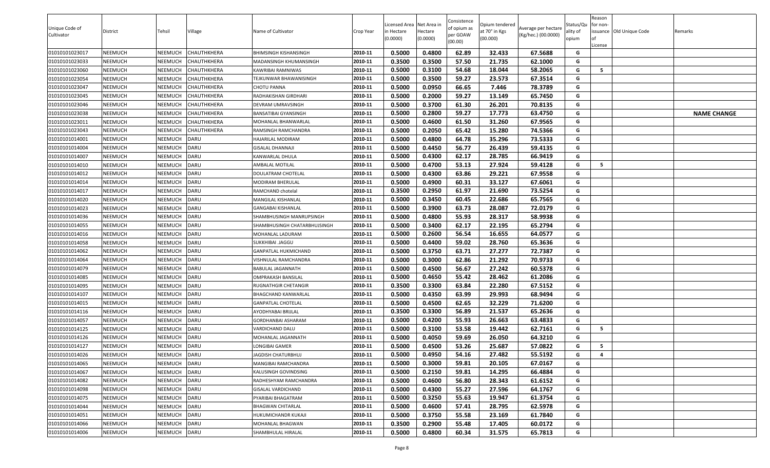| Unique Code of Cultivator | District | Tehsil | Village | Name of Cultivator | Crop Year | Licensed Area in Hectare (0.0000) | Net Area in Hectare (0.0000) | Consistence of opium as per GOAW (00.00) | Opium tendered at 70° in Kgs (00.000) | Average per hectare (Kg/hec.) (00.0000) | Status/Quality of opium | Reason for non-issuance of License | Old Unique Code | Remarks |
|---|---|---|---|---|---|---|---|---|---|---|---|---|---|---|
| 01010101023017 | NEEMUCH | NEEMUCH | CHAUTHKHERA | BHIMSINGH KISHANSINGH | 2010-11 | 0.5000 | 0.4800 | 62.89 | 32.433 | 67.5688 | G | | | |
| 01010101023033 | NEEMUCH | NEEMUCH | CHAUTHKHERA | MADANSINGH KHUMANSINGH | 2010-11 | 0.3500 | 0.3500 | 57.50 | 21.735 | 62.1000 | G | | | |
| 01010101023060 | NEEMUCH | NEEMUCH | CHAUTHKHERA | KAWRIBAI RAMNIWAS | 2010-11 | 0.5000 | 0.3100 | 54.68 | 18.044 | 58.2065 | G | 5 | | |
| 01010101023054 | NEEMUCH | NEEMUCH | CHAUTHKHERA | TEJKUNWAR BHAWANISINGH | 2010-11 | 0.5000 | 0.3500 | 59.27 | 23.573 | 67.3514 | G | | | |
| 01010101023047 | NEEMUCH | NEEMUCH | CHAUTHKHERA | CHOTU PANNA | 2010-11 | 0.5000 | 0.0950 | 66.65 | 7.446 | 78.3789 | G | | | |
| 01010101023045 | NEEMUCH | NEEMUCH | CHAUTHKHERA | RADHAKISHAN GIRDHARI | 2010-11 | 0.5000 | 0.2000 | 59.27 | 13.149 | 65.7450 | G | | | |
| 01010101023046 | NEEMUCH | NEEMUCH | CHAUTHKHERA | DEVRAM UMRAVSINGH | 2010-11 | 0.5000 | 0.3700 | 61.30 | 26.201 | 70.8135 | G | | | |
| 01010101023038 | NEEMUCH | NEEMUCH | CHAUTHKHERA | BANSATIBAI GYANSINGH | 2010-11 | 0.5000 | 0.2800 | 59.27 | 17.773 | 63.4750 | G | | | NAME CHANGE |
| 01010101023011 | NEEMUCH | NEEMUCH | CHAUTHKHERA | MOHANLAL BHANWARLAL | 2010-11 | 0.5000 | 0.4600 | 61.50 | 31.260 | 67.9565 | G | | | |
| 01010101023043 | NEEMUCH | NEEMUCH | CHAUTHKHERA | RAMSINGH RAMCHANDRA | 2010-11 | 0.5000 | 0.2050 | 65.42 | 15.280 | 74.5366 | G | | | |
| 01010101014001 | NEEMUCH | NEEMUCH | DARU | HAJARILAL MODIRAM | 2010-11 | 0.5000 | 0.4800 | 64.78 | 35.296 | 73.5333 | G | | | |
| 01010101014004 | NEEMUCH | NEEMUCH | DARU | GISALAL DHANNAJI | 2010-11 | 0.5000 | 0.4450 | 56.77 | 26.439 | 59.4135 | G | | | |
| 01010101014007 | NEEMUCH | NEEMUCH | DARU | KANWARLAL DHULA | 2010-11 | 0.5000 | 0.4300 | 62.17 | 28.785 | 66.9419 | G | | | |
| 01010101014010 | NEEMUCH | NEEMUCH | DARU | AMBALAL MOTILAL | 2010-11 | 0.5000 | 0.4700 | 53.13 | 27.924 | 59.4128 | G | 5 | | |
| 01010101014012 | NEEMUCH | NEEMUCH | DARU | DOULATRAM CHOTELAL | 2010-11 | 0.5000 | 0.4300 | 63.86 | 29.221 | 67.9558 | G | | | |
| 01010101014014 | NEEMUCH | NEEMUCH | DARU | MODIRAM BHERULAL | 2010-11 | 0.5000 | 0.4900 | 60.31 | 33.127 | 67.6061 | G | | | |
| 01010101014017 | NEEMUCH | NEEMUCH | DARU | RAMCHAND chotelal | 2010-11 | 0.3500 | 0.2950 | 61.97 | 21.690 | 73.5254 | G | | | |
| 01010101014020 | NEEMUCH | NEEMUCH | DARU | MANGILAL KISHANLAL | 2010-11 | 0.5000 | 0.3450 | 60.45 | 22.686 | 65.7565 | G | | | |
| 01010101014023 | NEEMUCH | NEEMUCH | DARU | GANGABAI KISHANLAL | 2010-11 | 0.5000 | 0.3900 | 63.73 | 28.087 | 72.0179 | G | | | |
| 01010101014036 | NEEMUCH | NEEMUCH | DARU | SHAMBHUSINGH MANRUPSINGH | 2010-11 | 0.5000 | 0.4800 | 55.93 | 28.317 | 58.9938 | G | | | |
| 01010101014055 | NEEMUCH | NEEMUCH | DARU | SHAMBHUSINGH CHATARBHUJSINGH | 2010-11 | 0.5000 | 0.3400 | 62.17 | 22.195 | 65.2794 | G | | | |
| 01010101014016 | NEEMUCH | NEEMUCH | DARU | MOHANLAL LADURAM | 2010-11 | 0.5000 | 0.2600 | 56.54 | 16.655 | 64.0577 | G | | | |
| 01010101014058 | NEEMUCH | NEEMUCH | DARU | SUKKHIBAI .JAGGU | 2010-11 | 0.5000 | 0.4400 | 59.02 | 28.760 | 65.3636 | G | | | |
| 01010101014062 | NEEMUCH | NEEMUCH | DARU | GANPATLAL HUKMICHAND | 2010-11 | 0.5000 | 0.3750 | 63.71 | 27.277 | 72.7387 | G | | | |
| 01010101014064 | NEEMUCH | NEEMUCH | DARU | VISHNULAL RAMCHANDRA | 2010-11 | 0.5000 | 0.3000 | 62.86 | 21.292 | 70.9733 | G | | | |
| 01010101014079 | NEEMUCH | NEEMUCH | DARU | BABULAL JAGANNATH | 2010-11 | 0.5000 | 0.4500 | 56.67 | 27.242 | 60.5378 | G | | | |
| 01010101014085 | NEEMUCH | NEEMUCH | DARU | OMPRAKASH BANSILAL | 2010-11 | 0.5000 | 0.4650 | 55.42 | 28.462 | 61.2086 | G | | | |
| 01010101014095 | NEEMUCH | NEEMUCH | DARU | RUGNATHGIR CHETANGIR | 2010-11 | 0.3500 | 0.3300 | 63.84 | 22.280 | 67.5152 | G | | | |
| 01010101014107 | NEEMUCH | NEEMUCH | DARU | BHAGCHAND KANWARLAL | 2010-11 | 0.5000 | 0.4350 | 63.99 | 29.993 | 68.9494 | G | | | |
| 01010101014015 | NEEMUCH | NEEMUCH | DARU | GANPATLAL CHOTELAL | 2010-11 | 0.5000 | 0.4500 | 62.65 | 32.229 | 71.6200 | G | | | |
| 01010101014116 | NEEMUCH | NEEMUCH | DARU | AYODHYABAI BRIJLAL | 2010-11 | 0.3500 | 0.3300 | 56.89 | 21.537 | 65.2636 | G | | | |
| 01010101014057 | NEEMUCH | NEEMUCH | DARU | GORDHANBAI ASHARAM | 2010-11 | 0.5000 | 0.4200 | 55.93 | 26.663 | 63.4833 | G | | | |
| 01010101014125 | NEEMUCH | NEEMUCH | DARU | VARDICHAND DALU | 2010-11 | 0.5000 | 0.3100 | 53.58 | 19.442 | 62.7161 | G | 5 | | |
| 01010101014126 | NEEMUCH | NEEMUCH | DARU | MOHANLAL JAGANNATH | 2010-11 | 0.5000 | 0.4050 | 59.69 | 26.050 | 64.3210 | G | | | |
| 01010101014127 | NEEMUCH | NEEMUCH | DARU | LONGIBAI GAMER | 2010-11 | 0.5000 | 0.4500 | 53.26 | 25.687 | 57.0822 | G | 5 | | |
| 01010101014026 | NEEMUCH | NEEMUCH | DARU | JAGDISH CHATURBHUJ | 2010-11 | 0.5000 | 0.4950 | 54.16 | 27.482 | 55.5192 | G | 4 | | |
| 01010101014065 | NEEMUCH | NEEMUCH | DARU | MANGIBAI RAMCHANDRA | 2010-11 | 0.5000 | 0.3000 | 59.81 | 20.105 | 67.0167 | G | | | |
| 01010101014067 | NEEMUCH | NEEMUCH | DARU | KALUSINGH GOVINDSING | 2010-11 | 0.5000 | 0.2150 | 59.81 | 14.295 | 66.4884 | G | | | |
| 01010101014082 | NEEMUCH | NEEMUCH | DARU | RADHESHYAM RAMCHANDRA | 2010-11 | 0.5000 | 0.4600 | 56.80 | 28.343 | 61.6152 | G | | | |
| 01010101014098 | NEEMUCH | NEEMUCH | DARU | GISALAL VARDICHAND | 2010-11 | 0.5000 | 0.4300 | 55.27 | 27.596 | 64.1767 | G | | | |
| 01010101014075 | NEEMUCH | NEEMUCH | DARU | PYARIBAI BHAGATRAM | 2010-11 | 0.5000 | 0.3250 | 55.63 | 19.947 | 61.3754 | G | | | |
| 01010101014044 | NEEMUCH | NEEMUCH | DARU | BHAGWAN CHITARLAL | 2010-11 | 0.5000 | 0.4600 | 57.41 | 28.795 | 62.5978 | G | | | |
| 01010101014051 | NEEMUCH | NEEMUCH | DARU | HUKUMICHANDR KUKAJI | 2010-11 | 0.5000 | 0.3750 | 55.58 | 23.169 | 61.7840 | G | | | |
| 01010101014066 | NEEMUCH | NEEMUCH | DARU | MOHANLAL BHAGWAN | 2010-11 | 0.3500 | 0.2900 | 55.48 | 17.405 | 60.0172 | G | | | |
| 01010101014006 | NEEMUCH | NEEMUCH | DARU | SHAMBHULAL HIRALAL | 2010-11 | 0.5000 | 0.4800 | 60.34 | 31.575 | 65.7813 | G | | | |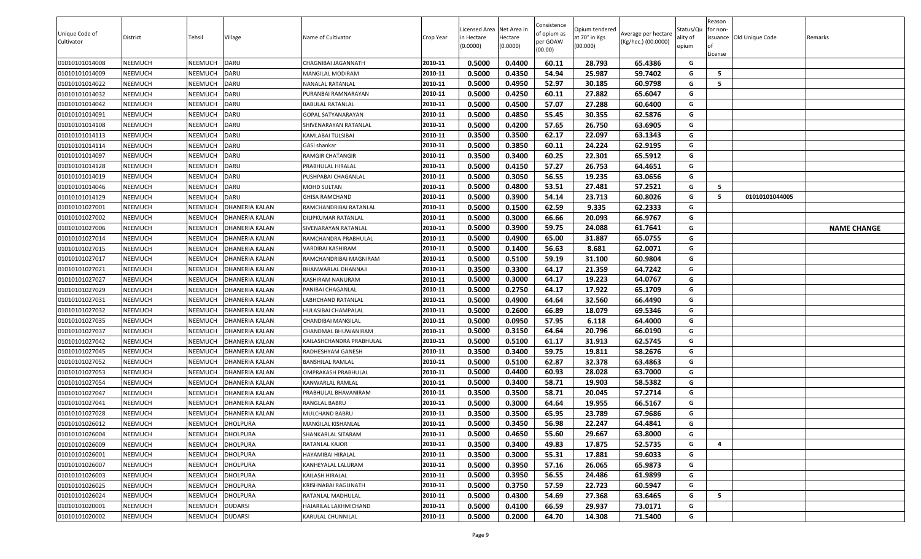| Unique Code of Cultivator | District | Tehsil | Village | Name of Cultivator | Crop Year | Licensed Area in Hectare (0.0000) | Net Area in Hectare (0.0000) | Consistence of opium as per GOAW (00.00) | Opium tendered at 70° in Kgs (00.000) | Average per hectare (Kg/hec.) (00.0000) | Status/Quality of opium | Reason for non-issuance of License | Old Unique Code | Remarks |
|---|---|---|---|---|---|---|---|---|---|---|---|---|---|---|
| 01010101014008 | NEEMUCH | NEEMUCH | DARU | CHAGNIBAI JAGANNATH | 2010-11 | 0.5000 | 0.4400 | 60.11 | 28.793 | 65.4386 | G | | | |
| 01010101014009 | NEEMUCH | NEEMUCH | DARU | MANGILAL MODIRAM | 2010-11 | 0.5000 | 0.4350 | 54.94 | 25.987 | 59.7402 | G | 5 | | |
| 01010101014022 | NEEMUCH | NEEMUCH | DARU | NANALAL RATANLAL | 2010-11 | 0.5000 | 0.4950 | 52.97 | 30.185 | 60.9798 | G | 5 | | |
| 01010101014032 | NEEMUCH | NEEMUCH | DARU | PURANBAI RAMNARAYAN | 2010-11 | 0.5000 | 0.4250 | 60.11 | 27.882 | 65.6047 | G | | | |
| 01010101014042 | NEEMUCH | NEEMUCH | DARU | BABULAL RATANLAL | 2010-11 | 0.5000 | 0.4500 | 57.07 | 27.288 | 60.6400 | G | | | |
| 01010101014091 | NEEMUCH | NEEMUCH | DARU | GOPAL SATYANARAYAN | 2010-11 | 0.5000 | 0.4850 | 55.45 | 30.355 | 62.5876 | G | | | |
| 01010101014108 | NEEMUCH | NEEMUCH | DARU | SHIVENARAYAN RATANLAL | 2010-11 | 0.5000 | 0.4200 | 57.65 | 26.750 | 63.6905 | G | | | |
| 01010101014113 | NEEMUCH | NEEMUCH | DARU | KAMLABAI TULSIBAI | 2010-11 | 0.3500 | 0.3500 | 62.17 | 22.097 | 63.1343 | G | | | |
| 01010101014114 | NEEMUCH | NEEMUCH | DARU | GASI shankar | 2010-11 | 0.5000 | 0.3850 | 60.11 | 24.224 | 62.9195 | G | | | |
| 01010101014097 | NEEMUCH | NEEMUCH | DARU | RAMGIR CHATANGIR | 2010-11 | 0.3500 | 0.3400 | 60.25 | 22.301 | 65.5912 | G | | | |
| 01010101014128 | NEEMUCH | NEEMUCH | DARU | PRABHULAL HIRALAL | 2010-11 | 0.5000 | 0.4150 | 57.27 | 26.753 | 64.4651 | G | | | |
| 01010101014019 | NEEMUCH | NEEMUCH | DARU | PUSHPABAI CHAGANLAL | 2010-11 | 0.5000 | 0.3050 | 56.55 | 19.235 | 63.0656 | G | | | |
| 01010101014046 | NEEMUCH | NEEMUCH | DARU | MOHD SULTAN | 2010-11 | 0.5000 | 0.4800 | 53.51 | 27.481 | 57.2521 | G | 5 | | |
| 01010101014129 | NEEMUCH | NEEMUCH | DARU | GHISA RAMCHAND | 2010-11 | 0.5000 | 0.3900 | 54.14 | 23.713 | 60.8026 | G | 5 | 01010101044005 | |
| 01010101027001 | NEEMUCH | NEEMUCH | DHANERIA KALAN | RAMCHANDRIBAI RATANLAL | 2010-11 | 0.5000 | 0.1500 | 62.59 | 9.335 | 62.2333 | G | | | |
| 01010101027002 | NEEMUCH | NEEMUCH | DHANERIA KALAN | DILIPKUMAR RATANLAL | 2010-11 | 0.5000 | 0.3000 | 66.66 | 20.093 | 66.9767 | G | | | |
| 01010101027006 | NEEMUCH | NEEMUCH | DHANERIA KALAN | SIVENARAYAN RATANLAL | 2010-11 | 0.5000 | 0.3900 | 59.75 | 24.088 | 61.7641 | G | | | NAME CHANGE |
| 01010101027014 | NEEMUCH | NEEMUCH | DHANERIA KALAN | RAMCHANDRA PRABHULAL | 2010-11 | 0.5000 | 0.4900 | 65.00 | 31.887 | 65.0755 | G | | | |
| 01010101027015 | NEEMUCH | NEEMUCH | DHANERIA KALAN | VARDIBAI KASHIRAM | 2010-11 | 0.5000 | 0.1400 | 56.63 | 8.681 | 62.0071 | G | | | |
| 01010101027017 | NEEMUCH | NEEMUCH | DHANERIA KALAN | RAMCHANDRIBAI MAGNIRAM | 2010-11 | 0.5000 | 0.5100 | 59.19 | 31.100 | 60.9804 | G | | | |
| 01010101027021 | NEEMUCH | NEEMUCH | DHANERIA KALAN | BHANWARLAL DHANNAJI | 2010-11 | 0.3500 | 0.3300 | 64.17 | 21.359 | 64.7242 | G | | | |
| 01010101027027 | NEEMUCH | NEEMUCH | DHANERIA KALAN | KASHIRAM NANURAM | 2010-11 | 0.5000 | 0.3000 | 64.17 | 19.223 | 64.0767 | G | | | |
| 01010101027029 | NEEMUCH | NEEMUCH | DHANERIA KALAN | PANIBAI CHAGANLAL | 2010-11 | 0.5000 | 0.2750 | 64.17 | 17.922 | 65.1709 | G | | | |
| 01010101027031 | NEEMUCH | NEEMUCH | DHANERIA KALAN | LABHCHAND RATANLAL | 2010-11 | 0.5000 | 0.4900 | 64.64 | 32.560 | 66.4490 | G | | | |
| 01010101027032 | NEEMUCH | NEEMUCH | DHANERIA KALAN | HULASIBAI CHAMPALAL | 2010-11 | 0.5000 | 0.2600 | 66.89 | 18.079 | 69.5346 | G | | | |
| 01010101027035 | NEEMUCH | NEEMUCH | DHANERIA KALAN | CHANDIBAI MANGILAL | 2010-11 | 0.5000 | 0.0950 | 57.95 | 6.118 | 64.4000 | G | | | |
| 01010101027037 | NEEMUCH | NEEMUCH | DHANERIA KALAN | CHANDMAL BHUWANIRAM | 2010-11 | 0.5000 | 0.3150 | 64.64 | 20.796 | 66.0190 | G | | | |
| 01010101027042 | NEEMUCH | NEEMUCH | DHANERIA KALAN | KAILASHCHANDRA PRABHULAL | 2010-11 | 0.5000 | 0.5100 | 61.17 | 31.913 | 62.5745 | G | | | |
| 01010101027045 | NEEMUCH | NEEMUCH | DHANERIA KALAN | RADHESHYAM GANESH | 2010-11 | 0.3500 | 0.3400 | 59.75 | 19.811 | 58.2676 | G | | | |
| 01010101027052 | NEEMUCH | NEEMUCH | DHANERIA KALAN | BANSHILAL RAMLAL | 2010-11 | 0.5000 | 0.5100 | 62.87 | 32.378 | 63.4863 | G | | | |
| 01010101027053 | NEEMUCH | NEEMUCH | DHANERIA KALAN | OMPRAKASH PRABHULAL | 2010-11 | 0.5000 | 0.4400 | 60.93 | 28.028 | 63.7000 | G | | | |
| 01010101027054 | NEEMUCH | NEEMUCH | DHANERIA KALAN | KANWARLAL RAMLAL | 2010-11 | 0.5000 | 0.3400 | 58.71 | 19.903 | 58.5382 | G | | | |
| 01010101027047 | NEEMUCH | NEEMUCH | DHANERIA KALAN | PRABHULAL BHAVANIRAM | 2010-11 | 0.3500 | 0.3500 | 58.71 | 20.045 | 57.2714 | G | | | |
| 01010101027041 | NEEMUCH | NEEMUCH | DHANERIA KALAN | RANGLAL BABRU | 2010-11 | 0.5000 | 0.3000 | 64.64 | 19.955 | 66.5167 | G | | | |
| 01010101027028 | NEEMUCH | NEEMUCH | DHANERIA KALAN | MULCHAND BABRU | 2010-11 | 0.3500 | 0.3500 | 65.95 | 23.789 | 67.9686 | G | | | |
| 01010101026012 | NEEMUCH | NEEMUCH | DHOLPURA | MANGILAL KISHANLAL | 2010-11 | 0.5000 | 0.3450 | 56.98 | 22.247 | 64.4841 | G | | | |
| 01010101026004 | NEEMUCH | NEEMUCH | DHOLPURA | SHANKARLAL SITARAM | 2010-11 | 0.5000 | 0.4650 | 55.60 | 29.667 | 63.8000 | G | | | |
| 01010101026009 | NEEMUCH | NEEMUCH | DHOLPURA | RATANLAL KAJOR | 2010-11 | 0.3500 | 0.3400 | 49.83 | 17.875 | 52.5735 | G | 4 | | |
| 01010101026001 | NEEMUCH | NEEMUCH | DHOLPURA | HAYAMIBAI HIRALAL | 2010-11 | 0.3500 | 0.3000 | 55.31 | 17.881 | 59.6033 | G | | | |
| 01010101026007 | NEEMUCH | NEEMUCH | DHOLPURA | KANHEYALAL LALURAM | 2010-11 | 0.5000 | 0.3950 | 57.16 | 26.065 | 65.9873 | G | | | |
| 01010101026003 | NEEMUCH | NEEMUCH | DHOLPURA | KAILASH HIRALAL | 2010-11 | 0.5000 | 0.3950 | 56.55 | 24.486 | 61.9899 | G | | | |
| 01010101026025 | NEEMUCH | NEEMUCH | DHOLPURA | KRISHNABAI RAGUNATH | 2010-11 | 0.5000 | 0.3750 | 57.59 | 22.723 | 60.5947 | G | | | |
| 01010101026024 | NEEMUCH | NEEMUCH | DHOLPURA | RATANLAL MADHULAL | 2010-11 | 0.5000 | 0.4300 | 54.69 | 27.368 | 63.6465 | G | 5 | | |
| 01010101020001 | NEEMUCH | NEEMUCH | DUDARSI | HAJARILAL LAKHMICHAND | 2010-11 | 0.5000 | 0.4100 | 66.59 | 29.937 | 73.0171 | G | | | |
| 01010101020002 | NEEMUCH | NEEMUCH | DUDARSI | KARULAL CHUNNILAL | 2010-11 | 0.5000 | 0.2000 | 64.70 | 14.308 | 71.5400 | G | | | |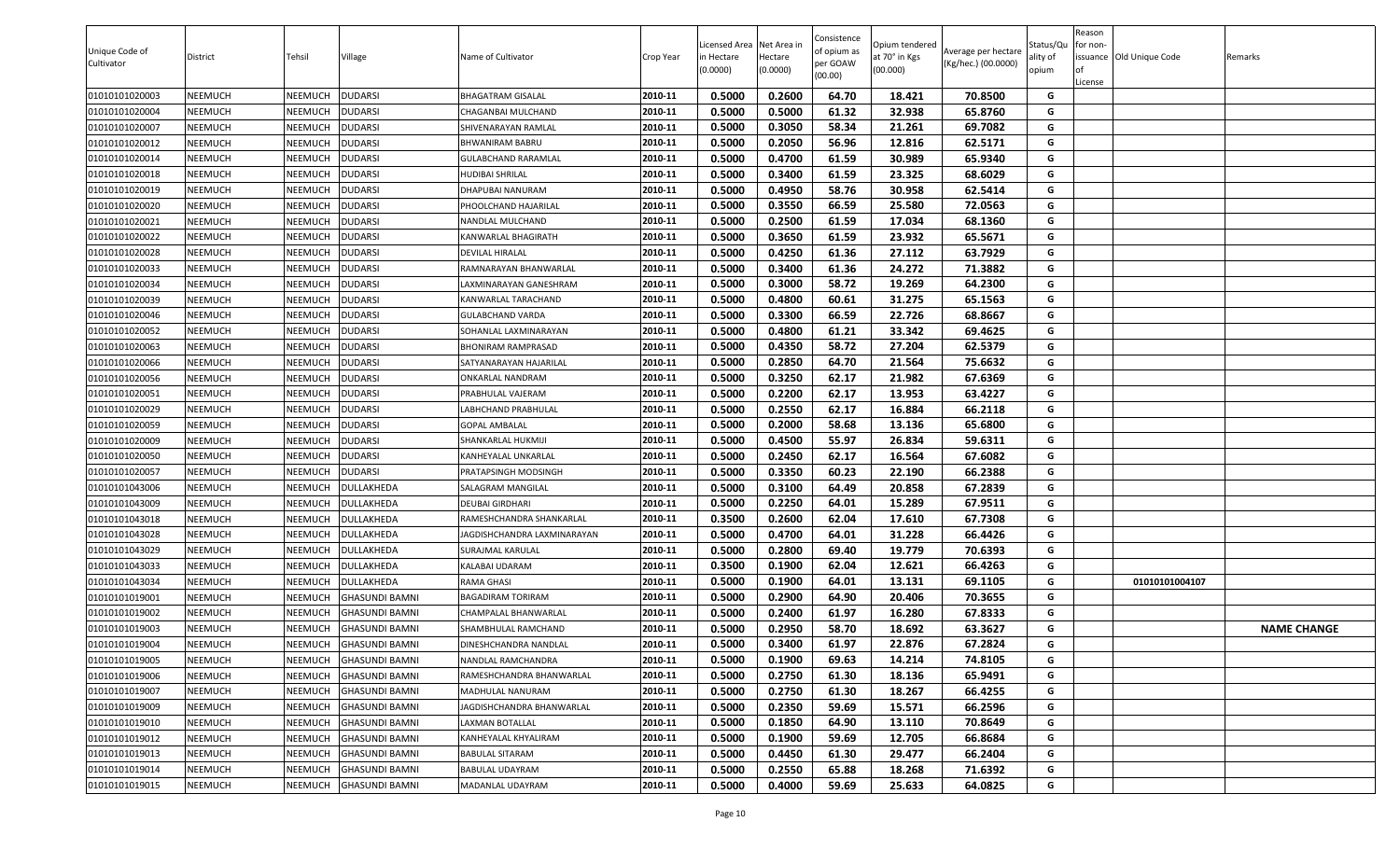| Unique Code of Cultivator | District | Tehsil | Village | Name of Cultivator | Crop Year | Licensed Area in Hectare (0.0000) | Net Area in Hectare (0.0000) | Consistence of opium as per GOAW (00.00) | Opium tendered at 70° in Kgs (00.000) | Average per hectare (Kg/hec.) (00.0000) | Status/Quality of opium | Reason for non-issuance of License | Old Unique Code | Remarks |
|---|---|---|---|---|---|---|---|---|---|---|---|---|---|---|
| 01010101020003 | NEEMUCH | NEEMUCH | DUDARSI | BHAGATRAM GISALAL | 2010-11 | 0.5000 | 0.2600 | 64.70 | 18.421 | 70.8500 | G | | | |
| 01010101020004 | NEEMUCH | NEEMUCH | DUDARSI | CHAGANBAI MULCHAND | 2010-11 | 0.5000 | 0.5000 | 61.32 | 32.938 | 65.8760 | G | | | |
| 01010101020007 | NEEMUCH | NEEMUCH | DUDARSI | SHIVENARAYAN RAMLAL | 2010-11 | 0.5000 | 0.3050 | 58.34 | 21.261 | 69.7082 | G | | | |
| 01010101020012 | NEEMUCH | NEEMUCH | DUDARSI | BHWANIRAM BABRU | 2010-11 | 0.5000 | 0.2050 | 56.96 | 12.816 | 62.5171 | G | | | |
| 01010101020014 | NEEMUCH | NEEMUCH | DUDARSI | GULABCHAND RARAMLAL | 2010-11 | 0.5000 | 0.4700 | 61.59 | 30.989 | 65.9340 | G | | | |
| 01010101020018 | NEEMUCH | NEEMUCH | DUDARSI | HUDIBAI SHRILAL | 2010-11 | 0.5000 | 0.3400 | 61.59 | 23.325 | 68.6029 | G | | | |
| 01010101020019 | NEEMUCH | NEEMUCH | DUDARSI | DHAPUBAI NANURAM | 2010-11 | 0.5000 | 0.4950 | 58.76 | 30.958 | 62.5414 | G | | | |
| 01010101020020 | NEEMUCH | NEEMUCH | DUDARSI | PHOOLCHAND HAJARILAL | 2010-11 | 0.5000 | 0.3550 | 66.59 | 25.580 | 72.0563 | G | | | |
| 01010101020021 | NEEMUCH | NEEMUCH | DUDARSI | NANDLAL MULCHAND | 2010-11 | 0.5000 | 0.2500 | 61.59 | 17.034 | 68.1360 | G | | | |
| 01010101020022 | NEEMUCH | NEEMUCH | DUDARSI | KANWARLAL BHAGIRATH | 2010-11 | 0.5000 | 0.3650 | 61.59 | 23.932 | 65.5671 | G | | | |
| 01010101020028 | NEEMUCH | NEEMUCH | DUDARSI | DEVILAL HIRALAL | 2010-11 | 0.5000 | 0.4250 | 61.36 | 27.112 | 63.7929 | G | | | |
| 01010101020033 | NEEMUCH | NEEMUCH | DUDARSI | RAMNARAYAN BHANWARLAL | 2010-11 | 0.5000 | 0.3400 | 61.36 | 24.272 | 71.3882 | G | | | |
| 01010101020034 | NEEMUCH | NEEMUCH | DUDARSI | LAXMINARAYAN GANESHRAM | 2010-11 | 0.5000 | 0.3000 | 58.72 | 19.269 | 64.2300 | G | | | |
| 01010101020039 | NEEMUCH | NEEMUCH | DUDARSI | KANWARLAL TARACHAND | 2010-11 | 0.5000 | 0.4800 | 60.61 | 31.275 | 65.1563 | G | | | |
| 01010101020046 | NEEMUCH | NEEMUCH | DUDARSI | GULABCHAND VARDA | 2010-11 | 0.5000 | 0.3300 | 66.59 | 22.726 | 68.8667 | G | | | |
| 01010101020052 | NEEMUCH | NEEMUCH | DUDARSI | SOHANLAL LAXMINARAYAN | 2010-11 | 0.5000 | 0.4800 | 61.21 | 33.342 | 69.4625 | G | | | |
| 01010101020063 | NEEMUCH | NEEMUCH | DUDARSI | BHONIRAM RAMPRASAD | 2010-11 | 0.5000 | 0.4350 | 58.72 | 27.204 | 62.5379 | G | | | |
| 01010101020066 | NEEMUCH | NEEMUCH | DUDARSI | SATYANARAYAN HAJARILAL | 2010-11 | 0.5000 | 0.2850 | 64.70 | 21.564 | 75.6632 | G | | | |
| 01010101020056 | NEEMUCH | NEEMUCH | DUDARSI | ONKARLAL NANDRAM | 2010-11 | 0.5000 | 0.3250 | 62.17 | 21.982 | 67.6369 | G | | | |
| 01010101020051 | NEEMUCH | NEEMUCH | DUDARSI | PRABHULAL VAJERAM | 2010-11 | 0.5000 | 0.2200 | 62.17 | 13.953 | 63.4227 | G | | | |
| 01010101020029 | NEEMUCH | NEEMUCH | DUDARSI | LABHCHAND PRABHULAL | 2010-11 | 0.5000 | 0.2550 | 62.17 | 16.884 | 66.2118 | G | | | |
| 01010101020059 | NEEMUCH | NEEMUCH | DUDARSI | GOPAL AMBALAL | 2010-11 | 0.5000 | 0.2000 | 58.68 | 13.136 | 65.6800 | G | | | |
| 01010101020009 | NEEMUCH | NEEMUCH | DUDARSI | SHANKARLAL HUKMIJI | 2010-11 | 0.5000 | 0.4500 | 55.97 | 26.834 | 59.6311 | G | | | |
| 01010101020050 | NEEMUCH | NEEMUCH | DUDARSI | KANHEYALAL UNKARLAL | 2010-11 | 0.5000 | 0.2450 | 62.17 | 16.564 | 67.6082 | G | | | |
| 01010101020057 | NEEMUCH | NEEMUCH | DUDARSI | PRATAPSINGH MODSINGH | 2010-11 | 0.5000 | 0.3350 | 60.23 | 22.190 | 66.2388 | G | | | |
| 01010101043006 | NEEMUCH | NEEMUCH | DULLAKHEDA | SALAGRAM MANGILAL | 2010-11 | 0.5000 | 0.3100 | 64.49 | 20.858 | 67.2839 | G | | | |
| 01010101043009 | NEEMUCH | NEEMUCH | DULLAKHEDA | DEUBAI GIRDHARI | 2010-11 | 0.5000 | 0.2250 | 64.01 | 15.289 | 67.9511 | G | | | |
| 01010101043018 | NEEMUCH | NEEMUCH | DULLAKHEDA | RAMESHCHANDRA SHANKARLAL | 2010-11 | 0.3500 | 0.2600 | 62.04 | 17.610 | 67.7308 | G | | | |
| 01010101043028 | NEEMUCH | NEEMUCH | DULLAKHEDA | JAGDISHCHANDRA LAXMINARAYAN | 2010-11 | 0.5000 | 0.4700 | 64.01 | 31.228 | 66.4426 | G | | | |
| 01010101043029 | NEEMUCH | NEEMUCH | DULLAKHEDA | SURAJMAL KARULAL | 2010-11 | 0.5000 | 0.2800 | 69.40 | 19.779 | 70.6393 | G | | | |
| 01010101043033 | NEEMUCH | NEEMUCH | DULLAKHEDA | KALABAI UDARAM | 2010-11 | 0.3500 | 0.1900 | 62.04 | 12.621 | 66.4263 | G | | | |
| 01010101043034 | NEEMUCH | NEEMUCH | DULLAKHEDA | RAMA GHASI | 2010-11 | 0.5000 | 0.1900 | 64.01 | 13.131 | 69.1105 | G | | 01010101004107 | |
| 01010101019001 | NEEMUCH | NEEMUCH | GHASUNDI BAMNI | BAGADIRAM TORIRAM | 2010-11 | 0.5000 | 0.2900 | 64.90 | 20.406 | 70.3655 | G | | | |
| 01010101019002 | NEEMUCH | NEEMUCH | GHASUNDI BAMNI | CHAMPALAL BHANWARLAL | 2010-11 | 0.5000 | 0.2400 | 61.97 | 16.280 | 67.8333 | G | | | |
| 01010101019003 | NEEMUCH | NEEMUCH | GHASUNDI BAMNI | SHAMBHULAL RAMCHAND | 2010-11 | 0.5000 | 0.2950 | 58.70 | 18.692 | 63.3627 | G | | | NAME CHANGE |
| 01010101019004 | NEEMUCH | NEEMUCH | GHASUNDI BAMNI | DINESHCHANDRA NANDLAL | 2010-11 | 0.5000 | 0.3400 | 61.97 | 22.876 | 67.2824 | G | | | |
| 01010101019005 | NEEMUCH | NEEMUCH | GHASUNDI BAMNI | NANDLAL RAMCHANDRA | 2010-11 | 0.5000 | 0.1900 | 69.63 | 14.214 | 74.8105 | G | | | |
| 01010101019006 | NEEMUCH | NEEMUCH | GHASUNDI BAMNI | RAMESHCHANDRA BHANWARLAL | 2010-11 | 0.5000 | 0.2750 | 61.30 | 18.136 | 65.9491 | G | | | |
| 01010101019007 | NEEMUCH | NEEMUCH | GHASUNDI BAMNI | MADHULAL NANURAM | 2010-11 | 0.5000 | 0.2750 | 61.30 | 18.267 | 66.4255 | G | | | |
| 01010101019009 | NEEMUCH | NEEMUCH | GHASUNDI BAMNI | JAGDISHCHANDRA BHANWARLAL | 2010-11 | 0.5000 | 0.2350 | 59.69 | 15.571 | 66.2596 | G | | | |
| 01010101019010 | NEEMUCH | NEEMUCH | GHASUNDI BAMNI | LAXMAN BOTALLAL | 2010-11 | 0.5000 | 0.1850 | 64.90 | 13.110 | 70.8649 | G | | | |
| 01010101019012 | NEEMUCH | NEEMUCH | GHASUNDI BAMNI | KANHEYALAL KHYALIRAM | 2010-11 | 0.5000 | 0.1900 | 59.69 | 12.705 | 66.8684 | G | | | |
| 01010101019013 | NEEMUCH | NEEMUCH | GHASUNDI BAMNI | BABULAL SITARAM | 2010-11 | 0.5000 | 0.4450 | 61.30 | 29.477 | 66.2404 | G | | | |
| 01010101019014 | NEEMUCH | NEEMUCH | GHASUNDI BAMNI | BABULAL UDAYRAM | 2010-11 | 0.5000 | 0.2550 | 65.88 | 18.268 | 71.6392 | G | | | |
| 01010101019015 | NEEMUCH | NEEMUCH | GHASUNDI BAMNI | MADANLAL UDAYRAM | 2010-11 | 0.5000 | 0.4000 | 59.69 | 25.633 | 64.0825 | G | | | |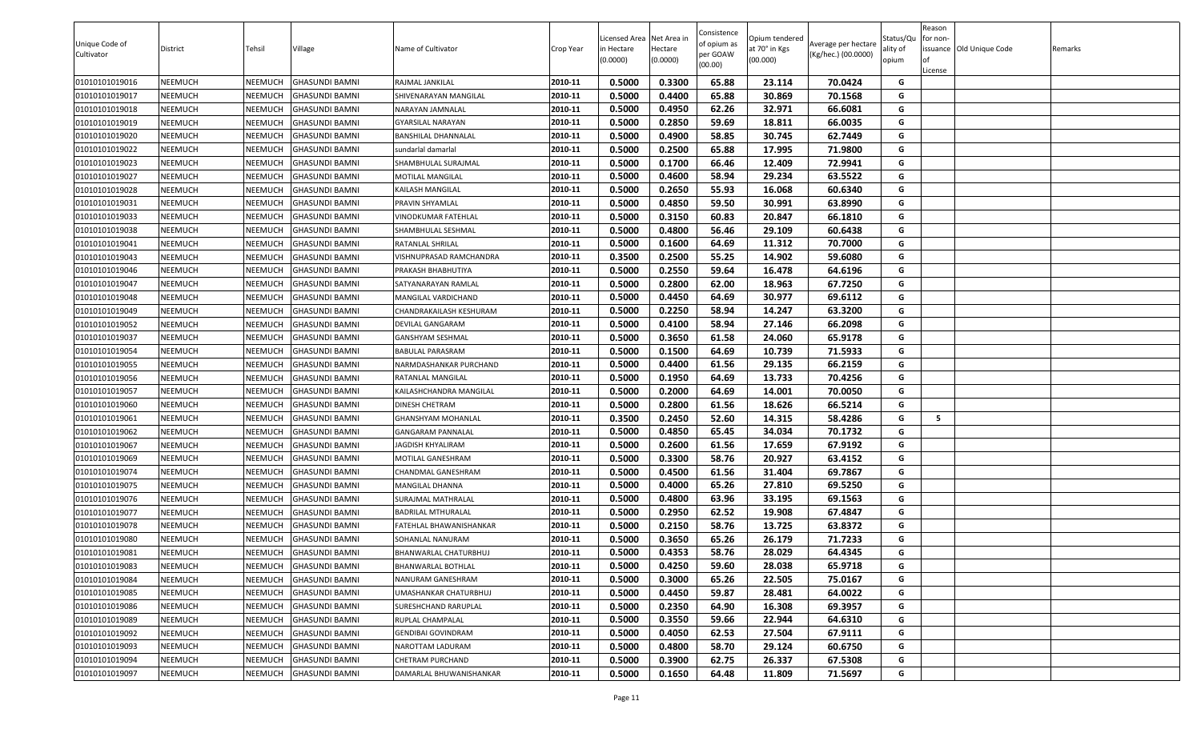| Unique Code of Cultivator | District | Tehsil | Village | Name of Cultivator | Crop Year | Licensed Area in Hectare (0.0000) | Net Area in Hectare (0.0000) | Consistence of opium as per GOAW (00.00) | Opium tendered at 70° in Kgs (00.000) | Average per hectare (Kg/hec.) (00.0000) | Status/Quality of opium | Reason for non-issuance of License | Old Unique Code | Remarks |
|---|---|---|---|---|---|---|---|---|---|---|---|---|---|---|
| 01010101019016 | NEEMUCH | NEEMUCH | GHASUNDI BAMNI | RAJMAL JANKILAL | 2010-11 | 0.5000 | 0.3300 | 65.88 | 23.114 | 70.0424 | G | | | |
| 01010101019017 | NEEMUCH | NEEMUCH | GHASUNDI BAMNI | SHIVENARAYAN MANGILAL | 2010-11 | 0.5000 | 0.4400 | 65.88 | 30.869 | 70.1568 | G | | | |
| 01010101019018 | NEEMUCH | NEEMUCH | GHASUNDI BAMNI | NARAYAN JAMNALAL | 2010-11 | 0.5000 | 0.4950 | 62.26 | 32.971 | 66.6081 | G | | | |
| 01010101019019 | NEEMUCH | NEEMUCH | GHASUNDI BAMNI | GYARSILAL NARAYAN | 2010-11 | 0.5000 | 0.2850 | 59.69 | 18.811 | 66.0035 | G | | | |
| 01010101019020 | NEEMUCH | NEEMUCH | GHASUNDI BAMNI | BANSHILAL DHANNALAL | 2010-11 | 0.5000 | 0.4900 | 58.85 | 30.745 | 62.7449 | G | | | |
| 01010101019022 | NEEMUCH | NEEMUCH | GHASUNDI BAMNI | sundarlal damarlal | 2010-11 | 0.5000 | 0.2500 | 65.88 | 17.995 | 71.9800 | G | | | |
| 01010101019023 | NEEMUCH | NEEMUCH | GHASUNDI BAMNI | SHAMBHULAL SURAJMAL | 2010-11 | 0.5000 | 0.1700 | 66.46 | 12.409 | 72.9941 | G | | | |
| 01010101019027 | NEEMUCH | NEEMUCH | GHASUNDI BAMNI | MOTILAL MANGILAL | 2010-11 | 0.5000 | 0.4600 | 58.94 | 29.234 | 63.5522 | G | | | |
| 01010101019028 | NEEMUCH | NEEMUCH | GHASUNDI BAMNI | KAILASH MANGILAL | 2010-11 | 0.5000 | 0.2650 | 55.93 | 16.068 | 60.6340 | G | | | |
| 01010101019031 | NEEMUCH | NEEMUCH | GHASUNDI BAMNI | PRAVIN SHYAMLAL | 2010-11 | 0.5000 | 0.4850 | 59.50 | 30.991 | 63.8990 | G | | | |
| 01010101019033 | NEEMUCH | NEEMUCH | GHASUNDI BAMNI | VINODKUMAR FATEHLAL | 2010-11 | 0.5000 | 0.3150 | 60.83 | 20.847 | 66.1810 | G | | | |
| 01010101019038 | NEEMUCH | NEEMUCH | GHASUNDI BAMNI | SHAMBHULAL SESHMAL | 2010-11 | 0.5000 | 0.4800 | 56.46 | 29.109 | 60.6438 | G | | | |
| 01010101019041 | NEEMUCH | NEEMUCH | GHASUNDI BAMNI | RATANLAL SHRILAL | 2010-11 | 0.5000 | 0.1600 | 64.69 | 11.312 | 70.7000 | G | | | |
| 01010101019043 | NEEMUCH | NEEMUCH | GHASUNDI BAMNI | VISHNUPRASAD RAMCHANDRA | 2010-11 | 0.3500 | 0.2500 | 55.25 | 14.902 | 59.6080 | G | | | |
| 01010101019046 | NEEMUCH | NEEMUCH | GHASUNDI BAMNI | PRAKASH BHABHUTIYA | 2010-11 | 0.5000 | 0.2550 | 59.64 | 16.478 | 64.6196 | G | | | |
| 01010101019047 | NEEMUCH | NEEMUCH | GHASUNDI BAMNI | SATYANARAYAN RAMLAL | 2010-11 | 0.5000 | 0.2800 | 62.00 | 18.963 | 67.7250 | G | | | |
| 01010101019048 | NEEMUCH | NEEMUCH | GHASUNDI BAMNI | MANGILAL VARDICHAND | 2010-11 | 0.5000 | 0.4450 | 64.69 | 30.977 | 69.6112 | G | | | |
| 01010101019049 | NEEMUCH | NEEMUCH | GHASUNDI BAMNI | CHANDRAKAILASH KESHURAM | 2010-11 | 0.5000 | 0.2250 | 58.94 | 14.247 | 63.3200 | G | | | |
| 01010101019052 | NEEMUCH | NEEMUCH | GHASUNDI BAMNI | DEVILAL GANGARAM | 2010-11 | 0.5000 | 0.4100 | 58.94 | 27.146 | 66.2098 | G | | | |
| 01010101019037 | NEEMUCH | NEEMUCH | GHASUNDI BAMNI | GANSHYAM SESHMAL | 2010-11 | 0.5000 | 0.3650 | 61.58 | 24.060 | 65.9178 | G | | | |
| 01010101019054 | NEEMUCH | NEEMUCH | GHASUNDI BAMNI | BABULAL PARASRAM | 2010-11 | 0.5000 | 0.1500 | 64.69 | 10.739 | 71.5933 | G | | | |
| 01010101019055 | NEEMUCH | NEEMUCH | GHASUNDI BAMNI | NARMDASHANKAR PURCHAND | 2010-11 | 0.5000 | 0.4400 | 61.56 | 29.135 | 66.2159 | G | | | |
| 01010101019056 | NEEMUCH | NEEMUCH | GHASUNDI BAMNI | RATANLAL MANGILAL | 2010-11 | 0.5000 | 0.1950 | 64.69 | 13.733 | 70.4256 | G | | | |
| 01010101019057 | NEEMUCH | NEEMUCH | GHASUNDI BAMNI | KAILASHCHANDRA MANGILAL | 2010-11 | 0.5000 | 0.2000 | 64.69 | 14.001 | 70.0050 | G | | | |
| 01010101019060 | NEEMUCH | NEEMUCH | GHASUNDI BAMNI | DINESH CHETRAM | 2010-11 | 0.5000 | 0.2800 | 61.56 | 18.626 | 66.5214 | G | | | |
| 01010101019061 | NEEMUCH | NEEMUCH | GHASUNDI BAMNI | GHANSHYAM MOHANLAL | 2010-11 | 0.3500 | 0.2450 | 52.60 | 14.315 | 58.4286 | G | 5 | | |
| 01010101019062 | NEEMUCH | NEEMUCH | GHASUNDI BAMNI | GANGARAM PANNALAL | 2010-11 | 0.5000 | 0.4850 | 65.45 | 34.034 | 70.1732 | G | | | |
| 01010101019067 | NEEMUCH | NEEMUCH | GHASUNDI BAMNI | JAGDISH KHYALIRAM | 2010-11 | 0.5000 | 0.2600 | 61.56 | 17.659 | 67.9192 | G | | | |
| 01010101019069 | NEEMUCH | NEEMUCH | GHASUNDI BAMNI | MOTILAL GANESHRAM | 2010-11 | 0.5000 | 0.3300 | 58.76 | 20.927 | 63.4152 | G | | | |
| 01010101019074 | NEEMUCH | NEEMUCH | GHASUNDI BAMNI | CHANDMAL GANESHRAM | 2010-11 | 0.5000 | 0.4500 | 61.56 | 31.404 | 69.7867 | G | | | |
| 01010101019075 | NEEMUCH | NEEMUCH | GHASUNDI BAMNI | MANGILAL DHANNA | 2010-11 | 0.5000 | 0.4000 | 65.26 | 27.810 | 69.5250 | G | | | |
| 01010101019076 | NEEMUCH | NEEMUCH | GHASUNDI BAMNI | SURAJMAL MATHRALAL | 2010-11 | 0.5000 | 0.4800 | 63.96 | 33.195 | 69.1563 | G | | | |
| 01010101019077 | NEEMUCH | NEEMUCH | GHASUNDI BAMNI | BADRILAL MTHURALAL | 2010-11 | 0.5000 | 0.2950 | 62.52 | 19.908 | 67.4847 | G | | | |
| 01010101019078 | NEEMUCH | NEEMUCH | GHASUNDI BAMNI | FATEHLAL BHAWANISHANKAR | 2010-11 | 0.5000 | 0.2150 | 58.76 | 13.725 | 63.8372 | G | | | |
| 01010101019080 | NEEMUCH | NEEMUCH | GHASUNDI BAMNI | SOHANLAL NANURAM | 2010-11 | 0.5000 | 0.3650 | 65.26 | 26.179 | 71.7233 | G | | | |
| 01010101019081 | NEEMUCH | NEEMUCH | GHASUNDI BAMNI | BHANWARLAL CHATURBHUJ | 2010-11 | 0.5000 | 0.4353 | 58.76 | 28.029 | 64.4345 | G | | | |
| 01010101019083 | NEEMUCH | NEEMUCH | GHASUNDI BAMNI | BHANWARLAL BOTHLAL | 2010-11 | 0.5000 | 0.4250 | 59.60 | 28.038 | 65.9718 | G | | | |
| 01010101019084 | NEEMUCH | NEEMUCH | GHASUNDI BAMNI | NANURAM GANESHRAM | 2010-11 | 0.5000 | 0.3000 | 65.26 | 22.505 | 75.0167 | G | | | |
| 01010101019085 | NEEMUCH | NEEMUCH | GHASUNDI BAMNI | UMASHANKAR CHATURBHUJ | 2010-11 | 0.5000 | 0.4450 | 59.87 | 28.481 | 64.0022 | G | | | |
| 01010101019086 | NEEMUCH | NEEMUCH | GHASUNDI BAMNI | SURESHCHAND RARUPLAL | 2010-11 | 0.5000 | 0.2350 | 64.90 | 16.308 | 69.3957 | G | | | |
| 01010101019089 | NEEMUCH | NEEMUCH | GHASUNDI BAMNI | RUPLAL CHAMPALAL | 2010-11 | 0.5000 | 0.3550 | 59.66 | 22.944 | 64.6310 | G | | | |
| 01010101019092 | NEEMUCH | NEEMUCH | GHASUNDI BAMNI | GENDIBAI GOVINDRAM | 2010-11 | 0.5000 | 0.4050 | 62.53 | 27.504 | 67.9111 | G | | | |
| 01010101019093 | NEEMUCH | NEEMUCH | GHASUNDI BAMNI | NAROTTAM LADURAM | 2010-11 | 0.5000 | 0.4800 | 58.70 | 29.124 | 60.6750 | G | | | |
| 01010101019094 | NEEMUCH | NEEMUCH | GHASUNDI BAMNI | CHETRAM PURCHAND | 2010-11 | 0.5000 | 0.3900 | 62.75 | 26.337 | 67.5308 | G | | | |
| 01010101019097 | NEEMUCH | NEEMUCH | GHASUNDI BAMNI | DAMARLAL BHUWANISHANKAR | 2010-11 | 0.5000 | 0.1650 | 64.48 | 11.809 | 71.5697 | G | | | |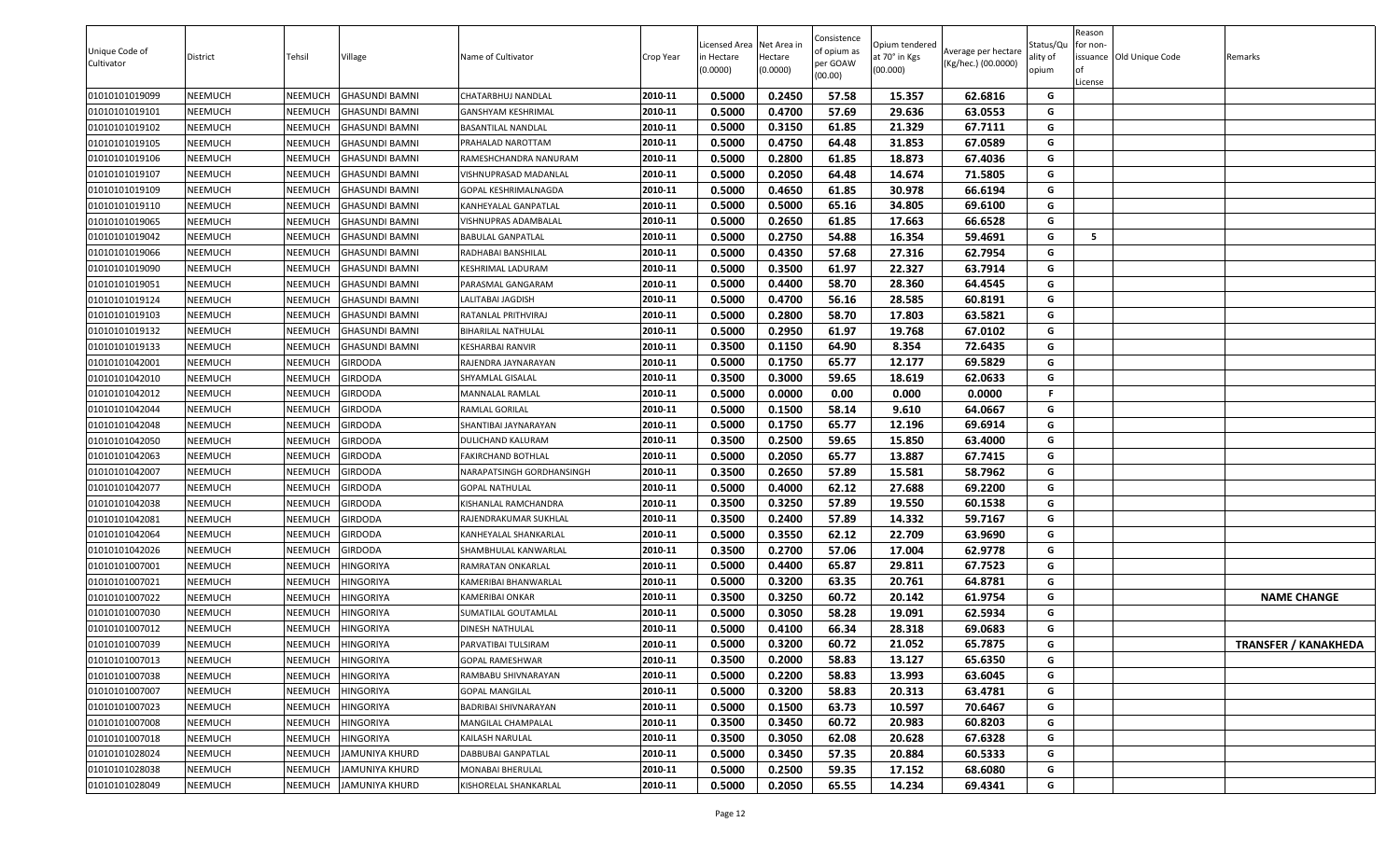| Unique Code of Cultivator | District | Tehsil | Village | Name of Cultivator | Crop Year | Licensed Area in Hectare (0.0000) | Net Area in Hectare (0.0000) | Consistence of opium as per GOAW (00.00) | Opium tendered at 70° in Kgs (00.000) | Average per hectare (Kg/hec.) (00.0000) | Status/Quality of opium | Reason for non-issuance of License | Old Unique Code | Remarks |
|---|---|---|---|---|---|---|---|---|---|---|---|---|---|---|
| 01010101019099 | NEEMUCH | NEEMUCH | GHASUNDI BAMNI | CHATARBHUJ NANDLAL | 2010-11 | 0.5000 | 0.2450 | 57.58 | 15.357 | 62.6816 | G | | | |
| 01010101019101 | NEEMUCH | NEEMUCH | GHASUNDI BAMNI | GANSHYAM KESHRIMAL | 2010-11 | 0.5000 | 0.4700 | 57.69 | 29.636 | 63.0553 | G | | | |
| 01010101019102 | NEEMUCH | NEEMUCH | GHASUNDI BAMNI | BASANTILAL NANDLAL | 2010-11 | 0.5000 | 0.3150 | 61.85 | 21.329 | 67.7111 | G | | | |
| 01010101019105 | NEEMUCH | NEEMUCH | GHASUNDI BAMNI | PRAHALAD NAROTTAM | 2010-11 | 0.5000 | 0.4750 | 64.48 | 31.853 | 67.0589 | G | | | |
| 01010101019106 | NEEMUCH | NEEMUCH | GHASUNDI BAMNI | RAMESHCHANDRA NANURAM | 2010-11 | 0.5000 | 0.2800 | 61.85 | 18.873 | 67.4036 | G | | | |
| 01010101019107 | NEEMUCH | NEEMUCH | GHASUNDI BAMNI | VISHNUPRASAD MADANLAL | 2010-11 | 0.5000 | 0.2050 | 64.48 | 14.674 | 71.5805 | G | | | |
| 01010101019109 | NEEMUCH | NEEMUCH | GHASUNDI BAMNI | GOPAL KESHRIMALNAGDA | 2010-11 | 0.5000 | 0.4650 | 61.85 | 30.978 | 66.6194 | G | | | |
| 01010101019110 | NEEMUCH | NEEMUCH | GHASUNDI BAMNI | KANHEYALAL GANPATLAL | 2010-11 | 0.5000 | 0.5000 | 65.16 | 34.805 | 69.6100 | G | | | |
| 01010101019065 | NEEMUCH | NEEMUCH | GHASUNDI BAMNI | VISHNUPRAS ADAMBALAL | 2010-11 | 0.5000 | 0.2650 | 61.85 | 17.663 | 66.6528 | G | | | |
| 01010101019042 | NEEMUCH | NEEMUCH | GHASUNDI BAMNI | BABULAL GANPATLAL | 2010-11 | 0.5000 | 0.2750 | 54.88 | 16.354 | 59.4691 | G | 5 | | |
| 01010101019066 | NEEMUCH | NEEMUCH | GHASUNDI BAMNI | RADHABAI BANSHILAL | 2010-11 | 0.5000 | 0.4350 | 57.68 | 27.316 | 62.7954 | G | | | |
| 01010101019090 | NEEMUCH | NEEMUCH | GHASUNDI BAMNI | KESHRIMAL LADURAM | 2010-11 | 0.5000 | 0.3500 | 61.97 | 22.327 | 63.7914 | G | | | |
| 01010101019051 | NEEMUCH | NEEMUCH | GHASUNDI BAMNI | PARASMAL GANGARAM | 2010-11 | 0.5000 | 0.4400 | 58.70 | 28.360 | 64.4545 | G | | | |
| 01010101019124 | NEEMUCH | NEEMUCH | GHASUNDI BAMNI | LALITABAI JAGDISH | 2010-11 | 0.5000 | 0.4700 | 56.16 | 28.585 | 60.8191 | G | | | |
| 01010101019103 | NEEMUCH | NEEMUCH | GHASUNDI BAMNI | RATANLAL PRITHVIRAJ | 2010-11 | 0.5000 | 0.2800 | 58.70 | 17.803 | 63.5821 | G | | | |
| 01010101019132 | NEEMUCH | NEEMUCH | GHASUNDI BAMNI | BIHARILAL NATHULAL | 2010-11 | 0.5000 | 0.2950 | 61.97 | 19.768 | 67.0102 | G | | | |
| 01010101019133 | NEEMUCH | NEEMUCH | GHASUNDI BAMNI | KESHARBAI RANVIR | 2010-11 | 0.3500 | 0.1150 | 64.90 | 8.354 | 72.6435 | G | | | |
| 01010101042001 | NEEMUCH | NEEMUCH | GIRDODA | RAJENDRA JAYNARAYAN | 2010-11 | 0.5000 | 0.1750 | 65.77 | 12.177 | 69.5829 | G | | | |
| 01010101042010 | NEEMUCH | NEEMUCH | GIRDODA | SHYAMLAL GISALAL | 2010-11 | 0.3500 | 0.3000 | 59.65 | 18.619 | 62.0633 | G | | | |
| 01010101042012 | NEEMUCH | NEEMUCH | GIRDODA | MANNALAL RAMLAL | 2010-11 | 0.5000 | 0.0000 | 0.00 | 0.000 | 0.0000 | F | | | |
| 01010101042044 | NEEMUCH | NEEMUCH | GIRDODA | RAMLAL GORILAL | 2010-11 | 0.5000 | 0.1500 | 58.14 | 9.610 | 64.0667 | G | | | |
| 01010101042048 | NEEMUCH | NEEMUCH | GIRDODA | SHANTIBAI JAYNARAYAN | 2010-11 | 0.5000 | 0.1750 | 65.77 | 12.196 | 69.6914 | G | | | |
| 01010101042050 | NEEMUCH | NEEMUCH | GIRDODA | DULICHAND KALURAM | 2010-11 | 0.3500 | 0.2500 | 59.65 | 15.850 | 63.4000 | G | | | |
| 01010101042063 | NEEMUCH | NEEMUCH | GIRDODA | FAKIRCHAND BOTHLAL | 2010-11 | 0.5000 | 0.2050 | 65.77 | 13.887 | 67.7415 | G | | | |
| 01010101042007 | NEEMUCH | NEEMUCH | GIRDODA | NARAPATSINGH GORDHANSINGH | 2010-11 | 0.3500 | 0.2650 | 57.89 | 15.581 | 58.7962 | G | | | |
| 01010101042077 | NEEMUCH | NEEMUCH | GIRDODA | GOPAL NATHULAL | 2010-11 | 0.5000 | 0.4000 | 62.12 | 27.688 | 69.2200 | G | | | |
| 01010101042038 | NEEMUCH | NEEMUCH | GIRDODA | KISHANLAL RAMCHANDRA | 2010-11 | 0.3500 | 0.3250 | 57.89 | 19.550 | 60.1538 | G | | | |
| 01010101042081 | NEEMUCH | NEEMUCH | GIRDODA | RAJENDRAKUMAR SUKHLAL | 2010-11 | 0.3500 | 0.2400 | 57.89 | 14.332 | 59.7167 | G | | | |
| 01010101042064 | NEEMUCH | NEEMUCH | GIRDODA | KANHEYALAL SHANKARLAL | 2010-11 | 0.5000 | 0.3550 | 62.12 | 22.709 | 63.9690 | G | | | |
| 01010101042026 | NEEMUCH | NEEMUCH | GIRDODA | SHAMBHULAL KANWARLAL | 2010-11 | 0.3500 | 0.2700 | 57.06 | 17.004 | 62.9778 | G | | | |
| 01010101007001 | NEEMUCH | NEEMUCH | HINGORIYA | RAMRATAN ONKARLAL | 2010-11 | 0.5000 | 0.4400 | 65.87 | 29.811 | 67.7523 | G | | | |
| 01010101007021 | NEEMUCH | NEEMUCH | HINGORIYA | KAMERIBAI BHANWARLAL | 2010-11 | 0.5000 | 0.3200 | 63.35 | 20.761 | 64.8781 | G | | | |
| 01010101007022 | NEEMUCH | NEEMUCH | HINGORIYA | KAMERIBAI ONKAR | 2010-11 | 0.3500 | 0.3250 | 60.72 | 20.142 | 61.9754 | G | | | **NAME CHANGE** |
| 01010101007030 | NEEMUCH | NEEMUCH | HINGORIYA | SUMATILAL GOUTAMLAL | 2010-11 | 0.5000 | 0.3050 | 58.28 | 19.091 | 62.5934 | G | | | |
| 01010101007012 | NEEMUCH | NEEMUCH | HINGORIYA | DINESH NATHULAL | 2010-11 | 0.5000 | 0.4100 | 66.34 | 28.318 | 69.0683 | G | | | |
| 01010101007039 | NEEMUCH | NEEMUCH | HINGORIYA | PARVATIBAI TULSIRAM | 2010-11 | 0.5000 | 0.3200 | 60.72 | 21.052 | 65.7875 | G | | | **TRANSFER / KANAKHEDA** |
| 01010101007013 | NEEMUCH | NEEMUCH | HINGORIYA | GOPAL RAMESHWAR | 2010-11 | 0.3500 | 0.2000 | 58.83 | 13.127 | 65.6350 | G | | | |
| 01010101007038 | NEEMUCH | NEEMUCH | HINGORIYA | RAMBABU SHIVNARAYAN | 2010-11 | 0.5000 | 0.2200 | 58.83 | 13.993 | 63.6045 | G | | | |
| 01010101007007 | NEEMUCH | NEEMUCH | HINGORIYA | GOPAL MANGILAL | 2010-11 | 0.5000 | 0.3200 | 58.83 | 20.313 | 63.4781 | G | | | |
| 01010101007023 | NEEMUCH | NEEMUCH | HINGORIYA | BADRIBAI SHIVNARAYAN | 2010-11 | 0.5000 | 0.1500 | 63.73 | 10.597 | 70.6467 | G | | | |
| 01010101007008 | NEEMUCH | NEEMUCH | HINGORIYA | MANGILAL CHAMPALAL | 2010-11 | 0.3500 | 0.3450 | 60.72 | 20.983 | 60.8203 | G | | | |
| 01010101007018 | NEEMUCH | NEEMUCH | HINGORIYA | KAILASH NARULAL | 2010-11 | 0.3500 | 0.3050 | 62.08 | 20.628 | 67.6328 | G | | | |
| 01010101028024 | NEEMUCH | NEEMUCH | JAMUNIYA KHURD | DABBUBAI GANPATLAL | 2010-11 | 0.5000 | 0.3450 | 57.35 | 20.884 | 60.5333 | G | | | |
| 01010101028038 | NEEMUCH | NEEMUCH | JAMUNIYA KHURD | MONABAI BHERULAL | 2010-11 | 0.5000 | 0.2500 | 59.35 | 17.152 | 68.6080 | G | | | |
| 01010101028049 | NEEMUCH | NEEMUCH | JAMUNIYA KHURD | KISHORELAL SHANKARLAL | 2010-11 | 0.5000 | 0.2050 | 65.55 | 14.234 | 69.4341 | G | | | |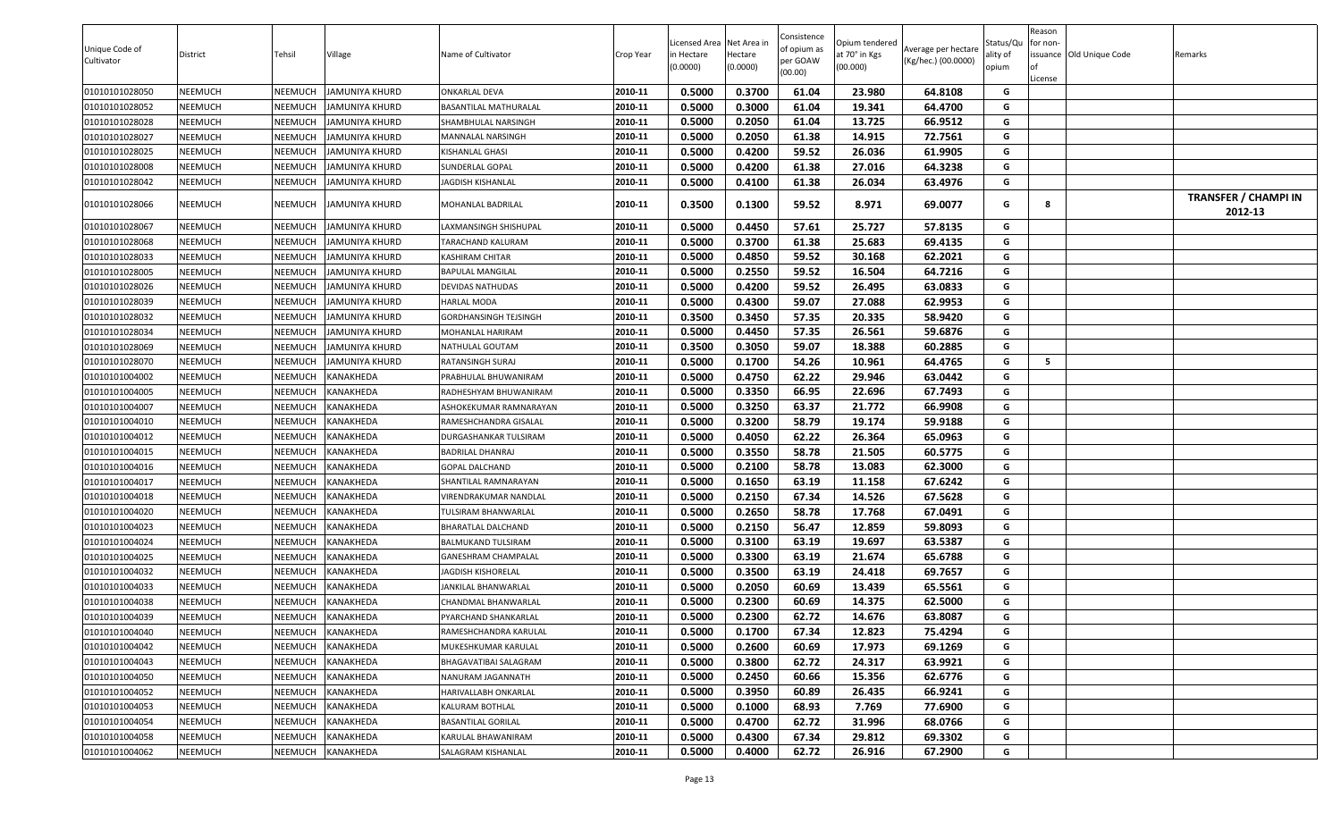| Unique Code of Cultivator | District | Tehsil | Village | Name of Cultivator | Crop Year | Licensed Area in Hectare (0.0000) | Net Area in Hectare (0.0000) | Consistence of opium as per GOAW (00.00) | Opium tendered at 70° in Kgs (00.000) | Average per hectare (Kg/hec.) (00.0000) | Status/Quality of opium | Reason for non-issuance of License | Old Unique Code | Remarks |
|---|---|---|---|---|---|---|---|---|---|---|---|---|---|---|
| 01010101028050 | NEEMUCH | NEEMUCH | JAMUNIYA KHURD | ONKARLAL DEVA | 2010-11 | 0.5000 | 0.3700 | 61.04 | 23.980 | 64.8108 | G | | | |
| 01010101028052 | NEEMUCH | NEEMUCH | JAMUNIYA KHURD | BASANTILAL MATHURALAL | 2010-11 | 0.5000 | 0.3000 | 61.04 | 19.341 | 64.4700 | G | | | |
| 01010101028028 | NEEMUCH | NEEMUCH | JAMUNIYA KHURD | SHAMBHULAL NARSINGH | 2010-11 | 0.5000 | 0.2050 | 61.04 | 13.725 | 66.9512 | G | | | |
| 01010101028027 | NEEMUCH | NEEMUCH | JAMUNIYA KHURD | MANNALAL NARSINGH | 2010-11 | 0.5000 | 0.2050 | 61.38 | 14.915 | 72.7561 | G | | | |
| 01010101028025 | NEEMUCH | NEEMUCH | JAMUNIYA KHURD | KISHANLAL GHASI | 2010-11 | 0.5000 | 0.4200 | 59.52 | 26.036 | 61.9905 | G | | | |
| 01010101028008 | NEEMUCH | NEEMUCH | JAMUNIYA KHURD | SUNDERLAL GOPAL | 2010-11 | 0.5000 | 0.4200 | 61.38 | 27.016 | 64.3238 | G | | | |
| 01010101028042 | NEEMUCH | NEEMUCH | JAMUNIYA KHURD | JAGDISH KISHANLAL | 2010-11 | 0.5000 | 0.4100 | 61.38 | 26.034 | 63.4976 | G | | | |
| 01010101028066 | NEEMUCH | NEEMUCH | JAMUNIYA KHURD | MOHANLAL BADRILAL | 2010-11 | 0.3500 | 0.1300 | 59.52 | 8.971 | 69.0077 | G | 8 | | TRANSFER / CHAMPI IN 2012-13 |
| 01010101028067 | NEEMUCH | NEEMUCH | JAMUNIYA KHURD | LAXMANSINGH SHISHUPAL | 2010-11 | 0.5000 | 0.4450 | 57.61 | 25.727 | 57.8135 | G | | | |
| 01010101028068 | NEEMUCH | NEEMUCH | JAMUNIYA KHURD | TARACHAND KALURAM | 2010-11 | 0.5000 | 0.3700 | 61.38 | 25.683 | 69.4135 | G | | | |
| 01010101028033 | NEEMUCH | NEEMUCH | JAMUNIYA KHURD | KASHIRAM CHITAR | 2010-11 | 0.5000 | 0.4850 | 59.52 | 30.168 | 62.2021 | G | | | |
| 01010101028005 | NEEMUCH | NEEMUCH | JAMUNIYA KHURD | BAPULAL MANGILAL | 2010-11 | 0.5000 | 0.2550 | 59.52 | 16.504 | 64.7216 | G | | | |
| 01010101028026 | NEEMUCH | NEEMUCH | JAMUNIYA KHURD | DEVIDAS NATHUDAS | 2010-11 | 0.5000 | 0.4200 | 59.52 | 26.495 | 63.0833 | G | | | |
| 01010101028039 | NEEMUCH | NEEMUCH | JAMUNIYA KHURD | HARLAL MODA | 2010-11 | 0.5000 | 0.4300 | 59.07 | 27.088 | 62.9953 | G | | | |
| 01010101028032 | NEEMUCH | NEEMUCH | JAMUNIYA KHURD | GORDHANSINGH TEJSINGH | 2010-11 | 0.3500 | 0.3450 | 57.35 | 20.335 | 58.9420 | G | | | |
| 01010101028034 | NEEMUCH | NEEMUCH | JAMUNIYA KHURD | MOHANLAL HARIRAM | 2010-11 | 0.5000 | 0.4450 | 57.35 | 26.561 | 59.6876 | G | | | |
| 01010101028069 | NEEMUCH | NEEMUCH | JAMUNIYA KHURD | NATHULAL GOUTAM | 2010-11 | 0.3500 | 0.3050 | 59.07 | 18.388 | 60.2885 | G | | | |
| 01010101028070 | NEEMUCH | NEEMUCH | JAMUNIYA KHURD | RATANSINGH SURAJ | 2010-11 | 0.5000 | 0.1700 | 54.26 | 10.961 | 64.4765 | G | 5 | | |
| 01010101004002 | NEEMUCH | NEEMUCH | KANAKHEDA | PRABHULAL BHUWANIRAM | 2010-11 | 0.5000 | 0.4750 | 62.22 | 29.946 | 63.0442 | G | | | |
| 01010101004005 | NEEMUCH | NEEMUCH | KANAKHEDA | RADHESHYAM BHUWANIRAM | 2010-11 | 0.5000 | 0.3350 | 66.95 | 22.696 | 67.7493 | G | | | |
| 01010101004007 | NEEMUCH | NEEMUCH | KANAKHEDA | ASHOKEKUMAR RAMNARAYAN | 2010-11 | 0.5000 | 0.3250 | 63.37 | 21.772 | 66.9908 | G | | | |
| 01010101004010 | NEEMUCH | NEEMUCH | KANAKHEDA | RAMESHCHANDRA GISALAL | 2010-11 | 0.5000 | 0.3200 | 58.79 | 19.174 | 59.9188 | G | | | |
| 01010101004012 | NEEMUCH | NEEMUCH | KANAKHEDA | DURGASHANKAR TULSIRAM | 2010-11 | 0.5000 | 0.4050 | 62.22 | 26.364 | 65.0963 | G | | | |
| 01010101004015 | NEEMUCH | NEEMUCH | KANAKHEDA | BADRILAL DHANRAJ | 2010-11 | 0.5000 | 0.3550 | 58.78 | 21.505 | 60.5775 | G | | | |
| 01010101004016 | NEEMUCH | NEEMUCH | KANAKHEDA | GOPAL DALCHAND | 2010-11 | 0.5000 | 0.2100 | 58.78 | 13.083 | 62.3000 | G | | | |
| 01010101004017 | NEEMUCH | NEEMUCH | KANAKHEDA | SHANTILAL RAMNARAYAN | 2010-11 | 0.5000 | 0.1650 | 63.19 | 11.158 | 67.6242 | G | | | |
| 01010101004018 | NEEMUCH | NEEMUCH | KANAKHEDA | VIRENDRAKUMAR NANDLAL | 2010-11 | 0.5000 | 0.2150 | 67.34 | 14.526 | 67.5628 | G | | | |
| 01010101004020 | NEEMUCH | NEEMUCH | KANAKHEDA | TULSIRAM BHANWARLAL | 2010-11 | 0.5000 | 0.2650 | 58.78 | 17.768 | 67.0491 | G | | | |
| 01010101004023 | NEEMUCH | NEEMUCH | KANAKHEDA | BHARATLAL DALCHAND | 2010-11 | 0.5000 | 0.2150 | 56.47 | 12.859 | 59.8093 | G | | | |
| 01010101004024 | NEEMUCH | NEEMUCH | KANAKHEDA | BALMUKAND TULSIRAM | 2010-11 | 0.5000 | 0.3100 | 63.19 | 19.697 | 63.5387 | G | | | |
| 01010101004025 | NEEMUCH | NEEMUCH | KANAKHEDA | GANESHRAM CHAMPALAL | 2010-11 | 0.5000 | 0.3300 | 63.19 | 21.674 | 65.6788 | G | | | |
| 01010101004032 | NEEMUCH | NEEMUCH | KANAKHEDA | JAGDISH KISHORELAL | 2010-11 | 0.5000 | 0.3500 | 63.19 | 24.418 | 69.7657 | G | | | |
| 01010101004033 | NEEMUCH | NEEMUCH | KANAKHEDA | JANKILAL BHANWARLAL | 2010-11 | 0.5000 | 0.2050 | 60.69 | 13.439 | 65.5561 | G | | | |
| 01010101004038 | NEEMUCH | NEEMUCH | KANAKHEDA | CHANDMAL BHANWARLAL | 2010-11 | 0.5000 | 0.2300 | 60.69 | 14.375 | 62.5000 | G | | | |
| 01010101004039 | NEEMUCH | NEEMUCH | KANAKHEDA | PYARCHAND SHANKARLAL | 2010-11 | 0.5000 | 0.2300 | 62.72 | 14.676 | 63.8087 | G | | | |
| 01010101004040 | NEEMUCH | NEEMUCH | KANAKHEDA | RAMESHCHANDRA KARULAL | 2010-11 | 0.5000 | 0.1700 | 67.34 | 12.823 | 75.4294 | G | | | |
| 01010101004042 | NEEMUCH | NEEMUCH | KANAKHEDA | MUKESHKUMAR KARULAL | 2010-11 | 0.5000 | 0.2600 | 60.69 | 17.973 | 69.1269 | G | | | |
| 01010101004043 | NEEMUCH | NEEMUCH | KANAKHEDA | BHAGAVATIBAI SALAGRAM | 2010-11 | 0.5000 | 0.3800 | 62.72 | 24.317 | 63.9921 | G | | | |
| 01010101004050 | NEEMUCH | NEEMUCH | KANAKHEDA | NANURAM JAGANNATH | 2010-11 | 0.5000 | 0.2450 | 60.66 | 15.356 | 62.6776 | G | | | |
| 01010101004052 | NEEMUCH | NEEMUCH | KANAKHEDA | HARIVALLABH ONKARLAL | 2010-11 | 0.5000 | 0.3950 | 60.89 | 26.435 | 66.9241 | G | | | |
| 01010101004053 | NEEMUCH | NEEMUCH | KANAKHEDA | KALURAM BOTHLAL | 2010-11 | 0.5000 | 0.1000 | 68.93 | 7.769 | 77.6900 | G | | | |
| 01010101004054 | NEEMUCH | NEEMUCH | KANAKHEDA | BASANTILAL GORILAL | 2010-11 | 0.5000 | 0.4700 | 62.72 | 31.996 | 68.0766 | G | | | |
| 01010101004058 | NEEMUCH | NEEMUCH | KANAKHEDA | KARULAL BHAWANIRAM | 2010-11 | 0.5000 | 0.4300 | 67.34 | 29.812 | 69.3302 | G | | | |
| 01010101004062 | NEEMUCH | NEEMUCH | KANAKHEDA | SALAGRAM KISHANLAL | 2010-11 | 0.5000 | 0.4000 | 62.72 | 26.916 | 67.2900 | G | | | |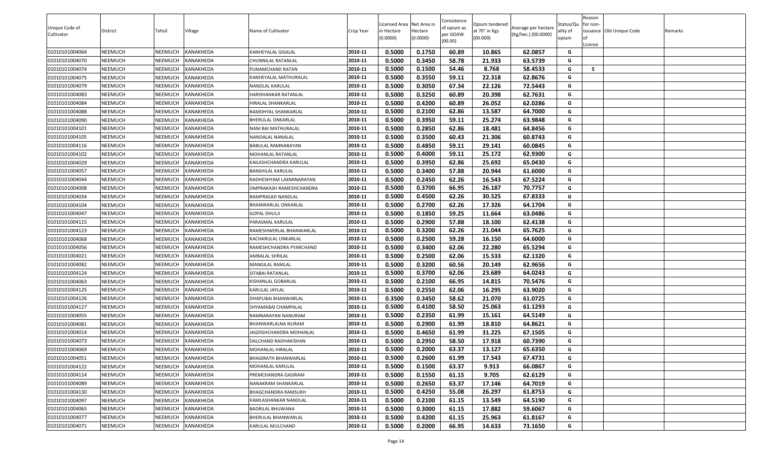| Unique Code of Cultivator | District | Tehsil | Village | Name of Cultivator | Crop Year | Licensed Area in Hectare (0.0000) | Net Area in Hectare (0.0000) | Consistence of opium as per GOAW (00.00) | Opium tendered at 70° in Kgs (00.000) | Average per hectare (Kg/hec.) (00.0000) | Status/Quality of opium | Reason for non-issuance of License | Old Unique Code | Remarks |
|---|---|---|---|---|---|---|---|---|---|---|---|---|---|---|
| 01010101004064 | NEEMUCH | NEEMUCH | KANAKHEDA | KANHEYALAL GISALAL | 2010-11 | 0.5000 | 0.1750 | 60.89 | 10.865 | 62.0857 | G | | | |
| 01010101004070 | NEEMUCH | NEEMUCH | KANAKHEDA | CHUNNILAL RATANLAL | 2010-11 | 0.5000 | 0.3450 | 58.78 | 21.933 | 63.5739 | G | | | |
| 01010101004074 | NEEMUCH | NEEMUCH | KANAKHEDA | PUNAMCHAND RATAN | 2010-11 | 0.5000 | 0.1500 | 54.46 | 8.768 | 58.4533 | G | 5 | | |
| 01010101004075 | NEEMUCH | NEEMUCH | KANAKHEDA | KANHEYALAL MATHURALAL | 2010-11 | 0.5000 | 0.3550 | 59.11 | 22.318 | 62.8676 | G | | | |
| 01010101004079 | NEEMUCH | NEEMUCH | KANAKHEDA | NANDLAL KARULAL | 2010-11 | 0.5000 | 0.3050 | 67.34 | 22.126 | 72.5443 | G | | | |
| 01010101004083 | NEEMUCH | NEEMUCH | KANAKHEDA | HARISHANKAR RATANLAL | 2010-11 | 0.5000 | 0.3250 | 60.89 | 20.398 | 62.7631 | G | | | |
| 01010101004084 | NEEMUCH | NEEMUCH | KANAKHEDA | HIRALAL SHANKARLAL | 2010-11 | 0.5000 | 0.4200 | 60.89 | 26.052 | 62.0286 | G | | | |
| 01010101004088 | NEEMUCH | NEEMUCH | KANAKHEDA | RAMDHYAL SHANKARLAL | 2010-11 | 0.5000 | 0.2100 | 62.86 | 13.587 | 64.7000 | G | | | |
| 01010101004090 | NEEMUCH | NEEMUCH | KANAKHEDA | BHERULAL ONKARLAL | 2010-11 | 0.5000 | 0.3950 | 59.11 | 25.274 | 63.9848 | G | | | |
| 01010101004101 | NEEMUCH | NEEMUCH | KANAKHEDA | NANI BAI MATHURALAL | 2010-11 | 0.5000 | 0.2850 | 62.86 | 18.481 | 64.8456 | G | | | |
| 01010101004105 | NEEMUCH | NEEMUCH | KANAKHEDA | NANDALAL NANALAL | 2010-11 | 0.5000 | 0.3500 | 60.43 | 21.306 | 60.8743 | G | | | |
| 01010101004116 | NEEMUCH | NEEMUCH | KANAKHEDA | BABULAL RAMNARAYAN | 2010-11 | 0.5000 | 0.4850 | 59.11 | 29.141 | 60.0845 | G | | | |
| 01010101004102 | NEEMUCH | NEEMUCH | KANAKHEDA | MOHANLAL RATANLAL | 2010-11 | 0.5000 | 0.4000 | 59.11 | 25.172 | 62.9300 | G | | | |
| 01010101004029 | NEEMUCH | NEEMUCH | KANAKHEDA | KAILASHCHANDRA KARULAL | 2010-11 | 0.5000 | 0.3950 | 62.86 | 25.692 | 65.0430 | G | | | |
| 01010101004057 | NEEMUCH | NEEMUCH | KANAKHEDA | BANSHILAL KARULAL | 2010-11 | 0.5000 | 0.3400 | 57.88 | 20.944 | 61.6000 | G | | | |
| 01010101004044 | NEEMUCH | NEEMUCH | KANAKHEDA | RADHESHYAM LAXMINARAYAN | 2010-11 | 0.5000 | 0.2450 | 62.26 | 16.543 | 67.5224 | G | | | |
| 01010101004008 | NEEMUCH | NEEMUCH | KANAKHEDA | OMPRAKASH RAMESHCHANDRA | 2010-11 | 0.5000 | 0.3700 | 66.95 | 26.187 | 70.7757 | G | | | |
| 01010101004034 | NEEMUCH | NEEMUCH | KANAKHEDA | RAMPRASAD NANDLAL | 2010-11 | 0.5000 | 0.4500 | 62.26 | 30.525 | 67.8333 | G | | | |
| 01010101004104 | NEEMUCH | NEEMUCH | KANAKHEDA | BHANWARLAL ONKARLAL | 2010-11 | 0.5000 | 0.2700 | 62.26 | 17.326 | 64.1704 | G | | | |
| 01010101004047 | NEEMUCH | NEEMUCH | KANAKHEDA | GOPAL DHULJI | 2010-11 | 0.5000 | 0.1850 | 59.25 | 11.664 | 63.0486 | G | | | |
| 01010101004115 | NEEMUCH | NEEMUCH | KANAKHEDA | PARASMAL KARULAL | 2010-11 | 0.5000 | 0.2900 | 57.88 | 18.100 | 62.4138 | G | | | |
| 01010101004123 | NEEMUCH | NEEMUCH | KANAKHEDA | RAMESHWERLAL BHANWARLAL | 2010-11 | 0.5000 | 0.3200 | 62.26 | 21.044 | 65.7625 | G | | | |
| 01010101004068 | NEEMUCH | NEEMUCH | KANAKHEDA | KACHARULAL UNKARLAL | 2010-11 | 0.5000 | 0.2500 | 59.28 | 16.150 | 64.6000 | G | | | |
| 01010101004056 | NEEMUCH | NEEMUCH | KANAKHEDA | RAMESHCHANDRA PYARCHAND | 2010-11 | 0.5000 | 0.3400 | 62.06 | 22.280 | 65.5294 | G | | | |
| 01010101004021 | NEEMUCH | NEEMUCH | KANAKHEDA | AMBALAL SHRILAL | 2010-11 | 0.5000 | 0.2500 | 62.06 | 15.533 | 62.1320 | G | | | |
| 01010101004082 | NEEMUCH | NEEMUCH | KANAKHEDA | MANGILAL RAMLAL | 2010-11 | 0.5000 | 0.3200 | 60.56 | 20.149 | 62.9656 | G | | | |
| 01010101004124 | NEEMUCH | NEEMUCH | KANAKHEDA | SITABAI RATANLAL | 2010-11 | 0.5000 | 0.3700 | 62.06 | 23.689 | 64.0243 | G | | | |
| 01010101004063 | NEEMUCH | NEEMUCH | KANAKHEDA | KISHANLAL GOBARLAL | 2010-11 | 0.5000 | 0.2100 | 66.95 | 14.815 | 70.5476 | G | | | |
| 01010101004125 | NEEMUCH | NEEMUCH | KANAKHEDA | KARULAL JAYLAL | 2010-11 | 0.5000 | 0.2550 | 62.06 | 16.295 | 63.9020 | G | | | |
| 01010101004126 | NEEMUCH | NEEMUCH | KANAKHEDA | DHAPUBAI BHANWARLAL | 2010-11 | 0.3500 | 0.3450 | 58.62 | 21.070 | 61.0725 | G | | | |
| 01010101004127 | NEEMUCH | NEEMUCH | KANAKHEDA | SHYAMABAI CHAMPALAL | 2010-11 | 0.5000 | 0.4100 | 58.50 | 25.063 | 61.1293 | G | | | |
| 01010101004055 | NEEMUCH | NEEMUCH | KANAKHEDA | RAMNARAYAN NANURAM | 2010-11 | 0.5000 | 0.2350 | 61.99 | 15.161 | 64.5149 | G | | | |
| 01010101004081 | NEEMUCH | NEEMUCH | KANAKHEDA | BHANWARLALNA NURAM | 2010-11 | 0.5000 | 0.2900 | 61.99 | 18.810 | 64.8621 | G | | | |
| 01010101004014 | NEEMUCH | NEEMUCH | KANAKHEDA | JAGDISHCHANDRA MOHANLAL | 2010-11 | 0.5000 | 0.4650 | 61.99 | 31.225 | 67.1505 | G | | | |
| 01010101004073 | NEEMUCH | NEEMUCH | KANAKHEDA | DALCHAND RADHAKISHAN | 2010-11 | 0.5000 | 0.2950 | 58.50 | 17.918 | 60.7390 | G | | | |
| 01010101004069 | NEEMUCH | NEEMUCH | KANAKHEDA | MOHANLAL HIRALAL | 2010-11 | 0.5000 | 0.2000 | 63.37 | 13.127 | 65.6350 | G | | | |
| 01010101004051 | NEEMUCH | NEEMUCH | KANAKHEDA | BHAGIRATH BHANWARLAL | 2010-11 | 0.5000 | 0.2600 | 61.99 | 17.543 | 67.4731 | G | | | |
| 01010101004122 | NEEMUCH | NEEMUCH | KANAKHEDA | MOHANLAL KARULAL | 2010-11 | 0.5000 | 0.1500 | 63.37 | 9.913 | 66.0867 | G | | | |
| 01010101004114 | NEEMUCH | NEEMUCH | KANAKHEDA | PREMCHANDRA GASIRAM | 2010-11 | 0.5000 | 0.1550 | 61.15 | 9.705 | 62.6129 | G | | | |
| 01010101004089 | NEEMUCH | NEEMUCH | KANAKHEDA | NANAKRAM SHANKARLAL | 2010-11 | 0.5000 | 0.2650 | 63.37 | 17.146 | 64.7019 | G | | | |
| 01010101004130 | NEEMUCH | NEEMUCH | KANAKHEDA | BHAGCHANDRA RAMSUKH | 2010-11 | 0.5000 | 0.4250 | 55.08 | 26.297 | 61.8753 | G | | | |
| 01010101004097 | NEEMUCH | NEEMUCH | KANAKHEDA | KAMLASHANKAR NANDLAL | 2010-11 | 0.5000 | 0.2100 | 61.15 | 13.549 | 64.5190 | G | | | |
| 01010101004065 | NEEMUCH | NEEMUCH | KANAKHEDA | BADRILAL BHUWANA | 2010-11 | 0.5000 | 0.3000 | 61.15 | 17.882 | 59.6067 | G | | | |
| 01010101004077 | NEEMUCH | NEEMUCH | KANAKHEDA | BHERULAL BHANWARLAL | 2010-11 | 0.5000 | 0.4200 | 61.15 | 25.963 | 61.8167 | G | | | |
| 01010101004071 | NEEMUCH | NEEMUCH | KANAKHEDA | KARULAL MULCHAND | 2010-11 | 0.5000 | 0.2000 | 66.95 | 14.633 | 73.1650 | G | | | |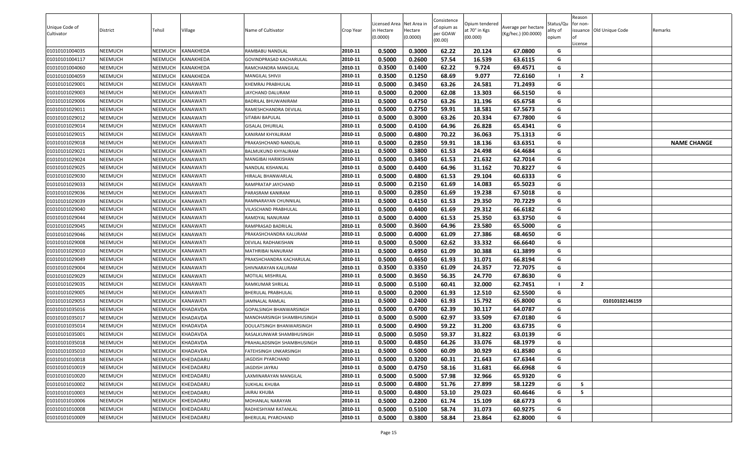| Unique Code of Cultivator | District | Tehsil | Village | Name of Cultivator | Crop Year | Licensed Area in Hectare (0.0000) | Net Area in Hectare (0.0000) | Consistence of opium as per GOAW (00.00) | Opium tendered at 70° in Kgs (00.000) | Average per hectare (Kg/hec.) (00.0000) | Status/Quality of opium | Reason for non-issuance of License | Old Unique Code | Remarks |
|---|---|---|---|---|---|---|---|---|---|---|---|---|---|---|
| 01010101004035 | NEEMUCH | NEEMUCH | KANAKHEDA | RAMBABU NANDLAL | 2010-11 | 0.5000 | 0.3000 | 62.22 | 20.124 | 67.0800 | G | | | |
| 01010101004117 | NEEMUCH | NEEMUCH | KANAKHEDA | GOVINDPRASAD KACHARULAL | 2010-11 | 0.5000 | 0.2600 | 57.54 | 16.539 | 63.6115 | G | | | |
| 01010101004060 | NEEMUCH | NEEMUCH | KANAKHEDA | RAMCHANDRA MANGILAL | 2010-11 | 0.3500 | 0.1400 | 62.22 | 9.724 | 69.4571 | G | | | |
| 01010101004059 | NEEMUCH | NEEMUCH | KANAKHEDA | MANGILAL SHIVJI | 2010-11 | 0.3500 | 0.1250 | 68.69 | 9.077 | 72.6160 | I | 2 | | |
| 01010101029001 | NEEMUCH | NEEMUCH | KANAWATI | KHEMRAJ PRABHULAL | 2010-11 | 0.5000 | 0.3450 | 63.26 | 24.581 | 71.2493 | G | | | |
| 01010101029003 | NEEMUCH | NEEMUCH | KANAWATI | JAYCHAND DALURAM | 2010-11 | 0.5000 | 0.2000 | 62.08 | 13.303 | 66.5150 | G | | | |
| 01010101029006 | NEEMUCH | NEEMUCH | KANAWATI | BADRILAL BHUWANIRAM | 2010-11 | 0.5000 | 0.4750 | 63.26 | 31.196 | 65.6758 | G | | | |
| 01010101029011 | NEEMUCH | NEEMUCH | KANAWATI | RAMESHCHANDRA DEVILAL | 2010-11 | 0.5000 | 0.2750 | 59.91 | 18.581 | 67.5673 | G | | | |
| 01010101029012 | NEEMUCH | NEEMUCH | KANAWATI | SITABAI BAPULAL | 2010-11 | 0.5000 | 0.3000 | 63.26 | 20.334 | 67.7800 | G | | | |
| 01010101029014 | NEEMUCH | NEEMUCH | KANAWATI | GISALAL DHURILAL | 2010-11 | 0.5000 | 0.4100 | 64.96 | 26.828 | 65.4341 | G | | | |
| 01010101029015 | NEEMUCH | NEEMUCH | KANAWATI | KANIRAM KHYALIRAM | 2010-11 | 0.5000 | 0.4800 | 70.22 | 36.063 | 75.1313 | G | | | |
| 01010101029018 | NEEMUCH | NEEMUCH | KANAWATI | PRAKASHCHAND NANDLAL | 2010-11 | 0.5000 | 0.2850 | 59.91 | 18.136 | 63.6351 | G | | | NAME CHANGE |
| 01010101029021 | NEEMUCH | NEEMUCH | KANAWATI | BALMUKUND KHYALIRAM | 2010-11 | 0.5000 | 0.3800 | 61.53 | 24.498 | 64.4684 | G | | | |
| 01010101029024 | NEEMUCH | NEEMUCH | KANAWATI | MANGIBAI HARIKISHAN | 2010-11 | 0.5000 | 0.3450 | 61.53 | 21.632 | 62.7014 | G | | | |
| 01010101029025 | NEEMUCH | NEEMUCH | KANAWATI | NANDLAL KISHANLAL | 2010-11 | 0.5000 | 0.4400 | 64.96 | 31.162 | 70.8227 | G | | | |
| 01010101029030 | NEEMUCH | NEEMUCH | KANAWATI | HIRALAL BHANWARLAL | 2010-11 | 0.5000 | 0.4800 | 61.53 | 29.104 | 60.6333 | G | | | |
| 01010101029033 | NEEMUCH | NEEMUCH | KANAWATI | RAMPRATAP JAYCHAND | 2010-11 | 0.5000 | 0.2150 | 61.69 | 14.083 | 65.5023 | G | | | |
| 01010101029036 | NEEMUCH | NEEMUCH | KANAWATI | PARASRAM KANIRAM | 2010-11 | 0.5000 | 0.2850 | 61.69 | 19.238 | 67.5018 | G | | | |
| 01010101029039 | NEEMUCH | NEEMUCH | KANAWATI | RAMNARAYAN CHUNNILAL | 2010-11 | 0.5000 | 0.4150 | 61.53 | 29.350 | 70.7229 | G | | | |
| 01010101029040 | NEEMUCH | NEEMUCH | KANAWATI | VILASCHAND PRABHULAL | 2010-11 | 0.5000 | 0.4400 | 61.69 | 29.312 | 66.6182 | G | | | |
| 01010101029044 | NEEMUCH | NEEMUCH | KANAWATI | RAMDYAL NANURAM | 2010-11 | 0.5000 | 0.4000 | 61.53 | 25.350 | 63.3750 | G | | | |
| 01010101029045 | NEEMUCH | NEEMUCH | KANAWATI | RAMPRASAD BADRILAL | 2010-11 | 0.5000 | 0.3600 | 64.96 | 23.580 | 65.5000 | G | | | |
| 01010101029046 | NEEMUCH | NEEMUCH | KANAWATI | PRAKASHCHANDRA KALURAM | 2010-11 | 0.5000 | 0.4000 | 61.09 | 27.386 | 68.4650 | G | | | |
| 01010101029008 | NEEMUCH | NEEMUCH | KANAWATI | DEVILAL RADHAKISHAN | 2010-11 | 0.5000 | 0.5000 | 62.62 | 33.332 | 66.6640 | G | | | |
| 01010101029010 | NEEMUCH | NEEMUCH | KANAWATI | MATHRIBAI NANURAM | 2010-11 | 0.5000 | 0.4950 | 61.09 | 30.388 | 61.3899 | G | | | |
| 01010101029049 | NEEMUCH | NEEMUCH | KANAWATI | PRAKSHCHANDRA KACHARULAL | 2010-11 | 0.5000 | 0.4650 | 61.93 | 31.071 | 66.8194 | G | | | |
| 01010101029004 | NEEMUCH | NEEMUCH | KANAWATI | SHIVNARAYAN KALURAM | 2010-11 | 0.3500 | 0.3350 | 61.09 | 24.357 | 72.7075 | G | | | |
| 01010101029029 | NEEMUCH | NEEMUCH | KANAWATI | MOTILAL MISHRILAL | 2010-11 | 0.5000 | 0.3650 | 56.35 | 24.770 | 67.8630 | G | | | |
| 01010101029035 | NEEMUCH | NEEMUCH | KANAWATI | RAMKUMAR SHRILAL | 2010-11 | 0.5000 | 0.5100 | 60.41 | 32.000 | 62.7451 | I | 2 | | |
| 01010101029005 | NEEMUCH | NEEMUCH | KANAWATI | BHERULAL PRABHULAL | 2010-11 | 0.5000 | 0.2000 | 61.93 | 12.510 | 62.5500 | G | | | |
| 01010101029053 | NEEMUCH | NEEMUCH | KANAWATI | JAMNALAL RAMLAL | 2010-11 | 0.5000 | 0.2400 | 61.93 | 15.792 | 65.8000 | G | | 01010102146159 | |
| 01010101035016 | NEEMUCH | NEEMUCH | KHADAVDA | GOPALSINGH BHANWARSINGH | 2010-11 | 0.5000 | 0.4700 | 62.39 | 30.117 | 64.0787 | G | | | |
| 01010101035017 | NEEMUCH | NEEMUCH | KHADAVDA | MANOHARSINGH SHAMBHUSINGH | 2010-11 | 0.5000 | 0.5000 | 62.97 | 33.509 | 67.0180 | G | | | |
| 01010101035014 | NEEMUCH | NEEMUCH | KHADAVDA | DOULATSINGH BHANWARSINGH | 2010-11 | 0.5000 | 0.4900 | 59.22 | 31.200 | 63.6735 | G | | | |
| 01010101035001 | NEEMUCH | NEEMUCH | KHADAVDA | RASALKUNWAR SHAMBHUSINGH | 2010-11 | 0.5000 | 0.5050 | 59.37 | 31.822 | 63.0139 | G | | | |
| 01010101035018 | NEEMUCH | NEEMUCH | KHADAVDA | PRAHALADSINGH SHAMBHUSINGH | 2010-11 | 0.5000 | 0.4850 | 64.26 | 33.076 | 68.1979 | G | | | |
| 01010101035010 | NEEMUCH | NEEMUCH | KHADAVDA | FATEHSINGH UNKARSINGH | 2010-11 | 0.5000 | 0.5000 | 60.09 | 30.929 | 61.8580 | G | | | |
| 01010101010018 | NEEMUCH | NEEMUCH | KHEDADARU | JAGDISH PYARCHAND | 2010-11 | 0.5000 | 0.3200 | 60.31 | 21.643 | 67.6344 | G | | | |
| 01010101010019 | NEEMUCH | NEEMUCH | KHEDADARU | JAGDISH JAYRAJ | 2010-11 | 0.5000 | 0.4750 | 58.16 | 31.681 | 66.6968 | G | | | |
| 01010101010020 | NEEMUCH | NEEMUCH | KHEDADARU | LAXMINARAYAN MANGILAL | 2010-11 | 0.5000 | 0.5000 | 57.98 | 32.966 | 65.9320 | G | | | |
| 01010101010002 | NEEMUCH | NEEMUCH | KHEDADARU | SUKHLAL KHUBA | 2010-11 | 0.5000 | 0.4800 | 51.76 | 27.899 | 58.1229 | G | 5 | | |
| 01010101010003 | NEEMUCH | NEEMUCH | KHEDADARU | JAIRAJ KHUBA | 2010-11 | 0.5000 | 0.4800 | 53.10 | 29.023 | 60.4646 | G | 5 | | |
| 01010101010006 | NEEMUCH | NEEMUCH | KHEDADARU | MOHANLAL NARAYAN | 2010-11 | 0.5000 | 0.2200 | 61.74 | 15.109 | 68.6773 | G | | | |
| 01010101010008 | NEEMUCH | NEEMUCH | KHEDADARU | RADHESHYAM RATANLAL | 2010-11 | 0.5000 | 0.5100 | 58.74 | 31.073 | 60.9275 | G | | | |
| 01010101010009 | NEEMUCH | NEEMUCH | KHEDADARU | BHERULAL PYARCHAND | 2010-11 | 0.5000 | 0.3800 | 58.84 | 23.864 | 62.8000 | G | | | |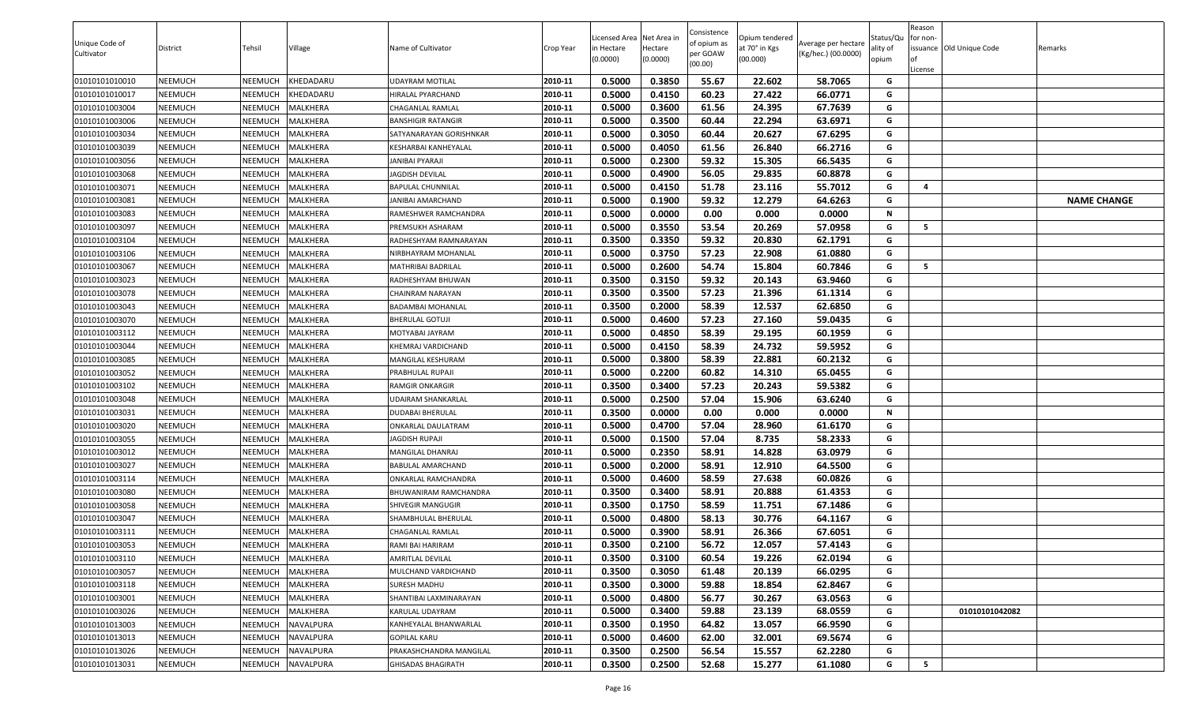| Unique Code of Cultivator | District | Tehsil | Village | Name of Cultivator | Crop Year | Licensed Area in Hectare (0.0000) | Net Area in Hectare (0.0000) | Consistence of opium as per GOAW (00.00) | Opium tendered at 70° in Kgs (00.000) | Average per hectare (Kg/hec.) (00.0000) | Status/Quality of opium | Reason for non-issuance of License | Old Unique Code | Remarks |
|---|---|---|---|---|---|---|---|---|---|---|---|---|---|---|
| 01010101010010 | NEEMUCH | NEEMUCH | KHEDADARU | UDAYRAM MOTILAL | 2010-11 | 0.5000 | 0.3850 | 55.67 | 22.602 | 58.7065 | G | | | |
| 01010101010017 | NEEMUCH | NEEMUCH | KHEDADARU | HIRALAL PYARCHAND | 2010-11 | 0.5000 | 0.4150 | 60.23 | 27.422 | 66.0771 | G | | | |
| 01010101003004 | NEEMUCH | NEEMUCH | MALKHERA | CHAGANLAL RAMLAL | 2010-11 | 0.5000 | 0.3600 | 61.56 | 24.395 | 67.7639 | G | | | |
| 01010101003006 | NEEMUCH | NEEMUCH | MALKHERA | BANSHIGIR RATANGIR | 2010-11 | 0.5000 | 0.3500 | 60.44 | 22.294 | 63.6971 | G | | | |
| 01010101003034 | NEEMUCH | NEEMUCH | MALKHERA | SATYANARAYAN GORISHNKAR | 2010-11 | 0.5000 | 0.3050 | 60.44 | 20.627 | 67.6295 | G | | | |
| 01010101003039 | NEEMUCH | NEEMUCH | MALKHERA | KESHARBAI KANHEYALAL | 2010-11 | 0.5000 | 0.4050 | 61.56 | 26.840 | 66.2716 | G | | | |
| 01010101003056 | NEEMUCH | NEEMUCH | MALKHERA | JANIBAI PYARAJI | 2010-11 | 0.5000 | 0.2300 | 59.32 | 15.305 | 66.5435 | G | | | |
| 01010101003068 | NEEMUCH | NEEMUCH | MALKHERA | JAGDISH DEVILAL | 2010-11 | 0.5000 | 0.4900 | 56.05 | 29.835 | 60.8878 | G | | | |
| 01010101003071 | NEEMUCH | NEEMUCH | MALKHERA | BAPULAL CHUNNILAL | 2010-11 | 0.5000 | 0.4150 | 51.78 | 23.116 | 55.7012 | G | 4 | | |
| 01010101003081 | NEEMUCH | NEEMUCH | MALKHERA | JANIBAI AMARCHAND | 2010-11 | 0.5000 | 0.1900 | 59.32 | 12.279 | 64.6263 | G | | | **NAME CHANGE** |
| 01010101003083 | NEEMUCH | NEEMUCH | MALKHERA | RAMESHWER RAMCHANDRA | 2010-11 | 0.5000 | 0.0000 | 0.00 | 0.000 | 0.0000 | N | | | |
| 01010101003097 | NEEMUCH | NEEMUCH | MALKHERA | PREMSUKH ASHARAM | 2010-11 | 0.5000 | 0.3550 | 53.54 | 20.269 | 57.0958 | G | 5 | | |
| 01010101003104 | NEEMUCH | NEEMUCH | MALKHERA | RADHESHYAM RAMNARAYAN | 2010-11 | 0.3500 | 0.3350 | 59.32 | 20.830 | 62.1791 | G | | | |
| 01010101003106 | NEEMUCH | NEEMUCH | MALKHERA | NIRBHAYRAM MOHANLAL | 2010-11 | 0.5000 | 0.3750 | 57.23 | 22.908 | 61.0880 | G | | | |
| 01010101003067 | NEEMUCH | NEEMUCH | MALKHERA | MATHRIBAI BADRILAL | 2010-11 | 0.5000 | 0.2600 | 54.74 | 15.804 | 60.7846 | G | 5 | | |
| 01010101003023 | NEEMUCH | NEEMUCH | MALKHERA | RADHESHYAM BHUWAN | 2010-11 | 0.3500 | 0.3150 | 59.32 | 20.143 | 63.9460 | G | | | |
| 01010101003078 | NEEMUCH | NEEMUCH | MALKHERA | CHAINRAM NARAYAN | 2010-11 | 0.3500 | 0.3500 | 57.23 | 21.396 | 61.1314 | G | | | |
| 01010101003043 | NEEMUCH | NEEMUCH | MALKHERA | BADAMBAI MOHANLAL | 2010-11 | 0.3500 | 0.2000 | 58.39 | 12.537 | 62.6850 | G | | | |
| 01010101003070 | NEEMUCH | NEEMUCH | MALKHERA | BHERULAL GOTUJI | 2010-11 | 0.5000 | 0.4600 | 57.23 | 27.160 | 59.0435 | G | | | |
| 01010101003112 | NEEMUCH | NEEMUCH | MALKHERA | MOTYABAI JAYRAM | 2010-11 | 0.5000 | 0.4850 | 58.39 | 29.195 | 60.1959 | G | | | |
| 01010101003044 | NEEMUCH | NEEMUCH | MALKHERA | KHEMRAJ VARDICHAND | 2010-11 | 0.5000 | 0.4150 | 58.39 | 24.732 | 59.5952 | G | | | |
| 01010101003085 | NEEMUCH | NEEMUCH | MALKHERA | MANGILAL KESHURAM | 2010-11 | 0.5000 | 0.3800 | 58.39 | 22.881 | 60.2132 | G | | | |
| 01010101003052 | NEEMUCH | NEEMUCH | MALKHERA | PRABHULAL RUPAJI | 2010-11 | 0.5000 | 0.2200 | 60.82 | 14.310 | 65.0455 | G | | | |
| 01010101003102 | NEEMUCH | NEEMUCH | MALKHERA | RAMGIR ONKARGIR | 2010-11 | 0.3500 | 0.3400 | 57.23 | 20.243 | 59.5382 | G | | | |
| 01010101003048 | NEEMUCH | NEEMUCH | MALKHERA | UDAIRAM SHANKARLAL | 2010-11 | 0.5000 | 0.2500 | 57.04 | 15.906 | 63.6240 | G | | | |
| 01010101003031 | NEEMUCH | NEEMUCH | MALKHERA | DUDABAI BHERULAL | 2010-11 | 0.3500 | 0.0000 | 0.00 | 0.000 | 0.0000 | N | | | |
| 01010101003020 | NEEMUCH | NEEMUCH | MALKHERA | ONKARLAL DAULATRAM | 2010-11 | 0.5000 | 0.4700 | 57.04 | 28.960 | 61.6170 | G | | | |
| 01010101003055 | NEEMUCH | NEEMUCH | MALKHERA | JAGDISH RUPAJI | 2010-11 | 0.5000 | 0.1500 | 57.04 | 8.735 | 58.2333 | G | | | |
| 01010101003012 | NEEMUCH | NEEMUCH | MALKHERA | MANGILAL DHANRAJ | 2010-11 | 0.5000 | 0.2350 | 58.91 | 14.828 | 63.0979 | G | | | |
| 01010101003027 | NEEMUCH | NEEMUCH | MALKHERA | BABULAL AMARCHAND | 2010-11 | 0.5000 | 0.2000 | 58.91 | 12.910 | 64.5500 | G | | | |
| 01010101003114 | NEEMUCH | NEEMUCH | MALKHERA | ONKARLAL RAMCHANDRA | 2010-11 | 0.5000 | 0.4600 | 58.59 | 27.638 | 60.0826 | G | | | |
| 01010101003080 | NEEMUCH | NEEMUCH | MALKHERA | BHUWANIRAM RAMCHANDRA | 2010-11 | 0.3500 | 0.3400 | 58.91 | 20.888 | 61.4353 | G | | | |
| 01010101003058 | NEEMUCH | NEEMUCH | MALKHERA | SHIVEGIR MANGUGIR | 2010-11 | 0.3500 | 0.1750 | 58.59 | 11.751 | 67.1486 | G | | | |
| 01010101003047 | NEEMUCH | NEEMUCH | MALKHERA | SHAMBHULAL BHERULAL | 2010-11 | 0.5000 | 0.4800 | 58.13 | 30.776 | 64.1167 | G | | | |
| 01010101003111 | NEEMUCH | NEEMUCH | MALKHERA | CHAGANLAL RAMLAL | 2010-11 | 0.5000 | 0.3900 | 58.91 | 26.366 | 67.6051 | G | | | |
| 01010101003053 | NEEMUCH | NEEMUCH | MALKHERA | RAMI BAI HARIRAM | 2010-11 | 0.3500 | 0.2100 | 56.72 | 12.057 | 57.4143 | G | | | |
| 01010101003110 | NEEMUCH | NEEMUCH | MALKHERA | AMRITLAL DEVILAL | 2010-11 | 0.3500 | 0.3100 | 60.54 | 19.226 | 62.0194 | G | | | |
| 01010101003057 | NEEMUCH | NEEMUCH | MALKHERA | MULCHAND VARDICHAND | 2010-11 | 0.3500 | 0.3050 | 61.48 | 20.139 | 66.0295 | G | | | |
| 01010101003118 | NEEMUCH | NEEMUCH | MALKHERA | SURESH MADHU | 2010-11 | 0.3500 | 0.3000 | 59.88 | 18.854 | 62.8467 | G | | | |
| 01010101003001 | NEEMUCH | NEEMUCH | MALKHERA | SHANTIBAI LAXMINARAYAN | 2010-11 | 0.5000 | 0.4800 | 56.77 | 30.267 | 63.0563 | G | | | |
| 01010101003026 | NEEMUCH | NEEMUCH | MALKHERA | KARULAL UDAYRAM | 2010-11 | 0.5000 | 0.3400 | 59.88 | 23.139 | 68.0559 | G | | 01010101042082 | |
| 01010101013003 | NEEMUCH | NEEMUCH | NAVALPURA | KANHEYALAL BHANWARLAL | 2010-11 | 0.3500 | 0.1950 | 64.82 | 13.057 | 66.9590 | G | | | |
| 01010101013013 | NEEMUCH | NEEMUCH | NAVALPURA | GOPILAL KARU | 2010-11 | 0.5000 | 0.4600 | 62.00 | 32.001 | 69.5674 | G | | | |
| 01010101013026 | NEEMUCH | NEEMUCH | NAVALPURA | PRAKASHCHANDRA MANGILAL | 2010-11 | 0.3500 | 0.2500 | 56.54 | 15.557 | 62.2280 | G | | | |
| 01010101013031 | NEEMUCH | NEEMUCH | NAVALPURA | GHISADAS BHAGIRATH | 2010-11 | 0.3500 | 0.2500 | 52.68 | 15.277 | 61.1080 | G | 5 | | |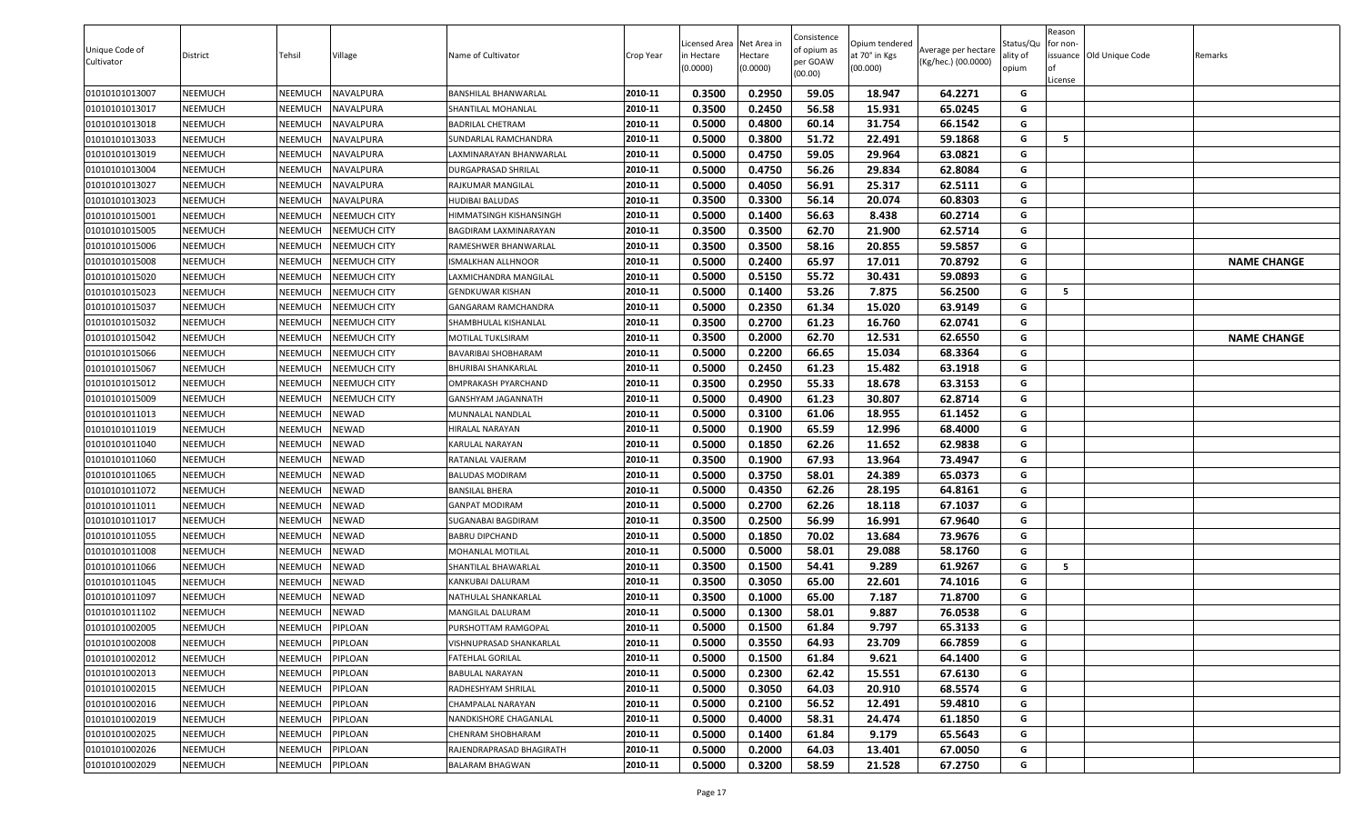| Unique Code of Cultivator | District | Tehsil | Village | Name of Cultivator | Crop Year | Licensed Area in Hectare (0.0000) | Net Area in Hectare (0.0000) | Consistence of opium as per GOAW (00.00) | Opium tendered at 70° in Kgs (00.000) | Average per hectare (Kg/hec.) (00.0000) | Status/Quality of opium | Reason for non-issuance of License | Old Unique Code | Remarks |
|---|---|---|---|---|---|---|---|---|---|---|---|---|---|---|
| 01010101013007 | NEEMUCH | NEEMUCH | NAVALPURA | BANSHILAL BHANWARLAL | 2010-11 | 0.3500 | 0.2950 | 59.05 | 18.947 | 64.2271 | G | | | |
| 01010101013017 | NEEMUCH | NEEMUCH | NAVALPURA | SHANTILAL MOHANLAL | 2010-11 | 0.3500 | 0.2450 | 56.58 | 15.931 | 65.0245 | G | | | |
| 01010101013018 | NEEMUCH | NEEMUCH | NAVALPURA | BADRILAL CHETRAM | 2010-11 | 0.5000 | 0.4800 | 60.14 | 31.754 | 66.1542 | G | | | |
| 01010101013033 | NEEMUCH | NEEMUCH | NAVALPURA | SUNDARLAL RAMCHANDRA | 2010-11 | 0.5000 | 0.3800 | 51.72 | 22.491 | 59.1868 | G | 5 | | |
| 01010101013019 | NEEMUCH | NEEMUCH | NAVALPURA | LAXMINARAYAN BHANWARLAL | 2010-11 | 0.5000 | 0.4750 | 59.05 | 29.964 | 63.0821 | G | | | |
| 01010101013004 | NEEMUCH | NEEMUCH | NAVALPURA | DURGAPRASAD SHRILAL | 2010-11 | 0.5000 | 0.4750 | 56.26 | 29.834 | 62.8084 | G | | | |
| 01010101013027 | NEEMUCH | NEEMUCH | NAVALPURA | RAJKUMAR MANGILAL | 2010-11 | 0.5000 | 0.4050 | 56.91 | 25.317 | 62.5111 | G | | | |
| 01010101013023 | NEEMUCH | NEEMUCH | NAVALPURA | HUDIBAI BALUDAS | 2010-11 | 0.3500 | 0.3300 | 56.14 | 20.074 | 60.8303 | G | | | |
| 01010101015001 | NEEMUCH | NEEMUCH | NEEMUCH CITY | HIMMATSINGH KISHANSINGH | 2010-11 | 0.5000 | 0.1400 | 56.63 | 8.438 | 60.2714 | G | | | |
| 01010101015005 | NEEMUCH | NEEMUCH | NEEMUCH CITY | BAGDIRAM LAXMINARAYAN | 2010-11 | 0.3500 | 0.3500 | 62.70 | 21.900 | 62.5714 | G | | | |
| 01010101015006 | NEEMUCH | NEEMUCH | NEEMUCH CITY | RAMESHWER BHANWARLAL | 2010-11 | 0.3500 | 0.3500 | 58.16 | 20.855 | 59.5857 | G | | | |
| 01010101015008 | NEEMUCH | NEEMUCH | NEEMUCH CITY | ISMALKHAN ALLHNOOR | 2010-11 | 0.5000 | 0.2400 | 65.97 | 17.011 | 70.8792 | G | | | NAME CHANGE |
| 01010101015020 | NEEMUCH | NEEMUCH | NEEMUCH CITY | LAXMICHANDRA MANGILAL | 2010-11 | 0.5000 | 0.5150 | 55.72 | 30.431 | 59.0893 | G | | | |
| 01010101015023 | NEEMUCH | NEEMUCH | NEEMUCH CITY | GENDKUWAR KISHAN | 2010-11 | 0.5000 | 0.1400 | 53.26 | 7.875 | 56.2500 | G | 5 | | |
| 01010101015037 | NEEMUCH | NEEMUCH | NEEMUCH CITY | GANGARAM RAMCHANDRA | 2010-11 | 0.5000 | 0.2350 | 61.34 | 15.020 | 63.9149 | G | | | |
| 01010101015032 | NEEMUCH | NEEMUCH | NEEMUCH CITY | SHAMBHULAL KISHANLAL | 2010-11 | 0.3500 | 0.2700 | 61.23 | 16.760 | 62.0741 | G | | | |
| 01010101015042 | NEEMUCH | NEEMUCH | NEEMUCH CITY | MOTILAL TUKLSIRAM | 2010-11 | 0.3500 | 0.2000 | 62.70 | 12.531 | 62.6550 | G | | | NAME CHANGE |
| 01010101015066 | NEEMUCH | NEEMUCH | NEEMUCH CITY | BAVARIBAI SHOBHARAM | 2010-11 | 0.5000 | 0.2200 | 66.65 | 15.034 | 68.3364 | G | | | |
| 01010101015067 | NEEMUCH | NEEMUCH | NEEMUCH CITY | BHURIBAI SHANKARLAL | 2010-11 | 0.5000 | 0.2450 | 61.23 | 15.482 | 63.1918 | G | | | |
| 01010101015012 | NEEMUCH | NEEMUCH | NEEMUCH CITY | OMPRAKASH PYARCHAND | 2010-11 | 0.3500 | 0.2950 | 55.33 | 18.678 | 63.3153 | G | | | |
| 01010101015009 | NEEMUCH | NEEMUCH | NEEMUCH CITY | GANSHYAM JAGANNATH | 2010-11 | 0.5000 | 0.4900 | 61.23 | 30.807 | 62.8714 | G | | | |
| 01010101011013 | NEEMUCH | NEEMUCH | NEWAD | MUNNALAL NANDLAL | 2010-11 | 0.5000 | 0.3100 | 61.06 | 18.955 | 61.1452 | G | | | |
| 01010101011019 | NEEMUCH | NEEMUCH | NEWAD | HIRALAL NARAYAN | 2010-11 | 0.5000 | 0.1900 | 65.59 | 12.996 | 68.4000 | G | | | |
| 01010101011040 | NEEMUCH | NEEMUCH | NEWAD | KARULAL NARAYAN | 2010-11 | 0.5000 | 0.1850 | 62.26 | 11.652 | 62.9838 | G | | | |
| 01010101011060 | NEEMUCH | NEEMUCH | NEWAD | RATANLAL VAJERAM | 2010-11 | 0.3500 | 0.1900 | 67.93 | 13.964 | 73.4947 | G | | | |
| 01010101011065 | NEEMUCH | NEEMUCH | NEWAD | BALUDAS MODIRAM | 2010-11 | 0.5000 | 0.3750 | 58.01 | 24.389 | 65.0373 | G | | | |
| 01010101011072 | NEEMUCH | NEEMUCH | NEWAD | BANSILAL BHERA | 2010-11 | 0.5000 | 0.4350 | 62.26 | 28.195 | 64.8161 | G | | | |
| 01010101011011 | NEEMUCH | NEEMUCH | NEWAD | GANPAT MODIRAM | 2010-11 | 0.5000 | 0.2700 | 62.26 | 18.118 | 67.1037 | G | | | |
| 01010101011017 | NEEMUCH | NEEMUCH | NEWAD | SUGANABAI BAGDIRAM | 2010-11 | 0.3500 | 0.2500 | 56.99 | 16.991 | 67.9640 | G | | | |
| 01010101011055 | NEEMUCH | NEEMUCH | NEWAD | BABRU DIPCHAND | 2010-11 | 0.5000 | 0.1850 | 70.02 | 13.684 | 73.9676 | G | | | |
| 01010101011008 | NEEMUCH | NEEMUCH | NEWAD | MOHANLAL MOTILAL | 2010-11 | 0.5000 | 0.5000 | 58.01 | 29.088 | 58.1760 | G | | | |
| 01010101011066 | NEEMUCH | NEEMUCH | NEWAD | SHANTILAL BHAWARLAL | 2010-11 | 0.3500 | 0.1500 | 54.41 | 9.289 | 61.9267 | G | 5 | | |
| 01010101011045 | NEEMUCH | NEEMUCH | NEWAD | KANKUBAI DALURAM | 2010-11 | 0.3500 | 0.3050 | 65.00 | 22.601 | 74.1016 | G | | | |
| 01010101011097 | NEEMUCH | NEEMUCH | NEWAD | NATHULAL SHANKARLAL | 2010-11 | 0.3500 | 0.1000 | 65.00 | 7.187 | 71.8700 | G | | | |
| 01010101011102 | NEEMUCH | NEEMUCH | NEWAD | MANGILAL DALURAM | 2010-11 | 0.5000 | 0.1300 | 58.01 | 9.887 | 76.0538 | G | | | |
| 01010101002005 | NEEMUCH | NEEMUCH | PIPLOAN | PURSHOTTAM RAMGOPAL | 2010-11 | 0.5000 | 0.1500 | 61.84 | 9.797 | 65.3133 | G | | | |
| 01010101002008 | NEEMUCH | NEEMUCH | PIPLOAN | VISHNUPRASAD SHANKARLAL | 2010-11 | 0.5000 | 0.3550 | 64.93 | 23.709 | 66.7859 | G | | | |
| 01010101002012 | NEEMUCH | NEEMUCH | PIPLOAN | FATEHLAL GORILAL | 2010-11 | 0.5000 | 0.1500 | 61.84 | 9.621 | 64.1400 | G | | | |
| 01010101002013 | NEEMUCH | NEEMUCH | PIPLOAN | BABULAL NARAYAN | 2010-11 | 0.5000 | 0.2300 | 62.42 | 15.551 | 67.6130 | G | | | |
| 01010101002015 | NEEMUCH | NEEMUCH | PIPLOAN | RADHESHYAM SHRILAL | 2010-11 | 0.5000 | 0.3050 | 64.03 | 20.910 | 68.5574 | G | | | |
| 01010101002016 | NEEMUCH | NEEMUCH | PIPLOAN | CHAMPALAL NARAYAN | 2010-11 | 0.5000 | 0.2100 | 56.52 | 12.491 | 59.4810 | G | | | |
| 01010101002019 | NEEMUCH | NEEMUCH | PIPLOAN | NANDKISHORE CHAGANLAL | 2010-11 | 0.5000 | 0.4000 | 58.31 | 24.474 | 61.1850 | G | | | |
| 01010101002025 | NEEMUCH | NEEMUCH | PIPLOAN | CHENRAM SHOBHARAM | 2010-11 | 0.5000 | 0.1400 | 61.84 | 9.179 | 65.5643 | G | | | |
| 01010101002026 | NEEMUCH | NEEMUCH | PIPLOAN | RAJENDRAPRASAD BHAGIRATH | 2010-11 | 0.5000 | 0.2000 | 64.03 | 13.401 | 67.0050 | G | | | |
| 01010101002029 | NEEMUCH | NEEMUCH | PIPLOAN | BALARAM BHAGWAN | 2010-11 | 0.5000 | 0.3200 | 58.59 | 21.528 | 67.2750 | G | | | |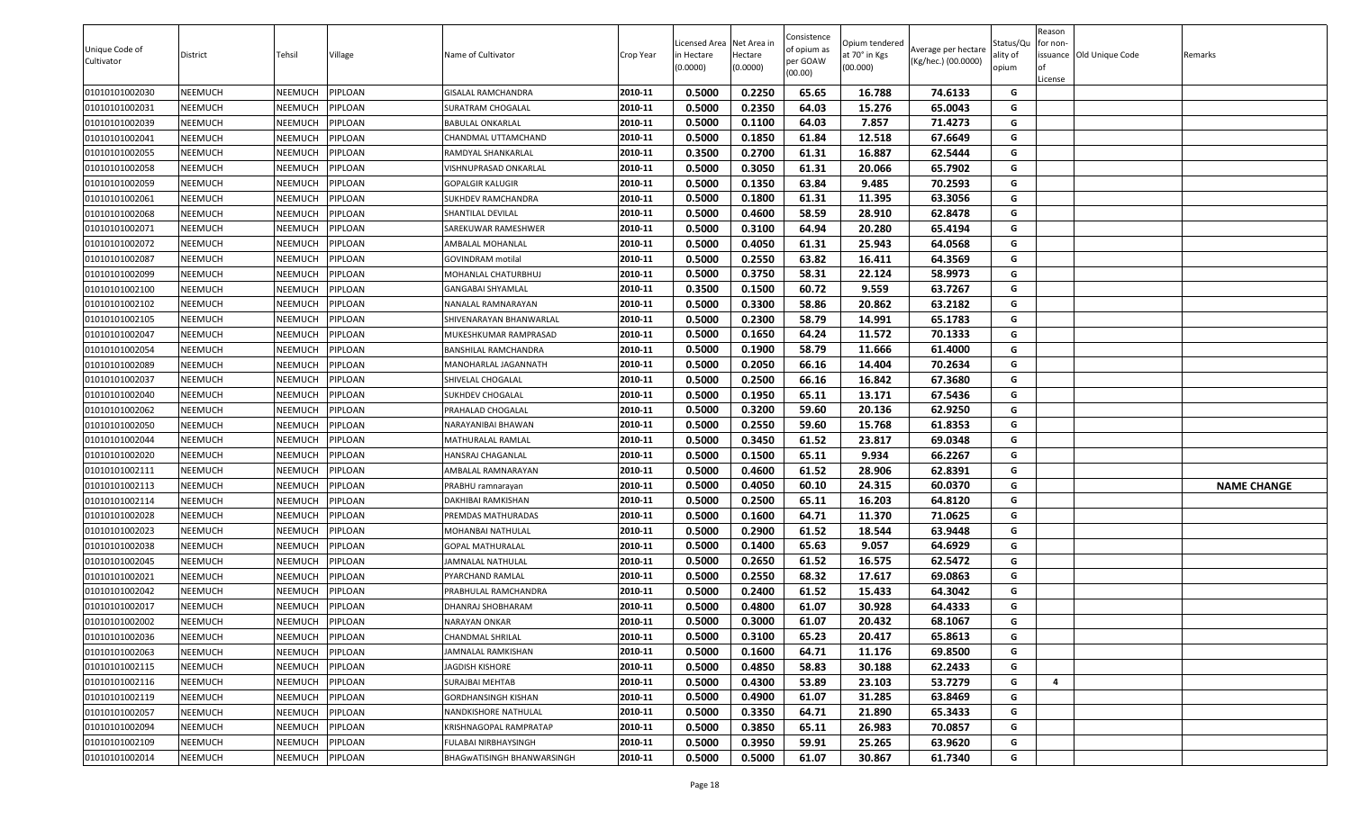| Unique Code of Cultivator | District | Tehsil | Village | Name of Cultivator | Crop Year | Licensed Area in Hectare (0.0000) | Net Area in Hectare (0.0000) | Consistence of opium as per GOAW (00.00) | Opium tendered at 70° in Kgs (00.000) | Average per hectare (Kg/hec.) (00.0000) | Status/Quality of opium | Reason for non-issuance of License | Old Unique Code | Remarks |
|---|---|---|---|---|---|---|---|---|---|---|---|---|---|---|
| 01010101002030 | NEEMUCH | NEEMUCH | PIPLOAN | GISALAL RAMCHANDRA | 2010-11 | 0.5000 | 0.2250 | 65.65 | 16.788 | 74.6133 | G | | | |
| 01010101002031 | NEEMUCH | NEEMUCH | PIPLOAN | SURATRAM CHOGALAL | 2010-11 | 0.5000 | 0.2350 | 64.03 | 15.276 | 65.0043 | G | | | |
| 01010101002039 | NEEMUCH | NEEMUCH | PIPLOAN | BABULAL ONKARLAL | 2010-11 | 0.5000 | 0.1100 | 64.03 | 7.857 | 71.4273 | G | | | |
| 01010101002041 | NEEMUCH | NEEMUCH | PIPLOAN | CHANDMAL UTTAMCHAND | 2010-11 | 0.5000 | 0.1850 | 61.84 | 12.518 | 67.6649 | G | | | |
| 01010101002055 | NEEMUCH | NEEMUCH | PIPLOAN | RAMDYAL SHANKARLAL | 2010-11 | 0.3500 | 0.2700 | 61.31 | 16.887 | 62.5444 | G | | | |
| 01010101002058 | NEEMUCH | NEEMUCH | PIPLOAN | VISHNUPRASAD ONKARLAL | 2010-11 | 0.5000 | 0.3050 | 61.31 | 20.066 | 65.7902 | G | | | |
| 01010101002059 | NEEMUCH | NEEMUCH | PIPLOAN | GOPALGIR KALUGIR | 2010-11 | 0.5000 | 0.1350 | 63.84 | 9.485 | 70.2593 | G | | | |
| 01010101002061 | NEEMUCH | NEEMUCH | PIPLOAN | SUKHDEV RAMCHANDRA | 2010-11 | 0.5000 | 0.1800 | 61.31 | 11.395 | 63.3056 | G | | | |
| 01010101002068 | NEEMUCH | NEEMUCH | PIPLOAN | SHANTILAL DEVILAL | 2010-11 | 0.5000 | 0.4600 | 58.59 | 28.910 | 62.8478 | G | | | |
| 01010101002071 | NEEMUCH | NEEMUCH | PIPLOAN | SAREKUWAR RAMESHWER | 2010-11 | 0.5000 | 0.3100 | 64.94 | 20.280 | 65.4194 | G | | | |
| 01010101002072 | NEEMUCH | NEEMUCH | PIPLOAN | AMBALAL MOHANLAL | 2010-11 | 0.5000 | 0.4050 | 61.31 | 25.943 | 64.0568 | G | | | |
| 01010101002087 | NEEMUCH | NEEMUCH | PIPLOAN | GOVINDRAM motilal | 2010-11 | 0.5000 | 0.2550 | 63.82 | 16.411 | 64.3569 | G | | | |
| 01010101002099 | NEEMUCH | NEEMUCH | PIPLOAN | MOHANLAL CHATURBHUJ | 2010-11 | 0.5000 | 0.3750 | 58.31 | 22.124 | 58.9973 | G | | | |
| 01010101002100 | NEEMUCH | NEEMUCH | PIPLOAN | GANGABAI SHYAMLAL | 2010-11 | 0.3500 | 0.1500 | 60.72 | 9.559 | 63.7267 | G | | | |
| 01010101002102 | NEEMUCH | NEEMUCH | PIPLOAN | NANALAL RAMNARAYAN | 2010-11 | 0.5000 | 0.3300 | 58.86 | 20.862 | 63.2182 | G | | | |
| 01010101002105 | NEEMUCH | NEEMUCH | PIPLOAN | SHIVENARAYAN BHANWARLAL | 2010-11 | 0.5000 | 0.2300 | 58.79 | 14.991 | 65.1783 | G | | | |
| 01010101002047 | NEEMUCH | NEEMUCH | PIPLOAN | MUKESHKUMAR RAMPRASAD | 2010-11 | 0.5000 | 0.1650 | 64.24 | 11.572 | 70.1333 | G | | | |
| 01010101002054 | NEEMUCH | NEEMUCH | PIPLOAN | BANSHILAL RAMCHANDRA | 2010-11 | 0.5000 | 0.1900 | 58.79 | 11.666 | 61.4000 | G | | | |
| 01010101002089 | NEEMUCH | NEEMUCH | PIPLOAN | MANOHARLAL JAGANNATH | 2010-11 | 0.5000 | 0.2050 | 66.16 | 14.404 | 70.2634 | G | | | |
| 01010101002037 | NEEMUCH | NEEMUCH | PIPLOAN | SHIVELAL CHOGALAL | 2010-11 | 0.5000 | 0.2500 | 66.16 | 16.842 | 67.3680 | G | | | |
| 01010101002040 | NEEMUCH | NEEMUCH | PIPLOAN | SUKHDEV CHOGALAL | 2010-11 | 0.5000 | 0.1950 | 65.11 | 13.171 | 67.5436 | G | | | |
| 01010101002062 | NEEMUCH | NEEMUCH | PIPLOAN | PRAHALAD CHOGALAL | 2010-11 | 0.5000 | 0.3200 | 59.60 | 20.136 | 62.9250 | G | | | |
| 01010101002050 | NEEMUCH | NEEMUCH | PIPLOAN | NARAYANIBAI BHAWAN | 2010-11 | 0.5000 | 0.2550 | 59.60 | 15.768 | 61.8353 | G | | | |
| 01010101002044 | NEEMUCH | NEEMUCH | PIPLOAN | MATHURALAL RAMLAL | 2010-11 | 0.5000 | 0.3450 | 61.52 | 23.817 | 69.0348 | G | | | |
| 01010101002020 | NEEMUCH | NEEMUCH | PIPLOAN | HANSRAJ CHAGANLAL | 2010-11 | 0.5000 | 0.1500 | 65.11 | 9.934 | 66.2267 | G | | | |
| 01010101002111 | NEEMUCH | NEEMUCH | PIPLOAN | AMBALAL RAMNARAYAN | 2010-11 | 0.5000 | 0.4600 | 61.52 | 28.906 | 62.8391 | G | | | |
| 01010101002113 | NEEMUCH | NEEMUCH | PIPLOAN | PRABHU ramnarayan | 2010-11 | 0.5000 | 0.4050 | 60.10 | 24.315 | 60.0370 | G | | | NAME CHANGE |
| 01010101002114 | NEEMUCH | NEEMUCH | PIPLOAN | DAKHIBAI RAMKISHAN | 2010-11 | 0.5000 | 0.2500 | 65.11 | 16.203 | 64.8120 | G | | | |
| 01010101002028 | NEEMUCH | NEEMUCH | PIPLOAN | PREMDAS MATHURADAS | 2010-11 | 0.5000 | 0.1600 | 64.71 | 11.370 | 71.0625 | G | | | |
| 01010101002023 | NEEMUCH | NEEMUCH | PIPLOAN | MOHANBAI NATHULAL | 2010-11 | 0.5000 | 0.2900 | 61.52 | 18.544 | 63.9448 | G | | | |
| 01010101002038 | NEEMUCH | NEEMUCH | PIPLOAN | GOPAL MATHURALAL | 2010-11 | 0.5000 | 0.1400 | 65.63 | 9.057 | 64.6929 | G | | | |
| 01010101002045 | NEEMUCH | NEEMUCH | PIPLOAN | JAMNALAL NATHULAL | 2010-11 | 0.5000 | 0.2650 | 61.52 | 16.575 | 62.5472 | G | | | |
| 01010101002021 | NEEMUCH | NEEMUCH | PIPLOAN | PYARCHAND RAMLAL | 2010-11 | 0.5000 | 0.2550 | 68.32 | 17.617 | 69.0863 | G | | | |
| 01010101002042 | NEEMUCH | NEEMUCH | PIPLOAN | PRABHULAL RAMCHANDRA | 2010-11 | 0.5000 | 0.2400 | 61.52 | 15.433 | 64.3042 | G | | | |
| 01010101002017 | NEEMUCH | NEEMUCH | PIPLOAN | DHANRAJ SHOBHARAM | 2010-11 | 0.5000 | 0.4800 | 61.07 | 30.928 | 64.4333 | G | | | |
| 01010101002002 | NEEMUCH | NEEMUCH | PIPLOAN | NARAYAN ONKAR | 2010-11 | 0.5000 | 0.3000 | 61.07 | 20.432 | 68.1067 | G | | | |
| 01010101002036 | NEEMUCH | NEEMUCH | PIPLOAN | CHANDMAL SHRILAL | 2010-11 | 0.5000 | 0.3100 | 65.23 | 20.417 | 65.8613 | G | | | |
| 01010101002063 | NEEMUCH | NEEMUCH | PIPLOAN | JAMNALAL RAMKISHAN | 2010-11 | 0.5000 | 0.1600 | 64.71 | 11.176 | 69.8500 | G | | | |
| 01010101002115 | NEEMUCH | NEEMUCH | PIPLOAN | JAGDISH KISHORE | 2010-11 | 0.5000 | 0.4850 | 58.83 | 30.188 | 62.2433 | G | | | |
| 01010101002116 | NEEMUCH | NEEMUCH | PIPLOAN | SURAJBAI MEHTAB | 2010-11 | 0.5000 | 0.4300 | 53.89 | 23.103 | 53.7279 | G | 4 | | |
| 01010101002119 | NEEMUCH | NEEMUCH | PIPLOAN | GORDHANSINGH KISHAN | 2010-11 | 0.5000 | 0.4900 | 61.07 | 31.285 | 63.8469 | G | | | |
| 01010101002057 | NEEMUCH | NEEMUCH | PIPLOAN | NANDKISHORE NATHULAL | 2010-11 | 0.5000 | 0.3350 | 64.71 | 21.890 | 65.3433 | G | | | |
| 01010101002094 | NEEMUCH | NEEMUCH | PIPLOAN | KRISHNAGOPAL RAMPRATAP | 2010-11 | 0.5000 | 0.3850 | 65.11 | 26.983 | 70.0857 | G | | | |
| 01010101002109 | NEEMUCH | NEEMUCH | PIPLOAN | FULABAI NIRBHAYSINGH | 2010-11 | 0.5000 | 0.3950 | 59.91 | 25.265 | 63.9620 | G | | | |
| 01010101002014 | NEEMUCH | NEEMUCH | PIPLOAN | BHAGwATISINGH BHANWARSINGH | 2010-11 | 0.5000 | 0.5000 | 61.07 | 30.867 | 61.7340 | G | | | |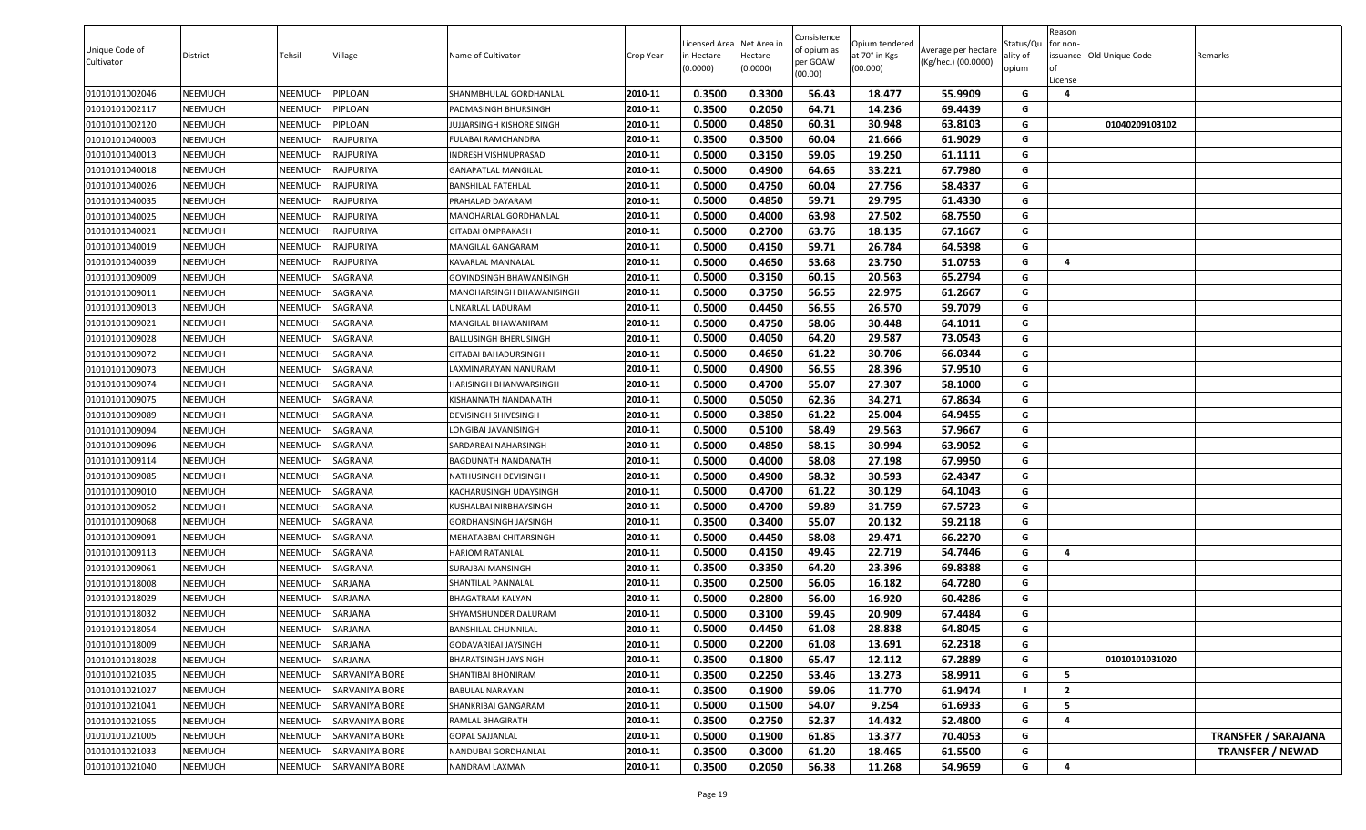| Unique Code of Cultivator | District | Tehsil | Village | Name of Cultivator | Crop Year | Licensed Area in Hectare (0.0000) | Net Area in Hectare (0.0000) | Consistence of opium as per GOAW (00.00) | Opium tendered at 70° in Kgs (00.000) | Average per hectare (Kg/hec.) (00.0000) | Status/Quality of opium | Reason for non-issuance of License | Old Unique Code | Remarks |
|---|---|---|---|---|---|---|---|---|---|---|---|---|---|---|
| 01010101002046 | NEEMUCH | NEEMUCH | PIPLOAN | SHANMBHULAL GORDHANLAL | 2010-11 | 0.3500 | 0.3300 | 56.43 | 18.477 | 55.9909 | G | 4 | | |
| 01010101002117 | NEEMUCH | NEEMUCH | PIPLOAN | PADMASINGH BHURSINGH | 2010-11 | 0.3500 | 0.2050 | 64.71 | 14.236 | 69.4439 | G | | | |
| 01010101002120 | NEEMUCH | NEEMUCH | PIPLOAN | JUJJARSINGH KISHORE SINGH | 2010-11 | 0.5000 | 0.4850 | 60.31 | 30.948 | 63.8103 | G | | 01040209103102 | |
| 01010101040003 | NEEMUCH | NEEMUCH | RAJPURIYA | FULABAI RAMCHANDRA | 2010-11 | 0.3500 | 0.3500 | 60.04 | 21.666 | 61.9029 | G | | | |
| 01010101040013 | NEEMUCH | NEEMUCH | RAJPURIYA | INDRESH VISHNUPRASAD | 2010-11 | 0.5000 | 0.3150 | 59.05 | 19.250 | 61.1111 | G | | | |
| 01010101040018 | NEEMUCH | NEEMUCH | RAJPURIYA | GANAPATLAL MANGILAL | 2010-11 | 0.5000 | 0.4900 | 64.65 | 33.221 | 67.7980 | G | | | |
| 01010101040026 | NEEMUCH | NEEMUCH | RAJPURIYA | BANSHILAL FATEHLAL | 2010-11 | 0.5000 | 0.4750 | 60.04 | 27.756 | 58.4337 | G | | | |
| 01010101040035 | NEEMUCH | NEEMUCH | RAJPURIYA | PRAHALAD DAYARAM | 2010-11 | 0.5000 | 0.4850 | 59.71 | 29.795 | 61.4330 | G | | | |
| 01010101040025 | NEEMUCH | NEEMUCH | RAJPURIYA | MANOHARLAL GORDHANLAL | 2010-11 | 0.5000 | 0.4000 | 63.98 | 27.502 | 68.7550 | G | | | |
| 01010101040021 | NEEMUCH | NEEMUCH | RAJPURIYA | GITABAI OMPRAKASH | 2010-11 | 0.5000 | 0.2700 | 63.76 | 18.135 | 67.1667 | G | | | |
| 01010101040019 | NEEMUCH | NEEMUCH | RAJPURIYA | MANGILAL GANGARAM | 2010-11 | 0.5000 | 0.4150 | 59.71 | 26.784 | 64.5398 | G | | | |
| 01010101040039 | NEEMUCH | NEEMUCH | RAJPURIYA | KAVARLAL MANNALAL | 2010-11 | 0.5000 | 0.4650 | 53.68 | 23.750 | 51.0753 | G | 4 | | |
| 01010101009009 | NEEMUCH | NEEMUCH | SAGRANA | GOVINDSINGH BHAWANISINGH | 2010-11 | 0.5000 | 0.3150 | 60.15 | 20.563 | 65.2794 | G | | | |
| 01010101009011 | NEEMUCH | NEEMUCH | SAGRANA | MANOHARSINGH BHAWANISINGH | 2010-11 | 0.5000 | 0.3750 | 56.55 | 22.975 | 61.2667 | G | | | |
| 01010101009013 | NEEMUCH | NEEMUCH | SAGRANA | UNKARLAL LADURAM | 2010-11 | 0.5000 | 0.4450 | 56.55 | 26.570 | 59.7079 | G | | | |
| 01010101009021 | NEEMUCH | NEEMUCH | SAGRANA | MANGILAL BHAWANIRAM | 2010-11 | 0.5000 | 0.4750 | 58.06 | 30.448 | 64.1011 | G | | | |
| 01010101009028 | NEEMUCH | NEEMUCH | SAGRANA | BALLUSINGH BHERUSINGH | 2010-11 | 0.5000 | 0.4050 | 64.20 | 29.587 | 73.0543 | G | | | |
| 01010101009072 | NEEMUCH | NEEMUCH | SAGRANA | GITABAI BAHADURSINGH | 2010-11 | 0.5000 | 0.4650 | 61.22 | 30.706 | 66.0344 | G | | | |
| 01010101009073 | NEEMUCH | NEEMUCH | SAGRANA | LAXMINARAYAN NANURAM | 2010-11 | 0.5000 | 0.4900 | 56.55 | 28.396 | 57.9510 | G | | | |
| 01010101009074 | NEEMUCH | NEEMUCH | SAGRANA | HARISINGH BHANWARSINGH | 2010-11 | 0.5000 | 0.4700 | 55.07 | 27.307 | 58.1000 | G | | | |
| 01010101009075 | NEEMUCH | NEEMUCH | SAGRANA | KISHANNATH NANDANATH | 2010-11 | 0.5000 | 0.5050 | 62.36 | 34.271 | 67.8634 | G | | | |
| 01010101009089 | NEEMUCH | NEEMUCH | SAGRANA | DEVISINGH SHIVESINGH | 2010-11 | 0.5000 | 0.3850 | 61.22 | 25.004 | 64.9455 | G | | | |
| 01010101009094 | NEEMUCH | NEEMUCH | SAGRANA | LONGIBAI JAVANISINGH | 2010-11 | 0.5000 | 0.5100 | 58.49 | 29.563 | 57.9667 | G | | | |
| 01010101009096 | NEEMUCH | NEEMUCH | SAGRANA | SARDARBAI NAHARSINGH | 2010-11 | 0.5000 | 0.4850 | 58.15 | 30.994 | 63.9052 | G | | | |
| 01010101009114 | NEEMUCH | NEEMUCH | SAGRANA | BAGDUNATH NANDANATH | 2010-11 | 0.5000 | 0.4000 | 58.08 | 27.198 | 67.9950 | G | | | |
| 01010101009085 | NEEMUCH | NEEMUCH | SAGRANA | NATHUSINGH DEVISINGH | 2010-11 | 0.5000 | 0.4900 | 58.32 | 30.593 | 62.4347 | G | | | |
| 01010101009010 | NEEMUCH | NEEMUCH | SAGRANA | KACHARUSINGH UDAYSINGH | 2010-11 | 0.5000 | 0.4700 | 61.22 | 30.129 | 64.1043 | G | | | |
| 01010101009052 | NEEMUCH | NEEMUCH | SAGRANA | KUSHALBAI NIRBHAYSINGH | 2010-11 | 0.5000 | 0.4700 | 59.89 | 31.759 | 67.5723 | G | | | |
| 01010101009068 | NEEMUCH | NEEMUCH | SAGRANA | GORDHANSINGH JAYSINGH | 2010-11 | 0.3500 | 0.3400 | 55.07 | 20.132 | 59.2118 | G | | | |
| 01010101009091 | NEEMUCH | NEEMUCH | SAGRANA | MEHATABBAI CHITARSINGH | 2010-11 | 0.5000 | 0.4450 | 58.08 | 29.471 | 66.2270 | G | | | |
| 01010101009113 | NEEMUCH | NEEMUCH | SAGRANA | HARIOM RATANLAL | 2010-11 | 0.5000 | 0.4150 | 49.45 | 22.719 | 54.7446 | G | 4 | | |
| 01010101009061 | NEEMUCH | NEEMUCH | SAGRANA | SURAJBAI MANSINGH | 2010-11 | 0.3500 | 0.3350 | 64.20 | 23.396 | 69.8388 | G | | | |
| 01010101018008 | NEEMUCH | NEEMUCH | SARJANA | SHANTILAL PANNALAL | 2010-11 | 0.3500 | 0.2500 | 56.05 | 16.182 | 64.7280 | G | | | |
| 01010101018029 | NEEMUCH | NEEMUCH | SARJANA | BHAGATRAM KALYAN | 2010-11 | 0.5000 | 0.2800 | 56.00 | 16.920 | 60.4286 | G | | | |
| 01010101018032 | NEEMUCH | NEEMUCH | SARJANA | SHYAMSHUNDER DALURAM | 2010-11 | 0.5000 | 0.3100 | 59.45 | 20.909 | 67.4484 | G | | | |
| 01010101018054 | NEEMUCH | NEEMUCH | SARJANA | BANSHILAL CHUNNILAL | 2010-11 | 0.5000 | 0.4450 | 61.08 | 28.838 | 64.8045 | G | | | |
| 01010101018009 | NEEMUCH | NEEMUCH | SARJANA | GODAVARIBAI JAYSINGH | 2010-11 | 0.5000 | 0.2200 | 61.08 | 13.691 | 62.2318 | G | | | |
| 01010101018028 | NEEMUCH | NEEMUCH | SARJANA | BHARATSINGH JAYSINGH | 2010-11 | 0.3500 | 0.1800 | 65.47 | 12.112 | 67.2889 | G | | 01010101031020 | |
| 01010101021035 | NEEMUCH | NEEMUCH | SARVANIYA BORE | SHANTIBAI BHONIRAM | 2010-11 | 0.3500 | 0.2250 | 53.46 | 13.273 | 58.9911 | G | 5 | | |
| 01010101021027 | NEEMUCH | NEEMUCH | SARVANIYA BORE | BABULAL NARAYAN | 2010-11 | 0.3500 | 0.1900 | 59.06 | 11.770 | 61.9474 | I | 2 | | |
| 01010101021041 | NEEMUCH | NEEMUCH | SARVANIYA BORE | SHANKRIBAI GANGARAM | 2010-11 | 0.5000 | 0.1500 | 54.07 | 9.254 | 61.6933 | G | 5 | | |
| 01010101021055 | NEEMUCH | NEEMUCH | SARVANIYA BORE | RAMLAL BHAGIRATH | 2010-11 | 0.3500 | 0.2750 | 52.37 | 14.432 | 52.4800 | G | 4 | | |
| 01010101021005 | NEEMUCH | NEEMUCH | SARVANIYA BORE | GOPAL SAJJANLAL | 2010-11 | 0.5000 | 0.1900 | 61.85 | 13.377 | 70.4053 | G | | | TRANSFER / SARAJANA |
| 01010101021033 | NEEMUCH | NEEMUCH | SARVANIYA BORE | NANDUBAI GORDHANLAL | 2010-11 | 0.3500 | 0.3000 | 61.20 | 18.465 | 61.5500 | G | | | TRANSFER / NEWAD |
| 01010101021040 | NEEMUCH | NEEMUCH | SARVANIYA BORE | NANDRAM LAXMAN | 2010-11 | 0.3500 | 0.2050 | 56.38 | 11.268 | 54.9659 | G | 4 | | |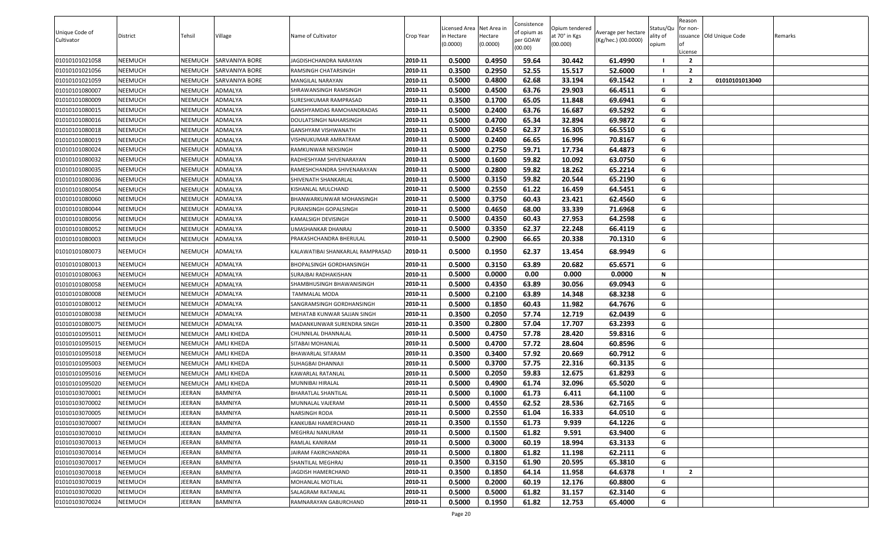| Unique Code of Cultivator | District | Tehsil | Village | Name of Cultivator | Crop Year | Licensed Area in Hectare (0.0000) | Net Area in Hectare (0.0000) | Consistence of opium as per GOAW (00.00) | Opium tendered at 70° in Kgs (00.000) | Average per hectare (Kg/hec.) (00.0000) | Status/Quality of opium | Reason for non-issuance of License | Old Unique Code | Remarks |
|---|---|---|---|---|---|---|---|---|---|---|---|---|---|---|
| 01010101021058 | NEEMUCH | NEEMUCH | SARVANIYA BORE | JAGDISHCHANDRA NARAYAN | 2010-11 | 0.5000 | 0.4950 | 59.64 | 30.442 | 61.4990 | I | 2 | | |
| 01010101021056 | NEEMUCH | NEEMUCH | SARVANIYA BORE | RAMSINGH CHATARSINGH | 2010-11 | 0.3500 | 0.2950 | 52.55 | 15.517 | 52.6000 | I | 2 | | |
| 01010101021059 | NEEMUCH | NEEMUCH | SARVANIYA BORE | MANGILAL NARAYAN | 2010-11 | 0.5000 | 0.4800 | 62.68 | 33.194 | 69.1542 | I | 2 | 01010101013040 | |
| 01010101080007 | NEEMUCH | NEEMUCH | ADMALYA | SHRAWANSINGH RAMSINGH | 2010-11 | 0.5000 | 0.4500 | 63.76 | 29.903 | 66.4511 | G | | | |
| 01010101080009 | NEEMUCH | NEEMUCH | ADMALYA | SURESHKUMAR RAMPRASAD | 2010-11 | 0.3500 | 0.1700 | 65.05 | 11.848 | 69.6941 | G | | | |
| 01010101080015 | NEEMUCH | NEEMUCH | ADMALYA | GANSHYAMDAS RAMCHANDRADAS | 2010-11 | 0.5000 | 0.2400 | 63.76 | 16.687 | 69.5292 | G | | | |
| 01010101080016 | NEEMUCH | NEEMUCH | ADMALYA | DOULATSINGH NAHARSINGH | 2010-11 | 0.5000 | 0.4700 | 65.34 | 32.894 | 69.9872 | G | | | |
| 01010101080018 | NEEMUCH | NEEMUCH | ADMALYA | GANSHYAM VISHWANATH | 2010-11 | 0.5000 | 0.2450 | 62.37 | 16.305 | 66.5510 | G | | | |
| 01010101080019 | NEEMUCH | NEEMUCH | ADMALYA | VISHNUKUMAR AMRATRAM | 2010-11 | 0.5000 | 0.2400 | 66.65 | 16.996 | 70.8167 | G | | | |
| 01010101080024 | NEEMUCH | NEEMUCH | ADMALYA | RAMKUNWAR NEKSINGH | 2010-11 | 0.5000 | 0.2750 | 59.71 | 17.734 | 64.4873 | G | | | |
| 01010101080032 | NEEMUCH | NEEMUCH | ADMALYA | RADHESHYAM SHIVENARAYAN | 2010-11 | 0.5000 | 0.1600 | 59.82 | 10.092 | 63.0750 | G | | | |
| 01010101080035 | NEEMUCH | NEEMUCH | ADMALYA | RAMESHCHANDRA SHIVENARAYAN | 2010-11 | 0.5000 | 0.2800 | 59.82 | 18.262 | 65.2214 | G | | | |
| 01010101080036 | NEEMUCH | NEEMUCH | ADMALYA | SHIVENATH SHANKARLAL | 2010-11 | 0.5000 | 0.3150 | 59.82 | 20.544 | 65.2190 | G | | | |
| 01010101080054 | NEEMUCH | NEEMUCH | ADMALYA | KISHANLAL MULCHAND | 2010-11 | 0.5000 | 0.2550 | 61.22 | 16.459 | 64.5451 | G | | | |
| 01010101080060 | NEEMUCH | NEEMUCH | ADMALYA | BHANWARKUNWAR MOHANSINGH | 2010-11 | 0.5000 | 0.3750 | 60.43 | 23.421 | 62.4560 | G | | | |
| 01010101080044 | NEEMUCH | NEEMUCH | ADMALYA | PURANSINGH GOPALSINGH | 2010-11 | 0.5000 | 0.4650 | 68.00 | 33.339 | 71.6968 | G | | | |
| 01010101080056 | NEEMUCH | NEEMUCH | ADMALYA | KAMALSIGH DEVISINGH | 2010-11 | 0.5000 | 0.4350 | 60.43 | 27.953 | 64.2598 | G | | | |
| 01010101080052 | NEEMUCH | NEEMUCH | ADMALYA | UMASHANKAR DHANRAJ | 2010-11 | 0.5000 | 0.3350 | 62.37 | 22.248 | 66.4119 | G | | | |
| 01010101080003 | NEEMUCH | NEEMUCH | ADMALYA | PRAKASHCHANDRA BHERULAL | 2010-11 | 0.5000 | 0.2900 | 66.65 | 20.338 | 70.1310 | G | | | |
| 01010101080073 | NEEMUCH | NEEMUCH | ADMALYA | KALAWATIBAI SHANKARLAL RAMPRASAD | 2010-11 | 0.5000 | 0.1950 | 62.37 | 13.454 | 68.9949 | G | | | |
| 01010101080013 | NEEMUCH | NEEMUCH | ADMALYA | BHOPALSINGH GORDHANSINGH | 2010-11 | 0.5000 | 0.3150 | 63.89 | 20.682 | 65.6571 | G | | | |
| 01010101080063 | NEEMUCH | NEEMUCH | ADMALYA | SURAJBAI RADHAKISHAN | 2010-11 | 0.5000 | 0.0000 | 0.00 | 0.000 | 0.0000 | N | | | |
| 01010101080058 | NEEMUCH | NEEMUCH | ADMALYA | SHAMBHUSINGH BHAWANISINGH | 2010-11 | 0.5000 | 0.4350 | 63.89 | 30.056 | 69.0943 | G | | | |
| 01010101080008 | NEEMUCH | NEEMUCH | ADMALYA | TAMMALAL MODA | 2010-11 | 0.5000 | 0.2100 | 63.89 | 14.348 | 68.3238 | G | | | |
| 01010101080012 | NEEMUCH | NEEMUCH | ADMALYA | SANGRAMSINGH GORDHANSINGH | 2010-11 | 0.5000 | 0.1850 | 60.43 | 11.982 | 64.7676 | G | | | |
| 01010101080038 | NEEMUCH | NEEMUCH | ADMALYA | MEHATAB KUNWAR SAJJAN SINGH | 2010-11 | 0.3500 | 0.2050 | 57.74 | 12.719 | 62.0439 | G | | | |
| 01010101080075 | NEEMUCH | NEEMUCH | ADMALYA | MADANKUNWAR SURENDRA SINGH | 2010-11 | 0.3500 | 0.2800 | 57.04 | 17.707 | 63.2393 | G | | | |
| 01010101095011 | NEEMUCH | NEEMUCH | AMLI KHEDA | CHUNNILAL DHANNALAL | 2010-11 | 0.5000 | 0.4750 | 57.78 | 28.420 | 59.8316 | G | | | |
| 01010101095015 | NEEMUCH | NEEMUCH | AMLI KHEDA | SITABAI MOHANLAL | 2010-11 | 0.5000 | 0.4700 | 57.72 | 28.604 | 60.8596 | G | | | |
| 01010101095018 | NEEMUCH | NEEMUCH | AMLI KHEDA | BHAWARLAL SITARAM | 2010-11 | 0.3500 | 0.3400 | 57.92 | 20.669 | 60.7912 | G | | | |
| 01010101095003 | NEEMUCH | NEEMUCH | AMLI KHEDA | SUHAGBAI DHANNAJI | 2010-11 | 0.5000 | 0.3700 | 57.75 | 22.316 | 60.3135 | G | | | |
| 01010101095016 | NEEMUCH | NEEMUCH | AMLI KHEDA | KAWARLAL RATANLAL | 2010-11 | 0.5000 | 0.2050 | 59.83 | 12.675 | 61.8293 | G | | | |
| 01010101095020 | NEEMUCH | NEEMUCH | AMLI KHEDA | MUNNIBAI HIRALAL | 2010-11 | 0.5000 | 0.4900 | 61.74 | 32.096 | 65.5020 | G | | | |
| 01010103070001 | NEEMUCH | JEERAN | BAMNIYA | BHARATLAL SHANTILAL | 2010-11 | 0.5000 | 0.1000 | 61.73 | 6.411 | 64.1100 | G | | | |
| 01010103070002 | NEEMUCH | JEERAN | BAMNIYA | MUNNALAL VAJERAM | 2010-11 | 0.5000 | 0.4550 | 62.52 | 28.536 | 62.7165 | G | | | |
| 01010103070005 | NEEMUCH | JEERAN | BAMNIYA | NARSINGH RODA | 2010-11 | 0.5000 | 0.2550 | 61.04 | 16.333 | 64.0510 | G | | | |
| 01010103070007 | NEEMUCH | JEERAN | BAMNIYA | KANKUBAI HAMERCHAND | 2010-11 | 0.3500 | 0.1550 | 61.73 | 9.939 | 64.1226 | G | | | |
| 01010103070010 | NEEMUCH | JEERAN | BAMNIYA | MEGHRAJ NANURAM | 2010-11 | 0.5000 | 0.1500 | 61.82 | 9.591 | 63.9400 | G | | | |
| 01010103070013 | NEEMUCH | JEERAN | BAMNIYA | RAMLAL KANIRAM | 2010-11 | 0.5000 | 0.3000 | 60.19 | 18.994 | 63.3133 | G | | | |
| 01010103070014 | NEEMUCH | JEERAN | BAMNIYA | JAIRAM FAKIRCHANDRA | 2010-11 | 0.5000 | 0.1800 | 61.82 | 11.198 | 62.2111 | G | | | |
| 01010103070017 | NEEMUCH | JEERAN | BAMNIYA | SHANTILAL MEGHRAJ | 2010-11 | 0.3500 | 0.3150 | 61.90 | 20.595 | 65.3810 | G | | | |
| 01010103070018 | NEEMUCH | JEERAN | BAMNIYA | JAGDISH HAMERCHAND | 2010-11 | 0.3500 | 0.1850 | 64.14 | 11.958 | 64.6378 | I | 2 | | |
| 01010103070019 | NEEMUCH | JEERAN | BAMNIYA | MOHANLAL MOTILAL | 2010-11 | 0.5000 | 0.2000 | 60.19 | 12.176 | 60.8800 | G | | | |
| 01010103070020 | NEEMUCH | JEERAN | BAMNIYA | SALAGRAM RATANLAL | 2010-11 | 0.5000 | 0.5000 | 61.82 | 31.157 | 62.3140 | G | | | |
| 01010103070024 | NEEMUCH | JEERAN | BAMNIYA | RAMNARAYAN GABURCHAND | 2010-11 | 0.5000 | 0.1950 | 61.82 | 12.753 | 65.4000 | G | | | |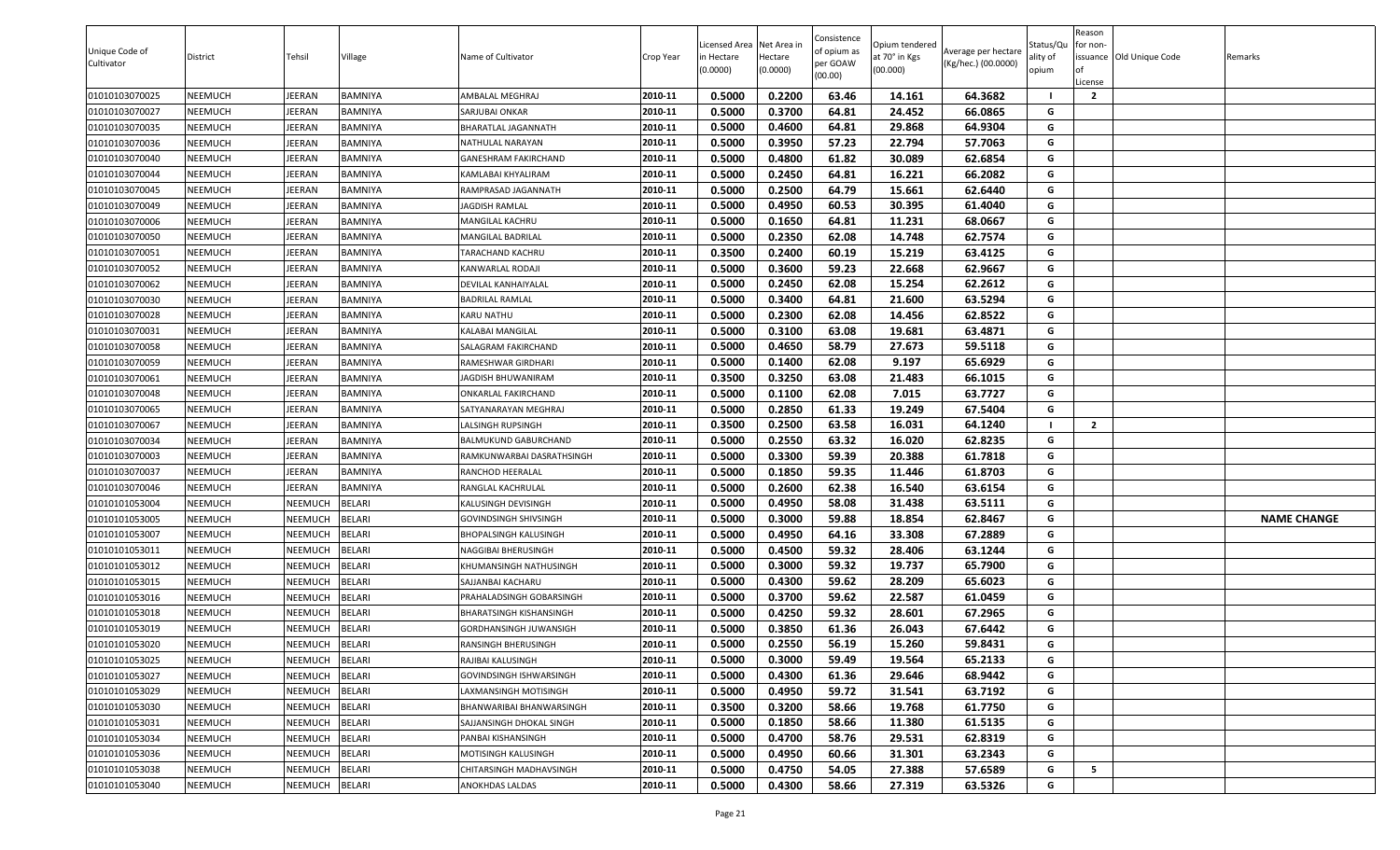| Unique Code of Cultivator | District | Tehsil | Village | Name of Cultivator | Crop Year | Licensed Area in Hectare (0.0000) | Net Area in Hectare (0.0000) | Consistence of opium as per GOAW (00.00) | Opium tendered at 70° in Kgs (00.000) | Average per hectare (Kg/hec.) (00.0000) | Status/Quality of opium | Reason for non-issuance of License | Old Unique Code | Remarks |
|---|---|---|---|---|---|---|---|---|---|---|---|---|---|---|
| 01010103070025 | NEEMUCH | JEERAN | BAMNIYA | AMBALAL MEGHRAJ | 2010-11 | 0.5000 | 0.2200 | 63.46 | 14.161 | 64.3682 | I | 2 | | |
| 01010103070027 | NEEMUCH | JEERAN | BAMNIYA | SARJUBAI ONKAR | 2010-11 | 0.5000 | 0.3700 | 64.81 | 24.452 | 66.0865 | G | | | |
| 01010103070035 | NEEMUCH | JEERAN | BAMNIYA | BHARATLAL JAGANNATH | 2010-11 | 0.5000 | 0.4600 | 64.81 | 29.868 | 64.9304 | G | | | |
| 01010103070036 | NEEMUCH | JEERAN | BAMNIYA | NATHULAL NARAYAN | 2010-11 | 0.5000 | 0.3950 | 57.23 | 22.794 | 57.7063 | G | | | |
| 01010103070040 | NEEMUCH | JEERAN | BAMNIYA | GANESHRAM FAKIRCHAND | 2010-11 | 0.5000 | 0.4800 | 61.82 | 30.089 | 62.6854 | G | | | |
| 01010103070044 | NEEMUCH | JEERAN | BAMNIYA | KAMLABAI KHYALIRAM | 2010-11 | 0.5000 | 0.2450 | 64.81 | 16.221 | 66.2082 | G | | | |
| 01010103070045 | NEEMUCH | JEERAN | BAMNIYA | RAMPRASAD JAGANNATH | 2010-11 | 0.5000 | 0.2500 | 64.79 | 15.661 | 62.6440 | G | | | |
| 01010103070049 | NEEMUCH | JEERAN | BAMNIYA | JAGDISH RAMLAL | 2010-11 | 0.5000 | 0.4950 | 60.53 | 30.395 | 61.4040 | G | | | |
| 01010103070006 | NEEMUCH | JEERAN | BAMNIYA | MANGILAL KACHRU | 2010-11 | 0.5000 | 0.1650 | 64.81 | 11.231 | 68.0667 | G | | | |
| 01010103070050 | NEEMUCH | JEERAN | BAMNIYA | MANGILAL BADRILAL | 2010-11 | 0.5000 | 0.2350 | 62.08 | 14.748 | 62.7574 | G | | | |
| 01010103070051 | NEEMUCH | JEERAN | BAMNIYA | TARACHAND KACHRU | 2010-11 | 0.3500 | 0.2400 | 60.19 | 15.219 | 63.4125 | G | | | |
| 01010103070052 | NEEMUCH | JEERAN | BAMNIYA | KANWARLAL RODAJI | 2010-11 | 0.5000 | 0.3600 | 59.23 | 22.668 | 62.9667 | G | | | |
| 01010103070062 | NEEMUCH | JEERAN | BAMNIYA | DEVILAL KANHAIYALAL | 2010-11 | 0.5000 | 0.2450 | 62.08 | 15.254 | 62.2612 | G | | | |
| 01010103070030 | NEEMUCH | JEERAN | BAMNIYA | BADRILAL RAMLAL | 2010-11 | 0.5000 | 0.3400 | 64.81 | 21.600 | 63.5294 | G | | | |
| 01010103070028 | NEEMUCH | JEERAN | BAMNIYA | KARU NATHU | 2010-11 | 0.5000 | 0.2300 | 62.08 | 14.456 | 62.8522 | G | | | |
| 01010103070031 | NEEMUCH | JEERAN | BAMNIYA | KALABAI MANGILAL | 2010-11 | 0.5000 | 0.3100 | 63.08 | 19.681 | 63.4871 | G | | | |
| 01010103070058 | NEEMUCH | JEERAN | BAMNIYA | SALAGRAM FAKIRCHAND | 2010-11 | 0.5000 | 0.4650 | 58.79 | 27.673 | 59.5118 | G | | | |
| 01010103070059 | NEEMUCH | JEERAN | BAMNIYA | RAMESHWAR GIRDHARI | 2010-11 | 0.5000 | 0.1400 | 62.08 | 9.197 | 65.6929 | G | | | |
| 01010103070061 | NEEMUCH | JEERAN | BAMNIYA | JAGDISH BHUWANIRAM | 2010-11 | 0.3500 | 0.3250 | 63.08 | 21.483 | 66.1015 | G | | | |
| 01010103070048 | NEEMUCH | JEERAN | BAMNIYA | ONKARLAL FAKIRCHAND | 2010-11 | 0.5000 | 0.1100 | 62.08 | 7.015 | 63.7727 | G | | | |
| 01010103070065 | NEEMUCH | JEERAN | BAMNIYA | SATYANARAYAN MEGHRAJ | 2010-11 | 0.5000 | 0.2850 | 61.33 | 19.249 | 67.5404 | G | | | |
| 01010103070067 | NEEMUCH | JEERAN | BAMNIYA | LALSINGH RUPSINGH | 2010-11 | 0.3500 | 0.2500 | 63.58 | 16.031 | 64.1240 | I | 2 | | |
| 01010103070034 | NEEMUCH | JEERAN | BAMNIYA | BALMUKUND GABURCHAND | 2010-11 | 0.5000 | 0.2550 | 63.32 | 16.020 | 62.8235 | G | | | |
| 01010103070003 | NEEMUCH | JEERAN | BAMNIYA | RAMKUNWARBAI DASRATHSINGH | 2010-11 | 0.5000 | 0.3300 | 59.39 | 20.388 | 61.7818 | G | | | |
| 01010103070037 | NEEMUCH | JEERAN | BAMNIYA | RANCHOD HEERALAL | 2010-11 | 0.5000 | 0.1850 | 59.35 | 11.446 | 61.8703 | G | | | |
| 01010103070046 | NEEMUCH | JEERAN | BAMNIYA | RANGLAL KACHRULAL | 2010-11 | 0.5000 | 0.2600 | 62.38 | 16.540 | 63.6154 | G | | | |
| 01010101053004 | NEEMUCH | NEEMUCH | BELARI | KALUSINGH DEVISINGH | 2010-11 | 0.5000 | 0.4950 | 58.08 | 31.438 | 63.5111 | G | | | |
| 01010101053005 | NEEMUCH | NEEMUCH | BELARI | GOVINDSINGH SHIVSINGH | 2010-11 | 0.5000 | 0.3000 | 59.88 | 18.854 | 62.8467 | G | | | NAME CHANGE |
| 01010101053007 | NEEMUCH | NEEMUCH | BELARI | BHOPALSINGH KALUSINGH | 2010-11 | 0.5000 | 0.4950 | 64.16 | 33.308 | 67.2889 | G | | | |
| 01010101053011 | NEEMUCH | NEEMUCH | BELARI | NAGGIBAI BHERUSINGH | 2010-11 | 0.5000 | 0.4500 | 59.32 | 28.406 | 63.1244 | G | | | |
| 01010101053012 | NEEMUCH | NEEMUCH | BELARI | KHUMANSINGH NATHUSINGH | 2010-11 | 0.5000 | 0.3000 | 59.32 | 19.737 | 65.7900 | G | | | |
| 01010101053015 | NEEMUCH | NEEMUCH | BELARI | SAJJANBAI KACHARU | 2010-11 | 0.5000 | 0.4300 | 59.62 | 28.209 | 65.6023 | G | | | |
| 01010101053016 | NEEMUCH | NEEMUCH | BELARI | PRAHALADSINGH GOBARSINGH | 2010-11 | 0.5000 | 0.3700 | 59.62 | 22.587 | 61.0459 | G | | | |
| 01010101053018 | NEEMUCH | NEEMUCH | BELARI | BHARATSINGH KISHANSINGH | 2010-11 | 0.5000 | 0.4250 | 59.32 | 28.601 | 67.2965 | G | | | |
| 01010101053019 | NEEMUCH | NEEMUCH | BELARI | GORDHANSINGH JUWANSIGH | 2010-11 | 0.5000 | 0.3850 | 61.36 | 26.043 | 67.6442 | G | | | |
| 01010101053020 | NEEMUCH | NEEMUCH | BELARI | RANSINGH BHERUSINGH | 2010-11 | 0.5000 | 0.2550 | 56.19 | 15.260 | 59.8431 | G | | | |
| 01010101053025 | NEEMUCH | NEEMUCH | BELARI | RAJIBAI KALUSINGH | 2010-11 | 0.5000 | 0.3000 | 59.49 | 19.564 | 65.2133 | G | | | |
| 01010101053027 | NEEMUCH | NEEMUCH | BELARI | GOVINDSINGH ISHWARSINGH | 2010-11 | 0.5000 | 0.4300 | 61.36 | 29.646 | 68.9442 | G | | | |
| 01010101053029 | NEEMUCH | NEEMUCH | BELARI | LAXMANSINGH MOTISINGH | 2010-11 | 0.5000 | 0.4950 | 59.72 | 31.541 | 63.7192 | G | | | |
| 01010101053030 | NEEMUCH | NEEMUCH | BELARI | BHANWARIBAI BHANWARSINGH | 2010-11 | 0.3500 | 0.3200 | 58.66 | 19.768 | 61.7750 | G | | | |
| 01010101053031 | NEEMUCH | NEEMUCH | BELARI | SAJJANSINGH DHOKAL SINGH | 2010-11 | 0.5000 | 0.1850 | 58.66 | 11.380 | 61.5135 | G | | | |
| 01010101053034 | NEEMUCH | NEEMUCH | BELARI | PANBAI KISHANSINGH | 2010-11 | 0.5000 | 0.4700 | 58.76 | 29.531 | 62.8319 | G | | | |
| 01010101053036 | NEEMUCH | NEEMUCH | BELARI | MOTISINGH KALUSINGH | 2010-11 | 0.5000 | 0.4950 | 60.66 | 31.301 | 63.2343 | G | | | |
| 01010101053038 | NEEMUCH | NEEMUCH | BELARI | CHITARSINGH MADHAVSINGH | 2010-11 | 0.5000 | 0.4750 | 54.05 | 27.388 | 57.6589 | G | 5 | | |
| 01010101053040 | NEEMUCH | NEEMUCH | BELARI | ANOKHDAS LALDAS | 2010-11 | 0.5000 | 0.4300 | 58.66 | 27.319 | 63.5326 | G | | | |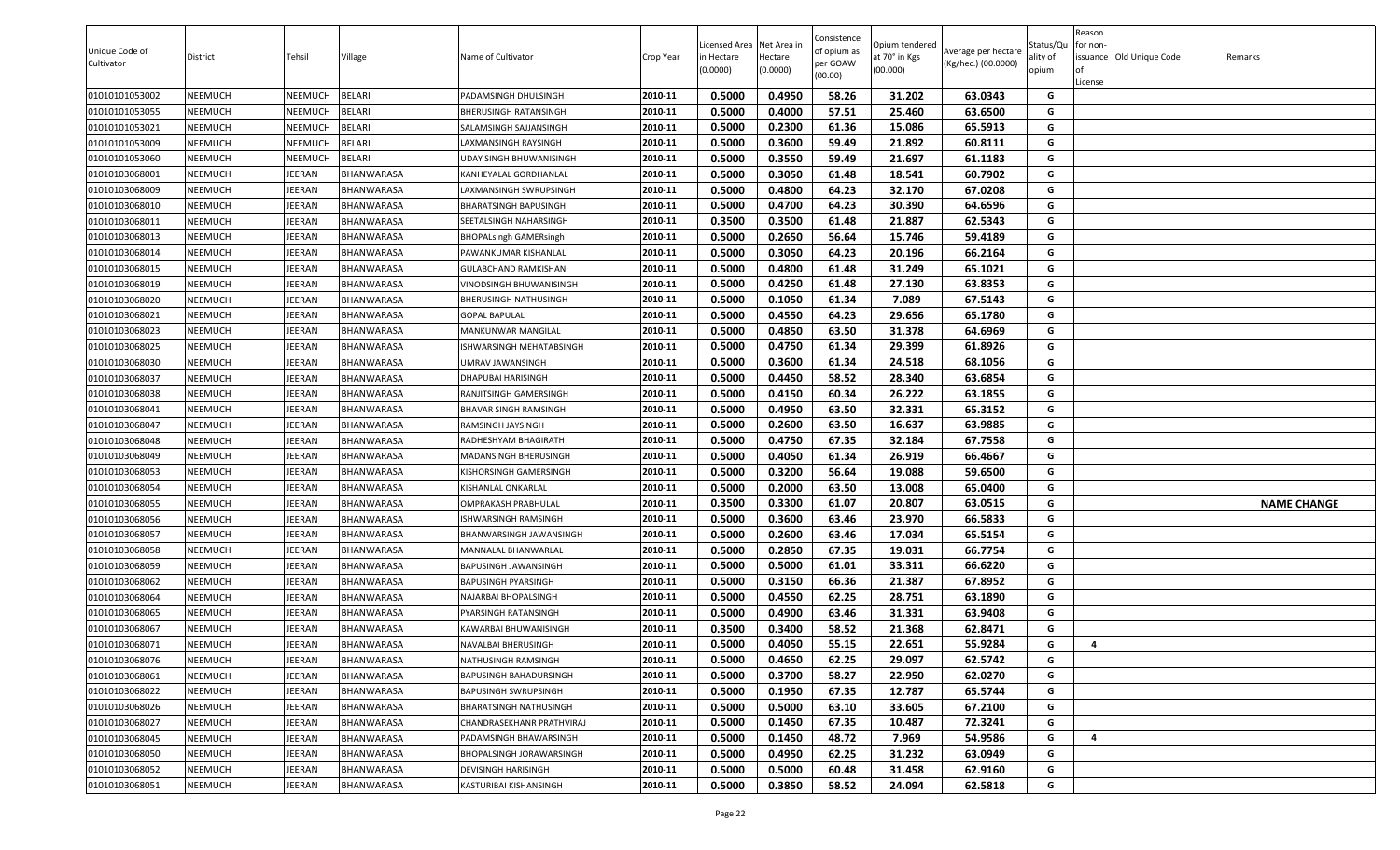| Unique Code of Cultivator | District | Tehsil | Village | Name of Cultivator | Crop Year | Licensed Area in Hectare (0.0000) | Net Area in Hectare (0.0000) | Consistence of opium as per GOAW (00.00) | Opium tendered at 70° in Kgs (00.000) | Average per hectare (Kg/hec.) (00.0000) | Status/Quality of opium | Reason for non-issuance of License | Old Unique Code | Remarks |
|---|---|---|---|---|---|---|---|---|---|---|---|---|---|---|
| 01010101053002 | NEEMUCH | NEEMUCH | BELARI | PADAMSINGH DHULSINGH | 2010-11 | 0.5000 | 0.4950 | 58.26 | 31.202 | 63.0343 | G | | | |
| 01010101053055 | NEEMUCH | NEEMUCH | BELARI | BHERUSINGH RATANSINGH | 2010-11 | 0.5000 | 0.4000 | 57.51 | 25.460 | 63.6500 | G | | | |
| 01010101053021 | NEEMUCH | NEEMUCH | BELARI | SALAMSINGH SAJJANSINGH | 2010-11 | 0.5000 | 0.2300 | 61.36 | 15.086 | 65.5913 | G | | | |
| 01010101053009 | NEEMUCH | NEEMUCH | BELARI | LAXMANSINGH RAYSINGH | 2010-11 | 0.5000 | 0.3600 | 59.49 | 21.892 | 60.8111 | G | | | |
| 01010101053060 | NEEMUCH | NEEMUCH | BELARI | UDAY SINGH BHUWANISINGH | 2010-11 | 0.5000 | 0.3550 | 59.49 | 21.697 | 61.1183 | G | | | |
| 01010103068001 | NEEMUCH | JEERAN | BHANWARASA | KANHEYALAL GORDHANLAL | 2010-11 | 0.5000 | 0.3050 | 61.48 | 18.541 | 60.7902 | G | | | |
| 01010103068009 | NEEMUCH | JEERAN | BHANWARASA | LAXMANSINGH SWRUPSINGH | 2010-11 | 0.5000 | 0.4800 | 64.23 | 32.170 | 67.0208 | G | | | |
| 01010103068010 | NEEMUCH | JEERAN | BHANWARASA | BHARATSINGH BAPUSINGH | 2010-11 | 0.5000 | 0.4700 | 64.23 | 30.390 | 64.6596 | G | | | |
| 01010103068011 | NEEMUCH | JEERAN | BHANWARASA | SEETALSINGH NAHARSINGH | 2010-11 | 0.3500 | 0.3500 | 61.48 | 21.887 | 62.5343 | G | | | |
| 01010103068013 | NEEMUCH | JEERAN | BHANWARASA | BHOPALsingh GAMERsingh | 2010-11 | 0.5000 | 0.2650 | 56.64 | 15.746 | 59.4189 | G | | | |
| 01010103068014 | NEEMUCH | JEERAN | BHANWARASA | PAWANKUMAR KISHANLAL | 2010-11 | 0.5000 | 0.3050 | 64.23 | 20.196 | 66.2164 | G | | | |
| 01010103068015 | NEEMUCH | JEERAN | BHANWARASA | GULABCHAND RAMKISHAN | 2010-11 | 0.5000 | 0.4800 | 61.48 | 31.249 | 65.1021 | G | | | |
| 01010103068019 | NEEMUCH | JEERAN | BHANWARASA | VINODSINGH BHUWANISINGH | 2010-11 | 0.5000 | 0.4250 | 61.48 | 27.130 | 63.8353 | G | | | |
| 01010103068020 | NEEMUCH | JEERAN | BHANWARASA | BHERUSINGH NATHUSINGH | 2010-11 | 0.5000 | 0.1050 | 61.34 | 7.089 | 67.5143 | G | | | |
| 01010103068021 | NEEMUCH | JEERAN | BHANWARASA | GOPAL BAPULAL | 2010-11 | 0.5000 | 0.4550 | 64.23 | 29.656 | 65.1780 | G | | | |
| 01010103068023 | NEEMUCH | JEERAN | BHANWARASA | MANKUNWAR MANGILAL | 2010-11 | 0.5000 | 0.4850 | 63.50 | 31.378 | 64.6969 | G | | | |
| 01010103068025 | NEEMUCH | JEERAN | BHANWARASA | ISHWARSINGH MEHATABSINGH | 2010-11 | 0.5000 | 0.4750 | 61.34 | 29.399 | 61.8926 | G | | | |
| 01010103068030 | NEEMUCH | JEERAN | BHANWARASA | UMRAV JAWANSINGH | 2010-11 | 0.5000 | 0.3600 | 61.34 | 24.518 | 68.1056 | G | | | |
| 01010103068037 | NEEMUCH | JEERAN | BHANWARASA | DHAPUBAI HARISINGH | 2010-11 | 0.5000 | 0.4450 | 58.52 | 28.340 | 63.6854 | G | | | |
| 01010103068038 | NEEMUCH | JEERAN | BHANWARASA | RANJITSINGH GAMERSINGH | 2010-11 | 0.5000 | 0.4150 | 60.34 | 26.222 | 63.1855 | G | | | |
| 01010103068041 | NEEMUCH | JEERAN | BHANWARASA | BHAVAR SINGH RAMSINGH | 2010-11 | 0.5000 | 0.4950 | 63.50 | 32.331 | 65.3152 | G | | | |
| 01010103068047 | NEEMUCH | JEERAN | BHANWARASA | RAMSINGH JAYSINGH | 2010-11 | 0.5000 | 0.2600 | 63.50 | 16.637 | 63.9885 | G | | | |
| 01010103068048 | NEEMUCH | JEERAN | BHANWARASA | RADHESHYAM BHAGIRATH | 2010-11 | 0.5000 | 0.4750 | 67.35 | 32.184 | 67.7558 | G | | | |
| 01010103068049 | NEEMUCH | JEERAN | BHANWARASA | MADANSINGH BHERUSINGH | 2010-11 | 0.5000 | 0.4050 | 61.34 | 26.919 | 66.4667 | G | | | |
| 01010103068053 | NEEMUCH | JEERAN | BHANWARASA | KISHORSINGH GAMERSINGH | 2010-11 | 0.5000 | 0.3200 | 56.64 | 19.088 | 59.6500 | G | | | |
| 01010103068054 | NEEMUCH | JEERAN | BHANWARASA | KISHANLAL ONKARLAL | 2010-11 | 0.5000 | 0.2000 | 63.50 | 13.008 | 65.0400 | G | | | |
| 01010103068055 | NEEMUCH | JEERAN | BHANWARASA | OMPRAKASH PRABHULAL | 2010-11 | 0.3500 | 0.3300 | 61.07 | 20.807 | 63.0515 | G | | | **NAME CHANGE** |
| 01010103068056 | NEEMUCH | JEERAN | BHANWARASA | ISHWARSINGH RAMSINGH | 2010-11 | 0.5000 | 0.3600 | 63.46 | 23.970 | 66.5833 | G | | | |
| 01010103068057 | NEEMUCH | JEERAN | BHANWARASA | BHANWARSINGH JAWANSINGH | 2010-11 | 0.5000 | 0.2600 | 63.46 | 17.034 | 65.5154 | G | | | |
| 01010103068058 | NEEMUCH | JEERAN | BHANWARASA | MANNALAL BHANWARLAL | 2010-11 | 0.5000 | 0.2850 | 67.35 | 19.031 | 66.7754 | G | | | |
| 01010103068059 | NEEMUCH | JEERAN | BHANWARASA | BAPUSINGH JAWANSINGH | 2010-11 | 0.5000 | 0.5000 | 61.01 | 33.311 | 66.6220 | G | | | |
| 01010103068062 | NEEMUCH | JEERAN | BHANWARASA | BAPUSINGH PYARSINGH | 2010-11 | 0.5000 | 0.3150 | 66.36 | 21.387 | 67.8952 | G | | | |
| 01010103068064 | NEEMUCH | JEERAN | BHANWARASA | NAJARBAI BHOPALSINGH | 2010-11 | 0.5000 | 0.4550 | 62.25 | 28.751 | 63.1890 | G | | | |
| 01010103068065 | NEEMUCH | JEERAN | BHANWARASA | PYARSINGH RATANSINGH | 2010-11 | 0.5000 | 0.4900 | 63.46 | 31.331 | 63.9408 | G | | | |
| 01010103068067 | NEEMUCH | JEERAN | BHANWARASA | KAWARBAI BHUWANISINGH | 2010-11 | 0.3500 | 0.3400 | 58.52 | 21.368 | 62.8471 | G | | | |
| 01010103068071 | NEEMUCH | JEERAN | BHANWARASA | NAVALBAI BHERUSINGH | 2010-11 | 0.5000 | 0.4050 | 55.15 | 22.651 | 55.9284 | G | 4 | | |
| 01010103068076 | NEEMUCH | JEERAN | BHANWARASA | NATHUSINGH RAMSINGH | 2010-11 | 0.5000 | 0.4650 | 62.25 | 29.097 | 62.5742 | G | | | |
| 01010103068061 | NEEMUCH | JEERAN | BHANWARASA | BAPUSINGH BAHADURSINGH | 2010-11 | 0.5000 | 0.3700 | 58.27 | 22.950 | 62.0270 | G | | | |
| 01010103068022 | NEEMUCH | JEERAN | BHANWARASA | BAPUSINGH SWRUPSINGH | 2010-11 | 0.5000 | 0.1950 | 67.35 | 12.787 | 65.5744 | G | | | |
| 01010103068026 | NEEMUCH | JEERAN | BHANWARASA | BHARATSINGH NATHUSINGH | 2010-11 | 0.5000 | 0.5000 | 63.10 | 33.605 | 67.2100 | G | | | |
| 01010103068027 | NEEMUCH | JEERAN | BHANWARASA | CHANDRASEKHANR PRATHVIRAJ | 2010-11 | 0.5000 | 0.1450 | 67.35 | 10.487 | 72.3241 | G | | | |
| 01010103068045 | NEEMUCH | JEERAN | BHANWARASA | PADAMSINGH BHAWARSINGH | 2010-11 | 0.5000 | 0.1450 | 48.72 | 7.969 | 54.9586 | G | 4 | | |
| 01010103068050 | NEEMUCH | JEERAN | BHANWARASA | BHOPALSINGH JORAWARSINGH | 2010-11 | 0.5000 | 0.4950 | 62.25 | 31.232 | 63.0949 | G | | | |
| 01010103068052 | NEEMUCH | JEERAN | BHANWARASA | DEVISINGH HARISINGH | 2010-11 | 0.5000 | 0.5000 | 60.48 | 31.458 | 62.9160 | G | | | |
| 01010103068051 | NEEMUCH | JEERAN | BHANWARASA | KASTURIBAI KISHANSINGH | 2010-11 | 0.5000 | 0.3850 | 58.52 | 24.094 | 62.5818 | G | | | |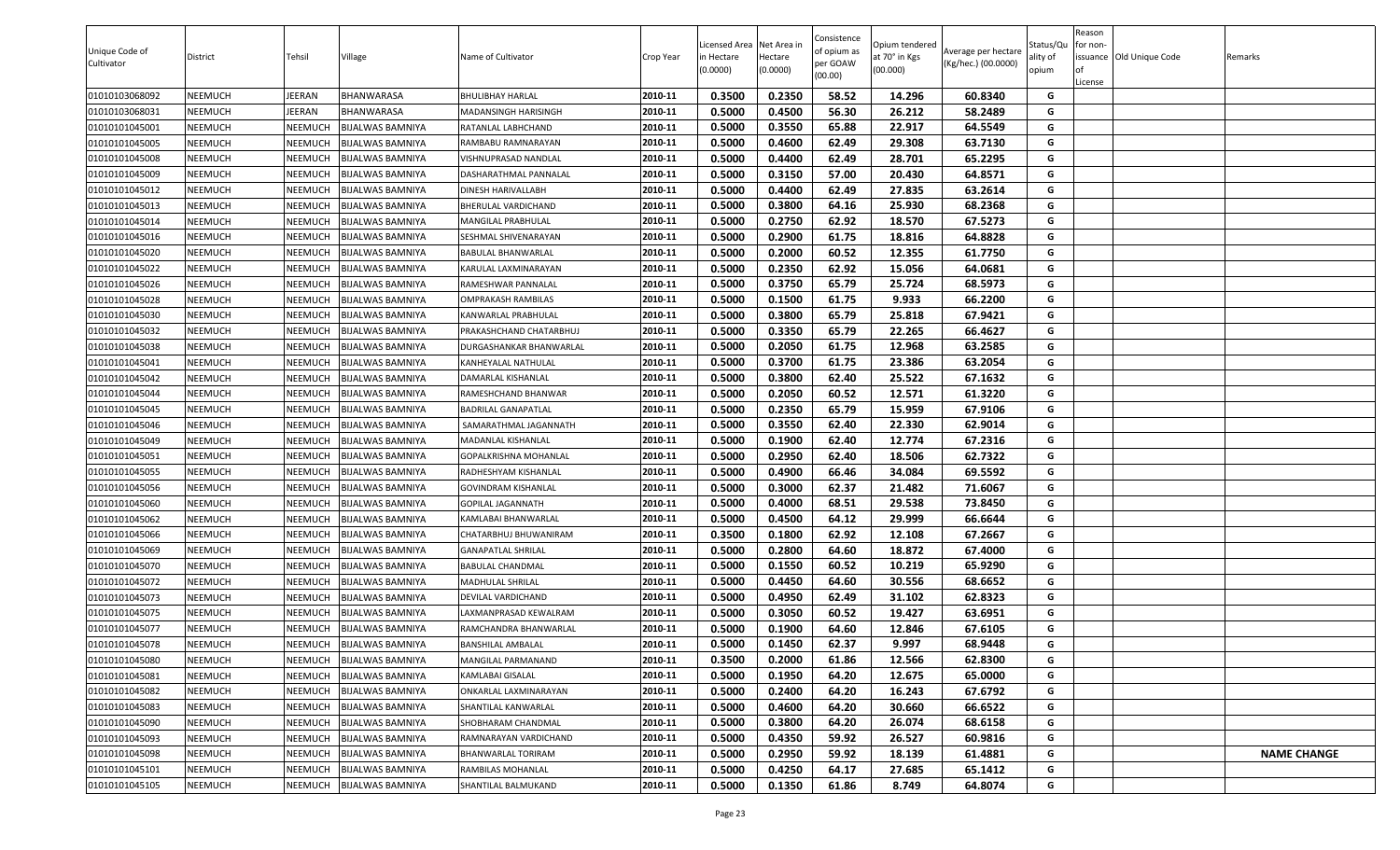| Unique Code of Cultivator | District | Tehsil | Village | Name of Cultivator | Crop Year | Licensed Area in Hectare (0.0000) | Net Area in Hectare (0.0000) | Consistence of opium as per GOAW (00.00) | Opium tendered at 70° in Kgs (00.000) | Average per hectare (Kg/hec.) (00.0000) | Status/Quality of opium | Reason for non-issuance of License | Old Unique Code | Remarks |
|---|---|---|---|---|---|---|---|---|---|---|---|---|---|---|
| 01010103068092 | NEEMUCH | JEERAN | BHANWARASA | BHULIBHAY HARLAL | 2010-11 | 0.3500 | 0.2350 | 58.52 | 14.296 | 60.8340 | G | | | |
| 01010103068031 | NEEMUCH | JEERAN | BHANWARASA | MADANSINGH HARISINGH | 2010-11 | 0.5000 | 0.4500 | 56.30 | 26.212 | 58.2489 | G | | | |
| 01010101045001 | NEEMUCH | NEEMUCH | BIJALWAS BAMNIYA | RATANLAL LABHCHAND | 2010-11 | 0.5000 | 0.3550 | 65.88 | 22.917 | 64.5549 | G | | | |
| 01010101045005 | NEEMUCH | NEEMUCH | BIJALWAS BAMNIYA | RAMBABU RAMNARAYAN | 2010-11 | 0.5000 | 0.4600 | 62.49 | 29.308 | 63.7130 | G | | | |
| 01010101045008 | NEEMUCH | NEEMUCH | BIJALWAS BAMNIYA | VISHNUPRASAD NANDLAL | 2010-11 | 0.5000 | 0.4400 | 62.49 | 28.701 | 65.2295 | G | | | |
| 01010101045009 | NEEMUCH | NEEMUCH | BIJALWAS BAMNIYA | DASHARATHMAL PANNALAL | 2010-11 | 0.5000 | 0.3150 | 57.00 | 20.430 | 64.8571 | G | | | |
| 01010101045012 | NEEMUCH | NEEMUCH | BIJALWAS BAMNIYA | DINESH HARIVALLABH | 2010-11 | 0.5000 | 0.4400 | 62.49 | 27.835 | 63.2614 | G | | | |
| 01010101045013 | NEEMUCH | NEEMUCH | BIJALWAS BAMNIYA | BHERULAL VARDICHAND | 2010-11 | 0.5000 | 0.3800 | 64.16 | 25.930 | 68.2368 | G | | | |
| 01010101045014 | NEEMUCH | NEEMUCH | BIJALWAS BAMNIYA | MANGILAL PRABHULAL | 2010-11 | 0.5000 | 0.2750 | 62.92 | 18.570 | 67.5273 | G | | | |
| 01010101045016 | NEEMUCH | NEEMUCH | BIJALWAS BAMNIYA | SESHMAL SHIVENARAYAN | 2010-11 | 0.5000 | 0.2900 | 61.75 | 18.816 | 64.8828 | G | | | |
| 01010101045020 | NEEMUCH | NEEMUCH | BIJALWAS BAMNIYA | BABULAL BHANWARLAL | 2010-11 | 0.5000 | 0.2000 | 60.52 | 12.355 | 61.7750 | G | | | |
| 01010101045022 | NEEMUCH | NEEMUCH | BIJALWAS BAMNIYA | KARULAL LAXMINARAYAN | 2010-11 | 0.5000 | 0.2350 | 62.92 | 15.056 | 64.0681 | G | | | |
| 01010101045026 | NEEMUCH | NEEMUCH | BIJALWAS BAMNIYA | RAMESHWAR PANNALAL | 2010-11 | 0.5000 | 0.3750 | 65.79 | 25.724 | 68.5973 | G | | | |
| 01010101045028 | NEEMUCH | NEEMUCH | BIJALWAS BAMNIYA | OMPRAKASH RAMBILAS | 2010-11 | 0.5000 | 0.1500 | 61.75 | 9.933 | 66.2200 | G | | | |
| 01010101045030 | NEEMUCH | NEEMUCH | BIJALWAS BAMNIYA | KANWARLAL PRABHULAL | 2010-11 | 0.5000 | 0.3800 | 65.79 | 25.818 | 67.9421 | G | | | |
| 01010101045032 | NEEMUCH | NEEMUCH | BIJALWAS BAMNIYA | PRAKASHCHAND CHATARBHUJ | 2010-11 | 0.5000 | 0.3350 | 65.79 | 22.265 | 66.4627 | G | | | |
| 01010101045038 | NEEMUCH | NEEMUCH | BIJALWAS BAMNIYA | DURGASHANKAR BHANWARLAL | 2010-11 | 0.5000 | 0.2050 | 61.75 | 12.968 | 63.2585 | G | | | |
| 01010101045041 | NEEMUCH | NEEMUCH | BIJALWAS BAMNIYA | KANHEYALAL NATHULAL | 2010-11 | 0.5000 | 0.3700 | 61.75 | 23.386 | 63.2054 | G | | | |
| 01010101045042 | NEEMUCH | NEEMUCH | BIJALWAS BAMNIYA | DAMARLAL KISHANLAL | 2010-11 | 0.5000 | 0.3800 | 62.40 | 25.522 | 67.1632 | G | | | |
| 01010101045044 | NEEMUCH | NEEMUCH | BIJALWAS BAMNIYA | RAMESHCHAND BHANWAR | 2010-11 | 0.5000 | 0.2050 | 60.52 | 12.571 | 61.3220 | G | | | |
| 01010101045045 | NEEMUCH | NEEMUCH | BIJALWAS BAMNIYA | BADRILAL GANAPATLAL | 2010-11 | 0.5000 | 0.2350 | 65.79 | 15.959 | 67.9106 | G | | | |
| 01010101045046 | NEEMUCH | NEEMUCH | BIJALWAS BAMNIYA | SAMARATHMAL JAGANNATH | 2010-11 | 0.5000 | 0.3550 | 62.40 | 22.330 | 62.9014 | G | | | |
| 01010101045049 | NEEMUCH | NEEMUCH | BIJALWAS BAMNIYA | MADANLAL KISHANLAL | 2010-11 | 0.5000 | 0.1900 | 62.40 | 12.774 | 67.2316 | G | | | |
| 01010101045051 | NEEMUCH | NEEMUCH | BIJALWAS BAMNIYA | GOPALKRISHNA MOHANLAL | 2010-11 | 0.5000 | 0.2950 | 62.40 | 18.506 | 62.7322 | G | | | |
| 01010101045055 | NEEMUCH | NEEMUCH | BIJALWAS BAMNIYA | RADHESHYAM KISHANLAL | 2010-11 | 0.5000 | 0.4900 | 66.46 | 34.084 | 69.5592 | G | | | |
| 01010101045056 | NEEMUCH | NEEMUCH | BIJALWAS BAMNIYA | GOVINDRAM KISHANLAL | 2010-11 | 0.5000 | 0.3000 | 62.37 | 21.482 | 71.6067 | G | | | |
| 01010101045060 | NEEMUCH | NEEMUCH | BIJALWAS BAMNIYA | GOPILAL JAGANNATH | 2010-11 | 0.5000 | 0.4000 | 68.51 | 29.538 | 73.8450 | G | | | |
| 01010101045062 | NEEMUCH | NEEMUCH | BIJALWAS BAMNIYA | KAMLABAI BHANWARLAL | 2010-11 | 0.5000 | 0.4500 | 64.12 | 29.999 | 66.6644 | G | | | |
| 01010101045066 | NEEMUCH | NEEMUCH | BIJALWAS BAMNIYA | CHATARBHUJ BHUWANIRAM | 2010-11 | 0.3500 | 0.1800 | 62.92 | 12.108 | 67.2667 | G | | | |
| 01010101045069 | NEEMUCH | NEEMUCH | BIJALWAS BAMNIYA | GANAPATLAL SHRILAL | 2010-11 | 0.5000 | 0.2800 | 64.60 | 18.872 | 67.4000 | G | | | |
| 01010101045070 | NEEMUCH | NEEMUCH | BIJALWAS BAMNIYA | BABULAL CHANDMAL | 2010-11 | 0.5000 | 0.1550 | 60.52 | 10.219 | 65.9290 | G | | | |
| 01010101045072 | NEEMUCH | NEEMUCH | BIJALWAS BAMNIYA | MADHULAL SHRILAL | 2010-11 | 0.5000 | 0.4450 | 64.60 | 30.556 | 68.6652 | G | | | |
| 01010101045073 | NEEMUCH | NEEMUCH | BIJALWAS BAMNIYA | DEVILAL VARDICHAND | 2010-11 | 0.5000 | 0.4950 | 62.49 | 31.102 | 62.8323 | G | | | |
| 01010101045075 | NEEMUCH | NEEMUCH | BIJALWAS BAMNIYA | LAXMANPRASAD KEWALRAM | 2010-11 | 0.5000 | 0.3050 | 60.52 | 19.427 | 63.6951 | G | | | |
| 01010101045077 | NEEMUCH | NEEMUCH | BIJALWAS BAMNIYA | RAMCHANDRA BHANWARLAL | 2010-11 | 0.5000 | 0.1900 | 64.60 | 12.846 | 67.6105 | G | | | |
| 01010101045078 | NEEMUCH | NEEMUCH | BIJALWAS BAMNIYA | BANSHILAL AMBALAL | 2010-11 | 0.5000 | 0.1450 | 62.37 | 9.997 | 68.9448 | G | | | |
| 01010101045080 | NEEMUCH | NEEMUCH | BIJALWAS BAMNIYA | MANGILAL PARMANAND | 2010-11 | 0.3500 | 0.2000 | 61.86 | 12.566 | 62.8300 | G | | | |
| 01010101045081 | NEEMUCH | NEEMUCH | BIJALWAS BAMNIYA | KAMLABAI GISALAL | 2010-11 | 0.5000 | 0.1950 | 64.20 | 12.675 | 65.0000 | G | | | |
| 01010101045082 | NEEMUCH | NEEMUCH | BIJALWAS BAMNIYA | ONKARLAL LAXMINARAYAN | 2010-11 | 0.5000 | 0.2400 | 64.20 | 16.243 | 67.6792 | G | | | |
| 01010101045083 | NEEMUCH | NEEMUCH | BIJALWAS BAMNIYA | SHANTILAL KANWARLAL | 2010-11 | 0.5000 | 0.4600 | 64.20 | 30.660 | 66.6522 | G | | | |
| 01010101045090 | NEEMUCH | NEEMUCH | BIJALWAS BAMNIYA | SHOBHARAM CHANDMAL | 2010-11 | 0.5000 | 0.3800 | 64.20 | 26.074 | 68.6158 | G | | | |
| 01010101045093 | NEEMUCH | NEEMUCH | BIJALWAS BAMNIYA | RAMNARAYAN VARDICHAND | 2010-11 | 0.5000 | 0.4350 | 59.92 | 26.527 | 60.9816 | G | | | |
| 01010101045098 | NEEMUCH | NEEMUCH | BIJALWAS BAMNIYA | BHANWARLAL TORIRAM | 2010-11 | 0.5000 | 0.2950 | 59.92 | 18.139 | 61.4881 | G | | | NAME CHANGE |
| 01010101045101 | NEEMUCH | NEEMUCH | BIJALWAS BAMNIYA | RAMBILAS MOHANLAL | 2010-11 | 0.5000 | 0.4250 | 64.17 | 27.685 | 65.1412 | G | | | |
| 01010101045105 | NEEMUCH | NEEMUCH | BIJALWAS BAMNIYA | SHANTILAL BALMUKAND | 2010-11 | 0.5000 | 0.1350 | 61.86 | 8.749 | 64.8074 | G | | | |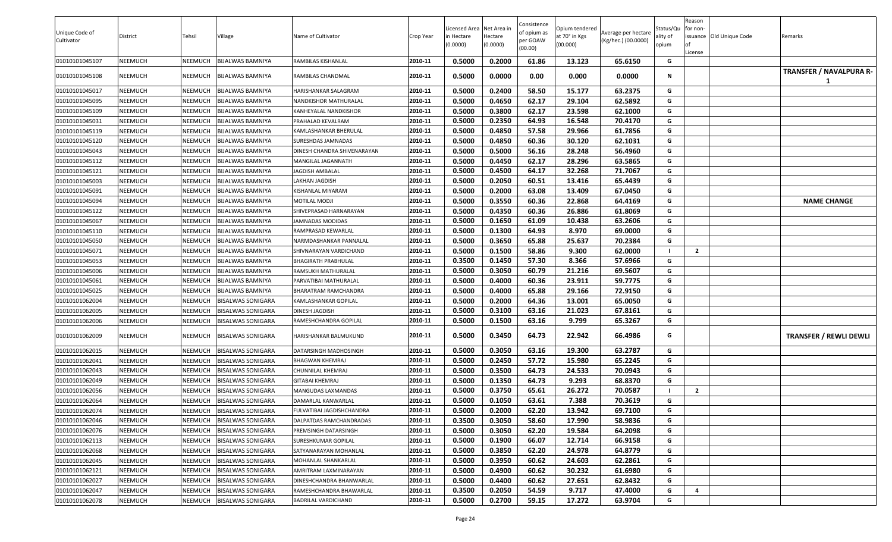| Unique Code of Cultivator | District | Tehsil | Village | Name of Cultivator | Crop Year | Licensed Area in Hectare (0.0000) | Net Area in Hectare (0.0000) | Consistence of opium as per GOAW (00.00) | Opium tendered at 70° in Kgs (00.000) | Average per hectare (Kg/hec.) (00.0000) | Status/Quality of opium | Reason for non-issuance of License | Old Unique Code | Remarks |
|---|---|---|---|---|---|---|---|---|---|---|---|---|---|---|
| 01010101045107 | NEEMUCH | NEEMUCH | BIJALWAS BAMNIYA | RAMBILAS KISHANLAL | 2010-11 | 0.5000 | 0.2000 | 61.86 | 13.123 | 65.6150 | G | | | |
| 01010101045108 | NEEMUCH | NEEMUCH | BIJALWAS BAMNIYA | RAMBILAS CHANDMAL | 2010-11 | 0.5000 | 0.0000 | 0.00 | 0.000 | 0.0000 | N | | | TRANSFER / NAVALPURA R-1 |
| 01010101045017 | NEEMUCH | NEEMUCH | BIJALWAS BAMNIYA | HARISHANKAR SALAGRAM | 2010-11 | 0.5000 | 0.2400 | 58.50 | 15.177 | 63.2375 | G | | | |
| 01010101045095 | NEEMUCH | NEEMUCH | BIJALWAS BAMNIYA | NANDKISHOR MATHURALAL | 2010-11 | 0.5000 | 0.4650 | 62.17 | 29.104 | 62.5892 | G | | | |
| 01010101045109 | NEEMUCH | NEEMUCH | BIJALWAS BAMNIYA | KANHEYALAL NANDKISHOR | 2010-11 | 0.5000 | 0.3800 | 62.17 | 23.598 | 62.1000 | G | | | |
| 01010101045031 | NEEMUCH | NEEMUCH | BIJALWAS BAMNIYA | PRAHALAD KEVALRAM | 2010-11 | 0.5000 | 0.2350 | 64.93 | 16.548 | 70.4170 | G | | | |
| 01010101045119 | NEEMUCH | NEEMUCH | BIJALWAS BAMNIYA | KAMLASHANKAR BHERULAL | 2010-11 | 0.5000 | 0.4850 | 57.58 | 29.966 | 61.7856 | G | | | |
| 01010101045120 | NEEMUCH | NEEMUCH | BIJALWAS BAMNIYA | SURESHDAS JAMNADAS | 2010-11 | 0.5000 | 0.4850 | 60.36 | 30.120 | 62.1031 | G | | | |
| 01010101045043 | NEEMUCH | NEEMUCH | BIJALWAS BAMNIYA | DINESH CHANDRA SHIVENARAYAN | 2010-11 | 0.5000 | 0.5000 | 56.16 | 28.248 | 56.4960 | G | | | |
| 01010101045112 | NEEMUCH | NEEMUCH | BIJALWAS BAMNIYA | MANGILAL JAGANNATH | 2010-11 | 0.5000 | 0.4450 | 62.17 | 28.296 | 63.5865 | G | | | |
| 01010101045121 | NEEMUCH | NEEMUCH | BIJALWAS BAMNIYA | JAGDISH AMBALAL | 2010-11 | 0.5000 | 0.4500 | 64.17 | 32.268 | 71.7067 | G | | | |
| 01010101045003 | NEEMUCH | NEEMUCH | BIJALWAS BAMNIYA | LAKHAN JAGDISH | 2010-11 | 0.5000 | 0.2050 | 60.51 | 13.416 | 65.4439 | G | | | |
| 01010101045091 | NEEMUCH | NEEMUCH | BIJALWAS BAMNIYA | KISHANLAL MIYARAM | 2010-11 | 0.5000 | 0.2000 | 63.08 | 13.409 | 67.0450 | G | | | |
| 01010101045094 | NEEMUCH | NEEMUCH | BIJALWAS BAMNIYA | MOTILAL MODJI | 2010-11 | 0.5000 | 0.3550 | 60.36 | 22.868 | 64.4169 | G | | | NAME CHANGE |
| 01010101045122 | NEEMUCH | NEEMUCH | BIJALWAS BAMNIYA | SHIVEPRASAD HARNARAYAN | 2010-11 | 0.5000 | 0.4350 | 60.36 | 26.886 | 61.8069 | G | | | |
| 01010101045067 | NEEMUCH | NEEMUCH | BIJALWAS BAMNIYA | JAMNADAS MODIDAS | 2010-11 | 0.5000 | 0.1650 | 61.09 | 10.438 | 63.2606 | G | | | |
| 01010101045110 | NEEMUCH | NEEMUCH | BIJALWAS BAMNIYA | RAMPRASAD KEWARLAL | 2010-11 | 0.5000 | 0.1300 | 64.93 | 8.970 | 69.0000 | G | | | |
| 01010101045050 | NEEMUCH | NEEMUCH | BIJALWAS BAMNIYA | NARMDASHANKAR PANNALAL | 2010-11 | 0.5000 | 0.3650 | 65.88 | 25.637 | 70.2384 | G | | | |
| 01010101045071 | NEEMUCH | NEEMUCH | BIJALWAS BAMNIYA | SHIVNARAYAN VARDICHAND | 2010-11 | 0.5000 | 0.1500 | 58.86 | 9.300 | 62.0000 | I | 2 | | |
| 01010101045053 | NEEMUCH | NEEMUCH | BIJALWAS BAMNIYA | BHAGIRATH PRABHULAL | 2010-11 | 0.3500 | 0.1450 | 57.30 | 8.366 | 57.6966 | G | | | |
| 01010101045006 | NEEMUCH | NEEMUCH | BIJALWAS BAMNIYA | RAMSUKH MATHURALAL | 2010-11 | 0.5000 | 0.3050 | 60.79 | 21.216 | 69.5607 | G | | | |
| 01010101045061 | NEEMUCH | NEEMUCH | BIJALWAS BAMNIYA | PARVATIBAI MATHURALAL | 2010-11 | 0.5000 | 0.4000 | 60.36 | 23.911 | 59.7775 | G | | | |
| 01010101045025 | NEEMUCH | NEEMUCH | BIJALWAS BAMNIYA | BHARATRAM RAMCHANDRA | 2010-11 | 0.5000 | 0.4000 | 65.88 | 29.166 | 72.9150 | G | | | |
| 01010101062004 | NEEMUCH | NEEMUCH | BISALWAS SONIGARA | KAMLASHANKAR GOPILAL | 2010-11 | 0.5000 | 0.2000 | 64.36 | 13.001 | 65.0050 | G | | | |
| 01010101062005 | NEEMUCH | NEEMUCH | BISALWAS SONIGARA | DINESH JAGDISH | 2010-11 | 0.5000 | 0.3100 | 63.16 | 21.023 | 67.8161 | G | | | |
| 01010101062006 | NEEMUCH | NEEMUCH | BISALWAS SONIGARA | RAMESHCHANDRA GOPILAL | 2010-11 | 0.5000 | 0.1500 | 63.16 | 9.799 | 65.3267 | G | | | |
| 01010101062009 | NEEMUCH | NEEMUCH | BISALWAS SONIGARA | HARISHANKAR BALMUKUND | 2010-11 | 0.5000 | 0.3450 | 64.73 | 22.942 | 66.4986 | G | | | TRANSFER / REWLI DEWLI |
| 01010101062015 | NEEMUCH | NEEMUCH | BISALWAS SONIGARA | DATARSINGH MADHOSINGH | 2010-11 | 0.5000 | 0.3050 | 63.16 | 19.300 | 63.2787 | G | | | |
| 01010101062041 | NEEMUCH | NEEMUCH | BISALWAS SONIGARA | BHAGWAN KHEMRAJ | 2010-11 | 0.5000 | 0.2450 | 57.72 | 15.980 | 65.2245 | G | | | |
| 01010101062043 | NEEMUCH | NEEMUCH | BISALWAS SONIGARA | CHUNNILAL KHEMRAJ | 2010-11 | 0.5000 | 0.3500 | 64.73 | 24.533 | 70.0943 | G | | | |
| 01010101062049 | NEEMUCH | NEEMUCH | BISALWAS SONIGARA | GITABAI KHEMRAJ | 2010-11 | 0.5000 | 0.1350 | 64.73 | 9.293 | 68.8370 | G | | | |
| 01010101062056 | NEEMUCH | NEEMUCH | BISALWAS SONIGARA | MANGUDAS LAXMANDAS | 2010-11 | 0.5000 | 0.3750 | 65.61 | 26.272 | 70.0587 | I | 2 | | |
| 01010101062064 | NEEMUCH | NEEMUCH | BISALWAS SONIGARA | DAMARLAL KANWARLAL | 2010-11 | 0.5000 | 0.1050 | 63.61 | 7.388 | 70.3619 | G | | | |
| 01010101062074 | NEEMUCH | NEEMUCH | BISALWAS SONIGARA | FULVATIBAI JAGDISHCHANDRA | 2010-11 | 0.5000 | 0.2000 | 62.20 | 13.942 | 69.7100 | G | | | |
| 01010101062046 | NEEMUCH | NEEMUCH | BISALWAS SONIGARA | DALPATDAS RAMCHANDRADAS | 2010-11 | 0.3500 | 0.3050 | 58.60 | 17.990 | 58.9836 | G | | | |
| 01010101062076 | NEEMUCH | NEEMUCH | BISALWAS SONIGARA | PREMSINGH DATARSINGH | 2010-11 | 0.5000 | 0.3050 | 62.20 | 19.584 | 64.2098 | G | | | |
| 01010101062113 | NEEMUCH | NEEMUCH | BISALWAS SONIGARA | SURESHKUMAR GOPILAL | 2010-11 | 0.5000 | 0.1900 | 66.07 | 12.714 | 66.9158 | G | | | |
| 01010101062068 | NEEMUCH | NEEMUCH | BISALWAS SONIGARA | SATYANARAYAN MOHANLAL | 2010-11 | 0.5000 | 0.3850 | 62.20 | 24.978 | 64.8779 | G | | | |
| 01010101062045 | NEEMUCH | NEEMUCH | BISALWAS SONIGARA | MOHANLAL SHANKARLAL | 2010-11 | 0.5000 | 0.3950 | 60.62 | 24.603 | 62.2861 | G | | | |
| 01010101062121 | NEEMUCH | NEEMUCH | BISALWAS SONIGARA | AMRITRAM LAXMINARAYAN | 2010-11 | 0.5000 | 0.4900 | 60.62 | 30.232 | 61.6980 | G | | | |
| 01010101062027 | NEEMUCH | NEEMUCH | BISALWAS SONIGARA | DINESHCHANDRA BHANWARLAL | 2010-11 | 0.5000 | 0.4400 | 60.62 | 27.651 | 62.8432 | G | | | |
| 01010101062047 | NEEMUCH | NEEMUCH | BISALWAS SONIGARA | RAMESHCHANDRA BHAWARLAL | 2010-11 | 0.3500 | 0.2050 | 54.59 | 9.717 | 47.4000 | G | 4 | | |
| 01010101062078 | NEEMUCH | NEEMUCH | BISALWAS SONIGARA | BADRILAL VARDICHAND | 2010-11 | 0.5000 | 0.2700 | 59.15 | 17.272 | 63.9704 | G | | | |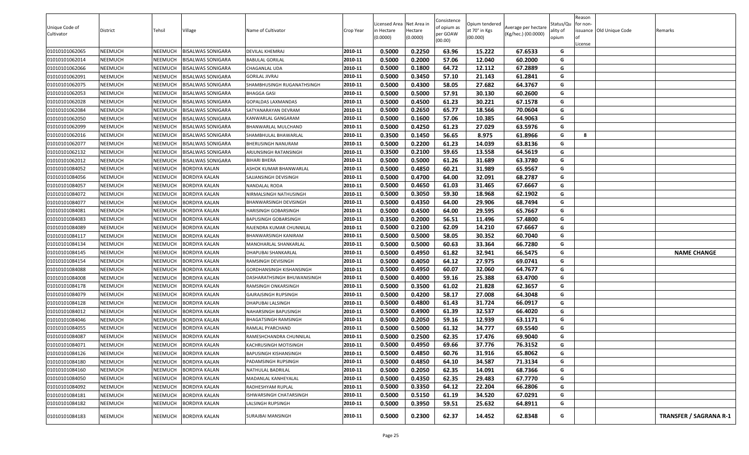| Unique Code of Cultivator | District | Tehsil | Village | Name of Cultivator | Crop Year | Licensed Area in Hectare (0.0000) | Net Area in Hectare (0.0000) | Consistence of opium as per GOAW (00.00) | Opium tendered at 70° in Kgs (00.000) | Average per hectare (Kg/hec.) (00.0000) | Status/Quality of opium | Reason for non-issuance of License | Old Unique Code | Remarks |
|---|---|---|---|---|---|---|---|---|---|---|---|---|---|---|
| 01010101062065 | NEEMUCH | NEEMUCH | BISALWAS SONIGARA | DEVILAL KHEMRAJ | 2010-11 | 0.5000 | 0.2250 | 63.96 | 15.222 | 67.6533 | G | | | |
| 01010101062014 | NEEMUCH | NEEMUCH | BISALWAS SONIGARA | BABULAL GORILAL | 2010-11 | 0.5000 | 0.2000 | 57.06 | 12.040 | 60.2000 | G | | | |
| 01010101062066 | NEEMUCH | NEEMUCH | BISALWAS SONIGARA | CHAGANLAL UDA | 2010-11 | 0.5000 | 0.1800 | 64.72 | 12.112 | 67.2889 | G | | | |
| 01010101062091 | NEEMUCH | NEEMUCH | BISALWAS SONIGARA | GORILAL JIVRAJ | 2010-11 | 0.5000 | 0.3450 | 57.10 | 21.143 | 61.2841 | G | | | |
| 01010101062075 | NEEMUCH | NEEMUCH | BISALWAS SONIGARA | SHAMBHUSINGH RUGANATHSINGH | 2010-11 | 0.5000 | 0.4300 | 58.05 | 27.682 | 64.3767 | G | | | |
| 01010101062053 | NEEMUCH | NEEMUCH | BISALWAS SONIGARA | BHAGGA GASI | 2010-11 | 0.5000 | 0.5000 | 57.91 | 30.130 | 60.2600 | G | | | |
| 01010101062028 | NEEMUCH | NEEMUCH | BISALWAS SONIGARA | GOPALDAS LAXMANDAS | 2010-11 | 0.5000 | 0.4500 | 61.23 | 30.221 | 67.1578 | G | | | |
| 01010101062084 | NEEMUCH | NEEMUCH | BISALWAS SONIGARA | SATYANARAYAN DEVRAM | 2010-11 | 0.5000 | 0.2650 | 65.77 | 18.566 | 70.0604 | G | | | |
| 01010101062050 | NEEMUCH | NEEMUCH | BISALWAS SONIGARA | KANWARLAL GANGARAM | 2010-11 | 0.5000 | 0.1600 | 57.06 | 10.385 | 64.9063 | G | | | |
| 01010101062099 | NEEMUCH | NEEMUCH | BISALWAS SONIGARA | BHANWARLAL MULCHAND | 2010-11 | 0.5000 | 0.4250 | 61.23 | 27.029 | 63.5976 | G | | | |
| 01010101062016 | NEEMUCH | NEEMUCH | BISALWAS SONIGARA | SHAMBHULAL BHAWARLAL | 2010-11 | 0.3500 | 0.1450 | 56.65 | 8.975 | 61.8966 | G | 8 | | |
| 01010101062077 | NEEMUCH | NEEMUCH | BISALWAS SONIGARA | BHERUSINGH NANURAM | 2010-11 | 0.5000 | 0.2200 | 61.23 | 14.039 | 63.8136 | G | | | |
| 01010101062132 | NEEMUCH | NEEMUCH | BISALWAS SONIGARA | ARJUNSINGH RATANSINGH | 2010-11 | 0.3500 | 0.2100 | 59.65 | 13.558 | 64.5619 | G | | | |
| 01010101062012 | NEEMUCH | NEEMUCH | BISALWAS SONIGARA | BIHARI BHERA | 2010-11 | 0.5000 | 0.5000 | 61.26 | 31.689 | 63.3780 | G | | | |
| 01010101084052 | NEEMUCH | NEEMUCH | BORDIYA KALAN | ASHOK KUMAR BHANWARLAL | 2010-11 | 0.5000 | 0.4850 | 60.21 | 31.989 | 65.9567 | G | | | |
| 01010101084056 | NEEMUCH | NEEMUCH | BORDIYA KALAN | SAJJANSINGH DEVISINGH | 2010-11 | 0.5000 | 0.4700 | 64.00 | 32.091 | 68.2787 | G | | | |
| 01010101084057 | NEEMUCH | NEEMUCH | BORDIYA KALAN | NANDALAL RODA | 2010-11 | 0.5000 | 0.4650 | 61.03 | 31.465 | 67.6667 | G | | | |
| 01010101084072 | NEEMUCH | NEEMUCH | BORDIYA KALAN | NIRMALSINGH NATHUSINGH | 2010-11 | 0.5000 | 0.3050 | 59.30 | 18.968 | 62.1902 | G | | | |
| 01010101084077 | NEEMUCH | NEEMUCH | BORDIYA KALAN | BHANWARSINGH DEVISINGH | 2010-11 | 0.5000 | 0.4350 | 64.00 | 29.906 | 68.7494 | G | | | |
| 01010101084081 | NEEMUCH | NEEMUCH | BORDIYA KALAN | HARISINGH GOBARSINGH | 2010-11 | 0.5000 | 0.4500 | 64.00 | 29.595 | 65.7667 | G | | | |
| 01010101084083 | NEEMUCH | NEEMUCH | BORDIYA KALAN | BAPUSINGH GOBARSINGH | 2010-11 | 0.3500 | 0.2000 | 56.51 | 11.496 | 57.4800 | G | | | |
| 01010101084089 | NEEMUCH | NEEMUCH | BORDIYA KALAN | RAJENDRA KUMAR CHUNNILAL | 2010-11 | 0.5000 | 0.2100 | 62.09 | 14.210 | 67.6667 | G | | | |
| 01010101084117 | NEEMUCH | NEEMUCH | BORDIYA KALAN | BHANWARSINGH KANIRAM | 2010-11 | 0.5000 | 0.5000 | 58.05 | 30.352 | 60.7040 | G | | | |
| 01010101084134 | NEEMUCH | NEEMUCH | BORDIYA KALAN | MANOHARLAL SHANKARLAL | 2010-11 | 0.5000 | 0.5000 | 60.63 | 33.364 | 66.7280 | G | | | |
| 01010101084145 | NEEMUCH | NEEMUCH | BORDIYA KALAN | DHAPUBAI SHANKARLAL | 2010-11 | 0.5000 | 0.4950 | 61.82 | 32.941 | 66.5475 | G | | | NAME CHANGE |
| 01010101084154 | NEEMUCH | NEEMUCH | BORDIYA KALAN | RAMSINGH DEVISINGH | 2010-11 | 0.5000 | 0.4050 | 64.12 | 27.975 | 69.0741 | G | | | |
| 01010101084088 | NEEMUCH | NEEMUCH | BORDIYA KALAN | GORDHANSINGH KISHANSINGH | 2010-11 | 0.5000 | 0.4950 | 60.07 | 32.060 | 64.7677 | G | | | |
| 01010101084008 | NEEMUCH | NEEMUCH | BORDIYA KALAN | DASHARATHSINGH BHUWANISINGH | 2010-11 | 0.5000 | 0.4000 | 59.16 | 25.388 | 63.4700 | G | | | |
| 01010101084178 | NEEMUCH | NEEMUCH | BORDIYA KALAN | RAMSINGH ONKARSINGH | 2010-11 | 0.5000 | 0.3500 | 61.02 | 21.828 | 62.3657 | G | | | |
| 01010101084079 | NEEMUCH | NEEMUCH | BORDIYA KALAN | GAJRAJSINGH RUPSINGH | 2010-11 | 0.5000 | 0.4200 | 58.17 | 27.008 | 64.3048 | G | | | |
| 01010101084128 | NEEMUCH | NEEMUCH | BORDIYA KALAN | DHAPUBAI LALSINGH | 2010-11 | 0.5000 | 0.4800 | 61.43 | 31.724 | 66.0917 | G | | | |
| 01010101084012 | NEEMUCH | NEEMUCH | BORDIYA KALAN | NAHARSINGH BAPUSINGH | 2010-11 | 0.5000 | 0.4900 | 61.39 | 32.537 | 66.4020 | G | | | |
| 01010101084046 | NEEMUCH | NEEMUCH | BORDIYA KALAN | BHAGATSINGH RAMSINGH | 2010-11 | 0.5000 | 0.2050 | 59.16 | 12.939 | 63.1171 | G | | | |
| 01010101084055 | NEEMUCH | NEEMUCH | BORDIYA KALAN | RAMLAL PYARCHAND | 2010-11 | 0.5000 | 0.5000 | 61.32 | 34.777 | 69.5540 | G | | | |
| 01010101084087 | NEEMUCH | NEEMUCH | BORDIYA KALAN | RAMESHCHANDRA CHUNNILAL | 2010-11 | 0.5000 | 0.2500 | 62.35 | 17.476 | 69.9040 | G | | | |
| 01010101084071 | NEEMUCH | NEEMUCH | BORDIYA KALAN | KACHRUSINGH MOTISINGH | 2010-11 | 0.5000 | 0.4950 | 69.66 | 37.776 | 76.3152 | G | | | |
| 01010101084126 | NEEMUCH | NEEMUCH | BORDIYA KALAN | BAPUSINGH KISHANSINGH | 2010-11 | 0.5000 | 0.4850 | 60.76 | 31.916 | 65.8062 | G | | | |
| 01010101084180 | NEEMUCH | NEEMUCH | BORDIYA KALAN | PADAMSINGH RUPSINGH | 2010-11 | 0.5000 | 0.4850 | 64.10 | 34.587 | 71.3134 | G | | | |
| 01010101084160 | NEEMUCH | NEEMUCH | BORDIYA KALAN | NATHULAL BADRILAL | 2010-11 | 0.5000 | 0.2050 | 62.35 | 14.091 | 68.7366 | G | | | |
| 01010101084050 | NEEMUCH | NEEMUCH | BORDIYA KALAN | MADANLAL KANHEYALAL | 2010-11 | 0.5000 | 0.4350 | 62.35 | 29.483 | 67.7770 | G | | | |
| 01010101084092 | NEEMUCH | NEEMUCH | BORDIYA KALAN | RADHESHYAM RUPLAL | 2010-11 | 0.5000 | 0.3350 | 64.12 | 22.204 | 66.2806 | G | | | |
| 01010101084181 | NEEMUCH | NEEMUCH | BORDIYA KALAN | ISHWARSINGH CHATARSINGH | 2010-11 | 0.5000 | 0.5150 | 61.19 | 34.520 | 67.0291 | G | | | |
| 01010101084182 | NEEMUCH | NEEMUCH | BORDIYA KALAN | LALSINGH RUPSINGH | 2010-11 | 0.5000 | 0.3950 | 59.51 | 25.632 | 64.8911 | G | | | |
| 01010101084183 | NEEMUCH | NEEMUCH | BORDIYA KALAN | SURAJBAI MANSINGH | 2010-11 | 0.5000 | 0.2300 | 62.37 | 14.452 | 62.8348 | G | | | TRANSFER / SAGRANA R-1 |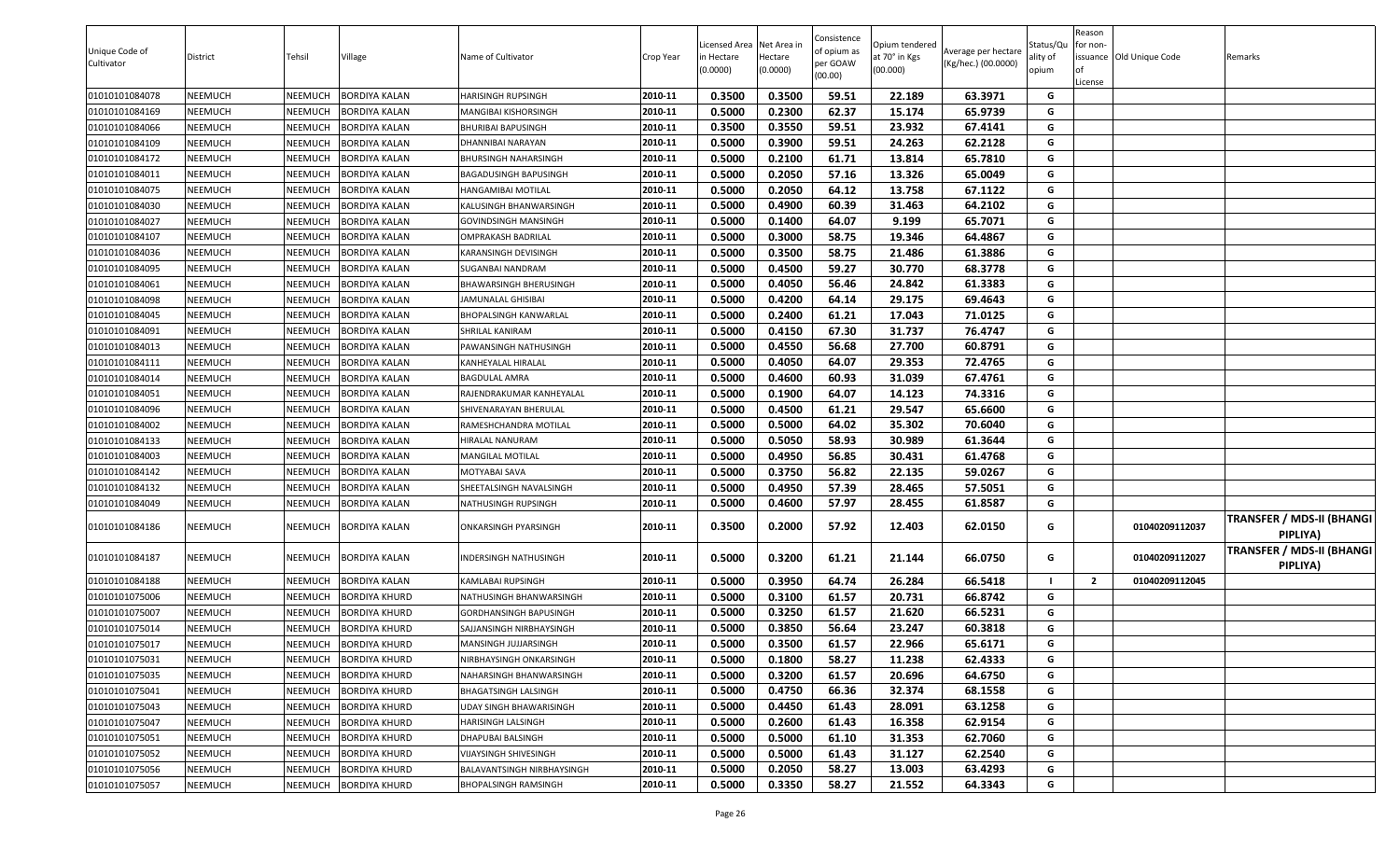| Unique Code of Cultivator | District | Tehsil | Village | Name of Cultivator | Crop Year | Licensed Area in Hectare (0.0000) | Net Area in Hectare (0.0000) | Consistence of opium as per GOAW (00.00) | Opium tendered at 70° in Kgs (00.000) | Average per hectare (Kg/hec.) (00.0000) | Status/Quality of opium | Reason for non-issuance of License | Old Unique Code | Remarks |
|---|---|---|---|---|---|---|---|---|---|---|---|---|---|---|
| 01010101084078 | NEEMUCH | NEEMUCH | BORDIYA KALAN | HARISINGH RUPSINGH | 2010-11 | 0.3500 | 0.3500 | 59.51 | 22.189 | 63.3971 | G | | | |
| 01010101084169 | NEEMUCH | NEEMUCH | BORDIYA KALAN | MANGIBAI KISHORSINGH | 2010-11 | 0.5000 | 0.2300 | 62.37 | 15.174 | 65.9739 | G | | | |
| 01010101084066 | NEEMUCH | NEEMUCH | BORDIYA KALAN | BHURIBAI BAPUSINGH | 2010-11 | 0.3500 | 0.3550 | 59.51 | 23.932 | 67.4141 | G | | | |
| 01010101084109 | NEEMUCH | NEEMUCH | BORDIYA KALAN | DHANNIBAI NARAYAN | 2010-11 | 0.5000 | 0.3900 | 59.51 | 24.263 | 62.2128 | G | | | |
| 01010101084172 | NEEMUCH | NEEMUCH | BORDIYA KALAN | BHURSINGH NAHARSINGH | 2010-11 | 0.5000 | 0.2100 | 61.71 | 13.814 | 65.7810 | G | | | |
| 01010101084011 | NEEMUCH | NEEMUCH | BORDIYA KALAN | BAGADUSINGH BAPUSINGH | 2010-11 | 0.5000 | 0.2050 | 57.16 | 13.326 | 65.0049 | G | | | |
| 01010101084075 | NEEMUCH | NEEMUCH | BORDIYA KALAN | HANGAMIBAI MOTILAL | 2010-11 | 0.5000 | 0.2050 | 64.12 | 13.758 | 67.1122 | G | | | |
| 01010101084030 | NEEMUCH | NEEMUCH | BORDIYA KALAN | KALUSINGH BHANWARSINGH | 2010-11 | 0.5000 | 0.4900 | 60.39 | 31.463 | 64.2102 | G | | | |
| 01010101084027 | NEEMUCH | NEEMUCH | BORDIYA KALAN | GOVINDSINGH MANSINGH | 2010-11 | 0.5000 | 0.1400 | 64.07 | 9.199 | 65.7071 | G | | | |
| 01010101084107 | NEEMUCH | NEEMUCH | BORDIYA KALAN | OMPRAKASH BADRILAL | 2010-11 | 0.5000 | 0.3000 | 58.75 | 19.346 | 64.4867 | G | | | |
| 01010101084036 | NEEMUCH | NEEMUCH | BORDIYA KALAN | KARANSINGH DEVISINGH | 2010-11 | 0.5000 | 0.3500 | 58.75 | 21.486 | 61.3886 | G | | | |
| 01010101084095 | NEEMUCH | NEEMUCH | BORDIYA KALAN | SUGANBAI NANDRAM | 2010-11 | 0.5000 | 0.4500 | 59.27 | 30.770 | 68.3778 | G | | | |
| 01010101084061 | NEEMUCH | NEEMUCH | BORDIYA KALAN | BHAWARSINGH BHERUSINGH | 2010-11 | 0.5000 | 0.4050 | 56.46 | 24.842 | 61.3383 | G | | | |
| 01010101084098 | NEEMUCH | NEEMUCH | BORDIYA KALAN | JAMUNALAL GHISIBAI | 2010-11 | 0.5000 | 0.4200 | 64.14 | 29.175 | 69.4643 | G | | | |
| 01010101084045 | NEEMUCH | NEEMUCH | BORDIYA KALAN | BHOPALSINGH KANWARLAL | 2010-11 | 0.5000 | 0.2400 | 61.21 | 17.043 | 71.0125 | G | | | |
| 01010101084091 | NEEMUCH | NEEMUCH | BORDIYA KALAN | SHRILAL KANIRAM | 2010-11 | 0.5000 | 0.4150 | 67.30 | 31.737 | 76.4747 | G | | | |
| 01010101084013 | NEEMUCH | NEEMUCH | BORDIYA KALAN | PAWANSINGH NATHUSINGH | 2010-11 | 0.5000 | 0.4550 | 56.68 | 27.700 | 60.8791 | G | | | |
| 01010101084111 | NEEMUCH | NEEMUCH | BORDIYA KALAN | KANHEYALAL HIRALAL | 2010-11 | 0.5000 | 0.4050 | 64.07 | 29.353 | 72.4765 | G | | | |
| 01010101084014 | NEEMUCH | NEEMUCH | BORDIYA KALAN | BAGDULAL AMRA | 2010-11 | 0.5000 | 0.4600 | 60.93 | 31.039 | 67.4761 | G | | | |
| 01010101084051 | NEEMUCH | NEEMUCH | BORDIYA KALAN | RAJENDRAKUMAR KANHEYALAL | 2010-11 | 0.5000 | 0.1900 | 64.07 | 14.123 | 74.3316 | G | | | |
| 01010101084096 | NEEMUCH | NEEMUCH | BORDIYA KALAN | SHIVENARAYAN BHERULAL | 2010-11 | 0.5000 | 0.4500 | 61.21 | 29.547 | 65.6600 | G | | | |
| 01010101084002 | NEEMUCH | NEEMUCH | BORDIYA KALAN | RAMESHCHANDRA MOTILAL | 2010-11 | 0.5000 | 0.5000 | 64.02 | 35.302 | 70.6040 | G | | | |
| 01010101084133 | NEEMUCH | NEEMUCH | BORDIYA KALAN | HIRALAL NANURAM | 2010-11 | 0.5000 | 0.5050 | 58.93 | 30.989 | 61.3644 | G | | | |
| 01010101084003 | NEEMUCH | NEEMUCH | BORDIYA KALAN | MANGILAL MOTILAL | 2010-11 | 0.5000 | 0.4950 | 56.85 | 30.431 | 61.4768 | G | | | |
| 01010101084142 | NEEMUCH | NEEMUCH | BORDIYA KALAN | MOTYABAI SAVA | 2010-11 | 0.5000 | 0.3750 | 56.82 | 22.135 | 59.0267 | G | | | |
| 01010101084132 | NEEMUCH | NEEMUCH | BORDIYA KALAN | SHEETALSINGH NAVALSINGH | 2010-11 | 0.5000 | 0.4950 | 57.39 | 28.465 | 57.5051 | G | | | |
| 01010101084049 | NEEMUCH | NEEMUCH | BORDIYA KALAN | NATHUSINGH RUPSINGH | 2010-11 | 0.5000 | 0.4600 | 57.97 | 28.455 | 61.8587 | G | | | |
| 01010101084186 | NEEMUCH | NEEMUCH | BORDIYA KALAN | ONKARSINGH PYARSINGH | 2010-11 | 0.3500 | 0.2000 | 57.92 | 12.403 | 62.0150 | G | | 01040209112037 | TRANSFER / MDS-II (BHANGI PIPLIYA) |
| 01010101084187 | NEEMUCH | NEEMUCH | BORDIYA KALAN | INDERSINGH NATHUSINGH | 2010-11 | 0.5000 | 0.3200 | 61.21 | 21.144 | 66.0750 | G | | 01040209112027 | TRANSFER / MDS-II (BHANGI PIPLIYA) |
| 01010101084188 | NEEMUCH | NEEMUCH | BORDIYA KALAN | KAMLABAI RUPSINGH | 2010-11 | 0.5000 | 0.3950 | 64.74 | 26.284 | 66.5418 | I | 2 | 01040209112045 | |
| 01010101075006 | NEEMUCH | NEEMUCH | BORDIYA KHURD | NATHUSINGH BHANWARSINGH | 2010-11 | 0.5000 | 0.3100 | 61.57 | 20.731 | 66.8742 | G | | | |
| 01010101075007 | NEEMUCH | NEEMUCH | BORDIYA KHURD | GORDHANSINGH BAPUSINGH | 2010-11 | 0.5000 | 0.3250 | 61.57 | 21.620 | 66.5231 | G | | | |
| 01010101075014 | NEEMUCH | NEEMUCH | BORDIYA KHURD | SAJJANSINGH NIRBHAYSINGH | 2010-11 | 0.5000 | 0.3850 | 56.64 | 23.247 | 60.3818 | G | | | |
| 01010101075017 | NEEMUCH | NEEMUCH | BORDIYA KHURD | MANSINGH JUJJARSINGH | 2010-11 | 0.5000 | 0.3500 | 61.57 | 22.966 | 65.6171 | G | | | |
| 01010101075031 | NEEMUCH | NEEMUCH | BORDIYA KHURD | NIRBHAYSINGH ONKARSINGH | 2010-11 | 0.5000 | 0.1800 | 58.27 | 11.238 | 62.4333 | G | | | |
| 01010101075035 | NEEMUCH | NEEMUCH | BORDIYA KHURD | NAHARSINGH BHANWARSINGH | 2010-11 | 0.5000 | 0.3200 | 61.57 | 20.696 | 64.6750 | G | | | |
| 01010101075041 | NEEMUCH | NEEMUCH | BORDIYA KHURD | BHAGATSINGH LALSINGH | 2010-11 | 0.5000 | 0.4750 | 66.36 | 32.374 | 68.1558 | G | | | |
| 01010101075043 | NEEMUCH | NEEMUCH | BORDIYA KHURD | UDAY SINGH BHAWARISINGH | 2010-11 | 0.5000 | 0.4450 | 61.43 | 28.091 | 63.1258 | G | | | |
| 01010101075047 | NEEMUCH | NEEMUCH | BORDIYA KHURD | HARISINGH LALSINGH | 2010-11 | 0.5000 | 0.2600 | 61.43 | 16.358 | 62.9154 | G | | | |
| 01010101075051 | NEEMUCH | NEEMUCH | BORDIYA KHURD | DHAPUBAI BALSINGH | 2010-11 | 0.5000 | 0.5000 | 61.10 | 31.353 | 62.7060 | G | | | |
| 01010101075052 | NEEMUCH | NEEMUCH | BORDIYA KHURD | VIJAYSINGH SHIVESINGH | 2010-11 | 0.5000 | 0.5000 | 61.43 | 31.127 | 62.2540 | G | | | |
| 01010101075056 | NEEMUCH | NEEMUCH | BORDIYA KHURD | BALAVANTSINGH NIRBHAYSINGH | 2010-11 | 0.5000 | 0.2050 | 58.27 | 13.003 | 63.4293 | G | | | |
| 01010101075057 | NEEMUCH | NEEMUCH | BORDIYA KHURD | BHOPALSINGH RAMSINGH | 2010-11 | 0.5000 | 0.3350 | 58.27 | 21.552 | 64.3343 | G | | | |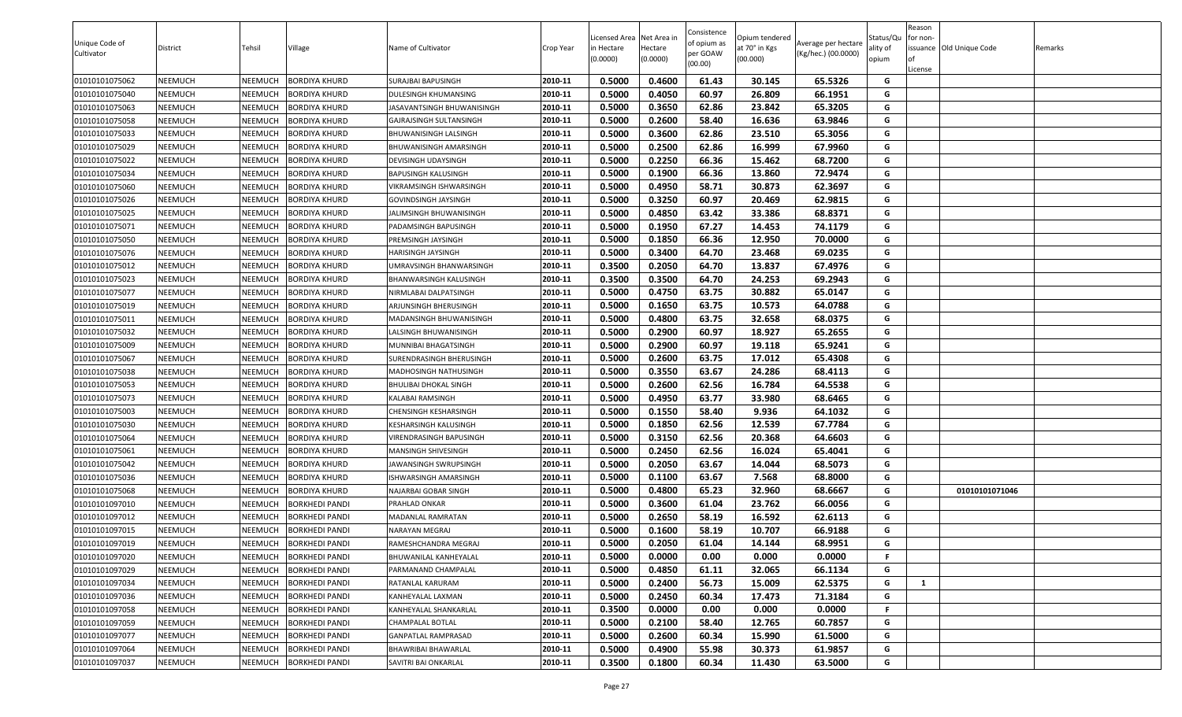| Unique Code of Cultivator | District | Tehsil | Village | Name of Cultivator | Crop Year | Licensed Area in Hectare (0.0000) | Net Area in Hectare (0.0000) | Consistence of opium as per GOAW (00.00) | Opium tendered at 70° in Kgs (00.000) | Average per hectare (Kg/hec.) (00.0000) | Status/Quality of opium | Reason for non-issuance of License | Old Unique Code | Remarks |
|---|---|---|---|---|---|---|---|---|---|---|---|---|---|---|
| 01010101075062 | NEEMUCH | NEEMUCH | BORDIYA KHURD | SURAJBAI BAPUSINGH | 2010-11 | 0.5000 | 0.4600 | 61.43 | 30.145 | 65.5326 | G | | | |
| 01010101075040 | NEEMUCH | NEEMUCH | BORDIYA KHURD | DULESINGH KHUMANSING | 2010-11 | 0.5000 | 0.4050 | 60.97 | 26.809 | 66.1951 | G | | | |
| 01010101075063 | NEEMUCH | NEEMUCH | BORDIYA KHURD | JASAVANTSINGH BHUWANISINGH | 2010-11 | 0.5000 | 0.3650 | 62.86 | 23.842 | 65.3205 | G | | | |
| 01010101075058 | NEEMUCH | NEEMUCH | BORDIYA KHURD | GAJRAJSINGH SULTANSINGH | 2010-11 | 0.5000 | 0.2600 | 58.40 | 16.636 | 63.9846 | G | | | |
| 01010101075033 | NEEMUCH | NEEMUCH | BORDIYA KHURD | BHUWANISINGH LALSINGH | 2010-11 | 0.5000 | 0.3600 | 62.86 | 23.510 | 65.3056 | G | | | |
| 01010101075029 | NEEMUCH | NEEMUCH | BORDIYA KHURD | BHUWANISINGH AMARSINGH | 2010-11 | 0.5000 | 0.2500 | 62.86 | 16.999 | 67.9960 | G | | | |
| 01010101075022 | NEEMUCH | NEEMUCH | BORDIYA KHURD | DEVISINGH UDAYSINGH | 2010-11 | 0.5000 | 0.2250 | 66.36 | 15.462 | 68.7200 | G | | | |
| 01010101075034 | NEEMUCH | NEEMUCH | BORDIYA KHURD | BAPUSINGH KALUSINGH | 2010-11 | 0.5000 | 0.1900 | 66.36 | 13.860 | 72.9474 | G | | | |
| 01010101075060 | NEEMUCH | NEEMUCH | BORDIYA KHURD | VIKRAMSINGH ISHWARSINGH | 2010-11 | 0.5000 | 0.4950 | 58.71 | 30.873 | 62.3697 | G | | | |
| 01010101075026 | NEEMUCH | NEEMUCH | BORDIYA KHURD | GOVINDSINGH JAYSINGH | 2010-11 | 0.5000 | 0.3250 | 60.97 | 20.469 | 62.9815 | G | | | |
| 01010101075025 | NEEMUCH | NEEMUCH | BORDIYA KHURD | JALIMSINGH BHUWANISINGH | 2010-11 | 0.5000 | 0.4850 | 63.42 | 33.386 | 68.8371 | G | | | |
| 01010101075071 | NEEMUCH | NEEMUCH | BORDIYA KHURD | PADAMSINGH BAPUSINGH | 2010-11 | 0.5000 | 0.1950 | 67.27 | 14.453 | 74.1179 | G | | | |
| 01010101075050 | NEEMUCH | NEEMUCH | BORDIYA KHURD | PREMSINGH JAYSINGH | 2010-11 | 0.5000 | 0.1850 | 66.36 | 12.950 | 70.0000 | G | | | |
| 01010101075076 | NEEMUCH | NEEMUCH | BORDIYA KHURD | HARISINGH JAYSINGH | 2010-11 | 0.5000 | 0.3400 | 64.70 | 23.468 | 69.0235 | G | | | |
| 01010101075012 | NEEMUCH | NEEMUCH | BORDIYA KHURD | UMRAVSINGH BHANWARSINGH | 2010-11 | 0.3500 | 0.2050 | 64.70 | 13.837 | 67.4976 | G | | | |
| 01010101075023 | NEEMUCH | NEEMUCH | BORDIYA KHURD | BHANWARSINGH KALUSINGH | 2010-11 | 0.3500 | 0.3500 | 64.70 | 24.253 | 69.2943 | G | | | |
| 01010101075077 | NEEMUCH | NEEMUCH | BORDIYA KHURD | NIRMLABAI DALPATSINGH | 2010-11 | 0.5000 | 0.4750 | 63.75 | 30.882 | 65.0147 | G | | | |
| 01010101075019 | NEEMUCH | NEEMUCH | BORDIYA KHURD | ARJUNSINGH BHERUSINGH | 2010-11 | 0.5000 | 0.1650 | 63.75 | 10.573 | 64.0788 | G | | | |
| 01010101075011 | NEEMUCH | NEEMUCH | BORDIYA KHURD | MADANSINGH BHUWANISINGH | 2010-11 | 0.5000 | 0.4800 | 63.75 | 32.658 | 68.0375 | G | | | |
| 01010101075032 | NEEMUCH | NEEMUCH | BORDIYA KHURD | LALSINGH BHUWANISINGH | 2010-11 | 0.5000 | 0.2900 | 60.97 | 18.927 | 65.2655 | G | | | |
| 01010101075009 | NEEMUCH | NEEMUCH | BORDIYA KHURD | MUNNIBAI BHAGATSINGH | 2010-11 | 0.5000 | 0.2900 | 60.97 | 19.118 | 65.9241 | G | | | |
| 01010101075067 | NEEMUCH | NEEMUCH | BORDIYA KHURD | SURENDRASINGH BHERUSINGH | 2010-11 | 0.5000 | 0.2600 | 63.75 | 17.012 | 65.4308 | G | | | |
| 01010101075038 | NEEMUCH | NEEMUCH | BORDIYA KHURD | MADHOSINGH NATHUSINGH | 2010-11 | 0.5000 | 0.3550 | 63.67 | 24.286 | 68.4113 | G | | | |
| 01010101075053 | NEEMUCH | NEEMUCH | BORDIYA KHURD | BHULIBAI DHOKAL SINGH | 2010-11 | 0.5000 | 0.2600 | 62.56 | 16.784 | 64.5538 | G | | | |
| 01010101075073 | NEEMUCH | NEEMUCH | BORDIYA KHURD | KALABAI RAMSINGH | 2010-11 | 0.5000 | 0.4950 | 63.77 | 33.980 | 68.6465 | G | | | |
| 01010101075003 | NEEMUCH | NEEMUCH | BORDIYA KHURD | CHENSINGH KESHARSINGH | 2010-11 | 0.5000 | 0.1550 | 58.40 | 9.936 | 64.1032 | G | | | |
| 01010101075030 | NEEMUCH | NEEMUCH | BORDIYA KHURD | KESHARSINGH KALUSINGH | 2010-11 | 0.5000 | 0.1850 | 62.56 | 12.539 | 67.7784 | G | | | |
| 01010101075064 | NEEMUCH | NEEMUCH | BORDIYA KHURD | VIRENDRASINGH BAPUSINGH | 2010-11 | 0.5000 | 0.3150 | 62.56 | 20.368 | 64.6603 | G | | | |
| 01010101075061 | NEEMUCH | NEEMUCH | BORDIYA KHURD | MANSINGH SHIVESINGH | 2010-11 | 0.5000 | 0.2450 | 62.56 | 16.024 | 65.4041 | G | | | |
| 01010101075042 | NEEMUCH | NEEMUCH | BORDIYA KHURD | JAWANSINGH SWRUPSINGH | 2010-11 | 0.5000 | 0.2050 | 63.67 | 14.044 | 68.5073 | G | | | |
| 01010101075036 | NEEMUCH | NEEMUCH | BORDIYA KHURD | ISHWARSINGH AMARSINGH | 2010-11 | 0.5000 | 0.1100 | 63.67 | 7.568 | 68.8000 | G | | | |
| 01010101075068 | NEEMUCH | NEEMUCH | BORDIYA KHURD | NAJARBAI GOBAR SINGH | 2010-11 | 0.5000 | 0.4800 | 65.23 | 32.960 | 68.6667 | G | | 01010101071046 | |
| 01010101097010 | NEEMUCH | NEEMUCH | BORKHEDI PANDI | PRAHLAD ONKAR | 2010-11 | 0.5000 | 0.3600 | 61.04 | 23.762 | 66.0056 | G | | | |
| 01010101097012 | NEEMUCH | NEEMUCH | BORKHEDI PANDI | MADANLAL RAMRATAN | 2010-11 | 0.5000 | 0.2650 | 58.19 | 16.592 | 62.6113 | G | | | |
| 01010101097015 | NEEMUCH | NEEMUCH | BORKHEDI PANDI | NARAYAN MEGRAJ | 2010-11 | 0.5000 | 0.1600 | 58.19 | 10.707 | 66.9188 | G | | | |
| 01010101097019 | NEEMUCH | NEEMUCH | BORKHEDI PANDI | RAMESHCHANDRA MEGRAJ | 2010-11 | 0.5000 | 0.2050 | 61.04 | 14.144 | 68.9951 | G | | | |
| 01010101097020 | NEEMUCH | NEEMUCH | BORKHEDI PANDI | BHUWANILAL KANHEYALAL | 2010-11 | 0.5000 | 0.0000 | 0.00 | 0.000 | 0.0000 | F | | | |
| 01010101097029 | NEEMUCH | NEEMUCH | BORKHEDI PANDI | PARMANAND CHAMPALAL | 2010-11 | 0.5000 | 0.4850 | 61.11 | 32.065 | 66.1134 | G | | | |
| 01010101097034 | NEEMUCH | NEEMUCH | BORKHEDI PANDI | RATANLAL KARURAM | 2010-11 | 0.5000 | 0.2400 | 56.73 | 15.009 | 62.5375 | G | 1 | | |
| 01010101097036 | NEEMUCH | NEEMUCH | BORKHEDI PANDI | KANHEYALAL LAXMAN | 2010-11 | 0.5000 | 0.2450 | 60.34 | 17.473 | 71.3184 | G | | | |
| 01010101097058 | NEEMUCH | NEEMUCH | BORKHEDI PANDI | KANHEYALAL SHANKARLAL | 2010-11 | 0.3500 | 0.0000 | 0.00 | 0.000 | 0.0000 | F | | | |
| 01010101097059 | NEEMUCH | NEEMUCH | BORKHEDI PANDI | CHAMPALAL BOTLAL | 2010-11 | 0.5000 | 0.2100 | 58.40 | 12.765 | 60.7857 | G | | | |
| 01010101097077 | NEEMUCH | NEEMUCH | BORKHEDI PANDI | GANPATLAL RAMPRASAD | 2010-11 | 0.5000 | 0.2600 | 60.34 | 15.990 | 61.5000 | G | | | |
| 01010101097064 | NEEMUCH | NEEMUCH | BORKHEDI PANDI | BHAWRIBAI BHAWARLAL | 2010-11 | 0.5000 | 0.4900 | 55.98 | 30.373 | 61.9857 | G | | | |
| 01010101097037 | NEEMUCH | NEEMUCH | BORKHEDI PANDI | SAVITRI BAI ONKARLAL | 2010-11 | 0.3500 | 0.1800 | 60.34 | 11.430 | 63.5000 | G | | | |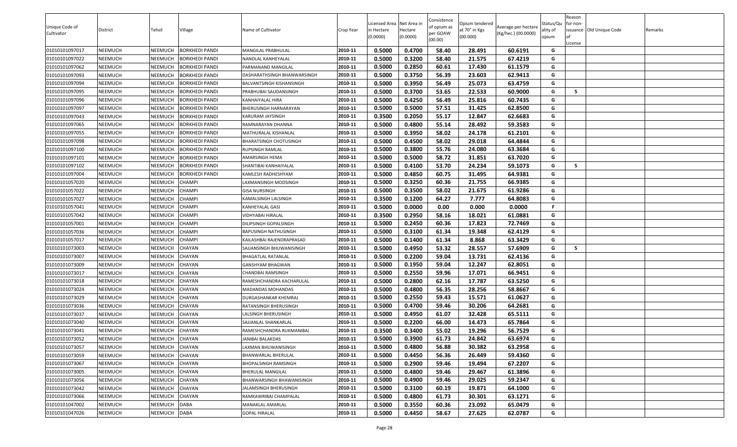| Unique Code of Cultivator | District | Tehsil | Village | Name of Cultivator | Crop Year | Licensed Area in Hectare (0.0000) | Net Area in Hectare (0.0000) | Consistence of opium as per GOAW (00.00) | Opium tendered at 70° in Kgs (00.000) | Average per hectare (Kg/hec.) (00.0000) | Status/Quality of opium | Reason for non-issuance of License | Old Unique Code | Remarks |
|---|---|---|---|---|---|---|---|---|---|---|---|---|---|---|
| 01010101097017 | NEEMUCH | NEEMUCH | BORKHEDI PANDI | MANGILAL PRABHULAL | 2010-11 | 0.5000 | 0.4700 | 58.40 | 28.491 | 60.6191 | G | | | |
| 01010101097022 | NEEMUCH | NEEMUCH | BORKHEDI PANDI | NANDLAL KANHEYALAL | 2010-11 | 0.5000 | 0.3200 | 58.40 | 21.575 | 67.4219 | G | | | |
| 01010101097062 | NEEMUCH | NEEMUCH | BORKHEDI PANDI | PARMANAND MANGILAL | 2010-11 | 0.5000 | 0.2850 | 60.61 | 17.430 | 61.1579 | G | | | |
| 01010101097093 | NEEMUCH | NEEMUCH | BORKHEDI PANDI | DASHARATHSINGH BHANWARSINGH | 2010-11 | 0.5000 | 0.3750 | 56.39 | 23.603 | 62.9413 | G | | | |
| 01010101097094 | NEEMUCH | NEEMUCH | BORKHEDI PANDI | BALVANTSINGH KISHANSINGH | 2010-11 | 0.5000 | 0.3950 | 56.49 | 25.073 | 63.4759 | G | | | |
| 01010101097095 | NEEMUCH | NEEMUCH | BORKHEDI PANDI | PRABHUBAI SAUDANSINGH | 2010-11 | 0.5000 | 0.3700 | 53.65 | 22.533 | 60.9000 | G | 5 | | |
| 01010101097096 | NEEMUCH | NEEMUCH | BORKHEDI PANDI | KANHAIYALAL HIRA | 2010-11 | 0.5000 | 0.4250 | 56.49 | 25.816 | 60.7435 | G | | | |
| 01010101097097 | NEEMUCH | NEEMUCH | BORKHEDI PANDI | BHERUSINGH HARNARAYAN | 2010-11 | 0.5000 | 0.5000 | 57.51 | 31.425 | 62.8500 | G | | | |
| 01010101097043 | NEEMUCH | NEEMUCH | BORKHEDI PANDI | KARURAM JAYSINGH | 2010-11 | 0.3500 | 0.2050 | 55.17 | 12.847 | 62.6683 | G | | | |
| 01010101097065 | NEEMUCH | NEEMUCH | BORKHEDI PANDI | RAMNARAYAN DHANNA | 2010-11 | 0.5000 | 0.4800 | 55.14 | 28.492 | 59.3583 | G | | | |
| 01010101097055 | NEEMUCH | NEEMUCH | BORKHEDI PANDI | MATHURALAL KISHANLAL | 2010-11 | 0.5000 | 0.3950 | 58.02 | 24.178 | 61.2101 | G | | | |
| 01010101097098 | NEEMUCH | NEEMUCH | BORKHEDI PANDI | BHARATSINGH CHOTUSINGH | 2010-11 | 0.5000 | 0.4500 | 58.02 | 29.018 | 64.4844 | G | | | |
| 01010101097100 | NEEMUCH | NEEMUCH | BORKHEDI PANDI | RUPSINGH RAMLAL | 2010-11 | 0.5000 | 0.3800 | 55.76 | 24.080 | 63.3684 | G | | | |
| 01010101097101 | NEEMUCH | NEEMUCH | BORKHEDI PANDI | AMARSINGH HEMA | 2010-11 | 0.5000 | 0.5000 | 58.72 | 31.851 | 63.7020 | G | | | |
| 01010101097102 | NEEMUCH | NEEMUCH | BORKHEDI PANDI | SHANTIBAI KANHAIYALAL | 2010-11 | 0.5000 | 0.4100 | 53.70 | 24.234 | 59.1073 | G | 5 | | |
| 01010101097004 | NEEMUCH | NEEMUCH | BORKHEDI PANDI | KAMLESH RADHESHYAM | 2010-11 | 0.5000 | 0.4850 | 60.75 | 31.495 | 64.9381 | G | | | |
| 01010101057020 | NEEMUCH | NEEMUCH | CHAMPI | LAXMANSINGH MODSINGH | 2010-11 | 0.5000 | 0.3250 | 60.36 | 21.755 | 66.9385 | G | | | |
| 01010101057022 | NEEMUCH | NEEMUCH | CHAMPI | GISA NURSINGH | 2010-11 | 0.5000 | 0.3500 | 58.02 | 21.675 | 61.9286 | G | | | |
| 01010101057027 | NEEMUCH | NEEMUCH | CHAMPI | KAMALSINGH LALSINGH | 2010-11 | 0.3500 | 0.1200 | 64.27 | 7.777 | 64.8083 | G | | | |
| 01010101057041 | NEEMUCH | NEEMUCH | CHAMPI | KANHEYALAL GASI | 2010-11 | 0.5000 | 0.0000 | 0.00 | 0.000 | 0.0000 | F | | | |
| 01010101057042 | NEEMUCH | NEEMUCH | CHAMPI | VIDHYABAI HIRALAL | 2010-11 | 0.3500 | 0.2950 | 58.16 | 18.021 | 61.0881 | G | | | |
| 01010101057001 | NEEMUCH | NEEMUCH | CHAMPI | DILIPSINGH GOPALSINGH | 2010-11 | 0.5000 | 0.2450 | 60.36 | 17.823 | 72.7469 | G | | | |
| 01010101057036 | NEEMUCH | NEEMUCH | CHAMPI | BAPUSINGH NATHUSINGH | 2010-11 | 0.5000 | 0.3100 | 61.34 | 19.348 | 62.4129 | G | | | |
| 01010101057017 | NEEMUCH | NEEMUCH | CHAMPI | KAILASHBAI RAJENDRAPRASAD | 2010-11 | 0.5000 | 0.1400 | 61.34 | 8.868 | 63.3429 | G | | | |
| 01010101073003 | NEEMUCH | NEEMUCH | CHAYAN | SAJJANSINGH BHUWANISINGH | 2010-11 | 0.5000 | 0.4950 | 53.32 | 28.557 | 57.6909 | G | 5 | | |
| 01010101073007 | NEEMUCH | NEEMUCH | CHAYAN | BHAGATLAL RATANLAL | 2010-11 | 0.5000 | 0.2200 | 59.04 | 13.731 | 62.4136 | G | | | |
| 01010101073009 | NEEMUCH | NEEMUCH | CHAYAN | GANSHYAM BHAGWAN | 2010-11 | 0.5000 | 0.1950 | 59.04 | 12.247 | 62.8051 | G | | | |
| 01010101073017 | NEEMUCH | NEEMUCH | CHAYAN | CHANDBAI RAMSINGH | 2010-11 | 0.5000 | 0.2550 | 59.96 | 17.071 | 66.9451 | G | | | |
| 01010101073018 | NEEMUCH | NEEMUCH | CHAYAN | RAMESHCHANDRA KACHARULAL | 2010-11 | 0.5000 | 0.2800 | 62.16 | 17.787 | 63.5250 | G | | | |
| 01010101073024 | NEEMUCH | NEEMUCH | CHAYAN | MADANDAS MOHANDAS | 2010-11 | 0.5000 | 0.4800 | 56.35 | 28.256 | 58.8667 | G | | | |
| 01010101073029 | NEEMUCH | NEEMUCH | CHAYAN | DURGASHANKAR KHEMRAJ | 2010-11 | 0.5000 | 0.2550 | 59.43 | 15.571 | 61.0627 | G | | | |
| 01010101073036 | NEEMUCH | NEEMUCH | CHAYAN | RATANSINGH BHERUSINGH | 2010-11 | 0.5000 | 0.4700 | 59.46 | 30.206 | 64.2681 | G | | | |
| 01010101073037 | NEEMUCH | NEEMUCH | CHAYAN | LALSINGH BHERUSINGH | 2010-11 | 0.5000 | 0.4950 | 61.07 | 32.428 | 65.5111 | G | | | |
| 01010101073040 | NEEMUCH | NEEMUCH | CHAYAN | SAJJANLAL SHANKARLAL | 2010-11 | 0.5000 | 0.2200 | 66.00 | 14.473 | 65.7864 | G | | | |
| 01010101073041 | NEEMUCH | NEEMUCH | CHAYAN | RAMESHCHANDRA RUKMANIBAI | 2010-11 | 0.3500 | 0.3400 | 55.02 | 19.296 | 56.7529 | G | | | |
| 01010101073052 | NEEMUCH | NEEMUCH | CHAYAN | JANIBAI BALAKDAS | 2010-11 | 0.5000 | 0.3900 | 61.73 | 24.842 | 63.6974 | G | | | |
| 01010101073057 | NEEMUCH | NEEMUCH | CHAYAN | LAXMAN BHUWANISINGH | 2010-11 | 0.5000 | 0.4800 | 56.88 | 30.382 | 63.2958 | G | | | |
| 01010101073059 | NEEMUCH | NEEMUCH | CHAYAN | BHANWARLAL BHERULAL | 2010-11 | 0.5000 | 0.4450 | 56.36 | 26.449 | 59.4360 | G | | | |
| 01010101073067 | NEEMUCH | NEEMUCH | CHAYAN | BHOPALSINGH RAMSINGH | 2010-11 | 0.5000 | 0.2900 | 59.46 | 19.494 | 67.2207 | G | | | |
| 01010101073005 | NEEMUCH | NEEMUCH | CHAYAN | BHERULAL MANGILAL | 2010-11 | 0.5000 | 0.4800 | 59.46 | 29.467 | 61.3896 | G | | | |
| 01010101073056 | NEEMUCH | NEEMUCH | CHAYAN | BHANWARSINGH BHAWANISINGH | 2010-11 | 0.5000 | 0.4900 | 59.46 | 29.025 | 59.2347 | G | | | |
| 01010101073042 | NEEMUCH | NEEMUCH | CHAYAN | JALAMSINGH BHERUSINGH | 2010-11 | 0.5000 | 0.3100 | 60.19 | 19.871 | 64.1000 | G | | | |
| 01010101073066 | NEEMUCH | NEEMUCH | CHAYAN | RAMKAWRIBAI CHAMPALAL | 2010-11 | 0.5000 | 0.4800 | 61.73 | 30.301 | 63.1271 | G | | | |
| 01010101047002 | NEEMUCH | NEEMUCH | DABA | MANAKLAL AMARLAL | 2010-11 | 0.5000 | 0.3550 | 60.36 | 23.092 | 65.0479 | G | | | |
| 01010101047026 | NEEMUCH | NEEMUCH | DABA | GOPAL HIRALAL | 2010-11 | 0.5000 | 0.4450 | 58.67 | 27.625 | 62.0787 | G | | | |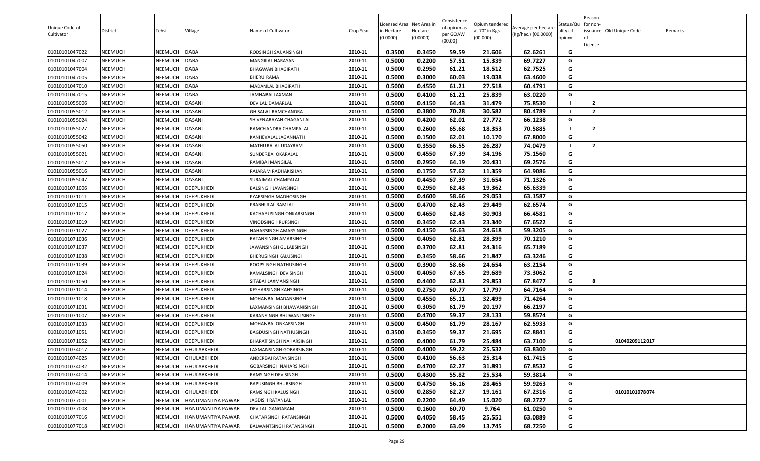| Unique Code of Cultivator | District | Tehsil | Village | Name of Cultivator | Crop Year | Licensed Area in Hectare (0.0000) | Net Area in Hectare (0.0000) | Consistence of opium as per GOAW (00.00) | Opium tendered at 70° in Kgs (00.000) | Average per hectare (Kg/hec.) (00.0000) | Status/Quality of opium | Reason for non-issuance of License | Old Unique Code | Remarks |
|---|---|---|---|---|---|---|---|---|---|---|---|---|---|---|
| 01010101047022 | NEEMUCH | NEEMUCH | DABA | RODSINGH SAJJANSINGH | 2010-11 | 0.3500 | 0.3450 | 59.59 | 21.606 | 62.6261 | G | | | |
| 01010101047007 | NEEMUCH | NEEMUCH | DABA | MANGILAL NARAYAN | 2010-11 | 0.5000 | 0.2200 | 57.51 | 15.339 | 69.7227 | G | | | |
| 01010101047004 | NEEMUCH | NEEMUCH | DABA | BHAGWAN BHAGIRATH | 2010-11 | 0.5000 | 0.2950 | 61.21 | 18.512 | 62.7525 | G | | | |
| 01010101047005 | NEEMUCH | NEEMUCH | DABA | BHERU RAMA | 2010-11 | 0.5000 | 0.3000 | 60.03 | 19.038 | 63.4600 | G | | | |
| 01010101047010 | NEEMUCH | NEEMUCH | DABA | MADANLAL BHAGIRATH | 2010-11 | 0.5000 | 0.4550 | 61.21 | 27.518 | 60.4791 | G | | | |
| 01010101047015 | NEEMUCH | NEEMUCH | DABA | JAMNABAI LAXMAN | 2010-11 | 0.5000 | 0.4100 | 61.21 | 25.839 | 63.0220 | G | | | |
| 01010101055006 | NEEMUCH | NEEMUCH | DASANI | DEVILAL DAMARLAL | 2010-11 | 0.5000 | 0.4150 | 64.43 | 31.479 | 75.8530 | I | 2 | | |
| 01010101055012 | NEEMUCH | NEEMUCH | DASANI | GHISALAL RAMCHANDRA | 2010-11 | 0.5000 | 0.3800 | 70.28 | 30.582 | 80.4789 | I | 2 | | |
| 01010101055024 | NEEMUCH | NEEMUCH | DASANI | SHIVENARAYAN CHAGANLAL | 2010-11 | 0.5000 | 0.4200 | 62.01 | 27.772 | 66.1238 | G | | | |
| 01010101055027 | NEEMUCH | NEEMUCH | DASANI | RAMCHANDRA CHAMPALAL | 2010-11 | 0.5000 | 0.2600 | 65.68 | 18.353 | 70.5885 | I | 2 | | |
| 01010101055042 | NEEMUCH | NEEMUCH | DASANI | KANHEYALAL JAGANNATH | 2010-11 | 0.5000 | 0.1500 | 62.01 | 10.170 | 67.8000 | G | | | |
| 01010101055050 | NEEMUCH | NEEMUCH | DASANI | MATHURALAL UDAYRAM | 2010-11 | 0.5000 | 0.3550 | 66.55 | 26.287 | 74.0479 | I | 2 | | |
| 01010101055021 | NEEMUCH | NEEMUCH | DASANI | SUNDERBAI OKARALAL | 2010-11 | 0.5000 | 0.4550 | 67.39 | 34.196 | 75.1560 | G | | | |
| 01010101055017 | NEEMUCH | NEEMUCH | DASANI | RAMIBAI MANGILAL | 2010-11 | 0.5000 | 0.2950 | 64.19 | 20.431 | 69.2576 | G | | | |
| 01010101055016 | NEEMUCH | NEEMUCH | DASANI | RAJARAM RADHAKISHAN | 2010-11 | 0.5000 | 0.1750 | 57.62 | 11.359 | 64.9086 | G | | | |
| 01010101055047 | NEEMUCH | NEEMUCH | DASANI | SURAJMAL CHAMPALAL | 2010-11 | 0.5000 | 0.4450 | 67.39 | 31.654 | 71.1326 | G | | | |
| 01010101071006 | NEEMUCH | NEEMUCH | DEEPUKHEDI | BALSINGH JAVANSINGH | 2010-11 | 0.5000 | 0.2950 | 62.43 | 19.362 | 65.6339 | G | | | |
| 01010101071011 | NEEMUCH | NEEMUCH | DEEPUKHEDI | PYARSINGH MADHOSINGH | 2010-11 | 0.5000 | 0.4600 | 58.66 | 29.053 | 63.1587 | G | | | |
| 01010101071015 | NEEMUCH | NEEMUCH | DEEPUKHEDI | PRABHULAL RAMLAL | 2010-11 | 0.5000 | 0.4700 | 62.43 | 29.449 | 62.6574 | G | | | |
| 01010101071017 | NEEMUCH | NEEMUCH | DEEPUKHEDI | KACHARUSINGH ONKARSINGH | 2010-11 | 0.5000 | 0.4650 | 62.43 | 30.903 | 66.4581 | G | | | |
| 01010101071019 | NEEMUCH | NEEMUCH | DEEPUKHEDI | VINODSINGH RUPSINGH | 2010-11 | 0.5000 | 0.3450 | 62.43 | 23.340 | 67.6522 | G | | | |
| 01010101071027 | NEEMUCH | NEEMUCH | DEEPUKHEDI | NAHARSINGH AMARSINGH | 2010-11 | 0.5000 | 0.4150 | 56.63 | 24.618 | 59.3205 | G | | | |
| 01010101071036 | NEEMUCH | NEEMUCH | DEEPUKHEDI | RATANSINGH AMARSINGH | 2010-11 | 0.5000 | 0.4050 | 62.81 | 28.399 | 70.1210 | G | | | |
| 01010101071037 | NEEMUCH | NEEMUCH | DEEPUKHEDI | JAWANSINGH GULABSINGH | 2010-11 | 0.5000 | 0.3700 | 62.81 | 24.316 | 65.7189 | G | | | |
| 01010101071038 | NEEMUCH | NEEMUCH | DEEPUKHEDI | BHERUSINGH KALUSINGH | 2010-11 | 0.5000 | 0.3450 | 58.66 | 21.847 | 63.3246 | G | | | |
| 01010101071039 | NEEMUCH | NEEMUCH | DEEPUKHEDI | ROOPSINGH NATHUSINGH | 2010-11 | 0.5000 | 0.3900 | 58.66 | 24.654 | 63.2154 | G | | | |
| 01010101071024 | NEEMUCH | NEEMUCH | DEEPUKHEDI | KAMALSINGH DEVISINGH | 2010-11 | 0.5000 | 0.4050 | 67.65 | 29.689 | 73.3062 | G | | | |
| 01010101071050 | NEEMUCH | NEEMUCH | DEEPUKHEDI | SITABAI LAXMANSINGH | 2010-11 | 0.5000 | 0.4400 | 62.81 | 29.853 | 67.8477 | G | 8 | | |
| 01010101071014 | NEEMUCH | NEEMUCH | DEEPUKHEDI | KESHARSINGH KANSINGH | 2010-11 | 0.5000 | 0.2750 | 60.77 | 17.797 | 64.7164 | G | | | |
| 01010101071018 | NEEMUCH | NEEMUCH | DEEPUKHEDI | MOHANBAI MADANSINGH | 2010-11 | 0.5000 | 0.4550 | 65.11 | 32.499 | 71.4264 | G | | | |
| 01010101071031 | NEEMUCH | NEEMUCH | DEEPUKHEDI | LAXMANSINGH BHAWANISINGH | 2010-11 | 0.5000 | 0.3050 | 61.79 | 20.197 | 66.2197 | G | | | |
| 01010101071007 | NEEMUCH | NEEMUCH | DEEPUKHEDI | KARANSINGH BHUWANI SINGH | 2010-11 | 0.5000 | 0.4700 | 59.37 | 28.133 | 59.8574 | G | | | |
| 01010101071033 | NEEMUCH | NEEMUCH | DEEPUKHEDI | MOHANBAI ONKARSINGH | 2010-11 | 0.5000 | 0.4500 | 61.79 | 28.167 | 62.5933 | G | | | |
| 01010101071051 | NEEMUCH | NEEMUCH | DEEPUKHEDI | BAGDUSINGH NATHUSINGH | 2010-11 | 0.3500 | 0.3450 | 59.37 | 21.695 | 62.8841 | G | | | |
| 01010101071052 | NEEMUCH | NEEMUCH | DEEPUKHEDI | BHARAT SINGH NAHARSINGH | 2010-11 | 0.5000 | 0.4000 | 61.79 | 25.484 | 63.7100 | G | | 01040209112017 | |
| 01010101074017 | NEEMUCH | NEEMUCH | GHULABKHEDI | LAXMANSINGH GOBARSINGH | 2010-11 | 0.5000 | 0.4000 | 59.22 | 25.532 | 63.8300 | G | | | |
| 01010101074025 | NEEMUCH | NEEMUCH | GHULABKHEDI | ANDERBAI RATANSINGH | 2010-11 | 0.5000 | 0.4100 | 56.63 | 25.314 | 61.7415 | G | | | |
| 01010101074032 | NEEMUCH | NEEMUCH | GHULABKHEDI | GOBARSINGH NAHARSINGH | 2010-11 | 0.5000 | 0.4700 | 62.27 | 31.891 | 67.8532 | G | | | |
| 01010101074014 | NEEMUCH | NEEMUCH | GHULABKHEDI | RAMSINGH DEVISINGH | 2010-11 | 0.5000 | 0.4300 | 55.82 | 25.534 | 59.3814 | G | | | |
| 01010101074009 | NEEMUCH | NEEMUCH | GHULABKHEDI | BAPUSINGH BHURSINGH | 2010-11 | 0.5000 | 0.4750 | 56.16 | 28.465 | 59.9263 | G | | | |
| 01010101074002 | NEEMUCH | NEEMUCH | GHULABKHEDI | RAMSINGH KALUSINGH | 2010-11 | 0.5000 | 0.2850 | 62.27 | 19.161 | 67.2316 | G | | 01010101078074 | |
| 01010101077001 | NEEMUCH | NEEMUCH | HANUMANTIYA PAWAR | JAGDISH RATANLAL | 2010-11 | 0.5000 | 0.2200 | 64.49 | 15.020 | 68.2727 | G | | | |
| 01010101077008 | NEEMUCH | NEEMUCH | HANUMANTIYA PAWAR | DEVILAL GANGARAM | 2010-11 | 0.5000 | 0.1600 | 60.70 | 9.764 | 61.0250 | G | | | |
| 01010101077016 | NEEMUCH | NEEMUCH | HANUMANTIYA PAWAR | CHATARSINGH RATANSINGH | 2010-11 | 0.5000 | 0.4050 | 58.45 | 25.551 | 63.0889 | G | | | |
| 01010101077018 | NEEMUCH | NEEMUCH | HANUMANTIYA PAWAR | BALWANTSINGH RATANSINGH | 2010-11 | 0.5000 | 0.2000 | 63.09 | 13.745 | 68.7250 | G | | | |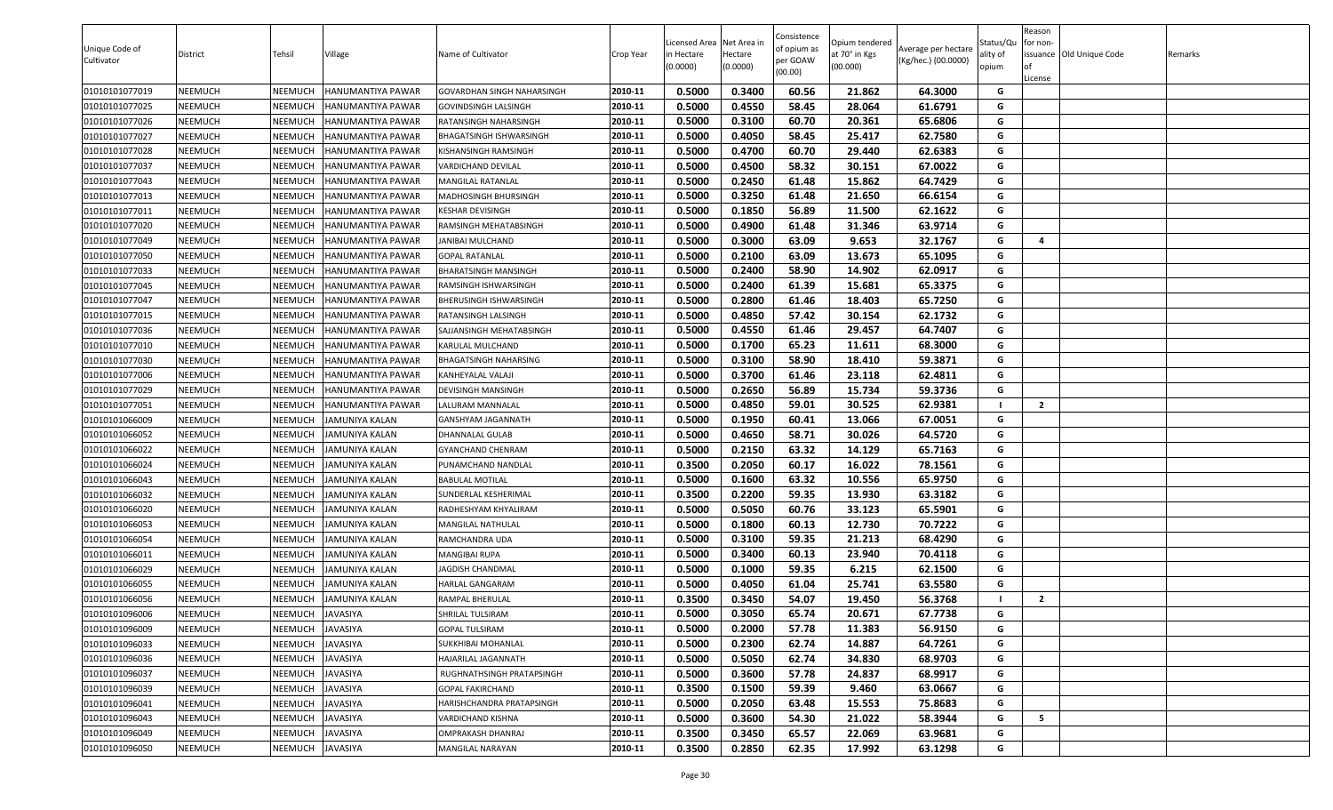| Unique Code of Cultivator | District | Tehsil | Village | Name of Cultivator | Crop Year | Licensed Area in Hectare (0.0000) | Net Area in Hectare (0.0000) | Consistence of opium as per GOAW (00.00) | Opium tendered at 70° in Kgs (00.000) | Average per hectare (Kg/hec.) (00.0000) | Status/Quality of opium | Reason for non-issuance of License | Old Unique Code | Remarks |
|---|---|---|---|---|---|---|---|---|---|---|---|---|---|---|
| 01010101077019 | NEEMUCH | NEEMUCH | HANUMANTIYA PAWAR | GOVARDHAN SINGH NAHARSINGH | 2010-11 | 0.5000 | 0.3400 | 60.56 | 21.862 | 64.3000 | G | | | |
| 01010101077025 | NEEMUCH | NEEMUCH | HANUMANTIYA PAWAR | GOVINDSINGH LALSINGH | 2010-11 | 0.5000 | 0.4550 | 58.45 | 28.064 | 61.6791 | G | | | |
| 01010101077026 | NEEMUCH | NEEMUCH | HANUMANTIYA PAWAR | RATANSINGH NAHARSINGH | 2010-11 | 0.5000 | 0.3100 | 60.70 | 20.361 | 65.6806 | G | | | |
| 01010101077027 | NEEMUCH | NEEMUCH | HANUMANTIYA PAWAR | BHAGATSINGH ISHWARSINGH | 2010-11 | 0.5000 | 0.4050 | 58.45 | 25.417 | 62.7580 | G | | | |
| 01010101077028 | NEEMUCH | NEEMUCH | HANUMANTIYA PAWAR | KISHANSINGH RAMSINGH | 2010-11 | 0.5000 | 0.4700 | 60.70 | 29.440 | 62.6383 | G | | | |
| 01010101077037 | NEEMUCH | NEEMUCH | HANUMANTIYA PAWAR | VARDICHAND DEVILAL | 2010-11 | 0.5000 | 0.4500 | 58.32 | 30.151 | 67.0022 | G | | | |
| 01010101077043 | NEEMUCH | NEEMUCH | HANUMANTIYA PAWAR | MANGILAL RATANLAL | 2010-11 | 0.5000 | 0.2450 | 61.48 | 15.862 | 64.7429 | G | | | |
| 01010101077013 | NEEMUCH | NEEMUCH | HANUMANTIYA PAWAR | MADHOSINGH BHURSINGH | 2010-11 | 0.5000 | 0.3250 | 61.48 | 21.650 | 66.6154 | G | | | |
| 01010101077011 | NEEMUCH | NEEMUCH | HANUMANTIYA PAWAR | KESHAR DEVISINGH | 2010-11 | 0.5000 | 0.1850 | 56.89 | 11.500 | 62.1622 | G | | | |
| 01010101077020 | NEEMUCH | NEEMUCH | HANUMANTIYA PAWAR | RAMSINGH MEHATABSINGH | 2010-11 | 0.5000 | 0.4900 | 61.48 | 31.346 | 63.9714 | G | | | |
| 01010101077049 | NEEMUCH | NEEMUCH | HANUMANTIYA PAWAR | JANIBAI MULCHAND | 2010-11 | 0.5000 | 0.3000 | 63.09 | 9.653 | 32.1767 | G | 4 | | |
| 01010101077050 | NEEMUCH | NEEMUCH | HANUMANTIYA PAWAR | GOPAL RATANLAL | 2010-11 | 0.5000 | 0.2100 | 63.09 | 13.673 | 65.1095 | G | | | |
| 01010101077033 | NEEMUCH | NEEMUCH | HANUMANTIYA PAWAR | BHARATSINGH MANSINGH | 2010-11 | 0.5000 | 0.2400 | 58.90 | 14.902 | 62.0917 | G | | | |
| 01010101077045 | NEEMUCH | NEEMUCH | HANUMANTIYA PAWAR | RAMSINGH ISHWARSINGH | 2010-11 | 0.5000 | 0.2400 | 61.39 | 15.681 | 65.3375 | G | | | |
| 01010101077047 | NEEMUCH | NEEMUCH | HANUMANTIYA PAWAR | BHERUSINGH ISHWARSINGH | 2010-11 | 0.5000 | 0.2800 | 61.46 | 18.403 | 65.7250 | G | | | |
| 01010101077015 | NEEMUCH | NEEMUCH | HANUMANTIYA PAWAR | RATANSINGH LALSINGH | 2010-11 | 0.5000 | 0.4850 | 57.42 | 30.154 | 62.1732 | G | | | |
| 01010101077036 | NEEMUCH | NEEMUCH | HANUMANTIYA PAWAR | SAJJANSINGH MEHATABSINGH | 2010-11 | 0.5000 | 0.4550 | 61.46 | 29.457 | 64.7407 | G | | | |
| 01010101077010 | NEEMUCH | NEEMUCH | HANUMANTIYA PAWAR | KARULAL MULCHAND | 2010-11 | 0.5000 | 0.1700 | 65.23 | 11.611 | 68.3000 | G | | | |
| 01010101077030 | NEEMUCH | NEEMUCH | HANUMANTIYA PAWAR | BHAGATSINGH NAHARSING | 2010-11 | 0.5000 | 0.3100 | 58.90 | 18.410 | 59.3871 | G | | | |
| 01010101077006 | NEEMUCH | NEEMUCH | HANUMANTIYA PAWAR | KANHEYALAL VALAJI | 2010-11 | 0.5000 | 0.3700 | 61.46 | 23.118 | 62.4811 | G | | | |
| 01010101077029 | NEEMUCH | NEEMUCH | HANUMANTIYA PAWAR | DEVISINGH MANSINGH | 2010-11 | 0.5000 | 0.2650 | 56.89 | 15.734 | 59.3736 | G | | | |
| 01010101077051 | NEEMUCH | NEEMUCH | HANUMANTIYA PAWAR | LALURAM MANNALAL | 2010-11 | 0.5000 | 0.4850 | 59.01 | 30.525 | 62.9381 | I | 2 | | |
| 01010101066009 | NEEMUCH | NEEMUCH | JAMUNIYA KALAN | GANSHYAM JAGANNATH | 2010-11 | 0.5000 | 0.1950 | 60.41 | 13.066 | 67.0051 | G | | | |
| 01010101066052 | NEEMUCH | NEEMUCH | JAMUNIYA KALAN | DHANNALAL GULAB | 2010-11 | 0.5000 | 0.4650 | 58.71 | 30.026 | 64.5720 | G | | | |
| 01010101066022 | NEEMUCH | NEEMUCH | JAMUNIYA KALAN | GYANCHAND CHENRAM | 2010-11 | 0.5000 | 0.2150 | 63.32 | 14.129 | 65.7163 | G | | | |
| 01010101066024 | NEEMUCH | NEEMUCH | JAMUNIYA KALAN | PUNAMCHAND NANDLAL | 2010-11 | 0.3500 | 0.2050 | 60.17 | 16.022 | 78.1561 | G | | | |
| 01010101066043 | NEEMUCH | NEEMUCH | JAMUNIYA KALAN | BABULAL MOTILAL | 2010-11 | 0.5000 | 0.1600 | 63.32 | 10.556 | 65.9750 | G | | | |
| 01010101066032 | NEEMUCH | NEEMUCH | JAMUNIYA KALAN | SUNDERLAL KESHERIMAL | 2010-11 | 0.3500 | 0.2200 | 59.35 | 13.930 | 63.3182 | G | | | |
| 01010101066020 | NEEMUCH | NEEMUCH | JAMUNIYA KALAN | RADHESHYAM KHYALIRAM | 2010-11 | 0.5000 | 0.5050 | 60.76 | 33.123 | 65.5901 | G | | | |
| 01010101066053 | NEEMUCH | NEEMUCH | JAMUNIYA KALAN | MANGILAL NATHULAL | 2010-11 | 0.5000 | 0.1800 | 60.13 | 12.730 | 70.7222 | G | | | |
| 01010101066054 | NEEMUCH | NEEMUCH | JAMUNIYA KALAN | RAMCHANDRA UDA | 2010-11 | 0.5000 | 0.3100 | 59.35 | 21.213 | 68.4290 | G | | | |
| 01010101066011 | NEEMUCH | NEEMUCH | JAMUNIYA KALAN | MANGIBAI RUPA | 2010-11 | 0.5000 | 0.3400 | 60.13 | 23.940 | 70.4118 | G | | | |
| 01010101066029 | NEEMUCH | NEEMUCH | JAMUNIYA KALAN | JAGDISH CHANDMAL | 2010-11 | 0.5000 | 0.1000 | 59.35 | 6.215 | 62.1500 | G | | | |
| 01010101066055 | NEEMUCH | NEEMUCH | JAMUNIYA KALAN | HARLAL GANGARAM | 2010-11 | 0.5000 | 0.4050 | 61.04 | 25.741 | 63.5580 | G | | | |
| 01010101066056 | NEEMUCH | NEEMUCH | JAMUNIYA KALAN | RAMPAL BHERULAL | 2010-11 | 0.3500 | 0.3450 | 54.07 | 19.450 | 56.3768 | I | 2 | | |
| 01010101096006 | NEEMUCH | NEEMUCH | JAVASIYA | SHRILAL TULSIRAM | 2010-11 | 0.5000 | 0.3050 | 65.74 | 20.671 | 67.7738 | G | | | |
| 01010101096009 | NEEMUCH | NEEMUCH | JAVASIYA | GOPAL TULSIRAM | 2010-11 | 0.5000 | 0.2000 | 57.78 | 11.383 | 56.9150 | G | | | |
| 01010101096033 | NEEMUCH | NEEMUCH | JAVASIYA | SUKKHIBAI MOHANLAL | 2010-11 | 0.5000 | 0.2300 | 62.74 | 14.887 | 64.7261 | G | | | |
| 01010101096036 | NEEMUCH | NEEMUCH | JAVASIYA | HAJARILAL JAGANNATH | 2010-11 | 0.5000 | 0.5050 | 62.74 | 34.830 | 68.9703 | G | | | |
| 01010101096037 | NEEMUCH | NEEMUCH | JAVASIYA | RUGHNATHSINGH PRATAPSINGH | 2010-11 | 0.5000 | 0.3600 | 57.78 | 24.837 | 68.9917 | G | | | |
| 01010101096039 | NEEMUCH | NEEMUCH | JAVASIYA | GOPAL FAKIRCHAND | 2010-11 | 0.3500 | 0.1500 | 59.39 | 9.460 | 63.0667 | G | | | |
| 01010101096041 | NEEMUCH | NEEMUCH | JAVASIYA | HARISHCHANDRA PRATAPSINGH | 2010-11 | 0.5000 | 0.2050 | 63.48 | 15.553 | 75.8683 | G | | | |
| 01010101096043 | NEEMUCH | NEEMUCH | JAVASIYA | VARDICHAND KISHNA | 2010-11 | 0.5000 | 0.3600 | 54.30 | 21.022 | 58.3944 | G | 5 | | |
| 01010101096049 | NEEMUCH | NEEMUCH | JAVASIYA | OMPRAKASH DHANRAJ | 2010-11 | 0.3500 | 0.3450 | 65.57 | 22.069 | 63.9681 | G | | | |
| 01010101096050 | NEEMUCH | NEEMUCH | JAVASIYA | MANGILAL NARAYAN | 2010-11 | 0.3500 | 0.2850 | 62.35 | 17.992 | 63.1298 | G | | | |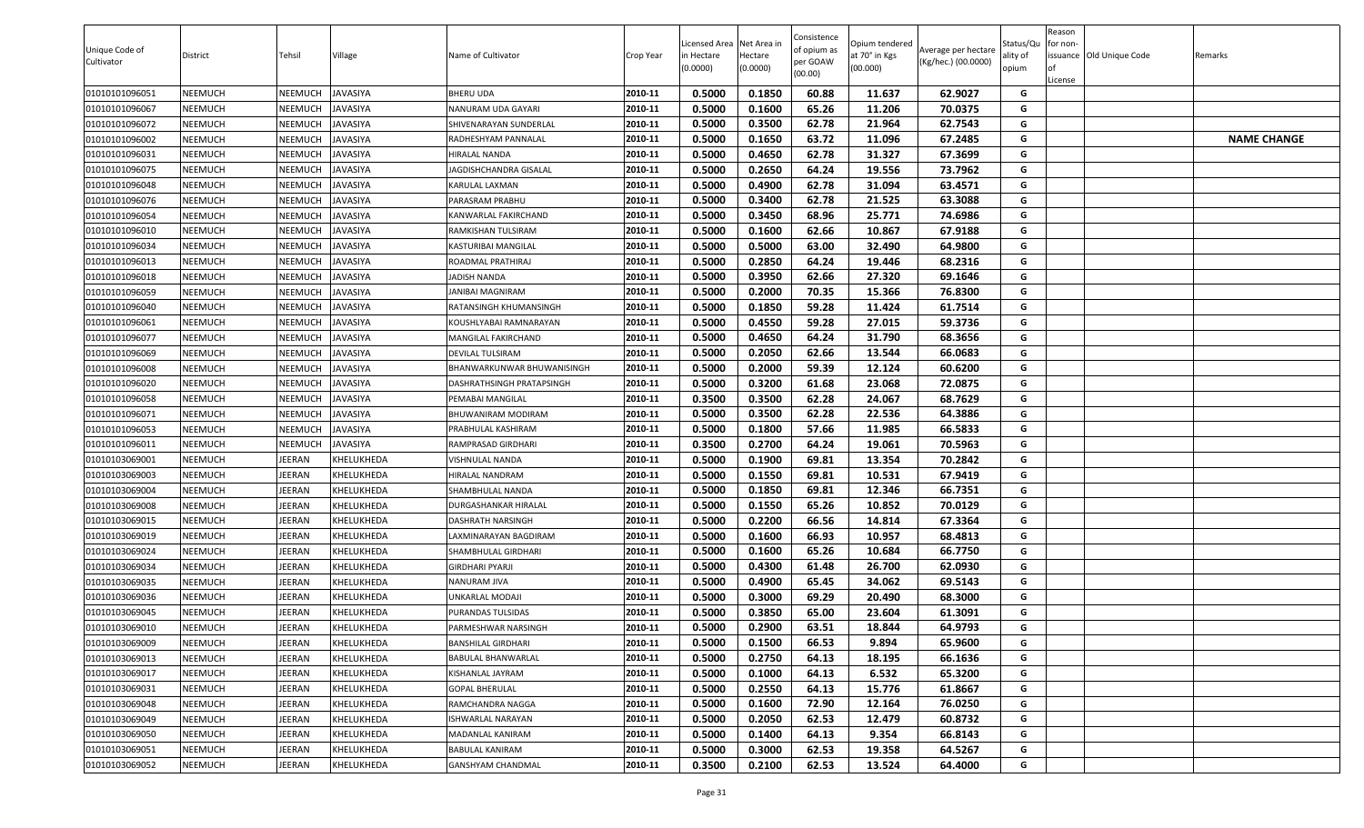| Unique Code of Cultivator | District | Tehsil | Village | Name of Cultivator | Crop Year | Licensed Area in Hectare (0.0000) | Net Area in Hectare (0.0000) | Consistence of opium as per GOAW (00.00) | Opium tendered at 70° in Kgs (00.000) | Average per hectare (Kg/hec.) (00.0000) | Status/Quality of opium | Reason for non-issuance of License | Old Unique Code | Remarks |
|---|---|---|---|---|---|---|---|---|---|---|---|---|---|---|
| 01010101096051 | NEEMUCH | NEEMUCH | JAVASIYA | BHERU UDA | 2010-11 | 0.5000 | 0.1850 | 60.88 | 11.637 | 62.9027 | G | | | |
| 01010101096067 | NEEMUCH | NEEMUCH | JAVASIYA | NANURAM UDA GAYARI | 2010-11 | 0.5000 | 0.1600 | 65.26 | 11.206 | 70.0375 | G | | | |
| 01010101096072 | NEEMUCH | NEEMUCH | JAVASIYA | SHIVENARAYAN SUNDERLAL | 2010-11 | 0.5000 | 0.3500 | 62.78 | 21.964 | 62.7543 | G | | | |
| 01010101096002 | NEEMUCH | NEEMUCH | JAVASIYA | RADHESHYAM PANNALAL | 2010-11 | 0.5000 | 0.1650 | 63.72 | 11.096 | 67.2485 | G | | | NAME CHANGE |
| 01010101096031 | NEEMUCH | NEEMUCH | JAVASIYA | HIRALAL NANDA | 2010-11 | 0.5000 | 0.4650 | 62.78 | 31.327 | 67.3699 | G | | | |
| 01010101096075 | NEEMUCH | NEEMUCH | JAVASIYA | JAGDISHCHANDRA GISALAL | 2010-11 | 0.5000 | 0.2650 | 64.24 | 19.556 | 73.7962 | G | | | |
| 01010101096048 | NEEMUCH | NEEMUCH | JAVASIYA | KARULAL LAXMAN | 2010-11 | 0.5000 | 0.4900 | 62.78 | 31.094 | 63.4571 | G | | | |
| 01010101096076 | NEEMUCH | NEEMUCH | JAVASIYA | PARASRAM PRABHU | 2010-11 | 0.5000 | 0.3400 | 62.78 | 21.525 | 63.3088 | G | | | |
| 01010101096054 | NEEMUCH | NEEMUCH | JAVASIYA | KANWARLAL FAKIRCHAND | 2010-11 | 0.5000 | 0.3450 | 68.96 | 25.771 | 74.6986 | G | | | |
| 01010101096010 | NEEMUCH | NEEMUCH | JAVASIYA | RAMKISHAN TULSIRAM | 2010-11 | 0.5000 | 0.1600 | 62.66 | 10.867 | 67.9188 | G | | | |
| 01010101096034 | NEEMUCH | NEEMUCH | JAVASIYA | KASTURIBAI MANGILAL | 2010-11 | 0.5000 | 0.5000 | 63.00 | 32.490 | 64.9800 | G | | | |
| 01010101096013 | NEEMUCH | NEEMUCH | JAVASIYA | ROADMAL PRATHIRAJ | 2010-11 | 0.5000 | 0.2850 | 64.24 | 19.446 | 68.2316 | G | | | |
| 01010101096018 | NEEMUCH | NEEMUCH | JAVASIYA | JADISH NANDA | 2010-11 | 0.5000 | 0.3950 | 62.66 | 27.320 | 69.1646 | G | | | |
| 01010101096059 | NEEMUCH | NEEMUCH | JAVASIYA | JANIBAI MAGNIRAM | 2010-11 | 0.5000 | 0.2000 | 70.35 | 15.366 | 76.8300 | G | | | |
| 01010101096040 | NEEMUCH | NEEMUCH | JAVASIYA | RATANSINGH KHUMANSINGH | 2010-11 | 0.5000 | 0.1850 | 59.28 | 11.424 | 61.7514 | G | | | |
| 01010101096061 | NEEMUCH | NEEMUCH | JAVASIYA | KOUSHLYABAI RAMNARAYAN | 2010-11 | 0.5000 | 0.4550 | 59.28 | 27.015 | 59.3736 | G | | | |
| 01010101096077 | NEEMUCH | NEEMUCH | JAVASIYA | MANGILAL FAKIRCHAND | 2010-11 | 0.5000 | 0.4650 | 64.24 | 31.790 | 68.3656 | G | | | |
| 01010101096069 | NEEMUCH | NEEMUCH | JAVASIYA | DEVILAL TULSIRAM | 2010-11 | 0.5000 | 0.2050 | 62.66 | 13.544 | 66.0683 | G | | | |
| 01010101096008 | NEEMUCH | NEEMUCH | JAVASIYA | BHANWARKUNWAR BHUWANISINGH | 2010-11 | 0.5000 | 0.2000 | 59.39 | 12.124 | 60.6200 | G | | | |
| 01010101096020 | NEEMUCH | NEEMUCH | JAVASIYA | DASHRATHSINGH PRATAPSINGH | 2010-11 | 0.5000 | 0.3200 | 61.68 | 23.068 | 72.0875 | G | | | |
| 01010101096058 | NEEMUCH | NEEMUCH | JAVASIYA | PEMABAI MANGILAL | 2010-11 | 0.3500 | 0.3500 | 62.28 | 24.067 | 68.7629 | G | | | |
| 01010101096071 | NEEMUCH | NEEMUCH | JAVASIYA | BHUWANIRAM MODIRAM | 2010-11 | 0.5000 | 0.3500 | 62.28 | 22.536 | 64.3886 | G | | | |
| 01010101096053 | NEEMUCH | NEEMUCH | JAVASIYA | PRABHULAL KASHIRAM | 2010-11 | 0.5000 | 0.1800 | 57.66 | 11.985 | 66.5833 | G | | | |
| 01010101096011 | NEEMUCH | NEEMUCH | JAVASIYA | RAMPRASAD GIRDHARI | 2010-11 | 0.3500 | 0.2700 | 64.24 | 19.061 | 70.5963 | G | | | |
| 01010103069001 | NEEMUCH | JEERAN | KHELUKHEDA | VISHNULAL NANDA | 2010-11 | 0.5000 | 0.1900 | 69.81 | 13.354 | 70.2842 | G | | | |
| 01010103069003 | NEEMUCH | JEERAN | KHELUKHEDA | HIRALAL NANDRAM | 2010-11 | 0.5000 | 0.1550 | 69.81 | 10.531 | 67.9419 | G | | | |
| 01010103069004 | NEEMUCH | JEERAN | KHELUKHEDA | SHAMBHULAL NANDA | 2010-11 | 0.5000 | 0.1850 | 69.81 | 12.346 | 66.7351 | G | | | |
| 01010103069008 | NEEMUCH | JEERAN | KHELUKHEDA | DURGASHANKAR HIRALAL | 2010-11 | 0.5000 | 0.1550 | 65.26 | 10.852 | 70.0129 | G | | | |
| 01010103069015 | NEEMUCH | JEERAN | KHELUKHEDA | DASHRATH NARSINGH | 2010-11 | 0.5000 | 0.2200 | 66.56 | 14.814 | 67.3364 | G | | | |
| 01010103069019 | NEEMUCH | JEERAN | KHELUKHEDA | LAXMINARAYAN BAGDIRAM | 2010-11 | 0.5000 | 0.1600 | 66.93 | 10.957 | 68.4813 | G | | | |
| 01010103069024 | NEEMUCH | JEERAN | KHELUKHEDA | SHAMBHULAL GIRDHARI | 2010-11 | 0.5000 | 0.1600 | 65.26 | 10.684 | 66.7750 | G | | | |
| 01010103069034 | NEEMUCH | JEERAN | KHELUKHEDA | GIRDHARI PYARJI | 2010-11 | 0.5000 | 0.4300 | 61.48 | 26.700 | 62.0930 | G | | | |
| 01010103069035 | NEEMUCH | JEERAN | KHELUKHEDA | NANURAM JIVA | 2010-11 | 0.5000 | 0.4900 | 65.45 | 34.062 | 69.5143 | G | | | |
| 01010103069036 | NEEMUCH | JEERAN | KHELUKHEDA | UNKARLAL MODAJI | 2010-11 | 0.5000 | 0.3000 | 69.29 | 20.490 | 68.3000 | G | | | |
| 01010103069045 | NEEMUCH | JEERAN | KHELUKHEDA | PURANDAS TULSIDAS | 2010-11 | 0.5000 | 0.3850 | 65.00 | 23.604 | 61.3091 | G | | | |
| 01010103069010 | NEEMUCH | JEERAN | KHELUKHEDA | PARMESHWAR NARSINGH | 2010-11 | 0.5000 | 0.2900 | 63.51 | 18.844 | 64.9793 | G | | | |
| 01010103069009 | NEEMUCH | JEERAN | KHELUKHEDA | BANSHILAL GIRDHARI | 2010-11 | 0.5000 | 0.1500 | 66.53 | 9.894 | 65.9600 | G | | | |
| 01010103069013 | NEEMUCH | JEERAN | KHELUKHEDA | BABULAL BHANWARLAL | 2010-11 | 0.5000 | 0.2750 | 64.13 | 18.195 | 66.1636 | G | | | |
| 01010103069017 | NEEMUCH | JEERAN | KHELUKHEDA | KISHANLAL JAYRAM | 2010-11 | 0.5000 | 0.1000 | 64.13 | 6.532 | 65.3200 | G | | | |
| 01010103069031 | NEEMUCH | JEERAN | KHELUKHEDA | GOPAL BHERULAL | 2010-11 | 0.5000 | 0.2550 | 64.13 | 15.776 | 61.8667 | G | | | |
| 01010103069048 | NEEMUCH | JEERAN | KHELUKHEDA | RAMCHANDRA NAGGA | 2010-11 | 0.5000 | 0.1600 | 72.90 | 12.164 | 76.0250 | G | | | |
| 01010103069049 | NEEMUCH | JEERAN | KHELUKHEDA | ISHWARLAL NARAYAN | 2010-11 | 0.5000 | 0.2050 | 62.53 | 12.479 | 60.8732 | G | | | |
| 01010103069050 | NEEMUCH | JEERAN | KHELUKHEDA | MADANLAL KANIRAM | 2010-11 | 0.5000 | 0.1400 | 64.13 | 9.354 | 66.8143 | G | | | |
| 01010103069051 | NEEMUCH | JEERAN | KHELUKHEDA | BABULAL KANIRAM | 2010-11 | 0.5000 | 0.3000 | 62.53 | 19.358 | 64.5267 | G | | | |
| 01010103069052 | NEEMUCH | JEERAN | KHELUKHEDA | GANSHYAM CHANDMAL | 2010-11 | 0.3500 | 0.2100 | 62.53 | 13.524 | 64.4000 | G | | | |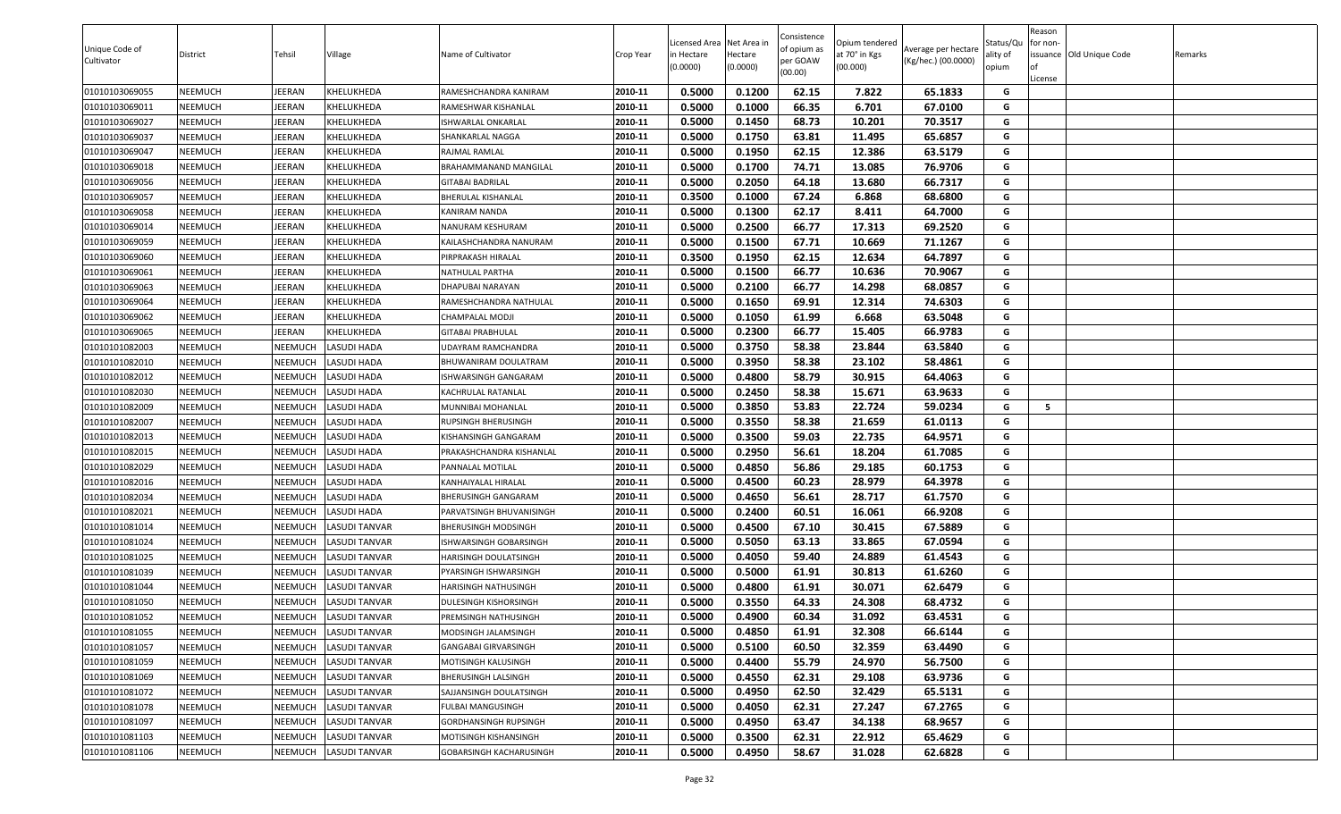| Unique Code of Cultivator | District | Tehsil | Village | Name of Cultivator | Crop Year | Licensed Area in Hectare (0.0000) | Net Area in Hectare (0.0000) | Consistence of opium as per GOAW (00.00) | Opium tendered at 70° in Kgs (00.000) | Average per hectare (Kg/hec.) (00.0000) | Status/Quality of opium | Reason for non-issuance of License | Old Unique Code | Remarks |
|---|---|---|---|---|---|---|---|---|---|---|---|---|---|---|
| 01010103069055 | NEEMUCH | JEERAN | KHELUKHEDA | RAMESHCHANDRA KANIRAM | 2010-11 | 0.5000 | 0.1200 | 62.15 | 7.822 | 65.1833 | G | | | |
| 01010103069011 | NEEMUCH | JEERAN | KHELUKHEDA | RAMESHWAR KISHANLAL | 2010-11 | 0.5000 | 0.1000 | 66.35 | 6.701 | 67.0100 | G | | | |
| 01010103069027 | NEEMUCH | JEERAN | KHELUKHEDA | ISHWARLAL ONKARLAL | 2010-11 | 0.5000 | 0.1450 | 68.73 | 10.201 | 70.3517 | G | | | |
| 01010103069037 | NEEMUCH | JEERAN | KHELUKHEDA | SHANKARLAL NAGGA | 2010-11 | 0.5000 | 0.1750 | 63.81 | 11.495 | 65.6857 | G | | | |
| 01010103069047 | NEEMUCH | JEERAN | KHELUKHEDA | RAJMAL RAMLAL | 2010-11 | 0.5000 | 0.1950 | 62.15 | 12.386 | 63.5179 | G | | | |
| 01010103069018 | NEEMUCH | JEERAN | KHELUKHEDA | BRAHAMMANAND MANGILAL | 2010-11 | 0.5000 | 0.1700 | 74.71 | 13.085 | 76.9706 | G | | | |
| 01010103069056 | NEEMUCH | JEERAN | KHELUKHEDA | GITABAI BADRILAL | 2010-11 | 0.5000 | 0.2050 | 64.18 | 13.680 | 66.7317 | G | | | |
| 01010103069057 | NEEMUCH | JEERAN | KHELUKHEDA | BHERULAL KISHANLAL | 2010-11 | 0.3500 | 0.1000 | 67.24 | 6.868 | 68.6800 | G | | | |
| 01010103069058 | NEEMUCH | JEERAN | KHELUKHEDA | KANIRAM NANDA | 2010-11 | 0.5000 | 0.1300 | 62.17 | 8.411 | 64.7000 | G | | | |
| 01010103069014 | NEEMUCH | JEERAN | KHELUKHEDA | NANURAM KESHURAM | 2010-11 | 0.5000 | 0.2500 | 66.77 | 17.313 | 69.2520 | G | | | |
| 01010103069059 | NEEMUCH | JEERAN | KHELUKHEDA | KAILASHCHANDRA NANURAM | 2010-11 | 0.5000 | 0.1500 | 67.71 | 10.669 | 71.1267 | G | | | |
| 01010103069060 | NEEMUCH | JEERAN | KHELUKHEDA | PIRPRAKASH HIRALAL | 2010-11 | 0.3500 | 0.1950 | 62.15 | 12.634 | 64.7897 | G | | | |
| 01010103069061 | NEEMUCH | JEERAN | KHELUKHEDA | NATHULAL PARTHA | 2010-11 | 0.5000 | 0.1500 | 66.77 | 10.636 | 70.9067 | G | | | |
| 01010103069063 | NEEMUCH | JEERAN | KHELUKHEDA | DHAPUBAI NARAYAN | 2010-11 | 0.5000 | 0.2100 | 66.77 | 14.298 | 68.0857 | G | | | |
| 01010103069064 | NEEMUCH | JEERAN | KHELUKHEDA | RAMESHCHANDRA NATHULAL | 2010-11 | 0.5000 | 0.1650 | 69.91 | 12.314 | 74.6303 | G | | | |
| 01010103069062 | NEEMUCH | JEERAN | KHELUKHEDA | CHAMPALAL MODJI | 2010-11 | 0.5000 | 0.1050 | 61.99 | 6.668 | 63.5048 | G | | | |
| 01010103069065 | NEEMUCH | JEERAN | KHELUKHEDA | GITABAI PRABHULAL | 2010-11 | 0.5000 | 0.2300 | 66.77 | 15.405 | 66.9783 | G | | | |
| 01010101082003 | NEEMUCH | NEEMUCH | LASUDI HADA | UDAYRAM RAMCHANDRA | 2010-11 | 0.5000 | 0.3750 | 58.38 | 23.844 | 63.5840 | G | | | |
| 01010101082010 | NEEMUCH | NEEMUCH | LASUDI HADA | BHUWANIRAM DOULATRAM | 2010-11 | 0.5000 | 0.3950 | 58.38 | 23.102 | 58.4861 | G | | | |
| 01010101082012 | NEEMUCH | NEEMUCH | LASUDI HADA | ISHWARSINGH GANGARAM | 2010-11 | 0.5000 | 0.4800 | 58.79 | 30.915 | 64.4063 | G | | | |
| 01010101082030 | NEEMUCH | NEEMUCH | LASUDI HADA | KACHRULAL RATANLAL | 2010-11 | 0.5000 | 0.2450 | 58.38 | 15.671 | 63.9633 | G | | | |
| 01010101082009 | NEEMUCH | NEEMUCH | LASUDI HADA | MUNNIBAI MOHANLAL | 2010-11 | 0.5000 | 0.3850 | 53.83 | 22.724 | 59.0234 | G | 5 | | |
| 01010101082007 | NEEMUCH | NEEMUCH | LASUDI HADA | RUPSINGH BHERUSINGH | 2010-11 | 0.5000 | 0.3550 | 58.38 | 21.659 | 61.0113 | G | | | |
| 01010101082013 | NEEMUCH | NEEMUCH | LASUDI HADA | KISHANSINGH GANGARAM | 2010-11 | 0.5000 | 0.3500 | 59.03 | 22.735 | 64.9571 | G | | | |
| 01010101082015 | NEEMUCH | NEEMUCH | LASUDI HADA | PRAKASHCHANDRA KISHANLAL | 2010-11 | 0.5000 | 0.2950 | 56.61 | 18.204 | 61.7085 | G | | | |
| 01010101082029 | NEEMUCH | NEEMUCH | LASUDI HADA | PANNALAL MOTILAL | 2010-11 | 0.5000 | 0.4850 | 56.86 | 29.185 | 60.1753 | G | | | |
| 01010101082016 | NEEMUCH | NEEMUCH | LASUDI HADA | KANHAIYALAL HIRALAL | 2010-11 | 0.5000 | 0.4500 | 60.23 | 28.979 | 64.3978 | G | | | |
| 01010101082034 | NEEMUCH | NEEMUCH | LASUDI HADA | BHERUSINGH GANGARAM | 2010-11 | 0.5000 | 0.4650 | 56.61 | 28.717 | 61.7570 | G | | | |
| 01010101082021 | NEEMUCH | NEEMUCH | LASUDI HADA | PARVATSINGH BHUVANISINGH | 2010-11 | 0.5000 | 0.2400 | 60.51 | 16.061 | 66.9208 | G | | | |
| 01010101081014 | NEEMUCH | NEEMUCH | LASUDI TANVAR | BHERUSINGH MODSINGH | 2010-11 | 0.5000 | 0.4500 | 67.10 | 30.415 | 67.5889 | G | | | |
| 01010101081024 | NEEMUCH | NEEMUCH | LASUDI TANVAR | ISHWARSINGH GOBARSINGH | 2010-11 | 0.5000 | 0.5050 | 63.13 | 33.865 | 67.0594 | G | | | |
| 01010101081025 | NEEMUCH | NEEMUCH | LASUDI TANVAR | HARISINGH DOULATSINGH | 2010-11 | 0.5000 | 0.4050 | 59.40 | 24.889 | 61.4543 | G | | | |
| 01010101081039 | NEEMUCH | NEEMUCH | LASUDI TANVAR | PYARSINGH ISHWARSINGH | 2010-11 | 0.5000 | 0.5000 | 61.91 | 30.813 | 61.6260 | G | | | |
| 01010101081044 | NEEMUCH | NEEMUCH | LASUDI TANVAR | HARISINGH NATHUSINGH | 2010-11 | 0.5000 | 0.4800 | 61.91 | 30.071 | 62.6479 | G | | | |
| 01010101081050 | NEEMUCH | NEEMUCH | LASUDI TANVAR | DULESINGH KISHORSINGH | 2010-11 | 0.5000 | 0.3550 | 64.33 | 24.308 | 68.4732 | G | | | |
| 01010101081052 | NEEMUCH | NEEMUCH | LASUDI TANVAR | PREMSINGH NATHUSINGH | 2010-11 | 0.5000 | 0.4900 | 60.34 | 31.092 | 63.4531 | G | | | |
| 01010101081055 | NEEMUCH | NEEMUCH | LASUDI TANVAR | MODSINGH JALAMSINGH | 2010-11 | 0.5000 | 0.4850 | 61.91 | 32.308 | 66.6144 | G | | | |
| 01010101081057 | NEEMUCH | NEEMUCH | LASUDI TANVAR | GANGABAI GIRVARSINGH | 2010-11 | 0.5000 | 0.5100 | 60.50 | 32.359 | 63.4490 | G | | | |
| 01010101081059 | NEEMUCH | NEEMUCH | LASUDI TANVAR | MOTISINGH KALUSINGH | 2010-11 | 0.5000 | 0.4400 | 55.79 | 24.970 | 56.7500 | G | | | |
| 01010101081069 | NEEMUCH | NEEMUCH | LASUDI TANVAR | BHERUSINGH LALSINGH | 2010-11 | 0.5000 | 0.4550 | 62.31 | 29.108 | 63.9736 | G | | | |
| 01010101081072 | NEEMUCH | NEEMUCH | LASUDI TANVAR | SAJJANSINGH DOULATSINGH | 2010-11 | 0.5000 | 0.4950 | 62.50 | 32.429 | 65.5131 | G | | | |
| 01010101081078 | NEEMUCH | NEEMUCH | LASUDI TANVAR | FULBAI MANGUSINGH | 2010-11 | 0.5000 | 0.4050 | 62.31 | 27.247 | 67.2765 | G | | | |
| 01010101081097 | NEEMUCH | NEEMUCH | LASUDI TANVAR | GORDHANSINGH RUPSINGH | 2010-11 | 0.5000 | 0.4950 | 63.47 | 34.138 | 68.9657 | G | | | |
| 01010101081103 | NEEMUCH | NEEMUCH | LASUDI TANVAR | MOTISINGH KISHANSINGH | 2010-11 | 0.5000 | 0.3500 | 62.31 | 22.912 | 65.4629 | G | | | |
| 01010101081106 | NEEMUCH | NEEMUCH | LASUDI TANVAR | GOBARSINGH KACHARUSINGH | 2010-11 | 0.5000 | 0.4950 | 58.67 | 31.028 | 62.6828 | G | | | |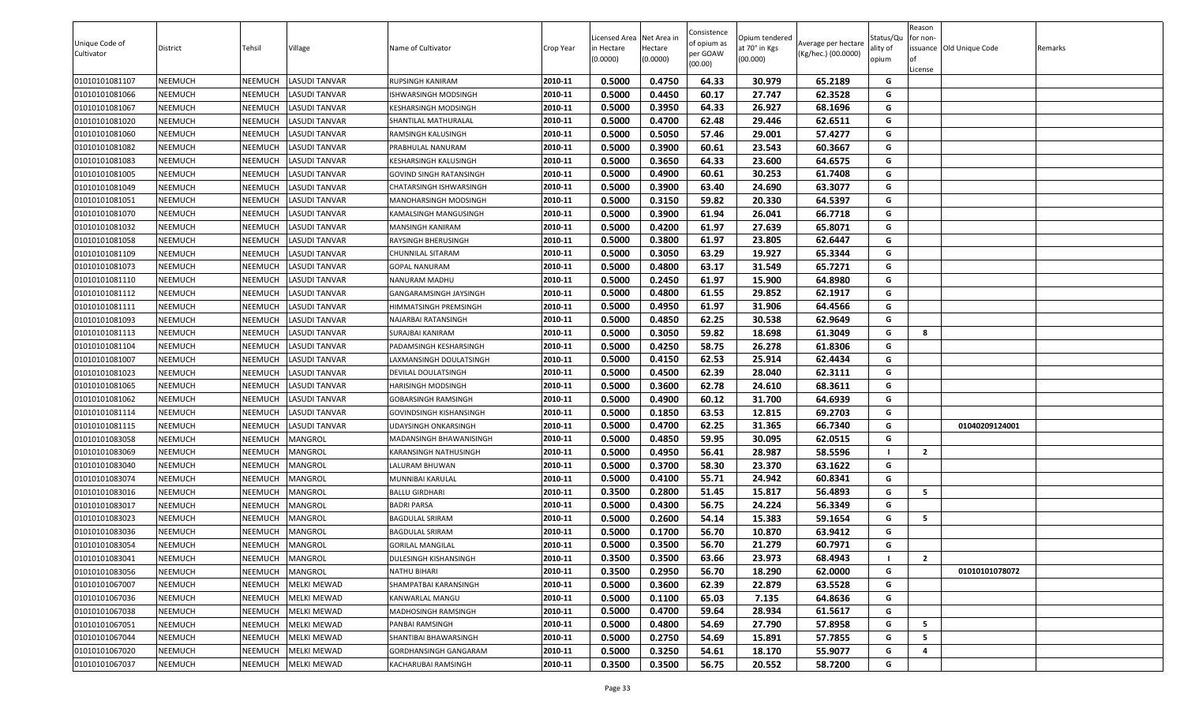| Unique Code of Cultivator | District | Tehsil | Village | Name of Cultivator | Crop Year | Licensed Area in Hectare (0.0000) | Net Area in Hectare (0.0000) | Consistence of opium as per GOAW (00.00) | Opium tendered at 70° in Kgs (00.000) | Average per hectare (Kg/hec.) (00.0000) | Status/Quality of opium | Reason for non-issuance of License | Old Unique Code | Remarks |
|---|---|---|---|---|---|---|---|---|---|---|---|---|---|---|
| 01010101081107 | NEEMUCH | NEEMUCH | LASUDI TANVAR | RUPSINGH KANIRAM | 2010-11 | 0.5000 | 0.4750 | 64.33 | 30.979 | 65.2189 | G | | | |
| 01010101081066 | NEEMUCH | NEEMUCH | LASUDI TANVAR | ISHWARSINGH MODSINGH | 2010-11 | 0.5000 | 0.4450 | 60.17 | 27.747 | 62.3528 | G | | | |
| 01010101081067 | NEEMUCH | NEEMUCH | LASUDI TANVAR | KESHARSINGH MODSINGH | 2010-11 | 0.5000 | 0.3950 | 64.33 | 26.927 | 68.1696 | G | | | |
| 01010101081020 | NEEMUCH | NEEMUCH | LASUDI TANVAR | SHANTILAL MATHURALAL | 2010-11 | 0.5000 | 0.4700 | 62.48 | 29.446 | 62.6511 | G | | | |
| 01010101081060 | NEEMUCH | NEEMUCH | LASUDI TANVAR | RAMSINGH KALUSINGH | 2010-11 | 0.5000 | 0.5050 | 57.46 | 29.001 | 57.4277 | G | | | |
| 01010101081082 | NEEMUCH | NEEMUCH | LASUDI TANVAR | PRABHULAL NANURAM | 2010-11 | 0.5000 | 0.3900 | 60.61 | 23.543 | 60.3667 | G | | | |
| 01010101081083 | NEEMUCH | NEEMUCH | LASUDI TANVAR | KESHARSINGH KALUSINGH | 2010-11 | 0.5000 | 0.3650 | 64.33 | 23.600 | 64.6575 | G | | | |
| 01010101081005 | NEEMUCH | NEEMUCH | LASUDI TANVAR | GOVIND SINGH RATANSINGH | 2010-11 | 0.5000 | 0.4900 | 60.61 | 30.253 | 61.7408 | G | | | |
| 01010101081049 | NEEMUCH | NEEMUCH | LASUDI TANVAR | CHATARSINGH ISHWARSINGH | 2010-11 | 0.5000 | 0.3900 | 63.40 | 24.690 | 63.3077 | G | | | |
| 01010101081051 | NEEMUCH | NEEMUCH | LASUDI TANVAR | MANOHARSINGH MODSINGH | 2010-11 | 0.5000 | 0.3150 | 59.82 | 20.330 | 64.5397 | G | | | |
| 01010101081070 | NEEMUCH | NEEMUCH | LASUDI TANVAR | KAMALSINGH MANGUSINGH | 2010-11 | 0.5000 | 0.3900 | 61.94 | 26.041 | 66.7718 | G | | | |
| 01010101081032 | NEEMUCH | NEEMUCH | LASUDI TANVAR | MANSINGH KANIRAM | 2010-11 | 0.5000 | 0.4200 | 61.97 | 27.639 | 65.8071 | G | | | |
| 01010101081058 | NEEMUCH | NEEMUCH | LASUDI TANVAR | RAYSINGH BHERUSINGH | 2010-11 | 0.5000 | 0.3800 | 61.97 | 23.805 | 62.6447 | G | | | |
| 01010101081109 | NEEMUCH | NEEMUCH | LASUDI TANVAR | CHUNNILAL SITARAM | 2010-11 | 0.5000 | 0.3050 | 63.29 | 19.927 | 65.3344 | G | | | |
| 01010101081073 | NEEMUCH | NEEMUCH | LASUDI TANVAR | GOPAL NANURAM | 2010-11 | 0.5000 | 0.4800 | 63.17 | 31.549 | 65.7271 | G | | | |
| 01010101081110 | NEEMUCH | NEEMUCH | LASUDI TANVAR | NANURAM MADHU | 2010-11 | 0.5000 | 0.2450 | 61.97 | 15.900 | 64.8980 | G | | | |
| 01010101081112 | NEEMUCH | NEEMUCH | LASUDI TANVAR | GANGARAMSINGH JAYSINGH | 2010-11 | 0.5000 | 0.4800 | 61.55 | 29.852 | 62.1917 | G | | | |
| 01010101081111 | NEEMUCH | NEEMUCH | LASUDI TANVAR | HIMMATSINGH PREMSINGH | 2010-11 | 0.5000 | 0.4950 | 61.97 | 31.906 | 64.4566 | G | | | |
| 01010101081093 | NEEMUCH | NEEMUCH | LASUDI TANVAR | NAJARBAI RATANSINGH | 2010-11 | 0.5000 | 0.4850 | 62.25 | 30.538 | 62.9649 | G | | | |
| 01010101081113 | NEEMUCH | NEEMUCH | LASUDI TANVAR | SURAJBAI KANIRAM | 2010-11 | 0.5000 | 0.3050 | 59.82 | 18.698 | 61.3049 | G | 8 | | |
| 01010101081104 | NEEMUCH | NEEMUCH | LASUDI TANVAR | PADAMSINGH KESHARSINGH | 2010-11 | 0.5000 | 0.4250 | 58.75 | 26.278 | 61.8306 | G | | | |
| 01010101081007 | NEEMUCH | NEEMUCH | LASUDI TANVAR | LAXMANSINGH DOULATSINGH | 2010-11 | 0.5000 | 0.4150 | 62.53 | 25.914 | 62.4434 | G | | | |
| 01010101081023 | NEEMUCH | NEEMUCH | LASUDI TANVAR | DEVILAL DOULATSINGH | 2010-11 | 0.5000 | 0.4500 | 62.39 | 28.040 | 62.3111 | G | | | |
| 01010101081065 | NEEMUCH | NEEMUCH | LASUDI TANVAR | HARISINGH MODSINGH | 2010-11 | 0.5000 | 0.3600 | 62.78 | 24.610 | 68.3611 | G | | | |
| 01010101081062 | NEEMUCH | NEEMUCH | LASUDI TANVAR | GOBARSINGH RAMSINGH | 2010-11 | 0.5000 | 0.4900 | 60.12 | 31.700 | 64.6939 | G | | | |
| 01010101081114 | NEEMUCH | NEEMUCH | LASUDI TANVAR | GOVINDSINGH KISHANSINGH | 2010-11 | 0.5000 | 0.1850 | 63.53 | 12.815 | 69.2703 | G | | | |
| 01010101081115 | NEEMUCH | NEEMUCH | LASUDI TANVAR | UDAYSINGH ONKARSINGH | 2010-11 | 0.5000 | 0.4700 | 62.25 | 31.365 | 66.7340 | G | | 01040209124001 | |
| 01010101083058 | NEEMUCH | NEEMUCH | MANGROL | MADANSINGH BHAWANISINGH | 2010-11 | 0.5000 | 0.4850 | 59.95 | 30.095 | 62.0515 | G | | | |
| 01010101083069 | NEEMUCH | NEEMUCH | MANGROL | KARANSINGH NATHUSINGH | 2010-11 | 0.5000 | 0.4950 | 56.41 | 28.987 | 58.5596 | I | 2 | | |
| 01010101083040 | NEEMUCH | NEEMUCH | MANGROL | LALURAM BHUWAN | 2010-11 | 0.5000 | 0.3700 | 58.30 | 23.370 | 63.1622 | G | | | |
| 01010101083074 | NEEMUCH | NEEMUCH | MANGROL | MUNNIBAI KARULAL | 2010-11 | 0.5000 | 0.4100 | 55.71 | 24.942 | 60.8341 | G | | | |
| 01010101083016 | NEEMUCH | NEEMUCH | MANGROL | BALLU GIRDHARI | 2010-11 | 0.3500 | 0.2800 | 51.45 | 15.817 | 56.4893 | G | 5 | | |
| 01010101083017 | NEEMUCH | NEEMUCH | MANGROL | BADRI PARSA | 2010-11 | 0.5000 | 0.4300 | 56.75 | 24.224 | 56.3349 | G | | | |
| 01010101083023 | NEEMUCH | NEEMUCH | MANGROL | BAGDULAL SRIRAM | 2010-11 | 0.5000 | 0.2600 | 54.14 | 15.383 | 59.1654 | G | 5 | | |
| 01010101083036 | NEEMUCH | NEEMUCH | MANGROL | BAGDULAL SRIRAM | 2010-11 | 0.5000 | 0.1700 | 56.70 | 10.870 | 63.9412 | G | | | |
| 01010101083054 | NEEMUCH | NEEMUCH | MANGROL | GORILAL MANGILAL | 2010-11 | 0.5000 | 0.3500 | 56.70 | 21.279 | 60.7971 | G | | | |
| 01010101083041 | NEEMUCH | NEEMUCH | MANGROL | DULESINGH KISHANSINGH | 2010-11 | 0.3500 | 0.3500 | 63.66 | 23.973 | 68.4943 | I | 2 | | |
| 01010101083056 | NEEMUCH | NEEMUCH | MANGROL | NATHU BIHARI | 2010-11 | 0.3500 | 0.2950 | 56.70 | 18.290 | 62.0000 | G | | 01010101078072 | |
| 01010101067007 | NEEMUCH | NEEMUCH | MELKI MEWAD | SHAMPATBAI KARANSINGH | 2010-11 | 0.5000 | 0.3600 | 62.39 | 22.879 | 63.5528 | G | | | |
| 01010101067036 | NEEMUCH | NEEMUCH | MELKI MEWAD | KANWARLAL MANGU | 2010-11 | 0.5000 | 0.1100 | 65.03 | 7.135 | 64.8636 | G | | | |
| 01010101067038 | NEEMUCH | NEEMUCH | MELKI MEWAD | MADHOSINGH RAMSINGH | 2010-11 | 0.5000 | 0.4700 | 59.64 | 28.934 | 61.5617 | G | | | |
| 01010101067051 | NEEMUCH | NEEMUCH | MELKI MEWAD | PANBAI RAMSINGH | 2010-11 | 0.5000 | 0.4800 | 54.69 | 27.790 | 57.8958 | G | 5 | | |
| 01010101067044 | NEEMUCH | NEEMUCH | MELKI MEWAD | SHANTIBAI BHAWARSINGH | 2010-11 | 0.5000 | 0.2750 | 54.69 | 15.891 | 57.7855 | G | 5 | | |
| 01010101067020 | NEEMUCH | NEEMUCH | MELKI MEWAD | GORDHANSINGH GANGARAM | 2010-11 | 0.5000 | 0.3250 | 54.61 | 18.170 | 55.9077 | G | 4 | | |
| 01010101067037 | NEEMUCH | NEEMUCH | MELKI MEWAD | KACHARUBAI RAMSINGH | 2010-11 | 0.3500 | 0.3500 | 56.75 | 20.552 | 58.7200 | G | | | |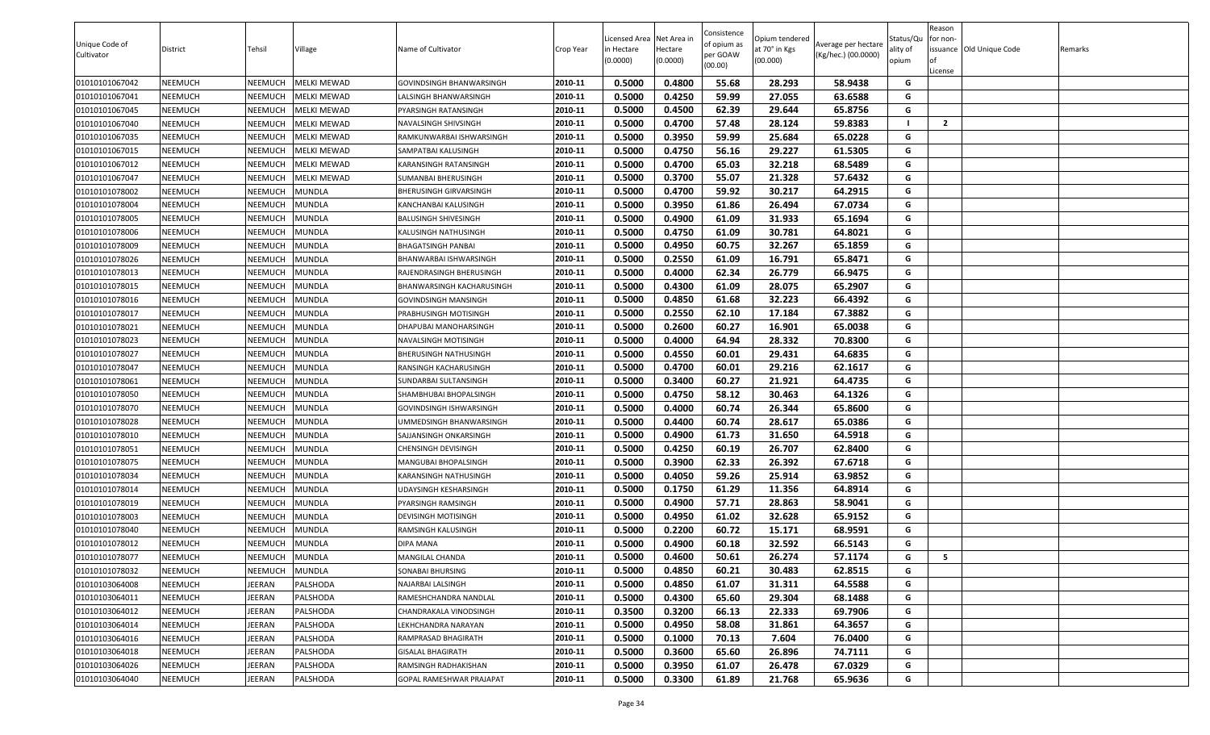| Unique Code of Cultivator | District | Tehsil | Village | Name of Cultivator | Crop Year | Licensed Area in Hectare (0.0000) | Net Area in Hectare (0.0000) | Consistence of opium as per GOAW (00.00) | Opium tendered at 70° in Kgs (00.000) | Average per hectare (Kg/hec.) (00.0000) | Status/Quality of opium | Reason for non-issuance of License | Old Unique Code | Remarks |
|---|---|---|---|---|---|---|---|---|---|---|---|---|---|---|
| 01010101067042 | NEEMUCH | NEEMUCH | MELKI MEWAD | GOVINDSINGH BHANWARSINGH | 2010-11 | 0.5000 | 0.4800 | 55.68 | 28.293 | 58.9438 | G | | | |
| 01010101067041 | NEEMUCH | NEEMUCH | MELKI MEWAD | LALSINGH BHANWARSINGH | 2010-11 | 0.5000 | 0.4250 | 59.99 | 27.055 | 63.6588 | G | | | |
| 01010101067045 | NEEMUCH | NEEMUCH | MELKI MEWAD | PYARSINGH RATANSINGH | 2010-11 | 0.5000 | 0.4500 | 62.39 | 29.644 | 65.8756 | G | | | |
| 01010101067040 | NEEMUCH | NEEMUCH | MELKI MEWAD | NAVALSINGH SHIVSINGH | 2010-11 | 0.5000 | 0.4700 | 57.48 | 28.124 | 59.8383 | I | 2 | | |
| 01010101067035 | NEEMUCH | NEEMUCH | MELKI MEWAD | RAMKUNWARBAI ISHWARSINGH | 2010-11 | 0.5000 | 0.3950 | 59.99 | 25.684 | 65.0228 | G | | | |
| 01010101067015 | NEEMUCH | NEEMUCH | MELKI MEWAD | SAMPATBAI KALUSINGH | 2010-11 | 0.5000 | 0.4750 | 56.16 | 29.227 | 61.5305 | G | | | |
| 01010101067012 | NEEMUCH | NEEMUCH | MELKI MEWAD | KARANSINGH RATANSINGH | 2010-11 | 0.5000 | 0.4700 | 65.03 | 32.218 | 68.5489 | G | | | |
| 01010101067047 | NEEMUCH | NEEMUCH | MELKI MEWAD | SUMANBAI BHERUSINGH | 2010-11 | 0.5000 | 0.3700 | 55.07 | 21.328 | 57.6432 | G | | | |
| 01010101078002 | NEEMUCH | NEEMUCH | MUNDLA | BHERUSINGH GIRVARSINGH | 2010-11 | 0.5000 | 0.4700 | 59.92 | 30.217 | 64.2915 | G | | | |
| 01010101078004 | NEEMUCH | NEEMUCH | MUNDLA | KANCHANBAI KALUSINGH | 2010-11 | 0.5000 | 0.3950 | 61.86 | 26.494 | 67.0734 | G | | | |
| 01010101078005 | NEEMUCH | NEEMUCH | MUNDLA | BALUSINGH SHIVESINGH | 2010-11 | 0.5000 | 0.4900 | 61.09 | 31.933 | 65.1694 | G | | | |
| 01010101078006 | NEEMUCH | NEEMUCH | MUNDLA | KALUSINGH NATHUSINGH | 2010-11 | 0.5000 | 0.4750 | 61.09 | 30.781 | 64.8021 | G | | | |
| 01010101078009 | NEEMUCH | NEEMUCH | MUNDLA | BHAGATSINGH PANBAI | 2010-11 | 0.5000 | 0.4950 | 60.75 | 32.267 | 65.1859 | G | | | |
| 01010101078026 | NEEMUCH | NEEMUCH | MUNDLA | BHANWARBAI ISHWARSINGH | 2010-11 | 0.5000 | 0.2550 | 61.09 | 16.791 | 65.8471 | G | | | |
| 01010101078013 | NEEMUCH | NEEMUCH | MUNDLA | RAJENDRASINGH BHERUSINGH | 2010-11 | 0.5000 | 0.4000 | 62.34 | 26.779 | 66.9475 | G | | | |
| 01010101078015 | NEEMUCH | NEEMUCH | MUNDLA | BHANWARSINGH KACHARUSINGH | 2010-11 | 0.5000 | 0.4300 | 61.09 | 28.075 | 65.2907 | G | | | |
| 01010101078016 | NEEMUCH | NEEMUCH | MUNDLA | GOVINDSINGH MANSINGH | 2010-11 | 0.5000 | 0.4850 | 61.68 | 32.223 | 66.4392 | G | | | |
| 01010101078017 | NEEMUCH | NEEMUCH | MUNDLA | PRABHUSINGH MOTISINGH | 2010-11 | 0.5000 | 0.2550 | 62.10 | 17.184 | 67.3882 | G | | | |
| 01010101078021 | NEEMUCH | NEEMUCH | MUNDLA | DHAPUBAI MANOHARSINGH | 2010-11 | 0.5000 | 0.2600 | 60.27 | 16.901 | 65.0038 | G | | | |
| 01010101078023 | NEEMUCH | NEEMUCH | MUNDLA | NAVALSINGH MOTISINGH | 2010-11 | 0.5000 | 0.4000 | 64.94 | 28.332 | 70.8300 | G | | | |
| 01010101078027 | NEEMUCH | NEEMUCH | MUNDLA | BHERUSINGH NATHUSINGH | 2010-11 | 0.5000 | 0.4550 | 60.01 | 29.431 | 64.6835 | G | | | |
| 01010101078047 | NEEMUCH | NEEMUCH | MUNDLA | RANSINGH KACHARUSINGH | 2010-11 | 0.5000 | 0.4700 | 60.01 | 29.216 | 62.1617 | G | | | |
| 01010101078061 | NEEMUCH | NEEMUCH | MUNDLA | SUNDARBAI SULTANSINGH | 2010-11 | 0.5000 | 0.3400 | 60.27 | 21.921 | 64.4735 | G | | | |
| 01010101078050 | NEEMUCH | NEEMUCH | MUNDLA | SHAMBHUBAI BHOPALSINGH | 2010-11 | 0.5000 | 0.4750 | 58.12 | 30.463 | 64.1326 | G | | | |
| 01010101078070 | NEEMUCH | NEEMUCH | MUNDLA | GOVINDSINGH ISHWARSINGH | 2010-11 | 0.5000 | 0.4000 | 60.74 | 26.344 | 65.8600 | G | | | |
| 01010101078028 | NEEMUCH | NEEMUCH | MUNDLA | UMMEDSINGH BHANWARSINGH | 2010-11 | 0.5000 | 0.4400 | 60.74 | 28.617 | 65.0386 | G | | | |
| 01010101078010 | NEEMUCH | NEEMUCH | MUNDLA | SAJJANSINGH ONKARSINGH | 2010-11 | 0.5000 | 0.4900 | 61.73 | 31.650 | 64.5918 | G | | | |
| 01010101078051 | NEEMUCH | NEEMUCH | MUNDLA | CHENSINGH DEVISINGH | 2010-11 | 0.5000 | 0.4250 | 60.19 | 26.707 | 62.8400 | G | | | |
| 01010101078075 | NEEMUCH | NEEMUCH | MUNDLA | MANGUBAI BHOPALSINGH | 2010-11 | 0.5000 | 0.3900 | 62.33 | 26.392 | 67.6718 | G | | | |
| 01010101078034 | NEEMUCH | NEEMUCH | MUNDLA | KARANSINGH NATHUSINGH | 2010-11 | 0.5000 | 0.4050 | 59.26 | 25.914 | 63.9852 | G | | | |
| 01010101078014 | NEEMUCH | NEEMUCH | MUNDLA | UDAYSINGH KESHARSINGH | 2010-11 | 0.5000 | 0.1750 | 61.29 | 11.356 | 64.8914 | G | | | |
| 01010101078019 | NEEMUCH | NEEMUCH | MUNDLA | PYARSINGH RAMSINGH | 2010-11 | 0.5000 | 0.4900 | 57.71 | 28.863 | 58.9041 | G | | | |
| 01010101078003 | NEEMUCH | NEEMUCH | MUNDLA | DEVISINGH MOTISINGH | 2010-11 | 0.5000 | 0.4950 | 61.02 | 32.628 | 65.9152 | G | | | |
| 01010101078040 | NEEMUCH | NEEMUCH | MUNDLA | RAMSINGH KALUSINGH | 2010-11 | 0.5000 | 0.2200 | 60.72 | 15.171 | 68.9591 | G | | | |
| 01010101078012 | NEEMUCH | NEEMUCH | MUNDLA | DIPA MANA | 2010-11 | 0.5000 | 0.4900 | 60.18 | 32.592 | 66.5143 | G | | | |
| 01010101078077 | NEEMUCH | NEEMUCH | MUNDLA | MANGILAL CHANDA | 2010-11 | 0.5000 | 0.4600 | 50.61 | 26.274 | 57.1174 | G | 5 | | |
| 01010101078032 | NEEMUCH | NEEMUCH | MUNDLA | SONABAI BHURSING | 2010-11 | 0.5000 | 0.4850 | 60.21 | 30.483 | 62.8515 | G | | | |
| 01010103064008 | NEEMUCH | JEERAN | PALSHODA | NAJARBAI LALSINGH | 2010-11 | 0.5000 | 0.4850 | 61.07 | 31.311 | 64.5588 | G | | | |
| 01010103064011 | NEEMUCH | JEERAN | PALSHODA | RAMESHCHANDRA NANDLAL | 2010-11 | 0.5000 | 0.4300 | 65.60 | 29.304 | 68.1488 | G | | | |
| 01010103064012 | NEEMUCH | JEERAN | PALSHODA | CHANDRAKALA VINODSINGH | 2010-11 | 0.3500 | 0.3200 | 66.13 | 22.333 | 69.7906 | G | | | |
| 01010103064014 | NEEMUCH | JEERAN | PALSHODA | LEKHCHANDRA NARAYAN | 2010-11 | 0.5000 | 0.4950 | 58.08 | 31.861 | 64.3657 | G | | | |
| 01010103064016 | NEEMUCH | JEERAN | PALSHODA | RAMPRASAD BHAGIRATH | 2010-11 | 0.5000 | 0.1000 | 70.13 | 7.604 | 76.0400 | G | | | |
| 01010103064018 | NEEMUCH | JEERAN | PALSHODA | GISALAL BHAGIRATH | 2010-11 | 0.5000 | 0.3600 | 65.60 | 26.896 | 74.7111 | G | | | |
| 01010103064026 | NEEMUCH | JEERAN | PALSHODA | RAMSINGH RADHAKISHAN | 2010-11 | 0.5000 | 0.3950 | 61.07 | 26.478 | 67.0329 | G | | | |
| 01010103064040 | NEEMUCH | JEERAN | PALSHODA | GOPAL RAMESHWAR PRAJAPAT | 2010-11 | 0.5000 | 0.3300 | 61.89 | 21.768 | 65.9636 | G | | | |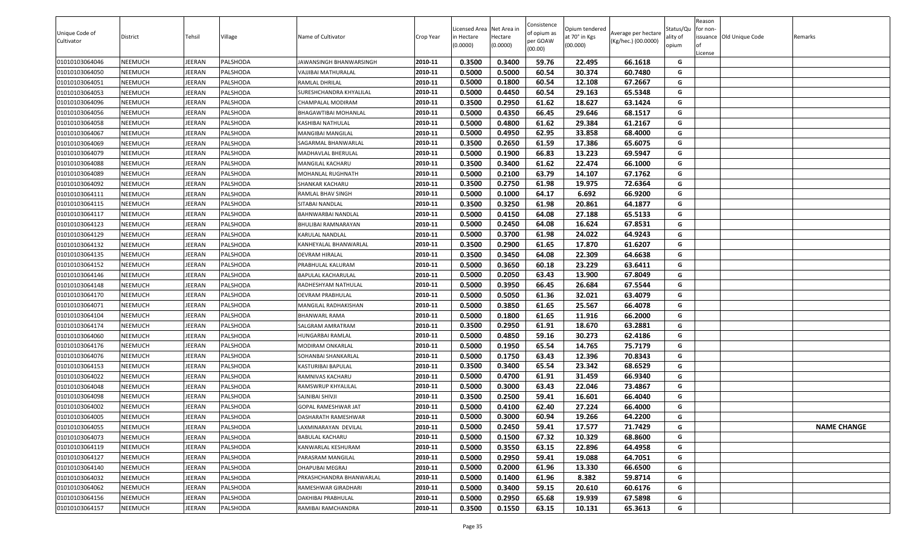| Unique Code of Cultivator | District | Tehsil | Village | Name of Cultivator | Crop Year | Licensed Area in Hectare (0.0000) | Net Area in Hectare (0.0000) | Consistence of opium as per GOAW (00.00) | Opium tendered at 70° in Kgs (00.000) | Average per hectare (Kg/hec.) (00.0000) | Status/Quality of opium | Reason for non-issuance of License | Old Unique Code | Remarks |
|---|---|---|---|---|---|---|---|---|---|---|---|---|---|---|
| 01010103064046 | NEEMUCH | JEERAN | PALSHODA | JAWANSINGH BHANWARSINGH | 2010-11 | 0.3500 | 0.3400 | 59.76 | 22.495 | 66.1618 | G | | | |
| 01010103064050 | NEEMUCH | JEERAN | PALSHODA | VAJJIBAI MATHURALAL | 2010-11 | 0.5000 | 0.5000 | 60.54 | 30.374 | 60.7480 | G | | | |
| 01010103064051 | NEEMUCH | JEERAN | PALSHODA | RAMLAL DHRILAL | 2010-11 | 0.5000 | 0.1800 | 60.54 | 12.108 | 67.2667 | G | | | |
| 01010103064053 | NEEMUCH | JEERAN | PALSHODA | SURESHCHANDRA KHYALILAL | 2010-11 | 0.5000 | 0.4450 | 60.54 | 29.163 | 65.5348 | G | | | |
| 01010103064096 | NEEMUCH | JEERAN | PALSHODA | CHAMPALAL MODIRAM | 2010-11 | 0.3500 | 0.2950 | 61.62 | 18.627 | 63.1424 | G | | | |
| 01010103064056 | NEEMUCH | JEERAN | PALSHODA | BHAGAWTIBAI MOHANLAL | 2010-11 | 0.5000 | 0.4350 | 66.45 | 29.646 | 68.1517 | G | | | |
| 01010103064058 | NEEMUCH | JEERAN | PALSHODA | KASHIBAI NATHULAL | 2010-11 | 0.5000 | 0.4800 | 61.62 | 29.384 | 61.2167 | G | | | |
| 01010103064067 | NEEMUCH | JEERAN | PALSHODA | MANGIBAI MANGILAL | 2010-11 | 0.5000 | 0.4950 | 62.95 | 33.858 | 68.4000 | G | | | |
| 01010103064069 | NEEMUCH | JEERAN | PALSHODA | SAGARMAL BHANWARLAL | 2010-11 | 0.3500 | 0.2650 | 61.59 | 17.386 | 65.6075 | G | | | |
| 01010103064079 | NEEMUCH | JEERAN | PALSHODA | MADHAVLAL BHERULAL | 2010-11 | 0.5000 | 0.1900 | 66.83 | 13.223 | 69.5947 | G | | | |
| 01010103064088 | NEEMUCH | JEERAN | PALSHODA | MANGILAL KACHARU | 2010-11 | 0.3500 | 0.3400 | 61.62 | 22.474 | 66.1000 | G | | | |
| 01010103064089 | NEEMUCH | JEERAN | PALSHODA | MOHANLAL RUGHNATH | 2010-11 | 0.5000 | 0.2100 | 63.79 | 14.107 | 67.1762 | G | | | |
| 01010103064092 | NEEMUCH | JEERAN | PALSHODA | SHANKAR KACHARU | 2010-11 | 0.3500 | 0.2750 | 61.98 | 19.975 | 72.6364 | G | | | |
| 01010103064111 | NEEMUCH | JEERAN | PALSHODA | RAMLAL BHAV SINGH | 2010-11 | 0.5000 | 0.1000 | 64.17 | 6.692 | 66.9200 | G | | | |
| 01010103064115 | NEEMUCH | JEERAN | PALSHODA | SITABAI NANDLAL | 2010-11 | 0.3500 | 0.3250 | 61.98 | 20.861 | 64.1877 | G | | | |
| 01010103064117 | NEEMUCH | JEERAN | PALSHODA | BAHNWARBAI NANDLAL | 2010-11 | 0.5000 | 0.4150 | 64.08 | 27.188 | 65.5133 | G | | | |
| 01010103064123 | NEEMUCH | JEERAN | PALSHODA | BHULIBAI RAMNARAYAN | 2010-11 | 0.5000 | 0.2450 | 64.08 | 16.624 | 67.8531 | G | | | |
| 01010103064129 | NEEMUCH | JEERAN | PALSHODA | KARULAL NANDLAL | 2010-11 | 0.5000 | 0.3700 | 61.98 | 24.022 | 64.9243 | G | | | |
| 01010103064132 | NEEMUCH | JEERAN | PALSHODA | KANHEYALAL BHANWARLAL | 2010-11 | 0.3500 | 0.2900 | 61.65 | 17.870 | 61.6207 | G | | | |
| 01010103064135 | NEEMUCH | JEERAN | PALSHODA | DEVRAM HIRALAL | 2010-11 | 0.3500 | 0.3450 | 64.08 | 22.309 | 64.6638 | G | | | |
| 01010103064152 | NEEMUCH | JEERAN | PALSHODA | PRABHULAL KALURAM | 2010-11 | 0.5000 | 0.3650 | 60.18 | 23.229 | 63.6411 | G | | | |
| 01010103064146 | NEEMUCH | JEERAN | PALSHODA | BAPULAL KACHARULAL | 2010-11 | 0.5000 | 0.2050 | 63.43 | 13.900 | 67.8049 | G | | | |
| 01010103064148 | NEEMUCH | JEERAN | PALSHODA | RADHESHYAM NATHULAL | 2010-11 | 0.5000 | 0.3950 | 66.45 | 26.684 | 67.5544 | G | | | |
| 01010103064170 | NEEMUCH | JEERAN | PALSHODA | DEVRAM PRABHULAL | 2010-11 | 0.5000 | 0.5050 | 61.36 | 32.021 | 63.4079 | G | | | |
| 01010103064071 | NEEMUCH | JEERAN | PALSHODA | MANGILAL RADHAKISHAN | 2010-11 | 0.5000 | 0.3850 | 61.65 | 25.567 | 66.4078 | G | | | |
| 01010103064104 | NEEMUCH | JEERAN | PALSHODA | BHANWARL RAMA | 2010-11 | 0.5000 | 0.1800 | 61.65 | 11.916 | 66.2000 | G | | | |
| 01010103064174 | NEEMUCH | JEERAN | PALSHODA | SALGRAM AMRATRAM | 2010-11 | 0.3500 | 0.2950 | 61.91 | 18.670 | 63.2881 | G | | | |
| 01010103064060 | NEEMUCH | JEERAN | PALSHODA | HUNGARBAI RAMLAL | 2010-11 | 0.5000 | 0.4850 | 59.16 | 30.273 | 62.4186 | G | | | |
| 01010103064176 | NEEMUCH | JEERAN | PALSHODA | MODIRAM ONKARLAL | 2010-11 | 0.5000 | 0.1950 | 65.54 | 14.765 | 75.7179 | G | | | |
| 01010103064076 | NEEMUCH | JEERAN | PALSHODA | SOHANBAI SHANKARLAL | 2010-11 | 0.5000 | 0.1750 | 63.43 | 12.396 | 70.8343 | G | | | |
| 01010103064153 | NEEMUCH | JEERAN | PALSHODA | KASTURIBAI BAPULAL | 2010-11 | 0.3500 | 0.3400 | 65.54 | 23.342 | 68.6529 | G | | | |
| 01010103064022 | NEEMUCH | JEERAN | PALSHODA | RAMNIVAS KACHARU | 2010-11 | 0.5000 | 0.4700 | 61.91 | 31.459 | 66.9340 | G | | | |
| 01010103064048 | NEEMUCH | JEERAN | PALSHODA | RAMSWRUP KHYALILAL | 2010-11 | 0.5000 | 0.3000 | 63.43 | 22.046 | 73.4867 | G | | | |
| 01010103064098 | NEEMUCH | JEERAN | PALSHODA | SAJNIBAI SHIVJI | 2010-11 | 0.3500 | 0.2500 | 59.41 | 16.601 | 66.4040 | G | | | |
| 01010103064002 | NEEMUCH | JEERAN | PALSHODA | GOPAL RAMESHWAR JAT | 2010-11 | 0.5000 | 0.4100 | 62.40 | 27.224 | 66.4000 | G | | | |
| 01010103064005 | NEEMUCH | JEERAN | PALSHODA | DASHARATH RAMESHWAR | 2010-11 | 0.5000 | 0.3000 | 60.94 | 19.266 | 64.2200 | G | | | |
| 01010103064055 | NEEMUCH | JEERAN | PALSHODA | LAXMINARAYAN DEVILAL | 2010-11 | 0.5000 | 0.2450 | 59.41 | 17.577 | 71.7429 | G | | | NAME CHANGE |
| 01010103064073 | NEEMUCH | JEERAN | PALSHODA | BABULAL KACHARU | 2010-11 | 0.5000 | 0.1500 | 67.32 | 10.329 | 68.8600 | G | | | |
| 01010103064119 | NEEMUCH | JEERAN | PALSHODA | KANWARLAL KESHURAM | 2010-11 | 0.5000 | 0.3550 | 63.15 | 22.896 | 64.4958 | G | | | |
| 01010103064127 | NEEMUCH | JEERAN | PALSHODA | PARASRAM MANGILAL | 2010-11 | 0.5000 | 0.2950 | 59.41 | 19.088 | 64.7051 | G | | | |
| 01010103064140 | NEEMUCH | JEERAN | PALSHODA | DHAPUBAI MEGRAJ | 2010-11 | 0.5000 | 0.2000 | 61.96 | 13.330 | 66.6500 | G | | | |
| 01010103064032 | NEEMUCH | JEERAN | PALSHODA | PRKASHCHANDRA BHANWARLAL | 2010-11 | 0.5000 | 0.1400 | 61.96 | 8.382 | 59.8714 | G | | | |
| 01010103064062 | NEEMUCH | JEERAN | PALSHODA | RAMESHWAR GIRADHARI | 2010-11 | 0.5000 | 0.3400 | 59.15 | 20.610 | 60.6176 | G | | | |
| 01010103064156 | NEEMUCH | JEERAN | PALSHODA | DAKHIBAI PRABHULAL | 2010-11 | 0.5000 | 0.2950 | 65.68 | 19.939 | 67.5898 | G | | | |
| 01010103064157 | NEEMUCH | JEERAN | PALSHODA | RAMIBAI RAMCHANDRA | 2010-11 | 0.3500 | 0.1550 | 63.15 | 10.131 | 65.3613 | G | | | |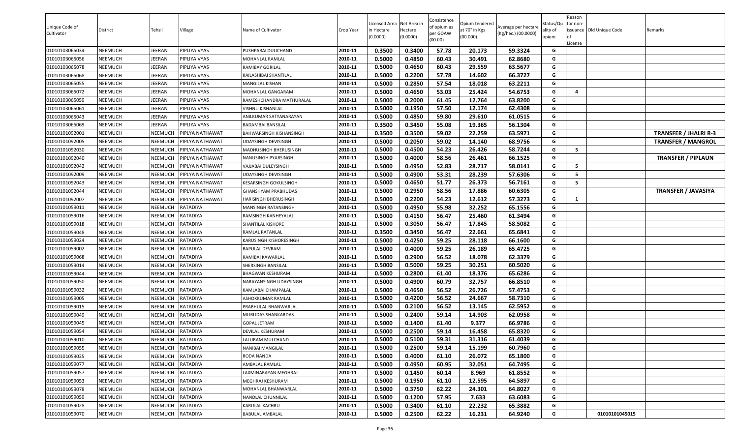| Unique Code of Cultivator | District | Tehsil | Village | Name of Cultivator | Crop Year | Licensed Area in Hectare (0.0000) | Net Area in Hectare (0.0000) | Consistence of opium as per GOAW (00.00) | Opium tendered at 70° in Kgs (00.000) | Average per hectare (Kg/hec.) (00.0000) | Status/Quality of opium | Reason for non-issuance of License | Old Unique Code | Remarks |
|---|---|---|---|---|---|---|---|---|---|---|---|---|---|---|
| 01010103065034 | NEEMUCH | JEERAN | PIPLIYA VYAS | PUSHPABAI DULICHAND | 2010-11 | 0.3500 | 0.3400 | 57.78 | 20.173 | 59.3324 | G | | | |
| 01010103065056 | NEEMUCH | JEERAN | PIPLIYA VYAS | MOHANLAL RAMLAL | 2010-11 | 0.5000 | 0.4850 | 60.43 | 30.491 | 62.8680 | G | | | |
| 01010103065078 | NEEMUCH | JEERAN | PIPLIYA VYAS | RAMIBAY GORILAL | 2010-11 | 0.5000 | 0.4650 | 60.43 | 29.559 | 63.5677 | G | | | |
| 01010103065068 | NEEMUCH | JEERAN | PIPLIYA VYAS | KAILASHIBAI SHANTILAL | 2010-11 | 0.5000 | 0.2200 | 57.78 | 14.602 | 66.3727 | G | | | |
| 01010103065055 | NEEMUCH | JEERAN | PIPLIYA VYAS | MANGILAL KISHAN | 2010-11 | 0.5000 | 0.2850 | 57.54 | 18.018 | 63.2211 | G | | | |
| 01010103065072 | NEEMUCH | JEERAN | PIPLIYA VYAS | MOHANLAL GANGARAM | 2010-11 | 0.5000 | 0.4650 | 53.03 | 25.424 | 54.6753 | G | 4 | | |
| 01010103065059 | NEEMUCH | JEERAN | PIPLIYA VYAS | RAMESHCHANDRA MATHURALAL | 2010-11 | 0.5000 | 0.2000 | 61.45 | 12.764 | 63.8200 | G | | | |
| 01010103065061 | NEEMUCH | JEERAN | PIPLIYA VYAS | VISHNU KISHANLAL | 2010-11 | 0.5000 | 0.1950 | 57.50 | 12.174 | 62.4308 | G | | | |
| 01010103065043 | NEEMUCH | JEERAN | PIPLIYA VYAS | ANILKUMAR SATYANARAYAN | 2010-11 | 0.5000 | 0.4850 | 59.80 | 29.610 | 61.0515 | G | | | |
| 01010103065069 | NEEMUCH | JEERAN | PIPLIYA VYAS | BADAMBAI BANSILAL | 2010-11 | 0.3500 | 0.3450 | 55.08 | 19.365 | 56.1304 | G | | | |
| 01010101092001 | NEEMUCH | NEEMUCH | PIPLYA NATHAWAT | BAHWARSINGH KISHANSINGH | 2010-11 | 0.3500 | 0.3500 | 59.02 | 22.259 | 63.5971 | G | | | TRANSFER / JHALRI R-3 |
| 01010101092005 | NEEMUCH | NEEMUCH | PIPLYA NATHAWAT | UDAYSINGH DEVISINGH | 2010-11 | 0.5000 | 0.2050 | 59.02 | 14.140 | 68.9756 | G | | | TRANSFER / MANGROL |
| 01010101092030 | NEEMUCH | NEEMUCH | PIPLYA NATHAWAT | MADHUSINGH BHERUSINGH | 2010-11 | 0.5000 | 0.4500 | 54.23 | 26.426 | 58.7244 | G | 5 | | |
| 01010101092040 | NEEMUCH | NEEMUCH | PIPLYA NATHAWAT | NANUSINGH PYARSINGH | 2010-11 | 0.5000 | 0.4000 | 58.56 | 26.461 | 66.1525 | G | | | TRANSFER / PIPLAUN |
| 01010101092042 | NEEMUCH | NEEMUCH | PIPLYA NATHAWAT | VAJJABAI DULEYSINGH | 2010-11 | 0.5000 | 0.4950 | 52.83 | 28.717 | 58.0141 | G | 5 | | |
| 01010101092009 | NEEMUCH | NEEMUCH | PIPLYA NATHAWAT | UDAYSINGH DEVISINGH | 2010-11 | 0.5000 | 0.4900 | 53.31 | 28.239 | 57.6306 | G | 5 | | |
| 01010101092043 | NEEMUCH | NEEMUCH | PIPLYA NATHAWAT | KESARSINGH GOKULSINGH | 2010-11 | 0.5000 | 0.4650 | 51.77 | 26.373 | 56.7161 | G | 5 | | |
| 01010101092044 | NEEMUCH | NEEMUCH | PIPLYA NATHAWAT | GHANSHYAM PRABHUDAS | 2010-11 | 0.5000 | 0.2950 | 58.56 | 17.886 | 60.6305 | G | | | TRANSFER / JAVASIYA |
| 01010101092007 | NEEMUCH | NEEMUCH | PIPLYA NATHAWAT | HARISINGH BHERUSINGH | 2010-11 | 0.5000 | 0.2200 | 54.23 | 12.612 | 57.3273 | G | 1 | | |
| 01010101059011 | NEEMUCH | NEEMUCH | RATADIYA | MANSINGH RATANSINGH | 2010-11 | 0.5000 | 0.4950 | 55.98 | 32.252 | 65.1556 | G | | | |
| 01010101059016 | NEEMUCH | NEEMUCH | RATADIYA | RAMSINGH KANHEYALAL | 2010-11 | 0.5000 | 0.4150 | 56.47 | 25.460 | 61.3494 | G | | | |
| 01010101059018 | NEEMUCH | NEEMUCH | RATADIYA | SHANTILAL KISHORE | 2010-11 | 0.5000 | 0.3050 | 56.47 | 17.845 | 58.5082 | G | | | |
| 01010101059048 | NEEMUCH | NEEMUCH | RATADIYA | RAMLAL RATANLAL | 2010-11 | 0.3500 | 0.3450 | 56.47 | 22.661 | 65.6841 | G | | | |
| 01010101059024 | NEEMUCH | NEEMUCH | RATADIYA | KARUSINGH KISHORESINGH | 2010-11 | 0.5000 | 0.4250 | 59.25 | 28.118 | 66.1600 | G | | | |
| 01010101059002 | NEEMUCH | NEEMUCH | RATADIYA | BAPULAL DEVRAM | 2010-11 | 0.5000 | 0.4000 | 59.25 | 26.189 | 65.4725 | G | | | |
| 01010101059068 | NEEMUCH | NEEMUCH | RATADIYA | RAMIBAI KAWARLAL | 2010-11 | 0.5000 | 0.2900 | 56.52 | 18.078 | 62.3379 | G | | | |
| 01010101059014 | NEEMUCH | NEEMUCH | RATADIYA | SHERSINGH BANSILAL | 2010-11 | 0.5000 | 0.5000 | 59.25 | 30.251 | 60.5020 | G | | | |
| 01010101059044 | NEEMUCH | NEEMUCH | RATADIYA | BHAGWAN KESHURAM | 2010-11 | 0.5000 | 0.2800 | 61.40 | 18.376 | 65.6286 | G | | | |
| 01010101059050 | NEEMUCH | NEEMUCH | RATADIYA | NARAYANSINGH UDAYSINGH | 2010-11 | 0.5000 | 0.4900 | 60.79 | 32.757 | 66.8510 | G | | | |
| 01010101059032 | NEEMUCH | NEEMUCH | RATADIYA | KAMLABAI CHAMPALAL | 2010-11 | 0.5000 | 0.4650 | 56.52 | 26.726 | 57.4753 | G | | | |
| 01010101059005 | NEEMUCH | NEEMUCH | RATADIYA | ASHOKKUMAR RAMLAL | 2010-11 | 0.5000 | 0.4200 | 56.52 | 24.667 | 58.7310 | G | | | |
| 01010101059015 | NEEMUCH | NEEMUCH | RATADIYA | PRABHULAL BHANWARLAL | 2010-11 | 0.5000 | 0.2100 | 56.52 | 13.145 | 62.5952 | G | | | |
| 01010101059049 | NEEMUCH | NEEMUCH | RATADIYA | MURLIDAS SHANKARDAS | 2010-11 | 0.5000 | 0.2400 | 59.14 | 14.903 | 62.0958 | G | | | |
| 01010101059045 | NEEMUCH | NEEMUCH | RATADIYA | GOPAL JETRAM | 2010-11 | 0.5000 | 0.1400 | 61.40 | 9.377 | 66.9786 | G | | | |
| 01010101059054 | NEEMUCH | NEEMUCH | RATADIYA | DEVILAL KESHURAM | 2010-11 | 0.5000 | 0.2500 | 59.14 | 16.458 | 65.8320 | G | | | |
| 01010101059010 | NEEMUCH | NEEMUCH | RATADIYA | LALURAM MULCHAND | 2010-11 | 0.5000 | 0.5100 | 59.31 | 31.316 | 61.4039 | G | | | |
| 01010101059055 | NEEMUCH | NEEMUCH | RATADIYA | NANIBAI MANGILAL | 2010-11 | 0.5000 | 0.2500 | 59.14 | 15.199 | 60.7960 | G | | | |
| 01010101059035 | NEEMUCH | NEEMUCH | RATADIYA | RODA NANDA | 2010-11 | 0.5000 | 0.4000 | 61.10 | 26.072 | 65.1800 | G | | | |
| 01010101059077 | NEEMUCH | NEEMUCH | RATADIYA | AMBALAL RAMLAL | 2010-11 | 0.5000 | 0.4950 | 60.95 | 32.051 | 64.7495 | G | | | |
| 01010101059057 | NEEMUCH | NEEMUCH | RATADIYA | LAXMINARAYAN MEGHRAJ | 2010-11 | 0.5000 | 0.1450 | 60.14 | 8.969 | 61.8552 | G | | | |
| 01010101059053 | NEEMUCH | NEEMUCH | RATADIYA | MEGHRAJ KESHURAM | 2010-11 | 0.5000 | 0.1950 | 61.10 | 12.595 | 64.5897 | G | | | |
| 01010101059078 | NEEMUCH | NEEMUCH | RATADIYA | MOHANLAL BHANWARLAL | 2010-11 | 0.5000 | 0.3750 | 62.22 | 24.301 | 64.8027 | G | | | |
| 01010101059059 | NEEMUCH | NEEMUCH | RATADIYA | NANDLAL CHUNNILAL | 2010-11 | 0.5000 | 0.1200 | 57.95 | 7.633 | 63.6083 | G | | | |
| 01010101059028 | NEEMUCH | NEEMUCH | RATADIYA | KARULAL KACHRU | 2010-11 | 0.5000 | 0.3400 | 61.10 | 22.232 | 65.3882 | G | | | |
| 01010101059070 | NEEMUCH | NEEMUCH | RATADIYA | BABULAL AMBALAL | 2010-11 | 0.5000 | 0.2500 | 62.22 | 16.231 | 64.9240 | G | | 01010101045015 | |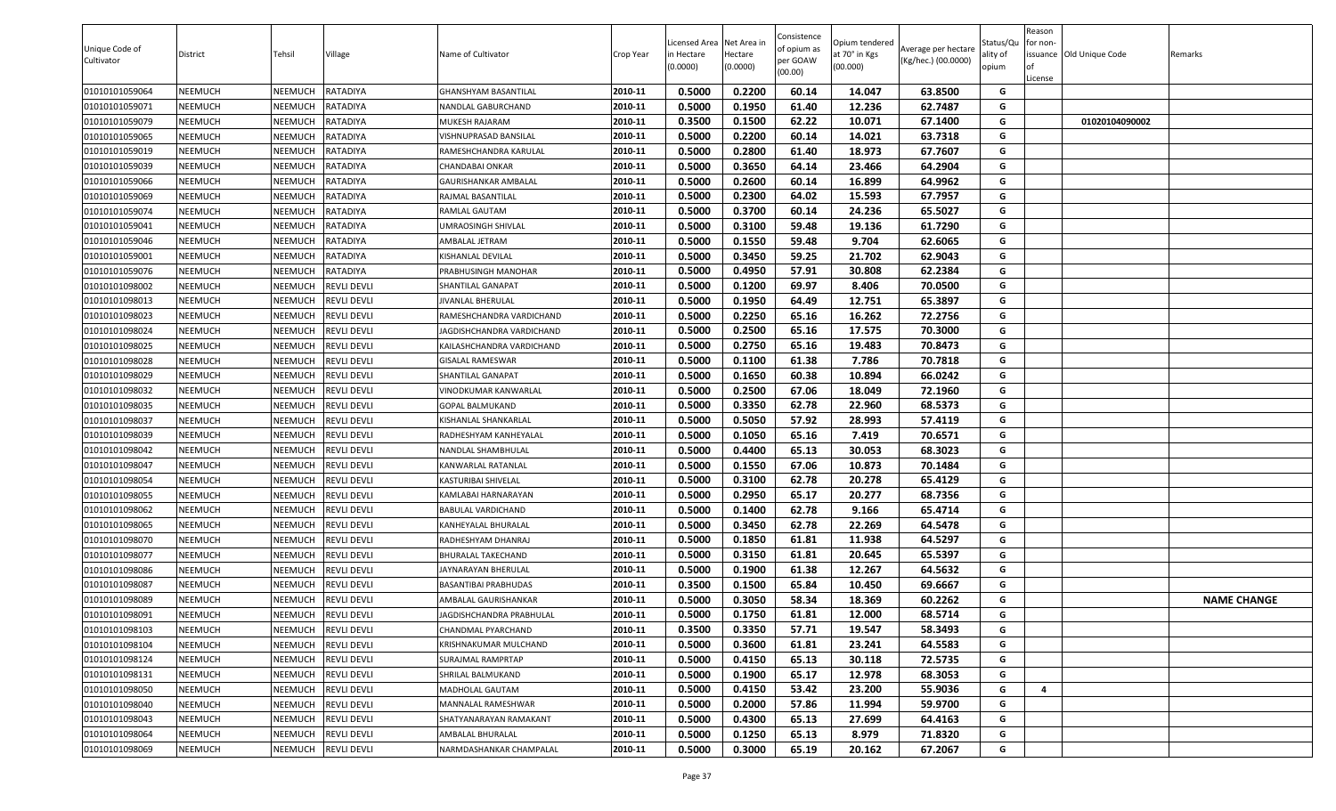| Unique Code of Cultivator | District | Tehsil | Village | Name of Cultivator | Crop Year | Licensed Area in Hectare (0.0000) | Net Area in Hectare (0.0000) | Consistence of opium as per GOAW (00.00) | Opium tendered at 70° in Kgs (00.000) | Average per hectare (Kg/hec.) (00.0000) | Status/Quality of opium | Reason for non-issuance of License | Old Unique Code | Remarks |
|---|---|---|---|---|---|---|---|---|---|---|---|---|---|---|
| 01010101059064 | NEEMUCH | NEEMUCH | RATADIYA | GHANSHYAM BASANTILAL | 2010-11 | 0.5000 | 0.2200 | 60.14 | 14.047 | 63.8500 | G | | | |
| 01010101059071 | NEEMUCH | NEEMUCH | RATADIYA | NANDLAL GABURCHAND | 2010-11 | 0.5000 | 0.1950 | 61.40 | 12.236 | 62.7487 | G | | | |
| 01010101059079 | NEEMUCH | NEEMUCH | RATADIYA | MUKESH RAJARAM | 2010-11 | 0.3500 | 0.1500 | 62.22 | 10.071 | 67.1400 | G | | 01020104090002 | |
| 01010101059065 | NEEMUCH | NEEMUCH | RATADIYA | VISHNUPRASAD BANSILAL | 2010-11 | 0.5000 | 0.2200 | 60.14 | 14.021 | 63.7318 | G | | | |
| 01010101059019 | NEEMUCH | NEEMUCH | RATADIYA | RAMESHCHANDRA KARULAL | 2010-11 | 0.5000 | 0.2800 | 61.40 | 18.973 | 67.7607 | G | | | |
| 01010101059039 | NEEMUCH | NEEMUCH | RATADIYA | CHANDABAI ONKAR | 2010-11 | 0.5000 | 0.3650 | 64.14 | 23.466 | 64.2904 | G | | | |
| 01010101059066 | NEEMUCH | NEEMUCH | RATADIYA | GAURISHANKAR AMBALAL | 2010-11 | 0.5000 | 0.2600 | 60.14 | 16.899 | 64.9962 | G | | | |
| 01010101059069 | NEEMUCH | NEEMUCH | RATADIYA | RAJMAL BASANTILAL | 2010-11 | 0.5000 | 0.2300 | 64.02 | 15.593 | 67.7957 | G | | | |
| 01010101059074 | NEEMUCH | NEEMUCH | RATADIYA | RAMLAL GAUTAM | 2010-11 | 0.5000 | 0.3700 | 60.14 | 24.236 | 65.5027 | G | | | |
| 01010101059041 | NEEMUCH | NEEMUCH | RATADIYA | UMRAOSINGH SHIVLAL | 2010-11 | 0.5000 | 0.3100 | 59.48 | 19.136 | 61.7290 | G | | | |
| 01010101059046 | NEEMUCH | NEEMUCH | RATADIYA | AMBALAL JETRAM | 2010-11 | 0.5000 | 0.1550 | 59.48 | 9.704 | 62.6065 | G | | | |
| 01010101059001 | NEEMUCH | NEEMUCH | RATADIYA | KISHANLAL DEVILAL | 2010-11 | 0.5000 | 0.3450 | 59.25 | 21.702 | 62.9043 | G | | | |
| 01010101059076 | NEEMUCH | NEEMUCH | RATADIYA | PRABHUSINGH MANOHAR | 2010-11 | 0.5000 | 0.4950 | 57.91 | 30.808 | 62.2384 | G | | | |
| 01010101098002 | NEEMUCH | NEEMUCH | REVLI DEVLI | SHANTILAL GANAPAT | 2010-11 | 0.5000 | 0.1200 | 69.97 | 8.406 | 70.0500 | G | | | |
| 01010101098013 | NEEMUCH | NEEMUCH | REVLI DEVLI | JIVANLAL BHERULAL | 2010-11 | 0.5000 | 0.1950 | 64.49 | 12.751 | 65.3897 | G | | | |
| 01010101098023 | NEEMUCH | NEEMUCH | REVLI DEVLI | RAMESHCHANDRA VARDICHAND | 2010-11 | 0.5000 | 0.2250 | 65.16 | 16.262 | 72.2756 | G | | | |
| 01010101098024 | NEEMUCH | NEEMUCH | REVLI DEVLI | JAGDISHCHANDRA VARDICHAND | 2010-11 | 0.5000 | 0.2500 | 65.16 | 17.575 | 70.3000 | G | | | |
| 01010101098025 | NEEMUCH | NEEMUCH | REVLI DEVLI | KAILASHCHANDRA VARDICHAND | 2010-11 | 0.5000 | 0.2750 | 65.16 | 19.483 | 70.8473 | G | | | |
| 01010101098028 | NEEMUCH | NEEMUCH | REVLI DEVLI | GISALAL RAMESWAR | 2010-11 | 0.5000 | 0.1100 | 61.38 | 7.786 | 70.7818 | G | | | |
| 01010101098029 | NEEMUCH | NEEMUCH | REVLI DEVLI | SHANTILAL GANAPAT | 2010-11 | 0.5000 | 0.1650 | 60.38 | 10.894 | 66.0242 | G | | | |
| 01010101098032 | NEEMUCH | NEEMUCH | REVLI DEVLI | VINODKUMAR KANWARLAL | 2010-11 | 0.5000 | 0.2500 | 67.06 | 18.049 | 72.1960 | G | | | |
| 01010101098035 | NEEMUCH | NEEMUCH | REVLI DEVLI | GOPAL BALMUKAND | 2010-11 | 0.5000 | 0.3350 | 62.78 | 22.960 | 68.5373 | G | | | |
| 01010101098037 | NEEMUCH | NEEMUCH | REVLI DEVLI | KISHANLAL SHANKARLAL | 2010-11 | 0.5000 | 0.5050 | 57.92 | 28.993 | 57.4119 | G | | | |
| 01010101098039 | NEEMUCH | NEEMUCH | REVLI DEVLI | RADHESHYAM KANHEYALAL | 2010-11 | 0.5000 | 0.1050 | 65.16 | 7.419 | 70.6571 | G | | | |
| 01010101098042 | NEEMUCH | NEEMUCH | REVLI DEVLI | NANDLAL SHAMBHULAL | 2010-11 | 0.5000 | 0.4400 | 65.13 | 30.053 | 68.3023 | G | | | |
| 01010101098047 | NEEMUCH | NEEMUCH | REVLI DEVLI | KANWARLAL RATANLAL | 2010-11 | 0.5000 | 0.1550 | 67.06 | 10.873 | 70.1484 | G | | | |
| 01010101098054 | NEEMUCH | NEEMUCH | REVLI DEVLI | KASTURIBAI SHIVELAL | 2010-11 | 0.5000 | 0.3100 | 62.78 | 20.278 | 65.4129 | G | | | |
| 01010101098055 | NEEMUCH | NEEMUCH | REVLI DEVLI | KAMLABAI HARNARAYAN | 2010-11 | 0.5000 | 0.2950 | 65.17 | 20.277 | 68.7356 | G | | | |
| 01010101098062 | NEEMUCH | NEEMUCH | REVLI DEVLI | BABULAL VARDICHAND | 2010-11 | 0.5000 | 0.1400 | 62.78 | 9.166 | 65.4714 | G | | | |
| 01010101098065 | NEEMUCH | NEEMUCH | REVLI DEVLI | KANHEYALAL BHURALAL | 2010-11 | 0.5000 | 0.3450 | 62.78 | 22.269 | 64.5478 | G | | | |
| 01010101098070 | NEEMUCH | NEEMUCH | REVLI DEVLI | RADHESHYAM DHANRAJ | 2010-11 | 0.5000 | 0.1850 | 61.81 | 11.938 | 64.5297 | G | | | |
| 01010101098077 | NEEMUCH | NEEMUCH | REVLI DEVLI | BHURALAL TAKECHAND | 2010-11 | 0.5000 | 0.3150 | 61.81 | 20.645 | 65.5397 | G | | | |
| 01010101098086 | NEEMUCH | NEEMUCH | REVLI DEVLI | JAYNARAYAN BHERULAL | 2010-11 | 0.5000 | 0.1900 | 61.38 | 12.267 | 64.5632 | G | | | |
| 01010101098087 | NEEMUCH | NEEMUCH | REVLI DEVLI | BASANTIBAI PRABHUDAS | 2010-11 | 0.3500 | 0.1500 | 65.84 | 10.450 | 69.6667 | G | | | |
| 01010101098089 | NEEMUCH | NEEMUCH | REVLI DEVLI | AMBALAL GAURISHANKAR | 2010-11 | 0.5000 | 0.3050 | 58.34 | 18.369 | 60.2262 | G | | | NAME CHANGE |
| 01010101098091 | NEEMUCH | NEEMUCH | REVLI DEVLI | JAGDISHCHANDRA PRABHULAL | 2010-11 | 0.5000 | 0.1750 | 61.81 | 12.000 | 68.5714 | G | | | |
| 01010101098103 | NEEMUCH | NEEMUCH | REVLI DEVLI | CHANDMAL PYARCHAND | 2010-11 | 0.3500 | 0.3350 | 57.71 | 19.547 | 58.3493 | G | | | |
| 01010101098104 | NEEMUCH | NEEMUCH | REVLI DEVLI | KRISHNAKUMAR MULCHAND | 2010-11 | 0.5000 | 0.3600 | 61.81 | 23.241 | 64.5583 | G | | | |
| 01010101098124 | NEEMUCH | NEEMUCH | REVLI DEVLI | SURAJMAL RAMPRTAP | 2010-11 | 0.5000 | 0.4150 | 65.13 | 30.118 | 72.5735 | G | | | |
| 01010101098131 | NEEMUCH | NEEMUCH | REVLI DEVLI | SHRILAL BALMUKAND | 2010-11 | 0.5000 | 0.1900 | 65.17 | 12.978 | 68.3053 | G | | | |
| 01010101098050 | NEEMUCH | NEEMUCH | REVLI DEVLI | MADHOLAL GAUTAM | 2010-11 | 0.5000 | 0.4150 | 53.42 | 23.200 | 55.9036 | G | 4 | | |
| 01010101098040 | NEEMUCH | NEEMUCH | REVLI DEVLI | MANNALAL RAMESHWAR | 2010-11 | 0.5000 | 0.2000 | 57.86 | 11.994 | 59.9700 | G | | | |
| 01010101098043 | NEEMUCH | NEEMUCH | REVLI DEVLI | SHATYANARAYAN RAMAKANT | 2010-11 | 0.5000 | 0.4300 | 65.13 | 27.699 | 64.4163 | G | | | |
| 01010101098064 | NEEMUCH | NEEMUCH | REVLI DEVLI | AMBALAL BHURALAL | 2010-11 | 0.5000 | 0.1250 | 65.13 | 8.979 | 71.8320 | G | | | |
| 01010101098069 | NEEMUCH | NEEMUCH | REVLI DEVLI | NARMDASHANKAR CHAMPALAL | 2010-11 | 0.5000 | 0.3000 | 65.19 | 20.162 | 67.2067 | G | | | |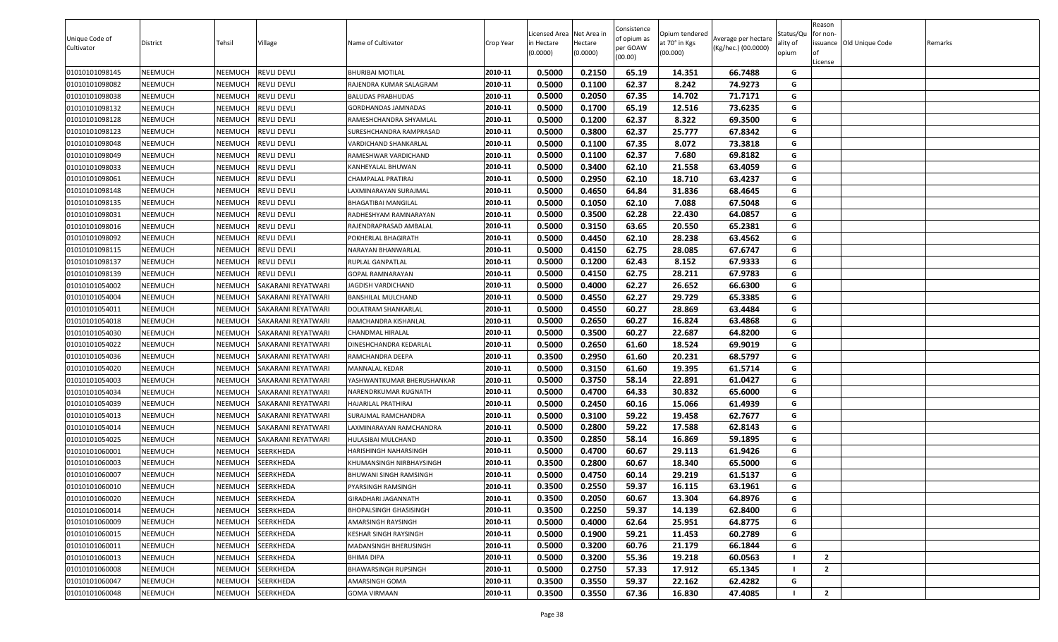| Unique Code of Cultivator | District | Tehsil | Village | Name of Cultivator | Crop Year | Licensed Area in Hectare (0.0000) | Net Area in Hectare (0.0000) | Consistence of opium as per GOAW (00.00) | Opium tendered at 70° in Kgs (00.000) | Average per hectare (Kg/hec.) (00.0000) | Status/Quality of opium | Reason for non-issuance of License | Old Unique Code | Remarks |
|---|---|---|---|---|---|---|---|---|---|---|---|---|---|---|
| 01010101098145 | NEEMUCH | NEEMUCH | REVLI DEVLI | BHURIBAI MOTILAL | 2010-11 | 0.5000 | 0.2150 | 65.19 | 14.351 | 66.7488 | G | | | |
| 01010101098082 | NEEMUCH | NEEMUCH | REVLI DEVLI | RAJENDRA KUMAR SALAGRAM | 2010-11 | 0.5000 | 0.1100 | 62.37 | 8.242 | 74.9273 | G | | | |
| 01010101098038 | NEEMUCH | NEEMUCH | REVLI DEVLI | BALUDAS PRABHUDAS | 2010-11 | 0.5000 | 0.2050 | 67.35 | 14.702 | 71.7171 | G | | | |
| 01010101098132 | NEEMUCH | NEEMUCH | REVLI DEVLI | GORDHANDAS JAMNADAS | 2010-11 | 0.5000 | 0.1700 | 65.19 | 12.516 | 73.6235 | G | | | |
| 01010101098128 | NEEMUCH | NEEMUCH | REVLI DEVLI | RAMESHCHANDRA SHYAMLAL | 2010-11 | 0.5000 | 0.1200 | 62.37 | 8.322 | 69.3500 | G | | | |
| 01010101098123 | NEEMUCH | NEEMUCH | REVLI DEVLI | SURESHCHANDRA RAMPRASAD | 2010-11 | 0.5000 | 0.3800 | 62.37 | 25.777 | 67.8342 | G | | | |
| 01010101098048 | NEEMUCH | NEEMUCH | REVLI DEVLI | VARDICHAND SHANKARLAL | 2010-11 | 0.5000 | 0.1100 | 67.35 | 8.072 | 73.3818 | G | | | |
| 01010101098049 | NEEMUCH | NEEMUCH | REVLI DEVLI | RAMESHWAR VARDICHAND | 2010-11 | 0.5000 | 0.1100 | 62.37 | 7.680 | 69.8182 | G | | | |
| 01010101098033 | NEEMUCH | NEEMUCH | REVLI DEVLI | KANHEYALAL BHUWAN | 2010-11 | 0.5000 | 0.3400 | 62.10 | 21.558 | 63.4059 | G | | | |
| 01010101098061 | NEEMUCH | NEEMUCH | REVLI DEVLI | CHAMPALAL PRATIRAJ | 2010-11 | 0.5000 | 0.2950 | 62.10 | 18.710 | 63.4237 | G | | | |
| 01010101098148 | NEEMUCH | NEEMUCH | REVLI DEVLI | LAXMINARAYAN SURAJMAL | 2010-11 | 0.5000 | 0.4650 | 64.84 | 31.836 | 68.4645 | G | | | |
| 01010101098135 | NEEMUCH | NEEMUCH | REVLI DEVLI | BHAGATIBAI MANGILAL | 2010-11 | 0.5000 | 0.1050 | 62.10 | 7.088 | 67.5048 | G | | | |
| 01010101098031 | NEEMUCH | NEEMUCH | REVLI DEVLI | RADHESHYAM RAMNARAYAN | 2010-11 | 0.5000 | 0.3500 | 62.28 | 22.430 | 64.0857 | G | | | |
| 01010101098016 | NEEMUCH | NEEMUCH | REVLI DEVLI | RAJENDRAPRASAD AMBALAL | 2010-11 | 0.5000 | 0.3150 | 63.65 | 20.550 | 65.2381 | G | | | |
| 01010101098092 | NEEMUCH | NEEMUCH | REVLI DEVLI | POKHERLAL BHAGIRATH | 2010-11 | 0.5000 | 0.4450 | 62.10 | 28.238 | 63.4562 | G | | | |
| 01010101098115 | NEEMUCH | NEEMUCH | REVLI DEVLI | NARAYAN BHANWARLAL | 2010-11 | 0.5000 | 0.4150 | 62.75 | 28.085 | 67.6747 | G | | | |
| 01010101098137 | NEEMUCH | NEEMUCH | REVLI DEVLI | RUPLAL GANPATLAL | 2010-11 | 0.5000 | 0.1200 | 62.43 | 8.152 | 67.9333 | G | | | |
| 01010101098139 | NEEMUCH | NEEMUCH | REVLI DEVLI | GOPAL RAMNARAYAN | 2010-11 | 0.5000 | 0.4150 | 62.75 | 28.211 | 67.9783 | G | | | |
| 01010101054002 | NEEMUCH | NEEMUCH | SAKARANI REYATWARI | JAGDISH VARDICHAND | 2010-11 | 0.5000 | 0.4000 | 62.27 | 26.652 | 66.6300 | G | | | |
| 01010101054004 | NEEMUCH | NEEMUCH | SAKARANI REYATWARI | BANSHILAL MULCHAND | 2010-11 | 0.5000 | 0.4550 | 62.27 | 29.729 | 65.3385 | G | | | |
| 01010101054011 | NEEMUCH | NEEMUCH | SAKARANI REYATWARI | DOLATRAM SHANKARLAL | 2010-11 | 0.5000 | 0.4550 | 60.27 | 28.869 | 63.4484 | G | | | |
| 01010101054018 | NEEMUCH | NEEMUCH | SAKARANI REYATWARI | RAMCHANDRA KISHANLAL | 2010-11 | 0.5000 | 0.2650 | 60.27 | 16.824 | 63.4868 | G | | | |
| 01010101054030 | NEEMUCH | NEEMUCH | SAKARANI REYATWARI | CHANDMAL HIRALAL | 2010-11 | 0.5000 | 0.3500 | 60.27 | 22.687 | 64.8200 | G | | | |
| 01010101054022 | NEEMUCH | NEEMUCH | SAKARANI REYATWARI | DINESHCHANDRA KEDARLAL | 2010-11 | 0.5000 | 0.2650 | 61.60 | 18.524 | 69.9019 | G | | | |
| 01010101054036 | NEEMUCH | NEEMUCH | SAKARANI REYATWARI | RAMCHANDRA DEEPA | 2010-11 | 0.3500 | 0.2950 | 61.60 | 20.231 | 68.5797 | G | | | |
| 01010101054020 | NEEMUCH | NEEMUCH | SAKARANI REYATWARI | MANNALAL KEDAR | 2010-11 | 0.5000 | 0.3150 | 61.60 | 19.395 | 61.5714 | G | | | |
| 01010101054003 | NEEMUCH | NEEMUCH | SAKARANI REYATWARI | YASHWANTKUMAR BHERUSHANKAR | 2010-11 | 0.5000 | 0.3750 | 58.14 | 22.891 | 61.0427 | G | | | |
| 01010101054034 | NEEMUCH | NEEMUCH | SAKARANI REYATWARI | NARENDRKUMAR RUGNATH | 2010-11 | 0.5000 | 0.4700 | 64.33 | 30.832 | 65.6000 | G | | | |
| 01010101054039 | NEEMUCH | NEEMUCH | SAKARANI REYATWARI | HAJARILAL PRATHIRAJ | 2010-11 | 0.5000 | 0.2450 | 60.16 | 15.066 | 61.4939 | G | | | |
| 01010101054013 | NEEMUCH | NEEMUCH | SAKARANI REYATWARI | SURAJMAL RAMCHANDRA | 2010-11 | 0.5000 | 0.3100 | 59.22 | 19.458 | 62.7677 | G | | | |
| 01010101054014 | NEEMUCH | NEEMUCH | SAKARANI REYATWARI | LAXMINARAYAN RAMCHANDRA | 2010-11 | 0.5000 | 0.2800 | 59.22 | 17.588 | 62.8143 | G | | | |
| 01010101054025 | NEEMUCH | NEEMUCH | SAKARANI REYATWARI | HULASIBAI MULCHAND | 2010-11 | 0.3500 | 0.2850 | 58.14 | 16.869 | 59.1895 | G | | | |
| 01010101060001 | NEEMUCH | NEEMUCH | SEERKHEDA | HARISHINGH NAHARSINGH | 2010-11 | 0.5000 | 0.4700 | 60.67 | 29.113 | 61.9426 | G | | | |
| 01010101060003 | NEEMUCH | NEEMUCH | SEERKHEDA | KHUMANSINGH NIRBHAYSINGH | 2010-11 | 0.3500 | 0.2800 | 60.67 | 18.340 | 65.5000 | G | | | |
| 01010101060007 | NEEMUCH | NEEMUCH | SEERKHEDA | BHUWANI SINGH RAMSINGH | 2010-11 | 0.5000 | 0.4750 | 60.14 | 29.219 | 61.5137 | G | | | |
| 01010101060010 | NEEMUCH | NEEMUCH | SEERKHEDA | PYARSINGH RAMSINGH | 2010-11 | 0.3500 | 0.2550 | 59.37 | 16.115 | 63.1961 | G | | | |
| 01010101060020 | NEEMUCH | NEEMUCH | SEERKHEDA | GIRADHARI JAGANNATH | 2010-11 | 0.3500 | 0.2050 | 60.67 | 13.304 | 64.8976 | G | | | |
| 01010101060014 | NEEMUCH | NEEMUCH | SEERKHEDA | BHOPALSINGH GHASISINGH | 2010-11 | 0.3500 | 0.2250 | 59.37 | 14.139 | 62.8400 | G | | | |
| 01010101060009 | NEEMUCH | NEEMUCH | SEERKHEDA | AMARSINGH RAYSINGH | 2010-11 | 0.5000 | 0.4000 | 62.64 | 25.951 | 64.8775 | G | | | |
| 01010101060015 | NEEMUCH | NEEMUCH | SEERKHEDA | KESHAR SINGH RAYSINGH | 2010-11 | 0.5000 | 0.1900 | 59.21 | 11.453 | 60.2789 | G | | | |
| 01010101060011 | NEEMUCH | NEEMUCH | SEERKHEDA | MADANSINGH BHERUSINGH | 2010-11 | 0.5000 | 0.3200 | 60.76 | 21.179 | 66.1844 | G | | | |
| 01010101060013 | NEEMUCH | NEEMUCH | SEERKHEDA | BHIMA DIPA | 2010-11 | 0.5000 | 0.3200 | 55.36 | 19.218 | 60.0563 | I | 2 | | |
| 01010101060008 | NEEMUCH | NEEMUCH | SEERKHEDA | BHAWARSINGH RUPSINGH | 2010-11 | 0.5000 | 0.2750 | 57.33 | 17.912 | 65.1345 | I | 2 | | |
| 01010101060047 | NEEMUCH | NEEMUCH | SEERKHEDA | AMARSINGH GOMA | 2010-11 | 0.3500 | 0.3550 | 59.37 | 22.162 | 62.4282 | G | | | |
| 01010101060048 | NEEMUCH | NEEMUCH | SEERKHEDA | GOMA VIRMAAN | 2010-11 | 0.3500 | 0.3550 | 67.36 | 16.830 | 47.4085 | I | 2 | | |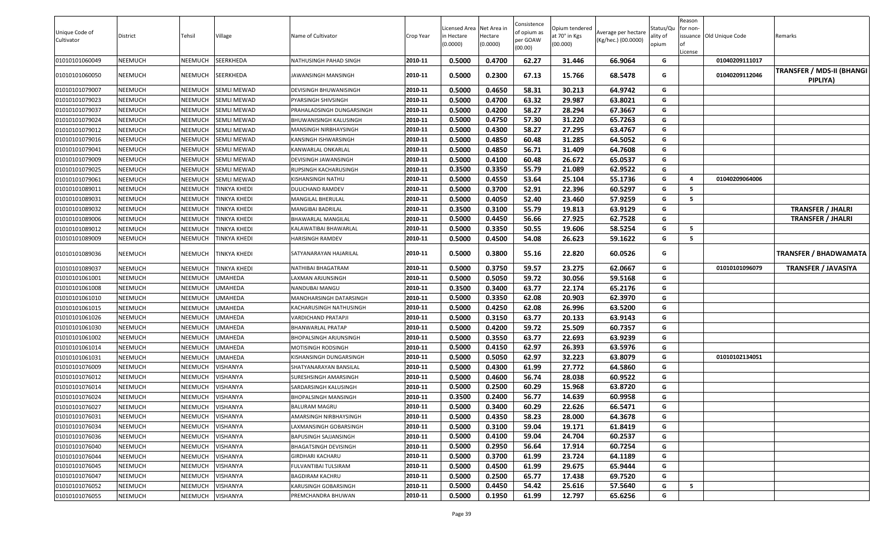| Unique Code of Cultivator | District | Tehsil | Village | Name of Cultivator | Crop Year | Licensed Area in Hectare (0.0000) | Net Area in Hectare (0.0000) | Consistence of opium as per GOAW (00.00) | Opium tendered at 70° in Kgs (00.000) | Average per hectare (Kg/hec.) (00.0000) | Status/Quality of opium | Reason for non-issuance of License | Old Unique Code | Remarks |
|---|---|---|---|---|---|---|---|---|---|---|---|---|---|---|
| 01010101060049 | NEEMUCH | NEEMUCH | SEERKHEDA | NATHUSINGH PAHAD SINGH | 2010-11 | 0.5000 | 0.4700 | 62.27 | 31.446 | 66.9064 | G | | 01040209111017 | |
| 01010101060050 | NEEMUCH | NEEMUCH | SEERKHEDA | JAWANSINGH MANSINGH | 2010-11 | 0.5000 | 0.2300 | 67.13 | 15.766 | 68.5478 | G | | 01040209112046 | TRANSFER / MDS-II (BHANGI PIPLIYA) |
| 01010101079007 | NEEMUCH | NEEMUCH | SEMLI MEWAD | DEVISINGH BHUWANISINGH | 2010-11 | 0.5000 | 0.4650 | 58.31 | 30.213 | 64.9742 | G | | | |
| 01010101079023 | NEEMUCH | NEEMUCH | SEMLI MEWAD | PYARSINGH SHIVSINGH | 2010-11 | 0.5000 | 0.4700 | 63.32 | 29.987 | 63.8021 | G | | | |
| 01010101079037 | NEEMUCH | NEEMUCH | SEMLI MEWAD | PRAHALADSINGH DUNGARSINGH | 2010-11 | 0.5000 | 0.4200 | 58.27 | 28.294 | 67.3667 | G | | | |
| 01010101079024 | NEEMUCH | NEEMUCH | SEMLI MEWAD | BHUWANISINGH KALUSINGH | 2010-11 | 0.5000 | 0.4750 | 57.30 | 31.220 | 65.7263 | G | | | |
| 01010101079012 | NEEMUCH | NEEMUCH | SEMLI MEWAD | MANSINGH NIRBHAYSINGH | 2010-11 | 0.5000 | 0.4300 | 58.27 | 27.295 | 63.4767 | G | | | |
| 01010101079016 | NEEMUCH | NEEMUCH | SEMLI MEWAD | KANSINGH ISHWARSINGH | 2010-11 | 0.5000 | 0.4850 | 60.48 | 31.285 | 64.5052 | G | | | |
| 01010101079041 | NEEMUCH | NEEMUCH | SEMLI MEWAD | KANWARLAL ONKARLAL | 2010-11 | 0.5000 | 0.4850 | 56.71 | 31.409 | 64.7608 | G | | | |
| 01010101079009 | NEEMUCH | NEEMUCH | SEMLI MEWAD | DEVISINGH JAWANSINGH | 2010-11 | 0.5000 | 0.4100 | 60.48 | 26.672 | 65.0537 | G | | | |
| 01010101079025 | NEEMUCH | NEEMUCH | SEMLI MEWAD | RUPSINGH KACHARUSINGH | 2010-11 | 0.3500 | 0.3350 | 55.79 | 21.089 | 62.9522 | G | | | |
| 01010101079061 | NEEMUCH | NEEMUCH | SEMLI MEWAD | KISHANSINGH NATHU | 2010-11 | 0.5000 | 0.4550 | 53.64 | 25.104 | 55.1736 | G | 4 | 01040209064006 | |
| 01010101089011 | NEEMUCH | NEEMUCH | TINKYA KHEDI | DULICHAND RAMDEV | 2010-11 | 0.5000 | 0.3700 | 52.91 | 22.396 | 60.5297 | G | 5 | | |
| 01010101089031 | NEEMUCH | NEEMUCH | TINKYA KHEDI | MANGILAL BHERULAL | 2010-11 | 0.5000 | 0.4050 | 52.40 | 23.460 | 57.9259 | G | 5 | | |
| 01010101089032 | NEEMUCH | NEEMUCH | TINKYA KHEDI | MANGIBAI BADRILAL | 2010-11 | 0.3500 | 0.3100 | 55.79 | 19.813 | 63.9129 | G | | | TRANSFER / JHALRI |
| 01010101089006 | NEEMUCH | NEEMUCH | TINKYA KHEDI | BHAWARLAL MANGILAL | 2010-11 | 0.5000 | 0.4450 | 56.66 | 27.925 | 62.7528 | G | | | TRANSFER / JHALRI |
| 01010101089012 | NEEMUCH | NEEMUCH | TINKYA KHEDI | KALAWATIBAI BHAWARLAL | 2010-11 | 0.5000 | 0.3350 | 50.55 | 19.606 | 58.5254 | G | 5 | | |
| 01010101089009 | NEEMUCH | NEEMUCH | TINKYA KHEDI | HARISINGH RAMDEV | 2010-11 | 0.5000 | 0.4500 | 54.08 | 26.623 | 59.1622 | G | 5 | | |
| 01010101089036 | NEEMUCH | NEEMUCH | TINKYA KHEDI | SATYANARAYAN HAJARILAL | 2010-11 | 0.5000 | 0.3800 | 55.16 | 22.820 | 60.0526 | G | | | TRANSFER / BHADWAMATA |
| 01010101089037 | NEEMUCH | NEEMUCH | TINKYA KHEDI | NATHIBAI BHAGATRAM | 2010-11 | 0.5000 | 0.3750 | 59.57 | 23.275 | 62.0667 | G | | 01010101096079 | TRANSFER / JAVASIYA |
| 01010101061001 | NEEMUCH | NEEMUCH | UMAHEDA | LAXMAN ARJUNSINGH | 2010-11 | 0.5000 | 0.5050 | 59.72 | 30.056 | 59.5168 | G | | | |
| 01010101061008 | NEEMUCH | NEEMUCH | UMAHEDA | NANDUBAI MANGU | 2010-11 | 0.3500 | 0.3400 | 63.77 | 22.174 | 65.2176 | G | | | |
| 01010101061010 | NEEMUCH | NEEMUCH | UMAHEDA | MANOHARSINGH DATARSINGH | 2010-11 | 0.5000 | 0.3350 | 62.08 | 20.903 | 62.3970 | G | | | |
| 01010101061015 | NEEMUCH | NEEMUCH | UMAHEDA | KACHARUSINGH NATHUSINGH | 2010-11 | 0.5000 | 0.4250 | 62.08 | 26.996 | 63.5200 | G | | | |
| 01010101061026 | NEEMUCH | NEEMUCH | UMAHEDA | VARDICHAND PRATAPJI | 2010-11 | 0.5000 | 0.3150 | 63.77 | 20.133 | 63.9143 | G | | | |
| 01010101061030 | NEEMUCH | NEEMUCH | UMAHEDA | BHANWARLAL PRATAP | 2010-11 | 0.5000 | 0.4200 | 59.72 | 25.509 | 60.7357 | G | | | |
| 01010101061002 | NEEMUCH | NEEMUCH | UMAHEDA | BHOPALSINGH ARJUNSINGH | 2010-11 | 0.5000 | 0.3550 | 63.77 | 22.693 | 63.9239 | G | | | |
| 01010101061014 | NEEMUCH | NEEMUCH | UMAHEDA | MOTISINGH RODSINGH | 2010-11 | 0.5000 | 0.4150 | 62.97 | 26.393 | 63.5976 | G | | | |
| 01010101061031 | NEEMUCH | NEEMUCH | UMAHEDA | KISHANSINGH DUNGARSINGH | 2010-11 | 0.5000 | 0.5050 | 62.97 | 32.223 | 63.8079 | G | | 01010102134051 | |
| 01010101076009 | NEEMUCH | NEEMUCH | VISHANYA | SHATYANARAYAN BANSILAL | 2010-11 | 0.5000 | 0.4300 | 61.99 | 27.772 | 64.5860 | G | | | |
| 01010101076012 | NEEMUCH | NEEMUCH | VISHANYA | SURESHSINGH AMARSINGH | 2010-11 | 0.5000 | 0.4600 | 56.74 | 28.038 | 60.9522 | G | | | |
| 01010101076014 | NEEMUCH | NEEMUCH | VISHANYA | SARDARSINGH KALUSINGH | 2010-11 | 0.5000 | 0.2500 | 60.29 | 15.968 | 63.8720 | G | | | |
| 01010101076024 | NEEMUCH | NEEMUCH | VISHANYA | BHOPALSINGH MANSINGH | 2010-11 | 0.3500 | 0.2400 | 56.77 | 14.639 | 60.9958 | G | | | |
| 01010101076027 | NEEMUCH | NEEMUCH | VISHANYA | BALURAM MAGRU | 2010-11 | 0.5000 | 0.3400 | 60.29 | 22.626 | 66.5471 | G | | | |
| 01010101076031 | NEEMUCH | NEEMUCH | VISHANYA | AMARSINGH NIRBHAYSINGH | 2010-11 | 0.5000 | 0.4350 | 58.23 | 28.000 | 64.3678 | G | | | |
| 01010101076034 | NEEMUCH | NEEMUCH | VISHANYA | LAXMANSINGH GOBARSINGH | 2010-11 | 0.5000 | 0.3100 | 59.04 | 19.171 | 61.8419 | G | | | |
| 01010101076036 | NEEMUCH | NEEMUCH | VISHANYA | BAPUSINGH SAJJANSINGH | 2010-11 | 0.5000 | 0.4100 | 59.04 | 24.704 | 60.2537 | G | | | |
| 01010101076040 | NEEMUCH | NEEMUCH | VISHANYA | BHAGATSINGH DEVISINGH | 2010-11 | 0.5000 | 0.2950 | 56.64 | 17.914 | 60.7254 | G | | | |
| 01010101076044 | NEEMUCH | NEEMUCH | VISHANYA | GIRDHARI KACHARU | 2010-11 | 0.5000 | 0.3700 | 61.99 | 23.724 | 64.1189 | G | | | |
| 01010101076045 | NEEMUCH | NEEMUCH | VISHANYA | FULVANTIBAI TULSIRAM | 2010-11 | 0.5000 | 0.4500 | 61.99 | 29.675 | 65.9444 | G | | | |
| 01010101076047 | NEEMUCH | NEEMUCH | VISHANYA | BAGDIRAM KACHRU | 2010-11 | 0.5000 | 0.2500 | 65.77 | 17.438 | 69.7520 | G | | | |
| 01010101076052 | NEEMUCH | NEEMUCH | VISHANYA | KARUSINGH GOBARSINGH | 2010-11 | 0.5000 | 0.4450 | 54.42 | 25.616 | 57.5640 | G | 5 | | |
| 01010101076055 | NEEMUCH | NEEMUCH | VISHANYA | PREMCHANDRA BHUWAN | 2010-11 | 0.5000 | 0.1950 | 61.99 | 12.797 | 65.6256 | G | | | |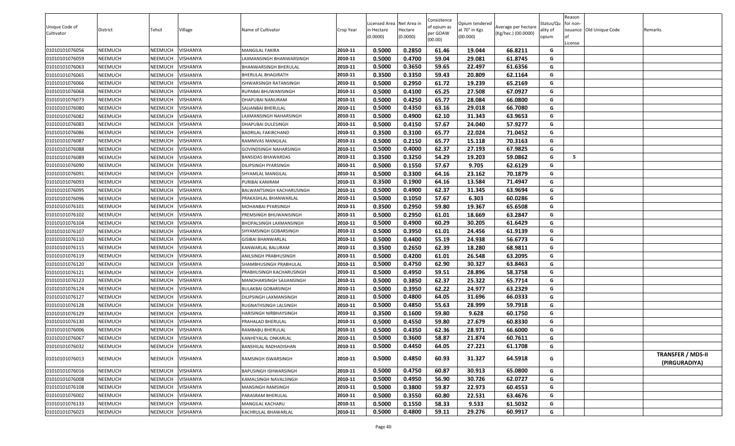| Unique Code of Cultivator | District | Tehsil | Village | Name of Cultivator | Crop Year | Licensed Area in Hectare (0.0000) | Net Area in Hectare (0.0000) | Consistence of opium as per GOAW (00.00) | Opium tendered at 70° in Kgs (00.000) | Average per hectare (Kg/hec.) (00.0000) | Status/Quality of opium | Reason for non-issuance of License | Old Unique Code | Remarks |
|---|---|---|---|---|---|---|---|---|---|---|---|---|---|---|
| 01010101076056 | NEEMUCH | NEEMUCH | VISHANYA | MANGILAL FAKIRA | 2010-11 | 0.5000 | 0.2850 | 61.46 | 19.044 | 66.8211 | G | | | |
| 01010101076059 | NEEMUCH | NEEMUCH | VISHANYA | LAXMANSINGH BHANWARSINGH | 2010-11 | 0.5000 | 0.4700 | 59.04 | 29.081 | 61.8745 | G | | | |
| 01010101076063 | NEEMUCH | NEEMUCH | VISHANYA | BHANWARSINGH BHERULAL | 2010-11 | 0.5000 | 0.3650 | 59.65 | 22.497 | 61.6356 | G | | | |
| 01010101076065 | NEEMUCH | NEEMUCH | VISHANYA | BHERULAL BHAGIRATH | 2010-11 | 0.3500 | 0.3350 | 59.43 | 20.809 | 62.1164 | G | | | |
| 01010101076066 | NEEMUCH | NEEMUCH | VISHANYA | ISHWARSINGH RATANSINGH | 2010-11 | 0.5000 | 0.2950 | 61.72 | 19.239 | 65.2169 | G | | | |
| 01010101076068 | NEEMUCH | NEEMUCH | VISHANYA | RUPABAI BHUWANISINGH | 2010-11 | 0.5000 | 0.4100 | 65.25 | 27.508 | 67.0927 | G | | | |
| 01010101076073 | NEEMUCH | NEEMUCH | VISHANYA | DHAPUBAI NANURAM | 2010-11 | 0.5000 | 0.4250 | 65.77 | 28.084 | 66.0800 | G | | | |
| 01010101076080 | NEEMUCH | NEEMUCH | VISHANYA | SAJJANBAI BHERULAL | 2010-11 | 0.5000 | 0.4350 | 63.16 | 29.018 | 66.7080 | G | | | |
| 01010101076082 | NEEMUCH | NEEMUCH | VISHANYA | LAXMANSINGH NAHARSINGH | 2010-11 | 0.5000 | 0.4900 | 62.10 | 31.343 | 63.9653 | G | | | |
| 01010101076083 | NEEMUCH | NEEMUCH | VISHANYA | DHAPUBAI DULESINGH | 2010-11 | 0.5000 | 0.4150 | 57.67 | 24.040 | 57.9277 | G | | | |
| 01010101076086 | NEEMUCH | NEEMUCH | VISHANYA | BADRILAL FAKIRCHAND | 2010-11 | 0.3500 | 0.3100 | 65.77 | 22.024 | 71.0452 | G | | | |
| 01010101076087 | NEEMUCH | NEEMUCH | VISHANYA | RAMNIVAS MANGILAL | 2010-11 | 0.5000 | 0.2150 | 65.77 | 15.118 | 70.3163 | G | | | |
| 01010101076088 | NEEMUCH | NEEMUCH | VISHANYA | GOVINDSINGH NAHARSINGH | 2010-11 | 0.5000 | 0.4000 | 62.37 | 27.193 | 67.9825 | G | | | |
| 01010101076089 | NEEMUCH | NEEMUCH | VISHANYA | BANSIDAS BHAWARDAS | 2010-11 | 0.3500 | 0.3250 | 54.29 | 19.203 | 59.0862 | G | 5 | | |
| 01010101076090 | NEEMUCH | NEEMUCH | VISHANYA | DILIPSINGH PYARSINGH | 2010-11 | 0.5000 | 0.1550 | 57.67 | 9.705 | 62.6129 | G | | | |
| 01010101076091 | NEEMUCH | NEEMUCH | VISHANYA | SHYAMLAL MANGILAL | 2010-11 | 0.5000 | 0.3300 | 64.16 | 23.162 | 70.1879 | G | | | |
| 01010101076093 | NEEMUCH | NEEMUCH | VISHANYA | PURIBAI KANIRAM | 2010-11 | 0.3500 | 0.1900 | 64.16 | 13.584 | 71.4947 | G | | | |
| 01010101076095 | NEEMUCH | NEEMUCH | VISHANYA | BALWANTSINGH KACHARUSINGH | 2010-11 | 0.5000 | 0.4900 | 62.37 | 31.345 | 63.9694 | G | | | |
| 01010101076096 | NEEMUCH | NEEMUCH | VISHANYA | PRAKASHLAL BHANWARLAL | 2010-11 | 0.5000 | 0.1050 | 57.67 | 6.303 | 60.0286 | G | | | |
| 01010101076101 | NEEMUCH | NEEMUCH | VISHANYA | MOHANBAI PYARSINGH | 2010-11 | 0.3500 | 0.2950 | 59.80 | 19.367 | 65.6508 | G | | | |
| 01010101076102 | NEEMUCH | NEEMUCH | VISHANYA | PREMSINGH BHUWANISINGH | 2010-11 | 0.5000 | 0.2950 | 61.01 | 18.669 | 63.2847 | G | | | |
| 01010101076104 | NEEMUCH | NEEMUCH | VISHANYA | BHOPALSINGH LAXMANSINGH | 2010-11 | 0.5000 | 0.4900 | 60.29 | 30.205 | 61.6429 | G | | | |
| 01010101076107 | NEEMUCH | NEEMUCH | VISHANYA | SHYAMSINGH GOBARSINGH | 2010-11 | 0.5000 | 0.3950 | 61.01 | 24.456 | 61.9139 | G | | | |
| 01010101076110 | NEEMUCH | NEEMUCH | VISHANYA | GISIBAI BHANWARLAL | 2010-11 | 0.5000 | 0.4400 | 55.19 | 24.938 | 56.6773 | G | | | |
| 01010101076115 | NEEMUCH | NEEMUCH | VISHANYA | KANWARLAL BALURAM | 2010-11 | 0.3500 | 0.2650 | 62.39 | 18.280 | 68.9811 | G | | | |
| 01010101076119 | NEEMUCH | NEEMUCH | VISHANYA | ANILSINGH PRABHUSINGH | 2010-11 | 0.5000 | 0.4200 | 61.01 | 26.548 | 63.2095 | G | | | |
| 01010101076120 | NEEMUCH | NEEMUCH | VISHANYA | SHAMBHUSINGH PRABHULAL | 2010-11 | 0.5000 | 0.4750 | 62.90 | 30.327 | 63.8463 | G | | | |
| 01010101076121 | NEEMUCH | NEEMUCH | VISHANYA | PRABHUSINGH KACHARUSINGH | 2010-11 | 0.5000 | 0.4950 | 59.51 | 28.896 | 58.3758 | G | | | |
| 01010101076123 | NEEMUCH | NEEMUCH | VISHANYA | MANOHARSINGH SAJJANSINGH | 2010-11 | 0.5000 | 0.3850 | 62.37 | 25.322 | 65.7714 | G | | | |
| 01010101076124 | NEEMUCH | NEEMUCH | VISHANYA | BULAKBAI GOBARSINGH | 2010-11 | 0.5000 | 0.3950 | 62.22 | 24.977 | 63.2329 | G | | | |
| 01010101076127 | NEEMUCH | NEEMUCH | VISHANYA | DILIPSINGH LAXMANSINGH | 2010-11 | 0.5000 | 0.4800 | 64.05 | 31.696 | 66.0333 | G | | | |
| 01010101076128 | NEEMUCH | NEEMUCH | VISHANYA | RUGNATHSINGH LALSINGH | 2010-11 | 0.5000 | 0.4850 | 55.63 | 28.999 | 59.7918 | G | | | |
| 01010101076129 | NEEMUCH | NEEMUCH | VISHANYA | HARISINGH NIRBHAYSINGH | 2010-11 | 0.3500 | 0.1600 | 59.80 | 9.628 | 60.1750 | G | | | |
| 01010101076130 | NEEMUCH | NEEMUCH | VISHANYA | PRAHALAD BHERULAL | 2010-11 | 0.5000 | 0.4550 | 59.80 | 27.679 | 60.8330 | G | | | |
| 01010101076006 | NEEMUCH | NEEMUCH | VISHANYA | RAMBABU BHERULAL | 2010-11 | 0.5000 | 0.4350 | 62.36 | 28.971 | 66.6000 | G | | | |
| 01010101076067 | NEEMUCH | NEEMUCH | VISHANYA | KANHEYALAL ONKARLAL | 2010-11 | 0.5000 | 0.3600 | 58.87 | 21.874 | 60.7611 | G | | | |
| 01010101076032 | NEEMUCH | NEEMUCH | VISHANYA | BANSHILAL RADHADISHAN | 2010-11 | 0.5000 | 0.4450 | 64.05 | 27.221 | 61.1708 | G | | | |
| 01010101076013 | NEEMUCH | NEEMUCH | VISHANYA | RAMSINGH ISWARSINGH | 2010-11 | 0.5000 | 0.4850 | 60.93 | 31.327 | 64.5918 | G | | | TRANSFER / MDS-II (PIRGURADIYA) |
| 01010101076016 | NEEMUCH | NEEMUCH | VISHANYA | BAPUSINGH ISHWARSINGH | 2010-11 | 0.5000 | 0.4750 | 60.87 | 30.913 | 65.0800 | G | | | |
| 01010101076008 | NEEMUCH | NEEMUCH | VISHANYA | KAMALSINGH NAVALSINGH | 2010-11 | 0.5000 | 0.4950 | 56.90 | 30.726 | 62.0727 | G | | | |
| 01010101076108 | NEEMUCH | NEEMUCH | VISHANYA | MANSINGH RAMSINGH | 2010-11 | 0.5000 | 0.3800 | 59.87 | 22.973 | 60.4553 | G | | | |
| 01010101076002 | NEEMUCH | NEEMUCH | VISHANYA | PARASRAM BHERULAL | 2010-11 | 0.5000 | 0.3550 | 60.80 | 22.531 | 63.4676 | G | | | |
| 01010101076133 | NEEMUCH | NEEMUCH | VISHANYA | MANGILAL KACHARU | 2010-11 | 0.5000 | 0.1550 | 58.33 | 9.533 | 61.5032 | G | | | |
| 01010101076023 | NEEMUCH | NEEMUCH | VISHANYA | KACHRULAL BHAWARLAL | 2010-11 | 0.5000 | 0.4800 | 59.11 | 29.276 | 60.9917 | G | | | |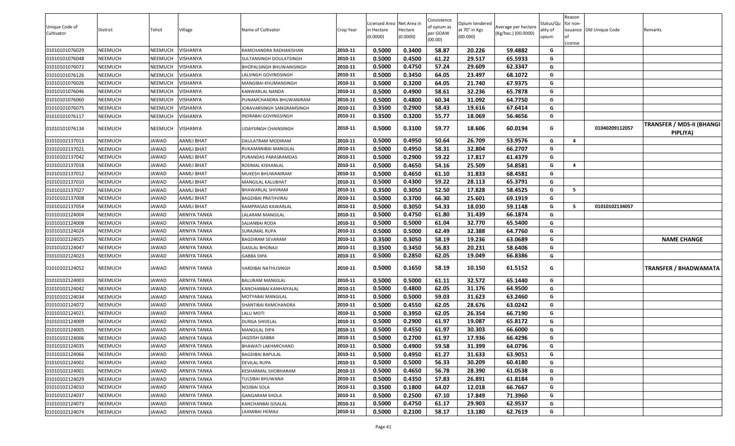| Unique Code of Cultivator | District | Tehsil | Village | Name of Cultivator | Crop Year | Licensed Area in Hectare (0.0000) | Net Area in Hectare (0.0000) | Consistence of opium as per GOAW (00.00) | Opium tendered at 70° in Kgs (00.000) | Average per hectare (Kg/hec.) (00.0000) | Status/Quality of opium | Reason for non-issuance of License | Old Unique Code | Remarks |
|---|---|---|---|---|---|---|---|---|---|---|---|---|---|---|
| 01010101076029 | NEEMUCH | NEEMUCH | VISHANYA | RAMCHANDRA RADHAKISHAN | 2010-11 | 0.5000 | 0.3400 | 58.87 | 20.226 | 59.4882 | G | | | |
| 01010101076048 | NEEMUCH | NEEMUCH | VISHANYA | SULTANSINGH DOULATSINGH | 2010-11 | 0.5000 | 0.4500 | 61.22 | 29.517 | 65.5933 | G | | | |
| 01010101076072 | NEEMUCH | NEEMUCH | VISHANYA | BHOPALSINGH BHUWANISINGH | 2010-11 | 0.5000 | 0.4750 | 57.24 | 29.609 | 62.3347 | G | | | |
| 01010101076126 | NEEMUCH | NEEMUCH | VISHANYA | LALSINGH GOVINDSINGH | 2010-11 | 0.5000 | 0.3450 | 64.05 | 23.497 | 68.1072 | G | | | |
| 01010101076026 | NEEMUCH | NEEMUCH | VISHANYA | MANGIBAI KHUMANSINGH | 2010-11 | 0.5000 | 0.3200 | 64.05 | 21.740 | 67.9375 | G | | | |
| 01010101076046 | NEEMUCH | NEEMUCH | VISHANYA | KANWARLAL NANDA | 2010-11 | 0.5000 | 0.4900 | 58.61 | 32.236 | 65.7878 | G | | | |
| 01010101076060 | NEEMUCH | NEEMUCH | VISHANYA | PUNAMCHANDRA BHUWANIRAM | 2010-11 | 0.5000 | 0.4800 | 60.34 | 31.092 | 64.7750 | G | | | |
| 01010101076075 | NEEMUCH | NEEMUCH | VISHANYA | JORAVARSINGH SANGRAMSINGH | 2010-11 | 0.3500 | 0.2900 | 58.43 | 19.616 | 67.6414 | G | | | |
| 01010101076117 | NEEMUCH | NEEMUCH | VISHANYA | INDRABAI GOVINGSINGH | 2010-11 | 0.3500 | 0.3200 | 55.77 | 18.069 | 56.4656 | G | | | |
| 01010101076134 | NEEMUCH | NEEMUCH | VISHANYA | UDAYSINGH CHAINSINGH | 2010-11 | 0.5000 | 0.3100 | 59.77 | 18.606 | 60.0194 | G | | 01040209112057 | TRANSFER / MDS-II (BHANGI PIPLIYA) |
| 01010102137013 | NEEMUCH | JAWAD | AAMLI BHAT | DAULATRAM MODIRAM | 2010-11 | 0.5000 | 0.4950 | 50.64 | 26.709 | 53.9576 | G | 4 | | |
| 01010102137021 | NEEMUCH | JAWAD | AAMLI BHAT | RUKAMANIBAI MANGILAL | 2010-11 | 0.5000 | 0.4950 | 58.31 | 32.804 | 66.2707 | G | | | |
| 01010102137042 | NEEMUCH | JAWAD | AAMLI BHAT | PURANDAS PARASRAMDAS | 2010-11 | 0.5000 | 0.2900 | 59.22 | 17.817 | 61.4379 | G | | | |
| 01010102137018 | NEEMUCH | JAWAD | AAMLI BHAT | RODMAL KISHANLAL | 2010-11 | 0.5000 | 0.4650 | 54.16 | 25.509 | 54.8581 | G | 4 | | |
| 01010102137012 | NEEMUCH | JAWAD | AAMLI BHAT | MUKESH BHUWANIRAM | 2010-11 | 0.5000 | 0.4650 | 61.10 | 31.833 | 68.4581 | G | | | |
| 01010102137010 | NEEMUCH | JAWAD | AAMLI BHAT | MANGILAL KALUBHAT | 2010-11 | 0.5000 | 0.4300 | 59.22 | 28.113 | 65.3791 | G | | | |
| 01010102137027 | NEEMUCH | JAWAD | AAMLI BHAT | BHAWARLAL SHIVRAM | 2010-11 | 0.3500 | 0.3050 | 52.50 | 17.828 | 58.4525 | G | 5 | | |
| 01010102137008 | NEEMUCH | JAWAD | AAMLI BHAT | BAGDIBAI PRATHVIRAJ | 2010-11 | 0.5000 | 0.3700 | 66.30 | 25.601 | 69.1919 | G | | | |
| 01010102137054 | NEEMUCH | JAWAD | AAMLI BHAT | RAMPRASAD KAWARLAL | 2010-11 | 0.5000 | 0.3050 | 54.33 | 18.030 | 59.1148 | G | 5 | 01010102134057 | |
| 01010102124004 | NEEMUCH | JAWAD | ARNIYA TANKA | LALARAM MANGILAL | 2010-11 | 0.5000 | 0.4750 | 61.80 | 31.439 | 66.1874 | G | | | |
| 01010102124008 | NEEMUCH | JAWAD | ARNIYA TANKA | SAJJANBAI RODA | 2010-11 | 0.5000 | 0.5000 | 61.04 | 32.770 | 65.5400 | G | | | |
| 01010102124024 | NEEMUCH | JAWAD | ARNIYA TANKA | SURAJMAL RUPA | 2010-11 | 0.5000 | 0.5000 | 62.49 | 32.388 | 64.7760 | G | | | |
| 01010102124025 | NEEMUCH | JAWAD | ARNIYA TANKA | BAGDIRAM SEVARAM | 2010-11 | 0.3500 | 0.3050 | 58.19 | 19.236 | 63.0689 | G | | | NAME CHANGE |
| 01010102124047 | NEEMUCH | JAWAD | ARNIYA TANKA | GASILAL BHONAJI | 2010-11 | 0.3500 | 0.3450 | 56.83 | 20.231 | 58.6406 | G | | | |
| 01010102124023 | NEEMUCH | JAWAD | ARNIYA TANKA | GABBA DIPA | 2010-11 | 0.5000 | 0.2850 | 62.05 | 19.049 | 66.8386 | G | | | |
| 01010102124052 | NEEMUCH | JAWAD | ARNIYA TANKA | VARDIBAI NATHUSINGH | 2010-11 | 0.5000 | 0.1650 | 58.19 | 10.150 | 61.5152 | G | | | TRANSFER / BHADWAMATA |
| 01010102124003 | NEEMUCH | JAWAD | ARNIYA TANKA | BALURAM MANGILAL | 2010-11 | 0.5000 | 0.5000 | 61.11 | 32.572 | 65.1440 | G | | | |
| 01010102124042 | NEEMUCH | JAWAD | ARNIYA TANKA | KANCHANBAI KANHAIYALAL | 2010-11 | 0.5000 | 0.4800 | 62.05 | 31.176 | 64.9500 | G | | | |
| 01010102124034 | NEEMUCH | JAWAD | ARNIYA TANKA | MOTYABAI MANGILAL | 2010-11 | 0.5000 | 0.5000 | 59.03 | 31.623 | 63.2460 | G | | | |
| 01010102124072 | NEEMUCH | JAWAD | ARNIYA TANKA | SHANTIBAI RAMCHANDRA | 2010-11 | 0.5000 | 0.4550 | 62.05 | 28.676 | 63.0242 | G | | | |
| 01010102124021 | NEEMUCH | JAWAD | ARNIYA TANKA | LALU MOTI | 2010-11 | 0.5000 | 0.3950 | 62.05 | 26.354 | 66.7190 | G | | | |
| 01010102124009 | NEEMUCH | JAWAD | ARNIYA TANKA | DURGA SHIVELAL | 2010-11 | 0.5000 | 0.2900 | 61.97 | 19.087 | 65.8172 | G | | | |
| 01010102124005 | NEEMUCH | JAWAD | ARNIYA TANKA | MANGILAL DIPA | 2010-11 | 0.5000 | 0.4550 | 61.97 | 30.303 | 66.6000 | G | | | |
| 01010102124006 | NEEMUCH | JAWAD | ARNIYA TANKA | JAGDISH GABBA | 2010-11 | 0.5000 | 0.2700 | 61.97 | 17.936 | 66.4296 | G | | | |
| 01010102124035 | NEEMUCH | JAWAD | ARNIYA TANKA | BHAWATI LAKHMICHAND | 2010-11 | 0.5000 | 0.4900 | 59.58 | 31.399 | 64.0796 | G | | | |
| 01010102124066 | NEEMUCH | JAWAD | ARNIYA TANKA | BAGDIBAI BAPULAL | 2010-11 | 0.5000 | 0.4950 | 61.27 | 31.633 | 63.9051 | G | | | |
| 01010102124002 | NEEMUCH | JAWAD | ARNIYA TANKA | DEVILAL RUPA | 2010-11 | 0.5000 | 0.5000 | 56.33 | 30.209 | 60.4180 | G | | | |
| 01010102124001 | NEEMUCH | JAWAD | ARNIYA TANKA | KESHARMAL SHOBHARAM | 2010-11 | 0.5000 | 0.4650 | 56.78 | 28.390 | 61.0538 | G | | | |
| 01010102124029 | NEEMUCH | JAWAD | ARNIYA TANKA | TULSIBAI BHUWANA | 2010-11 | 0.5000 | 0.4350 | 57.83 | 26.891 | 61.8184 | G | | | |
| 01010102124010 | NEEMUCH | JAWAD | ARNIYA TANKA | NOJIBAI SOLA | 2010-11 | 0.3500 | 0.1800 | 64.07 | 12.018 | 66.7667 | G | | | |
| 01010102124037 | NEEMUCH | JAWAD | ARNIYA TANKA | GANGARAM SHOLA | 2010-11 | 0.5000 | 0.2500 | 67.10 | 17.849 | 71.3960 | G | | | |
| 01010102124073 | NEEMUCH | JAWAD | ARNIYA TANKA | KANCHANBAI GISALAL | 2010-11 | 0.5000 | 0.4750 | 61.17 | 29.903 | 62.9537 | G | | | |
| 01010102124074 | NEEMUCH | JAWAD | ARNIYA TANKA | LAXMIBAI HEMAJI | 2010-11 | 0.5000 | 0.2100 | 58.17 | 13.180 | 62.7619 | G | | | |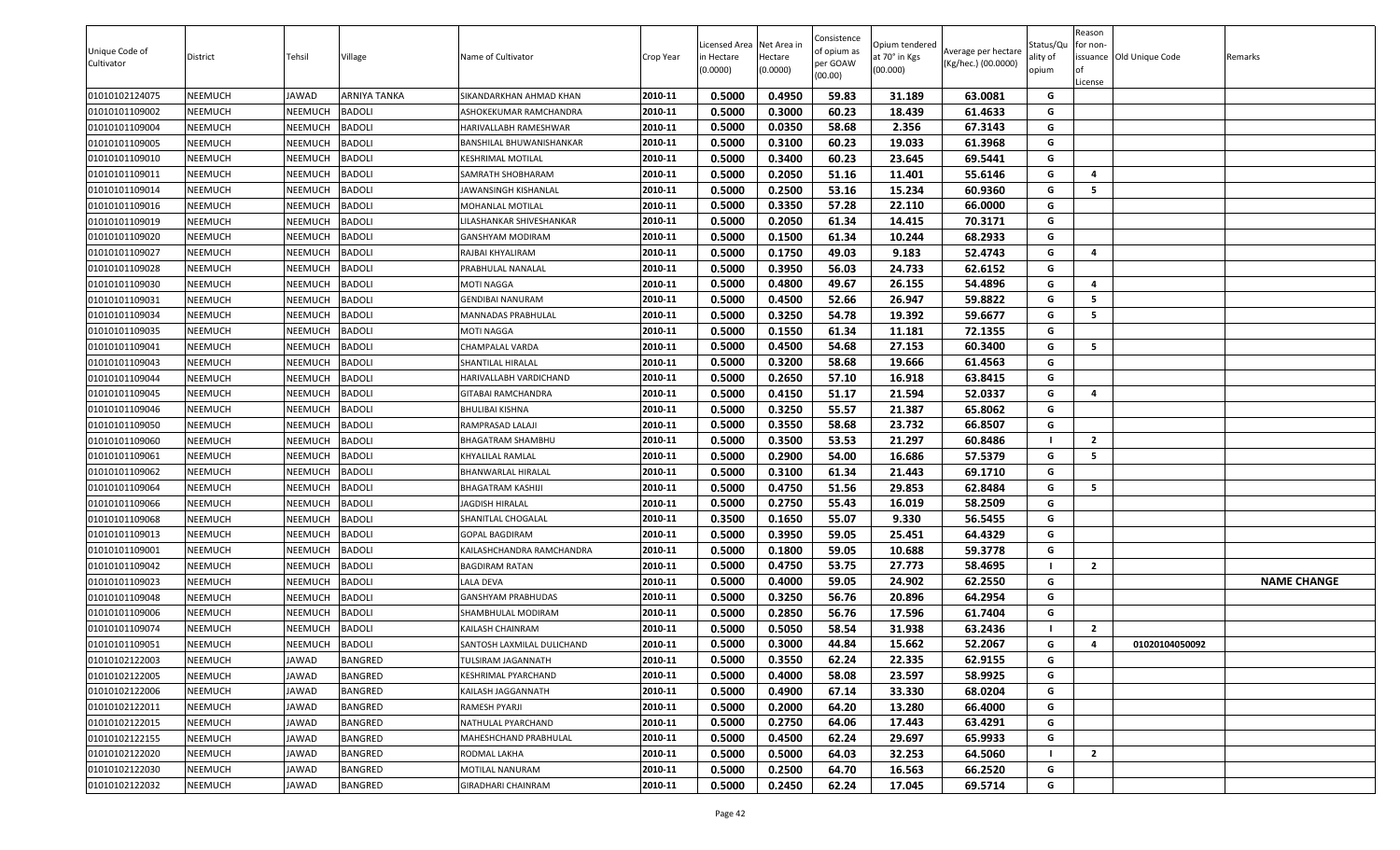| Unique Code of Cultivator | District | Tehsil | Village | Name of Cultivator | Crop Year | Licensed Area in Hectare (0.0000) | Net Area in Hectare (0.0000) | Consistence of opium as per GOAW (00.00) | Opium tendered at 70° in Kgs (00.000) | Average per hectare (Kg/hec.) (00.0000) | Status/Quality of opium | Reason for non-issuance of License | Old Unique Code | Remarks |
|---|---|---|---|---|---|---|---|---|---|---|---|---|---|---|
| 01010102124075 | NEEMUCH | JAWAD | ARNIYA TANKA | SIKANDARKHAN AHMAD KHAN | 2010-11 | 0.5000 | 0.4950 | 59.83 | 31.189 | 63.0081 | G | | | |
| 01010101109002 | NEEMUCH | NEEMUCH | BADOLI | ASHOKEKUMAR RAMCHANDRA | 2010-11 | 0.5000 | 0.3000 | 60.23 | 18.439 | 61.4633 | G | | | |
| 01010101109004 | NEEMUCH | NEEMUCH | BADOLI | HARIVALLABH RAMESHWAR | 2010-11 | 0.5000 | 0.0350 | 58.68 | 2.356 | 67.3143 | G | | | |
| 01010101109005 | NEEMUCH | NEEMUCH | BADOLI | BANSHILAL BHUWANISHANKAR | 2010-11 | 0.5000 | 0.3100 | 60.23 | 19.033 | 61.3968 | G | | | |
| 01010101109010 | NEEMUCH | NEEMUCH | BADOLI | KESHRIMAL MOTILAL | 2010-11 | 0.5000 | 0.3400 | 60.23 | 23.645 | 69.5441 | G | | | |
| 01010101109011 | NEEMUCH | NEEMUCH | BADOLI | SAMRATH SHOBHARAM | 2010-11 | 0.5000 | 0.2050 | 51.16 | 11.401 | 55.6146 | G | 4 | | |
| 01010101109014 | NEEMUCH | NEEMUCH | BADOLI | JAWANSINGH KISHANLAL | 2010-11 | 0.5000 | 0.2500 | 53.16 | 15.234 | 60.9360 | G | 5 | | |
| 01010101109016 | NEEMUCH | NEEMUCH | BADOLI | MOHANLAL MOTILAL | 2010-11 | 0.5000 | 0.3350 | 57.28 | 22.110 | 66.0000 | G | | | |
| 01010101109019 | NEEMUCH | NEEMUCH | BADOLI | LILASHANKAR SHIVESHANKAR | 2010-11 | 0.5000 | 0.2050 | 61.34 | 14.415 | 70.3171 | G | | | |
| 01010101109020 | NEEMUCH | NEEMUCH | BADOLI | GANSHYAM MODIRAM | 2010-11 | 0.5000 | 0.1500 | 61.34 | 10.244 | 68.2933 | G | | | |
| 01010101109027 | NEEMUCH | NEEMUCH | BADOLI | RAJBAI KHYALIRAM | 2010-11 | 0.5000 | 0.1750 | 49.03 | 9.183 | 52.4743 | G | 4 | | |
| 01010101109028 | NEEMUCH | NEEMUCH | BADOLI | PRABHULAL NANALAL | 2010-11 | 0.5000 | 0.3950 | 56.03 | 24.733 | 62.6152 | G | | | |
| 01010101109030 | NEEMUCH | NEEMUCH | BADOLI | MOTI NAGGA | 2010-11 | 0.5000 | 0.4800 | 49.67 | 26.155 | 54.4896 | G | 4 | | |
| 01010101109031 | NEEMUCH | NEEMUCH | BADOLI | GENDIBAI NANURAM | 2010-11 | 0.5000 | 0.4500 | 52.66 | 26.947 | 59.8822 | G | 5 | | |
| 01010101109034 | NEEMUCH | NEEMUCH | BADOLI | MANNADAS PRABHULAL | 2010-11 | 0.5000 | 0.3250 | 54.78 | 19.392 | 59.6677 | G | 5 | | |
| 01010101109035 | NEEMUCH | NEEMUCH | BADOLI | MOTI NAGGA | 2010-11 | 0.5000 | 0.1550 | 61.34 | 11.181 | 72.1355 | G | | | |
| 01010101109041 | NEEMUCH | NEEMUCH | BADOLI | CHAMPALAL VARDA | 2010-11 | 0.5000 | 0.4500 | 54.68 | 27.153 | 60.3400 | G | 5 | | |
| 01010101109043 | NEEMUCH | NEEMUCH | BADOLI | SHANTILAL HIRALAL | 2010-11 | 0.5000 | 0.3200 | 58.68 | 19.666 | 61.4563 | G | | | |
| 01010101109044 | NEEMUCH | NEEMUCH | BADOLI | HARIVALLABH VARDICHAND | 2010-11 | 0.5000 | 0.2650 | 57.10 | 16.918 | 63.8415 | G | | | |
| 01010101109045 | NEEMUCH | NEEMUCH | BADOLI | GITABAI RAMCHANDRA | 2010-11 | 0.5000 | 0.4150 | 51.17 | 21.594 | 52.0337 | G | 4 | | |
| 01010101109046 | NEEMUCH | NEEMUCH | BADOLI | BHULIBAI KISHNA | 2010-11 | 0.5000 | 0.3250 | 55.57 | 21.387 | 65.8062 | G | | | |
| 01010101109050 | NEEMUCH | NEEMUCH | BADOLI | RAMPRASAD LALAJI | 2010-11 | 0.5000 | 0.3550 | 58.68 | 23.732 | 66.8507 | G | | | |
| 01010101109060 | NEEMUCH | NEEMUCH | BADOLI | BHAGATRAM SHAMBHU | 2010-11 | 0.5000 | 0.3500 | 53.53 | 21.297 | 60.8486 | I | 2 | | |
| 01010101109061 | NEEMUCH | NEEMUCH | BADOLI | KHYALILAL RAMLAL | 2010-11 | 0.5000 | 0.2900 | 54.00 | 16.686 | 57.5379 | G | 5 | | |
| 01010101109062 | NEEMUCH | NEEMUCH | BADOLI | BHANWARLAL HIRALAL | 2010-11 | 0.5000 | 0.3100 | 61.34 | 21.443 | 69.1710 | G | | | |
| 01010101109064 | NEEMUCH | NEEMUCH | BADOLI | BHAGATRAM KASHIJI | 2010-11 | 0.5000 | 0.4750 | 51.56 | 29.853 | 62.8484 | G | 5 | | |
| 01010101109066 | NEEMUCH | NEEMUCH | BADOLI | JAGDISH HIRALAL | 2010-11 | 0.5000 | 0.2750 | 55.43 | 16.019 | 58.2509 | G | | | |
| 01010101109068 | NEEMUCH | NEEMUCH | BADOLI | SHANITLAL CHOGALAL | 2010-11 | 0.3500 | 0.1650 | 55.07 | 9.330 | 56.5455 | G | | | |
| 01010101109013 | NEEMUCH | NEEMUCH | BADOLI | GOPAL BAGDIRAM | 2010-11 | 0.5000 | 0.3950 | 59.05 | 25.451 | 64.4329 | G | | | |
| 01010101109001 | NEEMUCH | NEEMUCH | BADOLI | KAILASHCHANDRA RAMCHANDRA | 2010-11 | 0.5000 | 0.1800 | 59.05 | 10.688 | 59.3778 | G | | | |
| 01010101109042 | NEEMUCH | NEEMUCH | BADOLI | BAGDIRAM RATAN | 2010-11 | 0.5000 | 0.4750 | 53.75 | 27.773 | 58.4695 | I | 2 | | |
| 01010101109023 | NEEMUCH | NEEMUCH | BADOLI | LALA DEVA | 2010-11 | 0.5000 | 0.4000 | 59.05 | 24.902 | 62.2550 | G | | | NAME CHANGE |
| 01010101109048 | NEEMUCH | NEEMUCH | BADOLI | GANSHYAM PRABHUDAS | 2010-11 | 0.5000 | 0.3250 | 56.76 | 20.896 | 64.2954 | G | | | |
| 01010101109006 | NEEMUCH | NEEMUCH | BADOLI | SHAMBHULAL MODIRAM | 2010-11 | 0.5000 | 0.2850 | 56.76 | 17.596 | 61.7404 | G | | | |
| 01010101109074 | NEEMUCH | NEEMUCH | BADOLI | KAILASH CHAINRAM | 2010-11 | 0.5000 | 0.5050 | 58.54 | 31.938 | 63.2436 | I | 2 | | |
| 01010101109051 | NEEMUCH | NEEMUCH | BADOLI | SANTOSH LAXMILAL DULICHAND | 2010-11 | 0.5000 | 0.3000 | 44.84 | 15.662 | 52.2067 | G | 4 | 01020104050092 | |
| 01010102122003 | NEEMUCH | JAWAD | BANGRED | TULSIRAM JAGANNATH | 2010-11 | 0.5000 | 0.3550 | 62.24 | 22.335 | 62.9155 | G | | | |
| 01010102122005 | NEEMUCH | JAWAD | BANGRED | KESHRIMAL PYARCHAND | 2010-11 | 0.5000 | 0.4000 | 58.08 | 23.597 | 58.9925 | G | | | |
| 01010102122006 | NEEMUCH | JAWAD | BANGRED | KAILASH JAGGANNATH | 2010-11 | 0.5000 | 0.4900 | 67.14 | 33.330 | 68.0204 | G | | | |
| 01010102122011 | NEEMUCH | JAWAD | BANGRED | RAMESH PYARJI | 2010-11 | 0.5000 | 0.2000 | 64.20 | 13.280 | 66.4000 | G | | | |
| 01010102122015 | NEEMUCH | JAWAD | BANGRED | NATHULAL PYARCHAND | 2010-11 | 0.5000 | 0.2750 | 64.06 | 17.443 | 63.4291 | G | | | |
| 01010102122155 | NEEMUCH | JAWAD | BANGRED | MAHESHCHAND PRABHULAL | 2010-11 | 0.5000 | 0.4500 | 62.24 | 29.697 | 65.9933 | G | | | |
| 01010102122020 | NEEMUCH | JAWAD | BANGRED | RODMAL LAKHA | 2010-11 | 0.5000 | 0.5000 | 64.03 | 32.253 | 64.5060 | I | 2 | | |
| 01010102122030 | NEEMUCH | JAWAD | BANGRED | MOTILAL NANURAM | 2010-11 | 0.5000 | 0.2500 | 64.70 | 16.563 | 66.2520 | G | | | |
| 01010102122032 | NEEMUCH | JAWAD | BANGRED | GIRADHARI CHAINRAM | 2010-11 | 0.5000 | 0.2450 | 62.24 | 17.045 | 69.5714 | G | | | |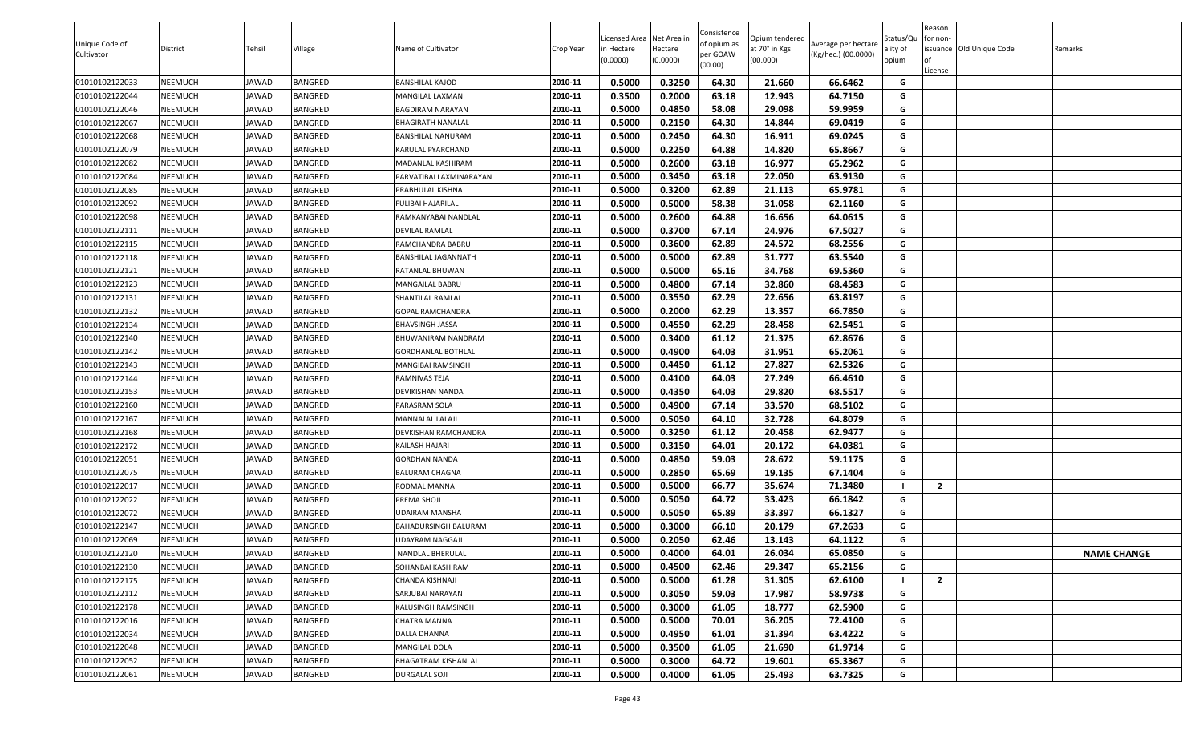| Unique Code of Cultivator | District | Tehsil | Village | Name of Cultivator | Crop Year | Licensed Area in Hectare (0.0000) | Net Area in Hectare (0.0000) | Consistence of opium as per GOAW (00.00) | Opium tendered at 70° in Kgs (00.000) | Average per hectare (Kg/hec.) (00.0000) | Status/Quality of opium | Reason for non-issuance of License | Old Unique Code | Remarks |
|---|---|---|---|---|---|---|---|---|---|---|---|---|---|---|
| 01010102122033 | NEEMUCH | JAWAD | BANGRED | BANSHILAL KAJOD | 2010-11 | 0.5000 | 0.3250 | 64.30 | 21.660 | 66.6462 | G | | | |
| 01010102122044 | NEEMUCH | JAWAD | BANGRED | MANGILAL LAXMAN | 2010-11 | 0.3500 | 0.2000 | 63.18 | 12.943 | 64.7150 | G | | | |
| 01010102122046 | NEEMUCH | JAWAD | BANGRED | BAGDIRAM NARAYAN | 2010-11 | 0.5000 | 0.4850 | 58.08 | 29.098 | 59.9959 | G | | | |
| 01010102122067 | NEEMUCH | JAWAD | BANGRED | BHAGIRATH NANALAL | 2010-11 | 0.5000 | 0.2150 | 64.30 | 14.844 | 69.0419 | G | | | |
| 01010102122068 | NEEMUCH | JAWAD | BANGRED | BANSHILAL NANURAM | 2010-11 | 0.5000 | 0.2450 | 64.30 | 16.911 | 69.0245 | G | | | |
| 01010102122079 | NEEMUCH | JAWAD | BANGRED | KARULAL PYARCHAND | 2010-11 | 0.5000 | 0.2250 | 64.88 | 14.820 | 65.8667 | G | | | |
| 01010102122082 | NEEMUCH | JAWAD | BANGRED | MADANLAL KASHIRAM | 2010-11 | 0.5000 | 0.2600 | 63.18 | 16.977 | 65.2962 | G | | | |
| 01010102122084 | NEEMUCH | JAWAD | BANGRED | PARVATIBAI LAXMINARAYAN | 2010-11 | 0.5000 | 0.3450 | 63.18 | 22.050 | 63.9130 | G | | | |
| 01010102122085 | NEEMUCH | JAWAD | BANGRED | PRABHULAL KISHNA | 2010-11 | 0.5000 | 0.3200 | 62.89 | 21.113 | 65.9781 | G | | | |
| 01010102122092 | NEEMUCH | JAWAD | BANGRED | FULIBAI HAJARILAL | 2010-11 | 0.5000 | 0.5000 | 58.38 | 31.058 | 62.1160 | G | | | |
| 01010102122098 | NEEMUCH | JAWAD | BANGRED | RAMKANYABAI NANDLAL | 2010-11 | 0.5000 | 0.2600 | 64.88 | 16.656 | 64.0615 | G | | | |
| 01010102122111 | NEEMUCH | JAWAD | BANGRED | DEVILAL RAMLAL | 2010-11 | 0.5000 | 0.3700 | 67.14 | 24.976 | 67.5027 | G | | | |
| 01010102122115 | NEEMUCH | JAWAD | BANGRED | RAMCHANDRA BABRU | 2010-11 | 0.5000 | 0.3600 | 62.89 | 24.572 | 68.2556 | G | | | |
| 01010102122118 | NEEMUCH | JAWAD | BANGRED | BANSHILAL JAGANNATH | 2010-11 | 0.5000 | 0.5000 | 62.89 | 31.777 | 63.5540 | G | | | |
| 01010102122121 | NEEMUCH | JAWAD | BANGRED | RATANLAL BHUWAN | 2010-11 | 0.5000 | 0.5000 | 65.16 | 34.768 | 69.5360 | G | | | |
| 01010102122123 | NEEMUCH | JAWAD | BANGRED | MANGAILAL BABRU | 2010-11 | 0.5000 | 0.4800 | 67.14 | 32.860 | 68.4583 | G | | | |
| 01010102122131 | NEEMUCH | JAWAD | BANGRED | SHANTILAL RAMLAL | 2010-11 | 0.5000 | 0.3550 | 62.29 | 22.656 | 63.8197 | G | | | |
| 01010102122132 | NEEMUCH | JAWAD | BANGRED | GOPAL RAMCHANDRA | 2010-11 | 0.5000 | 0.2000 | 62.29 | 13.357 | 66.7850 | G | | | |
| 01010102122134 | NEEMUCH | JAWAD | BANGRED | BHAVSINGH JASSA | 2010-11 | 0.5000 | 0.4550 | 62.29 | 28.458 | 62.5451 | G | | | |
| 01010102122140 | NEEMUCH | JAWAD | BANGRED | BHUWANIRAM NANDRAM | 2010-11 | 0.5000 | 0.3400 | 61.12 | 21.375 | 62.8676 | G | | | |
| 01010102122142 | NEEMUCH | JAWAD | BANGRED | GORDHANLAL BOTHLAL | 2010-11 | 0.5000 | 0.4900 | 64.03 | 31.951 | 65.2061 | G | | | |
| 01010102122143 | NEEMUCH | JAWAD | BANGRED | MANGIBAI RAMSINGH | 2010-11 | 0.5000 | 0.4450 | 61.12 | 27.827 | 62.5326 | G | | | |
| 01010102122144 | NEEMUCH | JAWAD | BANGRED | RAMNIVAS TEJA | 2010-11 | 0.5000 | 0.4100 | 64.03 | 27.249 | 66.4610 | G | | | |
| 01010102122153 | NEEMUCH | JAWAD | BANGRED | DEVIKISHAN NANDA | 2010-11 | 0.5000 | 0.4350 | 64.03 | 29.820 | 68.5517 | G | | | |
| 01010102122160 | NEEMUCH | JAWAD | BANGRED | PARASRAM SOLA | 2010-11 | 0.5000 | 0.4900 | 67.14 | 33.570 | 68.5102 | G | | | |
| 01010102122167 | NEEMUCH | JAWAD | BANGRED | MANNALAL LALAJI | 2010-11 | 0.5000 | 0.5050 | 64.10 | 32.728 | 64.8079 | G | | | |
| 01010102122168 | NEEMUCH | JAWAD | BANGRED | DEVKISHAN RAMCHANDRA | 2010-11 | 0.5000 | 0.3250 | 61.12 | 20.458 | 62.9477 | G | | | |
| 01010102122172 | NEEMUCH | JAWAD | BANGRED | KAILASH HAJARI | 2010-11 | 0.5000 | 0.3150 | 64.01 | 20.172 | 64.0381 | G | | | |
| 01010102122051 | NEEMUCH | JAWAD | BANGRED | GORDHAN NANDA | 2010-11 | 0.5000 | 0.4850 | 59.03 | 28.672 | 59.1175 | G | | | |
| 01010102122075 | NEEMUCH | JAWAD | BANGRED | BALURAM CHAGNA | 2010-11 | 0.5000 | 0.2850 | 65.69 | 19.135 | 67.1404 | G | | | |
| 01010102122017 | NEEMUCH | JAWAD | BANGRED | RODMAL MANNA | 2010-11 | 0.5000 | 0.5000 | 66.77 | 35.674 | 71.3480 | I | 2 | | |
| 01010102122022 | NEEMUCH | JAWAD | BANGRED | PREMA SHOJI | 2010-11 | 0.5000 | 0.5050 | 64.72 | 33.423 | 66.1842 | G | | | |
| 01010102122072 | NEEMUCH | JAWAD | BANGRED | UDAIRAM MANSHA | 2010-11 | 0.5000 | 0.5050 | 65.89 | 33.397 | 66.1327 | G | | | |
| 01010102122147 | NEEMUCH | JAWAD | BANGRED | BAHADURSINGH BALURAM | 2010-11 | 0.5000 | 0.3000 | 66.10 | 20.179 | 67.2633 | G | | | |
| 01010102122069 | NEEMUCH | JAWAD | BANGRED | UDAYRAM NAGGAJI | 2010-11 | 0.5000 | 0.2050 | 62.46 | 13.143 | 64.1122 | G | | | |
| 01010102122120 | NEEMUCH | JAWAD | BANGRED | NANDLAL BHERULAL | 2010-11 | 0.5000 | 0.4000 | 64.01 | 26.034 | 65.0850 | G | | | NAME CHANGE |
| 01010102122130 | NEEMUCH | JAWAD | BANGRED | SOHANBAI KASHIRAM | 2010-11 | 0.5000 | 0.4500 | 62.46 | 29.347 | 65.2156 | G | | | |
| 01010102122175 | NEEMUCH | JAWAD | BANGRED | CHANDA KISHNAJI | 2010-11 | 0.5000 | 0.5000 | 61.28 | 31.305 | 62.6100 | I | 2 | | |
| 01010102122112 | NEEMUCH | JAWAD | BANGRED | SARJUBAI NARAYAN | 2010-11 | 0.5000 | 0.3050 | 59.03 | 17.987 | 58.9738 | G | | | |
| 01010102122178 | NEEMUCH | JAWAD | BANGRED | KALUSINGH RAMSINGH | 2010-11 | 0.5000 | 0.3000 | 61.05 | 18.777 | 62.5900 | G | | | |
| 01010102122016 | NEEMUCH | JAWAD | BANGRED | CHATRA MANNA | 2010-11 | 0.5000 | 0.5000 | 70.01 | 36.205 | 72.4100 | G | | | |
| 01010102122034 | NEEMUCH | JAWAD | BANGRED | DALLA DHANNA | 2010-11 | 0.5000 | 0.4950 | 61.01 | 31.394 | 63.4222 | G | | | |
| 01010102122048 | NEEMUCH | JAWAD | BANGRED | MANGILAL DOLA | 2010-11 | 0.5000 | 0.3500 | 61.05 | 21.690 | 61.9714 | G | | | |
| 01010102122052 | NEEMUCH | JAWAD | BANGRED | BHAGATRAM KISHANLAL | 2010-11 | 0.5000 | 0.3000 | 64.72 | 19.601 | 65.3367 | G | | | |
| 01010102122061 | NEEMUCH | JAWAD | BANGRED | DURGALAL SOJI | 2010-11 | 0.5000 | 0.4000 | 61.05 | 25.493 | 63.7325 | G | | | |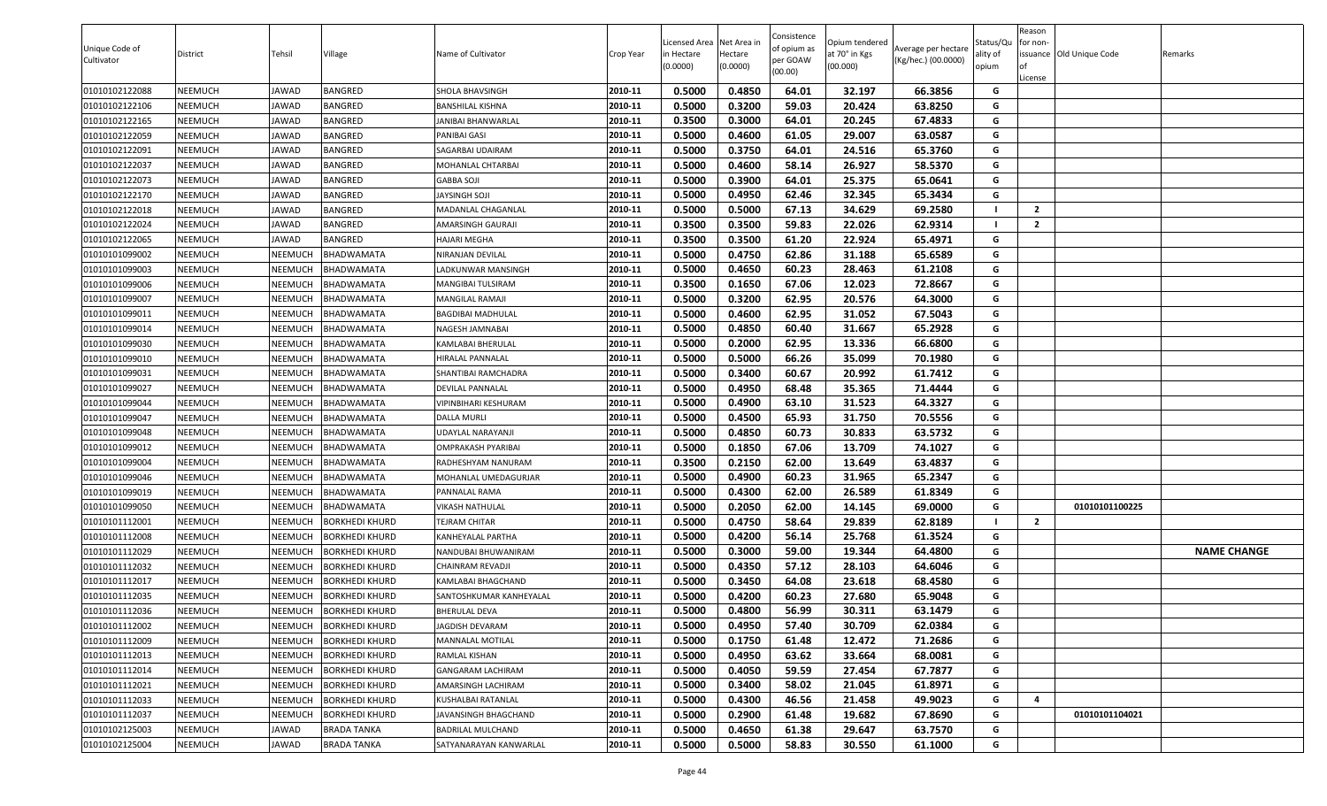| Unique Code of Cultivator | District | Tehsil | Village | Name of Cultivator | Crop Year | Licensed Area in Hectare (0.0000) | Net Area in Hectare (0.0000) | Consistence of opium as per GOAW (00.00) | Opium tendered at 70° in Kgs (00.000) | Average per hectare (Kg/hec.) (00.0000) | Status/Quality of opium | Reason for non-issuance of License | Old Unique Code | Remarks |
|---|---|---|---|---|---|---|---|---|---|---|---|---|---|---|
| 01010102122088 | NEEMUCH | JAWAD | BANGRED | SHOLA BHAVSINGH | 2010-11 | 0.5000 | 0.4850 | 64.01 | 32.197 | 66.3856 | G | | | |
| 01010102122106 | NEEMUCH | JAWAD | BANGRED | BANSHILAL KISHNA | 2010-11 | 0.5000 | 0.3200 | 59.03 | 20.424 | 63.8250 | G | | | |
| 01010102122165 | NEEMUCH | JAWAD | BANGRED | JANIBAI BHANWARLAL | 2010-11 | 0.3500 | 0.3000 | 64.01 | 20.245 | 67.4833 | G | | | |
| 01010102122059 | NEEMUCH | JAWAD | BANGRED | PANIBAI GASI | 2010-11 | 0.5000 | 0.4600 | 61.05 | 29.007 | 63.0587 | G | | | |
| 01010102122091 | NEEMUCH | JAWAD | BANGRED | SAGARBAI UDAIRAM | 2010-11 | 0.5000 | 0.3750 | 64.01 | 24.516 | 65.3760 | G | | | |
| 01010102122037 | NEEMUCH | JAWAD | BANGRED | MOHANLAL CHTARBAI | 2010-11 | 0.5000 | 0.4600 | 58.14 | 26.927 | 58.5370 | G | | | |
| 01010102122073 | NEEMUCH | JAWAD | BANGRED | GABBA SOJI | 2010-11 | 0.5000 | 0.3900 | 64.01 | 25.375 | 65.0641 | G | | | |
| 01010102122170 | NEEMUCH | JAWAD | BANGRED | JAYSINGH SOJI | 2010-11 | 0.5000 | 0.4950 | 62.46 | 32.345 | 65.3434 | G | | | |
| 01010102122018 | NEEMUCH | JAWAD | BANGRED | MADANLAL CHAGANLAL | 2010-11 | 0.5000 | 0.5000 | 67.13 | 34.629 | 69.2580 | I | 2 | | |
| 01010102122024 | NEEMUCH | JAWAD | BANGRED | AMARSINGH GAURAJI | 2010-11 | 0.3500 | 0.3500 | 59.83 | 22.026 | 62.9314 | I | 2 | | |
| 01010102122065 | NEEMUCH | JAWAD | BANGRED | HAJARI MEGHA | 2010-11 | 0.3500 | 0.3500 | 61.20 | 22.924 | 65.4971 | G | | | |
| 01010101099002 | NEEMUCH | NEEMUCH | BHADWAMATA | NIRANJAN DEVILAL | 2010-11 | 0.5000 | 0.4750 | 62.86 | 31.188 | 65.6589 | G | | | |
| 01010101099003 | NEEMUCH | NEEMUCH | BHADWAMATA | LADKUNWAR MANSINGH | 2010-11 | 0.5000 | 0.4650 | 60.23 | 28.463 | 61.2108 | G | | | |
| 01010101099006 | NEEMUCH | NEEMUCH | BHADWAMATA | MANGIBAI TULSIRAM | 2010-11 | 0.3500 | 0.1650 | 67.06 | 12.023 | 72.8667 | G | | | |
| 01010101099007 | NEEMUCH | NEEMUCH | BHADWAMATA | MANGILAL RAMAJI | 2010-11 | 0.5000 | 0.3200 | 62.95 | 20.576 | 64.3000 | G | | | |
| 01010101099011 | NEEMUCH | NEEMUCH | BHADWAMATA | BAGDIBAI MADHULAL | 2010-11 | 0.5000 | 0.4600 | 62.95 | 31.052 | 67.5043 | G | | | |
| 01010101099014 | NEEMUCH | NEEMUCH | BHADWAMATA | NAGESH JAMNABAI | 2010-11 | 0.5000 | 0.4850 | 60.40 | 31.667 | 65.2928 | G | | | |
| 01010101099030 | NEEMUCH | NEEMUCH | BHADWAMATA | KAMLABAI BHERULAL | 2010-11 | 0.5000 | 0.2000 | 62.95 | 13.336 | 66.6800 | G | | | |
| 01010101099010 | NEEMUCH | NEEMUCH | BHADWAMATA | HIRALAL PANNALAL | 2010-11 | 0.5000 | 0.5000 | 66.26 | 35.099 | 70.1980 | G | | | |
| 01010101099031 | NEEMUCH | NEEMUCH | BHADWAMATA | SHANTIBAI RAMCHADRA | 2010-11 | 0.5000 | 0.3400 | 60.67 | 20.992 | 61.7412 | G | | | |
| 01010101099027 | NEEMUCH | NEEMUCH | BHADWAMATA | DEVILAL PANNALAL | 2010-11 | 0.5000 | 0.4950 | 68.48 | 35.365 | 71.4444 | G | | | |
| 01010101099044 | NEEMUCH | NEEMUCH | BHADWAMATA | VIPINBIHARI KESHURAM | 2010-11 | 0.5000 | 0.4900 | 63.10 | 31.523 | 64.3327 | G | | | |
| 01010101099047 | NEEMUCH | NEEMUCH | BHADWAMATA | DALLA MURLI | 2010-11 | 0.5000 | 0.4500 | 65.93 | 31.750 | 70.5556 | G | | | |
| 01010101099048 | NEEMUCH | NEEMUCH | BHADWAMATA | UDAYLAL NARAYANJI | 2010-11 | 0.5000 | 0.4850 | 60.73 | 30.833 | 63.5732 | G | | | |
| 01010101099012 | NEEMUCH | NEEMUCH | BHADWAMATA | OMPRAKASH PYARIBAI | 2010-11 | 0.5000 | 0.1850 | 67.06 | 13.709 | 74.1027 | G | | | |
| 01010101099004 | NEEMUCH | NEEMUCH | BHADWAMATA | RADHESHYAM NANURAM | 2010-11 | 0.3500 | 0.2150 | 62.00 | 13.649 | 63.4837 | G | | | |
| 01010101099046 | NEEMUCH | NEEMUCH | BHADWAMATA | MOHANLAL UMEDAGURJAR | 2010-11 | 0.5000 | 0.4900 | 60.23 | 31.965 | 65.2347 | G | | | |
| 01010101099019 | NEEMUCH | NEEMUCH | BHADWAMATA | PANNALAL RAMA | 2010-11 | 0.5000 | 0.4300 | 62.00 | 26.589 | 61.8349 | G | | | |
| 01010101099050 | NEEMUCH | NEEMUCH | BHADWAMATA | VIKASH NATHULAL | 2010-11 | 0.5000 | 0.2050 | 62.00 | 14.145 | 69.0000 | G | | 01010101100225 | |
| 01010101112001 | NEEMUCH | NEEMUCH | BORKHEDI KHURD | TEJRAM CHITAR | 2010-11 | 0.5000 | 0.4750 | 58.64 | 29.839 | 62.8189 | I | 2 | | |
| 01010101112008 | NEEMUCH | NEEMUCH | BORKHEDI KHURD | KANHEYALAL PARTHA | 2010-11 | 0.5000 | 0.4200 | 56.14 | 25.768 | 61.3524 | G | | | |
| 01010101112029 | NEEMUCH | NEEMUCH | BORKHEDI KHURD | NANDUBAI BHUWANIRAM | 2010-11 | 0.5000 | 0.3000 | 59.00 | 19.344 | 64.4800 | G | | | NAME CHANGE |
| 01010101112032 | NEEMUCH | NEEMUCH | BORKHEDI KHURD | CHAINRAM REVADJI | 2010-11 | 0.5000 | 0.4350 | 57.12 | 28.103 | 64.6046 | G | | | |
| 01010101112017 | NEEMUCH | NEEMUCH | BORKHEDI KHURD | KAMLABAI BHAGCHAND | 2010-11 | 0.5000 | 0.3450 | 64.08 | 23.618 | 68.4580 | G | | | |
| 01010101112035 | NEEMUCH | NEEMUCH | BORKHEDI KHURD | SANTOSHKUMAR KANHEYALAL | 2010-11 | 0.5000 | 0.4200 | 60.23 | 27.680 | 65.9048 | G | | | |
| 01010101112036 | NEEMUCH | NEEMUCH | BORKHEDI KHURD | BHERULAL DEVA | 2010-11 | 0.5000 | 0.4800 | 56.99 | 30.311 | 63.1479 | G | | | |
| 01010101112002 | NEEMUCH | NEEMUCH | BORKHEDI KHURD | JAGDISH DEVARAM | 2010-11 | 0.5000 | 0.4950 | 57.40 | 30.709 | 62.0384 | G | | | |
| 01010101112009 | NEEMUCH | NEEMUCH | BORKHEDI KHURD | MANNALAL MOTILAL | 2010-11 | 0.5000 | 0.1750 | 61.48 | 12.472 | 71.2686 | G | | | |
| 01010101112013 | NEEMUCH | NEEMUCH | BORKHEDI KHURD | RAMLAL KISHAN | 2010-11 | 0.5000 | 0.4950 | 63.62 | 33.664 | 68.0081 | G | | | |
| 01010101112014 | NEEMUCH | NEEMUCH | BORKHEDI KHURD | GANGARAM LACHIRAM | 2010-11 | 0.5000 | 0.4050 | 59.59 | 27.454 | 67.7877 | G | | | |
| 01010101112021 | NEEMUCH | NEEMUCH | BORKHEDI KHURD | AMARSINGH LACHIRAM | 2010-11 | 0.5000 | 0.3400 | 58.02 | 21.045 | 61.8971 | G | | | |
| 01010101112033 | NEEMUCH | NEEMUCH | BORKHEDI KHURD | KUSHALBAI RATANLAL | 2010-11 | 0.5000 | 0.4300 | 46.56 | 21.458 | 49.9023 | G | 4 | | |
| 01010101112037 | NEEMUCH | NEEMUCH | BORKHEDI KHURD | JAVANSINGH BHAGCHAND | 2010-11 | 0.5000 | 0.2900 | 61.48 | 19.682 | 67.8690 | G | | 01010101104021 | |
| 01010102125003 | NEEMUCH | JAWAD | BRADA TANKA | BADRILAL MULCHAND | 2010-11 | 0.5000 | 0.4650 | 61.38 | 29.647 | 63.7570 | G | | | |
| 01010102125004 | NEEMUCH | JAWAD | BRADA TANKA | SATYANARAYAN KANWARLAL | 2010-11 | 0.5000 | 0.5000 | 58.83 | 30.550 | 61.1000 | G | | | |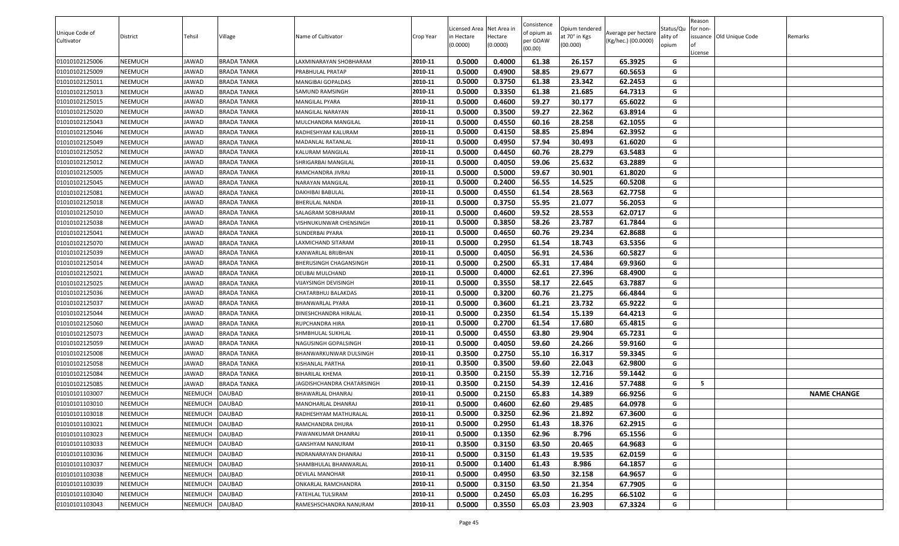| Unique Code of Cultivator | District | Tehsil | Village | Name of Cultivator | Crop Year | Licensed Area in Hectare (0.0000) | Net Area in Hectare (0.0000) | Consistence of opium as per GOAW (00.00) | Opium tendered at 70° in Kgs (00.000) | Average per hectare (Kg/hec.) (00.0000) | Status/Quality of opium | Reason for non-issuance of License | Old Unique Code | Remarks |
|---|---|---|---|---|---|---|---|---|---|---|---|---|---|---|
| 01010102125006 | NEEMUCH | JAWAD | BRADA TANKA | LAXMINARAYAN SHOBHARAM | 2010-11 | 0.5000 | 0.4000 | 61.38 | 26.157 | 65.3925 | G | | | |
| 01010102125009 | NEEMUCH | JAWAD | BRADA TANKA | PRABHULAL PRATAP | 2010-11 | 0.5000 | 0.4900 | 58.85 | 29.677 | 60.5653 | G | | | |
| 01010102125011 | NEEMUCH | JAWAD | BRADA TANKA | MANGIBAI GOPALDAS | 2010-11 | 0.5000 | 0.3750 | 61.38 | 23.342 | 62.2453 | G | | | |
| 01010102125013 | NEEMUCH | JAWAD | BRADA TANKA | SAMUND RAMSINGH | 2010-11 | 0.5000 | 0.3350 | 61.38 | 21.685 | 64.7313 | G | | | |
| 01010102125015 | NEEMUCH | JAWAD | BRADA TANKA | MANGILAL PYARA | 2010-11 | 0.5000 | 0.4600 | 59.27 | 30.177 | 65.6022 | G | | | |
| 01010102125020 | NEEMUCH | JAWAD | BRADA TANKA | MANGILAL NARAYAN | 2010-11 | 0.5000 | 0.3500 | 59.27 | 22.362 | 63.8914 | G | | | |
| 01010102125043 | NEEMUCH | JAWAD | BRADA TANKA | MULCHANDRA MANGILAL | 2010-11 | 0.5000 | 0.4550 | 60.16 | 28.258 | 62.1055 | G | | | |
| 01010102125046 | NEEMUCH | JAWAD | BRADA TANKA | RADHESHYAM KALURAM | 2010-11 | 0.5000 | 0.4150 | 58.85 | 25.894 | 62.3952 | G | | | |
| 01010102125049 | NEEMUCH | JAWAD | BRADA TANKA | MADANLAL RATANLAL | 2010-11 | 0.5000 | 0.4950 | 57.94 | 30.493 | 61.6020 | G | | | |
| 01010102125052 | NEEMUCH | JAWAD | BRADA TANKA | KALURAM MANGILAL | 2010-11 | 0.5000 | 0.4450 | 60.76 | 28.279 | 63.5483 | G | | | |
| 01010102125012 | NEEMUCH | JAWAD | BRADA TANKA | SHRIGARBAI MANGILAL | 2010-11 | 0.5000 | 0.4050 | 59.06 | 25.632 | 63.2889 | G | | | |
| 01010102125005 | NEEMUCH | JAWAD | BRADA TANKA | RAMCHANDRA JIVRAJ | 2010-11 | 0.5000 | 0.5000 | 59.67 | 30.901 | 61.8020 | G | | | |
| 01010102125045 | NEEMUCH | JAWAD | BRADA TANKA | NARAYAN MANGILAL | 2010-11 | 0.5000 | 0.2400 | 56.55 | 14.525 | 60.5208 | G | | | |
| 01010102125081 | NEEMUCH | JAWAD | BRADA TANKA | DAKHIBAI BABULAL | 2010-11 | 0.5000 | 0.4550 | 61.54 | 28.563 | 62.7758 | G | | | |
| 01010102125018 | NEEMUCH | JAWAD | BRADA TANKA | BHERULAL NANDA | 2010-11 | 0.5000 | 0.3750 | 55.95 | 21.077 | 56.2053 | G | | | |
| 01010102125010 | NEEMUCH | JAWAD | BRADA TANKA | SALAGRAM SOBHARAM | 2010-11 | 0.5000 | 0.4600 | 59.52 | 28.553 | 62.0717 | G | | | |
| 01010102125038 | NEEMUCH | JAWAD | BRADA TANKA | VISHNUKUNWAR CHENSINGH | 2010-11 | 0.5000 | 0.3850 | 58.26 | 23.787 | 61.7844 | G | | | |
| 01010102125041 | NEEMUCH | JAWAD | BRADA TANKA | SUNDERBAI PYARA | 2010-11 | 0.5000 | 0.4650 | 60.76 | 29.234 | 62.8688 | G | | | |
| 01010102125070 | NEEMUCH | JAWAD | BRADA TANKA | LAXMICHAND SITARAM | 2010-11 | 0.5000 | 0.2950 | 61.54 | 18.743 | 63.5356 | G | | | |
| 01010102125039 | NEEMUCH | JAWAD | BRADA TANKA | KANWARLAL BRIJBHAN | 2010-11 | 0.5000 | 0.4050 | 56.91 | 24.536 | 60.5827 | G | | | |
| 01010102125014 | NEEMUCH | JAWAD | BRADA TANKA | BHERUSINGH CHAGANSINGH | 2010-11 | 0.5000 | 0.2500 | 65.31 | 17.484 | 69.9360 | G | | | |
| 01010102125021 | NEEMUCH | JAWAD | BRADA TANKA | DEUBAI MULCHAND | 2010-11 | 0.5000 | 0.4000 | 62.61 | 27.396 | 68.4900 | G | | | |
| 01010102125025 | NEEMUCH | JAWAD | BRADA TANKA | VIJAYSINGH DEVISINGH | 2010-11 | 0.5000 | 0.3550 | 58.17 | 22.645 | 63.7887 | G | | | |
| 01010102125036 | NEEMUCH | JAWAD | BRADA TANKA | CHATARBHUJ BALAKDAS | 2010-11 | 0.5000 | 0.3200 | 60.76 | 21.275 | 66.4844 | G | | | |
| 01010102125037 | NEEMUCH | JAWAD | BRADA TANKA | BHANWARLAL PYARA | 2010-11 | 0.5000 | 0.3600 | 61.21 | 23.732 | 65.9222 | G | | | |
| 01010102125044 | NEEMUCH | JAWAD | BRADA TANKA | DINESHCHANDRA HIRALAL | 2010-11 | 0.5000 | 0.2350 | 61.54 | 15.139 | 64.4213 | G | | | |
| 01010102125060 | NEEMUCH | JAWAD | BRADA TANKA | RUPCHANDRA HIRA | 2010-11 | 0.5000 | 0.2700 | 61.54 | 17.680 | 65.4815 | G | | | |
| 01010102125073 | NEEMUCH | JAWAD | BRADA TANKA | SHMBHULAL SUKHLAL | 2010-11 | 0.5000 | 0.4550 | 63.80 | 29.904 | 65.7231 | G | | | |
| 01010102125059 | NEEMUCH | JAWAD | BRADA TANKA | NAGUSINGH GOPALSINGH | 2010-11 | 0.5000 | 0.4050 | 59.60 | 24.266 | 59.9160 | G | | | |
| 01010102125008 | NEEMUCH | JAWAD | BRADA TANKA | BHANWARKUNWAR DULSINGH | 2010-11 | 0.3500 | 0.2750 | 55.10 | 16.317 | 59.3345 | G | | | |
| 01010102125058 | NEEMUCH | JAWAD | BRADA TANKA | KISHANLAL PARTHA | 2010-11 | 0.3500 | 0.3500 | 59.60 | 22.043 | 62.9800 | G | | | |
| 01010102125084 | NEEMUCH | JAWAD | BRADA TANKA | BIHARILAL KHEMA | 2010-11 | 0.3500 | 0.2150 | 55.39 | 12.716 | 59.1442 | G | | | |
| 01010102125085 | NEEMUCH | JAWAD | BRADA TANKA | JAGDISHCHANDRA CHATARSINGH | 2010-11 | 0.3500 | 0.2150 | 54.39 | 12.416 | 57.7488 | G | 5 | | |
| 01010101103007 | NEEMUCH | NEEMUCH | DAUBAD | BHAWARLAL DHANRAJ | 2010-11 | 0.5000 | 0.2150 | 65.83 | 14.389 | 66.9256 | G | | | NAME CHANGE |
| 01010101103010 | NEEMUCH | NEEMUCH | DAUBAD | MANOHARLAL DHANRAJ | 2010-11 | 0.5000 | 0.4600 | 62.60 | 29.485 | 64.0978 | G | | | |
| 01010101103018 | NEEMUCH | NEEMUCH | DAUBAD | RADHESHYAM MATHURALAL | 2010-11 | 0.5000 | 0.3250 | 62.96 | 21.892 | 67.3600 | G | | | |
| 01010101103021 | NEEMUCH | NEEMUCH | DAUBAD | RAMCHANDRA DHURA | 2010-11 | 0.5000 | 0.2950 | 61.43 | 18.376 | 62.2915 | G | | | |
| 01010101103023 | NEEMUCH | NEEMUCH | DAUBAD | PAWANKUMAR DHANRAJ | 2010-11 | 0.5000 | 0.1350 | 62.96 | 8.796 | 65.1556 | G | | | |
| 01010101103033 | NEEMUCH | NEEMUCH | DAUBAD | GANSHYAM NANURAM | 2010-11 | 0.3500 | 0.3150 | 63.50 | 20.465 | 64.9683 | G | | | |
| 01010101103036 | NEEMUCH | NEEMUCH | DAUBAD | INDRANARAYAN DHANRAJ | 2010-11 | 0.5000 | 0.3150 | 61.43 | 19.535 | 62.0159 | G | | | |
| 01010101103037 | NEEMUCH | NEEMUCH | DAUBAD | SHAMBHULAL BHANWARLAL | 2010-11 | 0.5000 | 0.1400 | 61.43 | 8.986 | 64.1857 | G | | | |
| 01010101103038 | NEEMUCH | NEEMUCH | DAUBAD | DEVILAL MANOHAR | 2010-11 | 0.5000 | 0.4950 | 63.50 | 32.158 | 64.9657 | G | | | |
| 01010101103039 | NEEMUCH | NEEMUCH | DAUBAD | ONKARLAL RAMCHANDRA | 2010-11 | 0.5000 | 0.3150 | 63.50 | 21.354 | 67.7905 | G | | | |
| 01010101103040 | NEEMUCH | NEEMUCH | DAUBAD | FATEHLAL TULSIRAM | 2010-11 | 0.5000 | 0.2450 | 65.03 | 16.295 | 66.5102 | G | | | |
| 01010101103043 | NEEMUCH | NEEMUCH | DAUBAD | RAMESHSCHANDRA NANURAM | 2010-11 | 0.5000 | 0.3550 | 65.03 | 23.903 | 67.3324 | G | | | |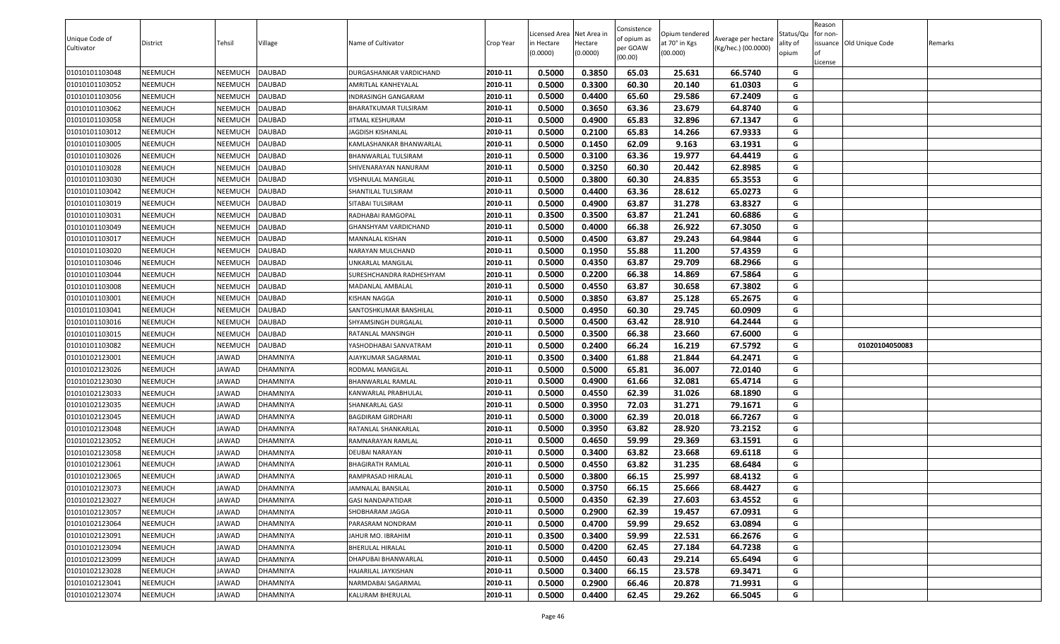| Unique Code of Cultivator | District | Tehsil | Village | Name of Cultivator | Crop Year | Licensed Area in Hectare (0.0000) | Net Area in Hectare (0.0000) | Consistence of opium as per GOAW (00.00) | Opium tendered at 70° in Kgs (00.000) | Average per hectare (Kg/hec.) (00.0000) | Status/Quality of opium | Reason for non-issuance of License | Old Unique Code | Remarks |
|---|---|---|---|---|---|---|---|---|---|---|---|---|---|---|
| 01010101103048 | NEEMUCH | NEEMUCH | DAUBAD | DURGASHANKAR VARDICHAND | 2010-11 | 0.5000 | 0.3850 | 65.03 | 25.631 | 66.5740 | G | | | |
| 01010101103052 | NEEMUCH | NEEMUCH | DAUBAD | AMRITLAL KANHEYALAL | 2010-11 | 0.5000 | 0.3300 | 60.30 | 20.140 | 61.0303 | G | | | |
| 01010101103056 | NEEMUCH | NEEMUCH | DAUBAD | INDRASINGH GANGARAM | 2010-11 | 0.5000 | 0.4400 | 65.60 | 29.586 | 67.2409 | G | | | |
| 01010101103062 | NEEMUCH | NEEMUCH | DAUBAD | BHARATKUMAR TULSIRAM | 2010-11 | 0.5000 | 0.3650 | 63.36 | 23.679 | 64.8740 | G | | | |
| 01010101103058 | NEEMUCH | NEEMUCH | DAUBAD | JITMAL KESHURAM | 2010-11 | 0.5000 | 0.4900 | 65.83 | 32.896 | 67.1347 | G | | | |
| 01010101103012 | NEEMUCH | NEEMUCH | DAUBAD | JAGDISH KISHANLAL | 2010-11 | 0.5000 | 0.2100 | 65.83 | 14.266 | 67.9333 | G | | | |
| 01010101103005 | NEEMUCH | NEEMUCH | DAUBAD | KAMLASHANKAR BHANWARLAL | 2010-11 | 0.5000 | 0.1450 | 62.09 | 9.163 | 63.1931 | G | | | |
| 01010101103026 | NEEMUCH | NEEMUCH | DAUBAD | BHANWARLAL TULSIRAM | 2010-11 | 0.5000 | 0.3100 | 63.36 | 19.977 | 64.4419 | G | | | |
| 01010101103028 | NEEMUCH | NEEMUCH | DAUBAD | SHIVENARAYAN NANURAM | 2010-11 | 0.5000 | 0.3250 | 60.30 | 20.442 | 62.8985 | G | | | |
| 01010101103030 | NEEMUCH | NEEMUCH | DAUBAD | VISHNULAL MANGILAL | 2010-11 | 0.5000 | 0.3800 | 60.30 | 24.835 | 65.3553 | G | | | |
| 01010101103042 | NEEMUCH | NEEMUCH | DAUBAD | SHANTILAL TULSIRAM | 2010-11 | 0.5000 | 0.4400 | 63.36 | 28.612 | 65.0273 | G | | | |
| 01010101103019 | NEEMUCH | NEEMUCH | DAUBAD | SITABAI TULSIRAM | 2010-11 | 0.5000 | 0.4900 | 63.87 | 31.278 | 63.8327 | G | | | |
| 01010101103031 | NEEMUCH | NEEMUCH | DAUBAD | RADHABAI RAMGOPAL | 2010-11 | 0.3500 | 0.3500 | 63.87 | 21.241 | 60.6886 | G | | | |
| 01010101103049 | NEEMUCH | NEEMUCH | DAUBAD | GHANSHYAM VARDICHAND | 2010-11 | 0.5000 | 0.4000 | 66.38 | 26.922 | 67.3050 | G | | | |
| 01010101103017 | NEEMUCH | NEEMUCH | DAUBAD | MANNALAL KISHAN | 2010-11 | 0.5000 | 0.4500 | 63.87 | 29.243 | 64.9844 | G | | | |
| 01010101103020 | NEEMUCH | NEEMUCH | DAUBAD | NARAYAN MULCHAND | 2010-11 | 0.5000 | 0.1950 | 55.88 | 11.200 | 57.4359 | G | | | |
| 01010101103046 | NEEMUCH | NEEMUCH | DAUBAD | UNKARLAL MANGILAL | 2010-11 | 0.5000 | 0.4350 | 63.87 | 29.709 | 68.2966 | G | | | |
| 01010101103044 | NEEMUCH | NEEMUCH | DAUBAD | SURESHCHANDRA RADHESHYAM | 2010-11 | 0.5000 | 0.2200 | 66.38 | 14.869 | 67.5864 | G | | | |
| 01010101103008 | NEEMUCH | NEEMUCH | DAUBAD | MADANLAL AMBALAL | 2010-11 | 0.5000 | 0.4550 | 63.87 | 30.658 | 67.3802 | G | | | |
| 01010101103001 | NEEMUCH | NEEMUCH | DAUBAD | KISHAN NAGGA | 2010-11 | 0.5000 | 0.3850 | 63.87 | 25.128 | 65.2675 | G | | | |
| 01010101103041 | NEEMUCH | NEEMUCH | DAUBAD | SANTOSHKUMAR BANSHILAL | 2010-11 | 0.5000 | 0.4950 | 60.30 | 29.745 | 60.0909 | G | | | |
| 01010101103016 | NEEMUCH | NEEMUCH | DAUBAD | SHYAMSINGH DURGALAL | 2010-11 | 0.5000 | 0.4500 | 63.42 | 28.910 | 64.2444 | G | | | |
| 01010101103015 | NEEMUCH | NEEMUCH | DAUBAD | RATANLAL MANSINGH | 2010-11 | 0.5000 | 0.3500 | 66.38 | 23.660 | 67.6000 | G | | | |
| 01010101103082 | NEEMUCH | NEEMUCH | DAUBAD | YASHODHABAI SANVATRAM | 2010-11 | 0.5000 | 0.2400 | 66.24 | 16.219 | 67.5792 | G | | 01020104050083 | |
| 01010102123001 | NEEMUCH | JAWAD | DHAMNIYA | AJAYKUMAR SAGARMAL | 2010-11 | 0.3500 | 0.3400 | 61.88 | 21.844 | 64.2471 | G | | | |
| 01010102123026 | NEEMUCH | JAWAD | DHAMNIYA | RODMAL MANGILAL | 2010-11 | 0.5000 | 0.5000 | 65.81 | 36.007 | 72.0140 | G | | | |
| 01010102123030 | NEEMUCH | JAWAD | DHAMNIYA | BHANWARLAL RAMLAL | 2010-11 | 0.5000 | 0.4900 | 61.66 | 32.081 | 65.4714 | G | | | |
| 01010102123033 | NEEMUCH | JAWAD | DHAMNIYA | KANWARLAL PRABHULAL | 2010-11 | 0.5000 | 0.4550 | 62.39 | 31.026 | 68.1890 | G | | | |
| 01010102123035 | NEEMUCH | JAWAD | DHAMNIYA | SHANKARLAL GASI | 2010-11 | 0.5000 | 0.3950 | 72.03 | 31.271 | 79.1671 | G | | | |
| 01010102123045 | NEEMUCH | JAWAD | DHAMNIYA | BAGDIRAM GIRDHARI | 2010-11 | 0.5000 | 0.3000 | 62.39 | 20.018 | 66.7267 | G | | | |
| 01010102123048 | NEEMUCH | JAWAD | DHAMNIYA | RATANLAL SHANKARLAL | 2010-11 | 0.5000 | 0.3950 | 63.82 | 28.920 | 73.2152 | G | | | |
| 01010102123052 | NEEMUCH | JAWAD | DHAMNIYA | RAMNARAYAN RAMLAL | 2010-11 | 0.5000 | 0.4650 | 59.99 | 29.369 | 63.1591 | G | | | |
| 01010102123058 | NEEMUCH | JAWAD | DHAMNIYA | DEUBAI NARAYAN | 2010-11 | 0.5000 | 0.3400 | 63.82 | 23.668 | 69.6118 | G | | | |
| 01010102123061 | NEEMUCH | JAWAD | DHAMNIYA | BHAGIRATH RAMLAL | 2010-11 | 0.5000 | 0.4550 | 63.82 | 31.235 | 68.6484 | G | | | |
| 01010102123065 | NEEMUCH | JAWAD | DHAMNIYA | RAMPRASAD HIRALAL | 2010-11 | 0.5000 | 0.3800 | 66.15 | 25.997 | 68.4132 | G | | | |
| 01010102123073 | NEEMUCH | JAWAD | DHAMNIYA | JAMNALAL BANSILAL | 2010-11 | 0.5000 | 0.3750 | 66.15 | 25.666 | 68.4427 | G | | | |
| 01010102123027 | NEEMUCH | JAWAD | DHAMNIYA | GASI NANDAPATIDAR | 2010-11 | 0.5000 | 0.4350 | 62.39 | 27.603 | 63.4552 | G | | | |
| 01010102123057 | NEEMUCH | JAWAD | DHAMNIYA | SHOBHARAM JAGGA | 2010-11 | 0.5000 | 0.2900 | 62.39 | 19.457 | 67.0931 | G | | | |
| 01010102123064 | NEEMUCH | JAWAD | DHAMNIYA | PARASRAM NONDRAM | 2010-11 | 0.5000 | 0.4700 | 59.99 | 29.652 | 63.0894 | G | | | |
| 01010102123091 | NEEMUCH | JAWAD | DHAMNIYA | JAHUR MO. IBRAHIM | 2010-11 | 0.3500 | 0.3400 | 59.99 | 22.531 | 66.2676 | G | | | |
| 01010102123094 | NEEMUCH | JAWAD | DHAMNIYA | BHERULAL HIRALAL | 2010-11 | 0.5000 | 0.4200 | 62.45 | 27.184 | 64.7238 | G | | | |
| 01010102123099 | NEEMUCH | JAWAD | DHAMNIYA | DHAPUBAI BHANWARLAL | 2010-11 | 0.5000 | 0.4450 | 60.43 | 29.214 | 65.6494 | G | | | |
| 01010102123028 | NEEMUCH | JAWAD | DHAMNIYA | HAJARILAL JAYKISHAN | 2010-11 | 0.5000 | 0.3400 | 66.15 | 23.578 | 69.3471 | G | | | |
| 01010102123041 | NEEMUCH | JAWAD | DHAMNIYA | NARMDABAI SAGARMAL | 2010-11 | 0.5000 | 0.2900 | 66.46 | 20.878 | 71.9931 | G | | | |
| 01010102123074 | NEEMUCH | JAWAD | DHAMNIYA | KALURAM BHERULAL | 2010-11 | 0.5000 | 0.4400 | 62.45 | 29.262 | 66.5045 | G | | | |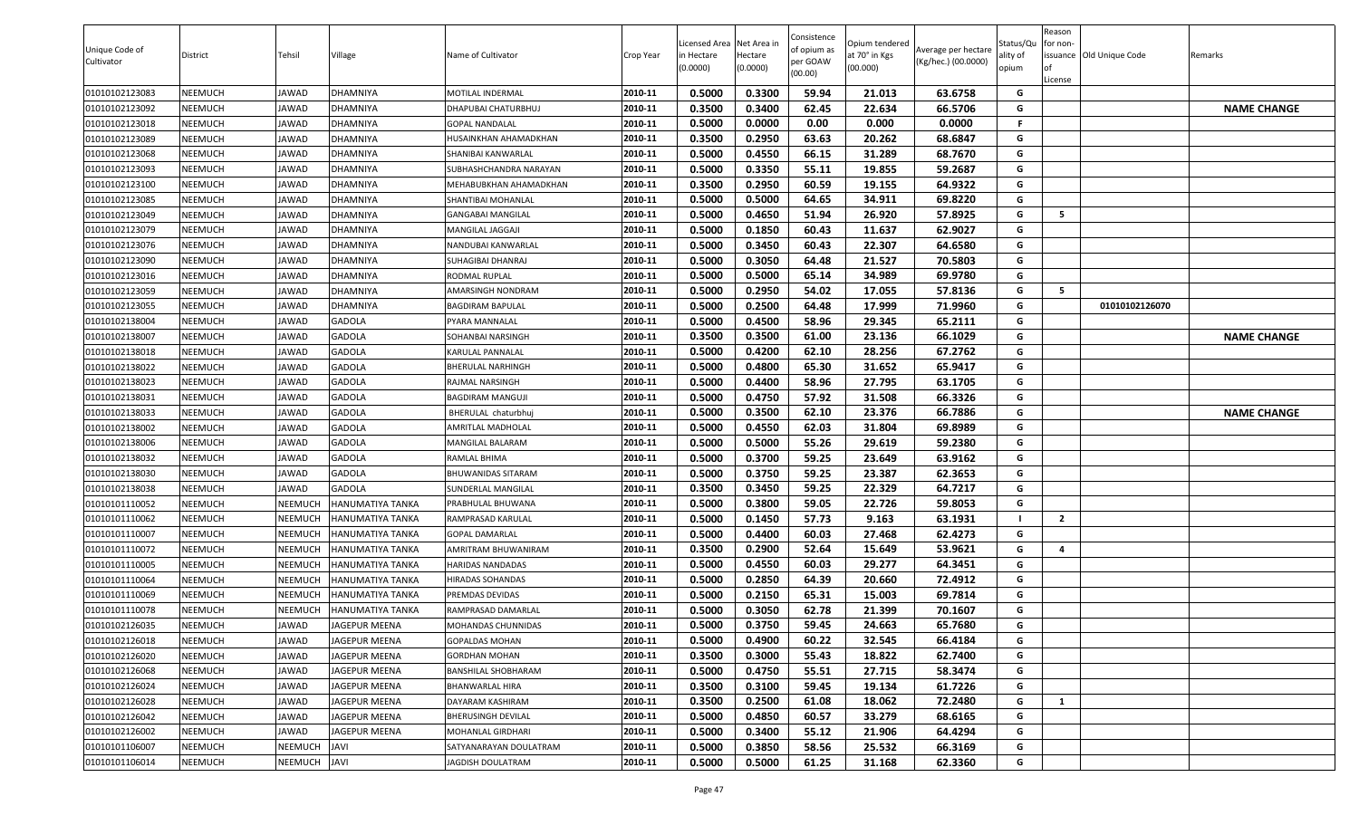| Unique Code of Cultivator | District | Tehsil | Village | Name of Cultivator | Crop Year | Licensed Area in Hectare (0.0000) | Net Area in Hectare (0.0000) | Consistence of opium as per GOAW (00.00) | Opium tendered at 70° in Kgs (00.000) | Average per hectare (Kg/hec.) (00.0000) | Status/Quality of opium | Reason for non-issuance of License | Old Unique Code | Remarks |
|---|---|---|---|---|---|---|---|---|---|---|---|---|---|---|
| 01010102123083 | NEEMUCH | JAWAD | DHAMNIYA | MOTILAL INDERMAL | 2010-11 | 0.5000 | 0.3300 | 59.94 | 21.013 | 63.6758 | G | | | |
| 01010102123092 | NEEMUCH | JAWAD | DHAMNIYA | DHAPUBAI CHATURBHUJ | 2010-11 | 0.3500 | 0.3400 | 62.45 | 22.634 | 66.5706 | G | | | NAME CHANGE |
| 01010102123018 | NEEMUCH | JAWAD | DHAMNIYA | GOPAL NANDALAL | 2010-11 | 0.5000 | 0.0000 | 0.00 | 0.000 | 0.0000 | F | | | |
| 01010102123089 | NEEMUCH | JAWAD | DHAMNIYA | HUSAINKHAN AHAMADKHAN | 2010-11 | 0.3500 | 0.2950 | 63.63 | 20.262 | 68.6847 | G | | | |
| 01010102123068 | NEEMUCH | JAWAD | DHAMNIYA | SHANIBAI KANWARLAL | 2010-11 | 0.5000 | 0.4550 | 66.15 | 31.289 | 68.7670 | G | | | |
| 01010102123093 | NEEMUCH | JAWAD | DHAMNIYA | SUBHASHCHANDRA NARAYAN | 2010-11 | 0.5000 | 0.3350 | 55.11 | 19.855 | 59.2687 | G | | | |
| 01010102123100 | NEEMUCH | JAWAD | DHAMNIYA | MEHABUBKHAN AHAMADKHAN | 2010-11 | 0.3500 | 0.2950 | 60.59 | 19.155 | 64.9322 | G | | | |
| 01010102123085 | NEEMUCH | JAWAD | DHAMNIYA | SHANTIBAI MOHANLAL | 2010-11 | 0.5000 | 0.5000 | 64.65 | 34.911 | 69.8220 | G | | | |
| 01010102123049 | NEEMUCH | JAWAD | DHAMNIYA | GANGABAI MANGILAL | 2010-11 | 0.5000 | 0.4650 | 51.94 | 26.920 | 57.8925 | G | 5 | | |
| 01010102123079 | NEEMUCH | JAWAD | DHAMNIYA | MANGILAL JAGGAJI | 2010-11 | 0.5000 | 0.1850 | 60.43 | 11.637 | 62.9027 | G | | | |
| 01010102123076 | NEEMUCH | JAWAD | DHAMNIYA | NANDUBAI KANWARLAL | 2010-11 | 0.5000 | 0.3450 | 60.43 | 22.307 | 64.6580 | G | | | |
| 01010102123090 | NEEMUCH | JAWAD | DHAMNIYA | SUHAGIBAI DHANRAJ | 2010-11 | 0.5000 | 0.3050 | 64.48 | 21.527 | 70.5803 | G | | | |
| 01010102123016 | NEEMUCH | JAWAD | DHAMNIYA | RODMAL RUPLAL | 2010-11 | 0.5000 | 0.5000 | 65.14 | 34.989 | 69.9780 | G | | | |
| 01010102123059 | NEEMUCH | JAWAD | DHAMNIYA | AMARSINGH NONDRAM | 2010-11 | 0.5000 | 0.2950 | 54.02 | 17.055 | 57.8136 | G | 5 | | |
| 01010102123055 | NEEMUCH | JAWAD | DHAMNIYA | BAGDIRAM BAPULAL | 2010-11 | 0.5000 | 0.2500 | 64.48 | 17.999 | 71.9960 | G | | 01010102126070 | |
| 01010102138004 | NEEMUCH | JAWAD | GADOLA | PYARA MANNALAL | 2010-11 | 0.5000 | 0.4500 | 58.96 | 29.345 | 65.2111 | G | | | |
| 01010102138007 | NEEMUCH | JAWAD | GADOLA | SOHANBAI NARSINGH | 2010-11 | 0.3500 | 0.3500 | 61.00 | 23.136 | 66.1029 | G | | | NAME CHANGE |
| 01010102138018 | NEEMUCH | JAWAD | GADOLA | KARULAL PANNALAL | 2010-11 | 0.5000 | 0.4200 | 62.10 | 28.256 | 67.2762 | G | | | |
| 01010102138022 | NEEMUCH | JAWAD | GADOLA | BHERULAL NARHINGH | 2010-11 | 0.5000 | 0.4800 | 65.30 | 31.652 | 65.9417 | G | | | |
| 01010102138023 | NEEMUCH | JAWAD | GADOLA | RAJMAL NARSINGH | 2010-11 | 0.5000 | 0.4400 | 58.96 | 27.795 | 63.1705 | G | | | |
| 01010102138031 | NEEMUCH | JAWAD | GADOLA | BAGDIRAM MANGUJI | 2010-11 | 0.5000 | 0.4750 | 57.92 | 31.508 | 66.3326 | G | | | |
| 01010102138033 | NEEMUCH | JAWAD | GADOLA | BHERULAL chaturbhuj | 2010-11 | 0.5000 | 0.3500 | 62.10 | 23.376 | 66.7886 | G | | | NAME CHANGE |
| 01010102138002 | NEEMUCH | JAWAD | GADOLA | AMRITLAL MADHOLAL | 2010-11 | 0.5000 | 0.4550 | 62.03 | 31.804 | 69.8989 | G | | | |
| 01010102138006 | NEEMUCH | JAWAD | GADOLA | MANGILAL BALARAM | 2010-11 | 0.5000 | 0.5000 | 55.26 | 29.619 | 59.2380 | G | | | |
| 01010102138032 | NEEMUCH | JAWAD | GADOLA | RAMLAL BHIMA | 2010-11 | 0.5000 | 0.3700 | 59.25 | 23.649 | 63.9162 | G | | | |
| 01010102138030 | NEEMUCH | JAWAD | GADOLA | BHUWANIDAS SITARAM | 2010-11 | 0.5000 | 0.3750 | 59.25 | 23.387 | 62.3653 | G | | | |
| 01010102138038 | NEEMUCH | JAWAD | GADOLA | SUNDERLAL MANGILAL | 2010-11 | 0.3500 | 0.3450 | 59.25 | 22.329 | 64.7217 | G | | | |
| 01010101110052 | NEEMUCH | NEEMUCH | HANUMATIYA TANKA | PRABHULAL BHUWANA | 2010-11 | 0.5000 | 0.3800 | 59.05 | 22.726 | 59.8053 | G | | | |
| 01010101110062 | NEEMUCH | NEEMUCH | HANUMATIYA TANKA | RAMPRASAD KARULAL | 2010-11 | 0.5000 | 0.1450 | 57.73 | 9.163 | 63.1931 | I | 2 | | |
| 01010101110007 | NEEMUCH | NEEMUCH | HANUMATIYA TANKA | GOPAL DAMARLAL | 2010-11 | 0.5000 | 0.4400 | 60.03 | 27.468 | 62.4273 | G | | | |
| 01010101110072 | NEEMUCH | NEEMUCH | HANUMATIYA TANKA | AMRITRAM BHUWANIRAM | 2010-11 | 0.3500 | 0.2900 | 52.64 | 15.649 | 53.9621 | G | 4 | | |
| 01010101110005 | NEEMUCH | NEEMUCH | HANUMATIYA TANKA | HARIDAS NANDADAS | 2010-11 | 0.5000 | 0.4550 | 60.03 | 29.277 | 64.3451 | G | | | |
| 01010101110064 | NEEMUCH | NEEMUCH | HANUMATIYA TANKA | HIRADAS SOHANDAS | 2010-11 | 0.5000 | 0.2850 | 64.39 | 20.660 | 72.4912 | G | | | |
| 01010101110069 | NEEMUCH | NEEMUCH | HANUMATIYA TANKA | PREMDAS DEVIDAS | 2010-11 | 0.5000 | 0.2150 | 65.31 | 15.003 | 69.7814 | G | | | |
| 01010101110078 | NEEMUCH | NEEMUCH | HANUMATIYA TANKA | RAMPRASAD DAMARLAL | 2010-11 | 0.5000 | 0.3050 | 62.78 | 21.399 | 70.1607 | G | | | |
| 01010102126035 | NEEMUCH | JAWAD | JAGEPUR MEENA | MOHANDAS CHUNNIDAS | 2010-11 | 0.5000 | 0.3750 | 59.45 | 24.663 | 65.7680 | G | | | |
| 01010102126018 | NEEMUCH | JAWAD | JAGEPUR MEENA | GOPALDAS MOHAN | 2010-11 | 0.5000 | 0.4900 | 60.22 | 32.545 | 66.4184 | G | | | |
| 01010102126020 | NEEMUCH | JAWAD | JAGEPUR MEENA | GORDHAN MOHAN | 2010-11 | 0.3500 | 0.3000 | 55.43 | 18.822 | 62.7400 | G | | | |
| 01010102126068 | NEEMUCH | JAWAD | JAGEPUR MEENA | BANSHILAL SHOBHARAM | 2010-11 | 0.5000 | 0.4750 | 55.51 | 27.715 | 58.3474 | G | | | |
| 01010102126024 | NEEMUCH | JAWAD | JAGEPUR MEENA | BHANWARLAL HIRA | 2010-11 | 0.3500 | 0.3100 | 59.45 | 19.134 | 61.7226 | G | | | |
| 01010102126028 | NEEMUCH | JAWAD | JAGEPUR MEENA | DAYARAM KASHIRAM | 2010-11 | 0.3500 | 0.2500 | 61.08 | 18.062 | 72.2480 | G | 1 | | |
| 01010102126042 | NEEMUCH | JAWAD | JAGEPUR MEENA | BHERUSINGH DEVILAL | 2010-11 | 0.5000 | 0.4850 | 60.57 | 33.279 | 68.6165 | G | | | |
| 01010102126002 | NEEMUCH | JAWAD | JAGEPUR MEENA | MOHANLAL GIRDHARI | 2010-11 | 0.5000 | 0.3400 | 55.12 | 21.906 | 64.4294 | G | | | |
| 01010101106007 | NEEMUCH | NEEMUCH | JAVI | SATYANARAYAN DOULATRAM | 2010-11 | 0.5000 | 0.3850 | 58.56 | 25.532 | 66.3169 | G | | | |
| 01010101106014 | NEEMUCH | NEEMUCH | JAVI | JAGDISH DOULATRAM | 2010-11 | 0.5000 | 0.5000 | 61.25 | 31.168 | 62.3360 | G | | | |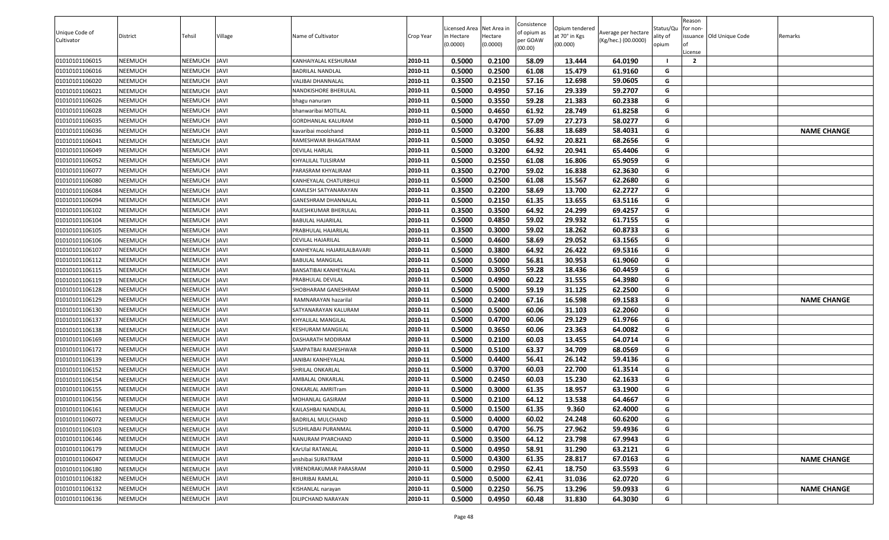| Unique Code of Cultivator | District | Tehsil | Village | Name of Cultivator | Crop Year | Licensed Area in Hectare (0.0000) | Net Area in Hectare (0.0000) | Consistence of opium as per GOAW (00.00) | Opium tendered at 70° in Kgs (00.000) | Average per hectare (Kg/hec.) (00.0000) | Status/Quality of opium | Reason for non-issuance of License | Old Unique Code | Remarks |
|---|---|---|---|---|---|---|---|---|---|---|---|---|---|---|
| 01010101106015 | NEEMUCH | NEEMUCH | JAVI | KANHAIYALAL KESHURAM | 2010-11 | 0.5000 | 0.2100 | 58.09 | 13.444 | 64.0190 | I | 2 | | |
| 01010101106016 | NEEMUCH | NEEMUCH | JAVI | BADRILAL NANDLAL | 2010-11 | 0.5000 | 0.2500 | 61.08 | 15.479 | 61.9160 | G | | | |
| 01010101106020 | NEEMUCH | NEEMUCH | JAVI | VALIBAI DHANNALAL | 2010-11 | 0.3500 | 0.2150 | 57.16 | 12.698 | 59.0605 | G | | | |
| 01010101106021 | NEEMUCH | NEEMUCH | JAVI | NANDKISHORE BHERULAL | 2010-11 | 0.5000 | 0.4950 | 57.16 | 29.339 | 59.2707 | G | | | |
| 01010101106026 | NEEMUCH | NEEMUCH | JAVI | bhagu nanuram | 2010-11 | 0.5000 | 0.3550 | 59.28 | 21.383 | 60.2338 | G | | | |
| 01010101106028 | NEEMUCH | NEEMUCH | JAVI | bhanwaribai MOTILAL | 2010-11 | 0.5000 | 0.4650 | 61.92 | 28.749 | 61.8258 | G | | | |
| 01010101106035 | NEEMUCH | NEEMUCH | JAVI | GORDHANLAL KALURAM | 2010-11 | 0.5000 | 0.4700 | 57.09 | 27.273 | 58.0277 | G | | | |
| 01010101106036 | NEEMUCH | NEEMUCH | JAVI | kavaribai moolchand | 2010-11 | 0.5000 | 0.3200 | 56.88 | 18.689 | 58.4031 | G | | | NAME CHANGE |
| 01010101106041 | NEEMUCH | NEEMUCH | JAVI | RAMESHWAR BHAGATRAM | 2010-11 | 0.5000 | 0.3050 | 64.92 | 20.821 | 68.2656 | G | | | |
| 01010101106049 | NEEMUCH | NEEMUCH | JAVI | DEVILAL HARLAL | 2010-11 | 0.5000 | 0.3200 | 64.92 | 20.941 | 65.4406 | G | | | |
| 01010101106052 | NEEMUCH | NEEMUCH | JAVI | KHYALILAL TULSIRAM | 2010-11 | 0.5000 | 0.2550 | 61.08 | 16.806 | 65.9059 | G | | | |
| 01010101106077 | NEEMUCH | NEEMUCH | JAVI | PARASRAM KHYALIRAM | 2010-11 | 0.3500 | 0.2700 | 59.02 | 16.838 | 62.3630 | G | | | |
| 01010101106080 | NEEMUCH | NEEMUCH | JAVI | KANHEYALAL CHATURBHUJ | 2010-11 | 0.5000 | 0.2500 | 61.08 | 15.567 | 62.2680 | G | | | |
| 01010101106084 | NEEMUCH | NEEMUCH | JAVI | KAMLESH SATYANARAYAN | 2010-11 | 0.3500 | 0.2200 | 58.69 | 13.700 | 62.2727 | G | | | |
| 01010101106094 | NEEMUCH | NEEMUCH | JAVI | GANESHRAM DHANNALAL | 2010-11 | 0.5000 | 0.2150 | 61.35 | 13.655 | 63.5116 | G | | | |
| 01010101106102 | NEEMUCH | NEEMUCH | JAVI | RAJESHKUMAR BHERULAL | 2010-11 | 0.3500 | 0.3500 | 64.92 | 24.299 | 69.4257 | G | | | |
| 01010101106104 | NEEMUCH | NEEMUCH | JAVI | BABULAL HAJARILAL | 2010-11 | 0.5000 | 0.4850 | 59.02 | 29.932 | 61.7155 | G | | | |
| 01010101106105 | NEEMUCH | NEEMUCH | JAVI | PRABHULAL HAJARILAL | 2010-11 | 0.3500 | 0.3000 | 59.02 | 18.262 | 60.8733 | G | | | |
| 01010101106106 | NEEMUCH | NEEMUCH | JAVI | DEVILAL HAJARILAL | 2010-11 | 0.5000 | 0.4600 | 58.69 | 29.052 | 63.1565 | G | | | |
| 01010101106107 | NEEMUCH | NEEMUCH | JAVI | KANHEYALAL HAJARILALBAVARI | 2010-11 | 0.5000 | 0.3800 | 64.92 | 26.422 | 69.5316 | G | | | |
| 01010101106112 | NEEMUCH | NEEMUCH | JAVI | BABULAL MANGILAL | 2010-11 | 0.5000 | 0.5000 | 56.81 | 30.953 | 61.9060 | G | | | |
| 01010101106115 | NEEMUCH | NEEMUCH | JAVI | BANSATIBAI KANHEYALAL | 2010-11 | 0.5000 | 0.3050 | 59.28 | 18.436 | 60.4459 | G | | | |
| 01010101106119 | NEEMUCH | NEEMUCH | JAVI | PRABHULAL DEVILAL | 2010-11 | 0.5000 | 0.4900 | 60.22 | 31.555 | 64.3980 | G | | | |
| 01010101106128 | NEEMUCH | NEEMUCH | JAVI | SHOBHARAM GANESHRAM | 2010-11 | 0.5000 | 0.5000 | 59.19 | 31.125 | 62.2500 | G | | | |
| 01010101106129 | NEEMUCH | NEEMUCH | JAVI | RAMNARAYAN hazarilal | 2010-11 | 0.5000 | 0.2400 | 67.16 | 16.598 | 69.1583 | G | | | NAME CHANGE |
| 01010101106130 | NEEMUCH | NEEMUCH | JAVI | SATYANARAYAN KALURAM | 2010-11 | 0.5000 | 0.5000 | 60.06 | 31.103 | 62.2060 | G | | | |
| 01010101106137 | NEEMUCH | NEEMUCH | JAVI | KHYALILAL MANGILAL | 2010-11 | 0.5000 | 0.4700 | 60.06 | 29.129 | 61.9766 | G | | | |
| 01010101106138 | NEEMUCH | NEEMUCH | JAVI | KESHURAM MANGILAL | 2010-11 | 0.5000 | 0.3650 | 60.06 | 23.363 | 64.0082 | G | | | |
| 01010101106169 | NEEMUCH | NEEMUCH | JAVI | DASHARATH MODIRAM | 2010-11 | 0.5000 | 0.2100 | 60.03 | 13.455 | 64.0714 | G | | | |
| 01010101106172 | NEEMUCH | NEEMUCH | JAVI | SAMPATBAI RAMESHWAR | 2010-11 | 0.5000 | 0.5100 | 63.37 | 34.709 | 68.0569 | G | | | |
| 01010101106139 | NEEMUCH | NEEMUCH | JAVI | JANIBAI KANHEYALAL | 2010-11 | 0.5000 | 0.4400 | 56.41 | 26.142 | 59.4136 | G | | | |
| 01010101106152 | NEEMUCH | NEEMUCH | JAVI | SHRILAL ONKARLAL | 2010-11 | 0.5000 | 0.3700 | 60.03 | 22.700 | 61.3514 | G | | | |
| 01010101106154 | NEEMUCH | NEEMUCH | JAVI | AMBALAL ONKARLAL | 2010-11 | 0.5000 | 0.2450 | 60.03 | 15.230 | 62.1633 | G | | | |
| 01010101106155 | NEEMUCH | NEEMUCH | JAVI | ONKARLAL AMRITram | 2010-11 | 0.5000 | 0.3000 | 61.35 | 18.957 | 63.1900 | G | | | |
| 01010101106156 | NEEMUCH | NEEMUCH | JAVI | MOHANLAL GASIRAM | 2010-11 | 0.5000 | 0.2100 | 64.12 | 13.538 | 64.4667 | G | | | |
| 01010101106161 | NEEMUCH | NEEMUCH | JAVI | KAILASHBAI NANDLAL | 2010-11 | 0.5000 | 0.1500 | 61.35 | 9.360 | 62.4000 | G | | | |
| 01010101106072 | NEEMUCH | NEEMUCH | JAVI | BADRILAL MULCHAND | 2010-11 | 0.5000 | 0.4000 | 60.02 | 24.248 | 60.6200 | G | | | |
| 01010101106103 | NEEMUCH | NEEMUCH | JAVI | SUSHILABAI PURANMAL | 2010-11 | 0.5000 | 0.4700 | 56.75 | 27.962 | 59.4936 | G | | | |
| 01010101106146 | NEEMUCH | NEEMUCH | JAVI | NANURAM PYARCHAND | 2010-11 | 0.5000 | 0.3500 | 64.12 | 23.798 | 67.9943 | G | | | |
| 01010101106179 | NEEMUCH | NEEMUCH | JAVI | KArUlal RATANLAL | 2010-11 | 0.5000 | 0.4950 | 58.91 | 31.290 | 63.2121 | G | | | |
| 01010101106047 | NEEMUCH | NEEMUCH | JAVI | anshibai SURATRAM | 2010-11 | 0.5000 | 0.4300 | 61.35 | 28.817 | 67.0163 | G | | | NAME CHANGE |
| 01010101106180 | NEEMUCH | NEEMUCH | JAVI | VIRENDRAKUMAR PARASRAM | 2010-11 | 0.5000 | 0.2950 | 62.41 | 18.750 | 63.5593 | G | | | |
| 01010101106182 | NEEMUCH | NEEMUCH | JAVI | BHURIBAI RAMLAL | 2010-11 | 0.5000 | 0.5000 | 62.41 | 31.036 | 62.0720 | G | | | |
| 01010101106132 | NEEMUCH | NEEMUCH | JAVI | KISHANLAL narayan | 2010-11 | 0.5000 | 0.2250 | 56.75 | 13.296 | 59.0933 | G | | | NAME CHANGE |
| 01010101106136 | NEEMUCH | NEEMUCH | JAVI | DILIPCHAND NARAYAN | 2010-11 | 0.5000 | 0.4950 | 60.48 | 31.830 | 64.3030 | G | | | |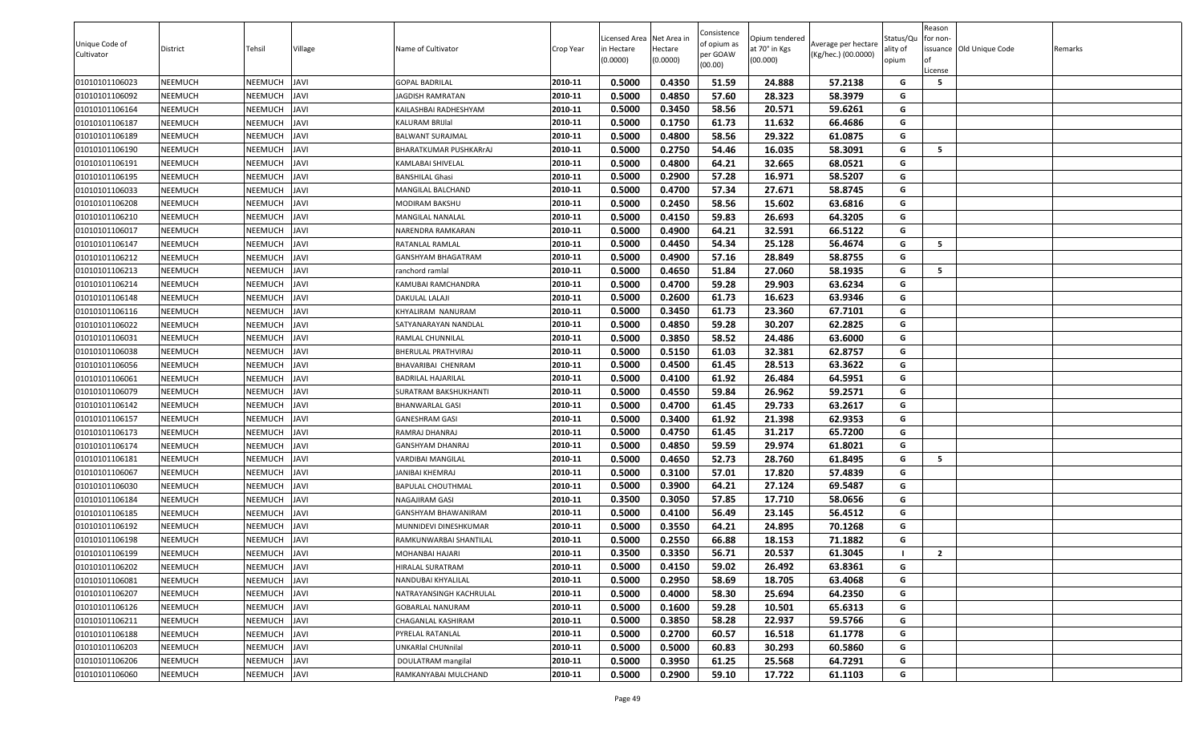| Unique Code of Cultivator | District | Tehsil | Village | Name of Cultivator | Crop Year | Licensed Area in Hectare (0.0000) | Net Area in Hectare (0.0000) | Consistence of opium as per GOAW (00.00) | Opium tendered at 70° in Kgs (00.000) | Average per hectare (Kg/hec.) (00.0000) | Status/Quality of opium | Reason for non-issuance of License | Old Unique Code | Remarks |
|---|---|---|---|---|---|---|---|---|---|---|---|---|---|---|
| 01010101106023 | NEEMUCH | NEEMUCH | JAVI | GOPAL BADRILAL | 2010-11 | 0.5000 | 0.4350 | 51.59 | 24.888 | 57.2138 | G | 5 | | |
| 01010101106092 | NEEMUCH | NEEMUCH | JAVI | JAGDISH RAMRATAN | 2010-11 | 0.5000 | 0.4850 | 57.60 | 28.323 | 58.3979 | G | | | |
| 01010101106164 | NEEMUCH | NEEMUCH | JAVI | KAILASHBAI RADHESHYAM | 2010-11 | 0.5000 | 0.3450 | 58.56 | 20.571 | 59.6261 | G | | | |
| 01010101106187 | NEEMUCH | NEEMUCH | JAVI | KALURAM BRIJlal | 2010-11 | 0.5000 | 0.1750 | 61.73 | 11.632 | 66.4686 | G | | | |
| 01010101106189 | NEEMUCH | NEEMUCH | JAVI | BALWANT SURAJMAL | 2010-11 | 0.5000 | 0.4800 | 58.56 | 29.322 | 61.0875 | G | | | |
| 01010101106190 | NEEMUCH | NEEMUCH | JAVI | BHARATKUMAR PUSHKARrAJ | 2010-11 | 0.5000 | 0.2750 | 54.46 | 16.035 | 58.3091 | G | 5 | | |
| 01010101106191 | NEEMUCH | NEEMUCH | JAVI | KAMLABAI SHIVELAL | 2010-11 | 0.5000 | 0.4800 | 64.21 | 32.665 | 68.0521 | G | | | |
| 01010101106195 | NEEMUCH | NEEMUCH | JAVI | BANSHILAL Ghasi | 2010-11 | 0.5000 | 0.2900 | 57.28 | 16.971 | 58.5207 | G | | | |
| 01010101106033 | NEEMUCH | NEEMUCH | JAVI | MANGILAL BALCHAND | 2010-11 | 0.5000 | 0.4700 | 57.34 | 27.671 | 58.8745 | G | | | |
| 01010101106208 | NEEMUCH | NEEMUCH | JAVI | MODIRAM BAKSHU | 2010-11 | 0.5000 | 0.2450 | 58.56 | 15.602 | 63.6816 | G | | | |
| 01010101106210 | NEEMUCH | NEEMUCH | JAVI | MANGILAL NANALAL | 2010-11 | 0.5000 | 0.4150 | 59.83 | 26.693 | 64.3205 | G | | | |
| 01010101106017 | NEEMUCH | NEEMUCH | JAVI | NARENDRA RAMKARAN | 2010-11 | 0.5000 | 0.4900 | 64.21 | 32.591 | 66.5122 | G | | | |
| 01010101106147 | NEEMUCH | NEEMUCH | JAVI | RATANLAL RAMLAL | 2010-11 | 0.5000 | 0.4450 | 54.34 | 25.128 | 56.4674 | G | 5 | | |
| 01010101106212 | NEEMUCH | NEEMUCH | JAVI | GANSHYAM BHAGATRAM | 2010-11 | 0.5000 | 0.4900 | 57.16 | 28.849 | 58.8755 | G | | | |
| 01010101106213 | NEEMUCH | NEEMUCH | JAVI | ranchord ramlal | 2010-11 | 0.5000 | 0.4650 | 51.84 | 27.060 | 58.1935 | G | 5 | | |
| 01010101106214 | NEEMUCH | NEEMUCH | JAVI | KAMUBAI RAMCHANDRA | 2010-11 | 0.5000 | 0.4700 | 59.28 | 29.903 | 63.6234 | G | | | |
| 01010101106148 | NEEMUCH | NEEMUCH | JAVI | DAKULAL LALAJI | 2010-11 | 0.5000 | 0.2600 | 61.73 | 16.623 | 63.9346 | G | | | |
| 01010101106116 | NEEMUCH | NEEMUCH | JAVI | KHYALIRAM NANURAM | 2010-11 | 0.5000 | 0.3450 | 61.73 | 23.360 | 67.7101 | G | | | |
| 01010101106022 | NEEMUCH | NEEMUCH | JAVI | SATYANARAYAN NANDLAL | 2010-11 | 0.5000 | 0.4850 | 59.28 | 30.207 | 62.2825 | G | | | |
| 01010101106031 | NEEMUCH | NEEMUCH | JAVI | RAMLAL CHUNNILAL | 2010-11 | 0.5000 | 0.3850 | 58.52 | 24.486 | 63.6000 | G | | | |
| 01010101106038 | NEEMUCH | NEEMUCH | JAVI | BHERULAL PRATHVIRAJ | 2010-11 | 0.5000 | 0.5150 | 61.03 | 32.381 | 62.8757 | G | | | |
| 01010101106056 | NEEMUCH | NEEMUCH | JAVI | BHAVARIBAI CHENRAM | 2010-11 | 0.5000 | 0.4500 | 61.45 | 28.513 | 63.3622 | G | | | |
| 01010101106061 | NEEMUCH | NEEMUCH | JAVI | BADRILAL HAJARILAL | 2010-11 | 0.5000 | 0.4100 | 61.92 | 26.484 | 64.5951 | G | | | |
| 01010101106079 | NEEMUCH | NEEMUCH | JAVI | SURATRAM BAKSHUKHANTI | 2010-11 | 0.5000 | 0.4550 | 59.84 | 26.962 | 59.2571 | G | | | |
| 01010101106142 | NEEMUCH | NEEMUCH | JAVI | BHANWARLAL GASI | 2010-11 | 0.5000 | 0.4700 | 61.45 | 29.733 | 63.2617 | G | | | |
| 01010101106157 | NEEMUCH | NEEMUCH | JAVI | GANESHRAM GASI | 2010-11 | 0.5000 | 0.3400 | 61.92 | 21.398 | 62.9353 | G | | | |
| 01010101106173 | NEEMUCH | NEEMUCH | JAVI | RAMRAJ DHANRAJ | 2010-11 | 0.5000 | 0.4750 | 61.45 | 31.217 | 65.7200 | G | | | |
| 01010101106174 | NEEMUCH | NEEMUCH | JAVI | GANSHYAM DHANRAJ | 2010-11 | 0.5000 | 0.4850 | 59.59 | 29.974 | 61.8021 | G | | | |
| 01010101106181 | NEEMUCH | NEEMUCH | JAVI | VARDIBAI MANGILAL | 2010-11 | 0.5000 | 0.4650 | 52.73 | 28.760 | 61.8495 | G | 5 | | |
| 01010101106067 | NEEMUCH | NEEMUCH | JAVI | JANIBAI KHEMRAJ | 2010-11 | 0.5000 | 0.3100 | 57.01 | 17.820 | 57.4839 | G | | | |
| 01010101106030 | NEEMUCH | NEEMUCH | JAVI | BAPULAL CHOUTHMAL | 2010-11 | 0.5000 | 0.3900 | 64.21 | 27.124 | 69.5487 | G | | | |
| 01010101106184 | NEEMUCH | NEEMUCH | JAVI | NAGAJIRAM GASI | 2010-11 | 0.3500 | 0.3050 | 57.85 | 17.710 | 58.0656 | G | | | |
| 01010101106185 | NEEMUCH | NEEMUCH | JAVI | GANSHYAM BHAWANIRAM | 2010-11 | 0.5000 | 0.4100 | 56.49 | 23.145 | 56.4512 | G | | | |
| 01010101106192 | NEEMUCH | NEEMUCH | JAVI | MUNNIDEVI DINESHKUMAR | 2010-11 | 0.5000 | 0.3550 | 64.21 | 24.895 | 70.1268 | G | | | |
| 01010101106198 | NEEMUCH | NEEMUCH | JAVI | RAMKUNWARBAI SHANTILAL | 2010-11 | 0.5000 | 0.2550 | 66.88 | 18.153 | 71.1882 | G | | | |
| 01010101106199 | NEEMUCH | NEEMUCH | JAVI | MOHANBAI HAJARI | 2010-11 | 0.3500 | 0.3350 | 56.71 | 20.537 | 61.3045 | I | 2 | | |
| 01010101106202 | NEEMUCH | NEEMUCH | JAVI | HIRALAL SURATRAM | 2010-11 | 0.5000 | 0.4150 | 59.02 | 26.492 | 63.8361 | G | | | |
| 01010101106081 | NEEMUCH | NEEMUCH | JAVI | NANDUBAI KHYALILAL | 2010-11 | 0.5000 | 0.2950 | 58.69 | 18.705 | 63.4068 | G | | | |
| 01010101106207 | NEEMUCH | NEEMUCH | JAVI | NATRAYANSINGH KACHRULAL | 2010-11 | 0.5000 | 0.4000 | 58.30 | 25.694 | 64.2350 | G | | | |
| 01010101106126 | NEEMUCH | NEEMUCH | JAVI | GOBARLAL NANURAM | 2010-11 | 0.5000 | 0.1600 | 59.28 | 10.501 | 65.6313 | G | | | |
| 01010101106211 | NEEMUCH | NEEMUCH | JAVI | CHAGANLAL KASHIRAM | 2010-11 | 0.5000 | 0.3850 | 58.28 | 22.937 | 59.5766 | G | | | |
| 01010101106188 | NEEMUCH | NEEMUCH | JAVI | PYRELAL RATANLAL | 2010-11 | 0.5000 | 0.2700 | 60.57 | 16.518 | 61.1778 | G | | | |
| 01010101106203 | NEEMUCH | NEEMUCH | JAVI | UNKARlal CHUNnilal | 2010-11 | 0.5000 | 0.5000 | 60.83 | 30.293 | 60.5860 | G | | | |
| 01010101106206 | NEEMUCH | NEEMUCH | JAVI | DOULATRAM mangilal | 2010-11 | 0.5000 | 0.3950 | 61.25 | 25.568 | 64.7291 | G | | | |
| 01010101106060 | NEEMUCH | NEEMUCH | JAVI | RAMKANYABAI MULCHAND | 2010-11 | 0.5000 | 0.2900 | 59.10 | 17.722 | 61.1103 | G | | | |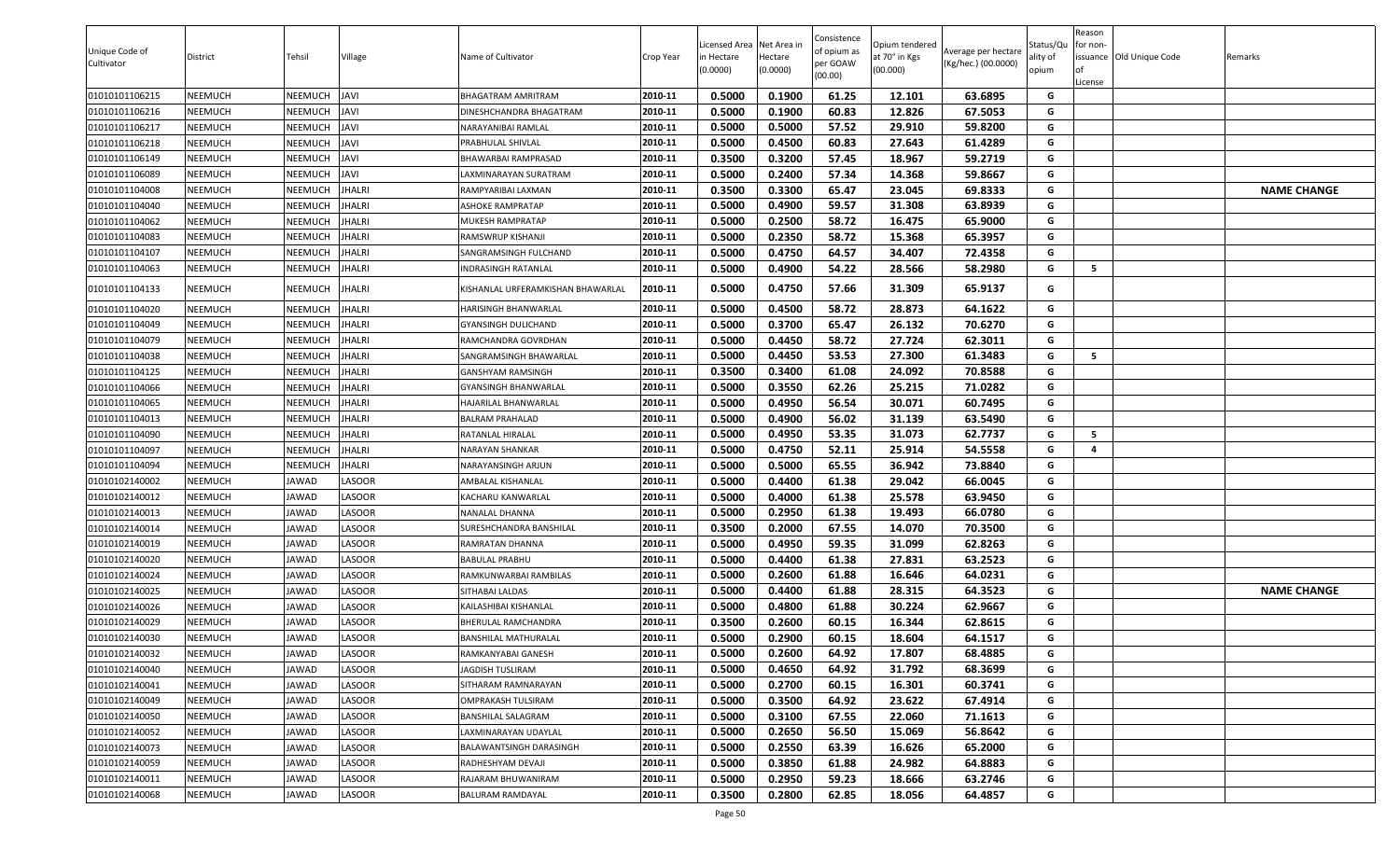| Unique Code of Cultivator | District | Tehsil | Village | Name of Cultivator | Crop Year | Licensed Area in Hectare (0.0000) | Net Area in Hectare (0.0000) | Consistence of opium as per GOAW (00.00) | Opium tendered at 70° in Kgs (00.000) | Average per hectare (Kg/hec.) (00.0000) | Status/Quality of opium | Reason for non-issuance of License | Old Unique Code | Remarks |
|---|---|---|---|---|---|---|---|---|---|---|---|---|---|---|
| 01010101106215 | NEEMUCH | NEEMUCH | JAVI | BHAGATRAM AMRITRAM | 2010-11 | 0.5000 | 0.1900 | 61.25 | 12.101 | 63.6895 | G | | | |
| 01010101106216 | NEEMUCH | NEEMUCH | JAVI | DINESHCHANDRA BHAGATRAM | 2010-11 | 0.5000 | 0.1900 | 60.83 | 12.826 | 67.5053 | G | | | |
| 01010101106217 | NEEMUCH | NEEMUCH | JAVI | NARAYANIBAI RAMLAL | 2010-11 | 0.5000 | 0.5000 | 57.52 | 29.910 | 59.8200 | G | | | |
| 01010101106218 | NEEMUCH | NEEMUCH | JAVI | PRABHULAL SHIVLAL | 2010-11 | 0.5000 | 0.4500 | 60.83 | 27.643 | 61.4289 | G | | | |
| 01010101106149 | NEEMUCH | NEEMUCH | JAVI | BHAWARBAI RAMPRASAD | 2010-11 | 0.3500 | 0.3200 | 57.45 | 18.967 | 59.2719 | G | | | |
| 01010101106089 | NEEMUCH | NEEMUCH | JAVI | LAXMINARAYAN SURATRAM | 2010-11 | 0.5000 | 0.2400 | 57.34 | 14.368 | 59.8667 | G | | | |
| 01010101104008 | NEEMUCH | NEEMUCH | JHALRI | RAMPYARIBAI LAXMAN | 2010-11 | 0.3500 | 0.3300 | 65.47 | 23.045 | 69.8333 | G | | | NAME CHANGE |
| 01010101104040 | NEEMUCH | NEEMUCH | JHALRI | ASHOKE RAMPRATAP | 2010-11 | 0.5000 | 0.4900 | 59.57 | 31.308 | 63.8939 | G | | | |
| 01010101104062 | NEEMUCH | NEEMUCH | JHALRI | MUKESH RAMPRATAP | 2010-11 | 0.5000 | 0.2500 | 58.72 | 16.475 | 65.9000 | G | | | |
| 01010101104083 | NEEMUCH | NEEMUCH | JHALRI | RAMSWRUP KISHANJI | 2010-11 | 0.5000 | 0.2350 | 58.72 | 15.368 | 65.3957 | G | | | |
| 01010101104107 | NEEMUCH | NEEMUCH | JHALRI | SANGRAMSINGH FULCHAND | 2010-11 | 0.5000 | 0.4750 | 64.57 | 34.407 | 72.4358 | G | | | |
| 01010101104063 | NEEMUCH | NEEMUCH | JHALRI | INDRASINGH RATANLAL | 2010-11 | 0.5000 | 0.4900 | 54.22 | 28.566 | 58.2980 | G | 5 | | |
| 01010101104133 | NEEMUCH | NEEMUCH | JHALRI | KISHANLAL URFERAMKISHAN BHAWARLAL | 2010-11 | 0.5000 | 0.4750 | 57.66 | 31.309 | 65.9137 | G | | | |
| 01010101104020 | NEEMUCH | NEEMUCH | JHALRI | HARISINGH BHANWARLAL | 2010-11 | 0.5000 | 0.4500 | 58.72 | 28.873 | 64.1622 | G | | | |
| 01010101104049 | NEEMUCH | NEEMUCH | JHALRI | GYANSINGH DULICHAND | 2010-11 | 0.5000 | 0.3700 | 65.47 | 26.132 | 70.6270 | G | | | |
| 01010101104079 | NEEMUCH | NEEMUCH | JHALRI | RAMCHANDRA GOVRDHAN | 2010-11 | 0.5000 | 0.4450 | 58.72 | 27.724 | 62.3011 | G | | | |
| 01010101104038 | NEEMUCH | NEEMUCH | JHALRI | SANGRAMSINGH BHAWARLAL | 2010-11 | 0.5000 | 0.4450 | 53.53 | 27.300 | 61.3483 | G | 5 | | |
| 01010101104125 | NEEMUCH | NEEMUCH | JHALRI | GANSHYAM RAMSINGH | 2010-11 | 0.3500 | 0.3400 | 61.08 | 24.092 | 70.8588 | G | | | |
| 01010101104066 | NEEMUCH | NEEMUCH | JHALRI | GYANSINGH BHANWARLAL | 2010-11 | 0.5000 | 0.3550 | 62.26 | 25.215 | 71.0282 | G | | | |
| 01010101104065 | NEEMUCH | NEEMUCH | JHALRI | HAJARILAL BHANWARLAL | 2010-11 | 0.5000 | 0.4950 | 56.54 | 30.071 | 60.7495 | G | | | |
| 01010101104013 | NEEMUCH | NEEMUCH | JHALRI | BALRAM PRAHALAD | 2010-11 | 0.5000 | 0.4900 | 56.02 | 31.139 | 63.5490 | G | | | |
| 01010101104090 | NEEMUCH | NEEMUCH | JHALRI | RATANLAL HIRALAL | 2010-11 | 0.5000 | 0.4950 | 53.35 | 31.073 | 62.7737 | G | 5 | | |
| 01010101104097 | NEEMUCH | NEEMUCH | JHALRI | NARAYAN SHANKAR | 2010-11 | 0.5000 | 0.4750 | 52.11 | 25.914 | 54.5558 | G | 4 | | |
| 01010101104094 | NEEMUCH | NEEMUCH | JHALRI | NARAYANSINGH ARJUN | 2010-11 | 0.5000 | 0.5000 | 65.55 | 36.942 | 73.8840 | G | | | |
| 01010102140002 | NEEMUCH | JAWAD | LASOOR | AMBALAL KISHANLAL | 2010-11 | 0.5000 | 0.4400 | 61.38 | 29.042 | 66.0045 | G | | | |
| 01010102140012 | NEEMUCH | JAWAD | LASOOR | KACHARU KANWARLAL | 2010-11 | 0.5000 | 0.4000 | 61.38 | 25.578 | 63.9450 | G | | | |
| 01010102140013 | NEEMUCH | JAWAD | LASOOR | NANALAL DHANNA | 2010-11 | 0.5000 | 0.2950 | 61.38 | 19.493 | 66.0780 | G | | | |
| 01010102140014 | NEEMUCH | JAWAD | LASOOR | SURESHCHANDRA BANSHILAL | 2010-11 | 0.3500 | 0.2000 | 67.55 | 14.070 | 70.3500 | G | | | |
| 01010102140019 | NEEMUCH | JAWAD | LASOOR | RAMRATAN DHANNA | 2010-11 | 0.5000 | 0.4950 | 59.35 | 31.099 | 62.8263 | G | | | |
| 01010102140020 | NEEMUCH | JAWAD | LASOOR | BABULAL PRABHU | 2010-11 | 0.5000 | 0.4400 | 61.38 | 27.831 | 63.2523 | G | | | |
| 01010102140024 | NEEMUCH | JAWAD | LASOOR | RAMKUNWARBAI RAMBILAS | 2010-11 | 0.5000 | 0.2600 | 61.88 | 16.646 | 64.0231 | G | | | |
| 01010102140025 | NEEMUCH | JAWAD | LASOOR | SITHABAI LALDAS | 2010-11 | 0.5000 | 0.4400 | 61.88 | 28.315 | 64.3523 | G | | | NAME CHANGE |
| 01010102140026 | NEEMUCH | JAWAD | LASOOR | KAILASHIBAI KISHANLAL | 2010-11 | 0.5000 | 0.4800 | 61.88 | 30.224 | 62.9667 | G | | | |
| 01010102140029 | NEEMUCH | JAWAD | LASOOR | BHERULAL RAMCHANDRA | 2010-11 | 0.3500 | 0.2600 | 60.15 | 16.344 | 62.8615 | G | | | |
| 01010102140030 | NEEMUCH | JAWAD | LASOOR | BANSHILAL MATHURALAL | 2010-11 | 0.5000 | 0.2900 | 60.15 | 18.604 | 64.1517 | G | | | |
| 01010102140032 | NEEMUCH | JAWAD | LASOOR | RAMKANYABAI GANESH | 2010-11 | 0.5000 | 0.2600 | 64.92 | 17.807 | 68.4885 | G | | | |
| 01010102140040 | NEEMUCH | JAWAD | LASOOR | JAGDISH TUSLIRAM | 2010-11 | 0.5000 | 0.4650 | 64.92 | 31.792 | 68.3699 | G | | | |
| 01010102140041 | NEEMUCH | JAWAD | LASOOR | SITHARAM RAMNARAYAN | 2010-11 | 0.5000 | 0.2700 | 60.15 | 16.301 | 60.3741 | G | | | |
| 01010102140049 | NEEMUCH | JAWAD | LASOOR | OMPRAKASH TULSIRAM | 2010-11 | 0.5000 | 0.3500 | 64.92 | 23.622 | 67.4914 | G | | | |
| 01010102140050 | NEEMUCH | JAWAD | LASOOR | BANSHILAL SALAGRAM | 2010-11 | 0.5000 | 0.3100 | 67.55 | 22.060 | 71.1613 | G | | | |
| 01010102140052 | NEEMUCH | JAWAD | LASOOR | LAXMINARAYAN UDAYLAL | 2010-11 | 0.5000 | 0.2650 | 56.50 | 15.069 | 56.8642 | G | | | |
| 01010102140073 | NEEMUCH | JAWAD | LASOOR | BALAWANTSINGH DARASINGH | 2010-11 | 0.5000 | 0.2550 | 63.39 | 16.626 | 65.2000 | G | | | |
| 01010102140059 | NEEMUCH | JAWAD | LASOOR | RADHESHYAM DEVAJI | 2010-11 | 0.5000 | 0.3850 | 61.88 | 24.982 | 64.8883 | G | | | |
| 01010102140011 | NEEMUCH | JAWAD | LASOOR | RAJARAM BHUWANIRAM | 2010-11 | 0.5000 | 0.2950 | 59.23 | 18.666 | 63.2746 | G | | | |
| 01010102140068 | NEEMUCH | JAWAD | LASOOR | BALURAM RAMDAYAL | 2010-11 | 0.3500 | 0.2800 | 62.85 | 18.056 | 64.4857 | G | | | |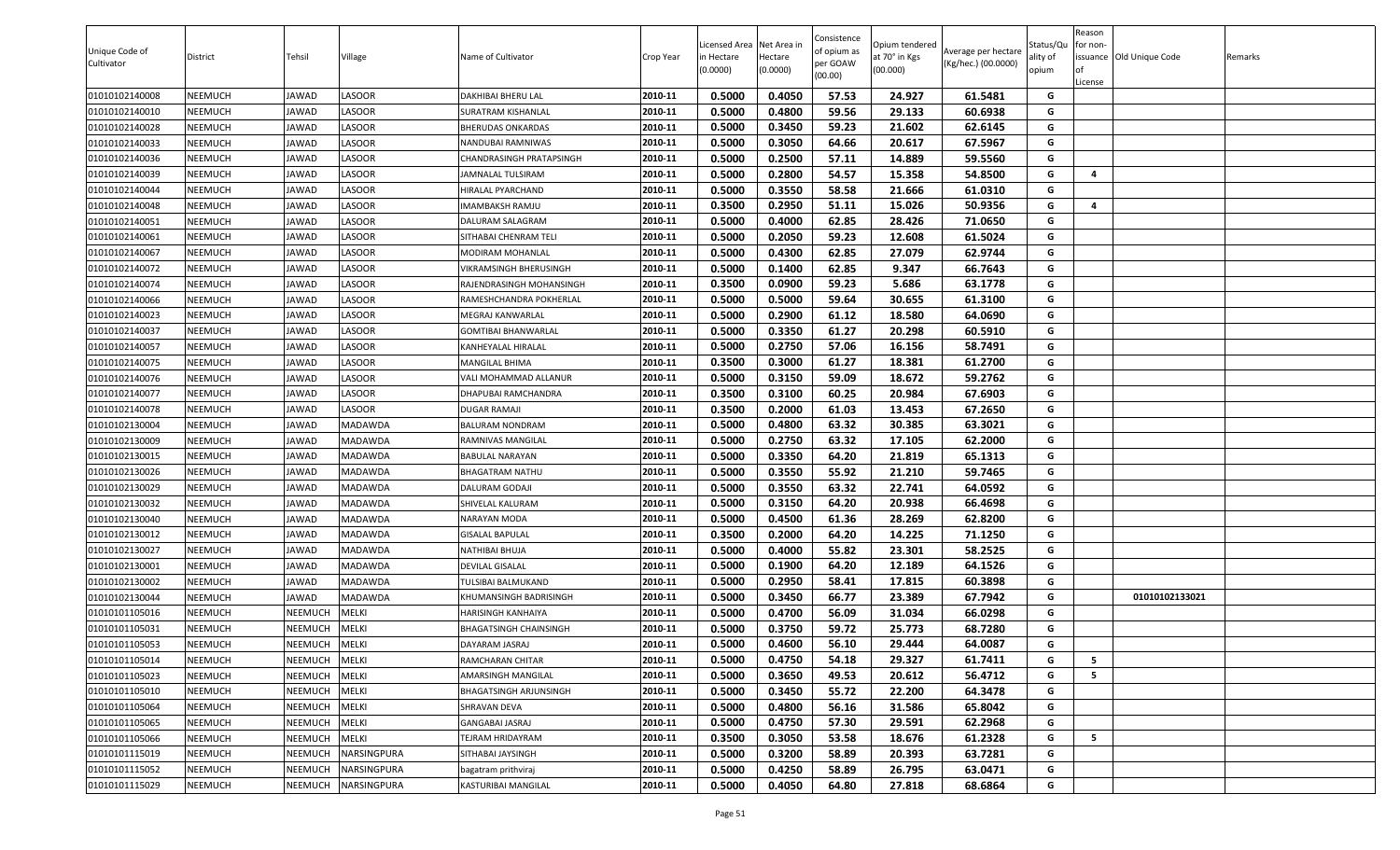| Unique Code of Cultivator | District | Tehsil | Village | Name of Cultivator | Crop Year | Licensed Area in Hectare (0.0000) | Net Area in Hectare (0.0000) | Consistence of opium as per GOAW (00.00) | Opium tendered at 70° in Kgs (00.000) | Average per hectare (Kg/hec.) (00.0000) | Status/Quality of opium | Reason for non-issuance of License | Old Unique Code | Remarks |
|---|---|---|---|---|---|---|---|---|---|---|---|---|---|---|
| 01010102140008 | NEEMUCH | JAWAD | LASOOR | DAKHIBAI BHERU LAL | 2010-11 | 0.5000 | 0.4050 | 57.53 | 24.927 | 61.5481 | G | | | |
| 01010102140010 | NEEMUCH | JAWAD | LASOOR | SURATRAM KISHANLAL | 2010-11 | 0.5000 | 0.4800 | 59.56 | 29.133 | 60.6938 | G | | | |
| 01010102140028 | NEEMUCH | JAWAD | LASOOR | BHERUDAS ONKARDAS | 2010-11 | 0.5000 | 0.3450 | 59.23 | 21.602 | 62.6145 | G | | | |
| 01010102140033 | NEEMUCH | JAWAD | LASOOR | NANDUBAI RAMNIWAS | 2010-11 | 0.5000 | 0.3050 | 64.66 | 20.617 | 67.5967 | G | | | |
| 01010102140036 | NEEMUCH | JAWAD | LASOOR | CHANDRASINGH PRATAPSINGH | 2010-11 | 0.5000 | 0.2500 | 57.11 | 14.889 | 59.5560 | G | | | |
| 01010102140039 | NEEMUCH | JAWAD | LASOOR | JAMNALAL TULSIRAM | 2010-11 | 0.5000 | 0.2800 | 54.57 | 15.358 | 54.8500 | G | 4 | | |
| 01010102140044 | NEEMUCH | JAWAD | LASOOR | HIRALAL PYARCHAND | 2010-11 | 0.5000 | 0.3550 | 58.58 | 21.666 | 61.0310 | G | | | |
| 01010102140048 | NEEMUCH | JAWAD | LASOOR | IMAMBAKSH RAMJU | 2010-11 | 0.3500 | 0.2950 | 51.11 | 15.026 | 50.9356 | G | 4 | | |
| 01010102140051 | NEEMUCH | JAWAD | LASOOR | DALURAM SALAGRAM | 2010-11 | 0.5000 | 0.4000 | 62.85 | 28.426 | 71.0650 | G | | | |
| 01010102140061 | NEEMUCH | JAWAD | LASOOR | SITHABAI CHENRAM TELI | 2010-11 | 0.5000 | 0.2050 | 59.23 | 12.608 | 61.5024 | G | | | |
| 01010102140067 | NEEMUCH | JAWAD | LASOOR | MODIRAM MOHANLAL | 2010-11 | 0.5000 | 0.4300 | 62.85 | 27.079 | 62.9744 | G | | | |
| 01010102140072 | NEEMUCH | JAWAD | LASOOR | VIKRAMSINGH BHERUSINGH | 2010-11 | 0.5000 | 0.1400 | 62.85 | 9.347 | 66.7643 | G | | | |
| 01010102140074 | NEEMUCH | JAWAD | LASOOR | RAJENDRASINGH MOHANSINGH | 2010-11 | 0.3500 | 0.0900 | 59.23 | 5.686 | 63.1778 | G | | | |
| 01010102140066 | NEEMUCH | JAWAD | LASOOR | RAMESHCHANDRA POKHERLAL | 2010-11 | 0.5000 | 0.5000 | 59.64 | 30.655 | 61.3100 | G | | | |
| 01010102140023 | NEEMUCH | JAWAD | LASOOR | MEGRAJ KANWARLAL | 2010-11 | 0.5000 | 0.2900 | 61.12 | 18.580 | 64.0690 | G | | | |
| 01010102140037 | NEEMUCH | JAWAD | LASOOR | GOMTIBAI BHANWARLAL | 2010-11 | 0.5000 | 0.3350 | 61.27 | 20.298 | 60.5910 | G | | | |
| 01010102140057 | NEEMUCH | JAWAD | LASOOR | KANHEYALAL HIRALAL | 2010-11 | 0.5000 | 0.2750 | 57.06 | 16.156 | 58.7491 | G | | | |
| 01010102140075 | NEEMUCH | JAWAD | LASOOR | MANGILAL BHIMA | 2010-11 | 0.3500 | 0.3000 | 61.27 | 18.381 | 61.2700 | G | | | |
| 01010102140076 | NEEMUCH | JAWAD | LASOOR | VALI MOHAMMAD ALLANUR | 2010-11 | 0.5000 | 0.3150 | 59.09 | 18.672 | 59.2762 | G | | | |
| 01010102140077 | NEEMUCH | JAWAD | LASOOR | DHAPUBAI RAMCHANDRA | 2010-11 | 0.3500 | 0.3100 | 60.25 | 20.984 | 67.6903 | G | | | |
| 01010102140078 | NEEMUCH | JAWAD | LASOOR | DUGAR RAMAJI | 2010-11 | 0.3500 | 0.2000 | 61.03 | 13.453 | 67.2650 | G | | | |
| 01010102130004 | NEEMUCH | JAWAD | MADAWDA | BALURAM NONDRAM | 2010-11 | 0.5000 | 0.4800 | 63.32 | 30.385 | 63.3021 | G | | | |
| 01010102130009 | NEEMUCH | JAWAD | MADAWDA | RAMNIVAS MANGILAL | 2010-11 | 0.5000 | 0.2750 | 63.32 | 17.105 | 62.2000 | G | | | |
| 01010102130015 | NEEMUCH | JAWAD | MADAWDA | BABULAL NARAYAN | 2010-11 | 0.5000 | 0.3350 | 64.20 | 21.819 | 65.1313 | G | | | |
| 01010102130026 | NEEMUCH | JAWAD | MADAWDA | BHAGATRAM NATHU | 2010-11 | 0.5000 | 0.3550 | 55.92 | 21.210 | 59.7465 | G | | | |
| 01010102130029 | NEEMUCH | JAWAD | MADAWDA | DALURAM GODAJI | 2010-11 | 0.5000 | 0.3550 | 63.32 | 22.741 | 64.0592 | G | | | |
| 01010102130032 | NEEMUCH | JAWAD | MADAWDA | SHIVELAL KALURAM | 2010-11 | 0.5000 | 0.3150 | 64.20 | 20.938 | 66.4698 | G | | | |
| 01010102130040 | NEEMUCH | JAWAD | MADAWDA | NARAYAN MODA | 2010-11 | 0.5000 | 0.4500 | 61.36 | 28.269 | 62.8200 | G | | | |
| 01010102130012 | NEEMUCH | JAWAD | MADAWDA | GISALAL BAPULAL | 2010-11 | 0.3500 | 0.2000 | 64.20 | 14.225 | 71.1250 | G | | | |
| 01010102130027 | NEEMUCH | JAWAD | MADAWDA | NATHIBAI BHUJA | 2010-11 | 0.5000 | 0.4000 | 55.82 | 23.301 | 58.2525 | G | | | |
| 01010102130001 | NEEMUCH | JAWAD | MADAWDA | DEVILAL GISALAL | 2010-11 | 0.5000 | 0.1900 | 64.20 | 12.189 | 64.1526 | G | | | |
| 01010102130002 | NEEMUCH | JAWAD | MADAWDA | TULSIBAI BALMUKAND | 2010-11 | 0.5000 | 0.2950 | 58.41 | 17.815 | 60.3898 | G | | | |
| 01010102130044 | NEEMUCH | JAWAD | MADAWDA | KHUMANSINGH BADRISINGH | 2010-11 | 0.5000 | 0.3450 | 66.77 | 23.389 | 67.7942 | G | | 01010102133021 | |
| 01010101105016 | NEEMUCH | NEEMUCH | MELKI | HARISINGH KANHAIYA | 2010-11 | 0.5000 | 0.4700 | 56.09 | 31.034 | 66.0298 | G | | | |
| 01010101105031 | NEEMUCH | NEEMUCH | MELKI | BHAGATSINGH CHAINSINGH | 2010-11 | 0.5000 | 0.3750 | 59.72 | 25.773 | 68.7280 | G | | | |
| 01010101105053 | NEEMUCH | NEEMUCH | MELKI | DAYARAM JASRAJ | 2010-11 | 0.5000 | 0.4600 | 56.10 | 29.444 | 64.0087 | G | | | |
| 01010101105014 | NEEMUCH | NEEMUCH | MELKI | RAMCHARAN CHITAR | 2010-11 | 0.5000 | 0.4750 | 54.18 | 29.327 | 61.7411 | G | 5 | | |
| 01010101105023 | NEEMUCH | NEEMUCH | MELKI | AMARSINGH MANGILAL | 2010-11 | 0.5000 | 0.3650 | 49.53 | 20.612 | 56.4712 | G | 5 | | |
| 01010101105010 | NEEMUCH | NEEMUCH | MELKI | BHAGATSINGH ARJUNSINGH | 2010-11 | 0.5000 | 0.3450 | 55.72 | 22.200 | 64.3478 | G | | | |
| 01010101105064 | NEEMUCH | NEEMUCH | MELKI | SHRAVAN DEVA | 2010-11 | 0.5000 | 0.4800 | 56.16 | 31.586 | 65.8042 | G | | | |
| 01010101105065 | NEEMUCH | NEEMUCH | MELKI | GANGABAI JASRAJ | 2010-11 | 0.5000 | 0.4750 | 57.30 | 29.591 | 62.2968 | G | | | |
| 01010101105066 | NEEMUCH | NEEMUCH | MELKI | TEJRAM HRIDAYRAM | 2010-11 | 0.3500 | 0.3050 | 53.58 | 18.676 | 61.2328 | G | 5 | | |
| 01010101115019 | NEEMUCH | NEEMUCH | NARSINGPURA | SITHABAI JAYSINGH | 2010-11 | 0.5000 | 0.3200 | 58.89 | 20.393 | 63.7281 | G | | | |
| 01010101115052 | NEEMUCH | NEEMUCH | NARSINGPURA | bagatram prithviraj | 2010-11 | 0.5000 | 0.4250 | 58.89 | 26.795 | 63.0471 | G | | | |
| 01010101115029 | NEEMUCH | NEEMUCH | NARSINGPURA | KASTURIBAI MANGILAL | 2010-11 | 0.5000 | 0.4050 | 64.80 | 27.818 | 68.6864 | G | | | |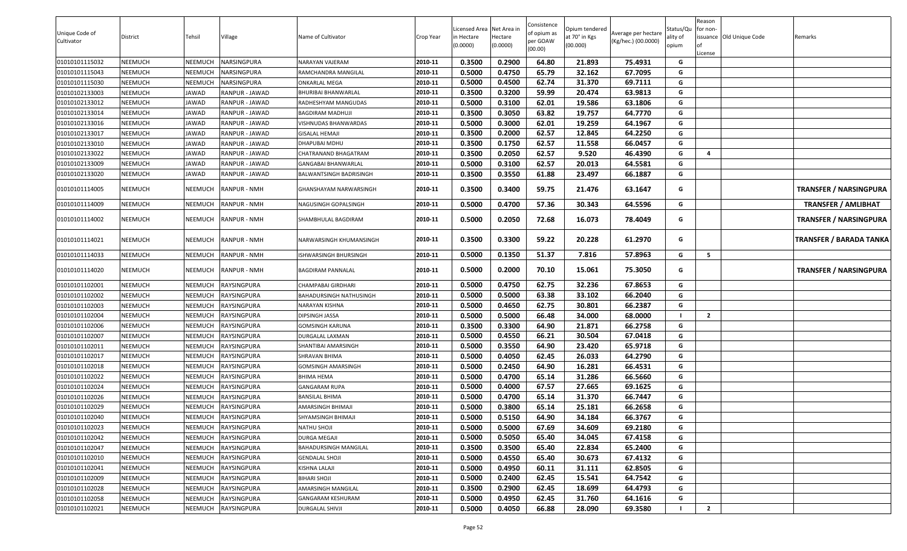| Unique Code of Cultivator | District | Tehsil | Village | Name of Cultivator | Crop Year | Licensed Area in Hectare (0.0000) | Net Area in Hectare (0.0000) | Consistence of opium as per GOAW (00.00) | Opium tendered at 70° in Kgs (00.000) | Average per hectare (Kg/hec.) (00.0000) | Status/Quality of opium | Reason for non-issuance of License | Old Unique Code | Remarks |
|---|---|---|---|---|---|---|---|---|---|---|---|---|---|---|
| 01010101115032 | NEEMUCH | NEEMUCH | NARSINGPURA | NARAYAN VAJERAM | 2010-11 | 0.3500 | 0.2900 | 64.80 | 21.893 | 75.4931 | G | | | |
| 01010101115043 | NEEMUCH | NEEMUCH | NARSINGPURA | RAMCHANDRA MANGILAL | 2010-11 | 0.5000 | 0.4750 | 65.79 | 32.162 | 67.7095 | G | | | |
| 01010101115030 | NEEMUCH | NEEMUCH | NARSINGPURA | ONKARLAL MEGA | 2010-11 | 0.5000 | 0.4500 | 62.74 | 31.370 | 69.7111 | G | | | |
| 01010102133003 | NEEMUCH | JAWAD | RANPUR - JAWAD | BHURIBAI BHANWARLAL | 2010-11 | 0.3500 | 0.3200 | 59.99 | 20.474 | 63.9813 | G | | | |
| 01010102133012 | NEEMUCH | JAWAD | RANPUR - JAWAD | RADHESHYAM MANGUDAS | 2010-11 | 0.5000 | 0.3100 | 62.01 | 19.586 | 63.1806 | G | | | |
| 01010102133014 | NEEMUCH | JAWAD | RANPUR - JAWAD | BAGDIRAM MADHUJI | 2010-11 | 0.3500 | 0.3050 | 63.82 | 19.757 | 64.7770 | G | | | |
| 01010102133016 | NEEMUCH | JAWAD | RANPUR - JAWAD | VISHNUDAS BHANWARDAS | 2010-11 | 0.5000 | 0.3000 | 62.01 | 19.259 | 64.1967 | G | | | |
| 01010102133017 | NEEMUCH | JAWAD | RANPUR - JAWAD | GISALAL HEMAJI | 2010-11 | 0.3500 | 0.2000 | 62.57 | 12.845 | 64.2250 | G | | | |
| 01010102133010 | NEEMUCH | JAWAD | RANPUR - JAWAD | DHAPUBAI MDHU | 2010-11 | 0.3500 | 0.1750 | 62.57 | 11.558 | 66.0457 | G | | | |
| 01010102133022 | NEEMUCH | JAWAD | RANPUR - JAWAD | CHATRANAND BHAGATRAM | 2010-11 | 0.3500 | 0.2050 | 62.57 | 9.520 | 46.4390 | G | 4 | | |
| 01010102133009 | NEEMUCH | JAWAD | RANPUR - JAWAD | GANGABAI BHANWARLAL | 2010-11 | 0.5000 | 0.3100 | 62.57 | 20.013 | 64.5581 | G | | | |
| 01010102133020 | NEEMUCH | JAWAD | RANPUR - JAWAD | BALWANTSINGH BADRISINGH | 2010-11 | 0.3500 | 0.3550 | 61.88 | 23.497 | 66.1887 | G | | | |
| 01010101114005 | NEEMUCH | NEEMUCH | RANPUR - NMH | GHANSHAYAM NARWARSINGH | 2010-11 | 0.3500 | 0.3400 | 59.75 | 21.476 | 63.1647 | G | | | TRANSFER / NARSINGPURA |
| 01010101114009 | NEEMUCH | NEEMUCH | RANPUR - NMH | NAGUSINGH GOPALSINGH | 2010-11 | 0.5000 | 0.4700 | 57.36 | 30.343 | 64.5596 | G | | | TRANSFER / AMLIBHAT |
| 01010101114002 | NEEMUCH | NEEMUCH | RANPUR - NMH | SHAMBHULAL BAGDIRAM | 2010-11 | 0.5000 | 0.2050 | 72.68 | 16.073 | 78.4049 | G | | | TRANSFER / NARSINGPURA |
| 01010101114021 | NEEMUCH | NEEMUCH | RANPUR - NMH | NARWARSINGH KHUMANSINGH | 2010-11 | 0.3500 | 0.3300 | 59.22 | 20.228 | 61.2970 | G | | | TRANSFER / BARADA TANKA |
| 01010101114033 | NEEMUCH | NEEMUCH | RANPUR - NMH | ISHWARSINGH BHURSINGH | 2010-11 | 0.5000 | 0.1350 | 51.37 | 7.816 | 57.8963 | G | 5 | | |
| 01010101114020 | NEEMUCH | NEEMUCH | RANPUR - NMH | BAGDIRAM PANNALAL | 2010-11 | 0.5000 | 0.2000 | 70.10 | 15.061 | 75.3050 | G | | | TRANSFER / NARSINGPURA |
| 01010101102001 | NEEMUCH | NEEMUCH | RAYSINGPURA | CHAMPABAI GIRDHARI | 2010-11 | 0.5000 | 0.4750 | 62.75 | 32.236 | 67.8653 | G | | | |
| 01010101102002 | NEEMUCH | NEEMUCH | RAYSINGPURA | BAHADURSINGH NATHUSINGH | 2010-11 | 0.5000 | 0.5000 | 63.38 | 33.102 | 66.2040 | G | | | |
| 01010101102003 | NEEMUCH | NEEMUCH | RAYSINGPURA | NARAYAN KISHNA | 2010-11 | 0.5000 | 0.4650 | 62.75 | 30.801 | 66.2387 | G | | | |
| 01010101102004 | NEEMUCH | NEEMUCH | RAYSINGPURA | DIPSINGH JASSA | 2010-11 | 0.5000 | 0.5000 | 66.48 | 34.000 | 68.0000 | I | 2 | | |
| 01010101102006 | NEEMUCH | NEEMUCH | RAYSINGPURA | GOMSINGH KARUNA | 2010-11 | 0.3500 | 0.3300 | 64.90 | 21.871 | 66.2758 | G | | | |
| 01010101102007 | NEEMUCH | NEEMUCH | RAYSINGPURA | DURGALAL LAXMAN | 2010-11 | 0.5000 | 0.4550 | 66.21 | 30.504 | 67.0418 | G | | | |
| 01010101102011 | NEEMUCH | NEEMUCH | RAYSINGPURA | SHANTIBAI AMARSINGH | 2010-11 | 0.5000 | 0.3550 | 64.90 | 23.420 | 65.9718 | G | | | |
| 01010101102017 | NEEMUCH | NEEMUCH | RAYSINGPURA | SHRAVAN BHIMA | 2010-11 | 0.5000 | 0.4050 | 62.45 | 26.033 | 64.2790 | G | | | |
| 01010101102018 | NEEMUCH | NEEMUCH | RAYSINGPURA | GOMSINGH AMARSINGH | 2010-11 | 0.5000 | 0.2450 | 64.90 | 16.281 | 66.4531 | G | | | |
| 01010101102022 | NEEMUCH | NEEMUCH | RAYSINGPURA | BHIMA HEMA | 2010-11 | 0.5000 | 0.4700 | 65.14 | 31.286 | 66.5660 | G | | | |
| 01010101102024 | NEEMUCH | NEEMUCH | RAYSINGPURA | GANGARAM RUPA | 2010-11 | 0.5000 | 0.4000 | 67.57 | 27.665 | 69.1625 | G | | | |
| 01010101102026 | NEEMUCH | NEEMUCH | RAYSINGPURA | BANSILAL BHIMA | 2010-11 | 0.5000 | 0.4700 | 65.14 | 31.370 | 66.7447 | G | | | |
| 01010101102029 | NEEMUCH | NEEMUCH | RAYSINGPURA | AMARSINGH BHIMAJI | 2010-11 | 0.5000 | 0.3800 | 65.14 | 25.181 | 66.2658 | G | | | |
| 01010101102040 | NEEMUCH | NEEMUCH | RAYSINGPURA | SHYAMSINGH BHIMAJI | 2010-11 | 0.5000 | 0.5150 | 64.90 | 34.184 | 66.3767 | G | | | |
| 01010101102023 | NEEMUCH | NEEMUCH | RAYSINGPURA | NATHU SHOJI | 2010-11 | 0.5000 | 0.5000 | 67.69 | 34.609 | 69.2180 | G | | | |
| 01010101102042 | NEEMUCH | NEEMUCH | RAYSINGPURA | DURGA MEGAJI | 2010-11 | 0.5000 | 0.5050 | 65.40 | 34.045 | 67.4158 | G | | | |
| 01010101102047 | NEEMUCH | NEEMUCH | RAYSINGPURA | BAHADURSINGH MANGILAL | 2010-11 | 0.3500 | 0.3500 | 65.40 | 22.834 | 65.2400 | G | | | |
| 01010101102010 | NEEMUCH | NEEMUCH | RAYSINGPURA | GENDALAL SHOJI | 2010-11 | 0.5000 | 0.4550 | 65.40 | 30.673 | 67.4132 | G | | | |
| 01010101102041 | NEEMUCH | NEEMUCH | RAYSINGPURA | KISHNA LALAJI | 2010-11 | 0.5000 | 0.4950 | 60.11 | 31.111 | 62.8505 | G | | | |
| 01010101102009 | NEEMUCH | NEEMUCH | RAYSINGPURA | BIHARI SHOJI | 2010-11 | 0.5000 | 0.2400 | 62.45 | 15.541 | 64.7542 | G | | | |
| 01010101102028 | NEEMUCH | NEEMUCH | RAYSINGPURA | AMARSINGH MANGILAL | 2010-11 | 0.3500 | 0.2900 | 62.45 | 18.699 | 64.4793 | G | | | |
| 01010101102058 | NEEMUCH | NEEMUCH | RAYSINGPURA | GANGARAM KESHURAM | 2010-11 | 0.5000 | 0.4950 | 62.45 | 31.760 | 64.1616 | G | | | |
| 01010101102021 | NEEMUCH | NEEMUCH | RAYSINGPURA | DURGALAL SHIVJI | 2010-11 | 0.5000 | 0.4050 | 66.88 | 28.090 | 69.3580 | I | 2 | | |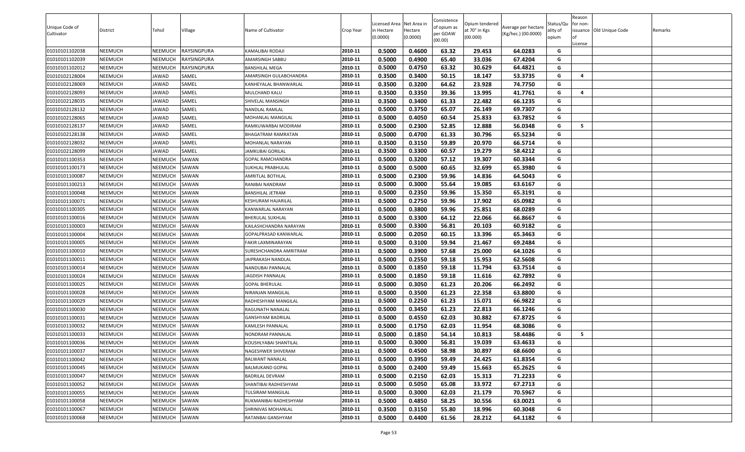| Unique Code of Cultivator | District | Tehsil | Village | Name of Cultivator | Crop Year | Licensed Area in Hectare (0.0000) | Net Area in Hectare (0.0000) | Consistence of opium as per GOAW (00.00) | Opium tendered at 70° in Kgs (00.000) | Average per hectare (Kg/hec.) (00.0000) | Status/Quality of opium | Reason for non-issuance of License | Old Unique Code | Remarks |
|---|---|---|---|---|---|---|---|---|---|---|---|---|---|---|
| 01010101102038 | NEEMUCH | NEEMUCH | RAYSINGPURA | KAMALIBAI RODAJI | 2010-11 | 0.5000 | 0.4600 | 63.32 | 29.453 | 64.0283 | G | | | |
| 01010101102039 | NEEMUCH | NEEMUCH | RAYSINGPURA | AMARSINGH SABBU | 2010-11 | 0.5000 | 0.4900 | 65.40 | 33.036 | 67.4204 | G | | | |
| 01010101102012 | NEEMUCH | NEEMUCH | RAYSINGPURA | BANSHILAL MEGA | 2010-11 | 0.5000 | 0.4750 | 63.32 | 30.629 | 64.4821 | G | | | |
| 01010102128004 | NEEMUCH | JAWAD | SAMEL | AMARSINGH GULABCHANDRA | 2010-11 | 0.3500 | 0.3400 | 50.15 | 18.147 | 53.3735 | G | 4 | | |
| 01010102128069 | NEEMUCH | JAWAD | SAMEL | KANHEYALAL BHANWARLAL | 2010-11 | 0.3500 | 0.3200 | 64.62 | 23.928 | 74.7750 | G | | | |
| 01010102128093 | NEEMUCH | JAWAD | SAMEL | MULCHAND KALU | 2010-11 | 0.3500 | 0.3350 | 39.36 | 13.995 | 41.7761 | G | 4 | | |
| 01010102128035 | NEEMUCH | JAWAD | SAMEL | SHIVELAL MANSINGH | 2010-11 | 0.3500 | 0.3400 | 61.33 | 22.482 | 66.1235 | G | | | |
| 01010102128132 | NEEMUCH | JAWAD | SAMEL | NANDLAL RAMLAL | 2010-11 | 0.5000 | 0.3750 | 65.07 | 26.149 | 69.7307 | G | | | |
| 01010102128065 | NEEMUCH | JAWAD | SAMEL | MOHANLAL MANGILAL | 2010-11 | 0.5000 | 0.4050 | 60.54 | 25.833 | 63.7852 | G | | | |
| 01010102128137 | NEEMUCH | JAWAD | SAMEL | RAMKUWARBAI MODIRAM | 2010-11 | 0.5000 | 0.2300 | 52.85 | 12.888 | 56.0348 | G | 5 | | |
| 01010102128138 | NEEMUCH | JAWAD | SAMEL | BHAGATRAM RAMRATAN | 2010-11 | 0.5000 | 0.4700 | 61.33 | 30.796 | 65.5234 | G | | | |
| 01010102128032 | NEEMUCH | JAWAD | SAMEL | MOHANLAL NARAYAN | 2010-11 | 0.3500 | 0.3150 | 59.89 | 20.970 | 66.5714 | G | | | |
| 01010102128099 | NEEMUCH | JAWAD | SAMEL | JAMKUBAI GORILAL | 2010-11 | 0.3500 | 0.3300 | 60.57 | 19.279 | 58.4212 | G | | | |
| 01010101100353 | NEEMUCH | NEEMUCH | SAWAN | GOPAL RAMCHANDRA | 2010-11 | 0.5000 | 0.3200 | 57.12 | 19.307 | 60.3344 | G | | | |
| 01010101100173 | NEEMUCH | NEEMUCH | SAWAN | SUKHLAL PRABHULAL | 2010-11 | 0.5000 | 0.5000 | 60.65 | 32.699 | 65.3980 | G | | | |
| 01010101100087 | NEEMUCH | NEEMUCH | SAWAN | AMRITLAL BOTHLAL | 2010-11 | 0.5000 | 0.2300 | 59.96 | 14.836 | 64.5043 | G | | | |
| 01010101100213 | NEEMUCH | NEEMUCH | SAWAN | RANIBAI NANDRAM | 2010-11 | 0.5000 | 0.3000 | 55.64 | 19.085 | 63.6167 | G | | | |
| 01010101100048 | NEEMUCH | NEEMUCH | SAWAN | BANSHILAL JETRAM | 2010-11 | 0.5000 | 0.2350 | 59.96 | 15.350 | 65.3191 | G | | | |
| 01010101100071 | NEEMUCH | NEEMUCH | SAWAN | KESHURAM HAJARILAL | 2010-11 | 0.5000 | 0.2750 | 59.96 | 17.902 | 65.0982 | G | | | |
| 01010101100305 | NEEMUCH | NEEMUCH | SAWAN | KANWARLAL NARAYAN | 2010-11 | 0.5000 | 0.3800 | 59.96 | 25.851 | 68.0289 | G | | | |
| 01010101100016 | NEEMUCH | NEEMUCH | SAWAN | BHERULAL SUKHLAL | 2010-11 | 0.5000 | 0.3300 | 64.12 | 22.066 | 66.8667 | G | | | |
| 01010101100003 | NEEMUCH | NEEMUCH | SAWAN | KAILASHCHANDRA NARAYAN | 2010-11 | 0.5000 | 0.3300 | 56.81 | 20.103 | 60.9182 | G | | | |
| 01010101100004 | NEEMUCH | NEEMUCH | SAWAN | GOPALPRASAD KANWARLAL | 2010-11 | 0.5000 | 0.2050 | 60.15 | 13.396 | 65.3463 | G | | | |
| 01010101100005 | NEEMUCH | NEEMUCH | SAWAN | FAKIR LAXMINARAYAN | 2010-11 | 0.5000 | 0.3100 | 59.94 | 21.467 | 69.2484 | G | | | |
| 01010101100010 | NEEMUCH | NEEMUCH | SAWAN | SURESHCHANDRA AMRITRAM | 2010-11 | 0.5000 | 0.3900 | 57.68 | 25.000 | 64.1026 | G | | | |
| 01010101100011 | NEEMUCH | NEEMUCH | SAWAN | JAIPRAKASH NANDLAL | 2010-11 | 0.5000 | 0.2550 | 59.18 | 15.953 | 62.5608 | G | | | |
| 01010101100014 | NEEMUCH | NEEMUCH | SAWAN | NANDUBAI PANNALAL | 2010-11 | 0.5000 | 0.1850 | 59.18 | 11.794 | 63.7514 | G | | | |
| 01010101100024 | NEEMUCH | NEEMUCH | SAWAN | JAGDISH PANNALAL | 2010-11 | 0.5000 | 0.1850 | 59.18 | 11.616 | 62.7892 | G | | | |
| 01010101100025 | NEEMUCH | NEEMUCH | SAWAN | GOPAL BHERULAL | 2010-11 | 0.5000 | 0.3050 | 61.23 | 20.206 | 66.2492 | G | | | |
| 01010101100028 | NEEMUCH | NEEMUCH | SAWAN | NIRANJAN MANGILAL | 2010-11 | 0.5000 | 0.3500 | 61.23 | 22.358 | 63.8800 | G | | | |
| 01010101100029 | NEEMUCH | NEEMUCH | SAWAN | RADHESHYAM MANGILAL | 2010-11 | 0.5000 | 0.2250 | 61.23 | 15.071 | 66.9822 | G | | | |
| 01010101100030 | NEEMUCH | NEEMUCH | SAWAN | RAGUNATH NANALAL | 2010-11 | 0.5000 | 0.3450 | 61.23 | 22.813 | 66.1246 | G | | | |
| 01010101100031 | NEEMUCH | NEEMUCH | SAWAN | GANSHYAM BADRILAL | 2010-11 | 0.5000 | 0.4550 | 62.03 | 30.882 | 67.8725 | G | | | |
| 01010101100032 | NEEMUCH | NEEMUCH | SAWAN | KAMLESH PANNALAL | 2010-11 | 0.5000 | 0.1750 | 62.03 | 11.954 | 68.3086 | G | | | |
| 01010101100033 | NEEMUCH | NEEMUCH | SAWAN | NONDRAM PANNALAL | 2010-11 | 0.5000 | 0.1850 | 54.14 | 10.813 | 58.4486 | G | 5 | | |
| 01010101100036 | NEEMUCH | NEEMUCH | SAWAN | KOUSHLYABAI SHANTILAL | 2010-11 | 0.5000 | 0.3000 | 56.81 | 19.039 | 63.4633 | G | | | |
| 01010101100037 | NEEMUCH | NEEMUCH | SAWAN | NAGESHWER SHIVERAM | 2010-11 | 0.5000 | 0.4500 | 58.98 | 30.897 | 68.6600 | G | | | |
| 01010101100042 | NEEMUCH | NEEMUCH | SAWAN | BALWANT NANALAL | 2010-11 | 0.5000 | 0.3950 | 59.49 | 24.425 | 61.8354 | G | | | |
| 01010101100045 | NEEMUCH | NEEMUCH | SAWAN | BALMUKAND GOPAL | 2010-11 | 0.5000 | 0.2400 | 59.49 | 15.663 | 65.2625 | G | | | |
| 01010101100047 | NEEMUCH | NEEMUCH | SAWAN | BADRILAL DEVRAM | 2010-11 | 0.5000 | 0.2150 | 62.03 | 15.313 | 71.2233 | G | | | |
| 01010101100052 | NEEMUCH | NEEMUCH | SAWAN | SHANTIBAI RADHESHYAM | 2010-11 | 0.5000 | 0.5050 | 65.08 | 33.972 | 67.2713 | G | | | |
| 01010101100055 | NEEMUCH | NEEMUCH | SAWAN | TULSIRAM MANGILAL | 2010-11 | 0.5000 | 0.3000 | 62.03 | 21.179 | 70.5967 | G | | | |
| 01010101100058 | NEEMUCH | NEEMUCH | SAWAN | RUKMANIBAI RADHESHYAM | 2010-11 | 0.5000 | 0.4850 | 58.25 | 30.556 | 63.0021 | G | | | |
| 01010101100067 | NEEMUCH | NEEMUCH | SAWAN | SHRINIVAS MOHANLAL | 2010-11 | 0.3500 | 0.3150 | 55.80 | 18.996 | 60.3048 | G | | | |
| 01010101100068 | NEEMUCH | NEEMUCH | SAWAN | RATANBAI GANSHYAM | 2010-11 | 0.5000 | 0.4400 | 61.56 | 28.212 | 64.1182 | G | | | |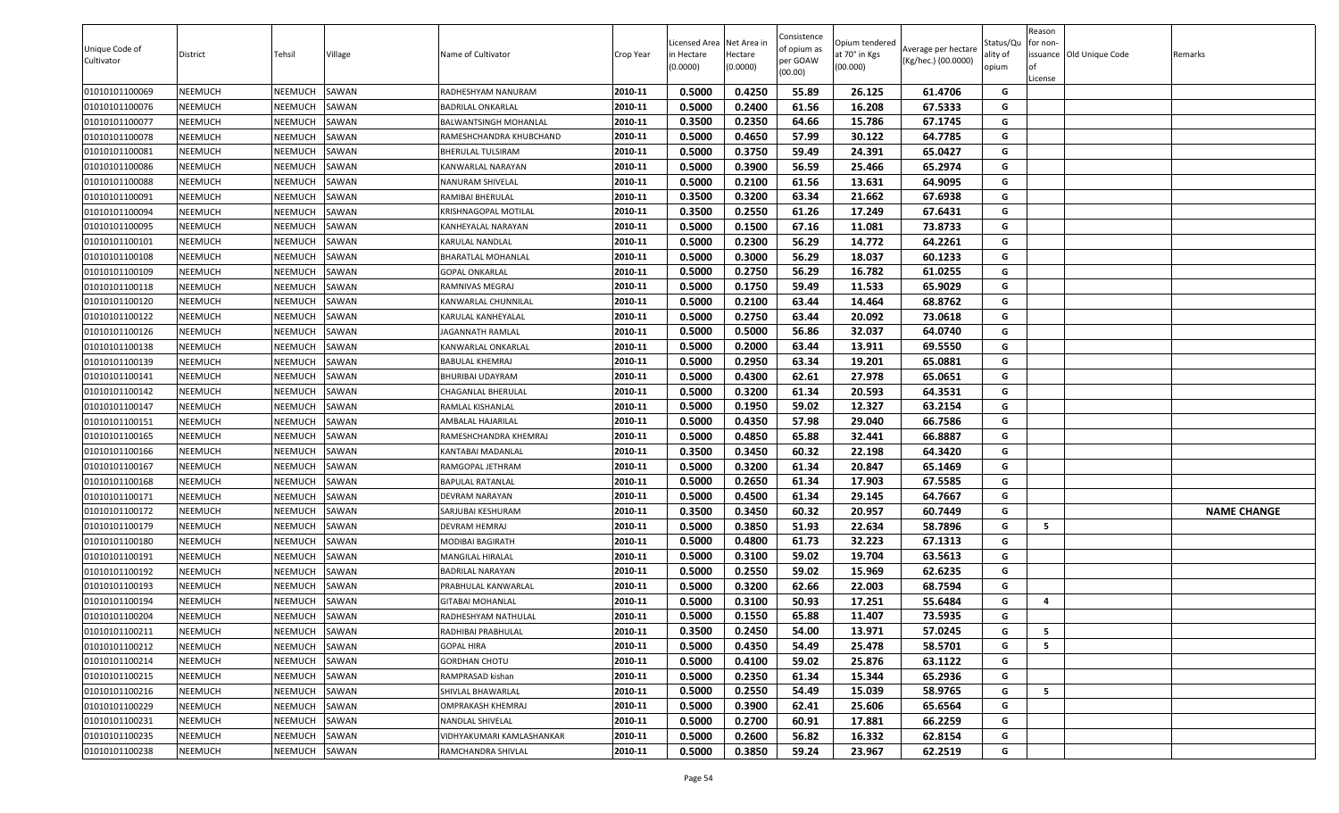| Unique Code of Cultivator | District | Tehsil | Village | Name of Cultivator | Crop Year | Licensed Area in Hectare (0.0000) | Net Area in Hectare (0.0000) | Consistence of opium as per GOAW (00.00) | Opium tendered at 70° in Kgs (00.000) | Average per hectare (Kg/hec.) (00.0000) | Status/Quality of opium | Reason for non-issuance of License | Old Unique Code | Remarks |
|---|---|---|---|---|---|---|---|---|---|---|---|---|---|---|
| 01010101100069 | NEEMUCH | NEEMUCH | SAWAN | RADHESHYAM NANURAM | 2010-11 | 0.5000 | 0.4250 | 55.89 | 26.125 | 61.4706 | G | | | |
| 01010101100076 | NEEMUCH | NEEMUCH | SAWAN | BADRILAL ONKARLAL | 2010-11 | 0.5000 | 0.2400 | 61.56 | 16.208 | 67.5333 | G | | | |
| 01010101100077 | NEEMUCH | NEEMUCH | SAWAN | BALWANTSINGH MOHANLAL | 2010-11 | 0.3500 | 0.2350 | 64.66 | 15.786 | 67.1745 | G | | | |
| 01010101100078 | NEEMUCH | NEEMUCH | SAWAN | RAMESHCHANDRA KHUBCHAND | 2010-11 | 0.5000 | 0.4650 | 57.99 | 30.122 | 64.7785 | G | | | |
| 01010101100081 | NEEMUCH | NEEMUCH | SAWAN | BHERULAL TULSIRAM | 2010-11 | 0.5000 | 0.3750 | 59.49 | 24.391 | 65.0427 | G | | | |
| 01010101100086 | NEEMUCH | NEEMUCH | SAWAN | KANWARLAL NARAYAN | 2010-11 | 0.5000 | 0.3900 | 56.59 | 25.466 | 65.2974 | G | | | |
| 01010101100088 | NEEMUCH | NEEMUCH | SAWAN | NANURAM SHIVELAL | 2010-11 | 0.5000 | 0.2100 | 61.56 | 13.631 | 64.9095 | G | | | |
| 01010101100091 | NEEMUCH | NEEMUCH | SAWAN | RAMIBAI BHERULAL | 2010-11 | 0.3500 | 0.3200 | 63.34 | 21.662 | 67.6938 | G | | | |
| 01010101100094 | NEEMUCH | NEEMUCH | SAWAN | KRISHNAGOPAL MOTILAL | 2010-11 | 0.3500 | 0.2550 | 61.26 | 17.249 | 67.6431 | G | | | |
| 01010101100095 | NEEMUCH | NEEMUCH | SAWAN | KANHEYALAL NARAYAN | 2010-11 | 0.5000 | 0.1500 | 67.16 | 11.081 | 73.8733 | G | | | |
| 01010101100101 | NEEMUCH | NEEMUCH | SAWAN | KARULAL NANDLAL | 2010-11 | 0.5000 | 0.2300 | 56.29 | 14.772 | 64.2261 | G | | | |
| 01010101100108 | NEEMUCH | NEEMUCH | SAWAN | BHARATLAL MOHANLAL | 2010-11 | 0.5000 | 0.3000 | 56.29 | 18.037 | 60.1233 | G | | | |
| 01010101100109 | NEEMUCH | NEEMUCH | SAWAN | GOPAL ONKARLAL | 2010-11 | 0.5000 | 0.2750 | 56.29 | 16.782 | 61.0255 | G | | | |
| 01010101100118 | NEEMUCH | NEEMUCH | SAWAN | RAMNIVAS MEGRAJ | 2010-11 | 0.5000 | 0.1750 | 59.49 | 11.533 | 65.9029 | G | | | |
| 01010101100120 | NEEMUCH | NEEMUCH | SAWAN | KANWARLAL CHUNNILAL | 2010-11 | 0.5000 | 0.2100 | 63.44 | 14.464 | 68.8762 | G | | | |
| 01010101100122 | NEEMUCH | NEEMUCH | SAWAN | KARULAL KANHEYALAL | 2010-11 | 0.5000 | 0.2750 | 63.44 | 20.092 | 73.0618 | G | | | |
| 01010101100126 | NEEMUCH | NEEMUCH | SAWAN | JAGANNATH RAMLAL | 2010-11 | 0.5000 | 0.5000 | 56.86 | 32.037 | 64.0740 | G | | | |
| 01010101100138 | NEEMUCH | NEEMUCH | SAWAN | KANWARLAL ONKARLAL | 2010-11 | 0.5000 | 0.2000 | 63.44 | 13.911 | 69.5550 | G | | | |
| 01010101100139 | NEEMUCH | NEEMUCH | SAWAN | BABULAL KHEMRAJ | 2010-11 | 0.5000 | 0.2950 | 63.34 | 19.201 | 65.0881 | G | | | |
| 01010101100141 | NEEMUCH | NEEMUCH | SAWAN | BHURIBAI UDAYRAM | 2010-11 | 0.5000 | 0.4300 | 62.61 | 27.978 | 65.0651 | G | | | |
| 01010101100142 | NEEMUCH | NEEMUCH | SAWAN | CHAGANLAL BHERULAL | 2010-11 | 0.5000 | 0.3200 | 61.34 | 20.593 | 64.3531 | G | | | |
| 01010101100147 | NEEMUCH | NEEMUCH | SAWAN | RAMLAL KISHANLAL | 2010-11 | 0.5000 | 0.1950 | 59.02 | 12.327 | 63.2154 | G | | | |
| 01010101100151 | NEEMUCH | NEEMUCH | SAWAN | AMBALAL HAJARILAL | 2010-11 | 0.5000 | 0.4350 | 57.98 | 29.040 | 66.7586 | G | | | |
| 01010101100165 | NEEMUCH | NEEMUCH | SAWAN | RAMESHCHANDRA KHEMRAJ | 2010-11 | 0.5000 | 0.4850 | 65.88 | 32.441 | 66.8887 | G | | | |
| 01010101100166 | NEEMUCH | NEEMUCH | SAWAN | KANTABAI MADANLAL | 2010-11 | 0.3500 | 0.3450 | 60.32 | 22.198 | 64.3420 | G | | | |
| 01010101100167 | NEEMUCH | NEEMUCH | SAWAN | RAMGOPAL JETHRAM | 2010-11 | 0.5000 | 0.3200 | 61.34 | 20.847 | 65.1469 | G | | | |
| 01010101100168 | NEEMUCH | NEEMUCH | SAWAN | BAPULAL RATANLAL | 2010-11 | 0.5000 | 0.2650 | 61.34 | 17.903 | 67.5585 | G | | | |
| 01010101100171 | NEEMUCH | NEEMUCH | SAWAN | DEVRAM NARAYAN | 2010-11 | 0.5000 | 0.4500 | 61.34 | 29.145 | 64.7667 | G | | | |
| 01010101100172 | NEEMUCH | NEEMUCH | SAWAN | SARJUBAI KESHURAM | 2010-11 | 0.3500 | 0.3450 | 60.32 | 20.957 | 60.7449 | G | | | NAME CHANGE |
| 01010101100179 | NEEMUCH | NEEMUCH | SAWAN | DEVRAM HEMRAJ | 2010-11 | 0.5000 | 0.3850 | 51.93 | 22.634 | 58.7896 | G | 5 | | |
| 01010101100180 | NEEMUCH | NEEMUCH | SAWAN | MODIBAI BAGIRATH | 2010-11 | 0.5000 | 0.4800 | 61.73 | 32.223 | 67.1313 | G | | | |
| 01010101100191 | NEEMUCH | NEEMUCH | SAWAN | MANGILAL HIRALAL | 2010-11 | 0.5000 | 0.3100 | 59.02 | 19.704 | 63.5613 | G | | | |
| 01010101100192 | NEEMUCH | NEEMUCH | SAWAN | BADRILAL NARAYAN | 2010-11 | 0.5000 | 0.2550 | 59.02 | 15.969 | 62.6235 | G | | | |
| 01010101100193 | NEEMUCH | NEEMUCH | SAWAN | PRABHULAL KANWARLAL | 2010-11 | 0.5000 | 0.3200 | 62.66 | 22.003 | 68.7594 | G | | | |
| 01010101100194 | NEEMUCH | NEEMUCH | SAWAN | GITABAI MOHANLAL | 2010-11 | 0.5000 | 0.3100 | 50.93 | 17.251 | 55.6484 | G | 4 | | |
| 01010101100204 | NEEMUCH | NEEMUCH | SAWAN | RADHESHYAM NATHULAL | 2010-11 | 0.5000 | 0.1550 | 65.88 | 11.407 | 73.5935 | G | | | |
| 01010101100211 | NEEMUCH | NEEMUCH | SAWAN | RADHIBAI PRABHULAL | 2010-11 | 0.3500 | 0.2450 | 54.00 | 13.971 | 57.0245 | G | 5 | | |
| 01010101100212 | NEEMUCH | NEEMUCH | SAWAN | GOPAL HIRA | 2010-11 | 0.5000 | 0.4350 | 54.49 | 25.478 | 58.5701 | G | 5 | | |
| 01010101100214 | NEEMUCH | NEEMUCH | SAWAN | GORDHAN CHOTU | 2010-11 | 0.5000 | 0.4100 | 59.02 | 25.876 | 63.1122 | G | | | |
| 01010101100215 | NEEMUCH | NEEMUCH | SAWAN | RAMPRASAD kishan | 2010-11 | 0.5000 | 0.2350 | 61.34 | 15.344 | 65.2936 | G | | | |
| 01010101100216 | NEEMUCH | NEEMUCH | SAWAN | SHIVLAL BHAWARLAL | 2010-11 | 0.5000 | 0.2550 | 54.49 | 15.039 | 58.9765 | G | 5 | | |
| 01010101100229 | NEEMUCH | NEEMUCH | SAWAN | OMPRAKASH KHEMRAJ | 2010-11 | 0.5000 | 0.3900 | 62.41 | 25.606 | 65.6564 | G | | | |
| 01010101100231 | NEEMUCH | NEEMUCH | SAWAN | NANDLAL SHIVELAL | 2010-11 | 0.5000 | 0.2700 | 60.91 | 17.881 | 66.2259 | G | | | |
| 01010101100235 | NEEMUCH | NEEMUCH | SAWAN | VIDHYAKUMARI KAMLASHANKAR | 2010-11 | 0.5000 | 0.2600 | 56.82 | 16.332 | 62.8154 | G | | | |
| 01010101100238 | NEEMUCH | NEEMUCH | SAWAN | RAMCHANDRA SHIVLAL | 2010-11 | 0.5000 | 0.3850 | 59.24 | 23.967 | 62.2519 | G | | | |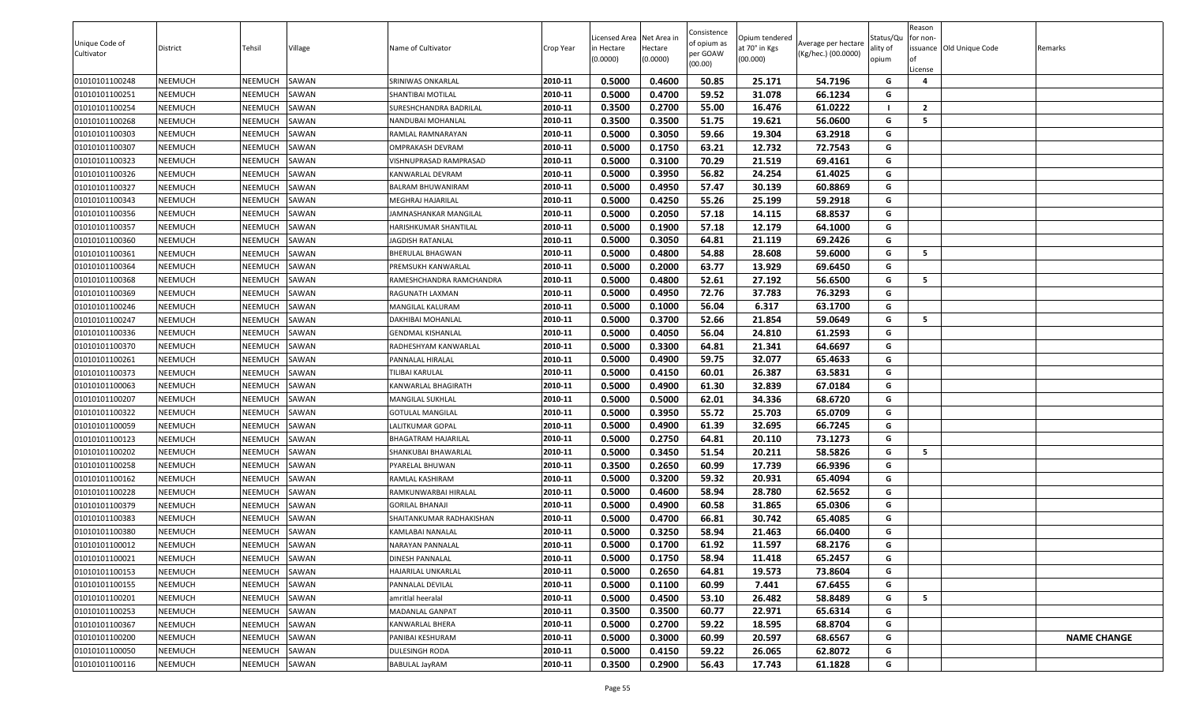| Unique Code of Cultivator | District | Tehsil | Village | Name of Cultivator | Crop Year | Licensed Area in Hectare (0.0000) | Net Area in Hectare (0.0000) | Consistence of opium as per GOAW (00.00) | Opium tendered at 70° in Kgs (00.000) | Average per hectare (Kg/hec.) (00.0000) | Status/Quality of opium | Reason for non-issuance of License | Old Unique Code | Remarks |
|---|---|---|---|---|---|---|---|---|---|---|---|---|---|---|
| 01010101100248 | NEEMUCH | NEEMUCH | SAWAN | SRINIWAS ONKARLAL | 2010-11 | 0.5000 | 0.4600 | 50.85 | 25.171 | 54.7196 | G | 4 | | |
| 01010101100251 | NEEMUCH | NEEMUCH | SAWAN | SHANTIBAI MOTILAL | 2010-11 | 0.5000 | 0.4700 | 59.52 | 31.078 | 66.1234 | G | | | |
| 01010101100254 | NEEMUCH | NEEMUCH | SAWAN | SURESHCHANDRA BADRILAL | 2010-11 | 0.3500 | 0.2700 | 55.00 | 16.476 | 61.0222 | I | 2 | | |
| 01010101100268 | NEEMUCH | NEEMUCH | SAWAN | NANDUBAI MOHANLAL | 2010-11 | 0.3500 | 0.3500 | 51.75 | 19.621 | 56.0600 | G | 5 | | |
| 01010101100303 | NEEMUCH | NEEMUCH | SAWAN | RAMLAL RAMNARAYAN | 2010-11 | 0.5000 | 0.3050 | 59.66 | 19.304 | 63.2918 | G | | | |
| 01010101100307 | NEEMUCH | NEEMUCH | SAWAN | OMPRAKASH DEVRAM | 2010-11 | 0.5000 | 0.1750 | 63.21 | 12.732 | 72.7543 | G | | | |
| 01010101100323 | NEEMUCH | NEEMUCH | SAWAN | VISHNUPRASAD RAMPRASAD | 2010-11 | 0.5000 | 0.3100 | 70.29 | 21.519 | 69.4161 | G | | | |
| 01010101100326 | NEEMUCH | NEEMUCH | SAWAN | KANWARLAL DEVRAM | 2010-11 | 0.5000 | 0.3950 | 56.82 | 24.254 | 61.4025 | G | | | |
| 01010101100327 | NEEMUCH | NEEMUCH | SAWAN | BALRAM BHUWANIRAM | 2010-11 | 0.5000 | 0.4950 | 57.47 | 30.139 | 60.8869 | G | | | |
| 01010101100343 | NEEMUCH | NEEMUCH | SAWAN | MEGHRAJ HAJARILAL | 2010-11 | 0.5000 | 0.4250 | 55.26 | 25.199 | 59.2918 | G | | | |
| 01010101100356 | NEEMUCH | NEEMUCH | SAWAN | JAMNASHANKAR MANGILAL | 2010-11 | 0.5000 | 0.2050 | 57.18 | 14.115 | 68.8537 | G | | | |
| 01010101100357 | NEEMUCH | NEEMUCH | SAWAN | HARISHKUMAR SHANTILAL | 2010-11 | 0.5000 | 0.1900 | 57.18 | 12.179 | 64.1000 | G | | | |
| 01010101100360 | NEEMUCH | NEEMUCH | SAWAN | JAGDISH RATANLAL | 2010-11 | 0.5000 | 0.3050 | 64.81 | 21.119 | 69.2426 | G | | | |
| 01010101100361 | NEEMUCH | NEEMUCH | SAWAN | BHERULAL BHAGWAN | 2010-11 | 0.5000 | 0.4800 | 54.88 | 28.608 | 59.6000 | G | 5 | | |
| 01010101100364 | NEEMUCH | NEEMUCH | SAWAN | PREMSUKH KANWARLAL | 2010-11 | 0.5000 | 0.2000 | 63.77 | 13.929 | 69.6450 | G | | | |
| 01010101100368 | NEEMUCH | NEEMUCH | SAWAN | RAMESHCHANDRA RAMCHANDRA | 2010-11 | 0.5000 | 0.4800 | 52.61 | 27.192 | 56.6500 | G | 5 | | |
| 01010101100369 | NEEMUCH | NEEMUCH | SAWAN | RAGUNATH LAXMAN | 2010-11 | 0.5000 | 0.4950 | 72.76 | 37.783 | 76.3293 | G | | | |
| 01010101100246 | NEEMUCH | NEEMUCH | SAWAN | MANGILAL KALURAM | 2010-11 | 0.5000 | 0.1000 | 56.04 | 6.317 | 63.1700 | G | | | |
| 01010101100247 | NEEMUCH | NEEMUCH | SAWAN | DAKHIBAI MOHANLAL | 2010-11 | 0.5000 | 0.3700 | 52.66 | 21.854 | 59.0649 | G | 5 | | |
| 01010101100336 | NEEMUCH | NEEMUCH | SAWAN | GENDMAL KISHANLAL | 2010-11 | 0.5000 | 0.4050 | 56.04 | 24.810 | 61.2593 | G | | | |
| 01010101100370 | NEEMUCH | NEEMUCH | SAWAN | RADHESHYAM KANWARLAL | 2010-11 | 0.5000 | 0.3300 | 64.81 | 21.341 | 64.6697 | G | | | |
| 01010101100261 | NEEMUCH | NEEMUCH | SAWAN | PANNALAL HIRALAL | 2010-11 | 0.5000 | 0.4900 | 59.75 | 32.077 | 65.4633 | G | | | |
| 01010101100373 | NEEMUCH | NEEMUCH | SAWAN | TILIBAI KARULAL | 2010-11 | 0.5000 | 0.4150 | 60.01 | 26.387 | 63.5831 | G | | | |
| 01010101100063 | NEEMUCH | NEEMUCH | SAWAN | KANWARLAL BHAGIRATH | 2010-11 | 0.5000 | 0.4900 | 61.30 | 32.839 | 67.0184 | G | | | |
| 01010101100207 | NEEMUCH | NEEMUCH | SAWAN | MANGILAL SUKHLAL | 2010-11 | 0.5000 | 0.5000 | 62.01 | 34.336 | 68.6720 | G | | | |
| 01010101100322 | NEEMUCH | NEEMUCH | SAWAN | GOTULAL MANGILAL | 2010-11 | 0.5000 | 0.3950 | 55.72 | 25.703 | 65.0709 | G | | | |
| 01010101100059 | NEEMUCH | NEEMUCH | SAWAN | LALITKUMAR GOPAL | 2010-11 | 0.5000 | 0.4900 | 61.39 | 32.695 | 66.7245 | G | | | |
| 01010101100123 | NEEMUCH | NEEMUCH | SAWAN | BHAGATRAM HAJARILAL | 2010-11 | 0.5000 | 0.2750 | 64.81 | 20.110 | 73.1273 | G | | | |
| 01010101100202 | NEEMUCH | NEEMUCH | SAWAN | SHANKUBAI BHAWARLAL | 2010-11 | 0.5000 | 0.3450 | 51.54 | 20.211 | 58.5826 | G | 5 | | |
| 01010101100258 | NEEMUCH | NEEMUCH | SAWAN | PYARELAL BHUWAN | 2010-11 | 0.3500 | 0.2650 | 60.99 | 17.739 | 66.9396 | G | | | |
| 01010101100162 | NEEMUCH | NEEMUCH | SAWAN | RAMLAL KASHIRAM | 2010-11 | 0.5000 | 0.3200 | 59.32 | 20.931 | 65.4094 | G | | | |
| 01010101100228 | NEEMUCH | NEEMUCH | SAWAN | RAMKUNWARBAI HIRALAL | 2010-11 | 0.5000 | 0.4600 | 58.94 | 28.780 | 62.5652 | G | | | |
| 01010101100379 | NEEMUCH | NEEMUCH | SAWAN | GORILAL BHANAJI | 2010-11 | 0.5000 | 0.4900 | 60.58 | 31.865 | 65.0306 | G | | | |
| 01010101100383 | NEEMUCH | NEEMUCH | SAWAN | SHAITANKUMAR RADHAKISHAN | 2010-11 | 0.5000 | 0.4700 | 66.81 | 30.742 | 65.4085 | G | | | |
| 01010101100380 | NEEMUCH | NEEMUCH | SAWAN | KAMLABAI NANALAL | 2010-11 | 0.5000 | 0.3250 | 58.94 | 21.463 | 66.0400 | G | | | |
| 01010101100012 | NEEMUCH | NEEMUCH | SAWAN | NARAYAN PANNALAL | 2010-11 | 0.5000 | 0.1700 | 61.92 | 11.597 | 68.2176 | G | | | |
| 01010101100021 | NEEMUCH | NEEMUCH | SAWAN | DINESH PANNALAL | 2010-11 | 0.5000 | 0.1750 | 58.94 | 11.418 | 65.2457 | G | | | |
| 01010101100153 | NEEMUCH | NEEMUCH | SAWAN | HAJARILAL UNKARLAL | 2010-11 | 0.5000 | 0.2650 | 64.81 | 19.573 | 73.8604 | G | | | |
| 01010101100155 | NEEMUCH | NEEMUCH | SAWAN | PANNALAL DEVILAL | 2010-11 | 0.5000 | 0.1100 | 60.99 | 7.441 | 67.6455 | G | | | |
| 01010101100201 | NEEMUCH | NEEMUCH | SAWAN | amritlal heeralal | 2010-11 | 0.5000 | 0.4500 | 53.10 | 26.482 | 58.8489 | G | 5 | | |
| 01010101100253 | NEEMUCH | NEEMUCH | SAWAN | MADANLAL GANPAT | 2010-11 | 0.3500 | 0.3500 | 60.77 | 22.971 | 65.6314 | G | | | |
| 01010101100367 | NEEMUCH | NEEMUCH | SAWAN | KANWARLAL BHERA | 2010-11 | 0.5000 | 0.2700 | 59.22 | 18.595 | 68.8704 | G | | | |
| 01010101100200 | NEEMUCH | NEEMUCH | SAWAN | PANIBAI KESHURAM | 2010-11 | 0.5000 | 0.3000 | 60.99 | 20.597 | 68.6567 | G | | | NAME CHANGE |
| 01010101100050 | NEEMUCH | NEEMUCH | SAWAN | DULESINGH RODA | 2010-11 | 0.5000 | 0.4150 | 59.22 | 26.065 | 62.8072 | G | | | |
| 01010101100116 | NEEMUCH | NEEMUCH | SAWAN | BABULAL JayRAM | 2010-11 | 0.3500 | 0.2900 | 56.43 | 17.743 | 61.1828 | G | | | |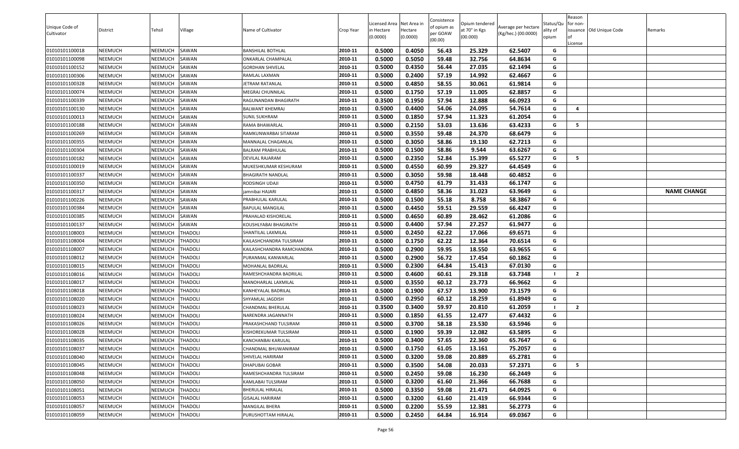| Unique Code of Cultivator | District | Tehsil | Village | Name of Cultivator | Crop Year | Licensed Area in Hectare (0.0000) | Net Area in Hectare (0.0000) | Consistence of opium as per GOAW (00.00) | Opium tendered at 70° in Kgs (00.000) | Average per hectare (Kg/hec.) (00.0000) | Status/Quality of opium | Reason for non-issuance of License | Old Unique Code | Remarks |
|---|---|---|---|---|---|---|---|---|---|---|---|---|---|---|
| 01010101100018 | NEEMUCH | NEEMUCH | SAWAN | BANSHILAL BOTHLAL | 2010-11 | 0.5000 | 0.4050 | 56.43 | 25.329 | 62.5407 | G | | | |
| 01010101100098 | NEEMUCH | NEEMUCH | SAWAN | ONKARLAL CHAMPALAL | 2010-11 | 0.5000 | 0.5050 | 59.48 | 32.756 | 64.8634 | G | | | |
| 01010101100152 | NEEMUCH | NEEMUCH | SAWAN | GORDHAN SHIVELAL | 2010-11 | 0.5000 | 0.4350 | 56.44 | 27.035 | 62.1494 | G | | | |
| 01010101100306 | NEEMUCH | NEEMUCH | SAWAN | RAMLAL LAXMAN | 2010-11 | 0.5000 | 0.2400 | 57.19 | 14.992 | 62.4667 | G | | | |
| 01010101100328 | NEEMUCH | NEEMUCH | SAWAN | JETRAM RATANLAL | 2010-11 | 0.5000 | 0.4850 | 58.55 | 30.061 | 61.9814 | G | | | |
| 01010101100074 | NEEMUCH | NEEMUCH | SAWAN | MEGRAJ CHUNNILAL | 2010-11 | 0.5000 | 0.1750 | 57.19 | 11.005 | 62.8857 | G | | | |
| 01010101100339 | NEEMUCH | NEEMUCH | SAWAN | RAGUNANDAN BHAGIRATH | 2010-11 | 0.3500 | 0.1950 | 57.94 | 12.888 | 66.0923 | G | | | |
| 01010101100130 | NEEMUCH | NEEMUCH | SAWAN | BALWANT KHEMRAJ | 2010-11 | 0.5000 | 0.4400 | 54.06 | 24.095 | 54.7614 | G | 4 | | |
| 01010101100013 | NEEMUCH | NEEMUCH | SAWAN | SUNIL SUKHRAM | 2010-11 | 0.5000 | 0.1850 | 57.94 | 11.323 | 61.2054 | G | | | |
| 01010101100188 | NEEMUCH | NEEMUCH | SAWAN | RAMA BHAWARLAL | 2010-11 | 0.5000 | 0.2150 | 53.03 | 13.636 | 63.4233 | G | 5 | | |
| 01010101100269 | NEEMUCH | NEEMUCH | SAWAN | RAMKUNWARBAI SITARAM | 2010-11 | 0.5000 | 0.3550 | 59.48 | 24.370 | 68.6479 | G | | | |
| 01010101100355 | NEEMUCH | NEEMUCH | SAWAN | MANNALAL CHAGANLAL | 2010-11 | 0.5000 | 0.3050 | 58.86 | 19.130 | 62.7213 | G | | | |
| 01010101100304 | NEEMUCH | NEEMUCH | SAWAN | BALRAM PRABHULAL | 2010-11 | 0.5000 | 0.1500 | 58.86 | 9.544 | 63.6267 | G | | | |
| 01010101100182 | NEEMUCH | NEEMUCH | SAWAN | DEVILAL RAJARAM | 2010-11 | 0.5000 | 0.2350 | 52.84 | 15.399 | 65.5277 | G | 5 | | |
| 01010101100019 | NEEMUCH | NEEMUCH | SAWAN | MUKESHKUMAR KESHURAM | 2010-11 | 0.5000 | 0.4550 | 60.99 | 29.327 | 64.4549 | G | | | |
| 01010101100337 | NEEMUCH | NEEMUCH | SAWAN | BHAGIRATH NANDLAL | 2010-11 | 0.5000 | 0.3050 | 59.98 | 18.448 | 60.4852 | G | | | |
| 01010101100350 | NEEMUCH | NEEMUCH | SAWAN | RODSINGH UDAJI | 2010-11 | 0.5000 | 0.4750 | 61.79 | 31.433 | 66.1747 | G | | | |
| 01010101100317 | NEEMUCH | NEEMUCH | SAWAN | jamnibai HAJARI | 2010-11 | 0.5000 | 0.4850 | 58.36 | 31.023 | 63.9649 | G | | | NAME CHANGE |
| 01010101100226 | NEEMUCH | NEEMUCH | SAWAN | PRABHULAL KARULAL | 2010-11 | 0.5000 | 0.1500 | 55.18 | 8.758 | 58.3867 | G | | | |
| 01010101100384 | NEEMUCH | NEEMUCH | SAWAN | BAPULAL MANGILAL | 2010-11 | 0.5000 | 0.4450 | 59.51 | 29.559 | 66.4247 | G | | | |
| 01010101100385 | NEEMUCH | NEEMUCH | SAWAN | PRAHALAD KISHORELAL | 2010-11 | 0.5000 | 0.4650 | 60.89 | 28.462 | 61.2086 | G | | | |
| 01010101100137 | NEEMUCH | NEEMUCH | SAWAN | KOUSHLYABAI BHAGIRATH | 2010-11 | 0.5000 | 0.4400 | 57.94 | 27.257 | 61.9477 | G | | | |
| 01010101108003 | NEEMUCH | NEEMUCH | THADOLI | SHANTILAL LAXMILAL | 2010-11 | 0.5000 | 0.2450 | 62.22 | 17.066 | 69.6571 | G | | | |
| 01010101108004 | NEEMUCH | NEEMUCH | THADOLI | KAILASHCHANDRA TULSIRAM | 2010-11 | 0.5000 | 0.1750 | 62.22 | 12.364 | 70.6514 | G | | | |
| 01010101108007 | NEEMUCH | NEEMUCH | THADOLI | KAILASHCHANDRA RAMCHANDRA | 2010-11 | 0.5000 | 0.2900 | 59.95 | 18.550 | 63.9655 | G | | | |
| 01010101108012 | NEEMUCH | NEEMUCH | THADOLI | PURANMAL KANWARLAL | 2010-11 | 0.5000 | 0.2900 | 56.72 | 17.454 | 60.1862 | G | | | |
| 01010101108015 | NEEMUCH | NEEMUCH | THADOLI | MOHANLAL BADRILAL | 2010-11 | 0.5000 | 0.2300 | 64.84 | 15.413 | 67.0130 | G | | | |
| 01010101108016 | NEEMUCH | NEEMUCH | THADOLI | RAMESHCHANDRA BADRILAL | 2010-11 | 0.5000 | 0.4600 | 60.61 | 29.318 | 63.7348 | I | 2 | | |
| 01010101108017 | NEEMUCH | NEEMUCH | THADOLI | MANOHARLAL LAXMILAL | 2010-11 | 0.5000 | 0.3550 | 60.12 | 23.773 | 66.9662 | G | | | |
| 01010101108018 | NEEMUCH | NEEMUCH | THADOLI | KANHEYALAL BADRILAL | 2010-11 | 0.5000 | 0.1900 | 67.57 | 13.900 | 73.1579 | G | | | |
| 01010101108020 | NEEMUCH | NEEMUCH | THADOLI | SHYAMLAL JAGDISH | 2010-11 | 0.5000 | 0.2950 | 60.12 | 18.259 | 61.8949 | G | | | |
| 01010101108023 | NEEMUCH | NEEMUCH | THADOLI | CHANDMAL BHERULAL | 2010-11 | 0.3500 | 0.3400 | 59.97 | 20.810 | 61.2059 | I | 2 | | |
| 01010101108024 | NEEMUCH | NEEMUCH | THADOLI | NARENDRA JAGANNATH | 2010-11 | 0.5000 | 0.1850 | 61.55 | 12.477 | 67.4432 | G | | | |
| 01010101108026 | NEEMUCH | NEEMUCH | THADOLI | PRAKASHCHAND TULSIRAM | 2010-11 | 0.5000 | 0.3700 | 58.18 | 23.530 | 63.5946 | G | | | |
| 01010101108028 | NEEMUCH | NEEMUCH | THADOLI | KISHOREKUMAR TULSIRAM | 2010-11 | 0.5000 | 0.1900 | 59.39 | 12.082 | 63.5895 | G | | | |
| 01010101108035 | NEEMUCH | NEEMUCH | THADOLI | KANCHANBAI KARULAL | 2010-11 | 0.5000 | 0.3400 | 57.65 | 22.360 | 65.7647 | G | | | |
| 01010101108037 | NEEMUCH | NEEMUCH | THADOLI | CHANDMAL BHUWANIRAM | 2010-11 | 0.5000 | 0.1750 | 61.05 | 13.161 | 75.2057 | G | | | |
| 01010101108040 | NEEMUCH | NEEMUCH | THADOLI | SHIVELAL HARIRAM | 2010-11 | 0.5000 | 0.3200 | 59.08 | 20.889 | 65.2781 | G | | | |
| 01010101108045 | NEEMUCH | NEEMUCH | THADOLI | DHAPUBAI GOBAR | 2010-11 | 0.5000 | 0.3500 | 54.08 | 20.033 | 57.2371 | G | 5 | | |
| 01010101108048 | NEEMUCH | NEEMUCH | THADOLI | RAMESHCHANDRA TULSIRAM | 2010-11 | 0.5000 | 0.2450 | 59.08 | 16.230 | 66.2449 | G | | | |
| 01010101108050 | NEEMUCH | NEEMUCH | THADOLI | KAMLABAI TULSIRAM | 2010-11 | 0.5000 | 0.3200 | 61.60 | 21.366 | 66.7688 | G | | | |
| 01010101108051 | NEEMUCH | NEEMUCH | THADOLI | BHERULAL HIRALAL | 2010-11 | 0.5000 | 0.3350 | 59.08 | 21.471 | 64.0925 | G | | | |
| 01010101108053 | NEEMUCH | NEEMUCH | THADOLI | GISALAL HARIRAM | 2010-11 | 0.5000 | 0.3200 | 61.60 | 21.419 | 66.9344 | G | | | |
| 01010101108057 | NEEMUCH | NEEMUCH | THADOLI | MANGILAL BHERA | 2010-11 | 0.5000 | 0.2200 | 55.59 | 12.381 | 56.2773 | G | | | |
| 01010101108059 | NEEMUCH | NEEMUCH | THADOLI | PURUSHOTTAM HIRALAL | 2010-11 | 0.5000 | 0.2450 | 64.84 | 16.914 | 69.0367 | G | | | |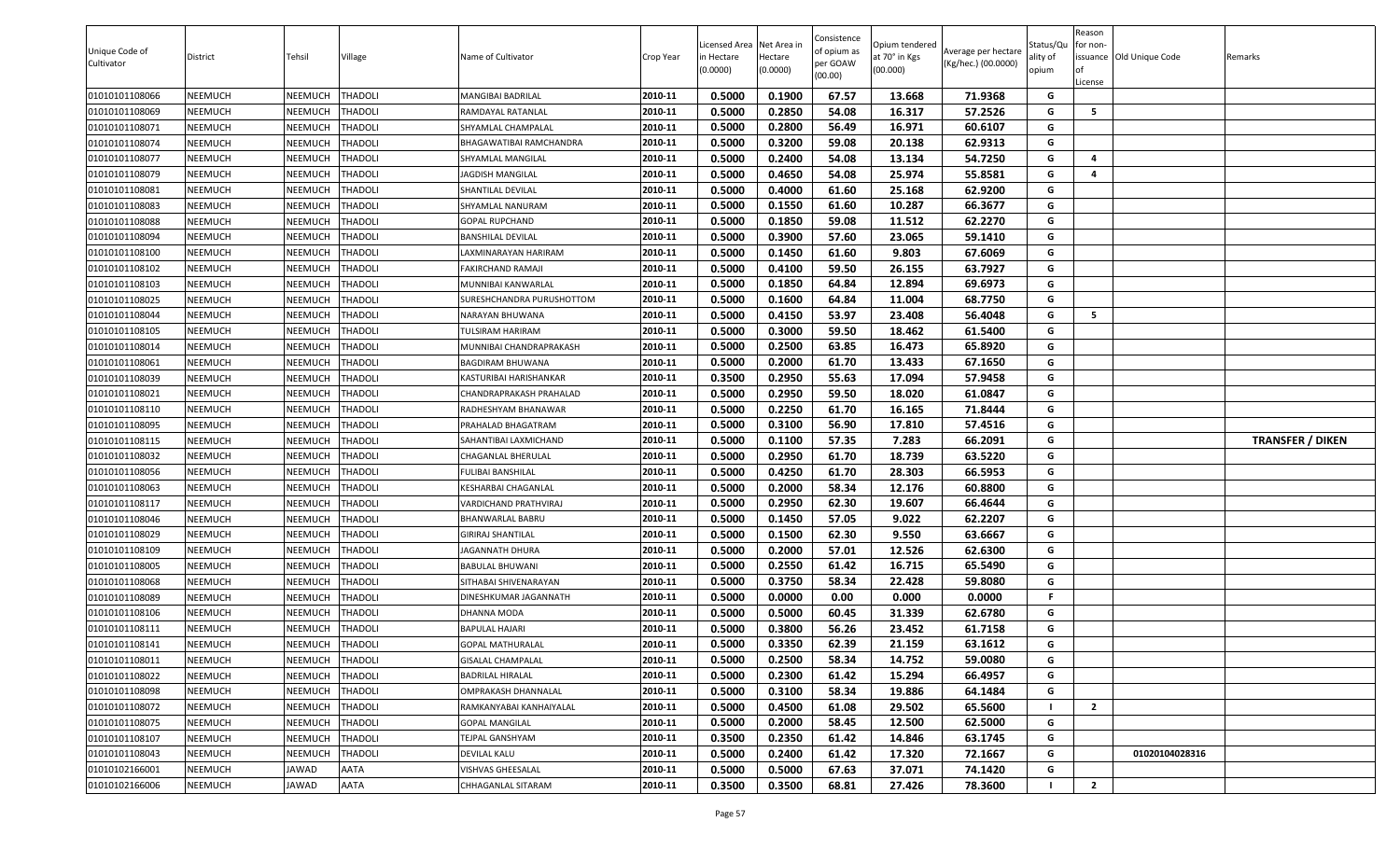| Unique Code of Cultivator | District | Tehsil | Village | Name of Cultivator | Crop Year | Licensed Area in Hectare (0.0000) | Net Area in Hectare (0.0000) | Consistence of opium as per GOAW (00.00) | Opium tendered at 70° in Kgs (00.000) | Average per hectare (Kg/hec.) (00.0000) | Status/Quality of opium | Reason for non-issuance of License | Old Unique Code | Remarks |
|---|---|---|---|---|---|---|---|---|---|---|---|---|---|---|
| 01010101108066 | NEEMUCH | NEEMUCH | THADOLI | MANGIBAI BADRILAL | 2010-11 | 0.5000 | 0.1900 | 67.57 | 13.668 | 71.9368 | G | | | |
| 01010101108069 | NEEMUCH | NEEMUCH | THADOLI | RAMDAYAL RATANLAL | 2010-11 | 0.5000 | 0.2850 | 54.08 | 16.317 | 57.2526 | G | 5 | | |
| 01010101108071 | NEEMUCH | NEEMUCH | THADOLI | SHYAMLAL CHAMPALAL | 2010-11 | 0.5000 | 0.2800 | 56.49 | 16.971 | 60.6107 | G | | | |
| 01010101108074 | NEEMUCH | NEEMUCH | THADOLI | BHAGAWATIBAI RAMCHANDRA | 2010-11 | 0.5000 | 0.3200 | 59.08 | 20.138 | 62.9313 | G | | | |
| 01010101108077 | NEEMUCH | NEEMUCH | THADOLI | SHYAMLAL MANGILAL | 2010-11 | 0.5000 | 0.2400 | 54.08 | 13.134 | 54.7250 | G | 4 | | |
| 01010101108079 | NEEMUCH | NEEMUCH | THADOLI | JAGDISH MANGILAL | 2010-11 | 0.5000 | 0.4650 | 54.08 | 25.974 | 55.8581 | G | 4 | | |
| 01010101108081 | NEEMUCH | NEEMUCH | THADOLI | SHANTILAL DEVILAL | 2010-11 | 0.5000 | 0.4000 | 61.60 | 25.168 | 62.9200 | G | | | |
| 01010101108083 | NEEMUCH | NEEMUCH | THADOLI | SHYAMLAL NANURAM | 2010-11 | 0.5000 | 0.1550 | 61.60 | 10.287 | 66.3677 | G | | | |
| 01010101108088 | NEEMUCH | NEEMUCH | THADOLI | GOPAL RUPCHAND | 2010-11 | 0.5000 | 0.1850 | 59.08 | 11.512 | 62.2270 | G | | | |
| 01010101108094 | NEEMUCH | NEEMUCH | THADOLI | BANSHILAL DEVILAL | 2010-11 | 0.5000 | 0.3900 | 57.60 | 23.065 | 59.1410 | G | | | |
| 01010101108100 | NEEMUCH | NEEMUCH | THADOLI | LAXMINARAYAN HARIRAM | 2010-11 | 0.5000 | 0.1450 | 61.60 | 9.803 | 67.6069 | G | | | |
| 01010101108102 | NEEMUCH | NEEMUCH | THADOLI | FAKIRCHAND RAMAJI | 2010-11 | 0.5000 | 0.4100 | 59.50 | 26.155 | 63.7927 | G | | | |
| 01010101108103 | NEEMUCH | NEEMUCH | THADOLI | MUNNIBAI KANWARLAL | 2010-11 | 0.5000 | 0.1850 | 64.84 | 12.894 | 69.6973 | G | | | |
| 01010101108025 | NEEMUCH | NEEMUCH | THADOLI | SURESHCHANDRA PURUSHOTTOM | 2010-11 | 0.5000 | 0.1600 | 64.84 | 11.004 | 68.7750 | G | | | |
| 01010101108044 | NEEMUCH | NEEMUCH | THADOLI | NARAYAN BHUWANA | 2010-11 | 0.5000 | 0.4150 | 53.97 | 23.408 | 56.4048 | G | 5 | | |
| 01010101108105 | NEEMUCH | NEEMUCH | THADOLI | TULSIRAM HARIRAM | 2010-11 | 0.5000 | 0.3000 | 59.50 | 18.462 | 61.5400 | G | | | |
| 01010101108014 | NEEMUCH | NEEMUCH | THADOLI | MUNNIBAI CHANDRAPRAKASH | 2010-11 | 0.5000 | 0.2500 | 63.85 | 16.473 | 65.8920 | G | | | |
| 01010101108061 | NEEMUCH | NEEMUCH | THADOLI | BAGDIRAM BHUWANA | 2010-11 | 0.5000 | 0.2000 | 61.70 | 13.433 | 67.1650 | G | | | |
| 01010101108039 | NEEMUCH | NEEMUCH | THADOLI | KASTURIBAI HARISHANKAR | 2010-11 | 0.3500 | 0.2950 | 55.63 | 17.094 | 57.9458 | G | | | |
| 01010101108021 | NEEMUCH | NEEMUCH | THADOLI | CHANDRAPRAKASH PRAHALAD | 2010-11 | 0.5000 | 0.2950 | 59.50 | 18.020 | 61.0847 | G | | | |
| 01010101108110 | NEEMUCH | NEEMUCH | THADOLI | RADHESHYAM BHANAWAR | 2010-11 | 0.5000 | 0.2250 | 61.70 | 16.165 | 71.8444 | G | | | |
| 01010101108095 | NEEMUCH | NEEMUCH | THADOLI | PRAHALAD BHAGATRAM | 2010-11 | 0.5000 | 0.3100 | 56.90 | 17.810 | 57.4516 | G | | | |
| 01010101108115 | NEEMUCH | NEEMUCH | THADOLI | SAHANTIBAI LAXMICHAND | 2010-11 | 0.5000 | 0.1100 | 57.35 | 7.283 | 66.2091 | G | | | TRANSFER / DIKEN |
| 01010101108032 | NEEMUCH | NEEMUCH | THADOLI | CHAGANLAL BHERULAL | 2010-11 | 0.5000 | 0.2950 | 61.70 | 18.739 | 63.5220 | G | | | |
| 01010101108056 | NEEMUCH | NEEMUCH | THADOLI | FULIBAI BANSHILAL | 2010-11 | 0.5000 | 0.4250 | 61.70 | 28.303 | 66.5953 | G | | | |
| 01010101108063 | NEEMUCH | NEEMUCH | THADOLI | KESHARBAI CHAGANLAL | 2010-11 | 0.5000 | 0.2000 | 58.34 | 12.176 | 60.8800 | G | | | |
| 01010101108117 | NEEMUCH | NEEMUCH | THADOLI | VARDICHAND PRATHVIRAJ | 2010-11 | 0.5000 | 0.2950 | 62.30 | 19.607 | 66.4644 | G | | | |
| 01010101108046 | NEEMUCH | NEEMUCH | THADOLI | BHANWARLAL BABRU | 2010-11 | 0.5000 | 0.1450 | 57.05 | 9.022 | 62.2207 | G | | | |
| 01010101108029 | NEEMUCH | NEEMUCH | THADOLI | GIRIRAJ SHANTILAL | 2010-11 | 0.5000 | 0.1500 | 62.30 | 9.550 | 63.6667 | G | | | |
| 01010101108109 | NEEMUCH | NEEMUCH | THADOLI | JAGANNATH DHURA | 2010-11 | 0.5000 | 0.2000 | 57.01 | 12.526 | 62.6300 | G | | | |
| 01010101108005 | NEEMUCH | NEEMUCH | THADOLI | BABULAL BHUWANI | 2010-11 | 0.5000 | 0.2550 | 61.42 | 16.715 | 65.5490 | G | | | |
| 01010101108068 | NEEMUCH | NEEMUCH | THADOLI | SITHABAI SHIVENARAYAN | 2010-11 | 0.5000 | 0.3750 | 58.34 | 22.428 | 59.8080 | G | | | |
| 01010101108089 | NEEMUCH | NEEMUCH | THADOLI | DINESHKUMAR JAGANNATH | 2010-11 | 0.5000 | 0.0000 | 0.00 | 0.000 | 0.0000 | F | | | |
| 01010101108106 | NEEMUCH | NEEMUCH | THADOLI | DHANNA MODA | 2010-11 | 0.5000 | 0.5000 | 60.45 | 31.339 | 62.6780 | G | | | |
| 01010101108111 | NEEMUCH | NEEMUCH | THADOLI | BAPULAL HAJARI | 2010-11 | 0.5000 | 0.3800 | 56.26 | 23.452 | 61.7158 | G | | | |
| 01010101108141 | NEEMUCH | NEEMUCH | THADOLI | GOPAL MATHURALAL | 2010-11 | 0.5000 | 0.3350 | 62.39 | 21.159 | 63.1612 | G | | | |
| 01010101108011 | NEEMUCH | NEEMUCH | THADOLI | GISALAL CHAMPALAL | 2010-11 | 0.5000 | 0.2500 | 58.34 | 14.752 | 59.0080 | G | | | |
| 01010101108022 | NEEMUCH | NEEMUCH | THADOLI | BADRILAL HIRALAL | 2010-11 | 0.5000 | 0.2300 | 61.42 | 15.294 | 66.4957 | G | | | |
| 01010101108098 | NEEMUCH | NEEMUCH | THADOLI | OMPRAKASH DHANNALAL | 2010-11 | 0.5000 | 0.3100 | 58.34 | 19.886 | 64.1484 | G | | | |
| 01010101108072 | NEEMUCH | NEEMUCH | THADOLI | RAMKANYABAI KANHAIYALAL | 2010-11 | 0.5000 | 0.4500 | 61.08 | 29.502 | 65.5600 | I | 2 | | |
| 01010101108075 | NEEMUCH | NEEMUCH | THADOLI | GOPAL MANGILAL | 2010-11 | 0.5000 | 0.2000 | 58.45 | 12.500 | 62.5000 | G | | | |
| 01010101108107 | NEEMUCH | NEEMUCH | THADOLI | TEJPAL GANSHYAM | 2010-11 | 0.3500 | 0.2350 | 61.42 | 14.846 | 63.1745 | G | | | |
| 01010101108043 | NEEMUCH | NEEMUCH | THADOLI | DEVILAL KALU | 2010-11 | 0.5000 | 0.2400 | 61.42 | 17.320 | 72.1667 | G | | 01020104028316 | |
| 01010102166001 | NEEMUCH | JAWAD | AATA | VISHVAS GHEESALAL | 2010-11 | 0.5000 | 0.5000 | 67.63 | 37.071 | 74.1420 | G | | | |
| 01010102166006 | NEEMUCH | JAWAD | AATA | CHHAGANLAL SITARAM | 2010-11 | 0.3500 | 0.3500 | 68.81 | 27.426 | 78.3600 | I | 2 | | |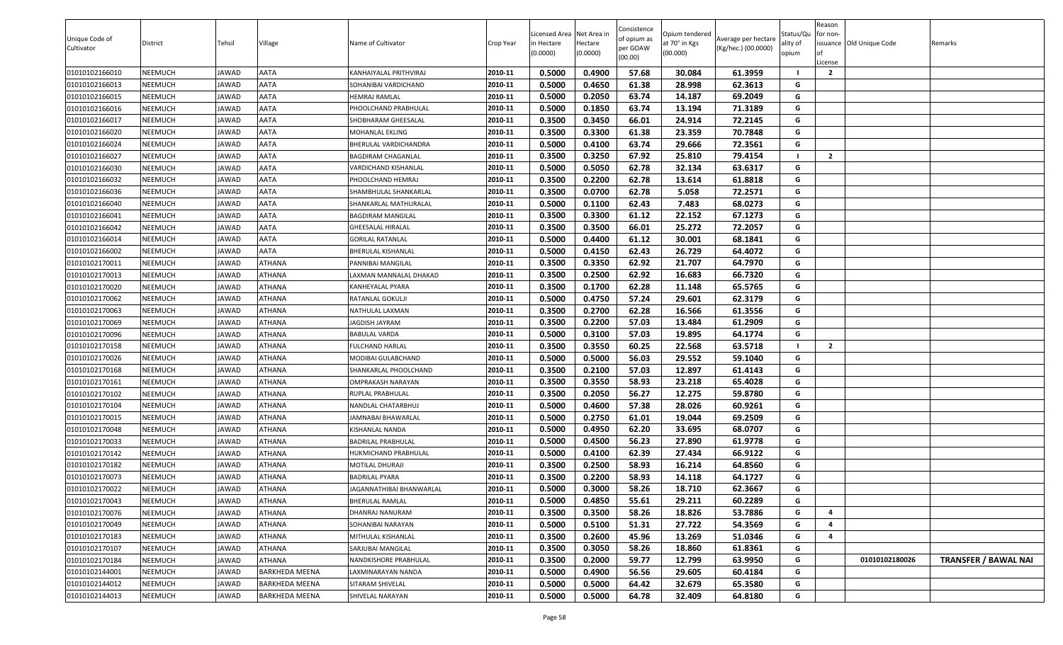| Unique Code of Cultivator | District | Tehsil | Village | Name of Cultivator | Crop Year | Licensed Area in Hectare (0.0000) | Net Area in Hectare (0.0000) | Consistence of opium as per GOAW (00.00) | Opium tendered at 70° in Kgs (00.000) | Average per hectare (Kg/hec.) (00.0000) | Status/Quality of opium | Reason for non-issuance of License | Old Unique Code | Remarks |
|---|---|---|---|---|---|---|---|---|---|---|---|---|---|---|
| 01010102166010 | NEEMUCH | JAWAD | AATA | KANHAIYALAL PRITHVIRAJ | 2010-11 | 0.5000 | 0.4900 | 57.68 | 30.084 | 61.3959 | I | 2 | | |
| 01010102166013 | NEEMUCH | JAWAD | AATA | SOHANIBAI VARDICHAND | 2010-11 | 0.5000 | 0.4650 | 61.38 | 28.998 | 62.3613 | G | | | |
| 01010102166015 | NEEMUCH | JAWAD | AATA | HEMRAJ RAMLAL | 2010-11 | 0.5000 | 0.2050 | 63.74 | 14.187 | 69.2049 | G | | | |
| 01010102166016 | NEEMUCH | JAWAD | AATA | PHOOLCHAND PRABHULAL | 2010-11 | 0.5000 | 0.1850 | 63.74 | 13.194 | 71.3189 | G | | | |
| 01010102166017 | NEEMUCH | JAWAD | AATA | SHOBHARAM GHEESALAL | 2010-11 | 0.3500 | 0.3450 | 66.01 | 24.914 | 72.2145 | G | | | |
| 01010102166020 | NEEMUCH | JAWAD | AATA | MOHANLAL EKLING | 2010-11 | 0.3500 | 0.3300 | 61.38 | 23.359 | 70.7848 | G | | | |
| 01010102166024 | NEEMUCH | JAWAD | AATA | BHERULAL VARDICHANDRA | 2010-11 | 0.5000 | 0.4100 | 63.74 | 29.666 | 72.3561 | G | | | |
| 01010102166027 | NEEMUCH | JAWAD | AATA | BAGDIRAM CHAGANLAL | 2010-11 | 0.3500 | 0.3250 | 67.92 | 25.810 | 79.4154 | I | 2 | | |
| 01010102166030 | NEEMUCH | JAWAD | AATA | VARDICHAND KISHANLAL | 2010-11 | 0.5000 | 0.5050 | 62.78 | 32.134 | 63.6317 | G | | | |
| 01010102166032 | NEEMUCH | JAWAD | AATA | PHOOLCHAND HEMRAJ | 2010-11 | 0.3500 | 0.2200 | 62.78 | 13.614 | 61.8818 | G | | | |
| 01010102166036 | NEEMUCH | JAWAD | AATA | SHAMBHULAL SHANKARLAL | 2010-11 | 0.3500 | 0.0700 | 62.78 | 5.058 | 72.2571 | G | | | |
| 01010102166040 | NEEMUCH | JAWAD | AATA | SHANKARLAL MATHURALAL | 2010-11 | 0.5000 | 0.1100 | 62.43 | 7.483 | 68.0273 | G | | | |
| 01010102166041 | NEEMUCH | JAWAD | AATA | BAGDIRAM MANGILAL | 2010-11 | 0.3500 | 0.3300 | 61.12 | 22.152 | 67.1273 | G | | | |
| 01010102166042 | NEEMUCH | JAWAD | AATA | GHEESALAL HIRALAL | 2010-11 | 0.3500 | 0.3500 | 66.01 | 25.272 | 72.2057 | G | | | |
| 01010102166014 | NEEMUCH | JAWAD | AATA | GORILAL RATANLAL | 2010-11 | 0.5000 | 0.4400 | 61.12 | 30.001 | 68.1841 | G | | | |
| 01010102166002 | NEEMUCH | JAWAD | AATA | BHERULAL KISHANLAL | 2010-11 | 0.5000 | 0.4150 | 62.43 | 26.729 | 64.4072 | G | | | |
| 01010102170011 | NEEMUCH | JAWAD | ATHANA | PANNIBAI MANGILAL | 2010-11 | 0.3500 | 0.3350 | 62.92 | 21.707 | 64.7970 | G | | | |
| 01010102170013 | NEEMUCH | JAWAD | ATHANA | LAXMAN MANNALAL DHAKAD | 2010-11 | 0.3500 | 0.2500 | 62.92 | 16.683 | 66.7320 | G | | | |
| 01010102170020 | NEEMUCH | JAWAD | ATHANA | KANHEYALAL PYARA | 2010-11 | 0.3500 | 0.1700 | 62.28 | 11.148 | 65.5765 | G | | | |
| 01010102170062 | NEEMUCH | JAWAD | ATHANA | RATANLAL GOKULJI | 2010-11 | 0.5000 | 0.4750 | 57.24 | 29.601 | 62.3179 | G | | | |
| 01010102170063 | NEEMUCH | JAWAD | ATHANA | NATHULAL LAXMAN | 2010-11 | 0.3500 | 0.2700 | 62.28 | 16.566 | 61.3556 | G | | | |
| 01010102170069 | NEEMUCH | JAWAD | ATHANA | JAGDISH JAYRAM | 2010-11 | 0.3500 | 0.2200 | 57.03 | 13.484 | 61.2909 | G | | | |
| 01010102170096 | NEEMUCH | JAWAD | ATHANA | BABULAL VARDA | 2010-11 | 0.5000 | 0.3100 | 57.03 | 19.895 | 64.1774 | G | | | |
| 01010102170158 | NEEMUCH | JAWAD | ATHANA | FULCHAND HARLAL | 2010-11 | 0.3500 | 0.3550 | 60.25 | 22.568 | 63.5718 | I | 2 | | |
| 01010102170026 | NEEMUCH | JAWAD | ATHANA | MODIBAI GULABCHAND | 2010-11 | 0.5000 | 0.5000 | 56.03 | 29.552 | 59.1040 | G | | | |
| 01010102170168 | NEEMUCH | JAWAD | ATHANA | SHANKARLAL PHOOLCHAND | 2010-11 | 0.3500 | 0.2100 | 57.03 | 12.897 | 61.4143 | G | | | |
| 01010102170161 | NEEMUCH | JAWAD | ATHANA | OMPRAKASH NARAYAN | 2010-11 | 0.3500 | 0.3550 | 58.93 | 23.218 | 65.4028 | G | | | |
| 01010102170102 | NEEMUCH | JAWAD | ATHANA | RUPLAL PRABHULAL | 2010-11 | 0.3500 | 0.2050 | 56.27 | 12.275 | 59.8780 | G | | | |
| 01010102170104 | NEEMUCH | JAWAD | ATHANA | NANDLAL CHATARBHUJ | 2010-11 | 0.5000 | 0.4600 | 57.38 | 28.026 | 60.9261 | G | | | |
| 01010102170015 | NEEMUCH | JAWAD | ATHANA | JAMNABAI BHAWARLAL | 2010-11 | 0.5000 | 0.2750 | 61.01 | 19.044 | 69.2509 | G | | | |
| 01010102170048 | NEEMUCH | JAWAD | ATHANA | KISHANLAL NANDA | 2010-11 | 0.5000 | 0.4950 | 62.20 | 33.695 | 68.0707 | G | | | |
| 01010102170033 | NEEMUCH | JAWAD | ATHANA | BADRILAL PRABHULAL | 2010-11 | 0.5000 | 0.4500 | 56.23 | 27.890 | 61.9778 | G | | | |
| 01010102170142 | NEEMUCH | JAWAD | ATHANA | HUKMICHAND PRABHULAL | 2010-11 | 0.5000 | 0.4100 | 62.39 | 27.434 | 66.9122 | G | | | |
| 01010102170182 | NEEMUCH | JAWAD | ATHANA | MOTILAL DHURAJI | 2010-11 | 0.3500 | 0.2500 | 58.93 | 16.214 | 64.8560 | G | | | |
| 01010102170073 | NEEMUCH | JAWAD | ATHANA | BADRILAL PYARA | 2010-11 | 0.3500 | 0.2200 | 58.93 | 14.118 | 64.1727 | G | | | |
| 01010102170022 | NEEMUCH | JAWAD | ATHANA | JAGANNATHIBAI BHANWARLAL | 2010-11 | 0.5000 | 0.3000 | 58.26 | 18.710 | 62.3667 | G | | | |
| 01010102170043 | NEEMUCH | JAWAD | ATHANA | BHERULAL RAMLAL | 2010-11 | 0.5000 | 0.4850 | 55.61 | 29.211 | 60.2289 | G | | | |
| 01010102170076 | NEEMUCH | JAWAD | ATHANA | DHANRAJ NANURAM | 2010-11 | 0.3500 | 0.3500 | 58.26 | 18.826 | 53.7886 | G | 4 | | |
| 01010102170049 | NEEMUCH | JAWAD | ATHANA | SOHANIBAI NARAYAN | 2010-11 | 0.5000 | 0.5100 | 51.31 | 27.722 | 54.3569 | G | 4 | | |
| 01010102170183 | NEEMUCH | JAWAD | ATHANA | MITHULAL KISHANLAL | 2010-11 | 0.3500 | 0.2600 | 45.96 | 13.269 | 51.0346 | G | 4 | | |
| 01010102170107 | NEEMUCH | JAWAD | ATHANA | SARJUBAI MANGILAL | 2010-11 | 0.3500 | 0.3050 | 58.26 | 18.860 | 61.8361 | G | | | |
| 01010102170184 | NEEMUCH | JAWAD | ATHANA | NANDKISHORE PRABHULAL | 2010-11 | 0.3500 | 0.2000 | 59.77 | 12.799 | 63.9950 | G | | 01010102180026 | TRANSFER / BAWAL NAI |
| 01010102144001 | NEEMUCH | JAWAD | BARKHEDA MEENA | LAXMINARAYAN NANDA | 2010-11 | 0.5000 | 0.4900 | 56.56 | 29.605 | 60.4184 | G | | | |
| 01010102144012 | NEEMUCH | JAWAD | BARKHEDA MEENA | SITARAM SHIVELAL | 2010-11 | 0.5000 | 0.5000 | 64.42 | 32.679 | 65.3580 | G | | | |
| 01010102144013 | NEEMUCH | JAWAD | BARKHEDA MEENA | SHIVELAL NARAYAN | 2010-11 | 0.5000 | 0.5000 | 64.78 | 32.409 | 64.8180 | G | | | |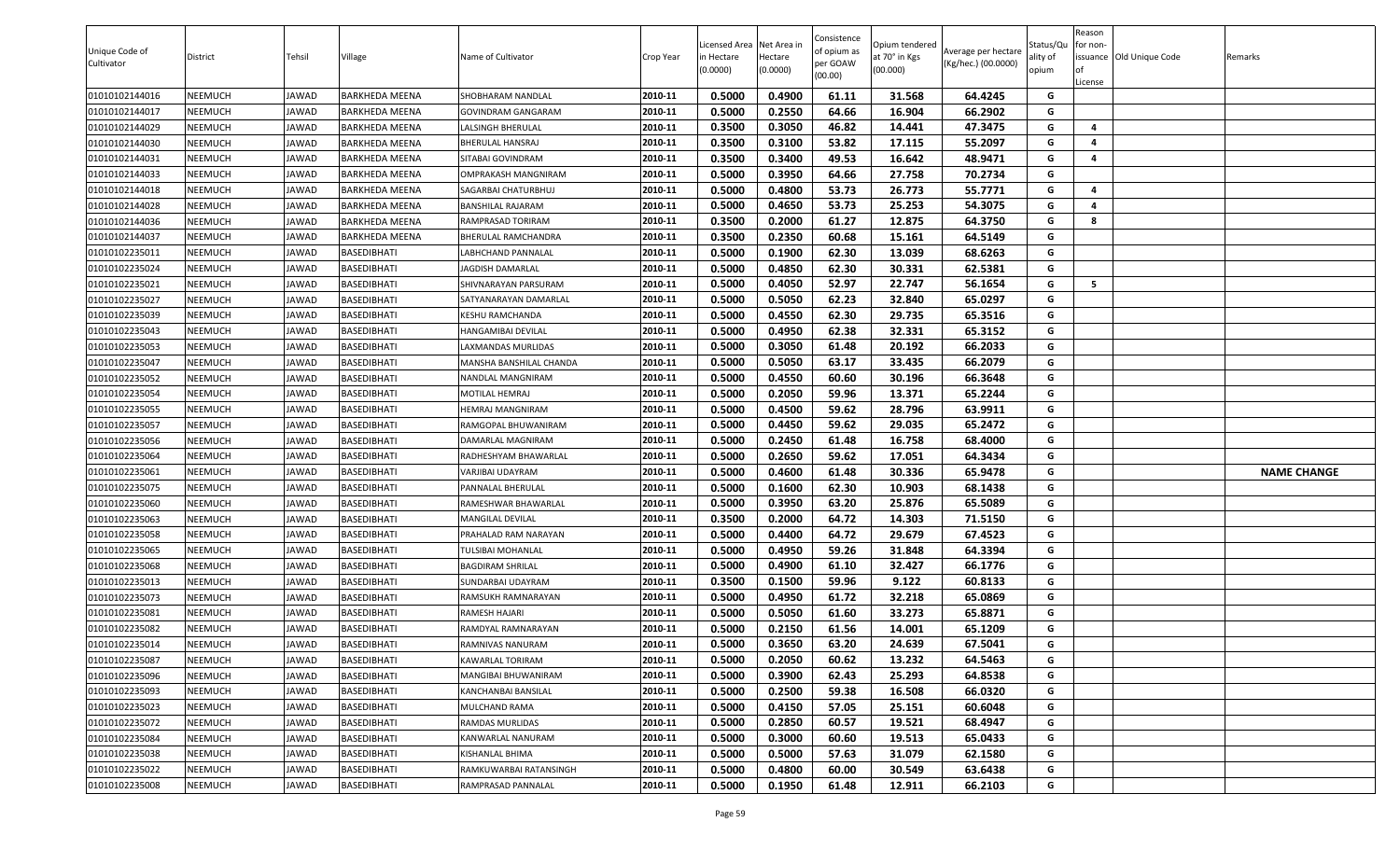| Unique Code of Cultivator | District | Tehsil | Village | Name of Cultivator | Crop Year | Licensed Area in Hectare (0.0000) | Net Area in Hectare (0.0000) | Consistence of opium as per GOAW (00.00) | Opium tendered at 70° in Kgs (00.000) | Average per hectare (Kg/hec.) (00.0000) | Status/Quality of opium | Reason for non-issuance of License | Old Unique Code | Remarks |
|---|---|---|---|---|---|---|---|---|---|---|---|---|---|---|
| 01010102144016 | NEEMUCH | JAWAD | BARKHEDA MEENA | SHOBHARAM NANDLAL | 2010-11 | 0.5000 | 0.4900 | 61.11 | 31.568 | 64.4245 | G | | | |
| 01010102144017 | NEEMUCH | JAWAD | BARKHEDA MEENA | GOVINDRAM GANGARAM | 2010-11 | 0.5000 | 0.2550 | 64.66 | 16.904 | 66.2902 | G | | | |
| 01010102144029 | NEEMUCH | JAWAD | BARKHEDA MEENA | LALSINGH BHERULAL | 2010-11 | 0.3500 | 0.3050 | 46.82 | 14.441 | 47.3475 | G | 4 | | |
| 01010102144030 | NEEMUCH | JAWAD | BARKHEDA MEENA | BHERULAL HANSRAJ | 2010-11 | 0.3500 | 0.3100 | 53.82 | 17.115 | 55.2097 | G | 4 | | |
| 01010102144031 | NEEMUCH | JAWAD | BARKHEDA MEENA | SITABAI GOVINDRAM | 2010-11 | 0.3500 | 0.3400 | 49.53 | 16.642 | 48.9471 | G | 4 | | |
| 01010102144033 | NEEMUCH | JAWAD | BARKHEDA MEENA | OMPRAKASH MANGNIRAM | 2010-11 | 0.5000 | 0.3950 | 64.66 | 27.758 | 70.2734 | G | | | |
| 01010102144018 | NEEMUCH | JAWAD | BARKHEDA MEENA | SAGARBAI CHATURBHUJ | 2010-11 | 0.5000 | 0.4800 | 53.73 | 26.773 | 55.7771 | G | 4 | | |
| 01010102144028 | NEEMUCH | JAWAD | BARKHEDA MEENA | BANSHILAL RAJARAM | 2010-11 | 0.5000 | 0.4650 | 53.73 | 25.253 | 54.3075 | G | 4 | | |
| 01010102144036 | NEEMUCH | JAWAD | BARKHEDA MEENA | RAMPRASAD TORIRAM | 2010-11 | 0.3500 | 0.2000 | 61.27 | 12.875 | 64.3750 | G | 8 | | |
| 01010102144037 | NEEMUCH | JAWAD | BARKHEDA MEENA | BHERULAL RAMCHANDRA | 2010-11 | 0.3500 | 0.2350 | 60.68 | 15.161 | 64.5149 | G | | | |
| 01010102235011 | NEEMUCH | JAWAD | BASEDIBHATI | LABHCHAND PANNALAL | 2010-11 | 0.5000 | 0.1900 | 62.30 | 13.039 | 68.6263 | G | | | |
| 01010102235024 | NEEMUCH | JAWAD | BASEDIBHATI | JAGDISH DAMARLAL | 2010-11 | 0.5000 | 0.4850 | 62.30 | 30.331 | 62.5381 | G | | | |
| 01010102235021 | NEEMUCH | JAWAD | BASEDIBHATI | SHIVNARAYAN PARSURAM | 2010-11 | 0.5000 | 0.4050 | 52.97 | 22.747 | 56.1654 | G | 5 | | |
| 01010102235027 | NEEMUCH | JAWAD | BASEDIBHATI | SATYANARAYAN DAMARLAL | 2010-11 | 0.5000 | 0.5050 | 62.23 | 32.840 | 65.0297 | G | | | |
| 01010102235039 | NEEMUCH | JAWAD | BASEDIBHATI | KESHU RAMCHANDA | 2010-11 | 0.5000 | 0.4550 | 62.30 | 29.735 | 65.3516 | G | | | |
| 01010102235043 | NEEMUCH | JAWAD | BASEDIBHATI | HANGAMIBAI DEVILAL | 2010-11 | 0.5000 | 0.4950 | 62.38 | 32.331 | 65.3152 | G | | | |
| 01010102235053 | NEEMUCH | JAWAD | BASEDIBHATI | LAXMANDAS MURLIDAS | 2010-11 | 0.5000 | 0.3050 | 61.48 | 20.192 | 66.2033 | G | | | |
| 01010102235047 | NEEMUCH | JAWAD | BASEDIBHATI | MANSHA BANSHILAL CHANDA | 2010-11 | 0.5000 | 0.5050 | 63.17 | 33.435 | 66.2079 | G | | | |
| 01010102235052 | NEEMUCH | JAWAD | BASEDIBHATI | NANDLAL MANGNIRAM | 2010-11 | 0.5000 | 0.4550 | 60.60 | 30.196 | 66.3648 | G | | | |
| 01010102235054 | NEEMUCH | JAWAD | BASEDIBHATI | MOTILAL HEMRAJ | 2010-11 | 0.5000 | 0.2050 | 59.96 | 13.371 | 65.2244 | G | | | |
| 01010102235055 | NEEMUCH | JAWAD | BASEDIBHATI | HEMRAJ MANGNIRAM | 2010-11 | 0.5000 | 0.4500 | 59.62 | 28.796 | 63.9911 | G | | | |
| 01010102235057 | NEEMUCH | JAWAD | BASEDIBHATI | RAMGOPAL BHUWANIRAM | 2010-11 | 0.5000 | 0.4450 | 59.62 | 29.035 | 65.2472 | G | | | |
| 01010102235056 | NEEMUCH | JAWAD | BASEDIBHATI | DAMARLAL MAGNIRAM | 2010-11 | 0.5000 | 0.2450 | 61.48 | 16.758 | 68.4000 | G | | | |
| 01010102235064 | NEEMUCH | JAWAD | BASEDIBHATI | RADHESHYAM BHAWARLAL | 2010-11 | 0.5000 | 0.2650 | 59.62 | 17.051 | 64.3434 | G | | | |
| 01010102235061 | NEEMUCH | JAWAD | BASEDIBHATI | VARJIBAI UDAYRAM | 2010-11 | 0.5000 | 0.4600 | 61.48 | 30.336 | 65.9478 | G | | | NAME CHANGE |
| 01010102235075 | NEEMUCH | JAWAD | BASEDIBHATI | PANNALAL BHERULAL | 2010-11 | 0.5000 | 0.1600 | 62.30 | 10.903 | 68.1438 | G | | | |
| 01010102235060 | NEEMUCH | JAWAD | BASEDIBHATI | RAMESHWAR BHAWARLAL | 2010-11 | 0.5000 | 0.3950 | 63.20 | 25.876 | 65.5089 | G | | | |
| 01010102235063 | NEEMUCH | JAWAD | BASEDIBHATI | MANGILAL DEVILAL | 2010-11 | 0.3500 | 0.2000 | 64.72 | 14.303 | 71.5150 | G | | | |
| 01010102235058 | NEEMUCH | JAWAD | BASEDIBHATI | PRAHALAD RAM NARAYAN | 2010-11 | 0.5000 | 0.4400 | 64.72 | 29.679 | 67.4523 | G | | | |
| 01010102235065 | NEEMUCH | JAWAD | BASEDIBHATI | TULSIBAI MOHANLAL | 2010-11 | 0.5000 | 0.4950 | 59.26 | 31.848 | 64.3394 | G | | | |
| 01010102235068 | NEEMUCH | JAWAD | BASEDIBHATI | BAGDIRAM SHRILAL | 2010-11 | 0.5000 | 0.4900 | 61.10 | 32.427 | 66.1776 | G | | | |
| 01010102235013 | NEEMUCH | JAWAD | BASEDIBHATI | SUNDARBAI UDAYRAM | 2010-11 | 0.3500 | 0.1500 | 59.96 | 9.122 | 60.8133 | G | | | |
| 01010102235073 | NEEMUCH | JAWAD | BASEDIBHATI | RAMSUKH RAMNARAYAN | 2010-11 | 0.5000 | 0.4950 | 61.72 | 32.218 | 65.0869 | G | | | |
| 01010102235081 | NEEMUCH | JAWAD | BASEDIBHATI | RAMESH HAJARI | 2010-11 | 0.5000 | 0.5050 | 61.60 | 33.273 | 65.8871 | G | | | |
| 01010102235082 | NEEMUCH | JAWAD | BASEDIBHATI | RAMDYAL RAMNARAYAN | 2010-11 | 0.5000 | 0.2150 | 61.56 | 14.001 | 65.1209 | G | | | |
| 01010102235014 | NEEMUCH | JAWAD | BASEDIBHATI | RAMNIVAS NANURAM | 2010-11 | 0.5000 | 0.3650 | 63.20 | 24.639 | 67.5041 | G | | | |
| 01010102235087 | NEEMUCH | JAWAD | BASEDIBHATI | KAWARLAL TORIRAM | 2010-11 | 0.5000 | 0.2050 | 60.62 | 13.232 | 64.5463 | G | | | |
| 01010102235096 | NEEMUCH | JAWAD | BASEDIBHATI | MANGIBAI BHUWANIRAM | 2010-11 | 0.5000 | 0.3900 | 62.43 | 25.293 | 64.8538 | G | | | |
| 01010102235093 | NEEMUCH | JAWAD | BASEDIBHATI | KANCHANBAI BANSILAL | 2010-11 | 0.5000 | 0.2500 | 59.38 | 16.508 | 66.0320 | G | | | |
| 01010102235023 | NEEMUCH | JAWAD | BASEDIBHATI | MULCHAND RAMA | 2010-11 | 0.5000 | 0.4150 | 57.05 | 25.151 | 60.6048 | G | | | |
| 01010102235072 | NEEMUCH | JAWAD | BASEDIBHATI | RAMDAS MURLIDAS | 2010-11 | 0.5000 | 0.2850 | 60.57 | 19.521 | 68.4947 | G | | | |
| 01010102235084 | NEEMUCH | JAWAD | BASEDIBHATI | KANWARLAL NANURAM | 2010-11 | 0.5000 | 0.3000 | 60.60 | 19.513 | 65.0433 | G | | | |
| 01010102235038 | NEEMUCH | JAWAD | BASEDIBHATI | KISHANLAL BHIMA | 2010-11 | 0.5000 | 0.5000 | 57.63 | 31.079 | 62.1580 | G | | | |
| 01010102235022 | NEEMUCH | JAWAD | BASEDIBHATI | RAMKUWARBAI RATANSINGH | 2010-11 | 0.5000 | 0.4800 | 60.00 | 30.549 | 63.6438 | G | | | |
| 01010102235008 | NEEMUCH | JAWAD | BASEDIBHATI | RAMPRASAD PANNALAL | 2010-11 | 0.5000 | 0.1950 | 61.48 | 12.911 | 66.2103 | G | | | |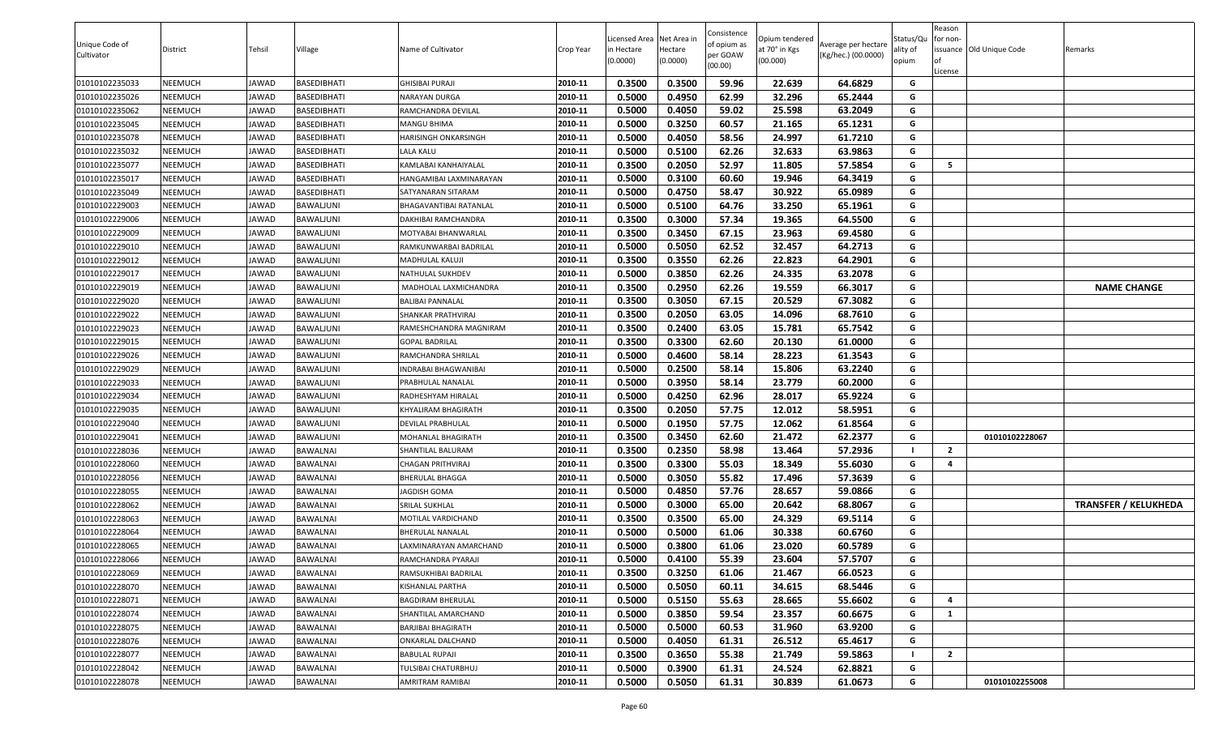| Unique Code of Cultivator | District | Tehsil | Village | Name of Cultivator | Crop Year | Licensed Area in Hectare (0.0000) | Net Area in Hectare (0.0000) | Consistence of opium as per GOAW (00.00) | Opium tendered at 70° in Kgs (00.000) | Average per hectare (Kg/hec.) (00.0000) | Status/Quality of opium | Reason for non-issuance of License | Old Unique Code | Remarks |
|---|---|---|---|---|---|---|---|---|---|---|---|---|---|---|
| 01010102235033 | NEEMUCH | JAWAD | BASEDIBHATI | GHISIBAI PURAJI | 2010-11 | 0.3500 | 0.3500 | 59.96 | 22.639 | 64.6829 | G | | | |
| 01010102235026 | NEEMUCH | JAWAD | BASEDIBHATI | NARAYAN DURGA | 2010-11 | 0.5000 | 0.4950 | 62.99 | 32.296 | 65.2444 | G | | | |
| 01010102235062 | NEEMUCH | JAWAD | BASEDIBHATI | RAMCHANDRA DEVILAL | 2010-11 | 0.5000 | 0.4050 | 59.02 | 25.598 | 63.2049 | G | | | |
| 01010102235045 | NEEMUCH | JAWAD | BASEDIBHATI | MANGU BHIMA | 2010-11 | 0.5000 | 0.3250 | 60.57 | 21.165 | 65.1231 | G | | | |
| 01010102235078 | NEEMUCH | JAWAD | BASEDIBHATI | HARISINGH ONKARSINGH | 2010-11 | 0.5000 | 0.4050 | 58.56 | 24.997 | 61.7210 | G | | | |
| 01010102235032 | NEEMUCH | JAWAD | BASEDIBHATI | LALA KALU | 2010-11 | 0.5000 | 0.5100 | 62.26 | 32.633 | 63.9863 | G | | | |
| 01010102235077 | NEEMUCH | JAWAD | BASEDIBHATI | KAMLABAI KANHAIYALAL | 2010-11 | 0.3500 | 0.2050 | 52.97 | 11.805 | 57.5854 | G | 5 | | |
| 01010102235017 | NEEMUCH | JAWAD | BASEDIBHATI | HANGAMIBAI LAXMINARAYAN | 2010-11 | 0.5000 | 0.3100 | 60.60 | 19.946 | 64.3419 | G | | | |
| 01010102235049 | NEEMUCH | JAWAD | BASEDIBHATI | SATYANARAN SITARAM | 2010-11 | 0.5000 | 0.4750 | 58.47 | 30.922 | 65.0989 | G | | | |
| 01010102229003 | NEEMUCH | JAWAD | BAWALJUNI | BHAGAVANTIBAI RATANLAL | 2010-11 | 0.5000 | 0.5100 | 64.76 | 33.250 | 65.1961 | G | | | |
| 01010102229006 | NEEMUCH | JAWAD | BAWALJUNI | DAKHIBAI RAMCHANDRA | 2010-11 | 0.3500 | 0.3000 | 57.34 | 19.365 | 64.5500 | G | | | |
| 01010102229009 | NEEMUCH | JAWAD | BAWALJUNI | MOTYABAI BHANWARLAL | 2010-11 | 0.3500 | 0.3450 | 67.15 | 23.963 | 69.4580 | G | | | |
| 01010102229010 | NEEMUCH | JAWAD | BAWALJUNI | RAMKUNWARBAI BADRILAL | 2010-11 | 0.5000 | 0.5050 | 62.52 | 32.457 | 64.2713 | G | | | |
| 01010102229012 | NEEMUCH | JAWAD | BAWALJUNI | MADHULAL KALUJI | 2010-11 | 0.3500 | 0.3550 | 62.26 | 22.823 | 64.2901 | G | | | |
| 01010102229017 | NEEMUCH | JAWAD | BAWALJUNI | NATHULAL SUKHDEV | 2010-11 | 0.5000 | 0.3850 | 62.26 | 24.335 | 63.2078 | G | | | |
| 01010102229019 | NEEMUCH | JAWAD | BAWALJUNI | MADHOLAL LAXMICHANDRA | 2010-11 | 0.3500 | 0.2950 | 62.26 | 19.559 | 66.3017 | G | | | **NAME CHANGE** |
| 01010102229020 | NEEMUCH | JAWAD | BAWALJUNI | BALIBAI PANNALAL | 2010-11 | 0.3500 | 0.3050 | 67.15 | 20.529 | 67.3082 | G | | | |
| 01010102229022 | NEEMUCH | JAWAD | BAWALJUNI | SHANKAR PRATHVIRAJ | 2010-11 | 0.3500 | 0.2050 | 63.05 | 14.096 | 68.7610 | G | | | |
| 01010102229023 | NEEMUCH | JAWAD | BAWALJUNI | RAMESHCHANDRA MAGNIRAM | 2010-11 | 0.3500 | 0.2400 | 63.05 | 15.781 | 65.7542 | G | | | |
| 01010102229015 | NEEMUCH | JAWAD | BAWALJUNI | GOPAL BADRILAL | 2010-11 | 0.3500 | 0.3300 | 62.60 | 20.130 | 61.0000 | G | | | |
| 01010102229026 | NEEMUCH | JAWAD | BAWALJUNI | RAMCHANDRA SHRILAL | 2010-11 | 0.5000 | 0.4600 | 58.14 | 28.223 | 61.3543 | G | | | |
| 01010102229029 | NEEMUCH | JAWAD | BAWALJUNI | INDRABAI BHAGWANIBAI | 2010-11 | 0.5000 | 0.2500 | 58.14 | 15.806 | 63.2240 | G | | | |
| 01010102229033 | NEEMUCH | JAWAD | BAWALJUNI | PRABHULAL NANALAL | 2010-11 | 0.5000 | 0.3950 | 58.14 | 23.779 | 60.2000 | G | | | |
| 01010102229034 | NEEMUCH | JAWAD | BAWALJUNI | RADHESHYAM HIRALAL | 2010-11 | 0.5000 | 0.4250 | 62.96 | 28.017 | 65.9224 | G | | | |
| 01010102229035 | NEEMUCH | JAWAD | BAWALJUNI | KHYALIRAM BHAGIRATH | 2010-11 | 0.3500 | 0.2050 | 57.75 | 12.012 | 58.5951 | G | | | |
| 01010102229040 | NEEMUCH | JAWAD | BAWALJUNI | DEVILAL PRABHULAL | 2010-11 | 0.5000 | 0.1950 | 57.75 | 12.062 | 61.8564 | G | | | |
| 01010102229041 | NEEMUCH | JAWAD | BAWALJUNI | MOHANLAL BHAGIRATH | 2010-11 | 0.3500 | 0.3450 | 62.60 | 21.472 | 62.2377 | G | | 01010102228067 | |
| 01010102228036 | NEEMUCH | JAWAD | BAWALNAI | SHANTILAL BALURAM | 2010-11 | 0.3500 | 0.2350 | 58.98 | 13.464 | 57.2936 | I | 2 | | |
| 01010102228060 | NEEMUCH | JAWAD | BAWALNAI | CHAGAN PRITHVIRAJ | 2010-11 | 0.3500 | 0.3300 | 55.03 | 18.349 | 55.6030 | G | 4 | | |
| 01010102228056 | NEEMUCH | JAWAD | BAWALNAI | BHERULAL BHAGGA | 2010-11 | 0.5000 | 0.3050 | 55.82 | 17.496 | 57.3639 | G | | | |
| 01010102228055 | NEEMUCH | JAWAD | BAWALNAI | JAGDISH GOMA | 2010-11 | 0.5000 | 0.4850 | 57.76 | 28.657 | 59.0866 | G | | | |
| 01010102228062 | NEEMUCH | JAWAD | BAWALNAI | SRILAL SUKHLAL | 2010-11 | 0.5000 | 0.3000 | 65.00 | 20.642 | 68.8067 | G | | | **TRANSFER / KELUKHEDA** |
| 01010102228063 | NEEMUCH | JAWAD | BAWALNAI | MOTILAL VARDICHAND | 2010-11 | 0.3500 | 0.3500 | 65.00 | 24.329 | 69.5114 | G | | | |
| 01010102228064 | NEEMUCH | JAWAD | BAWALNAI | BHERULAL NANALAL | 2010-11 | 0.5000 | 0.5000 | 61.06 | 30.338 | 60.6760 | G | | | |
| 01010102228065 | NEEMUCH | JAWAD | BAWALNAI | LAXMINARAYAN AMARCHAND | 2010-11 | 0.5000 | 0.3800 | 61.06 | 23.020 | 60.5789 | G | | | |
| 01010102228066 | NEEMUCH | JAWAD | BAWALNAI | RAMCHANDRA PYARAJI | 2010-11 | 0.5000 | 0.4100 | 55.39 | 23.604 | 57.5707 | G | | | |
| 01010102228069 | NEEMUCH | JAWAD | BAWALNAI | RAMSUKHIBAI BADRILAL | 2010-11 | 0.3500 | 0.3250 | 61.06 | 21.467 | 66.0523 | G | | | |
| 01010102228070 | NEEMUCH | JAWAD | BAWALNAI | KISHANLAL PARTHA | 2010-11 | 0.5000 | 0.5050 | 60.11 | 34.615 | 68.5446 | G | | | |
| 01010102228071 | NEEMUCH | JAWAD | BAWALNAI | BAGDIRAM BHERULAL | 2010-11 | 0.5000 | 0.5150 | 55.63 | 28.665 | 55.6602 | G | 4 | | |
| 01010102228074 | NEEMUCH | JAWAD | BAWALNAI | SHANTILAL AMARCHAND | 2010-11 | 0.5000 | 0.3850 | 59.54 | 23.357 | 60.6675 | G | 1 | | |
| 01010102228075 | NEEMUCH | JAWAD | BAWALNAI | BARJIBAI BHAGIRATH | 2010-11 | 0.5000 | 0.5000 | 60.53 | 31.960 | 63.9200 | G | | | |
| 01010102228076 | NEEMUCH | JAWAD | BAWALNAI | ONKARLAL DALCHAND | 2010-11 | 0.5000 | 0.4050 | 61.31 | 26.512 | 65.4617 | G | | | |
| 01010102228077 | NEEMUCH | JAWAD | BAWALNAI | BABULAL RUPAJI | 2010-11 | 0.3500 | 0.3650 | 55.38 | 21.749 | 59.5863 | I | 2 | | |
| 01010102228042 | NEEMUCH | JAWAD | BAWALNAI | TULSIBAI CHATURBHUJ | 2010-11 | 0.5000 | 0.3900 | 61.31 | 24.524 | 62.8821 | G | | | |
| 01010102228078 | NEEMUCH | JAWAD | BAWALNAI | AMRITRAM RAMIBAI | 2010-11 | 0.5000 | 0.5050 | 61.31 | 30.839 | 61.0673 | G | | 01010102255008 | |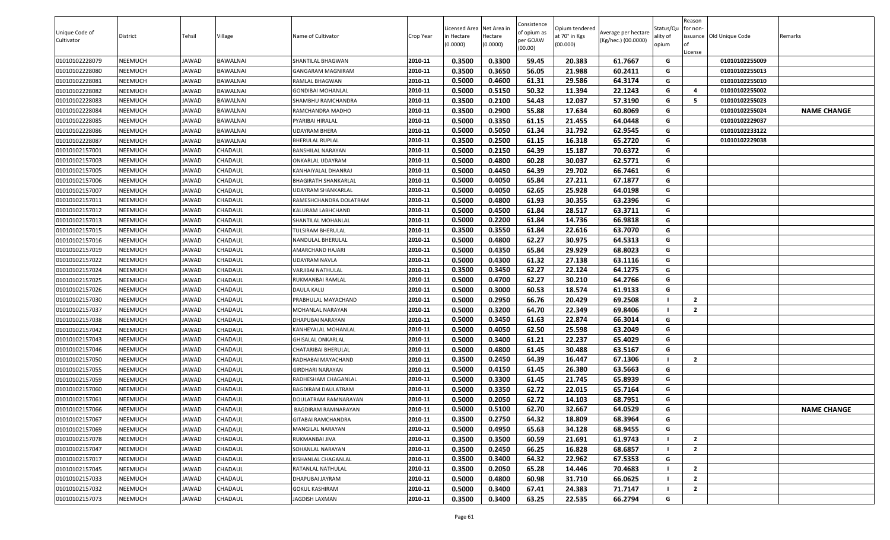| Unique Code of Cultivator | District | Tehsil | Village | Name of Cultivator | Crop Year | Licensed Area in Hectare (0.0000) | Net Area in Hectare (0.0000) | Consistence of opium as per GOAW (00.00) | Opium tendered at 70° in Kgs (00.000) | Average per hectare (Kg/hec.) (00.0000) | Status/Quality of opium | Reason for non-issuance of License | Old Unique Code | Remarks |
|---|---|---|---|---|---|---|---|---|---|---|---|---|---|---|
| 01010102228079 | NEEMUCH | JAWAD | BAWALNAI | SHANTILAL BHAGWAN | 2010-11 | 0.3500 | 0.3300 | 59.45 | 20.383 | 61.7667 | G | | 01010102255009 | |
| 01010102228080 | NEEMUCH | JAWAD | BAWALNAI | GANGARAM MAGNIRAM | 2010-11 | 0.3500 | 0.3650 | 56.05 | 21.988 | 60.2411 | G | | 01010102255013 | |
| 01010102228081 | NEEMUCH | JAWAD | BAWALNAI | RAMLAL BHAGWAN | 2010-11 | 0.5000 | 0.4600 | 61.31 | 29.586 | 64.3174 | G | | 01010102255010 | |
| 01010102228082 | NEEMUCH | JAWAD | BAWALNAI | GONDIBAI MOHANLAL | 2010-11 | 0.5000 | 0.5150 | 50.32 | 11.394 | 22.1243 | G | 4 | 01010102255002 | |
| 01010102228083 | NEEMUCH | JAWAD | BAWALNAI | SHAMBHU RAMCHANDRA | 2010-11 | 0.3500 | 0.2100 | 54.43 | 12.037 | 57.3190 | G | 5 | 01010102255023 | |
| 01010102228084 | NEEMUCH | JAWAD | BAWALNAI | RAMCHANDRA MADHO | 2010-11 | 0.3500 | 0.2900 | 55.88 | 17.634 | 60.8069 | G | | 01010102255024 | NAME CHANGE |
| 01010102228085 | NEEMUCH | JAWAD | BAWALNAI | PYARIBAI HIRALAL | 2010-11 | 0.5000 | 0.3350 | 61.15 | 21.455 | 64.0448 | G | | 01010102229037 | |
| 01010102228086 | NEEMUCH | JAWAD | BAWALNAI | UDAYRAM BHERA | 2010-11 | 0.5000 | 0.5050 | 61.34 | 31.792 | 62.9545 | G | | 01010102233122 | |
| 01010102228087 | NEEMUCH | JAWAD | BAWALNAI | BHERULAL RUPLAL | 2010-11 | 0.3500 | 0.2500 | 61.15 | 16.318 | 65.2720 | G | | 01010102229038 | |
| 01010102157001 | NEEMUCH | JAWAD | CHADAUL | BANSHILAL NARAYAN | 2010-11 | 0.5000 | 0.2150 | 64.39 | 15.187 | 70.6372 | G | | | |
| 01010102157003 | NEEMUCH | JAWAD | CHADAUL | ONKARLAL UDAYRAM | 2010-11 | 0.5000 | 0.4800 | 60.28 | 30.037 | 62.5771 | G | | | |
| 01010102157005 | NEEMUCH | JAWAD | CHADAUL | KANHAIYALAL DHANRAJ | 2010-11 | 0.5000 | 0.4450 | 64.39 | 29.702 | 66.7461 | G | | | |
| 01010102157006 | NEEMUCH | JAWAD | CHADAUL | BHAGIRATH SHANKARLAL | 2010-11 | 0.5000 | 0.4050 | 65.84 | 27.211 | 67.1877 | G | | | |
| 01010102157007 | NEEMUCH | JAWAD | CHADAUL | UDAYRAM SHANKARLAL | 2010-11 | 0.5000 | 0.4050 | 62.65 | 25.928 | 64.0198 | G | | | |
| 01010102157011 | NEEMUCH | JAWAD | CHADAUL | RAMESHCHANDRA DOLATRAM | 2010-11 | 0.5000 | 0.4800 | 61.93 | 30.355 | 63.2396 | G | | | |
| 01010102157012 | NEEMUCH | JAWAD | CHADAUL | KALURAM LABHCHAND | 2010-11 | 0.5000 | 0.4500 | 61.84 | 28.517 | 63.3711 | G | | | |
| 01010102157013 | NEEMUCH | JAWAD | CHADAUL | SHANTILAL MOHANLAL | 2010-11 | 0.5000 | 0.2200 | 61.84 | 14.736 | 66.9818 | G | | | |
| 01010102157015 | NEEMUCH | JAWAD | CHADAUL | TULSIRAM BHERULAL | 2010-11 | 0.3500 | 0.3550 | 61.84 | 22.616 | 63.7070 | G | | | |
| 01010102157016 | NEEMUCH | JAWAD | CHADAUL | NANDULAL BHERULAL | 2010-11 | 0.5000 | 0.4800 | 62.27 | 30.975 | 64.5313 | G | | | |
| 01010102157019 | NEEMUCH | JAWAD | CHADAUL | AMARCHAND HAJARI | 2010-11 | 0.5000 | 0.4350 | 65.84 | 29.929 | 68.8023 | G | | | |
| 01010102157022 | NEEMUCH | JAWAD | CHADAUL | UDAYRAM NAVLA | 2010-11 | 0.5000 | 0.4300 | 61.32 | 27.138 | 63.1116 | G | | | |
| 01010102157024 | NEEMUCH | JAWAD | CHADAUL | VARJIBAI NATHULAL | 2010-11 | 0.3500 | 0.3450 | 62.27 | 22.124 | 64.1275 | G | | | |
| 01010102157025 | NEEMUCH | JAWAD | CHADAUL | RUKMANBAI RAMLAL | 2010-11 | 0.5000 | 0.4700 | 62.27 | 30.210 | 64.2766 | G | | | |
| 01010102157026 | NEEMUCH | JAWAD | CHADAUL | DAULA KALU | 2010-11 | 0.5000 | 0.3000 | 60.53 | 18.574 | 61.9133 | G | | | |
| 01010102157030 | NEEMUCH | JAWAD | CHADAUL | PRABHULAL MAYACHAND | 2010-11 | 0.5000 | 0.2950 | 66.76 | 20.429 | 69.2508 | I | 2 | | |
| 01010102157037 | NEEMUCH | JAWAD | CHADAUL | MOHANLAL NARAYAN | 2010-11 | 0.5000 | 0.3200 | 64.70 | 22.349 | 69.8406 | I | 2 | | |
| 01010102157038 | NEEMUCH | JAWAD | CHADAUL | DHAPUBAI NARAYAN | 2010-11 | 0.5000 | 0.3450 | 61.63 | 22.874 | 66.3014 | G | | | |
| 01010102157042 | NEEMUCH | JAWAD | CHADAUL | KANHEYALAL MOHANLAL | 2010-11 | 0.5000 | 0.4050 | 62.50 | 25.598 | 63.2049 | G | | | |
| 01010102157043 | NEEMUCH | JAWAD | CHADAUL | GHISALAL ONKARLAL | 2010-11 | 0.5000 | 0.3400 | 61.21 | 22.237 | 65.4029 | G | | | |
| 01010102157046 | NEEMUCH | JAWAD | CHADAUL | CHATARIBAI BHERULAL | 2010-11 | 0.5000 | 0.4800 | 61.45 | 30.488 | 63.5167 | G | | | |
| 01010102157050 | NEEMUCH | JAWAD | CHADAUL | RADHABAI MAYACHAND | 2010-11 | 0.3500 | 0.2450 | 64.39 | 16.447 | 67.1306 | I | 2 | | |
| 01010102157055 | NEEMUCH | JAWAD | CHADAUL | GIRDHARI NARAYAN | 2010-11 | 0.5000 | 0.4150 | 61.45 | 26.380 | 63.5663 | G | | | |
| 01010102157059 | NEEMUCH | JAWAD | CHADAUL | RADHESHAM CHAGANLAL | 2010-11 | 0.5000 | 0.3300 | 61.45 | 21.745 | 65.8939 | G | | | |
| 01010102157060 | NEEMUCH | JAWAD | CHADAUL | BAGDIRAM DAULATRAM | 2010-11 | 0.5000 | 0.3350 | 62.72 | 22.015 | 65.7164 | G | | | |
| 01010102157061 | NEEMUCH | JAWAD | CHADAUL | DOULATRAM RAMNARAYAN | 2010-11 | 0.5000 | 0.2050 | 62.72 | 14.103 | 68.7951 | G | | | |
| 01010102157066 | NEEMUCH | JAWAD | CHADAUL | BAGDIRAM RAMNARAYAN | 2010-11 | 0.5000 | 0.5100 | 62.70 | 32.667 | 64.0529 | G | | | NAME CHANGE |
| 01010102157067 | NEEMUCH | JAWAD | CHADAUL | GITABAI RAMCHANDRA | 2010-11 | 0.3500 | 0.2750 | 64.32 | 18.809 | 68.3964 | G | | | |
| 01010102157069 | NEEMUCH | JAWAD | CHADAUL | MANGILAL NARAYAN | 2010-11 | 0.5000 | 0.4950 | 65.63 | 34.128 | 68.9455 | G | | | |
| 01010102157078 | NEEMUCH | JAWAD | CHADAUL | RUKMANBAI JIVA | 2010-11 | 0.3500 | 0.3500 | 60.59 | 21.691 | 61.9743 | I | 2 | | |
| 01010102157047 | NEEMUCH | JAWAD | CHADAUL | SOHANLAL NARAYAN | 2010-11 | 0.3500 | 0.2450 | 66.25 | 16.828 | 68.6857 | I | 2 | | |
| 01010102157017 | NEEMUCH | JAWAD | CHADAUL | KISHANLAL CHAGANLAL | 2010-11 | 0.3500 | 0.3400 | 64.32 | 22.962 | 67.5353 | G | | | |
| 01010102157045 | NEEMUCH | JAWAD | CHADAUL | RATANLAL NATHULAL | 2010-11 | 0.3500 | 0.2050 | 65.28 | 14.446 | 70.4683 | I | 2 | | |
| 01010102157033 | NEEMUCH | JAWAD | CHADAUL | DHAPUBAI JAYRAM | 2010-11 | 0.5000 | 0.4800 | 60.98 | 31.710 | 66.0625 | I | 2 | | |
| 01010102157032 | NEEMUCH | JAWAD | CHADAUL | GOKUL KASHIRAM | 2010-11 | 0.5000 | 0.3400 | 67.41 | 24.383 | 71.7147 | I | 2 | | |
| 01010102157073 | NEEMUCH | JAWAD | CHADAUL | JAGDISH LAXMAN | 2010-11 | 0.3500 | 0.3400 | 63.25 | 22.535 | 66.2794 | G | | | |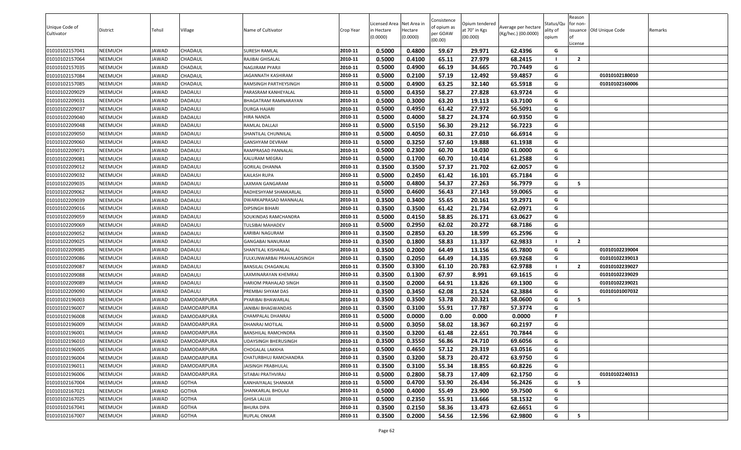| Unique Code of Cultivator | District | Tehsil | Village | Name of Cultivator | Crop Year | Licensed Area in Hectare (0.0000) | Net Area in Hectare (0.0000) | Consistence of opium as per GOAW (00.00) | Opium tendered at 70° in Kgs (00.000) | Average per hectare (Kg/hec.) (00.0000) | Status/Quality of opium | Reason for non-issuance of License | Old Unique Code | Remarks |
|---|---|---|---|---|---|---|---|---|---|---|---|---|---|---|
| 01010102157041 | NEEMUCH | JAWAD | CHADAUL | SURESH RAMLAL | 2010-11 | 0.5000 | 0.4800 | 59.67 | 29.971 | 62.4396 | G | | | |
| 01010102157064 | NEEMUCH | JAWAD | CHADAUL | RAJIBAI GHISALAL | 2010-11 | 0.5000 | 0.4100 | 65.11 | 27.979 | 68.2415 | I | 2 | | |
| 01010102157035 | NEEMUCH | JAWAD | CHADAUL | NAGJIRAM PYARJI | 2010-11 | 0.5000 | 0.4900 | 66.19 | 34.665 | 70.7449 | G | | | |
| 01010102157084 | NEEMUCH | JAWAD | CHADAUL | JAGANNATH KASHIRAM | 2010-11 | 0.5000 | 0.2100 | 57.19 | 12.492 | 59.4857 | G | | 01010102180010 | |
| 01010102157085 | NEEMUCH | JAWAD | CHADAUL | RAMSINGH PARTHEYSINGH | 2010-11 | 0.5000 | 0.4900 | 63.25 | 32.140 | 65.5918 | G | | 01010102160006 | |
| 01010102209029 | NEEMUCH | JAWAD | DADAULI | PARASRAM KANHEYALAL | 2010-11 | 0.5000 | 0.4350 | 58.27 | 27.828 | 63.9724 | G | | | |
| 01010102209031 | NEEMUCH | JAWAD | DADAULI | BHAGATRAM RAMNARAYAN | 2010-11 | 0.5000 | 0.3000 | 63.20 | 19.113 | 63.7100 | G | | | |
| 01010102209037 | NEEMUCH | JAWAD | DADAULI | DURGA HAJARI | 2010-11 | 0.5000 | 0.4950 | 61.42 | 27.972 | 56.5091 | G | | | |
| 01010102209040 | NEEMUCH | JAWAD | DADAULI | HIRA NANDA | 2010-11 | 0.5000 | 0.4000 | 58.27 | 24.374 | 60.9350 | G | | | |
| 01010102209048 | NEEMUCH | JAWAD | DADAULI | RAMLAL DALLAJI | 2010-11 | 0.5000 | 0.5150 | 56.30 | 29.212 | 56.7223 | G | | | |
| 01010102209050 | NEEMUCH | JAWAD | DADAULI | SHANTILAL CHUNNILAL | 2010-11 | 0.5000 | 0.4050 | 60.31 | 27.010 | 66.6914 | G | | | |
| 01010102209060 | NEEMUCH | JAWAD | DADAULI | GANSHYAM DEVRAM | 2010-11 | 0.5000 | 0.3250 | 57.60 | 19.888 | 61.1938 | G | | | |
| 01010102209071 | NEEMUCH | JAWAD | DADAULI | RAMPRASAD PANNALAL | 2010-11 | 0.5000 | 0.2300 | 60.70 | 14.030 | 61.0000 | G | | | |
| 01010102209081 | NEEMUCH | JAWAD | DADAULI | KALURAM MEGRAJ | 2010-11 | 0.5000 | 0.1700 | 60.70 | 10.414 | 61.2588 | G | | | |
| 01010102209012 | NEEMUCH | JAWAD | DADAULI | GORILAL DHANNA | 2010-11 | 0.3500 | 0.3500 | 57.37 | 21.702 | 62.0057 | G | | | |
| 01010102209032 | NEEMUCH | JAWAD | DADAULI | KAILASH RUPA | 2010-11 | 0.5000 | 0.2450 | 61.42 | 16.101 | 65.7184 | G | | | |
| 01010102209035 | NEEMUCH | JAWAD | DADAULI | LAXMAN GANGARAM | 2010-11 | 0.5000 | 0.4800 | 54.37 | 27.263 | 56.7979 | G | 5 | | |
| 01010102209062 | NEEMUCH | JAWAD | DADAULI | RADHESHYAM SHANKARLAL | 2010-11 | 0.5000 | 0.4600 | 56.43 | 27.143 | 59.0065 | G | | | |
| 01010102209039 | NEEMUCH | JAWAD | DADAULI | DWARKAPRASAD MANNALAL | 2010-11 | 0.3500 | 0.3400 | 55.65 | 20.161 | 59.2971 | G | | | |
| 01010102209016 | NEEMUCH | JAWAD | DADAULI | DIPSINGH BIHARI | 2010-11 | 0.3500 | 0.3500 | 61.42 | 21.734 | 62.0971 | G | | | |
| 01010102209059 | NEEMUCH | JAWAD | DADAULI | SOUKINDAS RAMCHANDRA | 2010-11 | 0.5000 | 0.4150 | 58.85 | 26.171 | 63.0627 | G | | | |
| 01010102209069 | NEEMUCH | JAWAD | DADAULI | TULSIBAI MAHADEV | 2010-11 | 0.5000 | 0.2950 | 62.02 | 20.272 | 68.7186 | G | | | |
| 01010102209052 | NEEMUCH | JAWAD | DADAULI | KARIBAI NAGURAM | 2010-11 | 0.3500 | 0.2850 | 63.20 | 18.599 | 65.2596 | G | | | |
| 01010102209025 | NEEMUCH | JAWAD | DADAULI | GANGABAI NANURAM | 2010-11 | 0.3500 | 0.1800 | 58.83 | 11.337 | 62.9833 | I | 2 | | |
| 01010102209085 | NEEMUCH | JAWAD | DADAULI | SHANTILAL KISHANLAL | 2010-11 | 0.3500 | 0.2000 | 64.49 | 13.156 | 65.7800 | G | | 01010102239004 | |
| 01010102209086 | NEEMUCH | JAWAD | DADAULI | FULKUNWARBAI PRAHALADSINGH | 2010-11 | 0.3500 | 0.2050 | 64.49 | 14.335 | 69.9268 | G | | 01010102239013 | |
| 01010102209087 | NEEMUCH | JAWAD | DADAULI | BANSILAL CHAGANLAL | 2010-11 | 0.3500 | 0.3300 | 61.10 | 20.783 | 62.9788 | I | 2 | 01010102239027 | |
| 01010102209088 | NEEMUCH | JAWAD | DADAULI | LAXMINARAYAN KHEMRAJ | 2010-11 | 0.3500 | 0.1300 | 67.97 | 8.991 | 69.1615 | G | | 01010102239029 | |
| 01010102209089 | NEEMUCH | JAWAD | DADAULI | HARIOM PRAHALAD SINGH | 2010-11 | 0.3500 | 0.2000 | 64.91 | 13.826 | 69.1300 | G | | 01010102239021 | |
| 01010102209090 | NEEMUCH | JAWAD | DADAULI | PREMBAI SHYAM DAS | 2010-11 | 0.3500 | 0.3450 | 62.08 | 21.524 | 62.3884 | G | | 01010101007032 | |
| 01010102196003 | NEEMUCH | JAWAD | DAMODARPURA | PYARIBAI BHAWARLAL | 2010-11 | 0.3500 | 0.3500 | 53.78 | 20.321 | 58.0600 | G | 5 | | |
| 01010102196007 | NEEMUCH | JAWAD | DAMODARPURA | JANIBAI BHAGWANDAS | 2010-11 | 0.3500 | 0.3100 | 55.91 | 17.787 | 57.3774 | G | | | |
| 01010102196008 | NEEMUCH | JAWAD | DAMODARPURA | CHAMPALAL DHANRAJ | 2010-11 | 0.5000 | 0.0000 | 0.00 | 0.000 | 0.0000 | F | | | |
| 01010102196009 | NEEMUCH | JAWAD | DAMODARPURA | DHANRAJ MOTILAL | 2010-11 | 0.5000 | 0.3050 | 58.02 | 18.367 | 60.2197 | G | | | |
| 01010102196001 | NEEMUCH | JAWAD | DAMODARPURA | BANSHILAL RAMCHNDRA | 2010-11 | 0.3500 | 0.3200 | 61.48 | 22.651 | 70.7844 | G | | | |
| 01010102196010 | NEEMUCH | JAWAD | DAMODARPURA | UDAYSINGH BHERUSINGH | 2010-11 | 0.3500 | 0.3550 | 56.86 | 24.710 | 69.6056 | G | | | |
| 01010102196005 | NEEMUCH | JAWAD | DAMODARPURA | CHOGALAL LAKKHA | 2010-11 | 0.5000 | 0.4650 | 57.12 | 29.319 | 63.0516 | G | | | |
| 01010102196004 | NEEMUCH | JAWAD | DAMODARPURA | CHATURBHUJ RAMCHANDRA | 2010-11 | 0.3500 | 0.3200 | 58.73 | 20.472 | 63.9750 | G | | | |
| 01010102196011 | NEEMUCH | JAWAD | DAMODARPURA | JAISINGH PRABHULAL | 2010-11 | 0.3500 | 0.3100 | 55.34 | 18.855 | 60.8226 | G | | | |
| 01010102196006 | NEEMUCH | JAWAD | DAMODARPURA | SITABAI PRATHVIRAJ | 2010-11 | 0.5000 | 0.2800 | 58.73 | 17.409 | 62.1750 | G | | 01010102240313 | |
| 01010102167004 | NEEMUCH | JAWAD | GOTHA | KANHAIYALAL SHANKAR | 2010-11 | 0.5000 | 0.4700 | 53.90 | 26.434 | 56.2426 | G | 5 | | |
| 01010102167021 | NEEMUCH | JAWAD | GOTHA | SHANKARLAL BHOLAJI | 2010-11 | 0.5000 | 0.4000 | 55.49 | 23.900 | 59.7500 | G | | | |
| 01010102167025 | NEEMUCH | JAWAD | GOTHA | GHISA LALUJI | 2010-11 | 0.5000 | 0.2350 | 55.91 | 13.666 | 58.1532 | G | | | |
| 01010102167041 | NEEMUCH | JAWAD | GOTHA | BHURA DIPA | 2010-11 | 0.3500 | 0.2150 | 58.36 | 13.473 | 62.6651 | G | | | |
| 01010102167007 | NEEMUCH | JAWAD | GOTHA | RUPLAL ONKAR | 2010-11 | 0.3500 | 0.2000 | 54.56 | 12.596 | 62.9800 | G | 5 | | |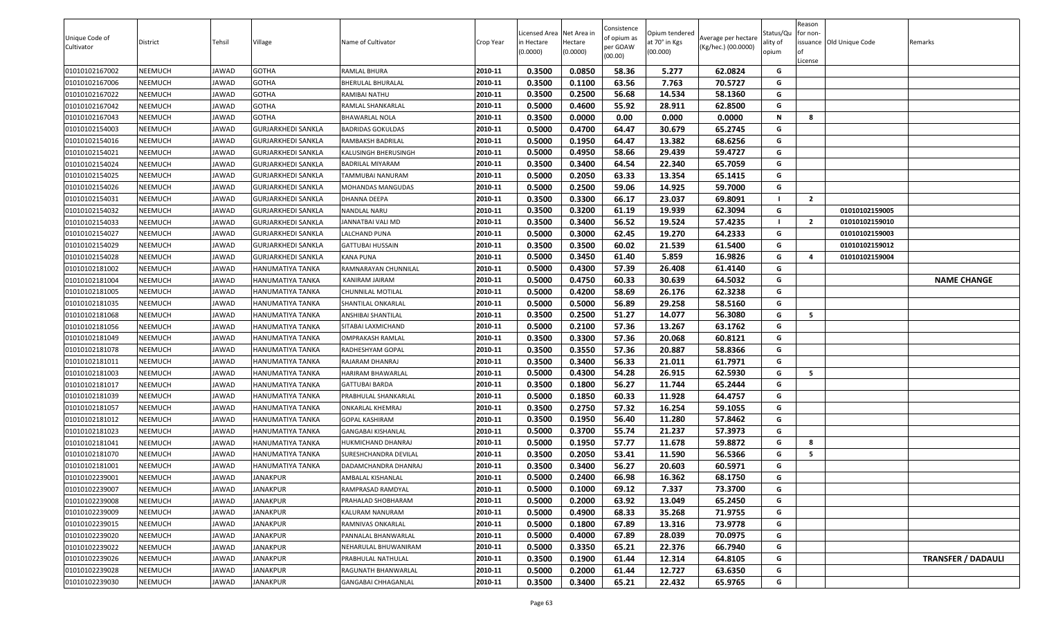| Unique Code of Cultivator | District | Tehsil | Village | Name of Cultivator | Crop Year | Licensed Area in Hectare (0.0000) | Net Area in Hectare (0.0000) | Consistence of opium as per GOAW (00.00) | Opium tendered at 70° in Kgs (00.000) | Average per hectare (Kg/hec.) (00.0000) | Status/Quality of opium | Reason for non-issuance of License | Old Unique Code | Remarks |
|---|---|---|---|---|---|---|---|---|---|---|---|---|---|---|
| 01010102167002 | NEEMUCH | JAWAD | GOTHA | RAMLAL BHURA | 2010-11 | 0.3500 | 0.0850 | 58.36 | 5.277 | 62.0824 | G | | | |
| 01010102167006 | NEEMUCH | JAWAD | GOTHA | BHERULAL BHURALAL | 2010-11 | 0.3500 | 0.1100 | 63.56 | 7.763 | 70.5727 | G | | | |
| 01010102167022 | NEEMUCH | JAWAD | GOTHA | RAMIBAI NATHU | 2010-11 | 0.3500 | 0.2500 | 56.68 | 14.534 | 58.1360 | G | | | |
| 01010102167042 | NEEMUCH | JAWAD | GOTHA | RAMLAL SHANKARLAL | 2010-11 | 0.5000 | 0.4600 | 55.92 | 28.911 | 62.8500 | G | | | |
| 01010102167043 | NEEMUCH | JAWAD | GOTHA | BHAWARLAL NOLA | 2010-11 | 0.3500 | 0.0000 | 0.00 | 0.000 | 0.0000 | N | 8 | | |
| 01010102154003 | NEEMUCH | JAWAD | GURJARKHEDI SANKLA | BADRIDAS GOKULDAS | 2010-11 | 0.5000 | 0.4700 | 64.47 | 30.679 | 65.2745 | G | | | |
| 01010102154016 | NEEMUCH | JAWAD | GURJARKHEDI SANKLA | RAMBAKSH BADRILAL | 2010-11 | 0.5000 | 0.1950 | 64.47 | 13.382 | 68.6256 | G | | | |
| 01010102154021 | NEEMUCH | JAWAD | GURJARKHEDI SANKLA | KALUSINGH BHERUSINGH | 2010-11 | 0.5000 | 0.4950 | 58.66 | 29.439 | 59.4727 | G | | | |
| 01010102154024 | NEEMUCH | JAWAD | GURJARKHEDI SANKLA | BADRILAL MIYARAM | 2010-11 | 0.3500 | 0.3400 | 64.54 | 22.340 | 65.7059 | G | | | |
| 01010102154025 | NEEMUCH | JAWAD | GURJARKHEDI SANKLA | TAMMUBAI NANURAM | 2010-11 | 0.5000 | 0.2050 | 63.33 | 13.354 | 65.1415 | G | | | |
| 01010102154026 | NEEMUCH | JAWAD | GURJARKHEDI SANKLA | MOHANDAS MANGUDAS | 2010-11 | 0.5000 | 0.2500 | 59.06 | 14.925 | 59.7000 | G | | | |
| 01010102154031 | NEEMUCH | JAWAD | GURJARKHEDI SANKLA | DHANNA DEEPA | 2010-11 | 0.3500 | 0.3300 | 66.17 | 23.037 | 69.8091 | I | 2 | | |
| 01010102154032 | NEEMUCH | JAWAD | GURJARKHEDI SANKLA | NANDLAL NARU | 2010-11 | 0.3500 | 0.3200 | 61.19 | 19.939 | 62.3094 | G | | 01010102159005 | |
| 01010102154033 | NEEMUCH | JAWAD | GURJARKHEDI SANKLA | JANNATBAI VALI MD | 2010-11 | 0.3500 | 0.3400 | 56.52 | 19.524 | 57.4235 | I | 2 | 01010102159010 | |
| 01010102154027 | NEEMUCH | JAWAD | GURJARKHEDI SANKLA | LALCHAND PUNA | 2010-11 | 0.5000 | 0.3000 | 62.45 | 19.270 | 64.2333 | G | | 01010102159003 | |
| 01010102154029 | NEEMUCH | JAWAD | GURJARKHEDI SANKLA | GATTUBAI HUSSAIN | 2010-11 | 0.3500 | 0.3500 | 60.02 | 21.539 | 61.5400 | G | | 01010102159012 | |
| 01010102154028 | NEEMUCH | JAWAD | GURJARKHEDI SANKLA | KANA PUNA | 2010-11 | 0.5000 | 0.3450 | 61.40 | 5.859 | 16.9826 | G | 4 | 01010102159004 | |
| 01010102181002 | NEEMUCH | JAWAD | HANUMATIYA TANKA | RAMNARAYAN CHUNNILAL | 2010-11 | 0.5000 | 0.4300 | 57.39 | 26.408 | 61.4140 | G | | | |
| 01010102181004 | NEEMUCH | JAWAD | HANUMATIYA TANKA | KANIRAM JAIRAM | 2010-11 | 0.5000 | 0.4750 | 60.33 | 30.639 | 64.5032 | G | | | **NAME CHANGE** |
| 01010102181005 | NEEMUCH | JAWAD | HANUMATIYA TANKA | CHUNNILAL MOTILAL | 2010-11 | 0.5000 | 0.4200 | 58.69 | 26.176 | 62.3238 | G | | | |
| 01010102181035 | NEEMUCH | JAWAD | HANUMATIYA TANKA | SHANTILAL ONKARLAL | 2010-11 | 0.5000 | 0.5000 | 56.89 | 29.258 | 58.5160 | G | | | |
| 01010102181068 | NEEMUCH | JAWAD | HANUMATIYA TANKA | ANSHIBAI SHANTILAL | 2010-11 | 0.3500 | 0.2500 | 51.27 | 14.077 | 56.3080 | G | 5 | | |
| 01010102181056 | NEEMUCH | JAWAD | HANUMATIYA TANKA | SITABAI LAXMICHAND | 2010-11 | 0.5000 | 0.2100 | 57.36 | 13.267 | 63.1762 | G | | | |
| 01010102181049 | NEEMUCH | JAWAD | HANUMATIYA TANKA | OMPRAKASH RAMLAL | 2010-11 | 0.3500 | 0.3300 | 57.36 | 20.068 | 60.8121 | G | | | |
| 01010102181078 | NEEMUCH | JAWAD | HANUMATIYA TANKA | RADHESHYAM GOPAL | 2010-11 | 0.3500 | 0.3550 | 57.36 | 20.887 | 58.8366 | G | | | |
| 01010102181011 | NEEMUCH | JAWAD | HANUMATIYA TANKA | RAJARAM DHANRAJ | 2010-11 | 0.3500 | 0.3400 | 56.33 | 21.011 | 61.7971 | G | | | |
| 01010102181003 | NEEMUCH | JAWAD | HANUMATIYA TANKA | HARIRAM BHAWARLAL | 2010-11 | 0.5000 | 0.4300 | 54.28 | 26.915 | 62.5930 | G | 5 | | |
| 01010102181017 | NEEMUCH | JAWAD | HANUMATIYA TANKA | GATTUBAI BARDA | 2010-11 | 0.3500 | 0.1800 | 56.27 | 11.744 | 65.2444 | G | | | |
| 01010102181039 | NEEMUCH | JAWAD | HANUMATIYA TANKA | PRABHULAL SHANKARLAL | 2010-11 | 0.5000 | 0.1850 | 60.33 | 11.928 | 64.4757 | G | | | |
| 01010102181057 | NEEMUCH | JAWAD | HANUMATIYA TANKA | ONKARLAL KHEMRAJ | 2010-11 | 0.3500 | 0.2750 | 57.32 | 16.254 | 59.1055 | G | | | |
| 01010102181012 | NEEMUCH | JAWAD | HANUMATIYA TANKA | GOPAL KASHIRAM | 2010-11 | 0.3500 | 0.1950 | 56.40 | 11.280 | 57.8462 | G | | | |
| 01010102181023 | NEEMUCH | JAWAD | HANUMATIYA TANKA | GANGABAI KISHANLAL | 2010-11 | 0.5000 | 0.3700 | 55.74 | 21.237 | 57.3973 | G | | | |
| 01010102181041 | NEEMUCH | JAWAD | HANUMATIYA TANKA | HUKMICHAND DHANRAJ | 2010-11 | 0.5000 | 0.1950 | 57.77 | 11.678 | 59.8872 | G | 8 | | |
| 01010102181070 | NEEMUCH | JAWAD | HANUMATIYA TANKA | SURESHCHANDRA DEVILAL | 2010-11 | 0.3500 | 0.2050 | 53.41 | 11.590 | 56.5366 | G | 5 | | |
| 01010102181001 | NEEMUCH | JAWAD | HANUMATIYA TANKA | DADAMCHANDRA DHANRAJ | 2010-11 | 0.3500 | 0.3400 | 56.27 | 20.603 | 60.5971 | G | | | |
| 01010102239001 | NEEMUCH | JAWAD | JANAKPUR | AMBALAL KISHANLAL | 2010-11 | 0.5000 | 0.2400 | 66.98 | 16.362 | 68.1750 | G | | | |
| 01010102239007 | NEEMUCH | JAWAD | JANAKPUR | RAMPRASAD RAMDYAL | 2010-11 | 0.5000 | 0.1000 | 69.12 | 7.337 | 73.3700 | G | | | |
| 01010102239008 | NEEMUCH | JAWAD | JANAKPUR | PRAHALAD SHOBHARAM | 2010-11 | 0.5000 | 0.2000 | 63.92 | 13.049 | 65.2450 | G | | | |
| 01010102239009 | NEEMUCH | JAWAD | JANAKPUR | KALURAM NANURAM | 2010-11 | 0.5000 | 0.4900 | 68.33 | 35.268 | 71.9755 | G | | | |
| 01010102239015 | NEEMUCH | JAWAD | JANAKPUR | RAMNIVAS ONKARLAL | 2010-11 | 0.5000 | 0.1800 | 67.89 | 13.316 | 73.9778 | G | | | |
| 01010102239020 | NEEMUCH | JAWAD | JANAKPUR | PANNALAL BHANWARLAL | 2010-11 | 0.5000 | 0.4000 | 67.89 | 28.039 | 70.0975 | G | | | |
| 01010102239022 | NEEMUCH | JAWAD | JANAKPUR | NEHARULAL BHUWANIRAM | 2010-11 | 0.5000 | 0.3350 | 65.21 | 22.376 | 66.7940 | G | | | |
| 01010102239026 | NEEMUCH | JAWAD | JANAKPUR | PRABHULAL NATHULAL | 2010-11 | 0.3500 | 0.1900 | 61.44 | 12.314 | 64.8105 | G | | | **TRANSFER / DADAULI** |
| 01010102239028 | NEEMUCH | JAWAD | JANAKPUR | RAGUNATH BHANWARLAL | 2010-11 | 0.5000 | 0.2000 | 61.44 | 12.727 | 63.6350 | G | | | |
| 01010102239030 | NEEMUCH | JAWAD | JANAKPUR | GANGABAI CHHAGANLAL | 2010-11 | 0.3500 | 0.3400 | 65.21 | 22.432 | 65.9765 | G | | | |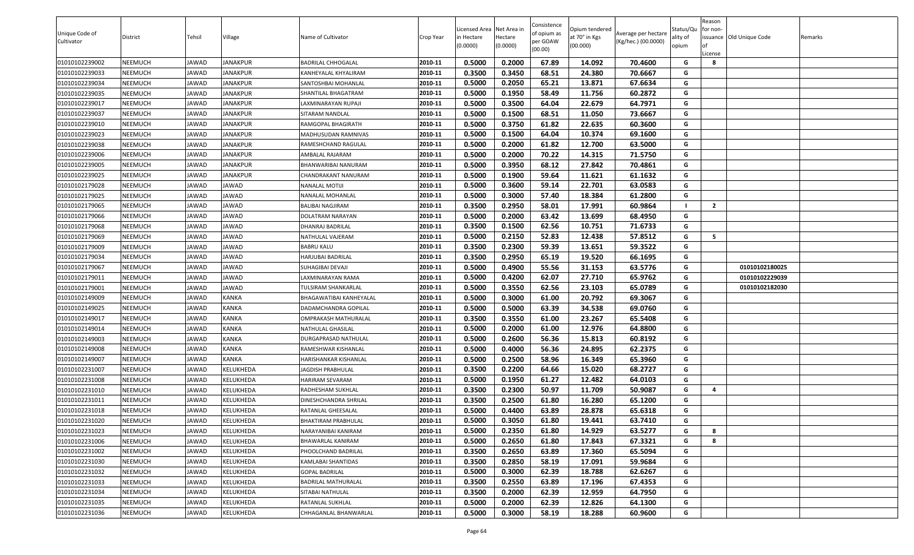| Unique Code of Cultivator | District | Tehsil | Village | Name of Cultivator | Crop Year | Licensed Area in Hectare (0.0000) | Net Area in Hectare (0.0000) | Consistence of opium as per GOAW (00.00) | Opium tendered at 70° in Kgs (00.000) | Average per hectare (Kg/hec.) (00.0000) | Status/Quality of opium | Reason for non-issuance of License | Old Unique Code | Remarks |
|---|---|---|---|---|---|---|---|---|---|---|---|---|---|---|
| 01010102239002 | NEEMUCH | JAWAD | JANAKPUR | BADRILAL CHHOGALAL | 2010-11 | 0.5000 | 0.2000 | 67.89 | 14.092 | 70.4600 | G | 8 | | |
| 01010102239033 | NEEMUCH | JAWAD | JANAKPUR | KANHEYALAL KHYALIRAM | 2010-11 | 0.3500 | 0.3450 | 68.51 | 24.380 | 70.6667 | G | | | |
| 01010102239034 | NEEMUCH | JAWAD | JANAKPUR | SANTOSHBAI MOHANLAL | 2010-11 | 0.5000 | 0.2050 | 65.21 | 13.871 | 67.6634 | G | | | |
| 01010102239035 | NEEMUCH | JAWAD | JANAKPUR | SHANTILAL BHAGATRAM | 2010-11 | 0.5000 | 0.1950 | 58.49 | 11.756 | 60.2872 | G | | | |
| 01010102239017 | NEEMUCH | JAWAD | JANAKPUR | LAXMINARAYAN RUPAJI | 2010-11 | 0.5000 | 0.3500 | 64.04 | 22.679 | 64.7971 | G | | | |
| 01010102239037 | NEEMUCH | JAWAD | JANAKPUR | SITARAM NANDLAL | 2010-11 | 0.5000 | 0.1500 | 68.51 | 11.050 | 73.6667 | G | | | |
| 01010102239010 | NEEMUCH | JAWAD | JANAKPUR | RAMGOPAL BHAGIRATH | 2010-11 | 0.5000 | 0.3750 | 61.82 | 22.635 | 60.3600 | G | | | |
| 01010102239023 | NEEMUCH | JAWAD | JANAKPUR | MADHUSUDAN RAMNIVAS | 2010-11 | 0.5000 | 0.1500 | 64.04 | 10.374 | 69.1600 | G | | | |
| 01010102239038 | NEEMUCH | JAWAD | JANAKPUR | RAMESHCHAND RAGULAL | 2010-11 | 0.5000 | 0.2000 | 61.82 | 12.700 | 63.5000 | G | | | |
| 01010102239006 | NEEMUCH | JAWAD | JANAKPUR | AMBALAL RAJARAM | 2010-11 | 0.5000 | 0.2000 | 70.22 | 14.315 | 71.5750 | G | | | |
| 01010102239005 | NEEMUCH | JAWAD | JANAKPUR | BHANWARIBAI NANURAM | 2010-11 | 0.5000 | 0.3950 | 68.12 | 27.842 | 70.4861 | G | | | |
| 01010102239025 | NEEMUCH | JAWAD | JANAKPUR | CHANDRAKANT NANURAM | 2010-11 | 0.5000 | 0.1900 | 59.64 | 11.621 | 61.1632 | G | | | |
| 01010102179028 | NEEMUCH | JAWAD | JAWAD | NANALAL MOTIJI | 2010-11 | 0.5000 | 0.3600 | 59.14 | 22.701 | 63.0583 | G | | | |
| 01010102179025 | NEEMUCH | JAWAD | JAWAD | NANALAL MOHANLAL | 2010-11 | 0.5000 | 0.3000 | 57.40 | 18.384 | 61.2800 | G | | | |
| 01010102179065 | NEEMUCH | JAWAD | JAWAD | BALIBAI NAGJIRAM | 2010-11 | 0.3500 | 0.2950 | 58.01 | 17.991 | 60.9864 | I | 2 | | |
| 01010102179066 | NEEMUCH | JAWAD | JAWAD | DOLATRAM NARAYAN | 2010-11 | 0.5000 | 0.2000 | 63.42 | 13.699 | 68.4950 | G | | | |
| 01010102179068 | NEEMUCH | JAWAD | JAWAD | DHANRAJ BADRILAL | 2010-11 | 0.3500 | 0.1500 | 62.56 | 10.751 | 71.6733 | G | | | |
| 01010102179069 | NEEMUCH | JAWAD | JAWAD | NATHULAL VAJERAM | 2010-11 | 0.5000 | 0.2150 | 52.83 | 12.438 | 57.8512 | G | 5 | | |
| 01010102179009 | NEEMUCH | JAWAD | JAWAD | BABRU KALU | 2010-11 | 0.3500 | 0.2300 | 59.39 | 13.651 | 59.3522 | G | | | |
| 01010102179034 | NEEMUCH | JAWAD | JAWAD | HARJUBAI BADRILAL | 2010-11 | 0.3500 | 0.2950 | 65.19 | 19.520 | 66.1695 | G | | | |
| 01010102179067 | NEEMUCH | JAWAD | JAWAD | SUHAGIBAI DEVAJI | 2010-11 | 0.5000 | 0.4900 | 55.56 | 31.153 | 63.5776 | G | | 01010102180025 | |
| 01010102179011 | NEEMUCH | JAWAD | JAWAD | LAXMINARAYAN RAMA | 2010-11 | 0.5000 | 0.4200 | 62.07 | 27.710 | 65.9762 | G | | 01010102229039 | |
| 01010102179001 | NEEMUCH | JAWAD | JAWAD | TULSIRAM SHANKARLAL | 2010-11 | 0.5000 | 0.3550 | 62.56 | 23.103 | 65.0789 | G | | 01010102182030 | |
| 01010102149009 | NEEMUCH | JAWAD | KANKA | BHAGAWATIBAI KANHEYALAL | 2010-11 | 0.5000 | 0.3000 | 61.00 | 20.792 | 69.3067 | G | | | |
| 01010102149025 | NEEMUCH | JAWAD | KANKA | DADAMCHANDRA GOPILAL | 2010-11 | 0.5000 | 0.5000 | 63.39 | 34.538 | 69.0760 | G | | | |
| 01010102149017 | NEEMUCH | JAWAD | KANKA | OMPRAKASH MATHURALAL | 2010-11 | 0.3500 | 0.3550 | 61.00 | 23.267 | 65.5408 | G | | | |
| 01010102149014 | NEEMUCH | JAWAD | KANKA | NATHULAL GHASILAL | 2010-11 | 0.5000 | 0.2000 | 61.00 | 12.976 | 64.8800 | G | | | |
| 01010102149003 | NEEMUCH | JAWAD | KANKA | DURGAPRASAD NATHULAL | 2010-11 | 0.5000 | 0.2600 | 56.36 | 15.813 | 60.8192 | G | | | |
| 01010102149008 | NEEMUCH | JAWAD | KANKA | RAMESHWAR KISHANLAL | 2010-11 | 0.5000 | 0.4000 | 56.36 | 24.895 | 62.2375 | G | | | |
| 01010102149007 | NEEMUCH | JAWAD | KANKA | HARISHANKAR KISHANLAL | 2010-11 | 0.5000 | 0.2500 | 58.96 | 16.349 | 65.3960 | G | | | |
| 01010102231007 | NEEMUCH | JAWAD | KELUKHEDA | JAGDISH PRABHULAL | 2010-11 | 0.3500 | 0.2200 | 64.66 | 15.020 | 68.2727 | G | | | |
| 01010102231008 | NEEMUCH | JAWAD | KELUKHEDA | HARIRAM SEVARAM | 2010-11 | 0.5000 | 0.1950 | 61.27 | 12.482 | 64.0103 | G | | | |
| 01010102231010 | NEEMUCH | JAWAD | KELUKHEDA | RADHESHAM SUKHLAL | 2010-11 | 0.3500 | 0.2300 | 50.97 | 11.709 | 50.9087 | G | 4 | | |
| 01010102231011 | NEEMUCH | JAWAD | KELUKHEDA | DINESHCHANDRA SHRILAL | 2010-11 | 0.3500 | 0.2500 | 61.80 | 16.280 | 65.1200 | G | | | |
| 01010102231018 | NEEMUCH | JAWAD | KELUKHEDA | RATANLAL GHEESALAL | 2010-11 | 0.5000 | 0.4400 | 63.89 | 28.878 | 65.6318 | G | | | |
| 01010102231020 | NEEMUCH | JAWAD | KELUKHEDA | BHAKTIRAM PRABHULAL | 2010-11 | 0.5000 | 0.3050 | 61.80 | 19.441 | 63.7410 | G | | | |
| 01010102231023 | NEEMUCH | JAWAD | KELUKHEDA | NARAYANIBAI KANIRAM | 2010-11 | 0.5000 | 0.2350 | 61.80 | 14.929 | 63.5277 | G | 8 | | |
| 01010102231006 | NEEMUCH | JAWAD | KELUKHEDA | BHAWARLAL KANIRAM | 2010-11 | 0.5000 | 0.2650 | 61.80 | 17.843 | 67.3321 | G | 8 | | |
| 01010102231002 | NEEMUCH | JAWAD | KELUKHEDA | PHOOLCHAND BADRILAL | 2010-11 | 0.3500 | 0.2650 | 63.89 | 17.360 | 65.5094 | G | | | |
| 01010102231030 | NEEMUCH | JAWAD | KELUKHEDA | KAMLABAI SHANTIDAS | 2010-11 | 0.3500 | 0.2850 | 58.19 | 17.091 | 59.9684 | G | | | |
| 01010102231032 | NEEMUCH | JAWAD | KELUKHEDA | GOPAL BADRILAL | 2010-11 | 0.5000 | 0.3000 | 62.39 | 18.788 | 62.6267 | G | | | |
| 01010102231033 | NEEMUCH | JAWAD | KELUKHEDA | BADRILAL MATHURALAL | 2010-11 | 0.3500 | 0.2550 | 63.89 | 17.196 | 67.4353 | G | | | |
| 01010102231034 | NEEMUCH | JAWAD | KELUKHEDA | SITABAI NATHULAL | 2010-11 | 0.3500 | 0.2000 | 62.39 | 12.959 | 64.7950 | G | | | |
| 01010102231035 | NEEMUCH | JAWAD | KELUKHEDA | RATANLAL SUKHLAL | 2010-11 | 0.5000 | 0.2000 | 62.39 | 12.826 | 64.1300 | G | | | |
| 01010102231036 | NEEMUCH | JAWAD | KELUKHEDA | CHHAGANLAL BHANWARLAL | 2010-11 | 0.5000 | 0.3000 | 58.19 | 18.288 | 60.9600 | G | | | |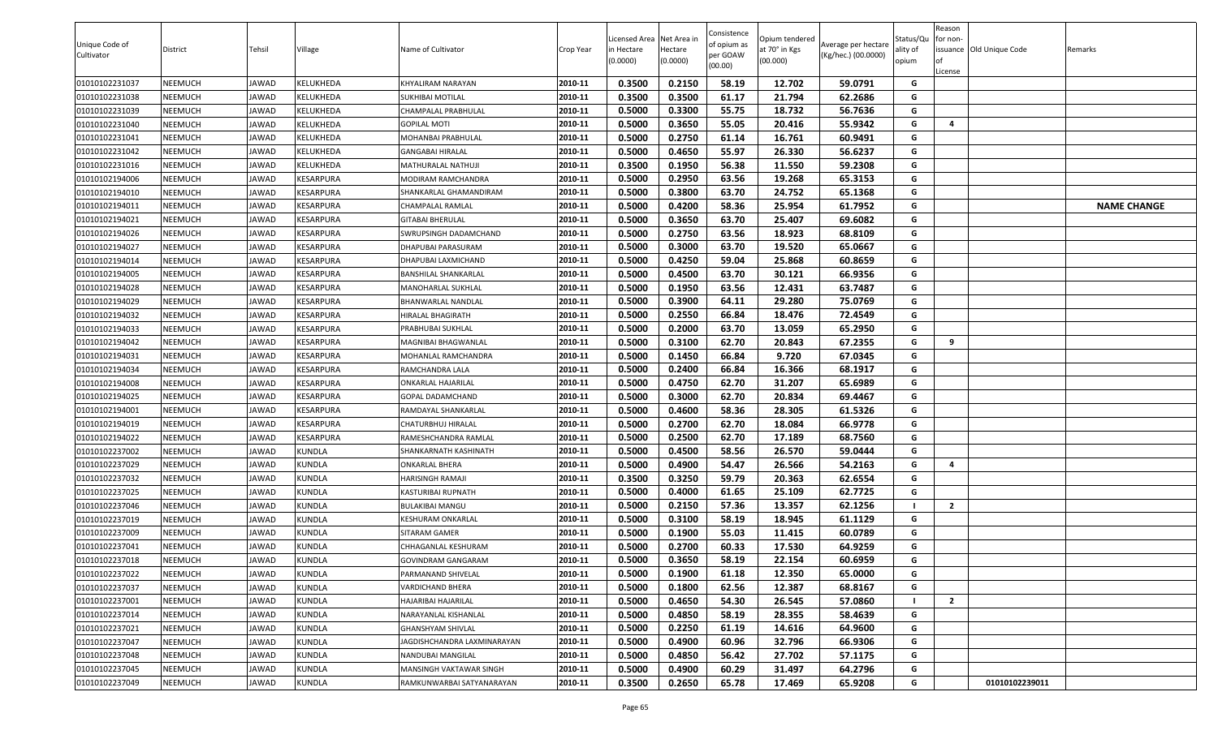| Unique Code of Cultivator | District | Tehsil | Village | Name of Cultivator | Crop Year | Licensed Area in Hectare (0.0000) | Net Area in Hectare (0.0000) | Consistence of opium as per GOAW (00.00) | Opium tendered at 70° in Kgs (00.000) | Average per hectare (Kg/hec.) (00.0000) | Status/Quality of opium | Reason for non-issuance of License | Old Unique Code | Remarks |
|---|---|---|---|---|---|---|---|---|---|---|---|---|---|---|
| 01010102231037 | NEEMUCH | JAWAD | KELUKHEDA | KHYALIRAM NARAYAN | 2010-11 | 0.3500 | 0.2150 | 58.19 | 12.702 | 59.0791 | G | | | |
| 01010102231038 | NEEMUCH | JAWAD | KELUKHEDA | SUKHIBAI MOTILAL | 2010-11 | 0.3500 | 0.3500 | 61.17 | 21.794 | 62.2686 | G | | | |
| 01010102231039 | NEEMUCH | JAWAD | KELUKHEDA | CHAMPALAL PRABHULAL | 2010-11 | 0.5000 | 0.3300 | 55.75 | 18.732 | 56.7636 | G | | | |
| 01010102231040 | NEEMUCH | JAWAD | KELUKHEDA | GOPILAL MOTI | 2010-11 | 0.5000 | 0.3650 | 55.05 | 20.416 | 55.9342 | G | 4 | | |
| 01010102231041 | NEEMUCH | JAWAD | KELUKHEDA | MOHANBAI PRABHULAL | 2010-11 | 0.5000 | 0.2750 | 61.14 | 16.761 | 60.9491 | G | | | |
| 01010102231042 | NEEMUCH | JAWAD | KELUKHEDA | GANGABAI HIRALAL | 2010-11 | 0.5000 | 0.4650 | 55.97 | 26.330 | 56.6237 | G | | | |
| 01010102231016 | NEEMUCH | JAWAD | KELUKHEDA | MATHURALAL NATHUJI | 2010-11 | 0.3500 | 0.1950 | 56.38 | 11.550 | 59.2308 | G | | | |
| 01010102194006 | NEEMUCH | JAWAD | KESARPURA | MODIRAM RAMCHANDRA | 2010-11 | 0.5000 | 0.2950 | 63.56 | 19.268 | 65.3153 | G | | | |
| 01010102194010 | NEEMUCH | JAWAD | KESARPURA | SHANKARLAL GHAMANDIRAM | 2010-11 | 0.5000 | 0.3800 | 63.70 | 24.752 | 65.1368 | G | | | |
| 01010102194011 | NEEMUCH | JAWAD | KESARPURA | CHAMPALAL RAMLAL | 2010-11 | 0.5000 | 0.4200 | 58.36 | 25.954 | 61.7952 | G | | | NAME CHANGE |
| 01010102194021 | NEEMUCH | JAWAD | KESARPURA | GITABAI BHERULAL | 2010-11 | 0.5000 | 0.3650 | 63.70 | 25.407 | 69.6082 | G | | | |
| 01010102194026 | NEEMUCH | JAWAD | KESARPURA | SWRUPSINGH DADAMCHAND | 2010-11 | 0.5000 | 0.2750 | 63.56 | 18.923 | 68.8109 | G | | | |
| 01010102194027 | NEEMUCH | JAWAD | KESARPURA | DHAPUBAI PARASURAM | 2010-11 | 0.5000 | 0.3000 | 63.70 | 19.520 | 65.0667 | G | | | |
| 01010102194014 | NEEMUCH | JAWAD | KESARPURA | DHAPUBAI LAXMICHAND | 2010-11 | 0.5000 | 0.4250 | 59.04 | 25.868 | 60.8659 | G | | | |
| 01010102194005 | NEEMUCH | JAWAD | KESARPURA | BANSHILAL SHANKARLAL | 2010-11 | 0.5000 | 0.4500 | 63.70 | 30.121 | 66.9356 | G | | | |
| 01010102194028 | NEEMUCH | JAWAD | KESARPURA | MANOHARLAL SUKHLAL | 2010-11 | 0.5000 | 0.1950 | 63.56 | 12.431 | 63.7487 | G | | | |
| 01010102194029 | NEEMUCH | JAWAD | KESARPURA | BHANWARLAL NANDLAL | 2010-11 | 0.5000 | 0.3900 | 64.11 | 29.280 | 75.0769 | G | | | |
| 01010102194032 | NEEMUCH | JAWAD | KESARPURA | HIRALAL BHAGIRATH | 2010-11 | 0.5000 | 0.2550 | 66.84 | 18.476 | 72.4549 | G | | | |
| 01010102194033 | NEEMUCH | JAWAD | KESARPURA | PRABHUBAI SUKHLAL | 2010-11 | 0.5000 | 0.2000 | 63.70 | 13.059 | 65.2950 | G | | | |
| 01010102194042 | NEEMUCH | JAWAD | KESARPURA | MAGNIBAI BHAGWANLAL | 2010-11 | 0.5000 | 0.3100 | 62.70 | 20.843 | 67.2355 | G | 9 | | |
| 01010102194031 | NEEMUCH | JAWAD | KESARPURA | MOHANLAL RAMCHANDRA | 2010-11 | 0.5000 | 0.1450 | 66.84 | 9.720 | 67.0345 | G | | | |
| 01010102194034 | NEEMUCH | JAWAD | KESARPURA | RAMCHANDRA LALA | 2010-11 | 0.5000 | 0.2400 | 66.84 | 16.366 | 68.1917 | G | | | |
| 01010102194008 | NEEMUCH | JAWAD | KESARPURA | ONKARLAL HAJARILAL | 2010-11 | 0.5000 | 0.4750 | 62.70 | 31.207 | 65.6989 | G | | | |
| 01010102194025 | NEEMUCH | JAWAD | KESARPURA | GOPAL DADAMCHAND | 2010-11 | 0.5000 | 0.3000 | 62.70 | 20.834 | 69.4467 | G | | | |
| 01010102194001 | NEEMUCH | JAWAD | KESARPURA | RAMDAYAL SHANKARLAL | 2010-11 | 0.5000 | 0.4600 | 58.36 | 28.305 | 61.5326 | G | | | |
| 01010102194019 | NEEMUCH | JAWAD | KESARPURA | CHATURBHUJ HIRALAL | 2010-11 | 0.5000 | 0.2700 | 62.70 | 18.084 | 66.9778 | G | | | |
| 01010102194022 | NEEMUCH | JAWAD | KESARPURA | RAMESHCHANDRA RAMLAL | 2010-11 | 0.5000 | 0.2500 | 62.70 | 17.189 | 68.7560 | G | | | |
| 01010102237002 | NEEMUCH | JAWAD | KUNDLA | SHANKARNATH KASHINATH | 2010-11 | 0.5000 | 0.4500 | 58.56 | 26.570 | 59.0444 | G | | | |
| 01010102237029 | NEEMUCH | JAWAD | KUNDLA | ONKARLAL BHERA | 2010-11 | 0.5000 | 0.4900 | 54.47 | 26.566 | 54.2163 | G | 4 | | |
| 01010102237032 | NEEMUCH | JAWAD | KUNDLA | HARISINGH RAMAJI | 2010-11 | 0.3500 | 0.3250 | 59.79 | 20.363 | 62.6554 | G | | | |
| 01010102237025 | NEEMUCH | JAWAD | KUNDLA | KASTURIBAI RUPNATH | 2010-11 | 0.5000 | 0.4000 | 61.65 | 25.109 | 62.7725 | G | | | |
| 01010102237046 | NEEMUCH | JAWAD | KUNDLA | BULAKIBAI MANGU | 2010-11 | 0.5000 | 0.2150 | 57.36 | 13.357 | 62.1256 | I | 2 | | |
| 01010102237019 | NEEMUCH | JAWAD | KUNDLA | KESHURAM ONKARLAL | 2010-11 | 0.5000 | 0.3100 | 58.19 | 18.945 | 61.1129 | G | | | |
| 01010102237009 | NEEMUCH | JAWAD | KUNDLA | SITARAM GAMER | 2010-11 | 0.5000 | 0.1900 | 55.03 | 11.415 | 60.0789 | G | | | |
| 01010102237041 | NEEMUCH | JAWAD | KUNDLA | CHHAGANLAL KESHURAM | 2010-11 | 0.5000 | 0.2700 | 60.33 | 17.530 | 64.9259 | G | | | |
| 01010102237018 | NEEMUCH | JAWAD | KUNDLA | GOVINDRAM GANGARAM | 2010-11 | 0.5000 | 0.3650 | 58.19 | 22.154 | 60.6959 | G | | | |
| 01010102237022 | NEEMUCH | JAWAD | KUNDLA | PARMANAND SHIVELAL | 2010-11 | 0.5000 | 0.1900 | 61.18 | 12.350 | 65.0000 | G | | | |
| 01010102237037 | NEEMUCH | JAWAD | KUNDLA | VARDICHAND BHERA | 2010-11 | 0.5000 | 0.1800 | 62.56 | 12.387 | 68.8167 | G | | | |
| 01010102237001 | NEEMUCH | JAWAD | KUNDLA | HAJARIBAI HAJARILAL | 2010-11 | 0.5000 | 0.4650 | 54.30 | 26.545 | 57.0860 | I | 2 | | |
| 01010102237014 | NEEMUCH | JAWAD | KUNDLA | NARAYANLAL KISHANLAL | 2010-11 | 0.5000 | 0.4850 | 58.19 | 28.355 | 58.4639 | G | | | |
| 01010102237021 | NEEMUCH | JAWAD | KUNDLA | GHANSHYAM SHIVLAL | 2010-11 | 0.5000 | 0.2250 | 61.19 | 14.616 | 64.9600 | G | | | |
| 01010102237047 | NEEMUCH | JAWAD | KUNDLA | JAGDISHCHANDRA LAXMINARAYAN | 2010-11 | 0.5000 | 0.4900 | 60.96 | 32.796 | 66.9306 | G | | | |
| 01010102237048 | NEEMUCH | JAWAD | KUNDLA | NANDUBAI MANGILAL | 2010-11 | 0.5000 | 0.4850 | 56.42 | 27.702 | 57.1175 | G | | | |
| 01010102237045 | NEEMUCH | JAWAD | KUNDLA | MANSINGH VAKTAWAR SINGH | 2010-11 | 0.5000 | 0.4900 | 60.29 | 31.497 | 64.2796 | G | | | |
| 01010102237049 | NEEMUCH | JAWAD | KUNDLA | RAMKUNWARBAI SATYANARAYAN | 2010-11 | 0.3500 | 0.2650 | 65.78 | 17.469 | 65.9208 | G | | 01010102239011 | |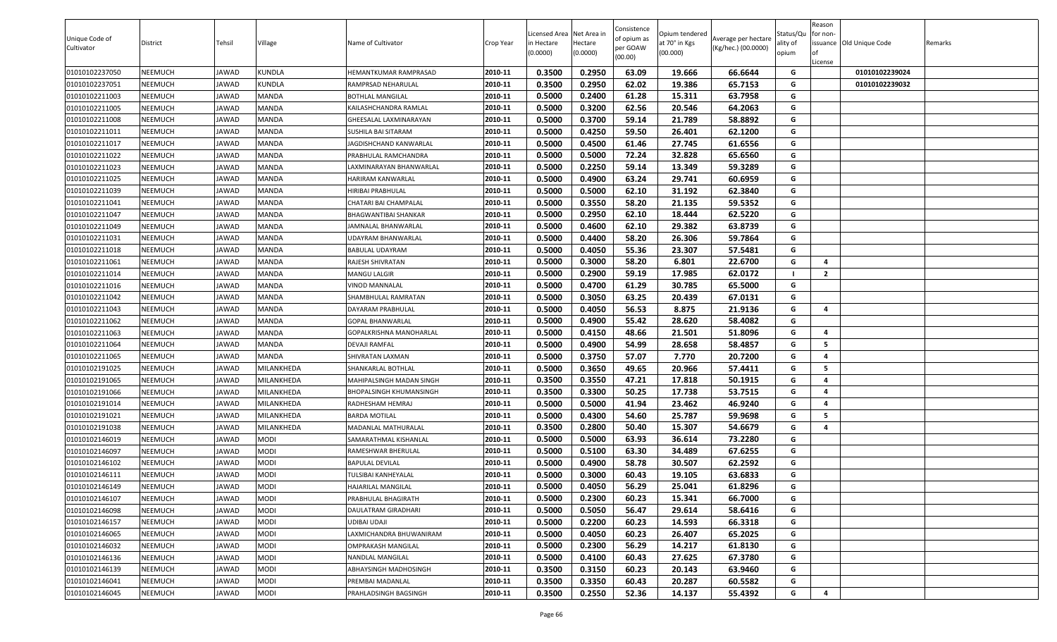| Unique Code of Cultivator | District | Tehsil | Village | Name of Cultivator | Crop Year | Licensed Area in Hectare (0.0000) | Net Area in Hectare (0.0000) | Consistence of opium as per GOAW (00.00) | Opium tendered at 70° in Kgs (00.000) | Average per hectare (Kg/hec.) (00.0000) | Status/Quality of opium | Reason for non-issuance of License | Old Unique Code | Remarks |
|---|---|---|---|---|---|---|---|---|---|---|---|---|---|---|
| 01010102237050 | NEEMUCH | JAWAD | KUNDLA | HEMANTKUMAR RAMPRASAD | 2010-11 | 0.3500 | 0.2950 | 63.09 | 19.666 | 66.6644 | G | | 01010102239024 | |
| 01010102237051 | NEEMUCH | JAWAD | KUNDLA | RAMPRSAD NEHARULAL | 2010-11 | 0.3500 | 0.2950 | 62.02 | 19.386 | 65.7153 | G | | 01010102239032 | |
| 01010102211003 | NEEMUCH | JAWAD | MANDA | BOTHLAL MANGILAL | 2010-11 | 0.5000 | 0.2400 | 61.28 | 15.311 | 63.7958 | G | | | |
| 01010102211005 | NEEMUCH | JAWAD | MANDA | KAILASHCHANDRA RAMLAL | 2010-11 | 0.5000 | 0.3200 | 62.56 | 20.546 | 64.2063 | G | | | |
| 01010102211008 | NEEMUCH | JAWAD | MANDA | GHEESALAL LAXMINARAYAN | 2010-11 | 0.5000 | 0.3700 | 59.14 | 21.789 | 58.8892 | G | | | |
| 01010102211011 | NEEMUCH | JAWAD | MANDA | SUSHILA BAI SITARAM | 2010-11 | 0.5000 | 0.4250 | 59.50 | 26.401 | 62.1200 | G | | | |
| 01010102211017 | NEEMUCH | JAWAD | MANDA | JAGDISHCHAND KANWARLAL | 2010-11 | 0.5000 | 0.4500 | 61.46 | 27.745 | 61.6556 | G | | | |
| 01010102211022 | NEEMUCH | JAWAD | MANDA | PRABHULAL RAMCHANDRA | 2010-11 | 0.5000 | 0.5000 | 72.24 | 32.828 | 65.6560 | G | | | |
| 01010102211023 | NEEMUCH | JAWAD | MANDA | LAXMINARAYAN BHANWARLAL | 2010-11 | 0.5000 | 0.2250 | 59.14 | 13.349 | 59.3289 | G | | | |
| 01010102211025 | NEEMUCH | JAWAD | MANDA | HARIRAM KANWARLAL | 2010-11 | 0.5000 | 0.4900 | 63.24 | 29.741 | 60.6959 | G | | | |
| 01010102211039 | NEEMUCH | JAWAD | MANDA | HIRIBAI PRABHULAL | 2010-11 | 0.5000 | 0.5000 | 62.10 | 31.192 | 62.3840 | G | | | |
| 01010102211041 | NEEMUCH | JAWAD | MANDA | CHATARI BAI CHAMPALAL | 2010-11 | 0.5000 | 0.3550 | 58.20 | 21.135 | 59.5352 | G | | | |
| 01010102211047 | NEEMUCH | JAWAD | MANDA | BHAGWANTIBAI SHANKAR | 2010-11 | 0.5000 | 0.2950 | 62.10 | 18.444 | 62.5220 | G | | | |
| 01010102211049 | NEEMUCH | JAWAD | MANDA | JAMNALAL BHANWARLAL | 2010-11 | 0.5000 | 0.4600 | 62.10 | 29.382 | 63.8739 | G | | | |
| 01010102211031 | NEEMUCH | JAWAD | MANDA | UDAYRAM BHANWARLAL | 2010-11 | 0.5000 | 0.4400 | 58.20 | 26.306 | 59.7864 | G | | | |
| 01010102211018 | NEEMUCH | JAWAD | MANDA | BABULAL UDAYRAM | 2010-11 | 0.5000 | 0.4050 | 55.36 | 23.307 | 57.5481 | G | | | |
| 01010102211061 | NEEMUCH | JAWAD | MANDA | RAJESH SHIVRATAN | 2010-11 | 0.5000 | 0.3000 | 58.20 | 6.801 | 22.6700 | G | 4 | | |
| 01010102211014 | NEEMUCH | JAWAD | MANDA | MANGU LALGIR | 2010-11 | 0.5000 | 0.2900 | 59.19 | 17.985 | 62.0172 | I | 2 | | |
| 01010102211016 | NEEMUCH | JAWAD | MANDA | VINOD MANNALAL | 2010-11 | 0.5000 | 0.4700 | 61.29 | 30.785 | 65.5000 | G | | | |
| 01010102211042 | NEEMUCH | JAWAD | MANDA | SHAMBHULAL RAMRATAN | 2010-11 | 0.5000 | 0.3050 | 63.25 | 20.439 | 67.0131 | G | | | |
| 01010102211043 | NEEMUCH | JAWAD | MANDA | DAYARAM PRABHULAL | 2010-11 | 0.5000 | 0.4050 | 56.53 | 8.875 | 21.9136 | G | 4 | | |
| 01010102211062 | NEEMUCH | JAWAD | MANDA | GOPAL BHANWARLAL | 2010-11 | 0.5000 | 0.4900 | 55.42 | 28.620 | 58.4082 | G | | | |
| 01010102211063 | NEEMUCH | JAWAD | MANDA | GOPALKRISHNA MANOHARLAL | 2010-11 | 0.5000 | 0.4150 | 48.66 | 21.501 | 51.8096 | G | 4 | | |
| 01010102211064 | NEEMUCH | JAWAD | MANDA | DEVAJI RAMFAL | 2010-11 | 0.5000 | 0.4900 | 54.99 | 28.658 | 58.4857 | G | 5 | | |
| 01010102211065 | NEEMUCH | JAWAD | MANDA | SHIVRATAN LAXMAN | 2010-11 | 0.5000 | 0.3750 | 57.07 | 7.770 | 20.7200 | G | 4 | | |
| 01010102191025 | NEEMUCH | JAWAD | MILANKHEDA | SHANKARLAL BOTHLAL | 2010-11 | 0.5000 | 0.3650 | 49.65 | 20.966 | 57.4411 | G | 5 | | |
| 01010102191065 | NEEMUCH | JAWAD | MILANKHEDA | MAHIPALSINGH MADAN SINGH | 2010-11 | 0.3500 | 0.3550 | 47.21 | 17.818 | 50.1915 | G | 4 | | |
| 01010102191066 | NEEMUCH | JAWAD | MILANKHEDA | BHOPALSINGH KHUMANSINGH | 2010-11 | 0.3500 | 0.3300 | 50.25 | 17.738 | 53.7515 | G | 4 | | |
| 01010102191014 | NEEMUCH | JAWAD | MILANKHEDA | RADHESHAM HEMRAJ | 2010-11 | 0.5000 | 0.5000 | 41.94 | 23.462 | 46.9240 | G | 4 | | |
| 01010102191021 | NEEMUCH | JAWAD | MILANKHEDA | BARDA MOTILAL | 2010-11 | 0.5000 | 0.4300 | 54.60 | 25.787 | 59.9698 | G | 5 | | |
| 01010102191038 | NEEMUCH | JAWAD | MILANKHEDA | MADANLAL MATHURALAL | 2010-11 | 0.3500 | 0.2800 | 50.40 | 15.307 | 54.6679 | G | 4 | | |
| 01010102146019 | NEEMUCH | JAWAD | MODI | SAMARATHMAL KISHANLAL | 2010-11 | 0.5000 | 0.5000 | 63.93 | 36.614 | 73.2280 | G | | | |
| 01010102146097 | NEEMUCH | JAWAD | MODI | RAMESHWAR BHERULAL | 2010-11 | 0.5000 | 0.5100 | 63.30 | 34.489 | 67.6255 | G | | | |
| 01010102146102 | NEEMUCH | JAWAD | MODI | BAPULAL DEVILAL | 2010-11 | 0.5000 | 0.4900 | 58.78 | 30.507 | 62.2592 | G | | | |
| 01010102146111 | NEEMUCH | JAWAD | MODI | TULSIBAI KANHEYALAL | 2010-11 | 0.5000 | 0.3000 | 60.43 | 19.105 | 63.6833 | G | | | |
| 01010102146149 | NEEMUCH | JAWAD | MODI | HAJARILAL MANGILAL | 2010-11 | 0.5000 | 0.4050 | 56.29 | 25.041 | 61.8296 | G | | | |
| 01010102146107 | NEEMUCH | JAWAD | MODI | PRABHULAL BHAGIRATH | 2010-11 | 0.5000 | 0.2300 | 60.23 | 15.341 | 66.7000 | G | | | |
| 01010102146098 | NEEMUCH | JAWAD | MODI | DAULATRAM GIRADHARI | 2010-11 | 0.5000 | 0.5050 | 56.47 | 29.614 | 58.6416 | G | | | |
| 01010102146157 | NEEMUCH | JAWAD | MODI | UDIBAI UDAJI | 2010-11 | 0.5000 | 0.2200 | 60.23 | 14.593 | 66.3318 | G | | | |
| 01010102146065 | NEEMUCH | JAWAD | MODI | LAXMICHANDRA BHUWANIRAM | 2010-11 | 0.5000 | 0.4050 | 60.23 | 26.407 | 65.2025 | G | | | |
| 01010102146032 | NEEMUCH | JAWAD | MODI | OMPRAKASH MANGILAL | 2010-11 | 0.5000 | 0.2300 | 56.29 | 14.217 | 61.8130 | G | | | |
| 01010102146136 | NEEMUCH | JAWAD | MODI | NANDLAL MANGILAL | 2010-11 | 0.5000 | 0.4100 | 60.43 | 27.625 | 67.3780 | G | | | |
| 01010102146139 | NEEMUCH | JAWAD | MODI | ABHAYSINGH MADHOSINGH | 2010-11 | 0.3500 | 0.3150 | 60.23 | 20.143 | 63.9460 | G | | | |
| 01010102146041 | NEEMUCH | JAWAD | MODI | PREMBAI MADANLAL | 2010-11 | 0.3500 | 0.3350 | 60.43 | 20.287 | 60.5582 | G | | | |
| 01010102146045 | NEEMUCH | JAWAD | MODI | PRAHLADSINGH BAGSINGH | 2010-11 | 0.3500 | 0.2550 | 52.36 | 14.137 | 55.4392 | G | 4 | | |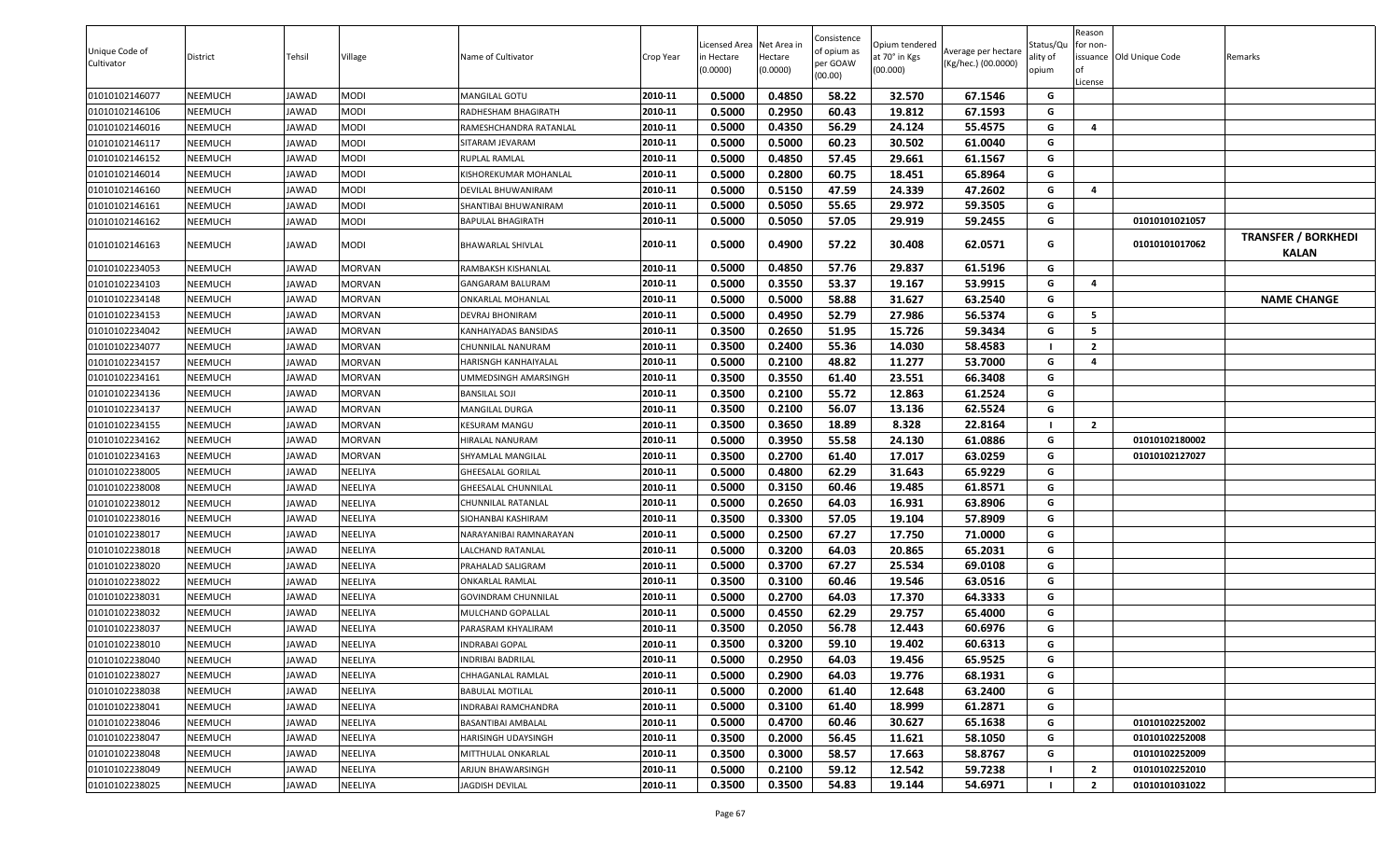| Unique Code of Cultivator | District | Tehsil | Village | Name of Cultivator | Crop Year | Licensed Area in Hectare (0.0000) | Net Area in Hectare (0.0000) | Consistence of opium as per GOAW (00.00) | Opium tendered at 70° in Kgs (00.000) | Average per hectare (Kg/hec.) (00.0000) | Status/Quality of opium | Reason for non-issuance of License | Old Unique Code | Remarks |
|---|---|---|---|---|---|---|---|---|---|---|---|---|---|---|
| 01010102146077 | NEEMUCH | JAWAD | MODI | MANGILAL GOTU | 2010-11 | 0.5000 | 0.4850 | 58.22 | 32.570 | 67.1546 | G | | | |
| 01010102146106 | NEEMUCH | JAWAD | MODI | RADHESHAM BHAGIRATH | 2010-11 | 0.5000 | 0.2950 | 60.43 | 19.812 | 67.1593 | G | | | |
| 01010102146016 | NEEMUCH | JAWAD | MODI | RAMESHCHANDRA RATANLAL | 2010-11 | 0.5000 | 0.4350 | 56.29 | 24.124 | 55.4575 | G | 4 | | |
| 01010102146117 | NEEMUCH | JAWAD | MODI | SITARAM JEVARAM | 2010-11 | 0.5000 | 0.5000 | 60.23 | 30.502 | 61.0040 | G | | | |
| 01010102146152 | NEEMUCH | JAWAD | MODI | RUPLAL RAMLAL | 2010-11 | 0.5000 | 0.4850 | 57.45 | 29.661 | 61.1567 | G | | | |
| 01010102146014 | NEEMUCH | JAWAD | MODI | KISHOREKUMAR MOHANLAL | 2010-11 | 0.5000 | 0.2800 | 60.75 | 18.451 | 65.8964 | G | | | |
| 01010102146160 | NEEMUCH | JAWAD | MODI | DEVILAL BHUWANIRAM | 2010-11 | 0.5000 | 0.5150 | 47.59 | 24.339 | 47.2602 | G | 4 | | |
| 01010102146161 | NEEMUCH | JAWAD | MODI | SHANTIBAI BHUWANIRAM | 2010-11 | 0.5000 | 0.5050 | 55.65 | 29.972 | 59.3505 | G | | | |
| 01010102146162 | NEEMUCH | JAWAD | MODI | BAPULAL BHAGIRATH | 2010-11 | 0.5000 | 0.5050 | 57.05 | 29.919 | 59.2455 | G | | 01010101021057 | |
| 01010102146163 | NEEMUCH | JAWAD | MODI | BHAWARLAL SHIVLAL | 2010-11 | 0.5000 | 0.4900 | 57.22 | 30.408 | 62.0571 | G | | 01010101017062 | **TRANSFER / BORKHEDI KALAN** |
| 01010102234053 | NEEMUCH | JAWAD | MORVAN | RAMBAKSH KISHANLAL | 2010-11 | 0.5000 | 0.4850 | 57.76 | 29.837 | 61.5196 | G | | | |
| 01010102234103 | NEEMUCH | JAWAD | MORVAN | GANGARAM BALURAM | 2010-11 | 0.5000 | 0.3550 | 53.37 | 19.167 | 53.9915 | G | 4 | | |
| 01010102234148 | NEEMUCH | JAWAD | MORVAN | ONKARLAL MOHANLAL | 2010-11 | 0.5000 | 0.5000 | 58.88 | 31.627 | 63.2540 | G | | | **NAME CHANGE** |
| 01010102234153 | NEEMUCH | JAWAD | MORVAN | DEVRAJ BHONIRAM | 2010-11 | 0.5000 | 0.4950 | 52.79 | 27.986 | 56.5374 | G | 5 | | |
| 01010102234042 | NEEMUCH | JAWAD | MORVAN | KANHAIYADAS BANSIDAS | 2010-11 | 0.3500 | 0.2650 | 51.95 | 15.726 | 59.3434 | G | 5 | | |
| 01010102234077 | NEEMUCH | JAWAD | MORVAN | CHUNNILAL NANURAM | 2010-11 | 0.3500 | 0.2400 | 55.36 | 14.030 | 58.4583 | I | 2 | | |
| 01010102234157 | NEEMUCH | JAWAD | MORVAN | HARISNGH KANHAIYALAL | 2010-11 | 0.5000 | 0.2100 | 48.82 | 11.277 | 53.7000 | G | 4 | | |
| 01010102234161 | NEEMUCH | JAWAD | MORVAN | UMMEDSINGH AMARSINGH | 2010-11 | 0.3500 | 0.3550 | 61.40 | 23.551 | 66.3408 | G | | | |
| 01010102234136 | NEEMUCH | JAWAD | MORVAN | BANSILAL SOJI | 2010-11 | 0.3500 | 0.2100 | 55.72 | 12.863 | 61.2524 | G | | | |
| 01010102234137 | NEEMUCH | JAWAD | MORVAN | MANGILAL DURGA | 2010-11 | 0.3500 | 0.2100 | 56.07 | 13.136 | 62.5524 | G | | | |
| 01010102234155 | NEEMUCH | JAWAD | MORVAN | KESURAM MANGU | 2010-11 | 0.3500 | 0.3650 | 18.89 | 8.328 | 22.8164 | I | 2 | | |
| 01010102234162 | NEEMUCH | JAWAD | MORVAN | HIRALAL NANURAM | 2010-11 | 0.5000 | 0.3950 | 55.58 | 24.130 | 61.0886 | G | | 01010102180002 | |
| 01010102234163 | NEEMUCH | JAWAD | MORVAN | SHYAMLAL MANGILAL | 2010-11 | 0.3500 | 0.2700 | 61.40 | 17.017 | 63.0259 | G | | 01010102127027 | |
| 01010102238005 | NEEMUCH | JAWAD | NEELIYA | GHEESALAL GORILAL | 2010-11 | 0.5000 | 0.4800 | 62.29 | 31.643 | 65.9229 | G | | | |
| 01010102238008 | NEEMUCH | JAWAD | NEELIYA | GHEESALAL CHUNNILAL | 2010-11 | 0.5000 | 0.3150 | 60.46 | 19.485 | 61.8571 | G | | | |
| 01010102238012 | NEEMUCH | JAWAD | NEELIYA | CHUNNILAL RATANLAL | 2010-11 | 0.5000 | 0.2650 | 64.03 | 16.931 | 63.8906 | G | | | |
| 01010102238016 | NEEMUCH | JAWAD | NEELIYA | SIOHANBAI KASHIRAM | 2010-11 | 0.3500 | 0.3300 | 57.05 | 19.104 | 57.8909 | G | | | |
| 01010102238017 | NEEMUCH | JAWAD | NEELIYA | NARAYANIBAI RAMNARAYAN | 2010-11 | 0.5000 | 0.2500 | 67.27 | 17.750 | 71.0000 | G | | | |
| 01010102238018 | NEEMUCH | JAWAD | NEELIYA | LALCHAND RATANLAL | 2010-11 | 0.5000 | 0.3200 | 64.03 | 20.865 | 65.2031 | G | | | |
| 01010102238020 | NEEMUCH | JAWAD | NEELIYA | PRAHALAD SALIGRAM | 2010-11 | 0.5000 | 0.3700 | 67.27 | 25.534 | 69.0108 | G | | | |
| 01010102238022 | NEEMUCH | JAWAD | NEELIYA | ONKARLAL RAMLAL | 2010-11 | 0.3500 | 0.3100 | 60.46 | 19.546 | 63.0516 | G | | | |
| 01010102238031 | NEEMUCH | JAWAD | NEELIYA | GOVINDRAM CHUNNILAL | 2010-11 | 0.5000 | 0.2700 | 64.03 | 17.370 | 64.3333 | G | | | |
| 01010102238032 | NEEMUCH | JAWAD | NEELIYA | MULCHAND GOPALLAL | 2010-11 | 0.5000 | 0.4550 | 62.29 | 29.757 | 65.4000 | G | | | |
| 01010102238037 | NEEMUCH | JAWAD | NEELIYA | PARASRAM KHYALIRAM | 2010-11 | 0.3500 | 0.2050 | 56.78 | 12.443 | 60.6976 | G | | | |
| 01010102238010 | NEEMUCH | JAWAD | NEELIYA | INDRABAI GOPAL | 2010-11 | 0.3500 | 0.3200 | 59.10 | 19.402 | 60.6313 | G | | | |
| 01010102238040 | NEEMUCH | JAWAD | NEELIYA | INDRIBAI BADRILAL | 2010-11 | 0.5000 | 0.2950 | 64.03 | 19.456 | 65.9525 | G | | | |
| 01010102238027 | NEEMUCH | JAWAD | NEELIYA | CHHAGANLAL RAMLAL | 2010-11 | 0.5000 | 0.2900 | 64.03 | 19.776 | 68.1931 | G | | | |
| 01010102238038 | NEEMUCH | JAWAD | NEELIYA | BABULAL MOTILAL | 2010-11 | 0.5000 | 0.2000 | 61.40 | 12.648 | 63.2400 | G | | | |
| 01010102238041 | NEEMUCH | JAWAD | NEELIYA | INDRABAI RAMCHANDRA | 2010-11 | 0.5000 | 0.3100 | 61.40 | 18.999 | 61.2871 | G | | | |
| 01010102238046 | NEEMUCH | JAWAD | NEELIYA | BASANTIBAI AMBALAL | 2010-11 | 0.5000 | 0.4700 | 60.46 | 30.627 | 65.1638 | G | | 01010102252002 | |
| 01010102238047 | NEEMUCH | JAWAD | NEELIYA | HARISINGH UDAYSINGH | 2010-11 | 0.3500 | 0.2000 | 56.45 | 11.621 | 58.1050 | G | | 01010102252008 | |
| 01010102238048 | NEEMUCH | JAWAD | NEELIYA | MITTHULAL ONKARLAL | 2010-11 | 0.3500 | 0.3000 | 58.57 | 17.663 | 58.8767 | G | | 01010102252009 | |
| 01010102238049 | NEEMUCH | JAWAD | NEELIYA | ARJUN BHAWARSINGH | 2010-11 | 0.5000 | 0.2100 | 59.12 | 12.542 | 59.7238 | I | 2 | 01010102252010 | |
| 01010102238025 | NEEMUCH | JAWAD | NEELIYA | JAGDISH DEVILAL | 2010-11 | 0.3500 | 0.3500 | 54.83 | 19.144 | 54.6971 | I | 2 | 01010101031022 | |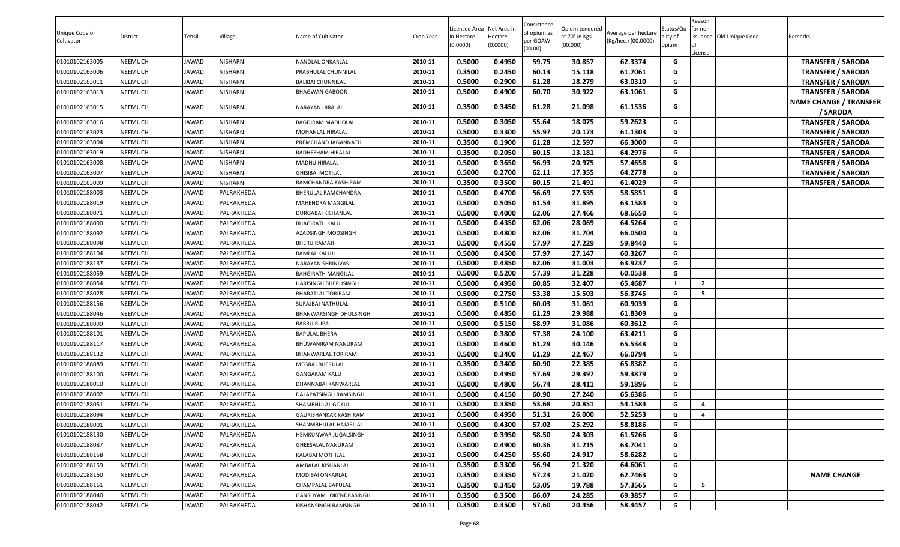| Unique Code of Cultivator | District | Tehsil | Village | Name of Cultivator | Crop Year | Licensed Area in Hectare (0.0000) | Net Area in Hectare (0.0000) | Consistence of opium as per GOAW (00.00) | Opium tendered at 70° in Kgs (00.000) | Average per hectare (Kg/hec.) (00.0000) | Status/Quality of opium | Reason for non-issuance of License | Old Unique Code | Remarks |
|---|---|---|---|---|---|---|---|---|---|---|---|---|---|---|
| 01010102163005 | NEEMUCH | JAWAD | NISHARNI | NANDLAL ONKARLAL | 2010-11 | 0.5000 | 0.4950 | 59.75 | 30.857 | 62.3374 | G | | | TRANSFER / SARODA |
| 01010102163006 | NEEMUCH | JAWAD | NISHARNI | PRABHULAL CHUNNILAL | 2010-11 | 0.3500 | 0.2450 | 60.13 | 15.118 | 61.7061 | G | | | TRANSFER / SARODA |
| 01010102163011 | NEEMUCH | JAWAD | NISHARNI | BALIBAI CHUNNILAL | 2010-11 | 0.5000 | 0.2900 | 61.28 | 18.279 | 63.0310 | G | | | TRANSFER / SARODA |
| 01010102163013 | NEEMUCH | JAWAD | NISHARNI | BHAGWAN GABOOR | 2010-11 | 0.5000 | 0.4900 | 60.70 | 30.922 | 63.1061 | G | | | TRANSFER / SARODA |
| 01010102163015 | NEEMUCH | JAWAD | NISHARNI | NARAYAN HIRALAL | 2010-11 | 0.3500 | 0.3450 | 61.28 | 21.098 | 61.1536 | G | | | NAME CHANGE / TRANSFER / SARODA |
| 01010102163016 | NEEMUCH | JAWAD | NISHARNI | BAGDIRAM MADHOLAL | 2010-11 | 0.5000 | 0.3050 | 55.64 | 18.075 | 59.2623 | G | | | TRANSFER / SARODA |
| 01010102163023 | NEEMUCH | JAWAD | NISHARNI | MOHANLAL HIRALAL | 2010-11 | 0.5000 | 0.3300 | 55.97 | 20.173 | 61.1303 | G | | | TRANSFER / SARODA |
| 01010102163004 | NEEMUCH | JAWAD | NISHARNI | PREMCHAND JAGANNATH | 2010-11 | 0.3500 | 0.1900 | 61.28 | 12.597 | 66.3000 | G | | | TRANSFER / SARODA |
| 01010102163019 | NEEMUCH | JAWAD | NISHARNI | RADHESHAM HIRALAL | 2010-11 | 0.3500 | 0.2050 | 60.15 | 13.181 | 64.2976 | G | | | TRANSFER / SARODA |
| 01010102163008 | NEEMUCH | JAWAD | NISHARNI | MADHU HIRALAL | 2010-11 | 0.5000 | 0.3650 | 56.93 | 20.975 | 57.4658 | G | | | TRANSFER / SARODA |
| 01010102163007 | NEEMUCH | JAWAD | NISHARNI | GHISIBAI MOTILAL | 2010-11 | 0.5000 | 0.2700 | 62.11 | 17.355 | 64.2778 | G | | | TRANSFER / SARODA |
| 01010102163009 | NEEMUCH | JAWAD | NISHARNI | RAMCHANDRA KASHIRAM | 2010-11 | 0.3500 | 0.3500 | 60.15 | 21.491 | 61.4029 | G | | | TRANSFER / SARODA |
| 01010102188003 | NEEMUCH | JAWAD | PALRAKHEDA | BHERULAL RAMCHANDRA | 2010-11 | 0.5000 | 0.4700 | 56.69 | 27.535 | 58.5851 | G | | | |
| 01010102188019 | NEEMUCH | JAWAD | PALRAKHEDA | MAHENDRA MANGILAL | 2010-11 | 0.5000 | 0.5050 | 61.54 | 31.895 | 63.1584 | G | | | |
| 01010102188071 | NEEMUCH | JAWAD | PALRAKHEDA | DURGABAI KISHANLAL | 2010-11 | 0.5000 | 0.4000 | 62.06 | 27.466 | 68.6650 | G | | | |
| 01010102188090 | NEEMUCH | JAWAD | PALRAKHEDA | BHAGIRATH KALU | 2010-11 | 0.5000 | 0.4350 | 62.06 | 28.069 | 64.5264 | G | | | |
| 01010102188092 | NEEMUCH | JAWAD | PALRAKHEDA | AZADSINGH MODSINGH | 2010-11 | 0.5000 | 0.4800 | 62.06 | 31.704 | 66.0500 | G | | | |
| 01010102188098 | NEEMUCH | JAWAD | PALRAKHEDA | BHERU RAMAJI | 2010-11 | 0.5000 | 0.4550 | 57.97 | 27.229 | 59.8440 | G | | | |
| 01010102188104 | NEEMUCH | JAWAD | PALRAKHEDA | RAMLAL KALUJI | 2010-11 | 0.5000 | 0.4500 | 57.97 | 27.147 | 60.3267 | G | | | |
| 01010102188137 | NEEMUCH | JAWAD | PALRAKHEDA | NARAYAN SHRINIVAS | 2010-11 | 0.5000 | 0.4850 | 62.06 | 31.003 | 63.9237 | G | | | |
| 01010102188059 | NEEMUCH | JAWAD | PALRAKHEDA | BAHGIRATH MANGILAL | 2010-11 | 0.5000 | 0.5200 | 57.39 | 31.228 | 60.0538 | G | | | |
| 01010102188054 | NEEMUCH | JAWAD | PALRAKHEDA | HARISINGH BHERUSINGH | 2010-11 | 0.5000 | 0.4950 | 60.85 | 32.407 | 65.4687 | I | 2 | | |
| 01010102188028 | NEEMUCH | JAWAD | PALRAKHEDA | BHARATLAL TORIRAM | 2010-11 | 0.5000 | 0.2750 | 53.38 | 15.503 | 56.3745 | G | 5 | | |
| 01010102188156 | NEEMUCH | JAWAD | PALRAKHEDA | SURAJBAI NATHULAL | 2010-11 | 0.5000 | 0.5100 | 60.03 | 31.061 | 60.9039 | G | | | |
| 01010102188046 | NEEMUCH | JAWAD | PALRAKHEDA | BHANWARSINGH DHULSINGH | 2010-11 | 0.5000 | 0.4850 | 61.29 | 29.988 | 61.8309 | G | | | |
| 01010102188099 | NEEMUCH | JAWAD | PALRAKHEDA | BABRU RUPA | 2010-11 | 0.5000 | 0.5150 | 58.97 | 31.086 | 60.3612 | G | | | |
| 01010102188101 | NEEMUCH | JAWAD | PALRAKHEDA | BAPULAL BHERA | 2010-11 | 0.5000 | 0.3800 | 57.38 | 24.100 | 63.4211 | G | | | |
| 01010102188117 | NEEMUCH | JAWAD | PALRAKHEDA | BHUWANIRAM NANURAM | 2010-11 | 0.5000 | 0.4600 | 61.29 | 30.146 | 65.5348 | G | | | |
| 01010102188132 | NEEMUCH | JAWAD | PALRAKHEDA | BHANWARLAL TORIRAM | 2010-11 | 0.5000 | 0.3400 | 61.29 | 22.467 | 66.0794 | G | | | |
| 01010102188089 | NEEMUCH | JAWAD | PALRAKHEDA | MEGRAJ BHERULAL | 2010-11 | 0.3500 | 0.3400 | 60.90 | 22.385 | 65.8382 | G | | | |
| 01010102188100 | NEEMUCH | JAWAD | PALRAKHEDA | GANGARAM KALU | 2010-11 | 0.5000 | 0.4950 | 57.69 | 29.397 | 59.3879 | G | | | |
| 01010102188010 | NEEMUCH | JAWAD | PALRAKHEDA | DHANNABAI KANWARLAL | 2010-11 | 0.5000 | 0.4800 | 56.74 | 28.411 | 59.1896 | G | | | |
| 01010102188002 | NEEMUCH | JAWAD | PALRAKHEDA | DALAPATSINGH RAMSINGH | 2010-11 | 0.5000 | 0.4150 | 60.90 | 27.240 | 65.6386 | G | | | |
| 01010102188051 | NEEMUCH | JAWAD | PALRAKHEDA | SHAMBHULAL GOKUL | 2010-11 | 0.5000 | 0.3850 | 53.68 | 20.851 | 54.1584 | G | 4 | | |
| 01010102188094 | NEEMUCH | JAWAD | PALRAKHEDA | GAURISHANKAR KASHIRAM | 2010-11 | 0.5000 | 0.4950 | 51.31 | 26.000 | 52.5253 | G | 4 | | |
| 01010102188001 | NEEMUCH | JAWAD | PALRAKHEDA | SHANMBHULAL HAJARILAL | 2010-11 | 0.5000 | 0.4300 | 57.02 | 25.292 | 58.8186 | G | | | |
| 01010102188130 | NEEMUCH | JAWAD | PALRAKHEDA | HEMKUNWAR JUGALSINGH | 2010-11 | 0.5000 | 0.3950 | 58.50 | 24.303 | 61.5266 | G | | | |
| 01010102188087 | NEEMUCH | JAWAD | PALRAKHEDA | GHEESALAL NANURAM | 2010-11 | 0.5000 | 0.4900 | 60.36 | 31.215 | 63.7041 | G | | | |
| 01010102188158 | NEEMUCH | JAWAD | PALRAKHEDA | KALABAI MOTHILAL | 2010-11 | 0.5000 | 0.4250 | 55.60 | 24.917 | 58.6282 | G | | | |
| 01010102188159 | NEEMUCH | JAWAD | PALRAKHEDA | AMBALAL KISHANLAL | 2010-11 | 0.3500 | 0.3300 | 56.94 | 21.320 | 64.6061 | G | | | |
| 01010102188160 | NEEMUCH | JAWAD | PALRAKHEDA | MODIBAI ONKARLAL | 2010-11 | 0.3500 | 0.3350 | 57.23 | 21.020 | 62.7463 | G | | | NAME CHANGE |
| 01010102188161 | NEEMUCH | JAWAD | PALRAKHEDA | CHAMPALAL BAPULAL | 2010-11 | 0.3500 | 0.3450 | 53.05 | 19.788 | 57.3565 | G | 5 | | |
| 01010102188040 | NEEMUCH | JAWAD | PALRAKHEDA | GANSHYAM LOKENDRASINGH | 2010-11 | 0.3500 | 0.3500 | 66.07 | 24.285 | 69.3857 | G | | | |
| 01010102188042 | NEEMUCH | JAWAD | PALRAKHEDA | KISHANSINGH RAMSINGH | 2010-11 | 0.3500 | 0.3500 | 57.60 | 20.456 | 58.4457 | G | | | |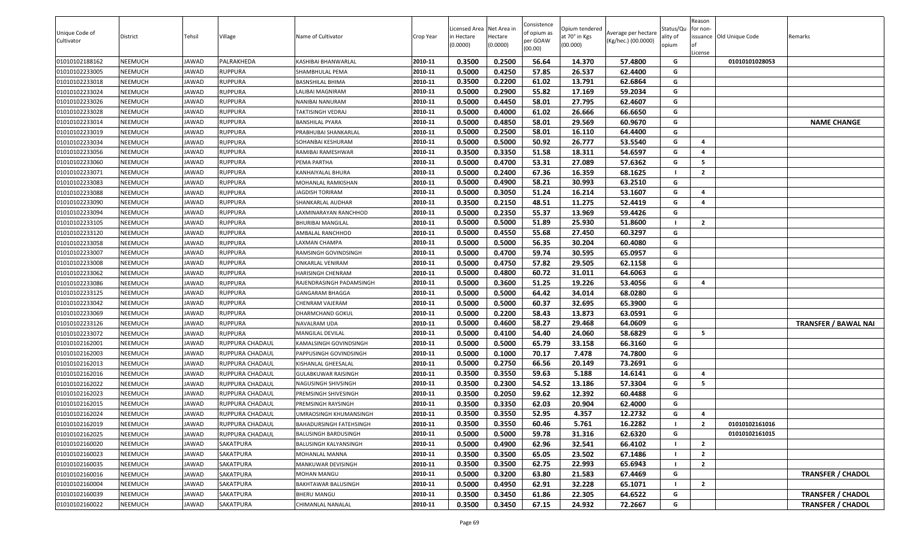| Unique Code of Cultivator | District | Tehsil | Village | Name of Cultivator | Crop Year | Licensed Area in Hectare (0.0000) | Net Area in Hectare (0.0000) | Consistence of opium as per GOAW (00.00) | Opium tendered at 70° in Kgs (00.000) | Average per hectare (Kg/hec.) (00.0000) | Status/Quality of opium | Reason for non-issuance of License | Old Unique Code | Remarks |
|---|---|---|---|---|---|---|---|---|---|---|---|---|---|---|
| 01010102188162 | NEEMUCH | JAWAD | PALRAKHEDA | KASHIBAI BHANWARLAL | 2010-11 | 0.3500 | 0.2500 | 56.64 | 14.370 | 57.4800 | G | | 01010101028053 | |
| 01010102233005 | NEEMUCH | JAWAD | RUPPURA | SHAMBHULAL PEMA | 2010-11 | 0.5000 | 0.4250 | 57.85 | 26.537 | 62.4400 | G | | | |
| 01010102233018 | NEEMUCH | JAWAD | RUPPURA | BASNSHILAL BHIMA | 2010-11 | 0.3500 | 0.2200 | 61.02 | 13.791 | 62.6864 | G | | | |
| 01010102233024 | NEEMUCH | JAWAD | RUPPURA | LALIBAI MAGNIRAM | 2010-11 | 0.5000 | 0.2900 | 55.82 | 17.169 | 59.2034 | G | | | |
| 01010102233026 | NEEMUCH | JAWAD | RUPPURA | NANIBAI NANURAM | 2010-11 | 0.5000 | 0.4450 | 58.01 | 27.795 | 62.4607 | G | | | |
| 01010102233028 | NEEMUCH | JAWAD | RUPPURA | TAKTISINGH VEDRAJ | 2010-11 | 0.5000 | 0.4000 | 61.02 | 26.666 | 66.6650 | G | | | |
| 01010102233014 | NEEMUCH | JAWAD | RUPPURA | BANSHILAL PYARA | 2010-11 | 0.5000 | 0.4850 | 58.01 | 29.569 | 60.9670 | G | | | NAME CHANGE |
| 01010102233019 | NEEMUCH | JAWAD | RUPPURA | PRABHUBAI SHANKARLAL | 2010-11 | 0.5000 | 0.2500 | 58.01 | 16.110 | 64.4400 | G | | | |
| 01010102233034 | NEEMUCH | JAWAD | RUPPURA | SOHANBAI KESHURAM | 2010-11 | 0.5000 | 0.5000 | 50.92 | 26.777 | 53.5540 | G | 4 | | |
| 01010102233056 | NEEMUCH | JAWAD | RUPPURA | RAMIBAI RAMESHWAR | 2010-11 | 0.3500 | 0.3350 | 51.58 | 18.311 | 54.6597 | G | 4 | | |
| 01010102233060 | NEEMUCH | JAWAD | RUPPURA | PEMA PARTHA | 2010-11 | 0.5000 | 0.4700 | 53.31 | 27.089 | 57.6362 | G | 5 | | |
| 01010102233071 | NEEMUCH | JAWAD | RUPPURA | KANHAIYALAL BHURA | 2010-11 | 0.5000 | 0.2400 | 67.36 | 16.359 | 68.1625 | I | 2 | | |
| 01010102233083 | NEEMUCH | JAWAD | RUPPURA | MOHANLAL RAMKISHAN | 2010-11 | 0.5000 | 0.4900 | 58.21 | 30.993 | 63.2510 | G | | | |
| 01010102233088 | NEEMUCH | JAWAD | RUPPURA | JAGDISH TORIRAM | 2010-11 | 0.5000 | 0.3050 | 51.24 | 16.214 | 53.1607 | G | 4 | | |
| 01010102233090 | NEEMUCH | JAWAD | RUPPURA | SHANKARLAL AUDHAR | 2010-11 | 0.3500 | 0.2150 | 48.51 | 11.275 | 52.4419 | G | 4 | | |
| 01010102233094 | NEEMUCH | JAWAD | RUPPURA | LAXMINARAYAN RANCHHOD | 2010-11 | 0.5000 | 0.2350 | 55.37 | 13.969 | 59.4426 | G | | | |
| 01010102233105 | NEEMUCH | JAWAD | RUPPURA | BHURIBAI MANGILAL | 2010-11 | 0.5000 | 0.5000 | 51.89 | 25.930 | 51.8600 | I | 2 | | |
| 01010102233120 | NEEMUCH | JAWAD | RUPPURA | AMBALAL RANCHHOD | 2010-11 | 0.5000 | 0.4550 | 55.68 | 27.450 | 60.3297 | G | | | |
| 01010102233058 | NEEMUCH | JAWAD | RUPPURA | LAXMAN CHAMPA | 2010-11 | 0.5000 | 0.5000 | 56.35 | 30.204 | 60.4080 | G | | | |
| 01010102233007 | NEEMUCH | JAWAD | RUPPURA | RAMSINGH GOVINDSINGH | 2010-11 | 0.5000 | 0.4700 | 59.74 | 30.595 | 65.0957 | G | | | |
| 01010102233008 | NEEMUCH | JAWAD | RUPPURA | ONKARLAL VENIRAM | 2010-11 | 0.5000 | 0.4750 | 57.82 | 29.505 | 62.1158 | G | | | |
| 01010102233062 | NEEMUCH | JAWAD | RUPPURA | HARISINGH CHENRAM | 2010-11 | 0.5000 | 0.4800 | 60.72 | 31.011 | 64.6063 | G | | | |
| 01010102233086 | NEEMUCH | JAWAD | RUPPURA | RAJENDRASINGH PADAMSINGH | 2010-11 | 0.5000 | 0.3600 | 51.25 | 19.226 | 53.4056 | G | 4 | | |
| 01010102233125 | NEEMUCH | JAWAD | RUPPURA | GANGARAM BHAGGA | 2010-11 | 0.5000 | 0.5000 | 64.42 | 34.014 | 68.0280 | G | | | |
| 01010102233042 | NEEMUCH | JAWAD | RUPPURA | CHENRAM VAJERAM | 2010-11 | 0.5000 | 0.5000 | 60.37 | 32.695 | 65.3900 | G | | | |
| 01010102233069 | NEEMUCH | JAWAD | RUPPURA | DHARMCHAND GOKUL | 2010-11 | 0.5000 | 0.2200 | 58.43 | 13.873 | 63.0591 | G | | | |
| 01010102233126 | NEEMUCH | JAWAD | RUPPURA | NAVALRAM UDA | 2010-11 | 0.5000 | 0.4600 | 58.27 | 29.468 | 64.0609 | G | | | TRANSFER / BAWAL NAI |
| 01010102233072 | NEEMUCH | JAWAD | RUPPURA | MANGILAL DEVILAL | 2010-11 | 0.5000 | 0.4100 | 54.40 | 24.060 | 58.6829 | G | 5 | | |
| 01010102162001 | NEEMUCH | JAWAD | RUPPURA CHADAUL | KAMALSINGH GOVINDSINGH | 2010-11 | 0.5000 | 0.5000 | 65.79 | 33.158 | 66.3160 | G | | | |
| 01010102162003 | NEEMUCH | JAWAD | RUPPURA CHADAUL | PAPPUSINGH GOVINDSINGH | 2010-11 | 0.5000 | 0.1000 | 70.17 | 7.478 | 74.7800 | G | | | |
| 01010102162013 | NEEMUCH | JAWAD | RUPPURA CHADAUL | KISHANLAL GHEESALAL | 2010-11 | 0.5000 | 0.2750 | 66.56 | 20.149 | 73.2691 | G | | | |
| 01010102162016 | NEEMUCH | JAWAD | RUPPURA CHADAUL | GULABKUWAR RAISINGH | 2010-11 | 0.3500 | 0.3550 | 59.63 | 5.188 | 14.6141 | G | 4 | | |
| 01010102162022 | NEEMUCH | JAWAD | RUPPURA CHADAUL | NAGUSINGH SHIVSINGH | 2010-11 | 0.3500 | 0.2300 | 54.52 | 13.186 | 57.3304 | G | 5 | | |
| 01010102162023 | NEEMUCH | JAWAD | RUPPURA CHADAUL | PREMSINGH SHIVESINGH | 2010-11 | 0.3500 | 0.2050 | 59.62 | 12.392 | 60.4488 | G | | | |
| 01010102162015 | NEEMUCH | JAWAD | RUPPURA CHADAUL | PREMSINGH RAYSINGH | 2010-11 | 0.3500 | 0.3350 | 62.03 | 20.904 | 62.4000 | G | | | |
| 01010102162024 | NEEMUCH | JAWAD | RUPPURA CHADAUL | UMRAOSINGH KHUMANSINGH | 2010-11 | 0.3500 | 0.3550 | 52.95 | 4.357 | 12.2732 | G | 4 | | |
| 01010102162019 | NEEMUCH | JAWAD | RUPPURA CHADAUL | BAHADURSINGH FATEHSINGH | 2010-11 | 0.3500 | 0.3550 | 60.46 | 5.761 | 16.2282 | I | 2 | 01010102161016 | |
| 01010102162025 | NEEMUCH | JAWAD | RUPPURA CHADAUL | BALUSINGH BARDUSINGH | 2010-11 | 0.5000 | 0.5000 | 59.78 | 31.316 | 62.6320 | G | | 01010102161015 | |
| 01010102160020 | NEEMUCH | JAWAD | SAKATPURA | BALUSINGH KALYANSINGH | 2010-11 | 0.5000 | 0.4900 | 62.96 | 32.541 | 66.4102 | I | 2 | | |
| 01010102160023 | NEEMUCH | JAWAD | SAKATPURA | MOHANLAL MANNA | 2010-11 | 0.3500 | 0.3500 | 65.05 | 23.502 | 67.1486 | I | 2 | | |
| 01010102160035 | NEEMUCH | JAWAD | SAKATPURA | MANKUWAR DEVISINGH | 2010-11 | 0.3500 | 0.3500 | 62.75 | 22.993 | 65.6943 | I | 2 | | |
| 01010102160016 | NEEMUCH | JAWAD | SAKATPURA | MOHAN MANGU | 2010-11 | 0.5000 | 0.3200 | 63.80 | 21.583 | 67.4469 | G | | | TRANSFER / CHADOL |
| 01010102160004 | NEEMUCH | JAWAD | SAKATPURA | BAKHTAWAR BALUSINGH | 2010-11 | 0.5000 | 0.4950 | 62.91 | 32.228 | 65.1071 | I | 2 | | |
| 01010102160039 | NEEMUCH | JAWAD | SAKATPURA | BHERU MANGU | 2010-11 | 0.3500 | 0.3450 | 61.86 | 22.305 | 64.6522 | G | | | TRANSFER / CHADOL |
| 01010102160022 | NEEMUCH | JAWAD | SAKATPURA | CHIMANLAL NANALAL | 2010-11 | 0.3500 | 0.3450 | 67.15 | 24.932 | 72.2667 | G | | | TRANSFER / CHADOL |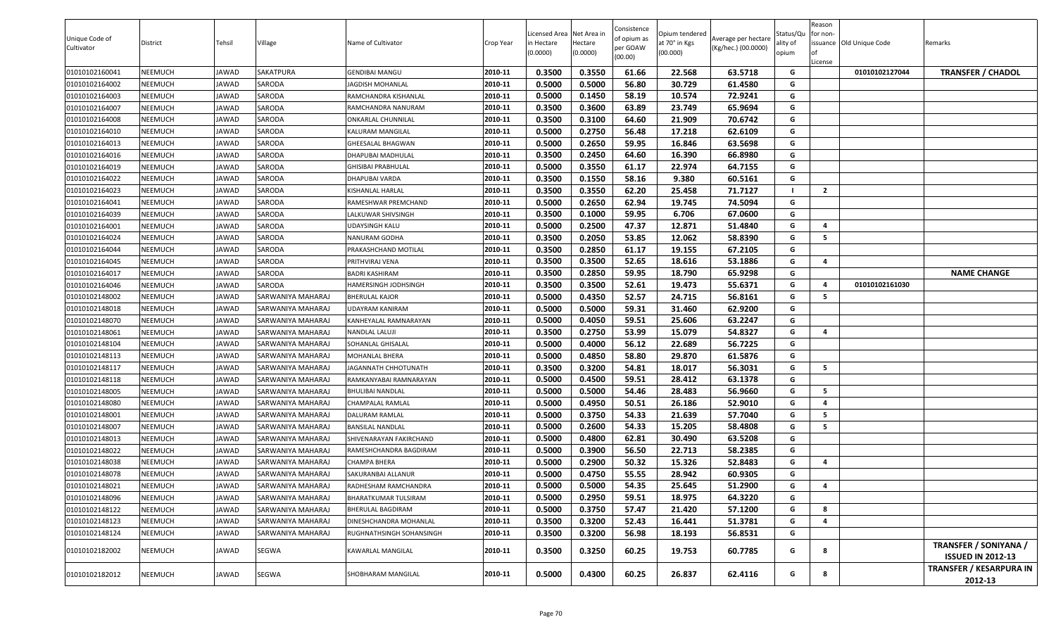| Unique Code of Cultivator | District | Tehsil | Village | Name of Cultivator | Crop Year | Licensed Area in Hectare (0.0000) | Net Area in Hectare (0.0000) | Consistence of opium as per GOAW (00.00) | Opium tendered at 70° in Kgs (00.000) | Average per hectare (Kg/hec.) (00.0000) | Status/Quality of opium | Reason for non-issuance of License | Old Unique Code | Remarks |
|---|---|---|---|---|---|---|---|---|---|---|---|---|---|---|
| 01010102160041 | NEEMUCH | JAWAD | SAKATPURA | GENDIBAI MANGU | 2010-11 | 0.3500 | 0.3550 | 61.66 | 22.568 | 63.5718 | G | | 01010102127044 | TRANSFER / CHADOL |
| 01010102164002 | NEEMUCH | JAWAD | SARODA | JAGDISH MOHANLAL | 2010-11 | 0.5000 | 0.5000 | 56.80 | 30.729 | 61.4580 | G | | | |
| 01010102164003 | NEEMUCH | JAWAD | SARODA | RAMCHANDRA KISHANLAL | 2010-11 | 0.5000 | 0.1450 | 58.19 | 10.574 | 72.9241 | G | | | |
| 01010102164007 | NEEMUCH | JAWAD | SARODA | RAMCHANDRA NANURAM | 2010-11 | 0.3500 | 0.3600 | 63.89 | 23.749 | 65.9694 | G | | | |
| 01010102164008 | NEEMUCH | JAWAD | SARODA | ONKARLAL CHUNNILAL | 2010-11 | 0.3500 | 0.3100 | 64.60 | 21.909 | 70.6742 | G | | | |
| 01010102164010 | NEEMUCH | JAWAD | SARODA | KALURAM MANGILAL | 2010-11 | 0.5000 | 0.2750 | 56.48 | 17.218 | 62.6109 | G | | | |
| 01010102164013 | NEEMUCH | JAWAD | SARODA | GHEESALAL BHAGWAN | 2010-11 | 0.5000 | 0.2650 | 59.95 | 16.846 | 63.5698 | G | | | |
| 01010102164016 | NEEMUCH | JAWAD | SARODA | DHAPUBAI MADHULAL | 2010-11 | 0.3500 | 0.2450 | 64.60 | 16.390 | 66.8980 | G | | | |
| 01010102164019 | NEEMUCH | JAWAD | SARODA | GHISIBAI PRABHULAL | 2010-11 | 0.5000 | 0.3550 | 61.17 | 22.974 | 64.7155 | G | | | |
| 01010102164022 | NEEMUCH | JAWAD | SARODA | DHAPUBAI VARDA | 2010-11 | 0.3500 | 0.1550 | 58.16 | 9.380 | 60.5161 | G | | | |
| 01010102164023 | NEEMUCH | JAWAD | SARODA | KISHANLAL HARLAL | 2010-11 | 0.3500 | 0.3550 | 62.20 | 25.458 | 71.7127 | I | 2 | | |
| 01010102164041 | NEEMUCH | JAWAD | SARODA | RAMESHWAR PREMCHAND | 2010-11 | 0.5000 | 0.2650 | 62.94 | 19.745 | 74.5094 | G | | | |
| 01010102164039 | NEEMUCH | JAWAD | SARODA | LALKUWAR SHIVSINGH | 2010-11 | 0.3500 | 0.1000 | 59.95 | 6.706 | 67.0600 | G | | | |
| 01010102164001 | NEEMUCH | JAWAD | SARODA | UDAYSINGH KALU | 2010-11 | 0.5000 | 0.2500 | 47.37 | 12.871 | 51.4840 | G | 4 | | |
| 01010102164024 | NEEMUCH | JAWAD | SARODA | NANURAM GODHA | 2010-11 | 0.3500 | 0.2050 | 53.85 | 12.062 | 58.8390 | G | 5 | | |
| 01010102164044 | NEEMUCH | JAWAD | SARODA | PRAKASHCHAND MOTILAL | 2010-11 | 0.3500 | 0.2850 | 61.17 | 19.155 | 67.2105 | G | | | |
| 01010102164045 | NEEMUCH | JAWAD | SARODA | PRITHVIRAJ VENA | 2010-11 | 0.3500 | 0.3500 | 52.65 | 18.616 | 53.1886 | G | 4 | | |
| 01010102164017 | NEEMUCH | JAWAD | SARODA | BADRI KASHIRAM | 2010-11 | 0.3500 | 0.2850 | 59.95 | 18.790 | 65.9298 | G | | | NAME CHANGE |
| 01010102164046 | NEEMUCH | JAWAD | SARODA | HAMERSINGH JODHSINGH | 2010-11 | 0.3500 | 0.3500 | 52.61 | 19.473 | 55.6371 | G | 4 | 01010102161030 | |
| 01010102148002 | NEEMUCH | JAWAD | SARWANIYA MAHARAJ | BHERULAL KAJOR | 2010-11 | 0.5000 | 0.4350 | 52.57 | 24.715 | 56.8161 | G | 5 | | |
| 01010102148018 | NEEMUCH | JAWAD | SARWANIYA MAHARAJ | UDAYRAM KANIRAM | 2010-11 | 0.5000 | 0.5000 | 59.31 | 31.460 | 62.9200 | G | | | |
| 01010102148070 | NEEMUCH | JAWAD | SARWANIYA MAHARAJ | KANHEYALAL RAMNARAYAN | 2010-11 | 0.5000 | 0.4050 | 59.51 | 25.606 | 63.2247 | G | | | |
| 01010102148061 | NEEMUCH | JAWAD | SARWANIYA MAHARAJ | NANDLAL LALUJI | 2010-11 | 0.3500 | 0.2750 | 53.99 | 15.079 | 54.8327 | G | 4 | | |
| 01010102148104 | NEEMUCH | JAWAD | SARWANIYA MAHARAJ | SOHANLAL GHISALAL | 2010-11 | 0.5000 | 0.4000 | 56.12 | 22.689 | 56.7225 | G | | | |
| 01010102148113 | NEEMUCH | JAWAD | SARWANIYA MAHARAJ | MOHANLAL BHERA | 2010-11 | 0.5000 | 0.4850 | 58.80 | 29.870 | 61.5876 | G | | | |
| 01010102148117 | NEEMUCH | JAWAD | SARWANIYA MAHARAJ | JAGANNATH CHHOTUNATH | 2010-11 | 0.3500 | 0.3200 | 54.81 | 18.017 | 56.3031 | G | 5 | | |
| 01010102148118 | NEEMUCH | JAWAD | SARWANIYA MAHARAJ | RAMKANYABAI RAMNARAYAN | 2010-11 | 0.5000 | 0.4500 | 59.51 | 28.412 | 63.1378 | G | | | |
| 01010102148005 | NEEMUCH | JAWAD | SARWANIYA MAHARAJ | BHULIBAI NANDLAL | 2010-11 | 0.5000 | 0.5000 | 54.46 | 28.483 | 56.9660 | G | 5 | | |
| 01010102148080 | NEEMUCH | JAWAD | SARWANIYA MAHARAJ | CHAMPALAL RAMLAL | 2010-11 | 0.5000 | 0.4950 | 50.51 | 26.186 | 52.9010 | G | 4 | | |
| 01010102148001 | NEEMUCH | JAWAD | SARWANIYA MAHARAJ | DALURAM RAMLAL | 2010-11 | 0.5000 | 0.3750 | 54.33 | 21.639 | 57.7040 | G | 5 | | |
| 01010102148007 | NEEMUCH | JAWAD | SARWANIYA MAHARAJ | BANSILAL NANDLAL | 2010-11 | 0.5000 | 0.2600 | 54.33 | 15.205 | 58.4808 | G | 5 | | |
| 01010102148013 | NEEMUCH | JAWAD | SARWANIYA MAHARAJ | SHIVENARAYAN FAKIRCHAND | 2010-11 | 0.5000 | 0.4800 | 62.81 | 30.490 | 63.5208 | G | | | |
| 01010102148022 | NEEMUCH | JAWAD | SARWANIYA MAHARAJ | RAMESHCHANDRA BAGDIRAM | 2010-11 | 0.5000 | 0.3900 | 56.50 | 22.713 | 58.2385 | G | | | |
| 01010102148038 | NEEMUCH | JAWAD | SARWANIYA MAHARAJ | CHAMPA BHERA | 2010-11 | 0.5000 | 0.2900 | 50.32 | 15.326 | 52.8483 | G | 4 | | |
| 01010102148078 | NEEMUCH | JAWAD | SARWANIYA MAHARAJ | SAKURANBAI ALLANUR | 2010-11 | 0.5000 | 0.4750 | 55.55 | 28.942 | 60.9305 | G | | | |
| 01010102148021 | NEEMUCH | JAWAD | SARWANIYA MAHARAJ | RADHESHAM RAMCHANDRA | 2010-11 | 0.5000 | 0.5000 | 54.35 | 25.645 | 51.2900 | G | 4 | | |
| 01010102148096 | NEEMUCH | JAWAD | SARWANIYA MAHARAJ | BHARATKUMAR TULSIRAM | 2010-11 | 0.5000 | 0.2950 | 59.51 | 18.975 | 64.3220 | G | | | |
| 01010102148122 | NEEMUCH | JAWAD | SARWANIYA MAHARAJ | BHERULAL BAGDIRAM | 2010-11 | 0.5000 | 0.3750 | 57.47 | 21.420 | 57.1200 | G | 8 | | |
| 01010102148123 | NEEMUCH | JAWAD | SARWANIYA MAHARAJ | DINESHCHANDRA MOHANLAL | 2010-11 | 0.3500 | 0.3200 | 52.43 | 16.441 | 51.3781 | G | 4 | | |
| 01010102148124 | NEEMUCH | JAWAD | SARWANIYA MAHARAJ | RUGHNATHSINGH SOHANSINGH | 2010-11 | 0.3500 | 0.3200 | 56.98 | 18.193 | 56.8531 | G | | | |
| 01010102182002 | NEEMUCH | JAWAD | SEGWA | KAWARLAL MANGILAL | 2010-11 | 0.3500 | 0.3250 | 60.25 | 19.753 | 60.7785 | G | 8 | | TRANSFER / SONIYANA / ISSUED IN 2012-13 |
| 01010102182012 | NEEMUCH | JAWAD | SEGWA | SHOBHARAM MANGILAL | 2010-11 | 0.5000 | 0.4300 | 60.25 | 26.837 | 62.4116 | G | 8 | | TRANSFER / KESARPURA IN 2012-13 |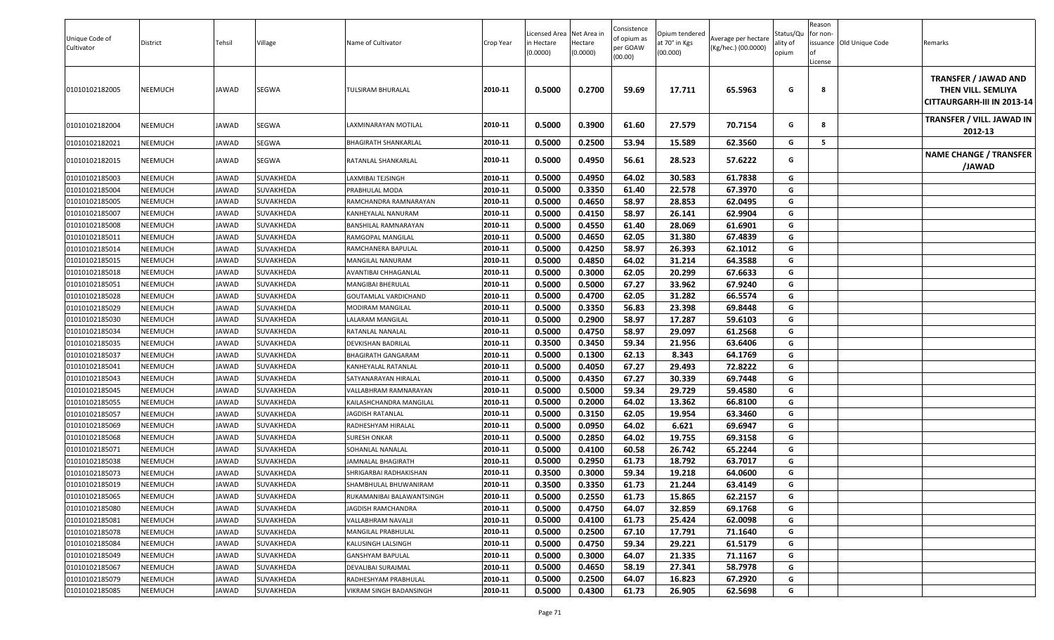| Unique Code of Cultivator | District | Tehsil | Village | Name of Cultivator | Crop Year | Licensed Area in Hectare (0.0000) | Net Area in Hectare (0.0000) | Consistence of opium as per GOAW (00.00) | Opium tendered at 70° in Kgs (00.000) | Average per hectare (Kg/hec.) (00.0000) | Status/Quality of opium | Reason for non-issuance of License | Old Unique Code | Remarks |
|---|---|---|---|---|---|---|---|---|---|---|---|---|---|---|
| 01010102182005 | NEEMUCH | JAWAD | SEGWA | TULSIRAM BHURALAL | 2010-11 | 0.5000 | 0.2700 | 59.69 | 17.711 | 65.5963 | G | 8 | | TRANSFER / JAWAD AND THEN VILL. SEMLIYA CITTAURGARH-III IN 2013-14 |
| 01010102182004 | NEEMUCH | JAWAD | SEGWA | LAXMINARAYAN MOTILAL | 2010-11 | 0.5000 | 0.3900 | 61.60 | 27.579 | 70.7154 | G | 8 | | TRANSFER / VILL. JAWAD IN 2012-13 |
| 01010102182021 | NEEMUCH | JAWAD | SEGWA | BHAGIRATH SHANKARLAL | 2010-11 | 0.5000 | 0.2500 | 53.94 | 15.589 | 62.3560 | G | 5 | | |
| 01010102182015 | NEEMUCH | JAWAD | SEGWA | RATANLAL SHANKARLAL | 2010-11 | 0.5000 | 0.4950 | 56.61 | 28.523 | 57.6222 | G | | | NAME CHANGE / TRANSFER /JAWAD |
| 01010102185003 | NEEMUCH | JAWAD | SUVAKHEDA | LAXMIBAI TEJSINGH | 2010-11 | 0.5000 | 0.4950 | 64.02 | 30.583 | 61.7838 | G | | | |
| 01010102185004 | NEEMUCH | JAWAD | SUVAKHEDA | PRABHULAL MODA | 2010-11 | 0.5000 | 0.3350 | 61.40 | 22.578 | 67.3970 | G | | | |
| 01010102185005 | NEEMUCH | JAWAD | SUVAKHEDA | RAMCHANDRA RAMNARAYAN | 2010-11 | 0.5000 | 0.4650 | 58.97 | 28.853 | 62.0495 | G | | | |
| 01010102185007 | NEEMUCH | JAWAD | SUVAKHEDA | KANHEYALAL NANURAM | 2010-11 | 0.5000 | 0.4150 | 58.97 | 26.141 | 62.9904 | G | | | |
| 01010102185008 | NEEMUCH | JAWAD | SUVAKHEDA | BANSHILAL RAMNARAYAN | 2010-11 | 0.5000 | 0.4550 | 61.40 | 28.069 | 61.6901 | G | | | |
| 01010102185011 | NEEMUCH | JAWAD | SUVAKHEDA | RAMGOPAL MANGILAL | 2010-11 | 0.5000 | 0.4650 | 62.05 | 31.380 | 67.4839 | G | | | |
| 01010102185014 | NEEMUCH | JAWAD | SUVAKHEDA | RAMCHANERA BAPULAL | 2010-11 | 0.5000 | 0.4250 | 58.97 | 26.393 | 62.1012 | G | | | |
| 01010102185015 | NEEMUCH | JAWAD | SUVAKHEDA | MANGILAL NANURAM | 2010-11 | 0.5000 | 0.4850 | 64.02 | 31.214 | 64.3588 | G | | | |
| 01010102185018 | NEEMUCH | JAWAD | SUVAKHEDA | AVANTIBAI CHHAGANLAL | 2010-11 | 0.5000 | 0.3000 | 62.05 | 20.299 | 67.6633 | G | | | |
| 01010102185051 | NEEMUCH | JAWAD | SUVAKHEDA | MANGIBAI BHERULAL | 2010-11 | 0.5000 | 0.5000 | 67.27 | 33.962 | 67.9240 | G | | | |
| 01010102185028 | NEEMUCH | JAWAD | SUVAKHEDA | GOUTAMLAL VARDICHAND | 2010-11 | 0.5000 | 0.4700 | 62.05 | 31.282 | 66.5574 | G | | | |
| 01010102185029 | NEEMUCH | JAWAD | SUVAKHEDA | MODIRAM MANGILAL | 2010-11 | 0.5000 | 0.3350 | 56.83 | 23.398 | 69.8448 | G | | | |
| 01010102185030 | NEEMUCH | JAWAD | SUVAKHEDA | LALARAM MANGILAL | 2010-11 | 0.5000 | 0.2900 | 58.97 | 17.287 | 59.6103 | G | | | |
| 01010102185034 | NEEMUCH | JAWAD | SUVAKHEDA | RATANLAL NANALAL | 2010-11 | 0.5000 | 0.4750 | 58.97 | 29.097 | 61.2568 | G | | | |
| 01010102185035 | NEEMUCH | JAWAD | SUVAKHEDA | DEVKISHAN BADRILAL | 2010-11 | 0.3500 | 0.3450 | 59.34 | 21.956 | 63.6406 | G | | | |
| 01010102185037 | NEEMUCH | JAWAD | SUVAKHEDA | BHAGIRATH GANGARAM | 2010-11 | 0.5000 | 0.1300 | 62.13 | 8.343 | 64.1769 | G | | | |
| 01010102185041 | NEEMUCH | JAWAD | SUVAKHEDA | KANHEYALAL RATANLAL | 2010-11 | 0.5000 | 0.4050 | 67.27 | 29.493 | 72.8222 | G | | | |
| 01010102185043 | NEEMUCH | JAWAD | SUVAKHEDA | SATYANARAYAN HIRALAL | 2010-11 | 0.5000 | 0.4350 | 67.27 | 30.339 | 69.7448 | G | | | |
| 01010102185045 | NEEMUCH | JAWAD | SUVAKHEDA | VALLABHRAM RAMNARAYAN | 2010-11 | 0.5000 | 0.5000 | 59.34 | 29.729 | 59.4580 | G | | | |
| 01010102185055 | NEEMUCH | JAWAD | SUVAKHEDA | KAILASHCHANDRA MANGILAL | 2010-11 | 0.5000 | 0.2000 | 64.02 | 13.362 | 66.8100 | G | | | |
| 01010102185057 | NEEMUCH | JAWAD | SUVAKHEDA | JAGDISH RATANLAL | 2010-11 | 0.5000 | 0.3150 | 62.05 | 19.954 | 63.3460 | G | | | |
| 01010102185069 | NEEMUCH | JAWAD | SUVAKHEDA | RADHESHYAM HIRALAL | 2010-11 | 0.5000 | 0.0950 | 64.02 | 6.621 | 69.6947 | G | | | |
| 01010102185068 | NEEMUCH | JAWAD | SUVAKHEDA | SURESH ONKAR | 2010-11 | 0.5000 | 0.2850 | 64.02 | 19.755 | 69.3158 | G | | | |
| 01010102185071 | NEEMUCH | JAWAD | SUVAKHEDA | SOHANLAL NANALAL | 2010-11 | 0.5000 | 0.4100 | 60.58 | 26.742 | 65.2244 | G | | | |
| 01010102185038 | NEEMUCH | JAWAD | SUVAKHEDA | JAMNALAL BHAGIRATH | 2010-11 | 0.5000 | 0.2950 | 61.73 | 18.792 | 63.7017 | G | | | |
| 01010102185073 | NEEMUCH | JAWAD | SUVAKHEDA | SHRIGARBAI RADHAKISHAN | 2010-11 | 0.3500 | 0.3000 | 59.34 | 19.218 | 64.0600 | G | | | |
| 01010102185019 | NEEMUCH | JAWAD | SUVAKHEDA | SHAMBHULAL BHUWANIRAM | 2010-11 | 0.3500 | 0.3350 | 61.73 | 21.244 | 63.4149 | G | | | |
| 01010102185065 | NEEMUCH | JAWAD | SUVAKHEDA | RUKAMANIBAI BALAWANTSINGH | 2010-11 | 0.5000 | 0.2550 | 61.73 | 15.865 | 62.2157 | G | | | |
| 01010102185080 | NEEMUCH | JAWAD | SUVAKHEDA | JAGDISH RAMCHANDRA | 2010-11 | 0.5000 | 0.4750 | 64.07 | 32.859 | 69.1768 | G | | | |
| 01010102185081 | NEEMUCH | JAWAD | SUVAKHEDA | VALLABHRAM NAVALJI | 2010-11 | 0.5000 | 0.4100 | 61.73 | 25.424 | 62.0098 | G | | | |
| 01010102185078 | NEEMUCH | JAWAD | SUVAKHEDA | MANGILAL PRABHULAL | 2010-11 | 0.5000 | 0.2500 | 67.10 | 17.791 | 71.1640 | G | | | |
| 01010102185084 | NEEMUCH | JAWAD | SUVAKHEDA | KALUSINGH LALSINGH | 2010-11 | 0.5000 | 0.4750 | 59.34 | 29.221 | 61.5179 | G | | | |
| 01010102185049 | NEEMUCH | JAWAD | SUVAKHEDA | GANSHYAM BAPULAL | 2010-11 | 0.5000 | 0.3000 | 64.07 | 21.335 | 71.1167 | G | | | |
| 01010102185067 | NEEMUCH | JAWAD | SUVAKHEDA | DEVALIBAI SURAJMAL | 2010-11 | 0.5000 | 0.4650 | 58.19 | 27.341 | 58.7978 | G | | | |
| 01010102185079 | NEEMUCH | JAWAD | SUVAKHEDA | RADHESHYAM PRABHULAL | 2010-11 | 0.5000 | 0.2500 | 64.07 | 16.823 | 67.2920 | G | | | |
| 01010102185085 | NEEMUCH | JAWAD | SUVAKHEDA | VIKRAM SINGH BADANSINGH | 2010-11 | 0.5000 | 0.4300 | 61.73 | 26.905 | 62.5698 | G | | | |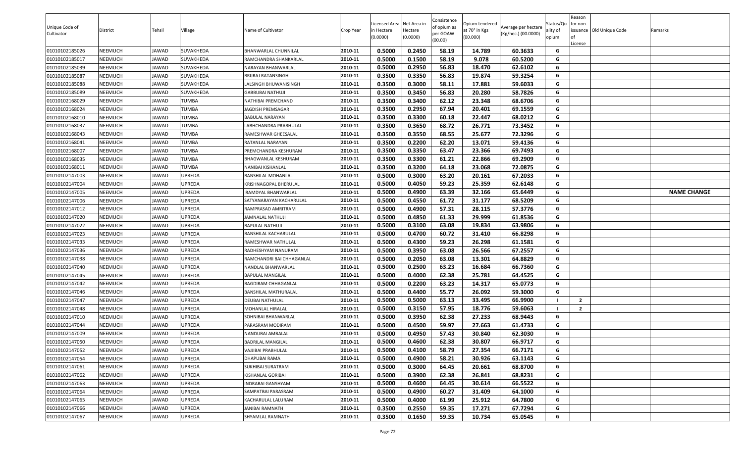| Unique Code of Cultivator | District | Tehsil | Village | Name of Cultivator | Crop Year | Licensed Area in Hectare (0.0000) | Net Area in Hectare (0.0000) | Consistence of opium as per GOAW (00.00) | Opium tendered at 70° in Kgs (00.000) | Average per hectare (Kg/hec.) (00.0000) | Status/Quality of opium | Reason for non-issuance of License | Old Unique Code | Remarks |
|---|---|---|---|---|---|---|---|---|---|---|---|---|---|---|
| 01010102185026 | NEEMUCH | JAWAD | SUVAKHEDA | BHANWARLAL CHUNNILAL | 2010-11 | 0.5000 | 0.2450 | 58.19 | 14.789 | 60.3633 | G | | | |
| 01010102185017 | NEEMUCH | JAWAD | SUVAKHEDA | RAMCHANDRA SHANKARLAL | 2010-11 | 0.5000 | 0.1500 | 58.19 | 9.078 | 60.5200 | G | | | |
| 01010102185039 | NEEMUCH | JAWAD | SUVAKHEDA | NARAYAN BHANWARLAL | 2010-11 | 0.5000 | 0.2950 | 56.83 | 18.470 | 62.6102 | G | | | |
| 01010102185087 | NEEMUCH | JAWAD | SUVAKHEDA | BRIJRAJ RATANSINGH | 2010-11 | 0.3500 | 0.3350 | 56.83 | 19.874 | 59.3254 | G | | | |
| 01010102185088 | NEEMUCH | JAWAD | SUVAKHEDA | LALSINGH BHUWANISINGH | 2010-11 | 0.3500 | 0.3000 | 58.11 | 17.881 | 59.6033 | G | | | |
| 01010102185089 | NEEMUCH | JAWAD | SUVAKHEDA | GABBUBAI NATHUJI | 2010-11 | 0.3500 | 0.3450 | 56.83 | 20.280 | 58.7826 | G | | | |
| 01010102168029 | NEEMUCH | JAWAD | TUMBA | NATHIBAI PREMCHAND | 2010-11 | 0.3500 | 0.3400 | 62.12 | 23.348 | 68.6706 | G | | | |
| 01010102168024 | NEEMUCH | JAWAD | TUMBA | JAGDISH PREMSAGAR | 2010-11 | 0.3500 | 0.2950 | 67.94 | 20.401 | 69.1559 | G | | | |
| 01010102168010 | NEEMUCH | JAWAD | TUMBA | BABULAL NARAYAN | 2010-11 | 0.3500 | 0.3300 | 60.18 | 22.447 | 68.0212 | G | | | |
| 01010102168037 | NEEMUCH | JAWAD | TUMBA | LABHCHANDRA PRABHULAL | 2010-11 | 0.3500 | 0.3650 | 68.72 | 26.771 | 73.3452 | G | | | |
| 01010102168043 | NEEMUCH | JAWAD | TUMBA | RAMESHWAR GHEESALAL | 2010-11 | 0.3500 | 0.3550 | 68.55 | 25.677 | 72.3296 | G | | | |
| 01010102168041 | NEEMUCH | JAWAD | TUMBA | RATANLAL NARAYAN | 2010-11 | 0.3500 | 0.2200 | 62.20 | 13.071 | 59.4136 | G | | | |
| 01010102168007 | NEEMUCH | JAWAD | TUMBA | PREMCHANDRA KESHURAM | 2010-11 | 0.3500 | 0.3350 | 63.47 | 23.366 | 69.7493 | G | | | |
| 01010102168035 | NEEMUCH | JAWAD | TUMBA | BHAGWANLAL KESHURAM | 2010-11 | 0.3500 | 0.3300 | 61.21 | 22.866 | 69.2909 | G | | | |
| 01010102168011 | NEEMUCH | JAWAD | TUMBA | NANIBAI KISHANLAL | 2010-11 | 0.3500 | 0.3200 | 64.18 | 23.068 | 72.0875 | G | | | |
| 01010102147003 | NEEMUCH | JAWAD | UPREDA | BANSHILAL MOHANLAL | 2010-11 | 0.5000 | 0.3000 | 63.20 | 20.161 | 67.2033 | G | | | |
| 01010102147004 | NEEMUCH | JAWAD | UPREDA | KRISHNAGOPAL BHERULAL | 2010-11 | 0.5000 | 0.4050 | 59.23 | 25.359 | 62.6148 | G | | | |
| 01010102147005 | NEEMUCH | JAWAD | UPREDA | RAMDYAL BHANWARLAL | 2010-11 | 0.5000 | 0.4900 | 63.39 | 32.166 | 65.6449 | G | | | NAME CHANGE |
| 01010102147006 | NEEMUCH | JAWAD | UPREDA | SATYANARAYAN KACHARULAL | 2010-11 | 0.5000 | 0.4550 | 61.72 | 31.177 | 68.5209 | G | | | |
| 01010102147012 | NEEMUCH | JAWAD | UPREDA | RAMPRASAD AMRITRAM | 2010-11 | 0.5000 | 0.4900 | 57.31 | 28.115 | 57.3776 | G | | | |
| 01010102147020 | NEEMUCH | JAWAD | UPREDA | JAMNALAL NATHUJI | 2010-11 | 0.5000 | 0.4850 | 61.33 | 29.999 | 61.8536 | G | | | |
| 01010102147022 | NEEMUCH | JAWAD | UPREDA | BAPULAL NATHUJI | 2010-11 | 0.5000 | 0.3100 | 63.08 | 19.834 | 63.9806 | G | | | |
| 01010102147023 | NEEMUCH | JAWAD | UPREDA | BANSHILAL KACHARULAL | 2010-11 | 0.5000 | 0.4700 | 60.72 | 31.410 | 66.8298 | G | | | |
| 01010102147033 | NEEMUCH | JAWAD | UPREDA | RAMESHWAR NATHULAL | 2010-11 | 0.5000 | 0.4300 | 59.23 | 26.298 | 61.1581 | G | | | |
| 01010102147036 | NEEMUCH | JAWAD | UPREDA | RADHESHYAM NANURAM | 2010-11 | 0.5000 | 0.3950 | 63.08 | 26.566 | 67.2557 | G | | | |
| 01010102147038 | NEEMUCH | JAWAD | UPREDA | RAMCHANDRI BAI CHHAGANLAL | 2010-11 | 0.5000 | 0.2050 | 63.08 | 13.301 | 64.8829 | G | | | |
| 01010102147040 | NEEMUCH | JAWAD | UPREDA | NANDLAL BHANWARLAL | 2010-11 | 0.5000 | 0.2500 | 63.23 | 16.684 | 66.7360 | G | | | |
| 01010102147045 | NEEMUCH | JAWAD | UPREDA | BAPULAL MANGILAL | 2010-11 | 0.5000 | 0.4000 | 62.38 | 25.781 | 64.4525 | G | | | |
| 01010102147042 | NEEMUCH | JAWAD | UPREDA | BAGDIRAM CHHAGANLAL | 2010-11 | 0.5000 | 0.2200 | 63.23 | 14.317 | 65.0773 | G | | | |
| 01010102147046 | NEEMUCH | JAWAD | UPREDA | BANSHILAL MATHURALAL | 2010-11 | 0.5000 | 0.4400 | 55.77 | 26.092 | 59.3000 | G | | | |
| 01010102147047 | NEEMUCH | JAWAD | UPREDA | DEUBAI NATHULAL | 2010-11 | 0.5000 | 0.5000 | 63.13 | 33.495 | 66.9900 | I | 2 | | |
| 01010102147048 | NEEMUCH | JAWAD | UPREDA | MOHANLAL HIRALAL | 2010-11 | 0.5000 | 0.3150 | 57.95 | 18.776 | 59.6063 | I | 2 | | |
| 01010102147010 | NEEMUCH | JAWAD | UPREDA | SOHNIBAI BHANWARLAL | 2010-11 | 0.5000 | 0.3950 | 62.38 | 27.233 | 68.9443 | G | | | |
| 01010102147044 | NEEMUCH | JAWAD | UPREDA | PARASRAM MODIRAM | 2010-11 | 0.5000 | 0.4500 | 59.97 | 27.663 | 61.4733 | G | | | |
| 01010102147009 | NEEMUCH | JAWAD | UPREDA | NANDUBAI AMBALAL | 2010-11 | 0.5000 | 0.4950 | 57.43 | 30.840 | 62.3030 | G | | | |
| 01010102147050 | NEEMUCH | JAWAD | UPREDA | BADRILAL MANGILAL | 2010-11 | 0.5000 | 0.4600 | 62.38 | 30.807 | 66.9717 | G | | | |
| 01010102147052 | NEEMUCH | JAWAD | UPREDA | VAJJIBAI PRABHULAL | 2010-11 | 0.5000 | 0.4100 | 58.79 | 27.354 | 66.7171 | G | | | |
| 01010102147054 | NEEMUCH | JAWAD | UPREDA | DHAPUBAI RAMA | 2010-11 | 0.5000 | 0.4900 | 58.21 | 30.926 | 63.1143 | G | | | |
| 01010102147061 | NEEMUCH | JAWAD | UPREDA | SUKHIBAI SURATRAM | 2010-11 | 0.5000 | 0.3000 | 64.45 | 20.661 | 68.8700 | G | | | |
| 01010102147062 | NEEMUCH | JAWAD | UPREDA | KISHANLAL GORIBAI | 2010-11 | 0.5000 | 0.3900 | 62.38 | 26.841 | 68.8231 | G | | | |
| 01010102147063 | NEEMUCH | JAWAD | UPREDA | INDRABAI GANSHYAM | 2010-11 | 0.5000 | 0.4600 | 64.45 | 30.614 | 66.5522 | G | | | |
| 01010102147064 | NEEMUCH | JAWAD | UPREDA | SAMPATBAI PARASRAM | 2010-11 | 0.5000 | 0.4900 | 60.27 | 31.409 | 64.1000 | G | | | |
| 01010102147065 | NEEMUCH | JAWAD | UPREDA | KACHARULAL LALURAM | 2010-11 | 0.5000 | 0.4000 | 61.99 | 25.912 | 64.7800 | G | | | |
| 01010102147066 | NEEMUCH | JAWAD | UPREDA | JANIBAI RAMNATH | 2010-11 | 0.3500 | 0.2550 | 59.35 | 17.271 | 67.7294 | G | | | |
| 01010102147067 | NEEMUCH | JAWAD | UPREDA | SHYAMLAL RAMNATH | 2010-11 | 0.3500 | 0.1650 | 59.35 | 10.734 | 65.0545 | G | | | |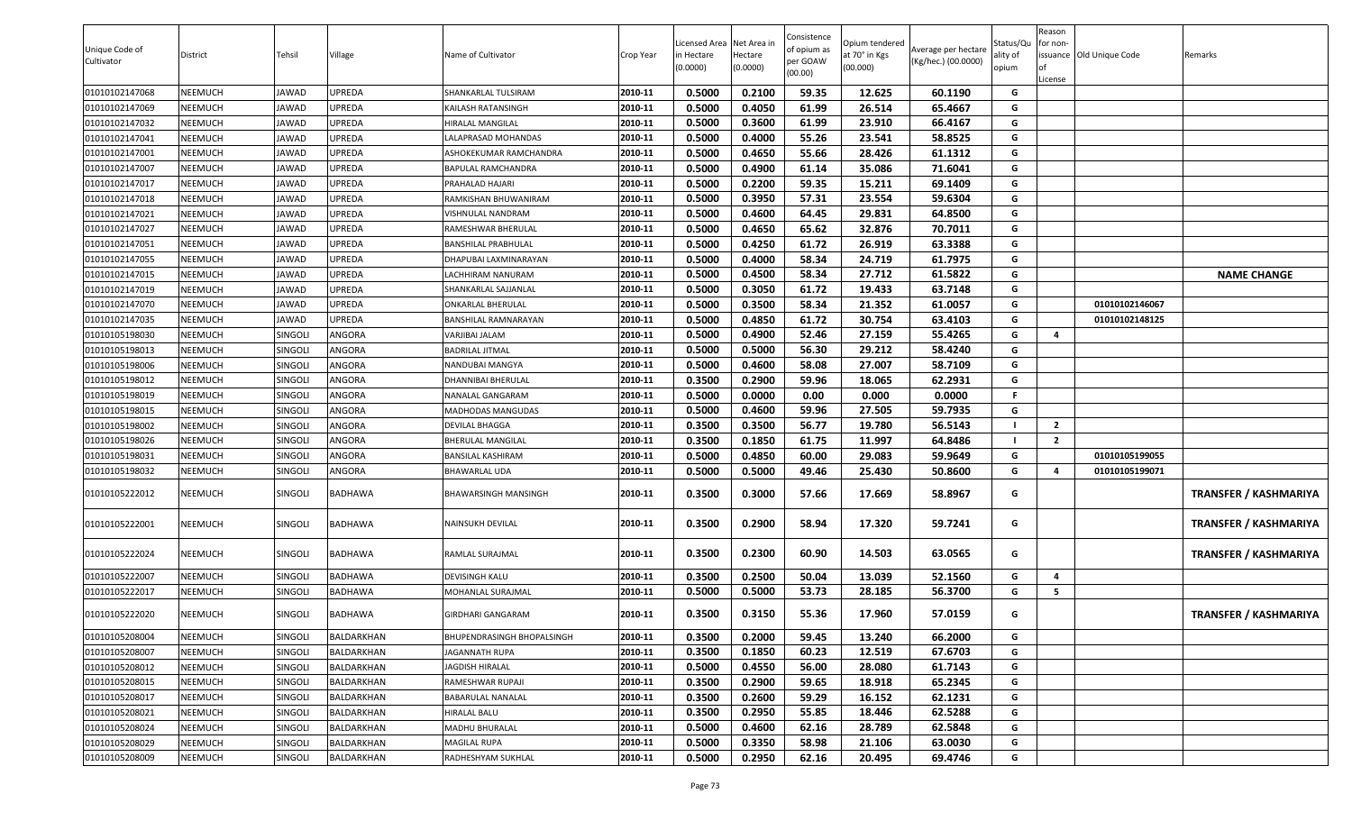| Unique Code of Cultivator | District | Tehsil | Village | Name of Cultivator | Crop Year | Licensed Area in Hectare (0.0000) | Net Area in Hectare (0.0000) | Consistence of opium as per GOAW (00.00) | Opium tendered at 70° in Kgs (00.000) | Average per hectare (Kg/hec.) (00.0000) | Status/Quality of opium | Reason for non-issuance of License | Old Unique Code | Remarks |
|---|---|---|---|---|---|---|---|---|---|---|---|---|---|---|
| 01010102147068 | NEEMUCH | JAWAD | UPREDA | SHANKARLAL TULSIRAM | 2010-11 | 0.5000 | 0.2100 | 59.35 | 12.625 | 60.1190 | G | | | |
| 01010102147069 | NEEMUCH | JAWAD | UPREDA | KAILASH RATANSINGH | 2010-11 | 0.5000 | 0.4050 | 61.99 | 26.514 | 65.4667 | G | | | |
| 01010102147032 | NEEMUCH | JAWAD | UPREDA | HIRALAL MANGILAL | 2010-11 | 0.5000 | 0.3600 | 61.99 | 23.910 | 66.4167 | G | | | |
| 01010102147041 | NEEMUCH | JAWAD | UPREDA | LALAPRASAD MOHANDAS | 2010-11 | 0.5000 | 0.4000 | 55.26 | 23.541 | 58.8525 | G | | | |
| 01010102147001 | NEEMUCH | JAWAD | UPREDA | ASHOKEKUMAR RAMCHANDRA | 2010-11 | 0.5000 | 0.4650 | 55.66 | 28.426 | 61.1312 | G | | | |
| 01010102147007 | NEEMUCH | JAWAD | UPREDA | BAPULAL RAMCHANDRA | 2010-11 | 0.5000 | 0.4900 | 61.14 | 35.086 | 71.6041 | G | | | |
| 01010102147017 | NEEMUCH | JAWAD | UPREDA | PRAHALAD HAJARI | 2010-11 | 0.5000 | 0.2200 | 59.35 | 15.211 | 69.1409 | G | | | |
| 01010102147018 | NEEMUCH | JAWAD | UPREDA | RAMKISHAN BHUWANIRAM | 2010-11 | 0.5000 | 0.3950 | 57.31 | 23.554 | 59.6304 | G | | | |
| 01010102147021 | NEEMUCH | JAWAD | UPREDA | VISHNULAL NANDRAM | 2010-11 | 0.5000 | 0.4600 | 64.45 | 29.831 | 64.8500 | G | | | |
| 01010102147027 | NEEMUCH | JAWAD | UPREDA | RAMESHWAR BHERULAL | 2010-11 | 0.5000 | 0.4650 | 65.62 | 32.876 | 70.7011 | G | | | |
| 01010102147051 | NEEMUCH | JAWAD | UPREDA | BANSHILAL PRABHULAL | 2010-11 | 0.5000 | 0.4250 | 61.72 | 26.919 | 63.3388 | G | | | |
| 01010102147055 | NEEMUCH | JAWAD | UPREDA | DHAPUBAI LAXMINARAYAN | 2010-11 | 0.5000 | 0.4000 | 58.34 | 24.719 | 61.7975 | G | | | |
| 01010102147015 | NEEMUCH | JAWAD | UPREDA | LACHHIRAM NANURAM | 2010-11 | 0.5000 | 0.4500 | 58.34 | 27.712 | 61.5822 | G | | | **NAME CHANGE** |
| 01010102147019 | NEEMUCH | JAWAD | UPREDA | SHANKARLAL SAJJANLAL | 2010-11 | 0.5000 | 0.3050 | 61.72 | 19.433 | 63.7148 | G | | | |
| 01010102147070 | NEEMUCH | JAWAD | UPREDA | ONKARLAL BHERULAL | 2010-11 | 0.5000 | 0.3500 | 58.34 | 21.352 | 61.0057 | G | | 01010102146067 | |
| 01010102147035 | NEEMUCH | JAWAD | UPREDA | BANSHILAL RAMNARAYAN | 2010-11 | 0.5000 | 0.4850 | 61.72 | 30.754 | 63.4103 | G | | 01010102148125 | |
| 01010105198030 | NEEMUCH | SINGOLI | ANGORA | VARJIBAI JALAM | 2010-11 | 0.5000 | 0.4900 | 52.46 | 27.159 | 55.4265 | G | 4 | | |
| 01010105198013 | NEEMUCH | SINGOLI | ANGORA | BADRILAL JITMAL | 2010-11 | 0.5000 | 0.5000 | 56.30 | 29.212 | 58.4240 | G | | | |
| 01010105198006 | NEEMUCH | SINGOLI | ANGORA | NANDUBAI MANGYA | 2010-11 | 0.5000 | 0.4600 | 58.08 | 27.007 | 58.7109 | G | | | |
| 01010105198012 | NEEMUCH | SINGOLI | ANGORA | DHANNIBAI BHERULAL | 2010-11 | 0.3500 | 0.2900 | 59.96 | 18.065 | 62.2931 | G | | | |
| 01010105198019 | NEEMUCH | SINGOLI | ANGORA | NANALAL GANGARAM | 2010-11 | 0.5000 | 0.0000 | 0.00 | 0.000 | 0.0000 | F | | | |
| 01010105198015 | NEEMUCH | SINGOLI | ANGORA | MADHODAS MANGUDAS | 2010-11 | 0.5000 | 0.4600 | 59.96 | 27.505 | 59.7935 | G | | | |
| 01010105198002 | NEEMUCH | SINGOLI | ANGORA | DEVILAL BHAGGA | 2010-11 | 0.3500 | 0.3500 | 56.77 | 19.780 | 56.5143 | I | 2 | | |
| 01010105198026 | NEEMUCH | SINGOLI | ANGORA | BHERULAL MANGILAL | 2010-11 | 0.3500 | 0.1850 | 61.75 | 11.997 | 64.8486 | I | 2 | | |
| 01010105198031 | NEEMUCH | SINGOLI | ANGORA | BANSILAL KASHIRAM | 2010-11 | 0.5000 | 0.4850 | 60.00 | 29.083 | 59.9649 | G | | 01010105199055 | |
| 01010105198032 | NEEMUCH | SINGOLI | ANGORA | BHAWARLAL UDA | 2010-11 | 0.5000 | 0.5000 | 49.46 | 25.430 | 50.8600 | G | 4 | 01010105199071 | |
| 01010105222012 | NEEMUCH | SINGOLI | BADHAWA | BHAWARSINGH MANSINGH | 2010-11 | 0.3500 | 0.3000 | 57.66 | 17.669 | 58.8967 | G | | | **TRANSFER / KASHMARIYA** |
| 01010105222001 | NEEMUCH | SINGOLI | BADHAWA | NAINSUKH DEVILAL | 2010-11 | 0.3500 | 0.2900 | 58.94 | 17.320 | 59.7241 | G | | | **TRANSFER / KASHMARIYA** |
| 01010105222024 | NEEMUCH | SINGOLI | BADHAWA | RAMLAL SURAJMAL | 2010-11 | 0.3500 | 0.2300 | 60.90 | 14.503 | 63.0565 | G | | | **TRANSFER / KASHMARIYA** |
| 01010105222007 | NEEMUCH | SINGOLI | BADHAWA | DEVISINGH KALU | 2010-11 | 0.3500 | 0.2500 | 50.04 | 13.039 | 52.1560 | G | 4 | | |
| 01010105222017 | NEEMUCH | SINGOLI | BADHAWA | MOHANLAL SURAJMAL | 2010-11 | 0.5000 | 0.5000 | 53.73 | 28.185 | 56.3700 | G | 5 | | |
| 01010105222020 | NEEMUCH | SINGOLI | BADHAWA | GIRDHARI GANGARAM | 2010-11 | 0.3500 | 0.3150 | 55.36 | 17.960 | 57.0159 | G | | | **TRANSFER / KASHMARIYA** |
| 01010105208004 | NEEMUCH | SINGOLI | BALDARKHAN | BHUPENDRASINGH BHOPALSINGH | 2010-11 | 0.3500 | 0.2000 | 59.45 | 13.240 | 66.2000 | G | | | |
| 01010105208007 | NEEMUCH | SINGOLI | BALDARKHAN | JAGANNATH RUPA | 2010-11 | 0.3500 | 0.1850 | 60.23 | 12.519 | 67.6703 | G | | | |
| 01010105208012 | NEEMUCH | SINGOLI | BALDARKHAN | JAGDISH HIRALAL | 2010-11 | 0.5000 | 0.4550 | 56.00 | 28.080 | 61.7143 | G | | | |
| 01010105208015 | NEEMUCH | SINGOLI | BALDARKHAN | RAMESHWAR RUPAJI | 2010-11 | 0.3500 | 0.2900 | 59.65 | 18.918 | 65.2345 | G | | | |
| 01010105208017 | NEEMUCH | SINGOLI | BALDARKHAN | BABARULAL NANALAL | 2010-11 | 0.3500 | 0.2600 | 59.29 | 16.152 | 62.1231 | G | | | |
| 01010105208021 | NEEMUCH | SINGOLI | BALDARKHAN | HIRALAL BALU | 2010-11 | 0.3500 | 0.2950 | 55.85 | 18.446 | 62.5288 | G | | | |
| 01010105208024 | NEEMUCH | SINGOLI | BALDARKHAN | MADHU BHURALAL | 2010-11 | 0.5000 | 0.4600 | 62.16 | 28.789 | 62.5848 | G | | | |
| 01010105208029 | NEEMUCH | SINGOLI | BALDARKHAN | MAGILAL RUPA | 2010-11 | 0.5000 | 0.3350 | 58.98 | 21.106 | 63.0030 | G | | | |
| 01010105208009 | NEEMUCH | SINGOLI | BALDARKHAN | RADHESHYAM SUKHLAL | 2010-11 | 0.5000 | 0.2950 | 62.16 | 20.495 | 69.4746 | G | | | |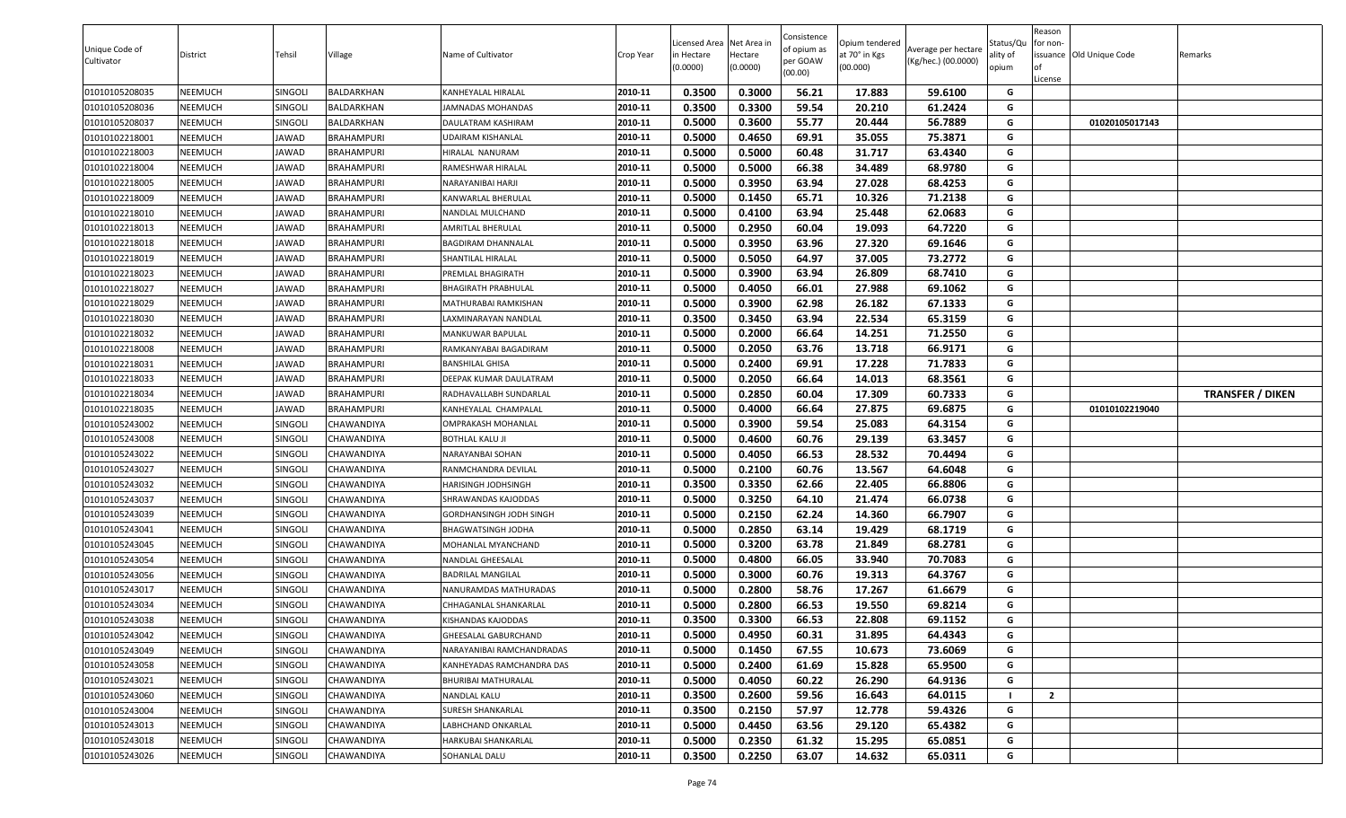| Unique Code of Cultivator | District | Tehsil | Village | Name of Cultivator | Crop Year | Licensed Area in Hectare (0.0000) | Net Area in Hectare (0.0000) | Consistence of opium as per GOAW (00.00) | Opium tendered at 70° in Kgs (00.000) | Average per hectare (Kg/hec.) (00.0000) | Status/Quality of opium | Reason for non-issuance of License | Old Unique Code | Remarks |
|---|---|---|---|---|---|---|---|---|---|---|---|---|---|---|
| 01010105208035 | NEEMUCH | SINGOLI | BALDARKHAN | KANHEYALAL HIRALAL | 2010-11 | 0.3500 | 0.3000 | 56.21 | 17.883 | 59.6100 | G | | | |
| 01010105208036 | NEEMUCH | SINGOLI | BALDARKHAN | JAMNADAS MOHANDAS | 2010-11 | 0.3500 | 0.3300 | 59.54 | 20.210 | 61.2424 | G | | | |
| 01010105208037 | NEEMUCH | SINGOLI | BALDARKHAN | DAULATRAM KASHIRAM | 2010-11 | 0.5000 | 0.3600 | 55.77 | 20.444 | 56.7889 | G | | 01020105017143 | |
| 01010102218001 | NEEMUCH | JAWAD | BRAHAMPURI | UDAIRAM KISHANLAL | 2010-11 | 0.5000 | 0.4650 | 69.91 | 35.055 | 75.3871 | G | | | |
| 01010102218003 | NEEMUCH | JAWAD | BRAHAMPURI | HIRALAL NANURAM | 2010-11 | 0.5000 | 0.5000 | 60.48 | 31.717 | 63.4340 | G | | | |
| 01010102218004 | NEEMUCH | JAWAD | BRAHAMPURI | RAMESHWAR HIRALAL | 2010-11 | 0.5000 | 0.5000 | 66.38 | 34.489 | 68.9780 | G | | | |
| 01010102218005 | NEEMUCH | JAWAD | BRAHAMPURI | NARAYANIBAI HARJI | 2010-11 | 0.5000 | 0.3950 | 63.94 | 27.028 | 68.4253 | G | | | |
| 01010102218009 | NEEMUCH | JAWAD | BRAHAMPURI | KANWARLAL BHERULAL | 2010-11 | 0.5000 | 0.1450 | 65.71 | 10.326 | 71.2138 | G | | | |
| 01010102218010 | NEEMUCH | JAWAD | BRAHAMPURI | NANDLAL MULCHAND | 2010-11 | 0.5000 | 0.4100 | 63.94 | 25.448 | 62.0683 | G | | | |
| 01010102218013 | NEEMUCH | JAWAD | BRAHAMPURI | AMRITLAL BHERULAL | 2010-11 | 0.5000 | 0.2950 | 60.04 | 19.093 | 64.7220 | G | | | |
| 01010102218018 | NEEMUCH | JAWAD | BRAHAMPURI | BAGDIRAM DHANNALAL | 2010-11 | 0.5000 | 0.3950 | 63.96 | 27.320 | 69.1646 | G | | | |
| 01010102218019 | NEEMUCH | JAWAD | BRAHAMPURI | SHANTILAL HIRALAL | 2010-11 | 0.5000 | 0.5050 | 64.97 | 37.005 | 73.2772 | G | | | |
| 01010102218023 | NEEMUCH | JAWAD | BRAHAMPURI | PREMLAL BHAGIRATH | 2010-11 | 0.5000 | 0.3900 | 63.94 | 26.809 | 68.7410 | G | | | |
| 01010102218027 | NEEMUCH | JAWAD | BRAHAMPURI | BHAGIRATH PRABHULAL | 2010-11 | 0.5000 | 0.4050 | 66.01 | 27.988 | 69.1062 | G | | | |
| 01010102218029 | NEEMUCH | JAWAD | BRAHAMPURI | MATHURABAI RAMKISHAN | 2010-11 | 0.5000 | 0.3900 | 62.98 | 26.182 | 67.1333 | G | | | |
| 01010102218030 | NEEMUCH | JAWAD | BRAHAMPURI | LAXMINARAYAN NANDLAL | 2010-11 | 0.3500 | 0.3450 | 63.94 | 22.534 | 65.3159 | G | | | |
| 01010102218032 | NEEMUCH | JAWAD | BRAHAMPURI | MANKUWAR BAPULAL | 2010-11 | 0.5000 | 0.2000 | 66.64 | 14.251 | 71.2550 | G | | | |
| 01010102218008 | NEEMUCH | JAWAD | BRAHAMPURI | RAMKANYABAI BAGADIRAM | 2010-11 | 0.5000 | 0.2050 | 63.76 | 13.718 | 66.9171 | G | | | |
| 01010102218031 | NEEMUCH | JAWAD | BRAHAMPURI | BANSHILAL GHISA | 2010-11 | 0.5000 | 0.2400 | 69.91 | 17.228 | 71.7833 | G | | | |
| 01010102218033 | NEEMUCH | JAWAD | BRAHAMPURI | DEEPAK KUMAR DAULATRAM | 2010-11 | 0.5000 | 0.2050 | 66.64 | 14.013 | 68.3561 | G | | | |
| 01010102218034 | NEEMUCH | JAWAD | BRAHAMPURI | RADHAVALLABH SUNDARLAL | 2010-11 | 0.5000 | 0.2850 | 60.04 | 17.309 | 60.7333 | G | | | **TRANSFER / DIKEN** |
| 01010102218035 | NEEMUCH | JAWAD | BRAHAMPURI | KANHEYALAL CHAMPALAL | 2010-11 | 0.5000 | 0.4000 | 66.64 | 27.875 | 69.6875 | G | | 01010102219040 | |
| 01010105243002 | NEEMUCH | SINGOLI | CHAWANDIYA | OMPRAKASH MOHANLAL | 2010-11 | 0.5000 | 0.3900 | 59.54 | 25.083 | 64.3154 | G | | | |
| 01010105243008 | NEEMUCH | SINGOLI | CHAWANDIYA | BOTHLAL KALU JI | 2010-11 | 0.5000 | 0.4600 | 60.76 | 29.139 | 63.3457 | G | | | |
| 01010105243022 | NEEMUCH | SINGOLI | CHAWANDIYA | NARAYANBAI SOHAN | 2010-11 | 0.5000 | 0.4050 | 66.53 | 28.532 | 70.4494 | G | | | |
| 01010105243027 | NEEMUCH | SINGOLI | CHAWANDIYA | RANMCHANDRA DEVILAL | 2010-11 | 0.5000 | 0.2100 | 60.76 | 13.567 | 64.6048 | G | | | |
| 01010105243032 | NEEMUCH | SINGOLI | CHAWANDIYA | HARISINGH JODHSINGH | 2010-11 | 0.3500 | 0.3350 | 62.66 | 22.405 | 66.8806 | G | | | |
| 01010105243037 | NEEMUCH | SINGOLI | CHAWANDIYA | SHRAWANDAS KAJODDAS | 2010-11 | 0.5000 | 0.3250 | 64.10 | 21.474 | 66.0738 | G | | | |
| 01010105243039 | NEEMUCH | SINGOLI | CHAWANDIYA | GORDHANSINGH JODH SINGH | 2010-11 | 0.5000 | 0.2150 | 62.24 | 14.360 | 66.7907 | G | | | |
| 01010105243041 | NEEMUCH | SINGOLI | CHAWANDIYA | BHAGWATSINGH JODHA | 2010-11 | 0.5000 | 0.2850 | 63.14 | 19.429 | 68.1719 | G | | | |
| 01010105243045 | NEEMUCH | SINGOLI | CHAWANDIYA | MOHANLAL MYANCHAND | 2010-11 | 0.5000 | 0.3200 | 63.78 | 21.849 | 68.2781 | G | | | |
| 01010105243054 | NEEMUCH | SINGOLI | CHAWANDIYA | NANDLAL GHEESALAL | 2010-11 | 0.5000 | 0.4800 | 66.05 | 33.940 | 70.7083 | G | | | |
| 01010105243056 | NEEMUCH | SINGOLI | CHAWANDIYA | BADRILAL MANGILAL | 2010-11 | 0.5000 | 0.3000 | 60.76 | 19.313 | 64.3767 | G | | | |
| 01010105243017 | NEEMUCH | SINGOLI | CHAWANDIYA | NANURAMDAS MATHURADAS | 2010-11 | 0.5000 | 0.2800 | 58.76 | 17.267 | 61.6679 | G | | | |
| 01010105243034 | NEEMUCH | SINGOLI | CHAWANDIYA | CHHAGANLAL SHANKARLAL | 2010-11 | 0.5000 | 0.2800 | 66.53 | 19.550 | 69.8214 | G | | | |
| 01010105243038 | NEEMUCH | SINGOLI | CHAWANDIYA | KISHANDAS KAJODDAS | 2010-11 | 0.3500 | 0.3300 | 66.53 | 22.808 | 69.1152 | G | | | |
| 01010105243042 | NEEMUCH | SINGOLI | CHAWANDIYA | GHEESALAL GABURCHAND | 2010-11 | 0.5000 | 0.4950 | 60.31 | 31.895 | 64.4343 | G | | | |
| 01010105243049 | NEEMUCH | SINGOLI | CHAWANDIYA | NARAYANIBAI RAMCHANDRADAS | 2010-11 | 0.5000 | 0.1450 | 67.55 | 10.673 | 73.6069 | G | | | |
| 01010105243058 | NEEMUCH | SINGOLI | CHAWANDIYA | KANHEYADAS RAMCHANDRA DAS | 2010-11 | 0.5000 | 0.2400 | 61.69 | 15.828 | 65.9500 | G | | | |
| 01010105243021 | NEEMUCH | SINGOLI | CHAWANDIYA | BHURIBAI MATHURALAL | 2010-11 | 0.5000 | 0.4050 | 60.22 | 26.290 | 64.9136 | G | | | |
| 01010105243060 | NEEMUCH | SINGOLI | CHAWANDIYA | NANDLAL KALU | 2010-11 | 0.3500 | 0.2600 | 59.56 | 16.643 | 64.0115 | I | 2 | | |
| 01010105243004 | NEEMUCH | SINGOLI | CHAWANDIYA | SURESH SHANKARLAL | 2010-11 | 0.3500 | 0.2150 | 57.97 | 12.778 | 59.4326 | G | | | |
| 01010105243013 | NEEMUCH | SINGOLI | CHAWANDIYA | LABHCHAND ONKARLAL | 2010-11 | 0.5000 | 0.4450 | 63.56 | 29.120 | 65.4382 | G | | | |
| 01010105243018 | NEEMUCH | SINGOLI | CHAWANDIYA | HARKUBAI SHANKARLAL | 2010-11 | 0.5000 | 0.2350 | 61.32 | 15.295 | 65.0851 | G | | | |
| 01010105243026 | NEEMUCH | SINGOLI | CHAWANDIYA | SOHANLAL DALU | 2010-11 | 0.3500 | 0.2250 | 63.07 | 14.632 | 65.0311 | G | | | |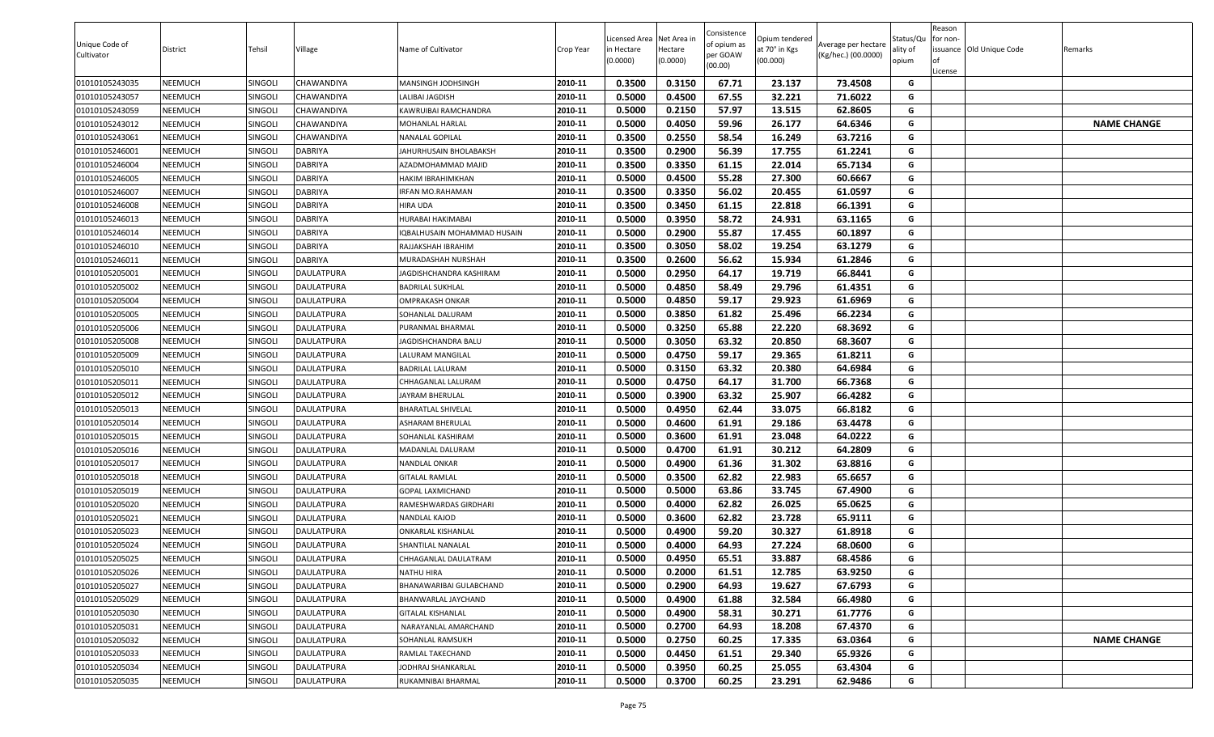| Unique Code of Cultivator | District | Tehsil | Village | Name of Cultivator | Crop Year | Licensed Area in Hectare (0.0000) | Net Area in Hectare (0.0000) | Consistence of opium as per GOAW (00.00) | Opium tendered at 70° in Kgs (00.000) | Average per hectare (Kg/hec.) (00.0000) | Status/Quality of opium | Reason for non-issuance of License | Old Unique Code | Remarks |
|---|---|---|---|---|---|---|---|---|---|---|---|---|---|---|
| 01010105243035 | NEEMUCH | SINGOLI | CHAWANDIYA | MANSINGH JODHSINGH | 2010-11 | 0.3500 | 0.3150 | 67.71 | 23.137 | 73.4508 | G | | | |
| 01010105243057 | NEEMUCH | SINGOLI | CHAWANDIYA | LALIBAI JAGDISH | 2010-11 | 0.5000 | 0.4500 | 67.55 | 32.221 | 71.6022 | G | | | |
| 01010105243059 | NEEMUCH | SINGOLI | CHAWANDIYA | KAWRUIBAI RAMCHANDRA | 2010-11 | 0.5000 | 0.2150 | 57.97 | 13.515 | 62.8605 | G | | | |
| 01010105243012 | NEEMUCH | SINGOLI | CHAWANDIYA | MOHANLAL HARLAL | 2010-11 | 0.5000 | 0.4050 | 59.96 | 26.177 | 64.6346 | G | | | NAME CHANGE |
| 01010105243061 | NEEMUCH | SINGOLI | CHAWANDIYA | NANALAL GOPILAL | 2010-11 | 0.3500 | 0.2550 | 58.54 | 16.249 | 63.7216 | G | | | |
| 01010105246001 | NEEMUCH | SINGOLI | DABRIYA | JAHURHUSAIN BHOLABAKSH | 2010-11 | 0.3500 | 0.2900 | 56.39 | 17.755 | 61.2241 | G | | | |
| 01010105246004 | NEEMUCH | SINGOLI | DABRIYA | AZADMOHAMMAD MAJID | 2010-11 | 0.3500 | 0.3350 | 61.15 | 22.014 | 65.7134 | G | | | |
| 01010105246005 | NEEMUCH | SINGOLI | DABRIYA | HAKIM IBRAHIMKHAN | 2010-11 | 0.5000 | 0.4500 | 55.28 | 27.300 | 60.6667 | G | | | |
| 01010105246007 | NEEMUCH | SINGOLI | DABRIYA | IRFAN MO.RAHAMAN | 2010-11 | 0.3500 | 0.3350 | 56.02 | 20.455 | 61.0597 | G | | | |
| 01010105246008 | NEEMUCH | SINGOLI | DABRIYA | HIRA UDA | 2010-11 | 0.3500 | 0.3450 | 61.15 | 22.818 | 66.1391 | G | | | |
| 01010105246013 | NEEMUCH | SINGOLI | DABRIYA | HURABAI HAKIMABAI | 2010-11 | 0.5000 | 0.3950 | 58.72 | 24.931 | 63.1165 | G | | | |
| 01010105246014 | NEEMUCH | SINGOLI | DABRIYA | IQBALHUSAIN MOHAMMAD HUSAIN | 2010-11 | 0.5000 | 0.2900 | 55.87 | 17.455 | 60.1897 | G | | | |
| 01010105246010 | NEEMUCH | SINGOLI | DABRIYA | RAJJAKSHAH IBRAHIM | 2010-11 | 0.3500 | 0.3050 | 58.02 | 19.254 | 63.1279 | G | | | |
| 01010105246011 | NEEMUCH | SINGOLI | DABRIYA | MURADASHAH NURSHAH | 2010-11 | 0.3500 | 0.2600 | 56.62 | 15.934 | 61.2846 | G | | | |
| 01010105205001 | NEEMUCH | SINGOLI | DAULATPURA | JAGDISHCHANDRA KASHIRAM | 2010-11 | 0.5000 | 0.2950 | 64.17 | 19.719 | 66.8441 | G | | | |
| 01010105205002 | NEEMUCH | SINGOLI | DAULATPURA | BADRILAL SUKHLAL | 2010-11 | 0.5000 | 0.4850 | 58.49 | 29.796 | 61.4351 | G | | | |
| 01010105205004 | NEEMUCH | SINGOLI | DAULATPURA | OMPRAKASH ONKAR | 2010-11 | 0.5000 | 0.4850 | 59.17 | 29.923 | 61.6969 | G | | | |
| 01010105205005 | NEEMUCH | SINGOLI | DAULATPURA | SOHANLAL DALURAM | 2010-11 | 0.5000 | 0.3850 | 61.82 | 25.496 | 66.2234 | G | | | |
| 01010105205006 | NEEMUCH | SINGOLI | DAULATPURA | PURANMAL BHARMAL | 2010-11 | 0.5000 | 0.3250 | 65.88 | 22.220 | 68.3692 | G | | | |
| 01010105205008 | NEEMUCH | SINGOLI | DAULATPURA | JAGDISHCHANDRA BALU | 2010-11 | 0.5000 | 0.3050 | 63.32 | 20.850 | 68.3607 | G | | | |
| 01010105205009 | NEEMUCH | SINGOLI | DAULATPURA | LALURAM MANGILAL | 2010-11 | 0.5000 | 0.4750 | 59.17 | 29.365 | 61.8211 | G | | | |
| 01010105205010 | NEEMUCH | SINGOLI | DAULATPURA | BADRILAL LALURAM | 2010-11 | 0.5000 | 0.3150 | 63.32 | 20.380 | 64.6984 | G | | | |
| 01010105205011 | NEEMUCH | SINGOLI | DAULATPURA | CHHAGANLAL LALURAM | 2010-11 | 0.5000 | 0.4750 | 64.17 | 31.700 | 66.7368 | G | | | |
| 01010105205012 | NEEMUCH | SINGOLI | DAULATPURA | JAYRAM BHERULAL | 2010-11 | 0.5000 | 0.3900 | 63.32 | 25.907 | 66.4282 | G | | | |
| 01010105205013 | NEEMUCH | SINGOLI | DAULATPURA | BHARATLAL SHIVELAL | 2010-11 | 0.5000 | 0.4950 | 62.44 | 33.075 | 66.8182 | G | | | |
| 01010105205014 | NEEMUCH | SINGOLI | DAULATPURA | ASHARAM BHERULAL | 2010-11 | 0.5000 | 0.4600 | 61.91 | 29.186 | 63.4478 | G | | | |
| 01010105205015 | NEEMUCH | SINGOLI | DAULATPURA | SOHANLAL KASHIRAM | 2010-11 | 0.5000 | 0.3600 | 61.91 | 23.048 | 64.0222 | G | | | |
| 01010105205016 | NEEMUCH | SINGOLI | DAULATPURA | MADANLAL DALURAM | 2010-11 | 0.5000 | 0.4700 | 61.91 | 30.212 | 64.2809 | G | | | |
| 01010105205017 | NEEMUCH | SINGOLI | DAULATPURA | NANDLAL ONKAR | 2010-11 | 0.5000 | 0.4900 | 61.36 | 31.302 | 63.8816 | G | | | |
| 01010105205018 | NEEMUCH | SINGOLI | DAULATPURA | GITALAL RAMLAL | 2010-11 | 0.5000 | 0.3500 | 62.82 | 22.983 | 65.6657 | G | | | |
| 01010105205019 | NEEMUCH | SINGOLI | DAULATPURA | GOPAL LAXMICHAND | 2010-11 | 0.5000 | 0.5000 | 63.86 | 33.745 | 67.4900 | G | | | |
| 01010105205020 | NEEMUCH | SINGOLI | DAULATPURA | RAMESHWARDAS GIRDHARI | 2010-11 | 0.5000 | 0.4000 | 62.82 | 26.025 | 65.0625 | G | | | |
| 01010105205021 | NEEMUCH | SINGOLI | DAULATPURA | NANDLAL KAJOD | 2010-11 | 0.5000 | 0.3600 | 62.82 | 23.728 | 65.9111 | G | | | |
| 01010105205023 | NEEMUCH | SINGOLI | DAULATPURA | ONKARLAL KISHANLAL | 2010-11 | 0.5000 | 0.4900 | 59.20 | 30.327 | 61.8918 | G | | | |
| 01010105205024 | NEEMUCH | SINGOLI | DAULATPURA | SHANTILAL NANALAL | 2010-11 | 0.5000 | 0.4000 | 64.93 | 27.224 | 68.0600 | G | | | |
| 01010105205025 | NEEMUCH | SINGOLI | DAULATPURA | CHHAGANLAL DAULATRAM | 2010-11 | 0.5000 | 0.4950 | 65.51 | 33.887 | 68.4586 | G | | | |
| 01010105205026 | NEEMUCH | SINGOLI | DAULATPURA | NATHU HIRA | 2010-11 | 0.5000 | 0.2000 | 61.51 | 12.785 | 63.9250 | G | | | |
| 01010105205027 | NEEMUCH | SINGOLI | DAULATPURA | BHANAWARIBAI GULABCHAND | 2010-11 | 0.5000 | 0.2900 | 64.93 | 19.627 | 67.6793 | G | | | |
| 01010105205029 | NEEMUCH | SINGOLI | DAULATPURA | BHANWARLAL JAYCHAND | 2010-11 | 0.5000 | 0.4900 | 61.88 | 32.584 | 66.4980 | G | | | |
| 01010105205030 | NEEMUCH | SINGOLI | DAULATPURA | GITALAL KISHANLAL | 2010-11 | 0.5000 | 0.4900 | 58.31 | 30.271 | 61.7776 | G | | | |
| 01010105205031 | NEEMUCH | SINGOLI | DAULATPURA | NARAYANLAL AMARCHAND | 2010-11 | 0.5000 | 0.2700 | 64.93 | 18.208 | 67.4370 | G | | | |
| 01010105205032 | NEEMUCH | SINGOLI | DAULATPURA | SOHANLAL RAMSUKH | 2010-11 | 0.5000 | 0.2750 | 60.25 | 17.335 | 63.0364 | G | | | NAME CHANGE |
| 01010105205033 | NEEMUCH | SINGOLI | DAULATPURA | RAMLAL TAKECHAND | 2010-11 | 0.5000 | 0.4450 | 61.51 | 29.340 | 65.9326 | G | | | |
| 01010105205034 | NEEMUCH | SINGOLI | DAULATPURA | JODHRAJ SHANKARLAL | 2010-11 | 0.5000 | 0.3950 | 60.25 | 25.055 | 63.4304 | G | | | |
| 01010105205035 | NEEMUCH | SINGOLI | DAULATPURA | RUKAMNIBAI BHARMAL | 2010-11 | 0.5000 | 0.3700 | 60.25 | 23.291 | 62.9486 | G | | | |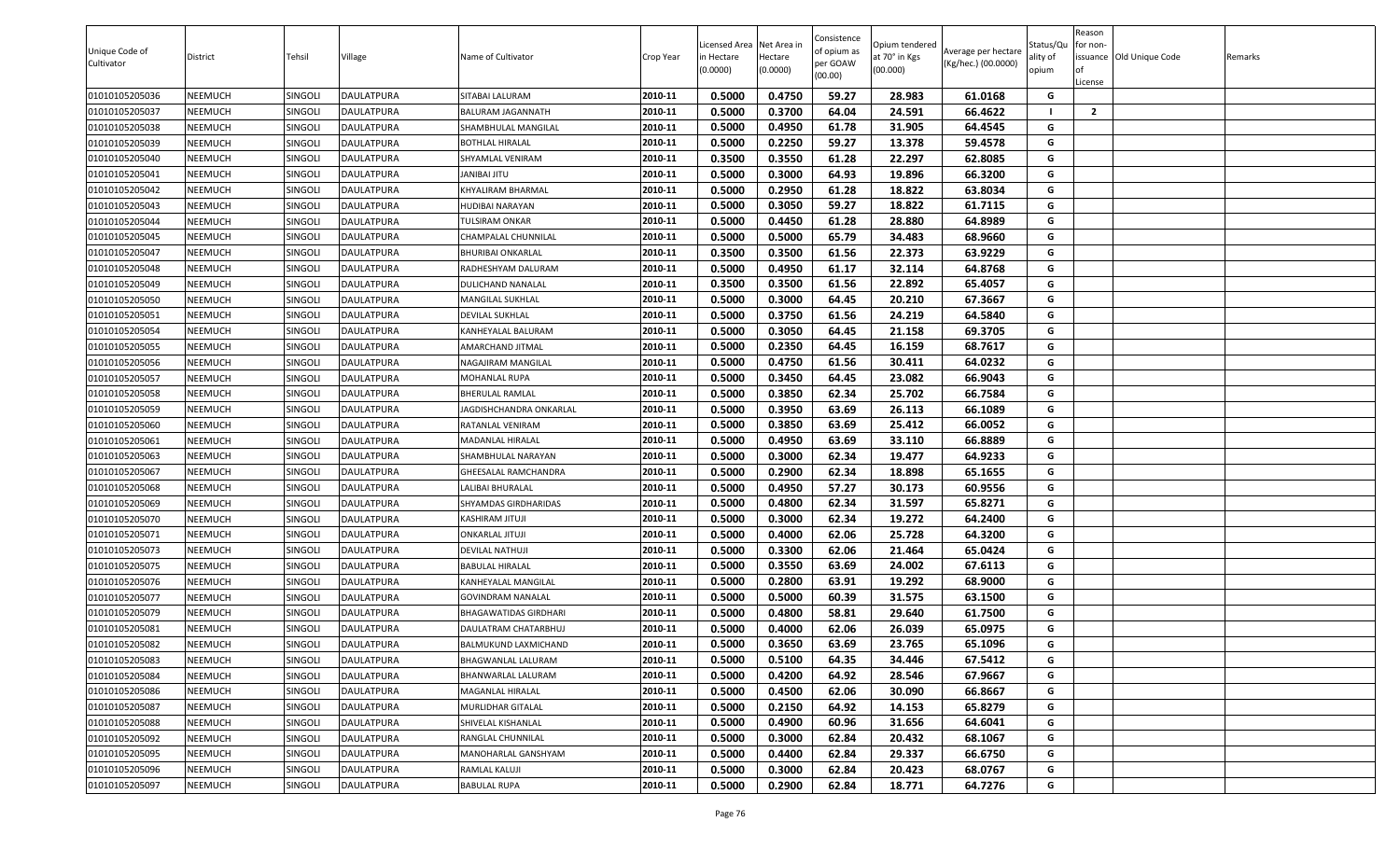| Unique Code of Cultivator | District | Tehsil | Village | Name of Cultivator | Crop Year | Licensed Area in Hectare (0.0000) | Net Area in Hectare (0.0000) | Consistence of opium as per GOAW (00.00) | Opium tendered at 70° in Kgs (00.000) | Average per hectare (Kg/hec.) (00.0000) | Status/Quality of opium | Reason for non-issuance of License | Old Unique Code | Remarks |
|---|---|---|---|---|---|---|---|---|---|---|---|---|---|---|
| 01010105205036 | NEEMUCH | SINGOLI | DAULATPURA | SITABAI LALURAM | 2010-11 | 0.5000 | 0.4750 | 59.27 | 28.983 | 61.0168 | G | | | |
| 01010105205037 | NEEMUCH | SINGOLI | DAULATPURA | BALURAM JAGANNATH | 2010-11 | 0.5000 | 0.3700 | 64.04 | 24.591 | 66.4622 | I | 2 | | |
| 01010105205038 | NEEMUCH | SINGOLI | DAULATPURA | SHAMBHULAL MANGILAL | 2010-11 | 0.5000 | 0.4950 | 61.78 | 31.905 | 64.4545 | G | | | |
| 01010105205039 | NEEMUCH | SINGOLI | DAULATPURA | BOTHLAL HIRALAL | 2010-11 | 0.5000 | 0.2250 | 59.27 | 13.378 | 59.4578 | G | | | |
| 01010105205040 | NEEMUCH | SINGOLI | DAULATPURA | SHYAMLAL VENIRAM | 2010-11 | 0.3500 | 0.3550 | 61.28 | 22.297 | 62.8085 | G | | | |
| 01010105205041 | NEEMUCH | SINGOLI | DAULATPURA | JANIBAI JITU | 2010-11 | 0.5000 | 0.3000 | 64.93 | 19.896 | 66.3200 | G | | | |
| 01010105205042 | NEEMUCH | SINGOLI | DAULATPURA | KHYALIRAM BHARMAL | 2010-11 | 0.5000 | 0.2950 | 61.28 | 18.822 | 63.8034 | G | | | |
| 01010105205043 | NEEMUCH | SINGOLI | DAULATPURA | HUDIBAI NARAYAN | 2010-11 | 0.5000 | 0.3050 | 59.27 | 18.822 | 61.7115 | G | | | |
| 01010105205044 | NEEMUCH | SINGOLI | DAULATPURA | TULSIRAM ONKAR | 2010-11 | 0.5000 | 0.4450 | 61.28 | 28.880 | 64.8989 | G | | | |
| 01010105205045 | NEEMUCH | SINGOLI | DAULATPURA | CHAMPALAL CHUNNILAL | 2010-11 | 0.5000 | 0.5000 | 65.79 | 34.483 | 68.9660 | G | | | |
| 01010105205047 | NEEMUCH | SINGOLI | DAULATPURA | BHURIBAI ONKARLAL | 2010-11 | 0.3500 | 0.3500 | 61.56 | 22.373 | 63.9229 | G | | | |
| 01010105205048 | NEEMUCH | SINGOLI | DAULATPURA | RADHESHYAM DALURAM | 2010-11 | 0.5000 | 0.4950 | 61.17 | 32.114 | 64.8768 | G | | | |
| 01010105205049 | NEEMUCH | SINGOLI | DAULATPURA | DULICHAND NANALAL | 2010-11 | 0.3500 | 0.3500 | 61.56 | 22.892 | 65.4057 | G | | | |
| 01010105205050 | NEEMUCH | SINGOLI | DAULATPURA | MANGILAL SUKHLAL | 2010-11 | 0.5000 | 0.3000 | 64.45 | 20.210 | 67.3667 | G | | | |
| 01010105205051 | NEEMUCH | SINGOLI | DAULATPURA | DEVILAL SUKHLAL | 2010-11 | 0.5000 | 0.3750 | 61.56 | 24.219 | 64.5840 | G | | | |
| 01010105205054 | NEEMUCH | SINGOLI | DAULATPURA | KANHEYALAL BALURAM | 2010-11 | 0.5000 | 0.3050 | 64.45 | 21.158 | 69.3705 | G | | | |
| 01010105205055 | NEEMUCH | SINGOLI | DAULATPURA | AMARCHAND JITMAL | 2010-11 | 0.5000 | 0.2350 | 64.45 | 16.159 | 68.7617 | G | | | |
| 01010105205056 | NEEMUCH | SINGOLI | DAULATPURA | NAGAJIRAM MANGILAL | 2010-11 | 0.5000 | 0.4750 | 61.56 | 30.411 | 64.0232 | G | | | |
| 01010105205057 | NEEMUCH | SINGOLI | DAULATPURA | MOHANLAL RUPA | 2010-11 | 0.5000 | 0.3450 | 64.45 | 23.082 | 66.9043 | G | | | |
| 01010105205058 | NEEMUCH | SINGOLI | DAULATPURA | BHERULAL RAMLAL | 2010-11 | 0.5000 | 0.3850 | 62.34 | 25.702 | 66.7584 | G | | | |
| 01010105205059 | NEEMUCH | SINGOLI | DAULATPURA | JAGDISHCHANDRA ONKARLAL | 2010-11 | 0.5000 | 0.3950 | 63.69 | 26.113 | 66.1089 | G | | | |
| 01010105205060 | NEEMUCH | SINGOLI | DAULATPURA | RATANLAL VENIRAM | 2010-11 | 0.5000 | 0.3850 | 63.69 | 25.412 | 66.0052 | G | | | |
| 01010105205061 | NEEMUCH | SINGOLI | DAULATPURA | MADANLAL HIRALAL | 2010-11 | 0.5000 | 0.4950 | 63.69 | 33.110 | 66.8889 | G | | | |
| 01010105205063 | NEEMUCH | SINGOLI | DAULATPURA | SHAMBHULAL NARAYAN | 2010-11 | 0.5000 | 0.3000 | 62.34 | 19.477 | 64.9233 | G | | | |
| 01010105205067 | NEEMUCH | SINGOLI | DAULATPURA | GHEESALAL RAMCHANDRA | 2010-11 | 0.5000 | 0.2900 | 62.34 | 18.898 | 65.1655 | G | | | |
| 01010105205068 | NEEMUCH | SINGOLI | DAULATPURA | LALIBAI BHURALAL | 2010-11 | 0.5000 | 0.4950 | 57.27 | 30.173 | 60.9556 | G | | | |
| 01010105205069 | NEEMUCH | SINGOLI | DAULATPURA | SHYAMDAS GIRDHARIDAS | 2010-11 | 0.5000 | 0.4800 | 62.34 | 31.597 | 65.8271 | G | | | |
| 01010105205070 | NEEMUCH | SINGOLI | DAULATPURA | KASHIRAM JITUJI | 2010-11 | 0.5000 | 0.3000 | 62.34 | 19.272 | 64.2400 | G | | | |
| 01010105205071 | NEEMUCH | SINGOLI | DAULATPURA | ONKARLAL JITUJI | 2010-11 | 0.5000 | 0.4000 | 62.06 | 25.728 | 64.3200 | G | | | |
| 01010105205073 | NEEMUCH | SINGOLI | DAULATPURA | DEVILAL NATHUJI | 2010-11 | 0.5000 | 0.3300 | 62.06 | 21.464 | 65.0424 | G | | | |
| 01010105205075 | NEEMUCH | SINGOLI | DAULATPURA | BABULAL HIRALAL | 2010-11 | 0.5000 | 0.3550 | 63.69 | 24.002 | 67.6113 | G | | | |
| 01010105205076 | NEEMUCH | SINGOLI | DAULATPURA | KANHEYALAL MANGILAL | 2010-11 | 0.5000 | 0.2800 | 63.91 | 19.292 | 68.9000 | G | | | |
| 01010105205077 | NEEMUCH | SINGOLI | DAULATPURA | GOVINDRAM NANALAL | 2010-11 | 0.5000 | 0.5000 | 60.39 | 31.575 | 63.1500 | G | | | |
| 01010105205079 | NEEMUCH | SINGOLI | DAULATPURA | BHAGAWATIDAS GIRDHARI | 2010-11 | 0.5000 | 0.4800 | 58.81 | 29.640 | 61.7500 | G | | | |
| 01010105205081 | NEEMUCH | SINGOLI | DAULATPURA | DAULATRAM CHATARBHUJ | 2010-11 | 0.5000 | 0.4000 | 62.06 | 26.039 | 65.0975 | G | | | |
| 01010105205082 | NEEMUCH | SINGOLI | DAULATPURA | BALMUKUND LAXMICHAND | 2010-11 | 0.5000 | 0.3650 | 63.69 | 23.765 | 65.1096 | G | | | |
| 01010105205083 | NEEMUCH | SINGOLI | DAULATPURA | BHAGWANLAL LALURAM | 2010-11 | 0.5000 | 0.5100 | 64.35 | 34.446 | 67.5412 | G | | | |
| 01010105205084 | NEEMUCH | SINGOLI | DAULATPURA | BHANWARLAL LALURAM | 2010-11 | 0.5000 | 0.4200 | 64.92 | 28.546 | 67.9667 | G | | | |
| 01010105205086 | NEEMUCH | SINGOLI | DAULATPURA | MAGANLAL HIRALAL | 2010-11 | 0.5000 | 0.4500 | 62.06 | 30.090 | 66.8667 | G | | | |
| 01010105205087 | NEEMUCH | SINGOLI | DAULATPURA | MURLIDHAR GITALAL | 2010-11 | 0.5000 | 0.2150 | 64.92 | 14.153 | 65.8279 | G | | | |
| 01010105205088 | NEEMUCH | SINGOLI | DAULATPURA | SHIVELAL KISHANLAL | 2010-11 | 0.5000 | 0.4900 | 60.96 | 31.656 | 64.6041 | G | | | |
| 01010105205092 | NEEMUCH | SINGOLI | DAULATPURA | RANGLAL CHUNNILAL | 2010-11 | 0.5000 | 0.3000 | 62.84 | 20.432 | 68.1067 | G | | | |
| 01010105205095 | NEEMUCH | SINGOLI | DAULATPURA | MANOHARLAL GANSHYAM | 2010-11 | 0.5000 | 0.4400 | 62.84 | 29.337 | 66.6750 | G | | | |
| 01010105205096 | NEEMUCH | SINGOLI | DAULATPURA | RAMLAL KALUJI | 2010-11 | 0.5000 | 0.3000 | 62.84 | 20.423 | 68.0767 | G | | | |
| 01010105205097 | NEEMUCH | SINGOLI | DAULATPURA | BABULAL RUPA | 2010-11 | 0.5000 | 0.2900 | 62.84 | 18.771 | 64.7276 | G | | | |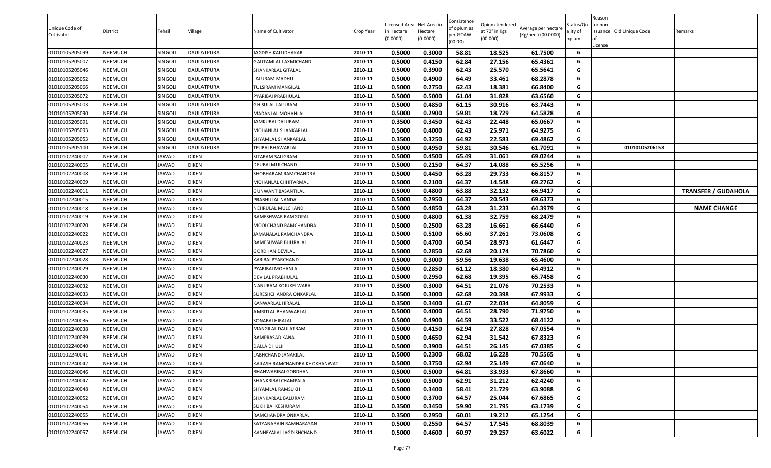| Unique Code of Cultivator | District | Tehsil | Village | Name of Cultivator | Crop Year | Licensed Area in Hectare (0.0000) | Net Area in Hectare (0.0000) | Consistence of opium as per GOAW (00.00) | Opium tendered at 70° in Kgs (00.000) | Average per hectare (Kg/hec.) (00.0000) | Status/Quality of opium | Reason for non-issuance of License | Old Unique Code | Remarks |
|---|---|---|---|---|---|---|---|---|---|---|---|---|---|---|
| 01010105205099 | NEEMUCH | SINGOLI | DAULATPURA | JAGDISH KALUDHAKAR | 2010-11 | 0.5000 | 0.3000 | 58.81 | 18.525 | 61.7500 | G | | | |
| 01010105205007 | NEEMUCH | SINGOLI | DAULATPURA | GAUTAMLAL LAXMICHAND | 2010-11 | 0.5000 | 0.4150 | 62.84 | 27.156 | 65.4361 | G | | | |
| 01010105205046 | NEEMUCH | SINGOLI | DAULATPURA | SHANKARLAL GITALAL | 2010-11 | 0.5000 | 0.3900 | 62.43 | 25.570 | 65.5641 | G | | | |
| 01010105205052 | NEEMUCH | SINGOLI | DAULATPURA | LALURAM MADHU | 2010-11 | 0.5000 | 0.4900 | 64.49 | 33.461 | 68.2878 | G | | | |
| 01010105205066 | NEEMUCH | SINGOLI | DAULATPURA | TULSIRAM MANGILAL | 2010-11 | 0.5000 | 0.2750 | 62.43 | 18.381 | 66.8400 | G | | | |
| 01010105205072 | NEEMUCH | SINGOLI | DAULATPURA | PYARIBAI PRABHULAL | 2010-11 | 0.5000 | 0.5000 | 61.04 | 31.828 | 63.6560 | G | | | |
| 01010105205003 | NEEMUCH | SINGOLI | DAULATPURA | GHISULAL LALURAM | 2010-11 | 0.5000 | 0.4850 | 61.15 | 30.916 | 63.7443 | G | | | |
| 01010105205090 | NEEMUCH | SINGOLI | DAULATPURA | MADANLAL MOHANLAL | 2010-11 | 0.5000 | 0.2900 | 59.81 | 18.729 | 64.5828 | G | | | |
| 01010105205091 | NEEMUCH | SINGOLI | DAULATPURA | JAMKUBAI DALURAM | 2010-11 | 0.3500 | 0.3450 | 62.43 | 22.448 | 65.0667 | G | | | |
| 01010105205093 | NEEMUCH | SINGOLI | DAULATPURA | MOHANLAL SHANKARLAL | 2010-11 | 0.5000 | 0.4000 | 62.43 | 25.971 | 64.9275 | G | | | |
| 01010105205053 | NEEMUCH | SINGOLI | DAULATPURA | SHYAMLAL SHANKARLAL | 2010-11 | 0.3500 | 0.3250 | 64.92 | 22.583 | 69.4862 | G | | | |
| 01010105205100 | NEEMUCH | SINGOLI | DAULATPURA | TEJIBAI BHAWARLAL | 2010-11 | 0.5000 | 0.4950 | 59.81 | 30.546 | 61.7091 | G | | 01010105206158 | |
| 01010102240002 | NEEMUCH | JAWAD | DIKEN | SITARAM SALIGRAM | 2010-11 | 0.5000 | 0.4500 | 65.49 | 31.061 | 69.0244 | G | | | |
| 01010102240005 | NEEMUCH | JAWAD | DIKEN | DEUBAI MULCHAND | 2010-11 | 0.5000 | 0.2150 | 64.37 | 14.088 | 65.5256 | G | | | |
| 01010102240008 | NEEMUCH | JAWAD | DIKEN | SHOBHARAM RAMCHANDRA | 2010-11 | 0.5000 | 0.4450 | 63.28 | 29.733 | 66.8157 | G | | | |
| 01010102240009 | NEEMUCH | JAWAD | DIKEN | MOHANLAL CHHITARMAL | 2010-11 | 0.5000 | 0.2100 | 64.37 | 14.548 | 69.2762 | G | | | |
| 01010102240011 | NEEMUCH | JAWAD | DIKEN | GUNWANT BASANTILAL | 2010-11 | 0.5000 | 0.4800 | 63.88 | 32.132 | 66.9417 | G | | | **TRANSFER / GUDAHOLA** |
| 01010102240015 | NEEMUCH | JAWAD | DIKEN | PRABHULAL NANDA | 2010-11 | 0.5000 | 0.2950 | 64.37 | 20.543 | 69.6373 | G | | | |
| 01010102240018 | NEEMUCH | JAWAD | DIKEN | NEHRULAL MULCHAND | 2010-11 | 0.5000 | 0.4850 | 63.28 | 31.233 | 64.3979 | G | | | **NAME CHANGE** |
| 01010102240019 | NEEMUCH | JAWAD | DIKEN | RAMESHWAR RAMGOPAL | 2010-11 | 0.5000 | 0.4800 | 61.38 | 32.759 | 68.2479 | G | | | |
| 01010102240020 | NEEMUCH | JAWAD | DIKEN | MOOLCHAND RAMCHANDRA | 2010-11 | 0.5000 | 0.2500 | 63.28 | 16.661 | 66.6440 | G | | | |
| 01010102240022 | NEEMUCH | JAWAD | DIKEN | JAMANALAL RAMCHANDRA | 2010-11 | 0.5000 | 0.5100 | 65.60 | 37.261 | 73.0608 | G | | | |
| 01010102240023 | NEEMUCH | JAWAD | DIKEN | RAMESHWAR BHURALAL | 2010-11 | 0.5000 | 0.4700 | 60.54 | 28.973 | 61.6447 | G | | | |
| 01010102240027 | NEEMUCH | JAWAD | DIKEN | GORDHAN DEVILAL | 2010-11 | 0.5000 | 0.2850 | 62.68 | 20.174 | 70.7860 | G | | | |
| 01010102240028 | NEEMUCH | JAWAD | DIKEN | KARIBAI PYARCHAND | 2010-11 | 0.5000 | 0.3000 | 59.56 | 19.638 | 65.4600 | G | | | |
| 01010102240029 | NEEMUCH | JAWAD | DIKEN | PYARIBAI MOHANLAL | 2010-11 | 0.5000 | 0.2850 | 61.12 | 18.380 | 64.4912 | G | | | |
| 01010102240030 | NEEMUCH | JAWAD | DIKEN | DEVILAL PRABHULAL | 2010-11 | 0.5000 | 0.2950 | 62.68 | 19.395 | 65.7458 | G | | | |
| 01010102240032 | NEEMUCH | JAWAD | DIKEN | NANURAM KOJUKELWARA | 2010-11 | 0.3500 | 0.3000 | 64.51 | 21.076 | 70.2533 | G | | | |
| 01010102240033 | NEEMUCH | JAWAD | DIKEN | SURESHCHANDRA ONKARLAL | 2010-11 | 0.3500 | 0.3000 | 62.68 | 20.398 | 67.9933 | G | | | |
| 01010102240034 | NEEMUCH | JAWAD | DIKEN | KANWARLAL HIRALAL | 2010-11 | 0.3500 | 0.3400 | 61.67 | 22.034 | 64.8059 | G | | | |
| 01010102240035 | NEEMUCH | JAWAD | DIKEN | AMRITLAL BHANWARLAL | 2010-11 | 0.5000 | 0.4000 | 64.51 | 28.790 | 71.9750 | G | | | |
| 01010102240036 | NEEMUCH | JAWAD | DIKEN | SONABAI HIRALAL | 2010-11 | 0.5000 | 0.4900 | 64.59 | 33.522 | 68.4122 | G | | | |
| 01010102240038 | NEEMUCH | JAWAD | DIKEN | MANGILAL DAULATRAM | 2010-11 | 0.5000 | 0.4150 | 62.94 | 27.828 | 67.0554 | G | | | |
| 01010102240039 | NEEMUCH | JAWAD | DIKEN | RAMPRASAD KANA | 2010-11 | 0.5000 | 0.4650 | 62.94 | 31.542 | 67.8323 | G | | | |
| 01010102240040 | NEEMUCH | JAWAD | DIKEN | DALLA DHULJI | 2010-11 | 0.5000 | 0.3900 | 64.51 | 26.145 | 67.0385 | G | | | |
| 01010102240041 | NEEMUCH | JAWAD | DIKEN | LABHCHAND JANAKILAL | 2010-11 | 0.5000 | 0.2300 | 68.02 | 16.228 | 70.5565 | G | | | |
| 01010102240042 | NEEMUCH | JAWAD | DIKEN | KAILASH RAMCHANDRA KHOKHANWAT | 2010-11 | 0.5000 | 0.3750 | 62.94 | 25.149 | 67.0640 | G | | | |
| 01010102240046 | NEEMUCH | JAWAD | DIKEN | BHANWARIBAI GORDHAN | 2010-11 | 0.5000 | 0.5000 | 64.81 | 33.933 | 67.8660 | G | | | |
| 01010102240047 | NEEMUCH | JAWAD | DIKEN | SHANKRIBAI CHAMPALAL | 2010-11 | 0.5000 | 0.5000 | 62.91 | 31.212 | 62.4240 | G | | | |
| 01010102240048 | NEEMUCH | JAWAD | DIKEN | SHYAMLAL RAMSUKH | 2010-11 | 0.5000 | 0.3400 | 58.41 | 21.729 | 63.9088 | G | | | |
| 01010102240052 | NEEMUCH | JAWAD | DIKEN | SHANKARLAL BALURAM | 2010-11 | 0.5000 | 0.3700 | 64.57 | 25.044 | 67.6865 | G | | | |
| 01010102240054 | NEEMUCH | JAWAD | DIKEN | SUKHIBAI KESHURAM | 2010-11 | 0.3500 | 0.3450 | 59.90 | 21.795 | 63.1739 | G | | | |
| 01010102240055 | NEEMUCH | JAWAD | DIKEN | RAMCHANDRA ONKARLAL | 2010-11 | 0.3500 | 0.2950 | 60.01 | 19.212 | 65.1254 | G | | | |
| 01010102240056 | NEEMUCH | JAWAD | DIKEN | SATYANARAIN RAMNARAYAN | 2010-11 | 0.5000 | 0.2550 | 64.57 | 17.545 | 68.8039 | G | | | |
| 01010102240057 | NEEMUCH | JAWAD | DIKEN | KANHEYALAL JAGDISHCHAND | 2010-11 | 0.5000 | 0.4600 | 60.97 | 29.257 | 63.6022 | G | | | |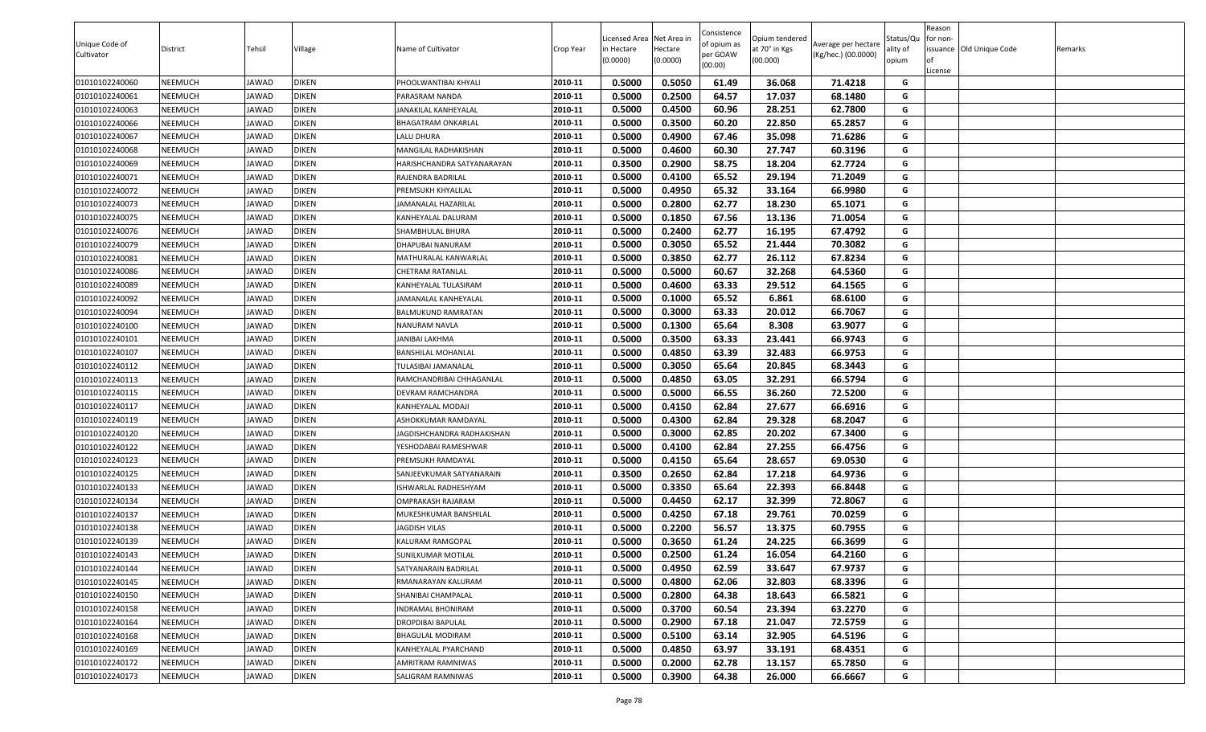| Unique Code of Cultivator | District | Tehsil | Village | Name of Cultivator | Crop Year | Licensed Area in Hectare (0.0000) | Net Area in Hectare (0.0000) | Consistence of opium as per GOAW (00.00) | Opium tendered at 70° in Kgs (00.000) | Average per hectare (Kg/hec.) (00.0000) | Status/Quality of opium | Reason for non-issuance of License | Old Unique Code | Remarks |
|---|---|---|---|---|---|---|---|---|---|---|---|---|---|---|
| 01010102240060 | NEEMUCH | JAWAD | DIKEN | PHOOLWANTIBAI KHYALI | 2010-11 | 0.5000 | 0.5050 | 61.49 | 36.068 | 71.4218 | G | | | |
| 01010102240061 | NEEMUCH | JAWAD | DIKEN | PARASRAM NANDA | 2010-11 | 0.5000 | 0.2500 | 64.57 | 17.037 | 68.1480 | G | | | |
| 01010102240063 | NEEMUCH | JAWAD | DIKEN | JANAKILAL KANHEYALAL | 2010-11 | 0.5000 | 0.4500 | 60.96 | 28.251 | 62.7800 | G | | | |
| 01010102240066 | NEEMUCH | JAWAD | DIKEN | BHAGATRAM ONKARLAL | 2010-11 | 0.5000 | 0.3500 | 60.20 | 22.850 | 65.2857 | G | | | |
| 01010102240067 | NEEMUCH | JAWAD | DIKEN | LALU DHURA | 2010-11 | 0.5000 | 0.4900 | 67.46 | 35.098 | 71.6286 | G | | | |
| 01010102240068 | NEEMUCH | JAWAD | DIKEN | MANGILAL RADHAKISHAN | 2010-11 | 0.5000 | 0.4600 | 60.30 | 27.747 | 60.3196 | G | | | |
| 01010102240069 | NEEMUCH | JAWAD | DIKEN | HARISHCHANDRA SATYANARAYAN | 2010-11 | 0.3500 | 0.2900 | 58.75 | 18.204 | 62.7724 | G | | | |
| 01010102240071 | NEEMUCH | JAWAD | DIKEN | RAJENDRA BADRILAL | 2010-11 | 0.5000 | 0.4100 | 65.52 | 29.194 | 71.2049 | G | | | |
| 01010102240072 | NEEMUCH | JAWAD | DIKEN | PREMSUKH KHYALILAL | 2010-11 | 0.5000 | 0.4950 | 65.32 | 33.164 | 66.9980 | G | | | |
| 01010102240073 | NEEMUCH | JAWAD | DIKEN | JAMANALAL HAZARILAL | 2010-11 | 0.5000 | 0.2800 | 62.77 | 18.230 | 65.1071 | G | | | |
| 01010102240075 | NEEMUCH | JAWAD | DIKEN | KANHEYALAL DALURAM | 2010-11 | 0.5000 | 0.1850 | 67.56 | 13.136 | 71.0054 | G | | | |
| 01010102240076 | NEEMUCH | JAWAD | DIKEN | SHAMBHULAL BHURA | 2010-11 | 0.5000 | 0.2400 | 62.77 | 16.195 | 67.4792 | G | | | |
| 01010102240079 | NEEMUCH | JAWAD | DIKEN | DHAPUBAI NANURAM | 2010-11 | 0.5000 | 0.3050 | 65.52 | 21.444 | 70.3082 | G | | | |
| 01010102240081 | NEEMUCH | JAWAD | DIKEN | MATHURALAL KANWARLAL | 2010-11 | 0.5000 | 0.3850 | 62.77 | 26.112 | 67.8234 | G | | | |
| 01010102240086 | NEEMUCH | JAWAD | DIKEN | CHETRAM RATANLAL | 2010-11 | 0.5000 | 0.5000 | 60.67 | 32.268 | 64.5360 | G | | | |
| 01010102240089 | NEEMUCH | JAWAD | DIKEN | KANHEYALAL TULASIRAM | 2010-11 | 0.5000 | 0.4600 | 63.33 | 29.512 | 64.1565 | G | | | |
| 01010102240092 | NEEMUCH | JAWAD | DIKEN | JAMANALAL KANHEYALAL | 2010-11 | 0.5000 | 0.1000 | 65.52 | 6.861 | 68.6100 | G | | | |
| 01010102240094 | NEEMUCH | JAWAD | DIKEN | BALMUKUND RAMRATAN | 2010-11 | 0.5000 | 0.3000 | 63.33 | 20.012 | 66.7067 | G | | | |
| 01010102240100 | NEEMUCH | JAWAD | DIKEN | NANURAM NAVLA | 2010-11 | 0.5000 | 0.1300 | 65.64 | 8.308 | 63.9077 | G | | | |
| 01010102240101 | NEEMUCH | JAWAD | DIKEN | JANIBAI LAKHMA | 2010-11 | 0.5000 | 0.3500 | 63.33 | 23.441 | 66.9743 | G | | | |
| 01010102240107 | NEEMUCH | JAWAD | DIKEN | BANSHILAL MOHANLAL | 2010-11 | 0.5000 | 0.4850 | 63.39 | 32.483 | 66.9753 | G | | | |
| 01010102240112 | NEEMUCH | JAWAD | DIKEN | TULASIBAI JAMANALAL | 2010-11 | 0.5000 | 0.3050 | 65.64 | 20.845 | 68.3443 | G | | | |
| 01010102240113 | NEEMUCH | JAWAD | DIKEN | RAMCHANDRIBAI CHHAGANLAL | 2010-11 | 0.5000 | 0.4850 | 63.05 | 32.291 | 66.5794 | G | | | |
| 01010102240115 | NEEMUCH | JAWAD | DIKEN | DEVRAM RAMCHANDRA | 2010-11 | 0.5000 | 0.5000 | 66.55 | 36.260 | 72.5200 | G | | | |
| 01010102240117 | NEEMUCH | JAWAD | DIKEN | KANHEYALAL MODAJI | 2010-11 | 0.5000 | 0.4150 | 62.84 | 27.677 | 66.6916 | G | | | |
| 01010102240119 | NEEMUCH | JAWAD | DIKEN | ASHOKKUMAR RAMDAYAL | 2010-11 | 0.5000 | 0.4300 | 62.84 | 29.328 | 68.2047 | G | | | |
| 01010102240120 | NEEMUCH | JAWAD | DIKEN | JAGDISHCHANDRA RADHAKISHAN | 2010-11 | 0.5000 | 0.3000 | 62.85 | 20.202 | 67.3400 | G | | | |
| 01010102240122 | NEEMUCH | JAWAD | DIKEN | YESHODABAI RAMESHWAR | 2010-11 | 0.5000 | 0.4100 | 62.84 | 27.255 | 66.4756 | G | | | |
| 01010102240123 | NEEMUCH | JAWAD | DIKEN | PREMSUKH RAMDAYAL | 2010-11 | 0.5000 | 0.4150 | 65.64 | 28.657 | 69.0530 | G | | | |
| 01010102240125 | NEEMUCH | JAWAD | DIKEN | SANJEEVKUMAR SATYANARAIN | 2010-11 | 0.3500 | 0.2650 | 62.84 | 17.218 | 64.9736 | G | | | |
| 01010102240133 | NEEMUCH | JAWAD | DIKEN | ISHWARLAL RADHESHYAM | 2010-11 | 0.5000 | 0.3350 | 65.64 | 22.393 | 66.8448 | G | | | |
| 01010102240134 | NEEMUCH | JAWAD | DIKEN | OMPRAKASH RAJARAM | 2010-11 | 0.5000 | 0.4450 | 62.17 | 32.399 | 72.8067 | G | | | |
| 01010102240137 | NEEMUCH | JAWAD | DIKEN | MUKESHKUMAR BANSHILAL | 2010-11 | 0.5000 | 0.4250 | 67.18 | 29.761 | 70.0259 | G | | | |
| 01010102240138 | NEEMUCH | JAWAD | DIKEN | JAGDISH VILAS | 2010-11 | 0.5000 | 0.2200 | 56.57 | 13.375 | 60.7955 | G | | | |
| 01010102240139 | NEEMUCH | JAWAD | DIKEN | KALURAM RAMGOPAL | 2010-11 | 0.5000 | 0.3650 | 61.24 | 24.225 | 66.3699 | G | | | |
| 01010102240143 | NEEMUCH | JAWAD | DIKEN | SUNILKUMAR MOTILAL | 2010-11 | 0.5000 | 0.2500 | 61.24 | 16.054 | 64.2160 | G | | | |
| 01010102240144 | NEEMUCH | JAWAD | DIKEN | SATYANARAIN BADRILAL | 2010-11 | 0.5000 | 0.4950 | 62.59 | 33.647 | 67.9737 | G | | | |
| 01010102240145 | NEEMUCH | JAWAD | DIKEN | RMANARAYAN KALURAM | 2010-11 | 0.5000 | 0.4800 | 62.06 | 32.803 | 68.3396 | G | | | |
| 01010102240150 | NEEMUCH | JAWAD | DIKEN | SHANIBAI CHAMPALAL | 2010-11 | 0.5000 | 0.2800 | 64.38 | 18.643 | 66.5821 | G | | | |
| 01010102240158 | NEEMUCH | JAWAD | DIKEN | INDRAMAL BHONIRAM | 2010-11 | 0.5000 | 0.3700 | 60.54 | 23.394 | 63.2270 | G | | | |
| 01010102240164 | NEEMUCH | JAWAD | DIKEN | DROPDIBAI BAPULAL | 2010-11 | 0.5000 | 0.2900 | 67.18 | 21.047 | 72.5759 | G | | | |
| 01010102240168 | NEEMUCH | JAWAD | DIKEN | BHAGULAL MODIRAM | 2010-11 | 0.5000 | 0.5100 | 63.14 | 32.905 | 64.5196 | G | | | |
| 01010102240169 | NEEMUCH | JAWAD | DIKEN | KANHEYALAL PYARCHAND | 2010-11 | 0.5000 | 0.4850 | 63.97 | 33.191 | 68.4351 | G | | | |
| 01010102240172 | NEEMUCH | JAWAD | DIKEN | AMRITRAM RAMNIWAS | 2010-11 | 0.5000 | 0.2000 | 62.78 | 13.157 | 65.7850 | G | | | |
| 01010102240173 | NEEMUCH | JAWAD | DIKEN | SALIGRAM RAMNIWAS | 2010-11 | 0.5000 | 0.3900 | 64.38 | 26.000 | 66.6667 | G | | | |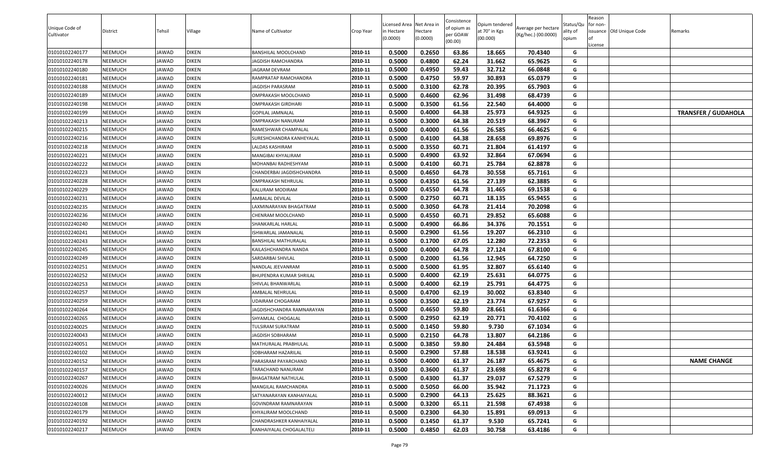| Unique Code of Cultivator | District | Tehsil | Village | Name of Cultivator | Crop Year | Licensed Area in Hectare (0.0000) | Net Area in Hectare (0.0000) | Consistence of opium as per GOAW (00.00) | Opium tendered at 70° in Kgs (00.000) | Average per hectare (Kg/hec.) (00.0000) | Status/Quality of opium | Reason for non-issuance of License | Old Unique Code | Remarks |
|---|---|---|---|---|---|---|---|---|---|---|---|---|---|---|
| 01010102240177 | NEEMUCH | JAWAD | DIKEN | BANSHILAL MOOLCHAND | 2010-11 | 0.5000 | 0.2650 | 63.86 | 18.665 | 70.4340 | G | | | |
| 01010102240178 | NEEMUCH | JAWAD | DIKEN | JAGDISH RAMCHANDRA | 2010-11 | 0.5000 | 0.4800 | 62.24 | 31.662 | 65.9625 | G | | | |
| 01010102240180 | NEEMUCH | JAWAD | DIKEN | JAGRAM DEVRAM | 2010-11 | 0.5000 | 0.4950 | 59.43 | 32.712 | 66.0848 | G | | | |
| 01010102240181 | NEEMUCH | JAWAD | DIKEN | RAMPRATAP RAMCHANDRA | 2010-11 | 0.5000 | 0.4750 | 59.97 | 30.893 | 65.0379 | G | | | |
| 01010102240188 | NEEMUCH | JAWAD | DIKEN | JAGDISH PARASRAM | 2010-11 | 0.5000 | 0.3100 | 62.78 | 20.395 | 65.7903 | G | | | |
| 01010102240189 | NEEMUCH | JAWAD | DIKEN | OMPRAKASH MOOLCHAND | 2010-11 | 0.5000 | 0.4600 | 62.96 | 31.498 | 68.4739 | G | | | |
| 01010102240198 | NEEMUCH | JAWAD | DIKEN | OMPRAKASH GIRDHARI | 2010-11 | 0.5000 | 0.3500 | 61.56 | 22.540 | 64.4000 | G | | | |
| 01010102240199 | NEEMUCH | JAWAD | DIKEN | GOPILAL JAMNALAL | 2010-11 | 0.5000 | 0.4000 | 64.38 | 25.973 | 64.9325 | G | | | **TRANSFER / GUDAHOLA** |
| 01010102240213 | NEEMUCH | JAWAD | DIKEN | OMPRAKASH NANURAM | 2010-11 | 0.5000 | 0.3000 | 64.38 | 20.519 | 68.3967 | G | | | |
| 01010102240215 | NEEMUCH | JAWAD | DIKEN | RAMESHWAR CHAMPALAL | 2010-11 | 0.5000 | 0.4000 | 61.56 | 26.585 | 66.4625 | G | | | |
| 01010102240216 | NEEMUCH | JAWAD | DIKEN | SURESHCHANDRA KANHEYALAL | 2010-11 | 0.5000 | 0.4100 | 64.38 | 28.658 | 69.8976 | G | | | |
| 01010102240218 | NEEMUCH | JAWAD | DIKEN | LALDAS KASHIRAM | 2010-11 | 0.5000 | 0.3550 | 60.71 | 21.804 | 61.4197 | G | | | |
| 01010102240221 | NEEMUCH | JAWAD | DIKEN | MANGIBAI KHYALIRAM | 2010-11 | 0.5000 | 0.4900 | 63.92 | 32.864 | 67.0694 | G | | | |
| 01010102240222 | NEEMUCH | JAWAD | DIKEN | MOHANBAI RADHESHYAM | 2010-11 | 0.5000 | 0.4100 | 60.71 | 25.784 | 62.8878 | G | | | |
| 01010102240223 | NEEMUCH | JAWAD | DIKEN | CHANDERBAI JAGDISHCHANDRA | 2010-11 | 0.5000 | 0.4650 | 64.78 | 30.558 | 65.7161 | G | | | |
| 01010102240228 | NEEMUCH | JAWAD | DIKEN | OMPRAKASH NEHRULAL | 2010-11 | 0.5000 | 0.4350 | 61.56 | 27.139 | 62.3885 | G | | | |
| 01010102240229 | NEEMUCH | JAWAD | DIKEN | KALURAM MODIRAM | 2010-11 | 0.5000 | 0.4550 | 64.78 | 31.465 | 69.1538 | G | | | |
| 01010102240231 | NEEMUCH | JAWAD | DIKEN | AMBALAL DEVILAL | 2010-11 | 0.5000 | 0.2750 | 60.71 | 18.135 | 65.9455 | G | | | |
| 01010102240235 | NEEMUCH | JAWAD | DIKEN | LAXMINARAYAN BHAGATRAM | 2010-11 | 0.5000 | 0.3050 | 64.78 | 21.414 | 70.2098 | G | | | |
| 01010102240236 | NEEMUCH | JAWAD | DIKEN | CHENRAM MOOLCHAND | 2010-11 | 0.5000 | 0.4550 | 60.71 | 29.852 | 65.6088 | G | | | |
| 01010102240240 | NEEMUCH | JAWAD | DIKEN | SHANKARLAL HARLAL | 2010-11 | 0.5000 | 0.4900 | 66.86 | 34.376 | 70.1551 | G | | | |
| 01010102240241 | NEEMUCH | JAWAD | DIKEN | ISHWARLAL JAMANALAL | 2010-11 | 0.5000 | 0.2900 | 61.56 | 19.207 | 66.2310 | G | | | |
| 01010102240243 | NEEMUCH | JAWAD | DIKEN | BANSHILAL MATHURALAL | 2010-11 | 0.5000 | 0.1700 | 67.05 | 12.280 | 72.2353 | G | | | |
| 01010102240245 | NEEMUCH | JAWAD | DIKEN | KAILASHCHANDRA NANDA | 2010-11 | 0.5000 | 0.4000 | 64.78 | 27.124 | 67.8100 | G | | | |
| 01010102240249 | NEEMUCH | JAWAD | DIKEN | SARDARBAI SHIVLAL | 2010-11 | 0.5000 | 0.2000 | 61.56 | 12.945 | 64.7250 | G | | | |
| 01010102240251 | NEEMUCH | JAWAD | DIKEN | NANDLAL JEEVANRAM | 2010-11 | 0.5000 | 0.5000 | 61.95 | 32.807 | 65.6140 | G | | | |
| 01010102240252 | NEEMUCH | JAWAD | DIKEN | BHUPENDRA KUMAR SHRILAL | 2010-11 | 0.5000 | 0.4000 | 62.19 | 25.631 | 64.0775 | G | | | |
| 01010102240253 | NEEMUCH | JAWAD | DIKEN | SHIVLAL BHANWARLAL | 2010-11 | 0.5000 | 0.4000 | 62.19 | 25.791 | 64.4775 | G | | | |
| 01010102240257 | NEEMUCH | JAWAD | DIKEN | AMBALAL NEHRULAL | 2010-11 | 0.5000 | 0.4700 | 62.19 | 30.002 | 63.8340 | G | | | |
| 01010102240259 | NEEMUCH | JAWAD | DIKEN | UDAIRAM CHOGARAM | 2010-11 | 0.5000 | 0.3500 | 62.19 | 23.774 | 67.9257 | G | | | |
| 01010102240264 | NEEMUCH | JAWAD | DIKEN | JAGDISHCHANDRA RAMNARAYAN | 2010-11 | 0.5000 | 0.4650 | 59.80 | 28.661 | 61.6366 | G | | | |
| 01010102240265 | NEEMUCH | JAWAD | DIKEN | SHYAMLAL CHOGALAL | 2010-11 | 0.5000 | 0.2950 | 62.19 | 20.771 | 70.4102 | G | | | |
| 01010102240025 | NEEMUCH | JAWAD | DIKEN | TULSIRAM SURATRAM | 2010-11 | 0.5000 | 0.1450 | 59.80 | 9.730 | 67.1034 | G | | | |
| 01010102240043 | NEEMUCH | JAWAD | DIKEN | JAGDISH SOBHARAM | 2010-11 | 0.5000 | 0.2150 | 64.78 | 13.807 | 64.2186 | G | | | |
| 01010102240051 | NEEMUCH | JAWAD | DIKEN | MATHURALAL PRABHULAL | 2010-11 | 0.5000 | 0.3850 | 59.80 | 24.484 | 63.5948 | G | | | |
| 01010102240102 | NEEMUCH | JAWAD | DIKEN | SOBHARAM HAZARILAL | 2010-11 | 0.5000 | 0.2900 | 57.88 | 18.538 | 63.9241 | G | | | |
| 01010102240152 | NEEMUCH | JAWAD | DIKEN | PARASRAM PAYARCHAND | 2010-11 | 0.5000 | 0.4000 | 61.37 | 26.187 | 65.4675 | G | | | **NAME CHANGE** |
| 01010102240157 | NEEMUCH | JAWAD | DIKEN | TARACHAND NANURAM | 2010-11 | 0.3500 | 0.3600 | 61.37 | 23.698 | 65.8278 | G | | | |
| 01010102240267 | NEEMUCH | JAWAD | DIKEN | BHAGATRAM NATHULAL | 2010-11 | 0.5000 | 0.4300 | 61.37 | 29.037 | 67.5279 | G | | | |
| 01010102240026 | NEEMUCH | JAWAD | DIKEN | MANGILAL RAMCHANDRA | 2010-11 | 0.5000 | 0.5050 | 66.00 | 35.942 | 71.1723 | G | | | |
| 01010102240012 | NEEMUCH | JAWAD | DIKEN | SATYANARAYAN KANHAIYALAL | 2010-11 | 0.5000 | 0.2900 | 64.13 | 25.625 | 88.3621 | G | | | |
| 01010102240108 | NEEMUCH | JAWAD | DIKEN | GOVINDRAM RAMNARAYAN | 2010-11 | 0.5000 | 0.3200 | 65.11 | 21.598 | 67.4938 | G | | | |
| 01010102240179 | NEEMUCH | JAWAD | DIKEN | KHYALIRAM MOOLCHAND | 2010-11 | 0.5000 | 0.2300 | 64.30 | 15.891 | 69.0913 | G | | | |
| 01010102240192 | NEEMUCH | JAWAD | DIKEN | CHANDRASHKER KANHAIYALAL | 2010-11 | 0.5000 | 0.1450 | 61.37 | 9.530 | 65.7241 | G | | | |
| 01010102240217 | NEEMUCH | JAWAD | DIKEN | KANHAIYALAL CHOGALALTELI | 2010-11 | 0.5000 | 0.4850 | 62.03 | 30.758 | 63.4186 | G | | | |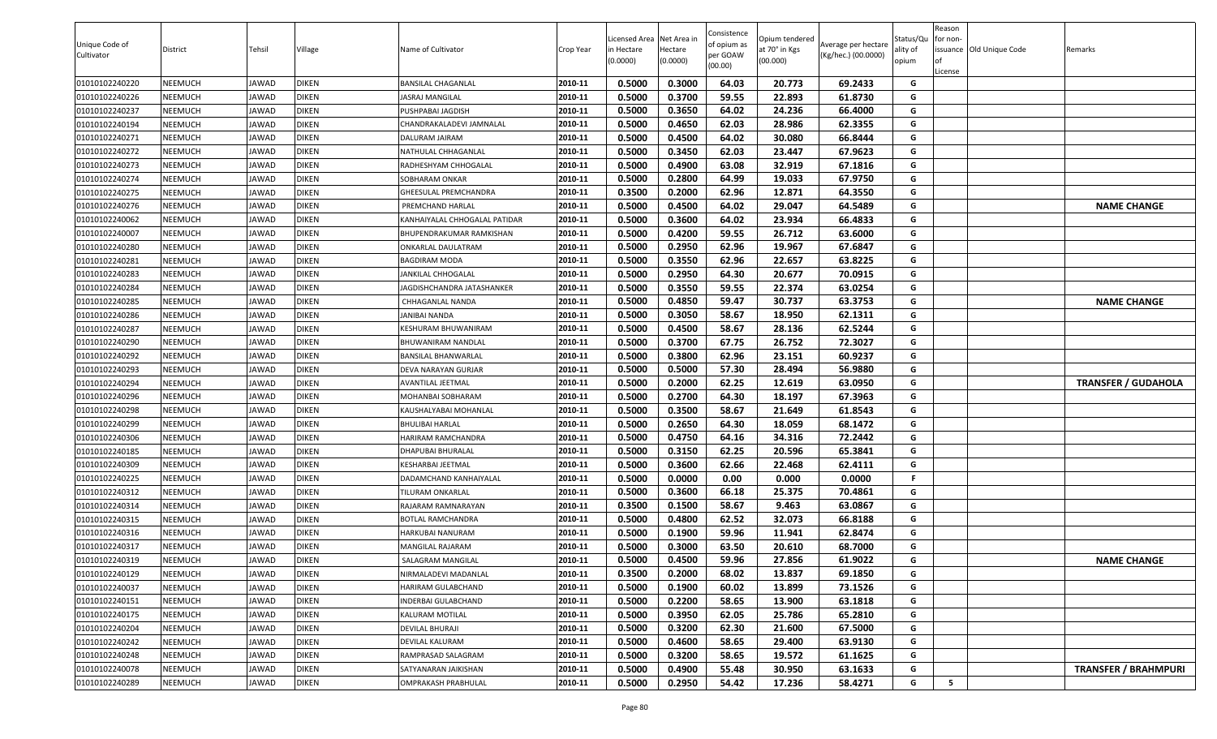| Unique Code of Cultivator | District | Tehsil | Village | Name of Cultivator | Crop Year | Licensed Area in Hectare (0.0000) | Net Area in Hectare (0.0000) | Consistence of opium as per GOAW (00.00) | Opium tendered at 70° in Kgs (00.000) | Average per hectare (Kg/hec.) (00.0000) | Status/Quality of opium | Reason for non-issuance of License | Old Unique Code | Remarks |
|---|---|---|---|---|---|---|---|---|---|---|---|---|---|---|
| 01010102240220 | NEEMUCH | JAWAD | DIKEN | BANSILAL CHAGANLAL | 2010-11 | 0.5000 | 0.3000 | 64.03 | 20.773 | 69.2433 | G | | | |
| 01010102240226 | NEEMUCH | JAWAD | DIKEN | JASRAJ MANGILAL | 2010-11 | 0.5000 | 0.3700 | 59.55 | 22.893 | 61.8730 | G | | | |
| 01010102240237 | NEEMUCH | JAWAD | DIKEN | PUSHPABAI JAGDISH | 2010-11 | 0.5000 | 0.3650 | 64.02 | 24.236 | 66.4000 | G | | | |
| 01010102240194 | NEEMUCH | JAWAD | DIKEN | CHANDRAKALADEVI JAMNALAL | 2010-11 | 0.5000 | 0.4650 | 62.03 | 28.986 | 62.3355 | G | | | |
| 01010102240271 | NEEMUCH | JAWAD | DIKEN | DALURAM JAIRAM | 2010-11 | 0.5000 | 0.4500 | 64.02 | 30.080 | 66.8444 | G | | | |
| 01010102240272 | NEEMUCH | JAWAD | DIKEN | NATHULAL CHHAGANLAL | 2010-11 | 0.5000 | 0.3450 | 62.03 | 23.447 | 67.9623 | G | | | |
| 01010102240273 | NEEMUCH | JAWAD | DIKEN | RADHESHYAM CHHOGALAL | 2010-11 | 0.5000 | 0.4900 | 63.08 | 32.919 | 67.1816 | G | | | |
| 01010102240274 | NEEMUCH | JAWAD | DIKEN | SOBHARAM ONKAR | 2010-11 | 0.5000 | 0.2800 | 64.99 | 19.033 | 67.9750 | G | | | |
| 01010102240275 | NEEMUCH | JAWAD | DIKEN | GHEESULAL PREMCHANDRA | 2010-11 | 0.3500 | 0.2000 | 62.96 | 12.871 | 64.3550 | G | | | |
| 01010102240276 | NEEMUCH | JAWAD | DIKEN | PREMCHAND HARLAL | 2010-11 | 0.5000 | 0.4500 | 64.02 | 29.047 | 64.5489 | G | | | NAME CHANGE |
| 01010102240062 | NEEMUCH | JAWAD | DIKEN | KANHAIYALAL CHHOGALAL PATIDAR | 2010-11 | 0.5000 | 0.3600 | 64.02 | 23.934 | 66.4833 | G | | | |
| 01010102240007 | NEEMUCH | JAWAD | DIKEN | BHUPENDRAKUMAR RAMKISHAN | 2010-11 | 0.5000 | 0.4200 | 59.55 | 26.712 | 63.6000 | G | | | |
| 01010102240280 | NEEMUCH | JAWAD | DIKEN | ONKARLAL DAULATRAM | 2010-11 | 0.5000 | 0.2950 | 62.96 | 19.967 | 67.6847 | G | | | |
| 01010102240281 | NEEMUCH | JAWAD | DIKEN | BAGDIRAM MODA | 2010-11 | 0.5000 | 0.3550 | 62.96 | 22.657 | 63.8225 | G | | | |
| 01010102240283 | NEEMUCH | JAWAD | DIKEN | JANKILAL CHHOGALAL | 2010-11 | 0.5000 | 0.2950 | 64.30 | 20.677 | 70.0915 | G | | | |
| 01010102240284 | NEEMUCH | JAWAD | DIKEN | JAGDISHCHANDRA JATASHANKER | 2010-11 | 0.5000 | 0.3550 | 59.55 | 22.374 | 63.0254 | G | | | |
| 01010102240285 | NEEMUCH | JAWAD | DIKEN | CHHAGANLAL NANDA | 2010-11 | 0.5000 | 0.4850 | 59.47 | 30.737 | 63.3753 | G | | | NAME CHANGE |
| 01010102240286 | NEEMUCH | JAWAD | DIKEN | JANIBAI NANDA | 2010-11 | 0.5000 | 0.3050 | 58.67 | 18.950 | 62.1311 | G | | | |
| 01010102240287 | NEEMUCH | JAWAD | DIKEN | KESHURAM BHUWANIRAM | 2010-11 | 0.5000 | 0.4500 | 58.67 | 28.136 | 62.5244 | G | | | |
| 01010102240290 | NEEMUCH | JAWAD | DIKEN | BHUWANIRAM NANDLAL | 2010-11 | 0.5000 | 0.3700 | 67.75 | 26.752 | 72.3027 | G | | | |
| 01010102240292 | NEEMUCH | JAWAD | DIKEN | BANSILAL BHANWARLAL | 2010-11 | 0.5000 | 0.3800 | 62.96 | 23.151 | 60.9237 | G | | | |
| 01010102240293 | NEEMUCH | JAWAD | DIKEN | DEVA NARAYAN GURJAR | 2010-11 | 0.5000 | 0.5000 | 57.30 | 28.494 | 56.9880 | G | | | |
| 01010102240294 | NEEMUCH | JAWAD | DIKEN | AVANTILAL JEETMAL | 2010-11 | 0.5000 | 0.2000 | 62.25 | 12.619 | 63.0950 | G | | | TRANSFER / GUDAHOLA |
| 01010102240296 | NEEMUCH | JAWAD | DIKEN | MOHANBAI SOBHARAM | 2010-11 | 0.5000 | 0.2700 | 64.30 | 18.197 | 67.3963 | G | | | |
| 01010102240298 | NEEMUCH | JAWAD | DIKEN | KAUSHALYABAI MOHANLAL | 2010-11 | 0.5000 | 0.3500 | 58.67 | 21.649 | 61.8543 | G | | | |
| 01010102240299 | NEEMUCH | JAWAD | DIKEN | BHULIBAI HARLAL | 2010-11 | 0.5000 | 0.2650 | 64.30 | 18.059 | 68.1472 | G | | | |
| 01010102240306 | NEEMUCH | JAWAD | DIKEN | HARIRAM RAMCHANDRA | 2010-11 | 0.5000 | 0.4750 | 64.16 | 34.316 | 72.2442 | G | | | |
| 01010102240185 | NEEMUCH | JAWAD | DIKEN | DHAPUBAI BHURALAL | 2010-11 | 0.5000 | 0.3150 | 62.25 | 20.596 | 65.3841 | G | | | |
| 01010102240309 | NEEMUCH | JAWAD | DIKEN | KESHARBAI JEETMAL | 2010-11 | 0.5000 | 0.3600 | 62.66 | 22.468 | 62.4111 | G | | | |
| 01010102240225 | NEEMUCH | JAWAD | DIKEN | DADAMCHAND KANHAIYALAL | 2010-11 | 0.5000 | 0.0000 | 0.00 | 0.000 | 0.0000 | F | | | |
| 01010102240312 | NEEMUCH | JAWAD | DIKEN | TILURAM ONKARLAL | 2010-11 | 0.5000 | 0.3600 | 66.18 | 25.375 | 70.4861 | G | | | |
| 01010102240314 | NEEMUCH | JAWAD | DIKEN | RAJARAM RAMNARAYAN | 2010-11 | 0.3500 | 0.1500 | 58.67 | 9.463 | 63.0867 | G | | | |
| 01010102240315 | NEEMUCH | JAWAD | DIKEN | BOTLAL RAMCHANDRA | 2010-11 | 0.5000 | 0.4800 | 62.52 | 32.073 | 66.8188 | G | | | |
| 01010102240316 | NEEMUCH | JAWAD | DIKEN | HARKUBAI NANURAM | 2010-11 | 0.5000 | 0.1900 | 59.96 | 11.941 | 62.8474 | G | | | |
| 01010102240317 | NEEMUCH | JAWAD | DIKEN | MANGILAL RAJARAM | 2010-11 | 0.5000 | 0.3000 | 63.50 | 20.610 | 68.7000 | G | | | |
| 01010102240319 | NEEMUCH | JAWAD | DIKEN | SALAGRAM MANGILAL | 2010-11 | 0.5000 | 0.4500 | 59.96 | 27.856 | 61.9022 | G | | | NAME CHANGE |
| 01010102240129 | NEEMUCH | JAWAD | DIKEN | NIRMALADEVI MADANLAL | 2010-11 | 0.3500 | 0.2000 | 68.02 | 13.837 | 69.1850 | G | | | |
| 01010102240037 | NEEMUCH | JAWAD | DIKEN | HARIRAM GULABCHAND | 2010-11 | 0.5000 | 0.1900 | 60.02 | 13.899 | 73.1526 | G | | | |
| 01010102240151 | NEEMUCH | JAWAD | DIKEN | INDERBAI GULABCHAND | 2010-11 | 0.5000 | 0.2200 | 58.65 | 13.900 | 63.1818 | G | | | |
| 01010102240175 | NEEMUCH | JAWAD | DIKEN | KALURAM MOTILAL | 2010-11 | 0.5000 | 0.3950 | 62.05 | 25.786 | 65.2810 | G | | | |
| 01010102240204 | NEEMUCH | JAWAD | DIKEN | DEVILAL BHURAJI | 2010-11 | 0.5000 | 0.3200 | 62.30 | 21.600 | 67.5000 | G | | | |
| 01010102240242 | NEEMUCH | JAWAD | DIKEN | DEVILAL KALURAM | 2010-11 | 0.5000 | 0.4600 | 58.65 | 29.400 | 63.9130 | G | | | |
| 01010102240248 | NEEMUCH | JAWAD | DIKEN | RAMPRASAD SALAGRAM | 2010-11 | 0.5000 | 0.3200 | 58.65 | 19.572 | 61.1625 | G | | | |
| 01010102240078 | NEEMUCH | JAWAD | DIKEN | SATYANARAN JAIKISHAN | 2010-11 | 0.5000 | 0.4900 | 55.48 | 30.950 | 63.1633 | G | | | TRANSFER / BRAHMPURI |
| 01010102240289 | NEEMUCH | JAWAD | DIKEN | OMPRAKASH PRABHULAL | 2010-11 | 0.5000 | 0.2950 | 54.42 | 17.236 | 58.4271 | G | 5 | | |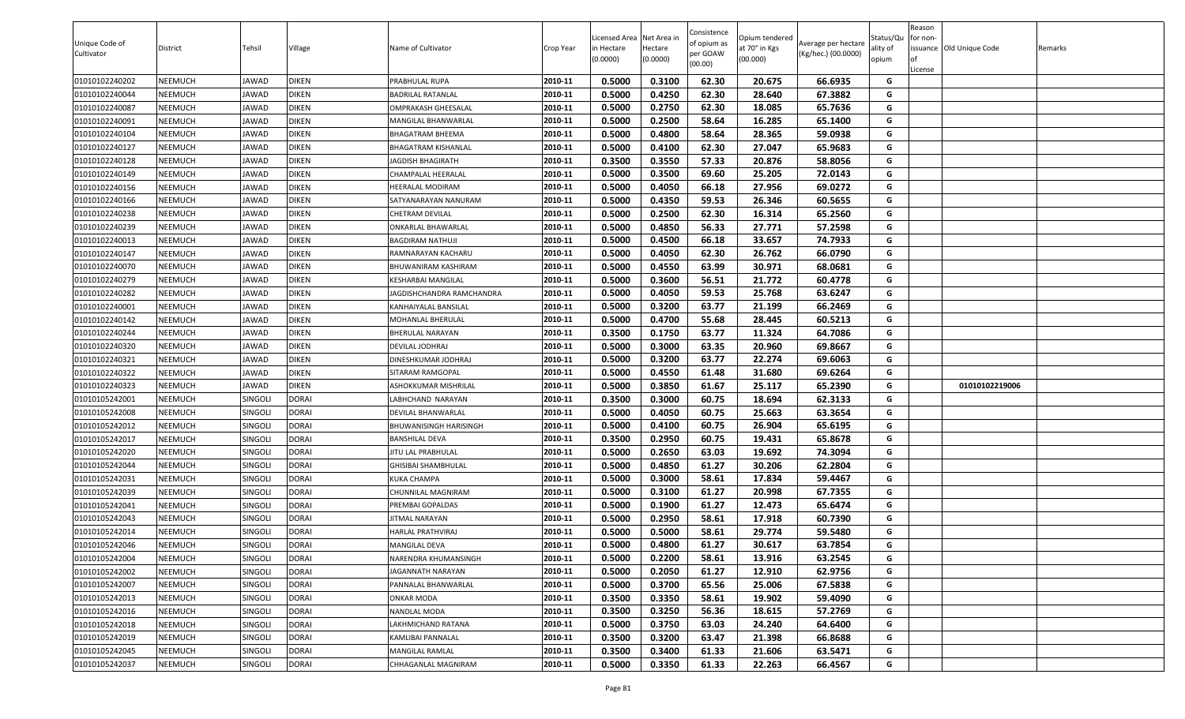| Unique Code of Cultivator | District | Tehsil | Village | Name of Cultivator | Crop Year | Licensed Area in Hectare (0.0000) | Net Area in Hectare (0.0000) | Consistence of opium as per GOAW (00.00) | Opium tendered at 70° in Kgs (00.000) | Average per hectare (Kg/hec.) (00.0000) | Status/Quality of opium | Reason for non-issuance of License | Old Unique Code | Remarks |
|---|---|---|---|---|---|---|---|---|---|---|---|---|---|---|
| 01010102240202 | NEEMUCH | JAWAD | DIKEN | PRABHULAL RUPA | 2010-11 | 0.5000 | 0.3100 | 62.30 | 20.675 | 66.6935 | G | | | |
| 01010102240044 | NEEMUCH | JAWAD | DIKEN | BADRILAL RATANLAL | 2010-11 | 0.5000 | 0.4250 | 62.30 | 28.640 | 67.3882 | G | | | |
| 01010102240087 | NEEMUCH | JAWAD | DIKEN | OMPRAKASH GHEESALAL | 2010-11 | 0.5000 | 0.2750 | 62.30 | 18.085 | 65.7636 | G | | | |
| 01010102240091 | NEEMUCH | JAWAD | DIKEN | MANGILAL BHANWARLAL | 2010-11 | 0.5000 | 0.2500 | 58.64 | 16.285 | 65.1400 | G | | | |
| 01010102240104 | NEEMUCH | JAWAD | DIKEN | BHAGATRAM BHEEMA | 2010-11 | 0.5000 | 0.4800 | 58.64 | 28.365 | 59.0938 | G | | | |
| 01010102240127 | NEEMUCH | JAWAD | DIKEN | BHAGATRAM KISHANLAL | 2010-11 | 0.5000 | 0.4100 | 62.30 | 27.047 | 65.9683 | G | | | |
| 01010102240128 | NEEMUCH | JAWAD | DIKEN | JAGDISH BHAGIRATH | 2010-11 | 0.3500 | 0.3550 | 57.33 | 20.876 | 58.8056 | G | | | |
| 01010102240149 | NEEMUCH | JAWAD | DIKEN | CHAMPALAL HEERALAL | 2010-11 | 0.5000 | 0.3500 | 69.60 | 25.205 | 72.0143 | G | | | |
| 01010102240156 | NEEMUCH | JAWAD | DIKEN | HEERALAL MODIRAM | 2010-11 | 0.5000 | 0.4050 | 66.18 | 27.956 | 69.0272 | G | | | |
| 01010102240166 | NEEMUCH | JAWAD | DIKEN | SATYANARAYAN NANURAM | 2010-11 | 0.5000 | 0.4350 | 59.53 | 26.346 | 60.5655 | G | | | |
| 01010102240238 | NEEMUCH | JAWAD | DIKEN | CHETRAM DEVILAL | 2010-11 | 0.5000 | 0.2500 | 62.30 | 16.314 | 65.2560 | G | | | |
| 01010102240239 | NEEMUCH | JAWAD | DIKEN | ONKARLAL BHAWARLAL | 2010-11 | 0.5000 | 0.4850 | 56.33 | 27.771 | 57.2598 | G | | | |
| 01010102240013 | NEEMUCH | JAWAD | DIKEN | BAGDIRAM NATHUJI | 2010-11 | 0.5000 | 0.4500 | 66.18 | 33.657 | 74.7933 | G | | | |
| 01010102240147 | NEEMUCH | JAWAD | DIKEN | RAMNARAYAN KACHARU | 2010-11 | 0.5000 | 0.4050 | 62.30 | 26.762 | 66.0790 | G | | | |
| 01010102240070 | NEEMUCH | JAWAD | DIKEN | BHUWANIRAM KASHIRAM | 2010-11 | 0.5000 | 0.4550 | 63.99 | 30.971 | 68.0681 | G | | | |
| 01010102240279 | NEEMUCH | JAWAD | DIKEN | KESHARBAI MANGILAL | 2010-11 | 0.5000 | 0.3600 | 56.51 | 21.772 | 60.4778 | G | | | |
| 01010102240282 | NEEMUCH | JAWAD | DIKEN | JAGDISHCHANDRA RAMCHANDRA | 2010-11 | 0.5000 | 0.4050 | 59.53 | 25.768 | 63.6247 | G | | | |
| 01010102240001 | NEEMUCH | JAWAD | DIKEN | KANHAIYALAL BANSILAL | 2010-11 | 0.5000 | 0.3200 | 63.77 | 21.199 | 66.2469 | G | | | |
| 01010102240142 | NEEMUCH | JAWAD | DIKEN | MOHANLAL BHERULAL | 2010-11 | 0.5000 | 0.4700 | 55.68 | 28.445 | 60.5213 | G | | | |
| 01010102240244 | NEEMUCH | JAWAD | DIKEN | BHERULAL NARAYAN | 2010-11 | 0.3500 | 0.1750 | 63.77 | 11.324 | 64.7086 | G | | | |
| 01010102240320 | NEEMUCH | JAWAD | DIKEN | DEVILAL JODHRAJ | 2010-11 | 0.5000 | 0.3000 | 63.35 | 20.960 | 69.8667 | G | | | |
| 01010102240321 | NEEMUCH | JAWAD | DIKEN | DINESHKUMAR JODHRAJ | 2010-11 | 0.5000 | 0.3200 | 63.77 | 22.274 | 69.6063 | G | | | |
| 01010102240322 | NEEMUCH | JAWAD | DIKEN | SITARAM RAMGOPAL | 2010-11 | 0.5000 | 0.4550 | 61.48 | 31.680 | 69.6264 | G | | | |
| 01010102240323 | NEEMUCH | JAWAD | DIKEN | ASHOKKUMAR MISHRILAL | 2010-11 | 0.5000 | 0.3850 | 61.67 | 25.117 | 65.2390 | G | | 01010102219006 | |
| 01010105242001 | NEEMUCH | SINGOLI | DORAI | LABHCHAND NARAYAN | 2010-11 | 0.3500 | 0.3000 | 60.75 | 18.694 | 62.3133 | G | | | |
| 01010105242008 | NEEMUCH | SINGOLI | DORAI | DEVILAL BHANWARLAL | 2010-11 | 0.5000 | 0.4050 | 60.75 | 25.663 | 63.3654 | G | | | |
| 01010105242012 | NEEMUCH | SINGOLI | DORAI | BHUWANISINGH HARISINGH | 2010-11 | 0.5000 | 0.4100 | 60.75 | 26.904 | 65.6195 | G | | | |
| 01010105242017 | NEEMUCH | SINGOLI | DORAI | BANSHILAL DEVA | 2010-11 | 0.3500 | 0.2950 | 60.75 | 19.431 | 65.8678 | G | | | |
| 01010105242020 | NEEMUCH | SINGOLI | DORAI | JITU LAL PRABHULAL | 2010-11 | 0.5000 | 0.2650 | 63.03 | 19.692 | 74.3094 | G | | | |
| 01010105242044 | NEEMUCH | SINGOLI | DORAI | GHISIBAI SHAMBHULAL | 2010-11 | 0.5000 | 0.4850 | 61.27 | 30.206 | 62.2804 | G | | | |
| 01010105242031 | NEEMUCH | SINGOLI | DORAI | KUKA CHAMPA | 2010-11 | 0.5000 | 0.3000 | 58.61 | 17.834 | 59.4467 | G | | | |
| 01010105242039 | NEEMUCH | SINGOLI | DORAI | CHUNNILAL MAGNIRAM | 2010-11 | 0.5000 | 0.3100 | 61.27 | 20.998 | 67.7355 | G | | | |
| 01010105242041 | NEEMUCH | SINGOLI | DORAI | PREMBAI GOPALDAS | 2010-11 | 0.5000 | 0.1900 | 61.27 | 12.473 | 65.6474 | G | | | |
| 01010105242043 | NEEMUCH | SINGOLI | DORAI | JITMAL NARAYAN | 2010-11 | 0.5000 | 0.2950 | 58.61 | 17.918 | 60.7390 | G | | | |
| 01010105242014 | NEEMUCH | SINGOLI | DORAI | HARLAL PRATHVIRAJ | 2010-11 | 0.5000 | 0.5000 | 58.61 | 29.774 | 59.5480 | G | | | |
| 01010105242046 | NEEMUCH | SINGOLI | DORAI | MANGILAL DEVA | 2010-11 | 0.5000 | 0.4800 | 61.27 | 30.617 | 63.7854 | G | | | |
| 01010105242004 | NEEMUCH | SINGOLI | DORAI | NARENDRA KHUMANSINGH | 2010-11 | 0.5000 | 0.2200 | 58.61 | 13.916 | 63.2545 | G | | | |
| 01010105242002 | NEEMUCH | SINGOLI | DORAI | JAGANNATH NARAYAN | 2010-11 | 0.5000 | 0.2050 | 61.27 | 12.910 | 62.9756 | G | | | |
| 01010105242007 | NEEMUCH | SINGOLI | DORAI | PANNALAL BHANWARLAL | 2010-11 | 0.5000 | 0.3700 | 65.56 | 25.006 | 67.5838 | G | | | |
| 01010105242013 | NEEMUCH | SINGOLI | DORAI | ONKAR MODA | 2010-11 | 0.3500 | 0.3350 | 58.61 | 19.902 | 59.4090 | G | | | |
| 01010105242016 | NEEMUCH | SINGOLI | DORAI | NANDLAL MODA | 2010-11 | 0.3500 | 0.3250 | 56.36 | 18.615 | 57.2769 | G | | | |
| 01010105242018 | NEEMUCH | SINGOLI | DORAI | LAKHMICHAND RATANA | 2010-11 | 0.5000 | 0.3750 | 63.03 | 24.240 | 64.6400 | G | | | |
| 01010105242019 | NEEMUCH | SINGOLI | DORAI | KAMLIBAI PANNALAL | 2010-11 | 0.3500 | 0.3200 | 63.47 | 21.398 | 66.8688 | G | | | |
| 01010105242045 | NEEMUCH | SINGOLI | DORAI | MANGILAL RAMLAL | 2010-11 | 0.3500 | 0.3400 | 61.33 | 21.606 | 63.5471 | G | | | |
| 01010105242037 | NEEMUCH | SINGOLI | DORAI | CHHAGANLAL MAGNIRAM | 2010-11 | 0.5000 | 0.3350 | 61.33 | 22.263 | 66.4567 | G | | | |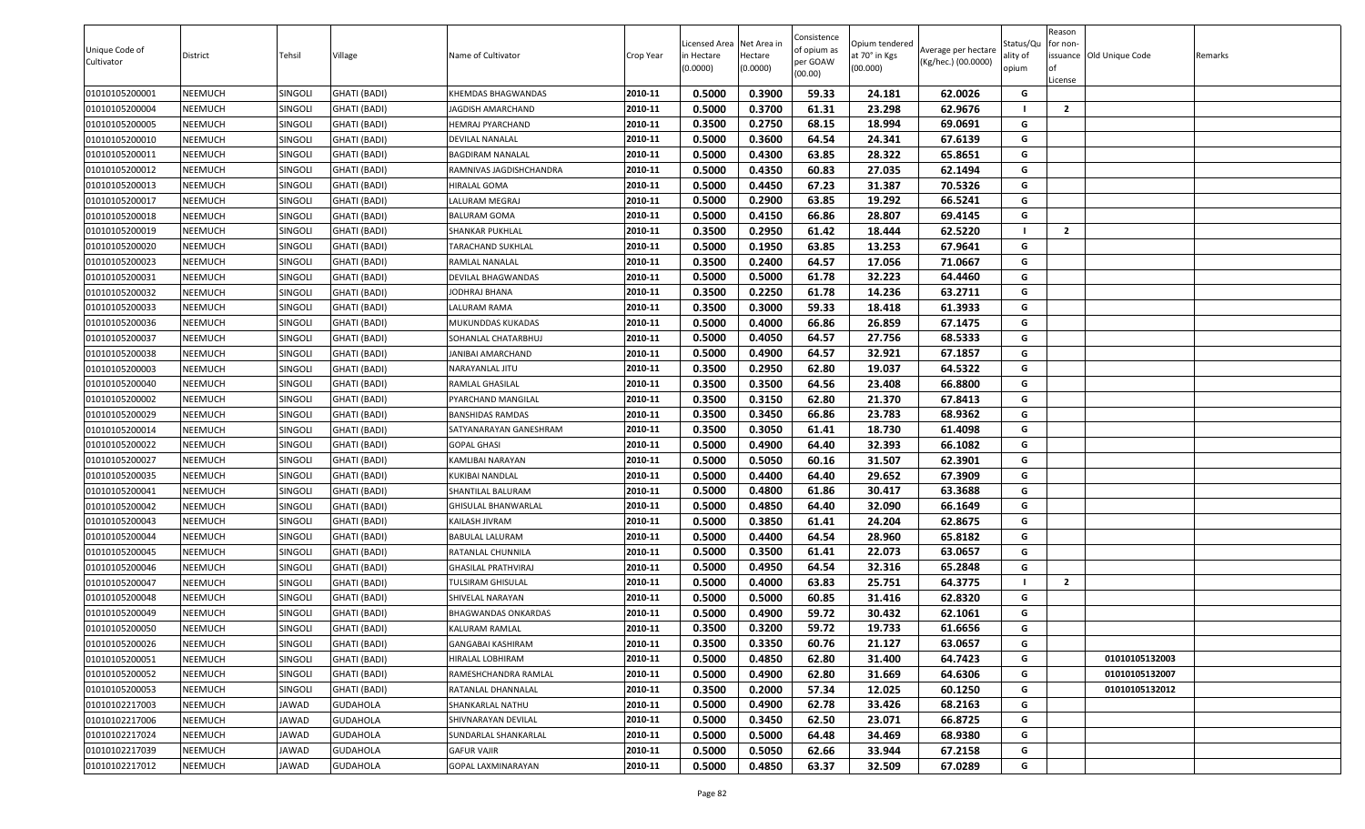| Unique Code of Cultivator | District | Tehsil | Village | Name of Cultivator | Crop Year | Licensed Area in Hectare (0.0000) | Net Area in Hectare (0.0000) | Consistence of opium as per GOAW (00.00) | Opium tendered at 70° in Kgs (00.000) | Average per hectare (Kg/hec.) (00.0000) | Status/Quality of opium | Reason for non-issuance of License | Old Unique Code | Remarks |
|---|---|---|---|---|---|---|---|---|---|---|---|---|---|---|
| 01010105200001 | NEEMUCH | SINGOLI | GHATI (BADI) | KHEMDAS BHAGWANDAS | 2010-11 | 0.5000 | 0.3900 | 59.33 | 24.181 | 62.0026 | G | | | |
| 01010105200004 | NEEMUCH | SINGOLI | GHATI (BADI) | JAGDISH AMARCHAND | 2010-11 | 0.5000 | 0.3700 | 61.31 | 23.298 | 62.9676 | I | 2 | | |
| 01010105200005 | NEEMUCH | SINGOLI | GHATI (BADI) | HEMRAJ PYARCHAND | 2010-11 | 0.3500 | 0.2750 | 68.15 | 18.994 | 69.0691 | G | | | |
| 01010105200010 | NEEMUCH | SINGOLI | GHATI (BADI) | DEVILAL NANALAL | 2010-11 | 0.5000 | 0.3600 | 64.54 | 24.341 | 67.6139 | G | | | |
| 01010105200011 | NEEMUCH | SINGOLI | GHATI (BADI) | BAGDIRAM NANALAL | 2010-11 | 0.5000 | 0.4300 | 63.85 | 28.322 | 65.8651 | G | | | |
| 01010105200012 | NEEMUCH | SINGOLI | GHATI (BADI) | RAMNIVAS JAGDISHCHANDRA | 2010-11 | 0.5000 | 0.4350 | 60.83 | 27.035 | 62.1494 | G | | | |
| 01010105200013 | NEEMUCH | SINGOLI | GHATI (BADI) | HIRALAL GOMA | 2010-11 | 0.5000 | 0.4450 | 67.23 | 31.387 | 70.5326 | G | | | |
| 01010105200017 | NEEMUCH | SINGOLI | GHATI (BADI) | LALURAM MEGRAJ | 2010-11 | 0.5000 | 0.2900 | 63.85 | 19.292 | 66.5241 | G | | | |
| 01010105200018 | NEEMUCH | SINGOLI | GHATI (BADI) | BALURAM GOMA | 2010-11 | 0.5000 | 0.4150 | 66.86 | 28.807 | 69.4145 | G | | | |
| 01010105200019 | NEEMUCH | SINGOLI | GHATI (BADI) | SHANKAR PUKHLAL | 2010-11 | 0.3500 | 0.2950 | 61.42 | 18.444 | 62.5220 | I | 2 | | |
| 01010105200020 | NEEMUCH | SINGOLI | GHATI (BADI) | TARACHAND SUKHLAL | 2010-11 | 0.5000 | 0.1950 | 63.85 | 13.253 | 67.9641 | G | | | |
| 01010105200023 | NEEMUCH | SINGOLI | GHATI (BADI) | RAMLAL NANALAL | 2010-11 | 0.3500 | 0.2400 | 64.57 | 17.056 | 71.0667 | G | | | |
| 01010105200031 | NEEMUCH | SINGOLI | GHATI (BADI) | DEVILAL BHAGWANDAS | 2010-11 | 0.5000 | 0.5000 | 61.78 | 32.223 | 64.4460 | G | | | |
| 01010105200032 | NEEMUCH | SINGOLI | GHATI (BADI) | JODHRAJ BHANA | 2010-11 | 0.3500 | 0.2250 | 61.78 | 14.236 | 63.2711 | G | | | |
| 01010105200033 | NEEMUCH | SINGOLI | GHATI (BADI) | LALURAM RAMA | 2010-11 | 0.3500 | 0.3000 | 59.33 | 18.418 | 61.3933 | G | | | |
| 01010105200036 | NEEMUCH | SINGOLI | GHATI (BADI) | MUKUNDDAS KUKADAS | 2010-11 | 0.5000 | 0.4000 | 66.86 | 26.859 | 67.1475 | G | | | |
| 01010105200037 | NEEMUCH | SINGOLI | GHATI (BADI) | SOHANLAL CHATARBHUJ | 2010-11 | 0.5000 | 0.4050 | 64.57 | 27.756 | 68.5333 | G | | | |
| 01010105200038 | NEEMUCH | SINGOLI | GHATI (BADI) | JANIBAI AMARCHAND | 2010-11 | 0.5000 | 0.4900 | 64.57 | 32.921 | 67.1857 | G | | | |
| 01010105200003 | NEEMUCH | SINGOLI | GHATI (BADI) | NARAYANLAL JITU | 2010-11 | 0.3500 | 0.2950 | 62.80 | 19.037 | 64.5322 | G | | | |
| 01010105200040 | NEEMUCH | SINGOLI | GHATI (BADI) | RAMLAL GHASILAL | 2010-11 | 0.3500 | 0.3500 | 64.56 | 23.408 | 66.8800 | G | | | |
| 01010105200002 | NEEMUCH | SINGOLI | GHATI (BADI) | PYARCHAND MANGILAL | 2010-11 | 0.3500 | 0.3150 | 62.80 | 21.370 | 67.8413 | G | | | |
| 01010105200029 | NEEMUCH | SINGOLI | GHATI (BADI) | BANSHIDAS RAMDAS | 2010-11 | 0.3500 | 0.3450 | 66.86 | 23.783 | 68.9362 | G | | | |
| 01010105200014 | NEEMUCH | SINGOLI | GHATI (BADI) | SATYANARAYAN GANESHRAM | 2010-11 | 0.3500 | 0.3050 | 61.41 | 18.730 | 61.4098 | G | | | |
| 01010105200022 | NEEMUCH | SINGOLI | GHATI (BADI) | GOPAL GHASI | 2010-11 | 0.5000 | 0.4900 | 64.40 | 32.393 | 66.1082 | G | | | |
| 01010105200027 | NEEMUCH | SINGOLI | GHATI (BADI) | KAMLIBAI NARAYAN | 2010-11 | 0.5000 | 0.5050 | 60.16 | 31.507 | 62.3901 | G | | | |
| 01010105200035 | NEEMUCH | SINGOLI | GHATI (BADI) | KUKIBAI NANDLAL | 2010-11 | 0.5000 | 0.4400 | 64.40 | 29.652 | 67.3909 | G | | | |
| 01010105200041 | NEEMUCH | SINGOLI | GHATI (BADI) | SHANTILAL BALURAM | 2010-11 | 0.5000 | 0.4800 | 61.86 | 30.417 | 63.3688 | G | | | |
| 01010105200042 | NEEMUCH | SINGOLI | GHATI (BADI) | GHISULAL BHANWARLAL | 2010-11 | 0.5000 | 0.4850 | 64.40 | 32.090 | 66.1649 | G | | | |
| 01010105200043 | NEEMUCH | SINGOLI | GHATI (BADI) | KAILASH JIVRAM | 2010-11 | 0.5000 | 0.3850 | 61.41 | 24.204 | 62.8675 | G | | | |
| 01010105200044 | NEEMUCH | SINGOLI | GHATI (BADI) | BABULAL LALURAM | 2010-11 | 0.5000 | 0.4400 | 64.54 | 28.960 | 65.8182 | G | | | |
| 01010105200045 | NEEMUCH | SINGOLI | GHATI (BADI) | RATANLAL CHUNNILA | 2010-11 | 0.5000 | 0.3500 | 61.41 | 22.073 | 63.0657 | G | | | |
| 01010105200046 | NEEMUCH | SINGOLI | GHATI (BADI) | GHASILAL PRATHVIRAJ | 2010-11 | 0.5000 | 0.4950 | 64.54 | 32.316 | 65.2848 | G | | | |
| 01010105200047 | NEEMUCH | SINGOLI | GHATI (BADI) | TULSIRAM GHISULAL | 2010-11 | 0.5000 | 0.4000 | 63.83 | 25.751 | 64.3775 | I | 2 | | |
| 01010105200048 | NEEMUCH | SINGOLI | GHATI (BADI) | SHIVELAL NARAYAN | 2010-11 | 0.5000 | 0.5000 | 60.85 | 31.416 | 62.8320 | G | | | |
| 01010105200049 | NEEMUCH | SINGOLI | GHATI (BADI) | BHAGWANDAS ONKARDAS | 2010-11 | 0.5000 | 0.4900 | 59.72 | 30.432 | 62.1061 | G | | | |
| 01010105200050 | NEEMUCH | SINGOLI | GHATI (BADI) | KALURAM RAMLAL | 2010-11 | 0.3500 | 0.3200 | 59.72 | 19.733 | 61.6656 | G | | | |
| 01010105200026 | NEEMUCH | SINGOLI | GHATI (BADI) | GANGABAI KASHIRAM | 2010-11 | 0.3500 | 0.3350 | 60.76 | 21.127 | 63.0657 | G | | | |
| 01010105200051 | NEEMUCH | SINGOLI | GHATI (BADI) | HIRALAL LOBHIRAM | 2010-11 | 0.5000 | 0.4850 | 62.80 | 31.400 | 64.7423 | G | | 01010105132003 | |
| 01010105200052 | NEEMUCH | SINGOLI | GHATI (BADI) | RAMESHCHANDRA RAMLAL | 2010-11 | 0.5000 | 0.4900 | 62.80 | 31.669 | 64.6306 | G | | 01010105132007 | |
| 01010105200053 | NEEMUCH | SINGOLI | GHATI (BADI) | RATANLAL DHANNALAL | 2010-11 | 0.3500 | 0.2000 | 57.34 | 12.025 | 60.1250 | G | | 01010105132012 | |
| 01010102217003 | NEEMUCH | JAWAD | GUDAHOLA | SHANKARLAL NATHU | 2010-11 | 0.5000 | 0.4900 | 62.78 | 33.426 | 68.2163 | G | | | |
| 01010102217006 | NEEMUCH | JAWAD | GUDAHOLA | SHIVNARAYAN DEVILAL | 2010-11 | 0.5000 | 0.3450 | 62.50 | 23.071 | 66.8725 | G | | | |
| 01010102217024 | NEEMUCH | JAWAD | GUDAHOLA | SUNDARLAL SHANKARLAL | 2010-11 | 0.5000 | 0.5000 | 64.48 | 34.469 | 68.9380 | G | | | |
| 01010102217039 | NEEMUCH | JAWAD | GUDAHOLA | GAFUR VAJIR | 2010-11 | 0.5000 | 0.5050 | 62.66 | 33.944 | 67.2158 | G | | | |
| 01010102217012 | NEEMUCH | JAWAD | GUDAHOLA | GOPAL LAXMINARAYAN | 2010-11 | 0.5000 | 0.4850 | 63.37 | 32.509 | 67.0289 | G | | | |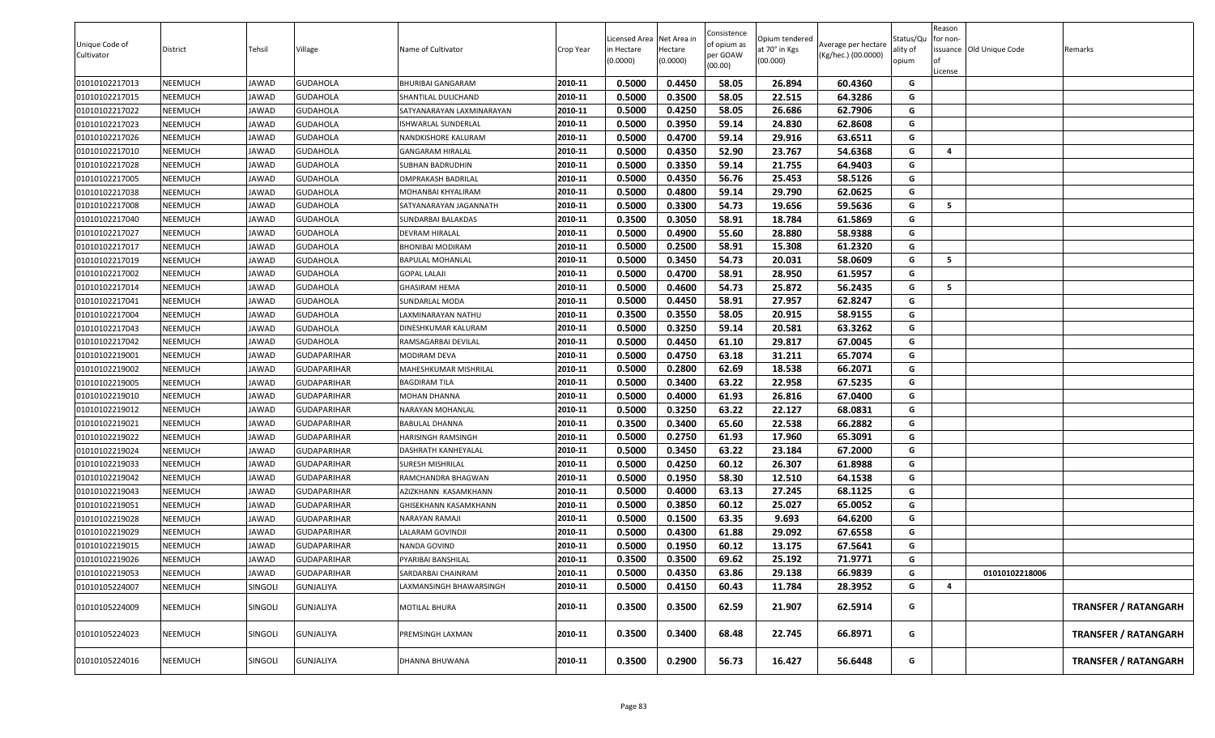| Unique Code of Cultivator | District | Tehsil | Village | Name of Cultivator | Crop Year | Licensed Area in Hectare (0.0000) | Net Area in Hectare (0.0000) | Consistence of opium as per GOAW (00.00) | Opium tendered at 70° in Kgs (00.000) | Average per hectare (Kg/hec.) (00.0000) | Status/Quality of opium | Reason for non-issuance of License | Old Unique Code | Remarks |
|---|---|---|---|---|---|---|---|---|---|---|---|---|---|---|
| 01010102217013 | NEEMUCH | JAWAD | GUDAHOLA | BHURIBAI GANGARAM | 2010-11 | 0.5000 | 0.4450 | 58.05 | 26.894 | 60.4360 | G | | | |
| 01010102217015 | NEEMUCH | JAWAD | GUDAHOLA | SHANTILAL DULICHAND | 2010-11 | 0.5000 | 0.3500 | 58.05 | 22.515 | 64.3286 | G | | | |
| 01010102217022 | NEEMUCH | JAWAD | GUDAHOLA | SATYANARAYAN LAXMINARAYAN | 2010-11 | 0.5000 | 0.4250 | 58.05 | 26.686 | 62.7906 | G | | | |
| 01010102217023 | NEEMUCH | JAWAD | GUDAHOLA | ISHWARLAL SUNDERLAL | 2010-11 | 0.5000 | 0.3950 | 59.14 | 24.830 | 62.8608 | G | | | |
| 01010102217026 | NEEMUCH | JAWAD | GUDAHOLA | NANDKISHORE KALURAM | 2010-11 | 0.5000 | 0.4700 | 59.14 | 29.916 | 63.6511 | G | | | |
| 01010102217010 | NEEMUCH | JAWAD | GUDAHOLA | GANGARAM HIRALAL | 2010-11 | 0.5000 | 0.4350 | 52.90 | 23.767 | 54.6368 | G | 4 | | |
| 01010102217028 | NEEMUCH | JAWAD | GUDAHOLA | SUBHAN BADRUDHIN | 2010-11 | 0.5000 | 0.3350 | 59.14 | 21.755 | 64.9403 | G | | | |
| 01010102217005 | NEEMUCH | JAWAD | GUDAHOLA | OMPRAKASH BADRILAL | 2010-11 | 0.5000 | 0.4350 | 56.76 | 25.453 | 58.5126 | G | | | |
| 01010102217038 | NEEMUCH | JAWAD | GUDAHOLA | MOHANBAI KHYALIRAM | 2010-11 | 0.5000 | 0.4800 | 59.14 | 29.790 | 62.0625 | G | | | |
| 01010102217008 | NEEMUCH | JAWAD | GUDAHOLA | SATYANARAYAN JAGANNATH | 2010-11 | 0.5000 | 0.3300 | 54.73 | 19.656 | 59.5636 | G | 5 | | |
| 01010102217040 | NEEMUCH | JAWAD | GUDAHOLA | SUNDARBAI BALAKDAS | 2010-11 | 0.3500 | 0.3050 | 58.91 | 18.784 | 61.5869 | G | | | |
| 01010102217027 | NEEMUCH | JAWAD | GUDAHOLA | DEVRAM HIRALAL | 2010-11 | 0.5000 | 0.4900 | 55.60 | 28.880 | 58.9388 | G | | | |
| 01010102217017 | NEEMUCH | JAWAD | GUDAHOLA | BHONIBAI MODIRAM | 2010-11 | 0.5000 | 0.2500 | 58.91 | 15.308 | 61.2320 | G | | | |
| 01010102217019 | NEEMUCH | JAWAD | GUDAHOLA | BAPULAL MOHANLAL | 2010-11 | 0.5000 | 0.3450 | 54.73 | 20.031 | 58.0609 | G | 5 | | |
| 01010102217002 | NEEMUCH | JAWAD | GUDAHOLA | GOPAL LALAJI | 2010-11 | 0.5000 | 0.4700 | 58.91 | 28.950 | 61.5957 | G | | | |
| 01010102217014 | NEEMUCH | JAWAD | GUDAHOLA | GHASIRAM HEMA | 2010-11 | 0.5000 | 0.4600 | 54.73 | 25.872 | 56.2435 | G | 5 | | |
| 01010102217041 | NEEMUCH | JAWAD | GUDAHOLA | SUNDARLAL MODA | 2010-11 | 0.5000 | 0.4450 | 58.91 | 27.957 | 62.8247 | G | | | |
| 01010102217004 | NEEMUCH | JAWAD | GUDAHOLA | LAXMINARAYAN NATHU | 2010-11 | 0.3500 | 0.3550 | 58.05 | 20.915 | 58.9155 | G | | | |
| 01010102217043 | NEEMUCH | JAWAD | GUDAHOLA | DINESHKUMAR KALURAM | 2010-11 | 0.5000 | 0.3250 | 59.14 | 20.581 | 63.3262 | G | | | |
| 01010102217042 | NEEMUCH | JAWAD | GUDAHOLA | RAMSAGARBAI DEVILAL | 2010-11 | 0.5000 | 0.4450 | 61.10 | 29.817 | 67.0045 | G | | | |
| 01010102219001 | NEEMUCH | JAWAD | GUDAPARIHAR | MODIRAM DEVA | 2010-11 | 0.5000 | 0.4750 | 63.18 | 31.211 | 65.7074 | G | | | |
| 01010102219002 | NEEMUCH | JAWAD | GUDAPARIHAR | MAHESHKUMAR MISHRILAL | 2010-11 | 0.5000 | 0.2800 | 62.69 | 18.538 | 66.2071 | G | | | |
| 01010102219005 | NEEMUCH | JAWAD | GUDAPARIHAR | BAGDIRAM TILA | 2010-11 | 0.5000 | 0.3400 | 63.22 | 22.958 | 67.5235 | G | | | |
| 01010102219010 | NEEMUCH | JAWAD | GUDAPARIHAR | MOHAN DHANNA | 2010-11 | 0.5000 | 0.4000 | 61.93 | 26.816 | 67.0400 | G | | | |
| 01010102219012 | NEEMUCH | JAWAD | GUDAPARIHAR | NARAYAN MOHANLAL | 2010-11 | 0.5000 | 0.3250 | 63.22 | 22.127 | 68.0831 | G | | | |
| 01010102219021 | NEEMUCH | JAWAD | GUDAPARIHAR | BABULAL DHANNA | 2010-11 | 0.3500 | 0.3400 | 65.60 | 22.538 | 66.2882 | G | | | |
| 01010102219022 | NEEMUCH | JAWAD | GUDAPARIHAR | HARISINGH RAMSINGH | 2010-11 | 0.5000 | 0.2750 | 61.93 | 17.960 | 65.3091 | G | | | |
| 01010102219024 | NEEMUCH | JAWAD | GUDAPARIHAR | DASHRATH KANHEYALAL | 2010-11 | 0.5000 | 0.3450 | 63.22 | 23.184 | 67.2000 | G | | | |
| 01010102219033 | NEEMUCH | JAWAD | GUDAPARIHAR | SURESH MISHRILAL | 2010-11 | 0.5000 | 0.4250 | 60.12 | 26.307 | 61.8988 | G | | | |
| 01010102219042 | NEEMUCH | JAWAD | GUDAPARIHAR | RAMCHANDRA BHAGWAN | 2010-11 | 0.5000 | 0.1950 | 58.30 | 12.510 | 64.1538 | G | | | |
| 01010102219043 | NEEMUCH | JAWAD | GUDAPARIHAR | AZIZKHANN KASAMKHANN | 2010-11 | 0.5000 | 0.4000 | 63.13 | 27.245 | 68.1125 | G | | | |
| 01010102219051 | NEEMUCH | JAWAD | GUDAPARIHAR | GHISEKHANN KASAMKHANN | 2010-11 | 0.5000 | 0.3850 | 60.12 | 25.027 | 65.0052 | G | | | |
| 01010102219028 | NEEMUCH | JAWAD | GUDAPARIHAR | NARAYAN RAMAJI | 2010-11 | 0.5000 | 0.1500 | 63.35 | 9.693 | 64.6200 | G | | | |
| 01010102219029 | NEEMUCH | JAWAD | GUDAPARIHAR | LALARAM GOVINDJI | 2010-11 | 0.5000 | 0.4300 | 61.88 | 29.092 | 67.6558 | G | | | |
| 01010102219015 | NEEMUCH | JAWAD | GUDAPARIHAR | NANDA GOVIND | 2010-11 | 0.5000 | 0.1950 | 60.12 | 13.175 | 67.5641 | G | | | |
| 01010102219026 | NEEMUCH | JAWAD | GUDAPARIHAR | PYARIBAI BANSHILAL | 2010-11 | 0.3500 | 0.3500 | 69.62 | 25.192 | 71.9771 | G | | | |
| 01010102219053 | NEEMUCH | JAWAD | GUDAPARIHAR | SARDARBAI CHAINRAM | 2010-11 | 0.5000 | 0.4350 | 63.86 | 29.138 | 66.9839 | G | | 01010102218006 | |
| 01010105224007 | NEEMUCH | SINGOLI | GUNJALIYA | LAXMANSINGH BHAWARSINGH | 2010-11 | 0.5000 | 0.4150 | 60.43 | 11.784 | 28.3952 | G | 4 | | |
| 01010105224009 | NEEMUCH | SINGOLI | GUNJALIYA | MOTILAL BHURA | 2010-11 | 0.3500 | 0.3500 | 62.59 | 21.907 | 62.5914 | G | | | TRANSFER / RATANGARH |
| 01010105224023 | NEEMUCH | SINGOLI | GUNJALIYA | PREMSINGH LAXMAN | 2010-11 | 0.3500 | 0.3400 | 68.48 | 22.745 | 66.8971 | G | | | TRANSFER / RATANGARH |
| 01010105224016 | NEEMUCH | SINGOLI | GUNJALIYA | DHANNA BHUWANA | 2010-11 | 0.3500 | 0.2900 | 56.73 | 16.427 | 56.6448 | G | | | TRANSFER / RATANGARH |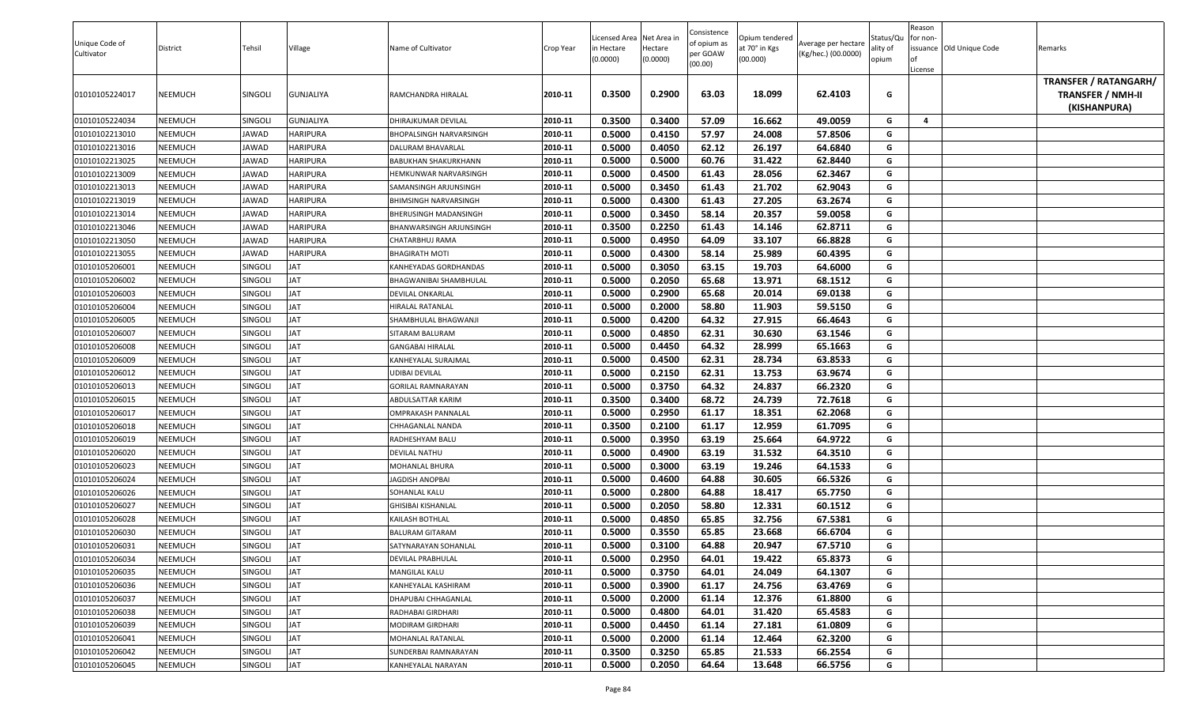| Unique Code of Cultivator | District | Tehsil | Village | Name of Cultivator | Crop Year | Licensed Area in Hectare (0.0000) | Net Area in Hectare (0.0000) | Consistence of opium as per GOAW (00.00) | Opium tendered at 70° in Kgs (00.000) | Average per hectare (Kg/hec.) (00.0000) | Status/Quality of opium | Reason for non-issuance of License | Old Unique Code | Remarks |
|---|---|---|---|---|---|---|---|---|---|---|---|---|---|---|
| 01010105224017 | NEEMUCH | SINGOLI | GUNJALIYA | RAMCHANDRA HIRALAL | 2010-11 | 0.3500 | 0.2900 | 63.03 | 18.099 | 62.4103 | G | | | TRANSFER / RATANGARH/ TRANSFER / NMH-II (KISHANPURA) |
| 01010105224034 | NEEMUCH | SINGOLI | GUNJALIYA | DHIRAJKUMAR DEVILAL | 2010-11 | 0.3500 | 0.3400 | 57.09 | 16.662 | 49.0059 | G | 4 | | |
| 01010102213010 | NEEMUCH | JAWAD | HARIPURA | BHOPALSINGH NARVARSINGH | 2010-11 | 0.5000 | 0.4150 | 57.97 | 24.008 | 57.8506 | G | | | |
| 01010102213016 | NEEMUCH | JAWAD | HARIPURA | DALURAM BHAVARLAL | 2010-11 | 0.5000 | 0.4050 | 62.12 | 26.197 | 64.6840 | G | | | |
| 01010102213025 | NEEMUCH | JAWAD | HARIPURA | BABUKHAN SHAKURKHANN | 2010-11 | 0.5000 | 0.5000 | 60.76 | 31.422 | 62.8440 | G | | | |
| 01010102213009 | NEEMUCH | JAWAD | HARIPURA | HEMKUNWAR NARVARSINGH | 2010-11 | 0.5000 | 0.4500 | 61.43 | 28.056 | 62.3467 | G | | | |
| 01010102213013 | NEEMUCH | JAWAD | HARIPURA | SAMANSINGH ARJUNSINGH | 2010-11 | 0.5000 | 0.3450 | 61.43 | 21.702 | 62.9043 | G | | | |
| 01010102213019 | NEEMUCH | JAWAD | HARIPURA | BHIMSINGH NARVARSINGH | 2010-11 | 0.5000 | 0.4300 | 61.43 | 27.205 | 63.2674 | G | | | |
| 01010102213014 | NEEMUCH | JAWAD | HARIPURA | BHERUSINGH MADANSINGH | 2010-11 | 0.5000 | 0.3450 | 58.14 | 20.357 | 59.0058 | G | | | |
| 01010102213046 | NEEMUCH | JAWAD | HARIPURA | BHANWARSINGH ARJUNSINGH | 2010-11 | 0.3500 | 0.2250 | 61.43 | 14.146 | 62.8711 | G | | | |
| 01010102213050 | NEEMUCH | JAWAD | HARIPURA | CHATARBHUJ RAMA | 2010-11 | 0.5000 | 0.4950 | 64.09 | 33.107 | 66.8828 | G | | | |
| 01010102213055 | NEEMUCH | JAWAD | HARIPURA | BHAGIRATH MOTI | 2010-11 | 0.5000 | 0.4300 | 58.14 | 25.989 | 60.4395 | G | | | |
| 01010105206001 | NEEMUCH | SINGOLI | JAT | KANHEYADAS GORDHANDAS | 2010-11 | 0.5000 | 0.3050 | 63.15 | 19.703 | 64.6000 | G | | | |
| 01010105206002 | NEEMUCH | SINGOLI | JAT | BHAGWANIBAI SHAMBHULAL | 2010-11 | 0.5000 | 0.2050 | 65.68 | 13.971 | 68.1512 | G | | | |
| 01010105206003 | NEEMUCH | SINGOLI | JAT | DEVILAL ONKARLAL | 2010-11 | 0.5000 | 0.2900 | 65.68 | 20.014 | 69.0138 | G | | | |
| 01010105206004 | NEEMUCH | SINGOLI | JAT | HIRALAL RATANLAL | 2010-11 | 0.5000 | 0.2000 | 58.80 | 11.903 | 59.5150 | G | | | |
| 01010105206005 | NEEMUCH | SINGOLI | JAT | SHAMBHULAL BHAGWANJI | 2010-11 | 0.5000 | 0.4200 | 64.32 | 27.915 | 66.4643 | G | | | |
| 01010105206007 | NEEMUCH | SINGOLI | JAT | SITARAM BALURAM | 2010-11 | 0.5000 | 0.4850 | 62.31 | 30.630 | 63.1546 | G | | | |
| 01010105206008 | NEEMUCH | SINGOLI | JAT | GANGABAI HIRALAL | 2010-11 | 0.5000 | 0.4450 | 64.32 | 28.999 | 65.1663 | G | | | |
| 01010105206009 | NEEMUCH | SINGOLI | JAT | KANHEYALAL SURAJMAL | 2010-11 | 0.5000 | 0.4500 | 62.31 | 28.734 | 63.8533 | G | | | |
| 01010105206012 | NEEMUCH | SINGOLI | JAT | UDIBAI DEVILAL | 2010-11 | 0.5000 | 0.2150 | 62.31 | 13.753 | 63.9674 | G | | | |
| 01010105206013 | NEEMUCH | SINGOLI | JAT | GORILAL RAMNARAYAN | 2010-11 | 0.5000 | 0.3750 | 64.32 | 24.837 | 66.2320 | G | | | |
| 01010105206015 | NEEMUCH | SINGOLI | JAT | ABDULSATTAR KARIM | 2010-11 | 0.3500 | 0.3400 | 68.72 | 24.739 | 72.7618 | G | | | |
| 01010105206017 | NEEMUCH | SINGOLI | JAT | OMPRAKASH PANNALAL | 2010-11 | 0.5000 | 0.2950 | 61.17 | 18.351 | 62.2068 | G | | | |
| 01010105206018 | NEEMUCH | SINGOLI | JAT | CHHAGANLAL NANDA | 2010-11 | 0.3500 | 0.2100 | 61.17 | 12.959 | 61.7095 | G | | | |
| 01010105206019 | NEEMUCH | SINGOLI | JAT | RADHESHYAM BALU | 2010-11 | 0.5000 | 0.3950 | 63.19 | 25.664 | 64.9722 | G | | | |
| 01010105206020 | NEEMUCH | SINGOLI | JAT | DEVILAL NATHU | 2010-11 | 0.5000 | 0.4900 | 63.19 | 31.532 | 64.3510 | G | | | |
| 01010105206023 | NEEMUCH | SINGOLI | JAT | MOHANLAL BHURA | 2010-11 | 0.5000 | 0.3000 | 63.19 | 19.246 | 64.1533 | G | | | |
| 01010105206024 | NEEMUCH | SINGOLI | JAT | JAGDISH ANOPBAI | 2010-11 | 0.5000 | 0.4600 | 64.88 | 30.605 | 66.5326 | G | | | |
| 01010105206026 | NEEMUCH | SINGOLI | JAT | SOHANLAL KALU | 2010-11 | 0.5000 | 0.2800 | 64.88 | 18.417 | 65.7750 | G | | | |
| 01010105206027 | NEEMUCH | SINGOLI | JAT | GHISIBAI KISHANLAL | 2010-11 | 0.5000 | 0.2050 | 58.80 | 12.331 | 60.1512 | G | | | |
| 01010105206028 | NEEMUCH | SINGOLI | JAT | KAILASH BOTHLAL | 2010-11 | 0.5000 | 0.4850 | 65.85 | 32.756 | 67.5381 | G | | | |
| 01010105206030 | NEEMUCH | SINGOLI | JAT | BALURAM GITARAM | 2010-11 | 0.5000 | 0.3550 | 65.85 | 23.668 | 66.6704 | G | | | |
| 01010105206031 | NEEMUCH | SINGOLI | JAT | SATYNARAYAN SOHANLAL | 2010-11 | 0.5000 | 0.3100 | 64.88 | 20.947 | 67.5710 | G | | | |
| 01010105206034 | NEEMUCH | SINGOLI | JAT | DEVILAL PRABHULAL | 2010-11 | 0.5000 | 0.2950 | 64.01 | 19.422 | 65.8373 | G | | | |
| 01010105206035 | NEEMUCH | SINGOLI | JAT | MANGILAL KALU | 2010-11 | 0.5000 | 0.3750 | 64.01 | 24.049 | 64.1307 | G | | | |
| 01010105206036 | NEEMUCH | SINGOLI | JAT | KANHEYALAL KASHIRAM | 2010-11 | 0.5000 | 0.3900 | 61.17 | 24.756 | 63.4769 | G | | | |
| 01010105206037 | NEEMUCH | SINGOLI | JAT | DHAPUBAI CHHAGANLAL | 2010-11 | 0.5000 | 0.2000 | 61.14 | 12.376 | 61.8800 | G | | | |
| 01010105206038 | NEEMUCH | SINGOLI | JAT | RADHABAI GIRDHARI | 2010-11 | 0.5000 | 0.4800 | 64.01 | 31.420 | 65.4583 | G | | | |
| 01010105206039 | NEEMUCH | SINGOLI | JAT | MODIRAM GIRDHARI | 2010-11 | 0.5000 | 0.4450 | 61.14 | 27.181 | 61.0809 | G | | | |
| 01010105206041 | NEEMUCH | SINGOLI | JAT | MOHANLAL RATANLAL | 2010-11 | 0.5000 | 0.2000 | 61.14 | 12.464 | 62.3200 | G | | | |
| 01010105206042 | NEEMUCH | SINGOLI | JAT | SUNDERBAI RAMNARAYAN | 2010-11 | 0.3500 | 0.3250 | 65.85 | 21.533 | 66.2554 | G | | | |
| 01010105206045 | NEEMUCH | SINGOLI | JAT | KANHEYALAL NARAYAN | 2010-11 | 0.5000 | 0.2050 | 64.64 | 13.648 | 66.5756 | G | | | |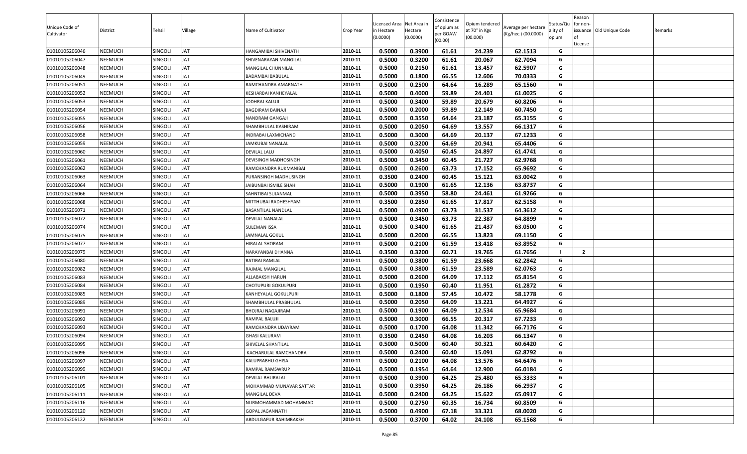| Unique Code of Cultivator | District | Tehsil | Village | Name of Cultivator | Crop Year | Licensed Area in Hectare (0.0000) | Net Area in Hectare (0.0000) | Consistence of opium as per GOAW (00.00) | Opium tendered at 70° in Kgs (00.000) | Average per hectare (Kg/hec.) (00.0000) | Status/Quality of opium | Reason for non-issuance of License | Old Unique Code | Remarks |
|---|---|---|---|---|---|---|---|---|---|---|---|---|---|---|
| 01010105206046 | NEEMUCH | SINGOLI | JAT | HANGAMIBAI SHIVENATH | 2010-11 | 0.5000 | 0.3900 | 61.61 | 24.239 | 62.1513 | G | | | |
| 01010105206047 | NEEMUCH | SINGOLI | JAT | SHIVENARAYAN MANGILAL | 2010-11 | 0.5000 | 0.3200 | 61.61 | 20.067 | 62.7094 | G | | | |
| 01010105206048 | NEEMUCH | SINGOLI | JAT | MANGILAL CHUNNILAL | 2010-11 | 0.5000 | 0.2150 | 61.61 | 13.457 | 62.5907 | G | | | |
| 01010105206049 | NEEMUCH | SINGOLI | JAT | BADAMBAI BABULAL | 2010-11 | 0.5000 | 0.1800 | 66.55 | 12.606 | 70.0333 | G | | | |
| 01010105206051 | NEEMUCH | SINGOLI | JAT | RAMCHANDRA AMARNATH | 2010-11 | 0.5000 | 0.2500 | 64.64 | 16.289 | 65.1560 | G | | | |
| 01010105206052 | NEEMUCH | SINGOLI | JAT | KESHARBAI KANHEYALAL | 2010-11 | 0.5000 | 0.4000 | 59.89 | 24.401 | 61.0025 | G | | | |
| 01010105206053 | NEEMUCH | SINGOLI | JAT | JODHRAJ KALUJI | 2010-11 | 0.5000 | 0.3400 | 59.89 | 20.679 | 60.8206 | G | | | |
| 01010105206054 | NEEMUCH | SINGOLI | JAT | BAGDIRAM BAINAJI | 2010-11 | 0.5000 | 0.2000 | 59.89 | 12.149 | 60.7450 | G | | | |
| 01010105206055 | NEEMUCH | SINGOLI | JAT | NANDRAM GANGAJI | 2010-11 | 0.5000 | 0.3550 | 64.64 | 23.187 | 65.3155 | G | | | |
| 01010105206056 | NEEMUCH | SINGOLI | JAT | SHAMBHULAL KASHIRAM | 2010-11 | 0.5000 | 0.2050 | 64.69 | 13.557 | 66.1317 | G | | | |
| 01010105206058 | NEEMUCH | SINGOLI | JAT | INDRABAI LAXMICHAND | 2010-11 | 0.5000 | 0.3000 | 64.69 | 20.137 | 67.1233 | G | | | |
| 01010105206059 | NEEMUCH | SINGOLI | JAT | JAMKUBAI NANALAL | 2010-11 | 0.5000 | 0.3200 | 64.69 | 20.941 | 65.4406 | G | | | |
| 01010105206060 | NEEMUCH | SINGOLI | JAT | DEVILAL LALU | 2010-11 | 0.5000 | 0.4050 | 60.45 | 24.897 | 61.4741 | G | | | |
| 01010105206061 | NEEMUCH | SINGOLI | JAT | DEVISINGH MADHOSINGH | 2010-11 | 0.5000 | 0.3450 | 60.45 | 21.727 | 62.9768 | G | | | |
| 01010105206062 | NEEMUCH | SINGOLI | JAT | RAMCHANDRA RUKMANIBAI | 2010-11 | 0.5000 | 0.2600 | 63.73 | 17.152 | 65.9692 | G | | | |
| 01010105206063 | NEEMUCH | SINGOLI | JAT | PURANSINGH MADHUSINGH | 2010-11 | 0.3500 | 0.2400 | 60.45 | 15.121 | 63.0042 | G | | | |
| 01010105206064 | NEEMUCH | SINGOLI | JAT | JAIBUNBAI ISMILE SHAH | 2010-11 | 0.5000 | 0.1900 | 61.65 | 12.136 | 63.8737 | G | | | |
| 01010105206066 | NEEMUCH | SINGOLI | JAT | SAHNTIBAI SUJANMAL | 2010-11 | 0.5000 | 0.3950 | 58.80 | 24.461 | 61.9266 | G | | | |
| 01010105206068 | NEEMUCH | SINGOLI | JAT | MITTHUBAI RADHESHYAM | 2010-11 | 0.3500 | 0.2850 | 61.65 | 17.817 | 62.5158 | G | | | |
| 01010105206071 | NEEMUCH | SINGOLI | JAT | BASANTILAL NANDLAL | 2010-11 | 0.5000 | 0.4900 | 63.73 | 31.537 | 64.3612 | G | | | |
| 01010105206072 | NEEMUCH | SINGOLI | JAT | DEVILAL NANALAL | 2010-11 | 0.5000 | 0.3450 | 63.73 | 22.387 | 64.8899 | G | | | |
| 01010105206074 | NEEMUCH | SINGOLI | JAT | SULEMAN ISSA | 2010-11 | 0.5000 | 0.3400 | 61.65 | 21.437 | 63.0500 | G | | | |
| 01010105206075 | NEEMUCH | SINGOLI | JAT | JAMNALAL GOKUL | 2010-11 | 0.5000 | 0.2000 | 66.55 | 13.823 | 69.1150 | G | | | |
| 01010105206077 | NEEMUCH | SINGOLI | JAT | HIRALAL SHORAM | 2010-11 | 0.5000 | 0.2100 | 61.59 | 13.418 | 63.8952 | G | | | |
| 01010105206079 | NEEMUCH | SINGOLI | JAT | NARAYANBAI DHANNA | 2010-11 | 0.3500 | 0.3200 | 60.71 | 19.765 | 61.7656 | I | 2 | | |
| 01010105206080 | NEEMUCH | SINGOLI | JAT | RATIBAI RAMLAL | 2010-11 | 0.5000 | 0.3800 | 61.59 | 23.668 | 62.2842 | G | | | |
| 01010105206082 | NEEMUCH | SINGOLI | JAT | RAJMAL MANGILAL | 2010-11 | 0.5000 | 0.3800 | 61.59 | 23.589 | 62.0763 | G | | | |
| 01010105206083 | NEEMUCH | SINGOLI | JAT | ALLABAKSH HARUN | 2010-11 | 0.5000 | 0.2600 | 64.09 | 17.112 | 65.8154 | G | | | |
| 01010105206084 | NEEMUCH | SINGOLI | JAT | CHOTUPURI GOKULPURI | 2010-11 | 0.5000 | 0.1950 | 60.40 | 11.951 | 61.2872 | G | | | |
| 01010105206085 | NEEMUCH | SINGOLI | JAT | KANHEYALAL GOKULPURI | 2010-11 | 0.5000 | 0.1800 | 57.45 | 10.472 | 58.1778 | G | | | |
| 01010105206089 | NEEMUCH | SINGOLI | JAT | SHAMBHULAL PRABHULAL | 2010-11 | 0.5000 | 0.2050 | 64.09 | 13.221 | 64.4927 | G | | | |
| 01010105206091 | NEEMUCH | SINGOLI | JAT | BHOJRAJ NAGAJIRAM | 2010-11 | 0.5000 | 0.1900 | 64.09 | 12.534 | 65.9684 | G | | | |
| 01010105206092 | NEEMUCH | SINGOLI | JAT | RAMPAL BALUJI | 2010-11 | 0.5000 | 0.3000 | 66.55 | 20.317 | 67.7233 | G | | | |
| 01010105206093 | NEEMUCH | SINGOLI | JAT | RAMCHANDRA UDAYRAM | 2010-11 | 0.5000 | 0.1700 | 64.08 | 11.342 | 66.7176 | G | | | |
| 01010105206094 | NEEMUCH | SINGOLI | JAT | GHASI KALURAM | 2010-11 | 0.3500 | 0.2450 | 64.08 | 16.203 | 66.1347 | G | | | |
| 01010105206095 | NEEMUCH | SINGOLI | JAT | SHIVELAL SHANTILAL | 2010-11 | 0.5000 | 0.5000 | 60.40 | 30.321 | 60.6420 | G | | | |
| 01010105206096 | NEEMUCH | SINGOLI | JAT | KACHARULAL RAMCHANDRA | 2010-11 | 0.5000 | 0.2400 | 60.40 | 15.091 | 62.8792 | G | | | |
| 01010105206097 | NEEMUCH | SINGOLI | JAT | KALUPRABHU GHISA | 2010-11 | 0.5000 | 0.2100 | 64.08 | 13.576 | 64.6476 | G | | | |
| 01010105206099 | NEEMUCH | SINGOLI | JAT | RAMPAL RAMSWRUP | 2010-11 | 0.5000 | 0.1954 | 64.64 | 12.900 | 66.0184 | G | | | |
| 01010105206101 | NEEMUCH | SINGOLI | JAT | DEVILAL BHURALAL | 2010-11 | 0.5000 | 0.3900 | 64.25 | 25.480 | 65.3333 | G | | | |
| 01010105206105 | NEEMUCH | SINGOLI | JAT | MOHAMMAD MUNAVAR SATTAR | 2010-11 | 0.5000 | 0.3950 | 64.25 | 26.186 | 66.2937 | G | | | |
| 01010105206111 | NEEMUCH | SINGOLI | JAT | MANGILAL DEVA | 2010-11 | 0.5000 | 0.2400 | 64.25 | 15.622 | 65.0917 | G | | | |
| 01010105206116 | NEEMUCH | SINGOLI | JAT | NURMOHAMMAD MOHAMMAD | 2010-11 | 0.5000 | 0.2750 | 60.35 | 16.734 | 60.8509 | G | | | |
| 01010105206120 | NEEMUCH | SINGOLI | JAT | GOPAL JAGANNATH | 2010-11 | 0.5000 | 0.4900 | 67.18 | 33.321 | 68.0020 | G | | | |
| 01010105206122 | NEEMUCH | SINGOLI | JAT | ABDULGAFUR RAHIMBAKSH | 2010-11 | 0.5000 | 0.3700 | 64.02 | 24.108 | 65.1568 | G | | | |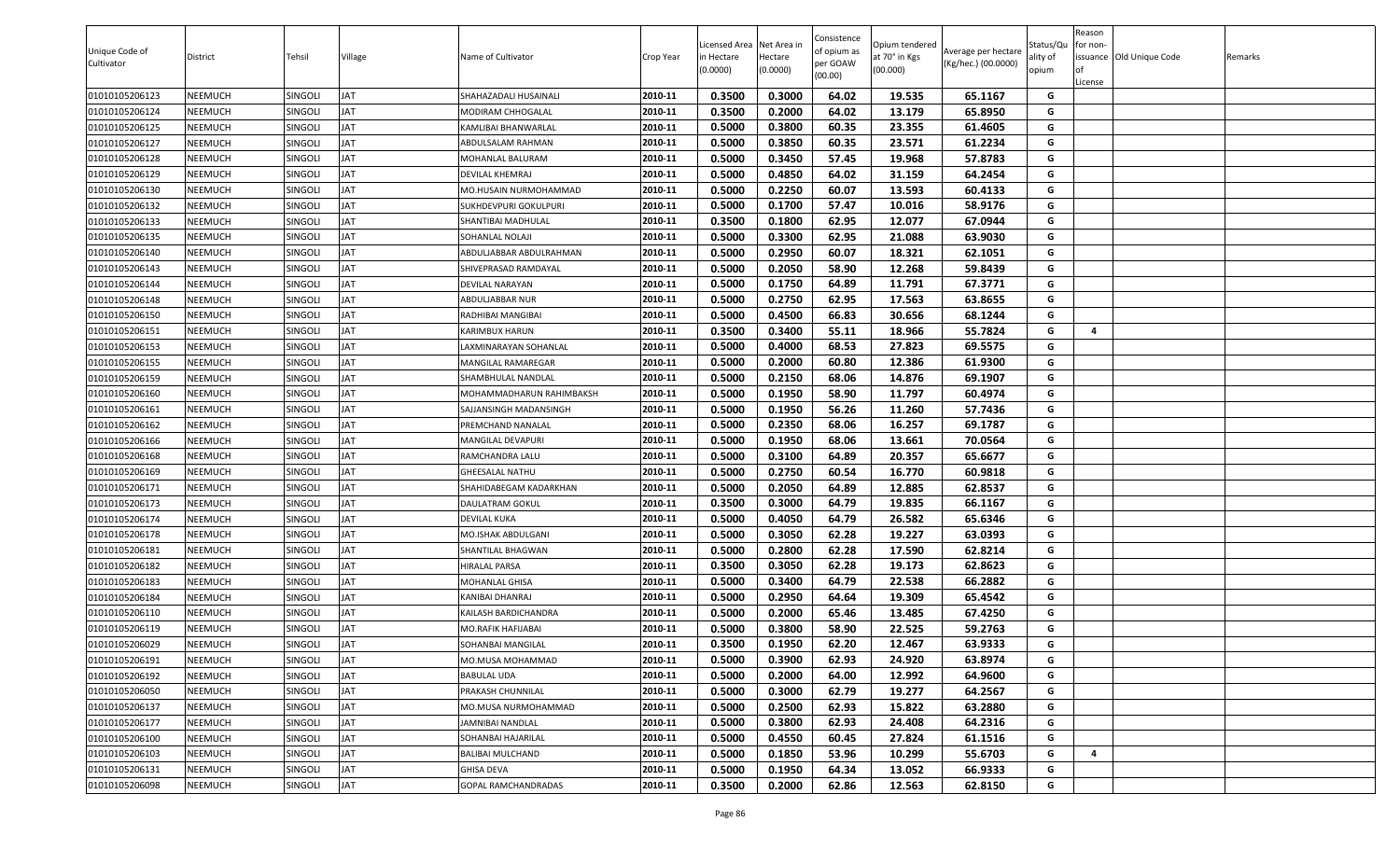| Unique Code of Cultivator | District | Tehsil | Village | Name of Cultivator | Crop Year | Licensed Area in Hectare (0.0000) | Net Area in Hectare (0.0000) | Consistence of opium as per GOAW (00.00) | Opium tendered at 70° in Kgs (00.000) | Average per hectare (Kg/hec.) (00.0000) | Status/Quality of opium | Reason for non-issuance of License | Old Unique Code | Remarks |
|---|---|---|---|---|---|---|---|---|---|---|---|---|---|---|
| 01010105206123 | NEEMUCH | SINGOLI | JAT | SHAHAZADALI HUSAINALI | 2010-11 | 0.3500 | 0.3000 | 64.02 | 19.535 | 65.1167 | G | | | |
| 01010105206124 | NEEMUCH | SINGOLI | JAT | MODIRAM CHHOGALAL | 2010-11 | 0.3500 | 0.2000 | 64.02 | 13.179 | 65.8950 | G | | | |
| 01010105206125 | NEEMUCH | SINGOLI | JAT | KAMLIBAI BHANWARLAL | 2010-11 | 0.5000 | 0.3800 | 60.35 | 23.355 | 61.4605 | G | | | |
| 01010105206127 | NEEMUCH | SINGOLI | JAT | ABDULSALAM RAHMAN | 2010-11 | 0.5000 | 0.3850 | 60.35 | 23.571 | 61.2234 | G | | | |
| 01010105206128 | NEEMUCH | SINGOLI | JAT | MOHANLAL BALURAM | 2010-11 | 0.5000 | 0.3450 | 57.45 | 19.968 | 57.8783 | G | | | |
| 01010105206129 | NEEMUCH | SINGOLI | JAT | DEVILAL KHEMRAJ | 2010-11 | 0.5000 | 0.4850 | 64.02 | 31.159 | 64.2454 | G | | | |
| 01010105206130 | NEEMUCH | SINGOLI | JAT | MO.HUSAIN NURMOHAMMAD | 2010-11 | 0.5000 | 0.2250 | 60.07 | 13.593 | 60.4133 | G | | | |
| 01010105206132 | NEEMUCH | SINGOLI | JAT | SUKHDEVPURI GOKULPURI | 2010-11 | 0.5000 | 0.1700 | 57.47 | 10.016 | 58.9176 | G | | | |
| 01010105206133 | NEEMUCH | SINGOLI | JAT | SHANTIBAI MADHULAL | 2010-11 | 0.3500 | 0.1800 | 62.95 | 12.077 | 67.0944 | G | | | |
| 01010105206135 | NEEMUCH | SINGOLI | JAT | SOHANLAL NOLAJI | 2010-11 | 0.5000 | 0.3300 | 62.95 | 21.088 | 63.9030 | G | | | |
| 01010105206140 | NEEMUCH | SINGOLI | JAT | ABDULJABBAR ABDULRAHMAN | 2010-11 | 0.5000 | 0.2950 | 60.07 | 18.321 | 62.1051 | G | | | |
| 01010105206143 | NEEMUCH | SINGOLI | JAT | SHIVEPRASAD RAMDAYAL | 2010-11 | 0.5000 | 0.2050 | 58.90 | 12.268 | 59.8439 | G | | | |
| 01010105206144 | NEEMUCH | SINGOLI | JAT | DEVILAL NARAYAN | 2010-11 | 0.5000 | 0.1750 | 64.89 | 11.791 | 67.3771 | G | | | |
| 01010105206148 | NEEMUCH | SINGOLI | JAT | ABDULJABBAR NUR | 2010-11 | 0.5000 | 0.2750 | 62.95 | 17.563 | 63.8655 | G | | | |
| 01010105206150 | NEEMUCH | SINGOLI | JAT | RADHIBAI MANGIBAI | 2010-11 | 0.5000 | 0.4500 | 66.83 | 30.656 | 68.1244 | G | | | |
| 01010105206151 | NEEMUCH | SINGOLI | JAT | KARIMBUX HARUN | 2010-11 | 0.3500 | 0.3400 | 55.11 | 18.966 | 55.7824 | G | 4 | | |
| 01010105206153 | NEEMUCH | SINGOLI | JAT | LAXMINARAYAN SOHANLAL | 2010-11 | 0.5000 | 0.4000 | 68.53 | 27.823 | 69.5575 | G | | | |
| 01010105206155 | NEEMUCH | SINGOLI | JAT | MANGILAL RAMAREGAR | 2010-11 | 0.5000 | 0.2000 | 60.80 | 12.386 | 61.9300 | G | | | |
| 01010105206159 | NEEMUCH | SINGOLI | JAT | SHAMBHULAL NANDLAL | 2010-11 | 0.5000 | 0.2150 | 68.06 | 14.876 | 69.1907 | G | | | |
| 01010105206160 | NEEMUCH | SINGOLI | JAT | MOHAMMADHARUN RAHIMBAKSH | 2010-11 | 0.5000 | 0.1950 | 58.90 | 11.797 | 60.4974 | G | | | |
| 01010105206161 | NEEMUCH | SINGOLI | JAT | SAJJANSINGH MADANSINGH | 2010-11 | 0.5000 | 0.1950 | 56.26 | 11.260 | 57.7436 | G | | | |
| 01010105206162 | NEEMUCH | SINGOLI | JAT | PREMCHAND NANALAL | 2010-11 | 0.5000 | 0.2350 | 68.06 | 16.257 | 69.1787 | G | | | |
| 01010105206166 | NEEMUCH | SINGOLI | JAT | MANGILAL DEVAPURI | 2010-11 | 0.5000 | 0.1950 | 68.06 | 13.661 | 70.0564 | G | | | |
| 01010105206168 | NEEMUCH | SINGOLI | JAT | RAMCHANDRA LALU | 2010-11 | 0.5000 | 0.3100 | 64.89 | 20.357 | 65.6677 | G | | | |
| 01010105206169 | NEEMUCH | SINGOLI | JAT | GHEESALAL NATHU | 2010-11 | 0.5000 | 0.2750 | 60.54 | 16.770 | 60.9818 | G | | | |
| 01010105206171 | NEEMUCH | SINGOLI | JAT | SHAHIDABEGAM KADARKHAN | 2010-11 | 0.5000 | 0.2050 | 64.89 | 12.885 | 62.8537 | G | | | |
| 01010105206173 | NEEMUCH | SINGOLI | JAT | DAULATRAM GOKUL | 2010-11 | 0.3500 | 0.3000 | 64.79 | 19.835 | 66.1167 | G | | | |
| 01010105206174 | NEEMUCH | SINGOLI | JAT | DEVILAL KUKA | 2010-11 | 0.5000 | 0.4050 | 64.79 | 26.582 | 65.6346 | G | | | |
| 01010105206178 | NEEMUCH | SINGOLI | JAT | MO.ISHAK ABDULGANI | 2010-11 | 0.5000 | 0.3050 | 62.28 | 19.227 | 63.0393 | G | | | |
| 01010105206181 | NEEMUCH | SINGOLI | JAT | SHANTILAL BHAGWAN | 2010-11 | 0.5000 | 0.2800 | 62.28 | 17.590 | 62.8214 | G | | | |
| 01010105206182 | NEEMUCH | SINGOLI | JAT | HIRALAL PARSA | 2010-11 | 0.3500 | 0.3050 | 62.28 | 19.173 | 62.8623 | G | | | |
| 01010105206183 | NEEMUCH | SINGOLI | JAT | MOHANLAL GHISA | 2010-11 | 0.5000 | 0.3400 | 64.79 | 22.538 | 66.2882 | G | | | |
| 01010105206184 | NEEMUCH | SINGOLI | JAT | KANIBAI DHANRAJ | 2010-11 | 0.5000 | 0.2950 | 64.64 | 19.309 | 65.4542 | G | | | |
| 01010105206110 | NEEMUCH | SINGOLI | JAT | KAILASH BARDICHANDRA | 2010-11 | 0.5000 | 0.2000 | 65.46 | 13.485 | 67.4250 | G | | | |
| 01010105206119 | NEEMUCH | SINGOLI | JAT | MO.RAFIK HAFIJABAI | 2010-11 | 0.5000 | 0.3800 | 58.90 | 22.525 | 59.2763 | G | | | |
| 01010105206029 | NEEMUCH | SINGOLI | JAT | SOHANBAI MANGILAL | 2010-11 | 0.3500 | 0.1950 | 62.20 | 12.467 | 63.9333 | G | | | |
| 01010105206191 | NEEMUCH | SINGOLI | JAT | MO.MUSA MOHAMMAD | 2010-11 | 0.5000 | 0.3900 | 62.93 | 24.920 | 63.8974 | G | | | |
| 01010105206192 | NEEMUCH | SINGOLI | JAT | BABULAL UDA | 2010-11 | 0.5000 | 0.2000 | 64.00 | 12.992 | 64.9600 | G | | | |
| 01010105206050 | NEEMUCH | SINGOLI | JAT | PRAKASH CHUNNILAL | 2010-11 | 0.5000 | 0.3000 | 62.79 | 19.277 | 64.2567 | G | | | |
| 01010105206137 | NEEMUCH | SINGOLI | JAT | MO.MUSA NURMOHAMMAD | 2010-11 | 0.5000 | 0.2500 | 62.93 | 15.822 | 63.2880 | G | | | |
| 01010105206177 | NEEMUCH | SINGOLI | JAT | JAMNIBAI NANDLAL | 2010-11 | 0.5000 | 0.3800 | 62.93 | 24.408 | 64.2316 | G | | | |
| 01010105206100 | NEEMUCH | SINGOLI | JAT | SOHANBAI HAJARILAL | 2010-11 | 0.5000 | 0.4550 | 60.45 | 27.824 | 61.1516 | G | | | |
| 01010105206103 | NEEMUCH | SINGOLI | JAT | BALIBAI MULCHAND | 2010-11 | 0.5000 | 0.1850 | 53.96 | 10.299 | 55.6703 | G | 4 | | |
| 01010105206131 | NEEMUCH | SINGOLI | JAT | GHISA DEVA | 2010-11 | 0.5000 | 0.1950 | 64.34 | 13.052 | 66.9333 | G | | | |
| 01010105206098 | NEEMUCH | SINGOLI | JAT | GOPAL RAMCHANDRADAS | 2010-11 | 0.3500 | 0.2000 | 62.86 | 12.563 | 62.8150 | G | | | |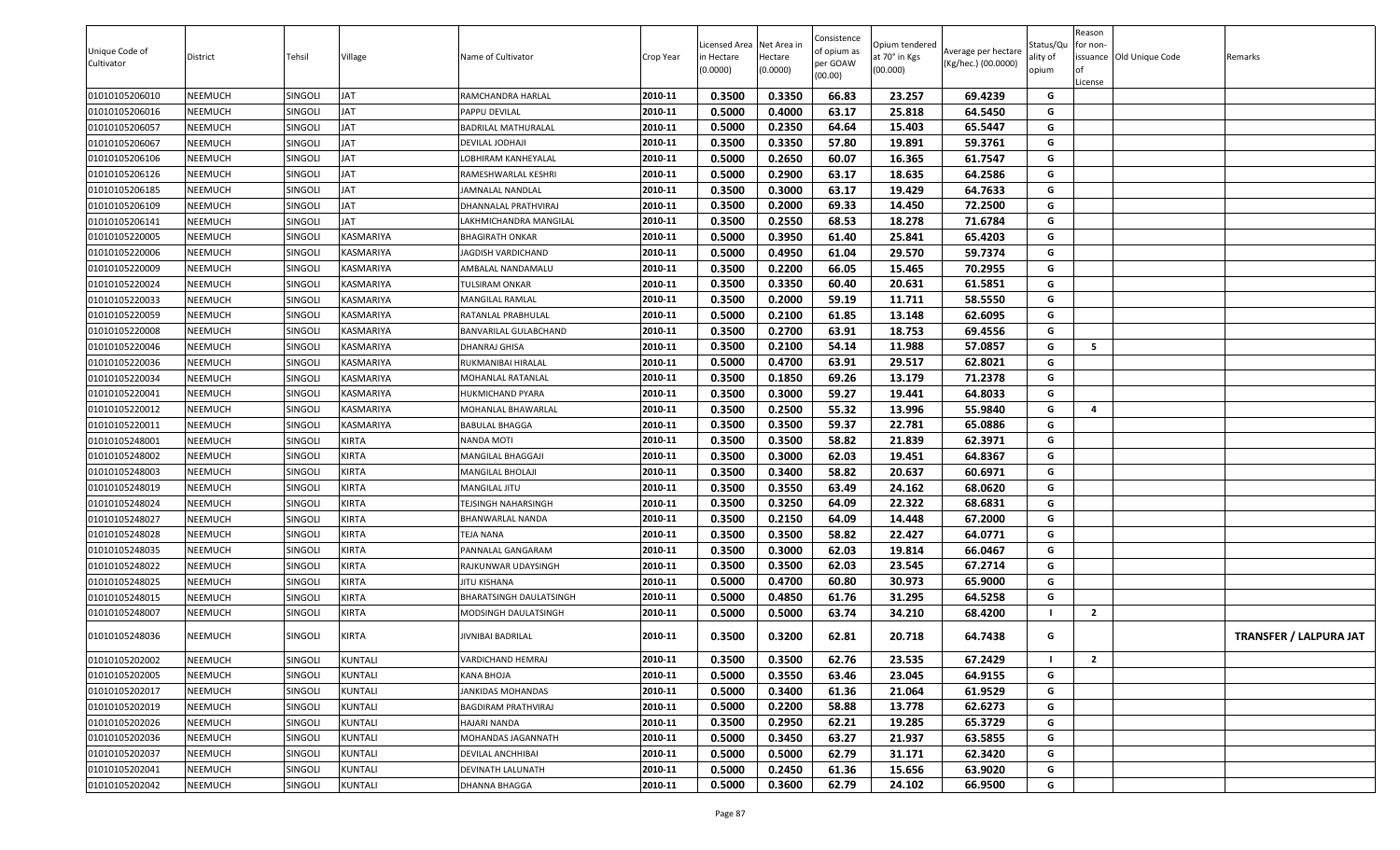| Unique Code of Cultivator | District | Tehsil | Village | Name of Cultivator | Crop Year | Licensed Area in Hectare (0.0000) | Net Area in Hectare (0.0000) | Consistence of opium as per GOAW (00.00) | Opium tendered at 70° in Kgs (00.000) | Average per hectare (Kg/hec.) (00.0000) | Status/Quality of opium | Reason for non-issuance of License | Old Unique Code | Remarks |
|---|---|---|---|---|---|---|---|---|---|---|---|---|---|---|
| 01010105206010 | NEEMUCH | SINGOLI | JAT | RAMCHANDRA HARLAL | 2010-11 | 0.3500 | 0.3350 | 66.83 | 23.257 | 69.4239 | G | | | |
| 01010105206016 | NEEMUCH | SINGOLI | JAT | PAPPU DEVILAL | 2010-11 | 0.5000 | 0.4000 | 63.17 | 25.818 | 64.5450 | G | | | |
| 01010105206057 | NEEMUCH | SINGOLI | JAT | BADRILAL MATHURALAL | 2010-11 | 0.5000 | 0.2350 | 64.64 | 15.403 | 65.5447 | G | | | |
| 01010105206067 | NEEMUCH | SINGOLI | JAT | DEVILAL JODHAJI | 2010-11 | 0.3500 | 0.3350 | 57.80 | 19.891 | 59.3761 | G | | | |
| 01010105206106 | NEEMUCH | SINGOLI | JAT | LOBHIRAM KANHEYALAL | 2010-11 | 0.5000 | 0.2650 | 60.07 | 16.365 | 61.7547 | G | | | |
| 01010105206126 | NEEMUCH | SINGOLI | JAT | RAMESHWARLAL KESHRI | 2010-11 | 0.5000 | 0.2900 | 63.17 | 18.635 | 64.2586 | G | | | |
| 01010105206185 | NEEMUCH | SINGOLI | JAT | JAMNALAL NANDLAL | 2010-11 | 0.3500 | 0.3000 | 63.17 | 19.429 | 64.7633 | G | | | |
| 01010105206109 | NEEMUCH | SINGOLI | JAT | DHANNALAL PRATHVIRAJ | 2010-11 | 0.3500 | 0.2000 | 69.33 | 14.450 | 72.2500 | G | | | |
| 01010105206141 | NEEMUCH | SINGOLI | JAT | LAKHMICHANDRA MANGILAL | 2010-11 | 0.3500 | 0.2550 | 68.53 | 18.278 | 71.6784 | G | | | |
| 01010105220005 | NEEMUCH | SINGOLI | KASMARIYA | BHAGIRATH ONKAR | 2010-11 | 0.5000 | 0.3950 | 61.40 | 25.841 | 65.4203 | G | | | |
| 01010105220006 | NEEMUCH | SINGOLI | KASMARIYA | JAGDISH VARDICHAND | 2010-11 | 0.5000 | 0.4950 | 61.04 | 29.570 | 59.7374 | G | | | |
| 01010105220009 | NEEMUCH | SINGOLI | KASMARIYA | AMBALAL NANDAMALU | 2010-11 | 0.3500 | 0.2200 | 66.05 | 15.465 | 70.2955 | G | | | |
| 01010105220024 | NEEMUCH | SINGOLI | KASMARIYA | TULSIRAM ONKAR | 2010-11 | 0.3500 | 0.3350 | 60.40 | 20.631 | 61.5851 | G | | | |
| 01010105220033 | NEEMUCH | SINGOLI | KASMARIYA | MANGILAL RAMLAL | 2010-11 | 0.3500 | 0.2000 | 59.19 | 11.711 | 58.5550 | G | | | |
| 01010105220059 | NEEMUCH | SINGOLI | KASMARIYA | RATANLAL PRABHULAL | 2010-11 | 0.5000 | 0.2100 | 61.85 | 13.148 | 62.6095 | G | | | |
| 01010105220008 | NEEMUCH | SINGOLI | KASMARIYA | BANVARILAL GULABCHAND | 2010-11 | 0.3500 | 0.2700 | 63.91 | 18.753 | 69.4556 | G | | | |
| 01010105220046 | NEEMUCH | SINGOLI | KASMARIYA | DHANRAJ GHISA | 2010-11 | 0.3500 | 0.2100 | 54.14 | 11.988 | 57.0857 | G | 5 | | |
| 01010105220036 | NEEMUCH | SINGOLI | KASMARIYA | RUKMANIBAI HIRALAL | 2010-11 | 0.5000 | 0.4700 | 63.91 | 29.517 | 62.8021 | G | | | |
| 01010105220034 | NEEMUCH | SINGOLI | KASMARIYA | MOHANLAL RATANLAL | 2010-11 | 0.3500 | 0.1850 | 69.26 | 13.179 | 71.2378 | G | | | |
| 01010105220041 | NEEMUCH | SINGOLI | KASMARIYA | HUKMICHAND PYARA | 2010-11 | 0.3500 | 0.3000 | 59.27 | 19.441 | 64.8033 | G | | | |
| 01010105220012 | NEEMUCH | SINGOLI | KASMARIYA | MOHANLAL BHAWARLAL | 2010-11 | 0.3500 | 0.2500 | 55.32 | 13.996 | 55.9840 | G | 4 | | |
| 01010105220011 | NEEMUCH | SINGOLI | KASMARIYA | BABULAL BHAGGA | 2010-11 | 0.3500 | 0.3500 | 59.37 | 22.781 | 65.0886 | G | | | |
| 01010105248001 | NEEMUCH | SINGOLI | KIRTA | NANDA MOTI | 2010-11 | 0.3500 | 0.3500 | 58.82 | 21.839 | 62.3971 | G | | | |
| 01010105248002 | NEEMUCH | SINGOLI | KIRTA | MANGILAL BHAGGAJI | 2010-11 | 0.3500 | 0.3000 | 62.03 | 19.451 | 64.8367 | G | | | |
| 01010105248003 | NEEMUCH | SINGOLI | KIRTA | MANGILAL BHOLAJI | 2010-11 | 0.3500 | 0.3400 | 58.82 | 20.637 | 60.6971 | G | | | |
| 01010105248019 | NEEMUCH | SINGOLI | KIRTA | MANGILAL JITU | 2010-11 | 0.3500 | 0.3550 | 63.49 | 24.162 | 68.0620 | G | | | |
| 01010105248024 | NEEMUCH | SINGOLI | KIRTA | TEJSINGH NAHARSINGH | 2010-11 | 0.3500 | 0.3250 | 64.09 | 22.322 | 68.6831 | G | | | |
| 01010105248027 | NEEMUCH | SINGOLI | KIRTA | BHANWARLAL NANDA | 2010-11 | 0.3500 | 0.2150 | 64.09 | 14.448 | 67.2000 | G | | | |
| 01010105248028 | NEEMUCH | SINGOLI | KIRTA | TEJA NANA | 2010-11 | 0.3500 | 0.3500 | 58.82 | 22.427 | 64.0771 | G | | | |
| 01010105248035 | NEEMUCH | SINGOLI | KIRTA | PANNALAL GANGARAM | 2010-11 | 0.3500 | 0.3000 | 62.03 | 19.814 | 66.0467 | G | | | |
| 01010105248022 | NEEMUCH | SINGOLI | KIRTA | RAJKUNWAR UDAYSINGH | 2010-11 | 0.3500 | 0.3500 | 62.03 | 23.545 | 67.2714 | G | | | |
| 01010105248025 | NEEMUCH | SINGOLI | KIRTA | JITU KISHANA | 2010-11 | 0.5000 | 0.4700 | 60.80 | 30.973 | 65.9000 | G | | | |
| 01010105248015 | NEEMUCH | SINGOLI | KIRTA | BHARATSINGH DAULATSINGH | 2010-11 | 0.5000 | 0.4850 | 61.76 | 31.295 | 64.5258 | G | | | |
| 01010105248007 | NEEMUCH | SINGOLI | KIRTA | MODSINGH DAULATSINGH | 2010-11 | 0.5000 | 0.5000 | 63.74 | 34.210 | 68.4200 | I | 2 | | |
| 01010105248036 | NEEMUCH | SINGOLI | KIRTA | JIVNIBAI BADRILAL | 2010-11 | 0.3500 | 0.3200 | 62.81 | 20.718 | 64.7438 | G | | | TRANSFER / LALPURA JAT |
| 01010105202002 | NEEMUCH | SINGOLI | KUNTALI | VARDICHAND HEMRAJ | 2010-11 | 0.3500 | 0.3500 | 62.76 | 23.535 | 67.2429 | I | 2 | | |
| 01010105202005 | NEEMUCH | SINGOLI | KUNTALI | KANA BHOJA | 2010-11 | 0.5000 | 0.3550 | 63.46 | 23.045 | 64.9155 | G | | | |
| 01010105202017 | NEEMUCH | SINGOLI | KUNTALI | JANKIDAS MOHANDAS | 2010-11 | 0.5000 | 0.3400 | 61.36 | 21.064 | 61.9529 | G | | | |
| 01010105202019 | NEEMUCH | SINGOLI | KUNTALI | BAGDIRAM PRATHVIRAJ | 2010-11 | 0.5000 | 0.2200 | 58.88 | 13.778 | 62.6273 | G | | | |
| 01010105202026 | NEEMUCH | SINGOLI | KUNTALI | HAJARI NANDA | 2010-11 | 0.3500 | 0.2950 | 62.21 | 19.285 | 65.3729 | G | | | |
| 01010105202036 | NEEMUCH | SINGOLI | KUNTALI | MOHANDAS JAGANNATH | 2010-11 | 0.5000 | 0.3450 | 63.27 | 21.937 | 63.5855 | G | | | |
| 01010105202037 | NEEMUCH | SINGOLI | KUNTALI | DEVILAL ANCHHIBAI | 2010-11 | 0.5000 | 0.5000 | 62.79 | 31.171 | 62.3420 | G | | | |
| 01010105202041 | NEEMUCH | SINGOLI | KUNTALI | DEVINATH LALUNATH | 2010-11 | 0.5000 | 0.2450 | 61.36 | 15.656 | 63.9020 | G | | | |
| 01010105202042 | NEEMUCH | SINGOLI | KUNTALI | DHANNA BHAGGA | 2010-11 | 0.5000 | 0.3600 | 62.79 | 24.102 | 66.9500 | G | | | |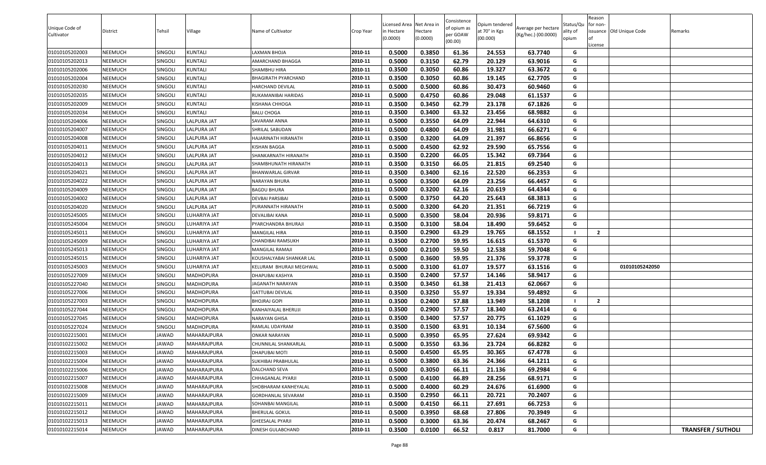| Unique Code of Cultivator | District | Tehsil | Village | Name of Cultivator | Crop Year | Licensed Area in Hectare (0.0000) | Net Area in Hectare (0.0000) | Consistence of opium as per GOAW (00.00) | Opium tendered at 70° in Kgs (00.000) | Average per hectare (Kg/hec.) (00.0000) | Status/Quality of opium | Reason for non-issuance of License | Old Unique Code | Remarks |
|---|---|---|---|---|---|---|---|---|---|---|---|---|---|---|
| 01010105202003 | NEEMUCH | SINGOLI | KUNTALI | LAXMAN BHOJA | 2010-11 | 0.5000 | 0.3850 | 61.36 | 24.553 | 63.7740 | G | | | |
| 01010105202013 | NEEMUCH | SINGOLI | KUNTALI | AMARCHAND BHAGGA | 2010-11 | 0.5000 | 0.3150 | 62.79 | 20.129 | 63.9016 | G | | | |
| 01010105202006 | NEEMUCH | SINGOLI | KUNTALI | SHAMBHU HIRA | 2010-11 | 0.3500 | 0.3050 | 60.86 | 19.327 | 63.3672 | G | | | |
| 01010105202004 | NEEMUCH | SINGOLI | KUNTALI | BHAGIRATH PYARCHAND | 2010-11 | 0.3500 | 0.3050 | 60.86 | 19.145 | 62.7705 | G | | | |
| 01010105202030 | NEEMUCH | SINGOLI | KUNTALI | HARCHAND DEVILAL | 2010-11 | 0.5000 | 0.5000 | 60.86 | 30.473 | 60.9460 | G | | | |
| 01010105202035 | NEEMUCH | SINGOLI | KUNTALI | RUKAMANIBAI HARIDAS | 2010-11 | 0.5000 | 0.4750 | 60.86 | 29.048 | 61.1537 | G | | | |
| 01010105202009 | NEEMUCH | SINGOLI | KUNTALI | KISHANA CHHOGA | 2010-11 | 0.3500 | 0.3450 | 62.79 | 23.178 | 67.1826 | G | | | |
| 01010105202034 | NEEMUCH | SINGOLI | KUNTALI | BALU CHOGA | 2010-11 | 0.3500 | 0.3400 | 63.32 | 23.456 | 68.9882 | G | | | |
| 01010105204006 | NEEMUCH | SINGOLI | LALPURA JAT | SAVARAM ANNA | 2010-11 | 0.5000 | 0.3550 | 64.09 | 22.944 | 64.6310 | G | | | |
| 01010105204007 | NEEMUCH | SINGOLI | LALPURA JAT | SHRILAL SABUDAN | 2010-11 | 0.5000 | 0.4800 | 64.09 | 31.981 | 66.6271 | G | | | |
| 01010105204008 | NEEMUCH | SINGOLI | LALPURA JAT | HAJARINATH HIRANATH | 2010-11 | 0.3500 | 0.3200 | 64.09 | 21.397 | 66.8656 | G | | | |
| 01010105204011 | NEEMUCH | SINGOLI | LALPURA JAT | KISHAN BAGGA | 2010-11 | 0.5000 | 0.4500 | 62.92 | 29.590 | 65.7556 | G | | | |
| 01010105204012 | NEEMUCH | SINGOLI | LALPURA JAT | SHANKARNATH HIRANATH | 2010-11 | 0.3500 | 0.2200 | 66.05 | 15.342 | 69.7364 | G | | | |
| 01010105204013 | NEEMUCH | SINGOLI | LALPURA JAT | SHAMBHUNATH HIRANATH | 2010-11 | 0.3500 | 0.3150 | 66.05 | 21.815 | 69.2540 | G | | | |
| 01010105204021 | NEEMUCH | SINGOLI | LALPURA JAT | BHANWARLAL GIRVAR | 2010-11 | 0.3500 | 0.3400 | 62.16 | 22.520 | 66.2353 | G | | | |
| 01010105204022 | NEEMUCH | SINGOLI | LALPURA JAT | NARAYAN BHURA | 2010-11 | 0.5000 | 0.3500 | 64.09 | 23.256 | 66.4457 | G | | | |
| 01010105204009 | NEEMUCH | SINGOLI | LALPURA JAT | BAGDU BHURA | 2010-11 | 0.5000 | 0.3200 | 62.16 | 20.619 | 64.4344 | G | | | |
| 01010105204002 | NEEMUCH | SINGOLI | LALPURA JAT | DEVBAI PARSIBAI | 2010-11 | 0.5000 | 0.3750 | 64.20 | 25.643 | 68.3813 | G | | | |
| 01010105204020 | NEEMUCH | SINGOLI | LALPURA JAT | PURANNATH HIRANATH | 2010-11 | 0.5000 | 0.3200 | 64.20 | 21.351 | 66.7219 | G | | | |
| 01010105245005 | NEEMUCH | SINGOLI | LUHARIYA JAT | DEVALIBAI KANA | 2010-11 | 0.5000 | 0.3500 | 58.04 | 20.936 | 59.8171 | G | | | |
| 01010105245004 | NEEMUCH | SINGOLI | LUHARIYA JAT | PYARCHANDRA BHURAJI | 2010-11 | 0.3500 | 0.3100 | 58.04 | 18.490 | 59.6452 | G | | | |
| 01010105245011 | NEEMUCH | SINGOLI | LUHARIYA JAT | MANGILAL HIRA | 2010-11 | 0.3500 | 0.2900 | 63.29 | 19.765 | 68.1552 | I | 2 | | |
| 01010105245009 | NEEMUCH | SINGOLI | LUHARIYA JAT | CHANDIBAI RAMSUKH | 2010-11 | 0.3500 | 0.2700 | 59.95 | 16.615 | 61.5370 | G | | | |
| 01010105245013 | NEEMUCH | SINGOLI | LUHARIYA JAT | MANGILAL RAMAJI | 2010-11 | 0.5000 | 0.2100 | 59.50 | 12.538 | 59.7048 | G | | | |
| 01010105245015 | NEEMUCH | SINGOLI | LUHARIYA JAT | KOUSHALYABAI SHANKAR LAL | 2010-11 | 0.5000 | 0.3600 | 59.95 | 21.376 | 59.3778 | G | | | |
| 01010105245003 | NEEMUCH | SINGOLI | LUHARIYA JAT | KELURAM BHURAJI MEGHWAL | 2010-11 | 0.5000 | 0.3100 | 61.07 | 19.577 | 63.1516 | G | | 01010105242050 | |
| 01010105227009 | NEEMUCH | SINGOLI | MADHOPURA | DHAPUBAI KASHYA | 2010-11 | 0.3500 | 0.2400 | 57.57 | 14.146 | 58.9417 | G | | | |
| 01010105227040 | NEEMUCH | SINGOLI | MADHOPURA | JAGANATH NARAYAN | 2010-11 | 0.3500 | 0.3450 | 61.38 | 21.413 | 62.0667 | G | | | |
| 01010105227006 | NEEMUCH | SINGOLI | MADHOPURA | GATTUBAI DEVILAL | 2010-11 | 0.3500 | 0.3250 | 55.97 | 19.334 | 59.4892 | G | | | |
| 01010105227003 | NEEMUCH | SINGOLI | MADHOPURA | BHOJRAJ GOPI | 2010-11 | 0.3500 | 0.2400 | 57.88 | 13.949 | 58.1208 | I | 2 | | |
| 01010105227044 | NEEMUCH | SINGOLI | MADHOPURA | KANHAIYALAL BHERUJI | 2010-11 | 0.3500 | 0.2900 | 57.57 | 18.340 | 63.2414 | G | | | |
| 01010105227045 | NEEMUCH | SINGOLI | MADHOPURA | NARAYAN GHISA | 2010-11 | 0.3500 | 0.3400 | 57.57 | 20.775 | 61.1029 | G | | | |
| 01010105227024 | NEEMUCH | SINGOLI | MADHOPURA | RAMLAL UDAYRAM | 2010-11 | 0.3500 | 0.1500 | 63.91 | 10.134 | 67.5600 | G | | | |
| 01010102215001 | NEEMUCH | JAWAD | MAHARAJPURA | ONKAR NARAYAN | 2010-11 | 0.5000 | 0.3950 | 65.95 | 27.624 | 69.9342 | G | | | |
| 01010102215002 | NEEMUCH | JAWAD | MAHARAJPURA | CHUNNILAL SHANKARLAL | 2010-11 | 0.5000 | 0.3550 | 63.36 | 23.724 | 66.8282 | G | | | |
| 01010102215003 | NEEMUCH | JAWAD | MAHARAJPURA | DHAPUBAI MOTI | 2010-11 | 0.5000 | 0.4500 | 65.95 | 30.365 | 67.4778 | G | | | |
| 01010102215004 | NEEMUCH | JAWAD | MAHARAJPURA | SUKHIBAI PRABHULAL | 2010-11 | 0.5000 | 0.3800 | 63.36 | 24.366 | 64.1211 | G | | | |
| 01010102215006 | NEEMUCH | JAWAD | MAHARAJPURA | DALCHAND SEVA | 2010-11 | 0.5000 | 0.3050 | 66.11 | 21.136 | 69.2984 | G | | | |
| 01010102215007 | NEEMUCH | JAWAD | MAHARAJPURA | CHHAGANLAL PYARJI | 2010-11 | 0.5000 | 0.4100 | 66.89 | 28.256 | 68.9171 | G | | | |
| 01010102215008 | NEEMUCH | JAWAD | MAHARAJPURA | SHOBHARAM KANHEYALAL | 2010-11 | 0.5000 | 0.4000 | 60.29 | 24.676 | 61.6900 | G | | | |
| 01010102215009 | NEEMUCH | JAWAD | MAHARAJPURA | GORDHANLAL SEVARAM | 2010-11 | 0.3500 | 0.2950 | 66.11 | 20.721 | 70.2407 | G | | | |
| 01010102215011 | NEEMUCH | JAWAD | MAHARAJPURA | SOHANBAI MANGILAL | 2010-11 | 0.5000 | 0.4150 | 66.11 | 27.691 | 66.7253 | G | | | |
| 01010102215012 | NEEMUCH | JAWAD | MAHARAJPURA | BHERULAL GOKUL | 2010-11 | 0.5000 | 0.3950 | 68.68 | 27.806 | 70.3949 | G | | | |
| 01010102215013 | NEEMUCH | JAWAD | MAHARAJPURA | GHEESALAL PYARJI | 2010-11 | 0.5000 | 0.3000 | 63.36 | 20.474 | 68.2467 | G | | | |
| 01010102215014 | NEEMUCH | JAWAD | MAHARAJPURA | DINESH GULABCHAND | 2010-11 | 0.3500 | 0.0100 | 66.52 | 0.817 | 81.7000 | G | | | TRANSFER / SUTHOLI |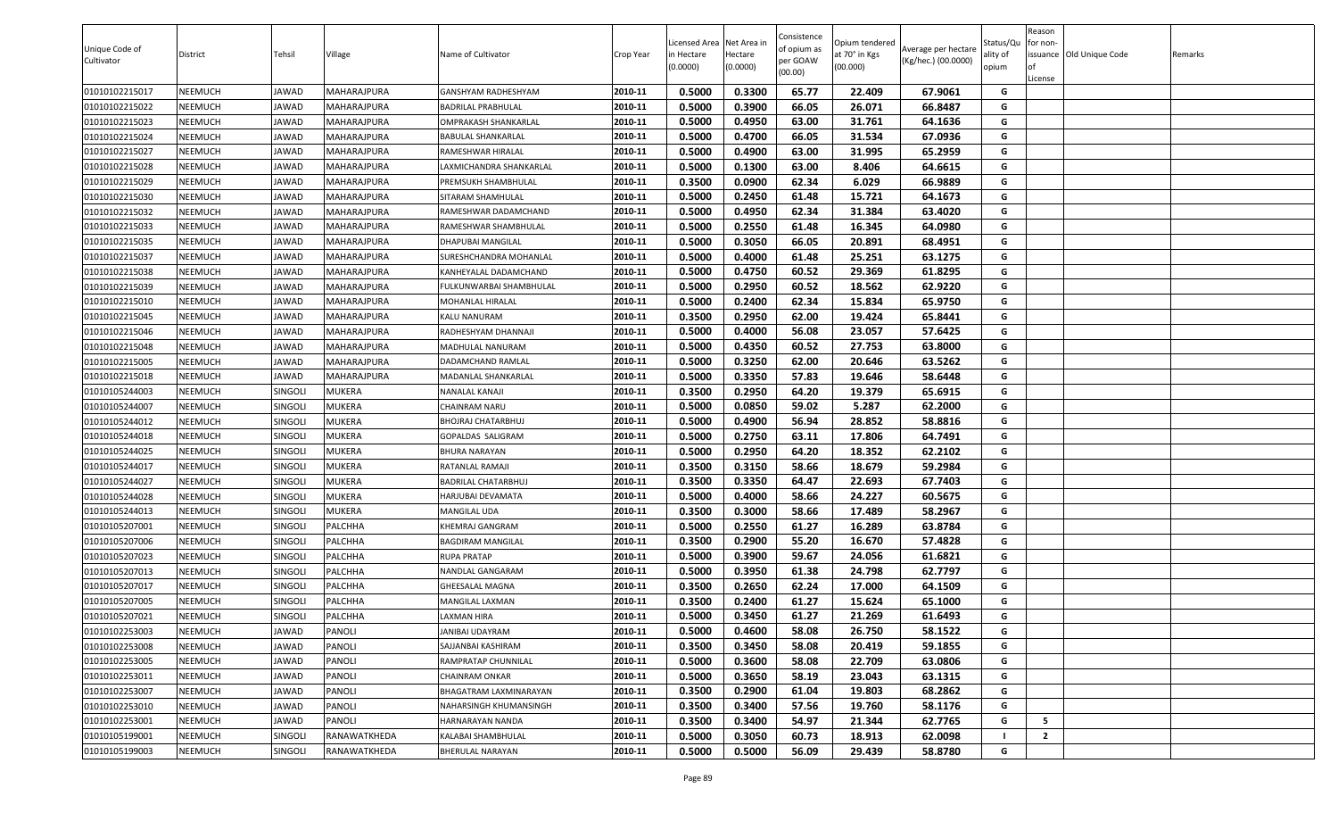| Unique Code of Cultivator | District | Tehsil | Village | Name of Cultivator | Crop Year | Licensed Area in Hectare (0.0000) | Net Area in Hectare (0.0000) | Consistence of opium as per GOAW (00.00) | Opium tendered at 70° in Kgs (00.000) | Average per hectare (Kg/hec.) (00.0000) | Status/Quality of opium | Reason for non-issuance of License | Old Unique Code | Remarks |
|---|---|---|---|---|---|---|---|---|---|---|---|---|---|---|
| 01010102215017 | NEEMUCH | JAWAD | MAHARAJPURA | GANSHYAM RADHESHYAM | 2010-11 | 0.5000 | 0.3300 | 65.77 | 22.409 | 67.9061 | G | | | |
| 01010102215022 | NEEMUCH | JAWAD | MAHARAJPURA | BADRILAL PRABHULAL | 2010-11 | 0.5000 | 0.3900 | 66.05 | 26.071 | 66.8487 | G | | | |
| 01010102215023 | NEEMUCH | JAWAD | MAHARAJPURA | OMPRAKASH SHANKARLAL | 2010-11 | 0.5000 | 0.4950 | 63.00 | 31.761 | 64.1636 | G | | | |
| 01010102215024 | NEEMUCH | JAWAD | MAHARAJPURA | BABULAL SHANKARLAL | 2010-11 | 0.5000 | 0.4700 | 66.05 | 31.534 | 67.0936 | G | | | |
| 01010102215027 | NEEMUCH | JAWAD | MAHARAJPURA | RAMESHWAR HIRALAL | 2010-11 | 0.5000 | 0.4900 | 63.00 | 31.995 | 65.2959 | G | | | |
| 01010102215028 | NEEMUCH | JAWAD | MAHARAJPURA | LAXMICHANDRA SHANKARLAL | 2010-11 | 0.5000 | 0.1300 | 63.00 | 8.406 | 64.6615 | G | | | |
| 01010102215029 | NEEMUCH | JAWAD | MAHARAJPURA | PREMSUKH SHAMBHULAL | 2010-11 | 0.3500 | 0.0900 | 62.34 | 6.029 | 66.9889 | G | | | |
| 01010102215030 | NEEMUCH | JAWAD | MAHARAJPURA | SITARAM SHAMHULAL | 2010-11 | 0.5000 | 0.2450 | 61.48 | 15.721 | 64.1673 | G | | | |
| 01010102215032 | NEEMUCH | JAWAD | MAHARAJPURA | RAMESHWAR DADAMCHAND | 2010-11 | 0.5000 | 0.4950 | 62.34 | 31.384 | 63.4020 | G | | | |
| 01010102215033 | NEEMUCH | JAWAD | MAHARAJPURA | RAMESHWAR SHAMBHULAL | 2010-11 | 0.5000 | 0.2550 | 61.48 | 16.345 | 64.0980 | G | | | |
| 01010102215035 | NEEMUCH | JAWAD | MAHARAJPURA | DHAPUBAI MANGILAL | 2010-11 | 0.5000 | 0.3050 | 66.05 | 20.891 | 68.4951 | G | | | |
| 01010102215037 | NEEMUCH | JAWAD | MAHARAJPURA | SURESHCHANDRA MOHANLAL | 2010-11 | 0.5000 | 0.4000 | 61.48 | 25.251 | 63.1275 | G | | | |
| 01010102215038 | NEEMUCH | JAWAD | MAHARAJPURA | KANHEYALAL DADAMCHAND | 2010-11 | 0.5000 | 0.4750 | 60.52 | 29.369 | 61.8295 | G | | | |
| 01010102215039 | NEEMUCH | JAWAD | MAHARAJPURA | FULKUNWARBAI SHAMBHULAL | 2010-11 | 0.5000 | 0.2950 | 60.52 | 18.562 | 62.9220 | G | | | |
| 01010102215010 | NEEMUCH | JAWAD | MAHARAJPURA | MOHANLAL HIRALAL | 2010-11 | 0.5000 | 0.2400 | 62.34 | 15.834 | 65.9750 | G | | | |
| 01010102215045 | NEEMUCH | JAWAD | MAHARAJPURA | KALU NANURAM | 2010-11 | 0.3500 | 0.2950 | 62.00 | 19.424 | 65.8441 | G | | | |
| 01010102215046 | NEEMUCH | JAWAD | MAHARAJPURA | RADHESHYAM DHANNAJI | 2010-11 | 0.5000 | 0.4000 | 56.08 | 23.057 | 57.6425 | G | | | |
| 01010102215048 | NEEMUCH | JAWAD | MAHARAJPURA | MADHULAL NANURAM | 2010-11 | 0.5000 | 0.4350 | 60.52 | 27.753 | 63.8000 | G | | | |
| 01010102215005 | NEEMUCH | JAWAD | MAHARAJPURA | DADAMCHAND RAMLAL | 2010-11 | 0.5000 | 0.3250 | 62.00 | 20.646 | 63.5262 | G | | | |
| 01010102215018 | NEEMUCH | JAWAD | MAHARAJPURA | MADANLAL SHANKARLAL | 2010-11 | 0.5000 | 0.3350 | 57.83 | 19.646 | 58.6448 | G | | | |
| 01010105244003 | NEEMUCH | SINGOLI | MUKERA | NANALAL KANAJI | 2010-11 | 0.3500 | 0.2950 | 64.20 | 19.379 | 65.6915 | G | | | |
| 01010105244007 | NEEMUCH | SINGOLI | MUKERA | CHAINRAM NARU | 2010-11 | 0.5000 | 0.0850 | 59.02 | 5.287 | 62.2000 | G | | | |
| 01010105244012 | NEEMUCH | SINGOLI | MUKERA | BHOJRAJ CHATARBHUJ | 2010-11 | 0.5000 | 0.4900 | 56.94 | 28.852 | 58.8816 | G | | | |
| 01010105244018 | NEEMUCH | SINGOLI | MUKERA | GOPALDAS SALIGRAM | 2010-11 | 0.5000 | 0.2750 | 63.11 | 17.806 | 64.7491 | G | | | |
| 01010105244025 | NEEMUCH | SINGOLI | MUKERA | BHURA NARAYAN | 2010-11 | 0.5000 | 0.2950 | 64.20 | 18.352 | 62.2102 | G | | | |
| 01010105244017 | NEEMUCH | SINGOLI | MUKERA | RATANLAL RAMAJI | 2010-11 | 0.3500 | 0.3150 | 58.66 | 18.679 | 59.2984 | G | | | |
| 01010105244027 | NEEMUCH | SINGOLI | MUKERA | BADRILAL CHATARBHUJ | 2010-11 | 0.3500 | 0.3350 | 64.47 | 22.693 | 67.7403 | G | | | |
| 01010105244028 | NEEMUCH | SINGOLI | MUKERA | HARJUBAI DEVAMATA | 2010-11 | 0.5000 | 0.4000 | 58.66 | 24.227 | 60.5675 | G | | | |
| 01010105244013 | NEEMUCH | SINGOLI | MUKERA | MANGILAL UDA | 2010-11 | 0.3500 | 0.3000 | 58.66 | 17.489 | 58.2967 | G | | | |
| 01010105207001 | NEEMUCH | SINGOLI | PALCHHA | KHEMRAJ GANGRAM | 2010-11 | 0.5000 | 0.2550 | 61.27 | 16.289 | 63.8784 | G | | | |
| 01010105207006 | NEEMUCH | SINGOLI | PALCHHA | BAGDIRAM MANGILAL | 2010-11 | 0.3500 | 0.2900 | 55.20 | 16.670 | 57.4828 | G | | | |
| 01010105207023 | NEEMUCH | SINGOLI | PALCHHA | RUPA PRATAP | 2010-11 | 0.5000 | 0.3900 | 59.67 | 24.056 | 61.6821 | G | | | |
| 01010105207013 | NEEMUCH | SINGOLI | PALCHHA | NANDLAL GANGARAM | 2010-11 | 0.5000 | 0.3950 | 61.38 | 24.798 | 62.7797 | G | | | |
| 01010105207017 | NEEMUCH | SINGOLI | PALCHHA | GHEESALAL MAGNA | 2010-11 | 0.3500 | 0.2650 | 62.24 | 17.000 | 64.1509 | G | | | |
| 01010105207005 | NEEMUCH | SINGOLI | PALCHHA | MANGILAL LAXMAN | 2010-11 | 0.3500 | 0.2400 | 61.27 | 15.624 | 65.1000 | G | | | |
| 01010105207021 | NEEMUCH | SINGOLI | PALCHHA | LAXMAN HIRA | 2010-11 | 0.5000 | 0.3450 | 61.27 | 21.269 | 61.6493 | G | | | |
| 01010102253003 | NEEMUCH | JAWAD | PANOLI | JANIBAI UDAYRAM | 2010-11 | 0.5000 | 0.4600 | 58.08 | 26.750 | 58.1522 | G | | | |
| 01010102253008 | NEEMUCH | JAWAD | PANOLI | SAJJANBAI KASHIRAM | 2010-11 | 0.3500 | 0.3450 | 58.08 | 20.419 | 59.1855 | G | | | |
| 01010102253005 | NEEMUCH | JAWAD | PANOLI | RAMPRATAP CHUNNILAL | 2010-11 | 0.5000 | 0.3600 | 58.08 | 22.709 | 63.0806 | G | | | |
| 01010102253011 | NEEMUCH | JAWAD | PANOLI | CHAINRAM ONKAR | 2010-11 | 0.5000 | 0.3650 | 58.19 | 23.043 | 63.1315 | G | | | |
| 01010102253007 | NEEMUCH | JAWAD | PANOLI | BHAGATRAM LAXMINARAYAN | 2010-11 | 0.3500 | 0.2900 | 61.04 | 19.803 | 68.2862 | G | | | |
| 01010102253010 | NEEMUCH | JAWAD | PANOLI | NAHARSINGH KHUMANSINGH | 2010-11 | 0.3500 | 0.3400 | 57.56 | 19.760 | 58.1176 | G | | | |
| 01010102253001 | NEEMUCH | JAWAD | PANOLI | HARNARAYAN NANDA | 2010-11 | 0.3500 | 0.3400 | 54.97 | 21.344 | 62.7765 | G | 5 | | |
| 01010105199001 | NEEMUCH | SINGOLI | RANAWATKHEDA | KALABAI SHAMBHULAL | 2010-11 | 0.5000 | 0.3050 | 60.73 | 18.913 | 62.0098 | I | 2 | | |
| 01010105199003 | NEEMUCH | SINGOLI | RANAWATKHEDA | BHERULAL NARAYAN | 2010-11 | 0.5000 | 0.5000 | 56.09 | 29.439 | 58.8780 | G | | | |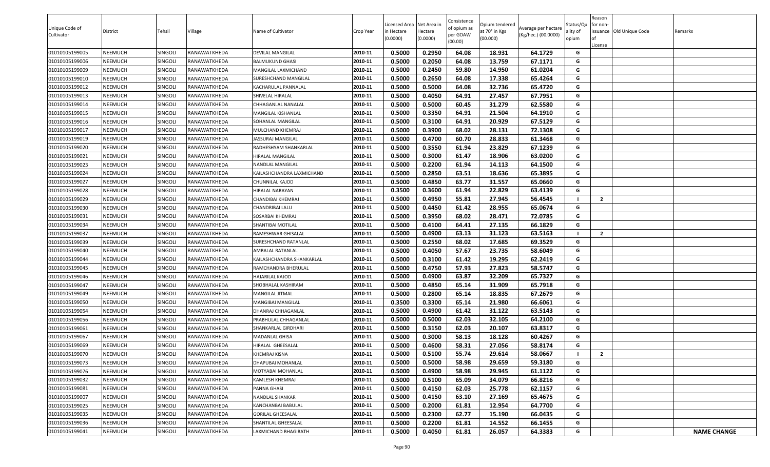| Unique Code of Cultivator | District | Tehsil | Village | Name of Cultivator | Crop Year | Licensed Area in Hectare (0.0000) | Net Area in Hectare (0.0000) | Consistence of opium as per GOAW (00.00) | Opium tendered at 70° in Kgs (00.000) | Average per hectare (Kg/hec.) (00.0000) | Status/Quality of opium | Reason for non-issuance of License | Old Unique Code | Remarks |
|---|---|---|---|---|---|---|---|---|---|---|---|---|---|---|
| 01010105199005 | NEEMUCH | SINGOLI | RANAWATKHEDA | DEVILAL MANGILAL | 2010-11 | 0.5000 | 0.2950 | 64.08 | 18.931 | 64.1729 | G | | | |
| 01010105199006 | NEEMUCH | SINGOLI | RANAWATKHEDA | BALMUKUND GHASI | 2010-11 | 0.5000 | 0.2050 | 64.08 | 13.759 | 67.1171 | G | | | |
| 01010105199009 | NEEMUCH | SINGOLI | RANAWATKHEDA | MANGILAL LAXMICHAND | 2010-11 | 0.5000 | 0.2450 | 59.80 | 14.950 | 61.0204 | G | | | |
| 01010105199010 | NEEMUCH | SINGOLI | RANAWATKHEDA | SURESHCHAND MANGILAL | 2010-11 | 0.5000 | 0.2650 | 64.08 | 17.338 | 65.4264 | G | | | |
| 01010105199012 | NEEMUCH | SINGOLI | RANAWATKHEDA | KACHARULAL PANNALAL | 2010-11 | 0.5000 | 0.5000 | 64.08 | 32.736 | 65.4720 | G | | | |
| 01010105199013 | NEEMUCH | SINGOLI | RANAWATKHEDA | SHIVELAL HIRALAL | 2010-11 | 0.5000 | 0.4050 | 64.91 | 27.457 | 67.7951 | G | | | |
| 01010105199014 | NEEMUCH | SINGOLI | RANAWATKHEDA | CHHAGANLAL NANALAL | 2010-11 | 0.5000 | 0.5000 | 60.45 | 31.279 | 62.5580 | G | | | |
| 01010105199015 | NEEMUCH | SINGOLI | RANAWATKHEDA | MANGILAL KISHANLAL | 2010-11 | 0.5000 | 0.3350 | 64.91 | 21.504 | 64.1910 | G | | | |
| 01010105199016 | NEEMUCH | SINGOLI | RANAWATKHEDA | SOHANLAL MANGILAL | 2010-11 | 0.5000 | 0.3100 | 64.91 | 20.929 | 67.5129 | G | | | |
| 01010105199017 | NEEMUCH | SINGOLI | RANAWATKHEDA | MULCHAND KHEMRAJ | 2010-11 | 0.5000 | 0.3900 | 68.02 | 28.131 | 72.1308 | G | | | |
| 01010105199019 | NEEMUCH | SINGOLI | RANAWATKHEDA | JASSURAJ MANGILAL | 2010-11 | 0.5000 | 0.4700 | 60.70 | 28.833 | 61.3468 | G | | | |
| 01010105199020 | NEEMUCH | SINGOLI | RANAWATKHEDA | RADHESHYAM SHANKARLAL | 2010-11 | 0.5000 | 0.3550 | 61.94 | 23.829 | 67.1239 | G | | | |
| 01010105199021 | NEEMUCH | SINGOLI | RANAWATKHEDA | HIRALAL MANGILAL | 2010-11 | 0.5000 | 0.3000 | 61.47 | 18.906 | 63.0200 | G | | | |
| 01010105199023 | NEEMUCH | SINGOLI | RANAWATKHEDA | NANDLAL MANGILAL | 2010-11 | 0.5000 | 0.2200 | 61.94 | 14.113 | 64.1500 | G | | | |
| 01010105199024 | NEEMUCH | SINGOLI | RANAWATKHEDA | KAILASHCHANDRA LAXMICHAND | 2010-11 | 0.5000 | 0.2850 | 63.51 | 18.636 | 65.3895 | G | | | |
| 01010105199027 | NEEMUCH | SINGOLI | RANAWATKHEDA | CHUNNILAL KAJOD | 2010-11 | 0.5000 | 0.4850 | 63.77 | 31.557 | 65.0660 | G | | | |
| 01010105199028 | NEEMUCH | SINGOLI | RANAWATKHEDA | HIRALAL NARAYAN | 2010-11 | 0.3500 | 0.3600 | 61.94 | 22.829 | 63.4139 | G | | | |
| 01010105199029 | NEEMUCH | SINGOLI | RANAWATKHEDA | CHANDIBAI KHEMRAJ | 2010-11 | 0.5000 | 0.4950 | 55.81 | 27.945 | 56.4545 | I | 2 | | |
| 01010105199030 | NEEMUCH | SINGOLI | RANAWATKHEDA | CHANDRIBAI LALU | 2010-11 | 0.5000 | 0.4450 | 61.42 | 28.955 | 65.0674 | G | | | |
| 01010105199031 | NEEMUCH | SINGOLI | RANAWATKHEDA | SOSARBAI KHEMRAJ | 2010-11 | 0.5000 | 0.3950 | 68.02 | 28.471 | 72.0785 | G | | | |
| 01010105199034 | NEEMUCH | SINGOLI | RANAWATKHEDA | SHANTIBAI MOTILAL | 2010-11 | 0.5000 | 0.4100 | 64.41 | 27.135 | 66.1829 | G | | | |
| 01010105199037 | NEEMUCH | SINGOLI | RANAWATKHEDA | RAMESHWAR GHISALAL | 2010-11 | 0.5000 | 0.4900 | 63.13 | 31.123 | 63.5163 | I | 2 | | |
| 01010105199039 | NEEMUCH | SINGOLI | RANAWATKHEDA | SURESHCHAND RATANLAL | 2010-11 | 0.5000 | 0.2550 | 68.02 | 17.685 | 69.3529 | G | | | |
| 01010105199040 | NEEMUCH | SINGOLI | RANAWATKHEDA | AMBALAL RATANLAL | 2010-11 | 0.5000 | 0.4050 | 57.67 | 23.735 | 58.6049 | G | | | |
| 01010105199044 | NEEMUCH | SINGOLI | RANAWATKHEDA | KAILASHCHANDRA SHANKARLAL | 2010-11 | 0.5000 | 0.3100 | 61.42 | 19.295 | 62.2419 | G | | | |
| 01010105199045 | NEEMUCH | SINGOLI | RANAWATKHEDA | RAMCHANDRA BHERULAL | 2010-11 | 0.5000 | 0.4750 | 57.93 | 27.823 | 58.5747 | G | | | |
| 01010105199046 | NEEMUCH | SINGOLI | RANAWATKHEDA | HAJARILAL KAJOD | 2010-11 | 0.5000 | 0.4900 | 63.87 | 32.209 | 65.7327 | G | | | |
| 01010105199047 | NEEMUCH | SINGOLI | RANAWATKHEDA | SHOBHALAL KASHIRAM | 2010-11 | 0.5000 | 0.4850 | 65.14 | 31.909 | 65.7918 | G | | | |
| 01010105199049 | NEEMUCH | SINGOLI | RANAWATKHEDA | MANGILAL JITMAL | 2010-11 | 0.5000 | 0.2800 | 65.14 | 18.835 | 67.2679 | G | | | |
| 01010105199050 | NEEMUCH | SINGOLI | RANAWATKHEDA | MANGIBAI MANGILAL | 2010-11 | 0.3500 | 0.3300 | 65.14 | 21.980 | 66.6061 | G | | | |
| 01010105199054 | NEEMUCH | SINGOLI | RANAWATKHEDA | DHANRAJ CHHAGANLAL | 2010-11 | 0.5000 | 0.4900 | 61.42 | 31.122 | 63.5143 | G | | | |
| 01010105199056 | NEEMUCH | SINGOLI | RANAWATKHEDA | PRABHULAL CHHAGANLAL | 2010-11 | 0.5000 | 0.5000 | 62.03 | 32.105 | 64.2100 | G | | | |
| 01010105199061 | NEEMUCH | SINGOLI | RANAWATKHEDA | SHANKARLAL GIRDHARI | 2010-11 | 0.5000 | 0.3150 | 62.03 | 20.107 | 63.8317 | G | | | |
| 01010105199067 | NEEMUCH | SINGOLI | RANAWATKHEDA | MADANLAL GHISA | 2010-11 | 0.5000 | 0.3000 | 58.13 | 18.128 | 60.4267 | G | | | |
| 01010105199069 | NEEMUCH | SINGOLI | RANAWATKHEDA | HIRALAL GHEESALAL | 2010-11 | 0.5000 | 0.4600 | 58.31 | 27.056 | 58.8174 | G | | | |
| 01010105199070 | NEEMUCH | SINGOLI | RANAWATKHEDA | KHEMRAJ KISNA | 2010-11 | 0.5000 | 0.5100 | 55.74 | 29.614 | 58.0667 | I | 2 | | |
| 01010105199073 | NEEMUCH | SINGOLI | RANAWATKHEDA | DHAPUBAI MOHANLAL | 2010-11 | 0.5000 | 0.5000 | 58.98 | 29.659 | 59.3180 | G | | | |
| 01010105199076 | NEEMUCH | SINGOLI | RANAWATKHEDA | MOTYABAI MOHANLAL | 2010-11 | 0.5000 | 0.4900 | 58.98 | 29.945 | 61.1122 | G | | | |
| 01010105199032 | NEEMUCH | SINGOLI | RANAWATKHEDA | KAMLESH KHEMRAJ | 2010-11 | 0.5000 | 0.5100 | 65.09 | 34.079 | 66.8216 | G | | | |
| 01010105199081 | NEEMUCH | SINGOLI | RANAWATKHEDA | PANNA GHASI | 2010-11 | 0.5000 | 0.4150 | 62.03 | 25.778 | 62.1157 | G | | | |
| 01010105199007 | NEEMUCH | SINGOLI | RANAWATKHEDA | NANDLAL SHANKAR | 2010-11 | 0.5000 | 0.4150 | 63.10 | 27.169 | 65.4675 | G | | | |
| 01010105199025 | NEEMUCH | SINGOLI | RANAWATKHEDA | KANCHANBAI BABULAL | 2010-11 | 0.5000 | 0.2000 | 61.81 | 12.954 | 64.7700 | G | | | |
| 01010105199035 | NEEMUCH | SINGOLI | RANAWATKHEDA | GORILAL GHEESALAL | 2010-11 | 0.5000 | 0.2300 | 62.77 | 15.190 | 66.0435 | G | | | |
| 01010105199036 | NEEMUCH | SINGOLI | RANAWATKHEDA | SHANTILAL GHEESALAL | 2010-11 | 0.5000 | 0.2200 | 61.81 | 14.552 | 66.1455 | G | | | |
| 01010105199041 | NEEMUCH | SINGOLI | RANAWATKHEDA | LAXMICHAND BHAGIRATH | 2010-11 | 0.5000 | 0.4050 | 61.81 | 26.057 | 64.3383 | G | | | NAME CHANGE |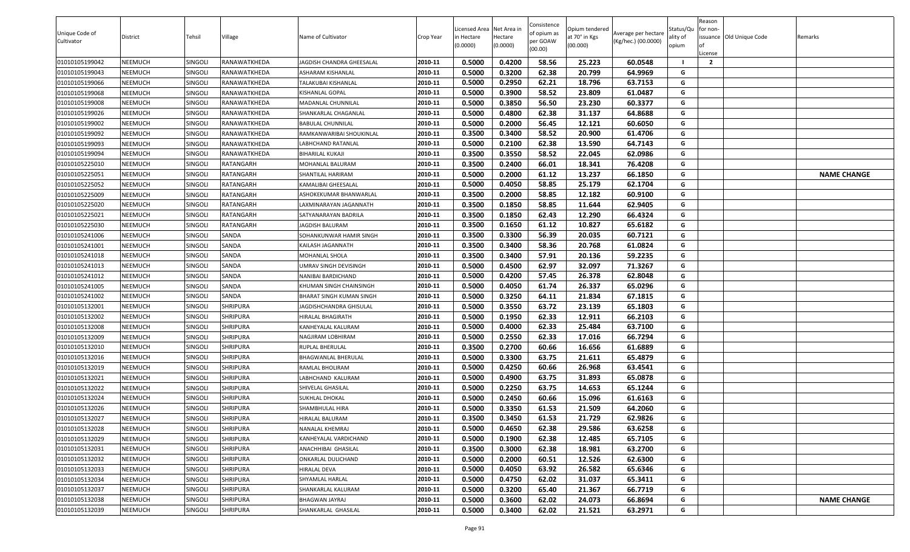| Unique Code of Cultivator | District | Tehsil | Village | Name of Cultivator | Crop Year | Licensed Area in Hectare (0.0000) | Net Area in Hectare (0.0000) | Consistence of opium as per GOAW (00.00) | Opium tendered at 70° in Kgs (00.000) | Average per hectare (Kg/hec.) (00.0000) | Status/Quality of opium | Reason for non-issuance of License | Old Unique Code | Remarks |
|---|---|---|---|---|---|---|---|---|---|---|---|---|---|---|
| 01010105199042 | NEEMUCH | SINGOLI | RANAWATKHEDA | JAGDISH CHANDRA GHEESALAL | 2010-11 | 0.5000 | 0.4200 | 58.56 | 25.223 | 60.0548 | I | 2 | | |
| 01010105199043 | NEEMUCH | SINGOLI | RANAWATKHEDA | ASHARAM KISHANLAL | 2010-11 | 0.5000 | 0.3200 | 62.38 | 20.799 | 64.9969 | G | | | |
| 01010105199066 | NEEMUCH | SINGOLI | RANAWATKHEDA | TALAKUBAI KISHANLAL | 2010-11 | 0.5000 | 0.2950 | 62.21 | 18.796 | 63.7153 | G | | | |
| 01010105199068 | NEEMUCH | SINGOLI | RANAWATKHEDA | KISHANLAL GOPAL | 2010-11 | 0.5000 | 0.3900 | 58.52 | 23.809 | 61.0487 | G | | | |
| 01010105199008 | NEEMUCH | SINGOLI | RANAWATKHEDA | MADANLAL CHUNNILAL | 2010-11 | 0.5000 | 0.3850 | 56.50 | 23.230 | 60.3377 | G | | | |
| 01010105199026 | NEEMUCH | SINGOLI | RANAWATKHEDA | SHANKARLAL CHAGANLAL | 2010-11 | 0.5000 | 0.4800 | 62.38 | 31.137 | 64.8688 | G | | | |
| 01010105199002 | NEEMUCH | SINGOLI | RANAWATKHEDA | BABULAL CHUNNILAL | 2010-11 | 0.5000 | 0.2000 | 56.45 | 12.121 | 60.6050 | G | | | |
| 01010105199092 | NEEMUCH | SINGOLI | RANAWATKHEDA | RAMKANWARIBAI SHOUKINLAL | 2010-11 | 0.3500 | 0.3400 | 58.52 | 20.900 | 61.4706 | G | | | |
| 01010105199093 | NEEMUCH | SINGOLI | RANAWATKHEDA | LABHCHAND RATANLAL | 2010-11 | 0.5000 | 0.2100 | 62.38 | 13.590 | 64.7143 | G | | | |
| 01010105199094 | NEEMUCH | SINGOLI | RANAWATKHEDA | BIHARILAL KUKAJI | 2010-11 | 0.3500 | 0.3550 | 58.52 | 22.045 | 62.0986 | G | | | |
| 01010105225010 | NEEMUCH | SINGOLI | RATANGARH | MOHANLAL BALURAM | 2010-11 | 0.3500 | 0.2400 | 66.01 | 18.341 | 76.4208 | G | | | |
| 01010105225051 | NEEMUCH | SINGOLI | RATANGARH | SHANTILAL HARIRAM | 2010-11 | 0.5000 | 0.2000 | 61.12 | 13.237 | 66.1850 | G | | | NAME CHANGE |
| 01010105225052 | NEEMUCH | SINGOLI | RATANGARH | KAMALIBAI GHEESALAL | 2010-11 | 0.5000 | 0.4050 | 58.85 | 25.179 | 62.1704 | G | | | |
| 01010105225009 | NEEMUCH | SINGOLI | RATANGARH | ASHOKEKUMAR BHANWARLAL | 2010-11 | 0.3500 | 0.2000 | 58.85 | 12.182 | 60.9100 | G | | | |
| 01010105225020 | NEEMUCH | SINGOLI | RATANGARH | LAXMINARAYAN JAGANNATH | 2010-11 | 0.3500 | 0.1850 | 58.85 | 11.644 | 62.9405 | G | | | |
| 01010105225021 | NEEMUCH | SINGOLI | RATANGARH | SATYANARAYAN BADRILA | 2010-11 | 0.3500 | 0.1850 | 62.43 | 12.290 | 66.4324 | G | | | |
| 01010105225030 | NEEMUCH | SINGOLI | RATANGARH | JAGDISH BALURAM | 2010-11 | 0.3500 | 0.1650 | 61.12 | 10.827 | 65.6182 | G | | | |
| 01010105241006 | NEEMUCH | SINGOLI | SANDA | SOHANKUNWAR HAMIR SINGH | 2010-11 | 0.3500 | 0.3300 | 56.39 | 20.035 | 60.7121 | G | | | |
| 01010105241001 | NEEMUCH | SINGOLI | SANDA | KAILASH JAGANNATH | 2010-11 | 0.3500 | 0.3400 | 58.36 | 20.768 | 61.0824 | G | | | |
| 01010105241018 | NEEMUCH | SINGOLI | SANDA | MOHANLAL SHOLA | 2010-11 | 0.3500 | 0.3400 | 57.91 | 20.136 | 59.2235 | G | | | |
| 01010105241013 | NEEMUCH | SINGOLI | SANDA | UMRAV SINGH DEVISINGH | 2010-11 | 0.5000 | 0.4500 | 62.97 | 32.097 | 71.3267 | G | | | |
| 01010105241012 | NEEMUCH | SINGOLI | SANDA | NANIBAI BARDICHAND | 2010-11 | 0.5000 | 0.4200 | 57.45 | 26.378 | 62.8048 | G | | | |
| 01010105241005 | NEEMUCH | SINGOLI | SANDA | KHUMAN SINGH CHAINSINGH | 2010-11 | 0.5000 | 0.4050 | 61.74 | 26.337 | 65.0296 | G | | | |
| 01010105241002 | NEEMUCH | SINGOLI | SANDA | BHARAT SINGH KUMAN SINGH | 2010-11 | 0.5000 | 0.3250 | 64.11 | 21.834 | 67.1815 | G | | | |
| 01010105132001 | NEEMUCH | SINGOLI | SHRIPURA | JAGDISHCHANDRA GHISULAL | 2010-11 | 0.5000 | 0.3550 | 63.72 | 23.139 | 65.1803 | G | | | |
| 01010105132002 | NEEMUCH | SINGOLI | SHRIPURA | HIRALAL BHAGIRATH | 2010-11 | 0.5000 | 0.1950 | 62.33 | 12.911 | 66.2103 | G | | | |
| 01010105132008 | NEEMUCH | SINGOLI | SHRIPURA | KANHEYALAL KALURAM | 2010-11 | 0.5000 | 0.4000 | 62.33 | 25.484 | 63.7100 | G | | | |
| 01010105132009 | NEEMUCH | SINGOLI | SHRIPURA | NAGJIRAM LOBHIRAM | 2010-11 | 0.5000 | 0.2550 | 62.33 | 17.016 | 66.7294 | G | | | |
| 01010105132010 | NEEMUCH | SINGOLI | SHRIPURA | RUPLAL BHERULAL | 2010-11 | 0.3500 | 0.2700 | 60.66 | 16.656 | 61.6889 | G | | | |
| 01010105132016 | NEEMUCH | SINGOLI | SHRIPURA | BHAGWANLAL BHERULAL | 2010-11 | 0.5000 | 0.3300 | 63.75 | 21.611 | 65.4879 | G | | | |
| 01010105132019 | NEEMUCH | SINGOLI | SHRIPURA | RAMLAL BHOLIRAM | 2010-11 | 0.5000 | 0.4250 | 60.66 | 26.968 | 63.4541 | G | | | |
| 01010105132021 | NEEMUCH | SINGOLI | SHRIPURA | LABHCHAND KALURAM | 2010-11 | 0.5000 | 0.4900 | 63.75 | 31.893 | 65.0878 | G | | | |
| 01010105132022 | NEEMUCH | SINGOLI | SHRIPURA | SHIVELAL GHASILAL | 2010-11 | 0.5000 | 0.2250 | 63.75 | 14.653 | 65.1244 | G | | | |
| 01010105132024 | NEEMUCH | SINGOLI | SHRIPURA | SUKHLAL DHOKAL | 2010-11 | 0.5000 | 0.2450 | 60.66 | 15.096 | 61.6163 | G | | | |
| 01010105132026 | NEEMUCH | SINGOLI | SHRIPURA | SHAMBHULAL HIRA | 2010-11 | 0.5000 | 0.3350 | 61.53 | 21.509 | 64.2060 | G | | | |
| 01010105132027 | NEEMUCH | SINGOLI | SHRIPURA | HIRALAL BALURAM | 2010-11 | 0.3500 | 0.3450 | 61.53 | 21.729 | 62.9826 | G | | | |
| 01010105132028 | NEEMUCH | SINGOLI | SHRIPURA | NANALAL KHEMRAJ | 2010-11 | 0.5000 | 0.4650 | 62.38 | 29.586 | 63.6258 | G | | | |
| 01010105132029 | NEEMUCH | SINGOLI | SHRIPURA | KANHEYALAL VARDICHAND | 2010-11 | 0.5000 | 0.1900 | 62.38 | 12.485 | 65.7105 | G | | | |
| 01010105132031 | NEEMUCH | SINGOLI | SHRIPURA | ANACHHIBAI GHASILAL | 2010-11 | 0.3500 | 0.3000 | 62.38 | 18.981 | 63.2700 | G | | | |
| 01010105132032 | NEEMUCH | SINGOLI | SHRIPURA | ONKARLAL DULICHAND | 2010-11 | 0.5000 | 0.2000 | 60.51 | 12.526 | 62.6300 | G | | | |
| 01010105132033 | NEEMUCH | SINGOLI | SHRIPURA | HIRALAL DEVA | 2010-11 | 0.5000 | 0.4050 | 63.92 | 26.582 | 65.6346 | G | | | |
| 01010105132034 | NEEMUCH | SINGOLI | SHRIPURA | SHYAMLAL HARLAL | 2010-11 | 0.5000 | 0.4750 | 62.02 | 31.037 | 65.3411 | G | | | |
| 01010105132037 | NEEMUCH | SINGOLI | SHRIPURA | SHANKARLAL KALURAM | 2010-11 | 0.5000 | 0.3200 | 65.40 | 21.367 | 66.7719 | G | | | |
| 01010105132038 | NEEMUCH | SINGOLI | SHRIPURA | BHAGWAN JAYRAJ | 2010-11 | 0.5000 | 0.3600 | 62.02 | 24.073 | 66.8694 | G | | | NAME CHANGE |
| 01010105132039 | NEEMUCH | SINGOLI | SHRIPURA | SHANKARLAL GHASILAL | 2010-11 | 0.5000 | 0.3400 | 62.02 | 21.521 | 63.2971 | G | | | |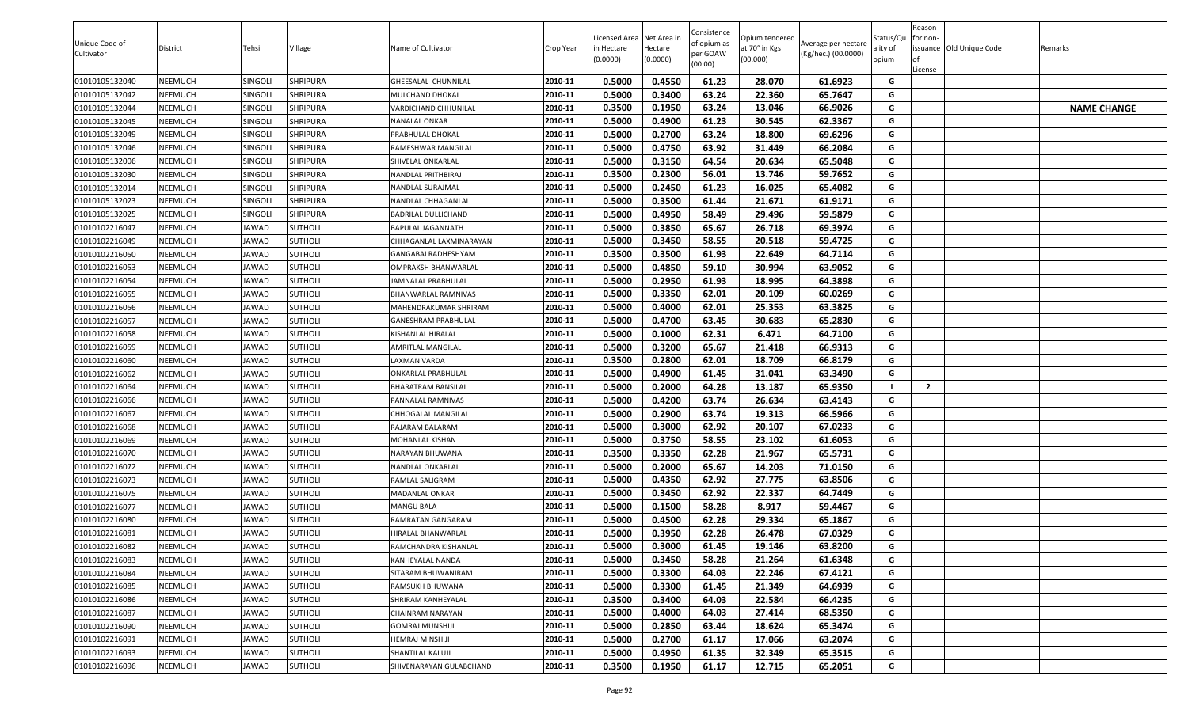| Unique Code of Cultivator | District | Tehsil | Village | Name of Cultivator | Crop Year | Licensed Area in Hectare (0.0000) | Net Area in Hectare (0.0000) | Consistence of opium as per GOAW (00.00) | Opium tendered at 70° in Kgs (00.000) | Average per hectare (Kg/hec.) (00.0000) | Status/Quality of opium | Reason for non-issuance of License | Old Unique Code | Remarks |
|---|---|---|---|---|---|---|---|---|---|---|---|---|---|---|
| 01010105132040 | NEEMUCH | SINGOLI | SHRIPURA | GHEESALAL CHUNNILAL | 2010-11 | 0.5000 | 0.4550 | 61.23 | 28.070 | 61.6923 | G | | | |
| 01010105132042 | NEEMUCH | SINGOLI | SHRIPURA | MULCHAND DHOKAL | 2010-11 | 0.5000 | 0.3400 | 63.24 | 22.360 | 65.7647 | G | | | |
| 01010105132044 | NEEMUCH | SINGOLI | SHRIPURA | VARDICHAND CHHUNILAL | 2010-11 | 0.3500 | 0.1950 | 63.24 | 13.046 | 66.9026 | G | | | NAME CHANGE |
| 01010105132045 | NEEMUCH | SINGOLI | SHRIPURA | NANALAL ONKAR | 2010-11 | 0.5000 | 0.4900 | 61.23 | 30.545 | 62.3367 | G | | | |
| 01010105132049 | NEEMUCH | SINGOLI | SHRIPURA | PRABHULAL DHOKAL | 2010-11 | 0.5000 | 0.2700 | 63.24 | 18.800 | 69.6296 | G | | | |
| 01010105132046 | NEEMUCH | SINGOLI | SHRIPURA | RAMESHWAR MANGILAL | 2010-11 | 0.5000 | 0.4750 | 63.92 | 31.449 | 66.2084 | G | | | |
| 01010105132006 | NEEMUCH | SINGOLI | SHRIPURA | SHIVELAL ONKARLAL | 2010-11 | 0.5000 | 0.3150 | 64.54 | 20.634 | 65.5048 | G | | | |
| 01010105132030 | NEEMUCH | SINGOLI | SHRIPURA | NANDLAL PRITHBIRAJ | 2010-11 | 0.3500 | 0.2300 | 56.01 | 13.746 | 59.7652 | G | | | |
| 01010105132014 | NEEMUCH | SINGOLI | SHRIPURA | NANDLAL SURAJMAL | 2010-11 | 0.5000 | 0.2450 | 61.23 | 16.025 | 65.4082 | G | | | |
| 01010105132023 | NEEMUCH | SINGOLI | SHRIPURA | NANDLAL CHHAGANLAL | 2010-11 | 0.5000 | 0.3500 | 61.44 | 21.671 | 61.9171 | G | | | |
| 01010105132025 | NEEMUCH | SINGOLI | SHRIPURA | BADRILAL DULLICHAND | 2010-11 | 0.5000 | 0.4950 | 58.49 | 29.496 | 59.5879 | G | | | |
| 01010102216047 | NEEMUCH | JAWAD | SUTHOLI | BAPULAL JAGANNATH | 2010-11 | 0.5000 | 0.3850 | 65.67 | 26.718 | 69.3974 | G | | | |
| 01010102216049 | NEEMUCH | JAWAD | SUTHOLI | CHHAGANLAL LAXMINARAYAN | 2010-11 | 0.5000 | 0.3450 | 58.55 | 20.518 | 59.4725 | G | | | |
| 01010102216050 | NEEMUCH | JAWAD | SUTHOLI | GANGABAI RADHESHYAM | 2010-11 | 0.3500 | 0.3500 | 61.93 | 22.649 | 64.7114 | G | | | |
| 01010102216053 | NEEMUCH | JAWAD | SUTHOLI | OMPRAKSH BHANWARLAL | 2010-11 | 0.5000 | 0.4850 | 59.10 | 30.994 | 63.9052 | G | | | |
| 01010102216054 | NEEMUCH | JAWAD | SUTHOLI | JAMNALAL PRABHULAL | 2010-11 | 0.5000 | 0.2950 | 61.93 | 18.995 | 64.3898 | G | | | |
| 01010102216055 | NEEMUCH | JAWAD | SUTHOLI | BHANWARLAL RAMNIVAS | 2010-11 | 0.5000 | 0.3350 | 62.01 | 20.109 | 60.0269 | G | | | |
| 01010102216056 | NEEMUCH | JAWAD | SUTHOLI | MAHENDRAKUMAR SHRIRAM | 2010-11 | 0.5000 | 0.4000 | 62.01 | 25.353 | 63.3825 | G | | | |
| 01010102216057 | NEEMUCH | JAWAD | SUTHOLI | GANESHRAM PRABHULAL | 2010-11 | 0.5000 | 0.4700 | 63.45 | 30.683 | 65.2830 | G | | | |
| 01010102216058 | NEEMUCH | JAWAD | SUTHOLI | KISHANLAL HIRALAL | 2010-11 | 0.5000 | 0.1000 | 62.31 | 6.471 | 64.7100 | G | | | |
| 01010102216059 | NEEMUCH | JAWAD | SUTHOLI | AMRITLAL MANGILAL | 2010-11 | 0.5000 | 0.3200 | 65.67 | 21.418 | 66.9313 | G | | | |
| 01010102216060 | NEEMUCH | JAWAD | SUTHOLI | LAXMAN VARDA | 2010-11 | 0.3500 | 0.2800 | 62.01 | 18.709 | 66.8179 | G | | | |
| 01010102216062 | NEEMUCH | JAWAD | SUTHOLI | ONKARLAL PRABHULAL | 2010-11 | 0.5000 | 0.4900 | 61.45 | 31.041 | 63.3490 | G | | | |
| 01010102216064 | NEEMUCH | JAWAD | SUTHOLI | BHARATRAM BANSILAL | 2010-11 | 0.5000 | 0.2000 | 64.28 | 13.187 | 65.9350 | I | 2 | | |
| 01010102216066 | NEEMUCH | JAWAD | SUTHOLI | PANNALAL RAMNIVAS | 2010-11 | 0.5000 | 0.4200 | 63.74 | 26.634 | 63.4143 | G | | | |
| 01010102216067 | NEEMUCH | JAWAD | SUTHOLI | CHHOGALAL MANGILAL | 2010-11 | 0.5000 | 0.2900 | 63.74 | 19.313 | 66.5966 | G | | | |
| 01010102216068 | NEEMUCH | JAWAD | SUTHOLI | RAJARAM BALARAM | 2010-11 | 0.5000 | 0.3000 | 62.92 | 20.107 | 67.0233 | G | | | |
| 01010102216069 | NEEMUCH | JAWAD | SUTHOLI | MOHANLAL KISHAN | 2010-11 | 0.5000 | 0.3750 | 58.55 | 23.102 | 61.6053 | G | | | |
| 01010102216070 | NEEMUCH | JAWAD | SUTHOLI | NARAYAN BHUWANA | 2010-11 | 0.3500 | 0.3350 | 62.28 | 21.967 | 65.5731 | G | | | |
| 01010102216072 | NEEMUCH | JAWAD | SUTHOLI | NANDLAL ONKARLAL | 2010-11 | 0.5000 | 0.2000 | 65.67 | 14.203 | 71.0150 | G | | | |
| 01010102216073 | NEEMUCH | JAWAD | SUTHOLI | RAMLAL SALIGRAM | 2010-11 | 0.5000 | 0.4350 | 62.92 | 27.775 | 63.8506 | G | | | |
| 01010102216075 | NEEMUCH | JAWAD | SUTHOLI | MADANLAL ONKAR | 2010-11 | 0.5000 | 0.3450 | 62.92 | 22.337 | 64.7449 | G | | | |
| 01010102216077 | NEEMUCH | JAWAD | SUTHOLI | MANGU BALA | 2010-11 | 0.5000 | 0.1500 | 58.28 | 8.917 | 59.4467 | G | | | |
| 01010102216080 | NEEMUCH | JAWAD | SUTHOLI | RAMRATAN GANGARAM | 2010-11 | 0.5000 | 0.4500 | 62.28 | 29.334 | 65.1867 | G | | | |
| 01010102216081 | NEEMUCH | JAWAD | SUTHOLI | HIRALAL BHANWARLAL | 2010-11 | 0.5000 | 0.3950 | 62.28 | 26.478 | 67.0329 | G | | | |
| 01010102216082 | NEEMUCH | JAWAD | SUTHOLI | RAMCHANDRA KISHANLAL | 2010-11 | 0.5000 | 0.3000 | 61.45 | 19.146 | 63.8200 | G | | | |
| 01010102216083 | NEEMUCH | JAWAD | SUTHOLI | KANHEYALAL NANDA | 2010-11 | 0.5000 | 0.3450 | 58.28 | 21.264 | 61.6348 | G | | | |
| 01010102216084 | NEEMUCH | JAWAD | SUTHOLI | SITARAM BHUWANIRAM | 2010-11 | 0.5000 | 0.3300 | 64.03 | 22.246 | 67.4121 | G | | | |
| 01010102216085 | NEEMUCH | JAWAD | SUTHOLI | RAMSUKH BHUWANA | 2010-11 | 0.5000 | 0.3300 | 61.45 | 21.349 | 64.6939 | G | | | |
| 01010102216086 | NEEMUCH | JAWAD | SUTHOLI | SHRIRAM KANHEYALAL | 2010-11 | 0.3500 | 0.3400 | 64.03 | 22.584 | 66.4235 | G | | | |
| 01010102216087 | NEEMUCH | JAWAD | SUTHOLI | CHAINRAM NARAYAN | 2010-11 | 0.5000 | 0.4000 | 64.03 | 27.414 | 68.5350 | G | | | |
| 01010102216090 | NEEMUCH | JAWAD | SUTHOLI | GOMRAJ MUNSHIJI | 2010-11 | 0.5000 | 0.2850 | 63.44 | 18.624 | 65.3474 | G | | | |
| 01010102216091 | NEEMUCH | JAWAD | SUTHOLI | HEMRAJ MINSHIJI | 2010-11 | 0.5000 | 0.2700 | 61.17 | 17.066 | 63.2074 | G | | | |
| 01010102216093 | NEEMUCH | JAWAD | SUTHOLI | SHANTILAL KALUJI | 2010-11 | 0.5000 | 0.4950 | 61.35 | 32.349 | 65.3515 | G | | | |
| 01010102216096 | NEEMUCH | JAWAD | SUTHOLI | SHIVENARAYAN GULABCHAND | 2010-11 | 0.3500 | 0.1950 | 61.17 | 12.715 | 65.2051 | G | | | |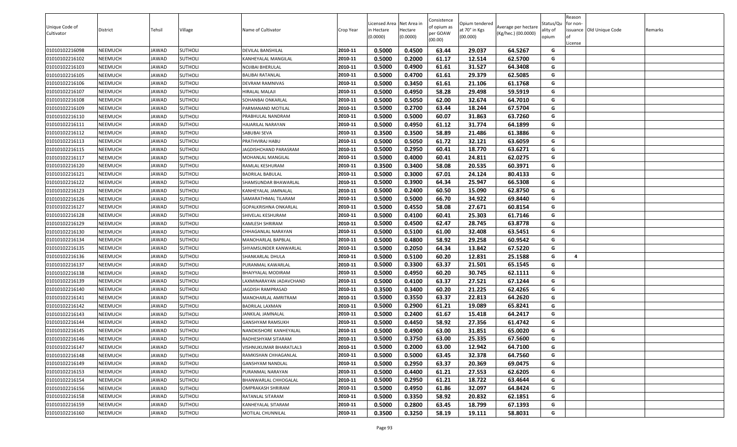| Unique Code of Cultivator | District | Tehsil | Village | Name of Cultivator | Crop Year | Licensed Area in Hectare (0.0000) | Net Area in Hectare (0.0000) | Consistence of opium as per GOAW (00.00) | Opium tendered at 70° in Kgs (00.000) | Average per hectare (Kg/hec.) (00.0000) | Status/Quality of opium | Reason for non-issuance of License | Old Unique Code | Remarks |
|---|---|---|---|---|---|---|---|---|---|---|---|---|---|---|
| 01010102216098 | NEEMUCH | JAWAD | SUTHOLI | DEVILAL BANSHILAL | 2010-11 | 0.5000 | 0.4500 | 63.44 | 29.037 | 64.5267 | G | | | |
| 01010102216102 | NEEMUCH | JAWAD | SUTHOLI | KANHEYALAL MANGILAL | 2010-11 | 0.5000 | 0.2000 | 61.17 | 12.514 | 62.5700 | G | | | |
| 01010102216103 | NEEMUCH | JAWAD | SUTHOLI | NOJIBAI BHERULAL | 2010-11 | 0.5000 | 0.4900 | 61.61 | 31.527 | 64.3408 | G | | | |
| 01010102216105 | NEEMUCH | JAWAD | SUTHOLI | BALIBAI RATANLAL | 2010-11 | 0.5000 | 0.4700 | 61.61 | 29.379 | 62.5085 | G | | | |
| 01010102216106 | NEEMUCH | JAWAD | SUTHOLI | DEVRAM RAMNIVAS | 2010-11 | 0.5000 | 0.3450 | 61.61 | 21.106 | 61.1768 | G | | | |
| 01010102216107 | NEEMUCH | JAWAD | SUTHOLI | HIRALAL MALAJI | 2010-11 | 0.5000 | 0.4950 | 58.28 | 29.498 | 59.5919 | G | | | |
| 01010102216108 | NEEMUCH | JAWAD | SUTHOLI | SOHANBAI ONKARLAL | 2010-11 | 0.5000 | 0.5050 | 62.00 | 32.674 | 64.7010 | G | | | |
| 01010102216109 | NEEMUCH | JAWAD | SUTHOLI | PARMANAND MOTILAL | 2010-11 | 0.5000 | 0.2700 | 63.44 | 18.244 | 67.5704 | G | | | |
| 01010102216110 | NEEMUCH | JAWAD | SUTHOLI | PRABHULAL NANDRAM | 2010-11 | 0.5000 | 0.5000 | 60.07 | 31.863 | 63.7260 | G | | | |
| 01010102216111 | NEEMUCH | JAWAD | SUTHOLI | HAJARILAL NARAYAN | 2010-11 | 0.5000 | 0.4950 | 61.12 | 31.774 | 64.1899 | G | | | |
| 01010102216112 | NEEMUCH | JAWAD | SUTHOLI | SABUBAI SEVA | 2010-11 | 0.3500 | 0.3500 | 58.89 | 21.486 | 61.3886 | G | | | |
| 01010102216113 | NEEMUCH | JAWAD | SUTHOLI | PRATHVIRAJ HABU | 2010-11 | 0.5000 | 0.5050 | 61.72 | 32.121 | 63.6059 | G | | | |
| 01010102216115 | NEEMUCH | JAWAD | SUTHOLI | JAGDISHCHAND PARASRAM | 2010-11 | 0.5000 | 0.2950 | 60.41 | 18.770 | 63.6271 | G | | | |
| 01010102216117 | NEEMUCH | JAWAD | SUTHOLI | MOHANLAL MANGILAL | 2010-11 | 0.5000 | 0.4000 | 60.41 | 24.811 | 62.0275 | G | | | |
| 01010102216120 | NEEMUCH | JAWAD | SUTHOLI | RAMLAL KESHURAM | 2010-11 | 0.3500 | 0.3400 | 58.08 | 20.535 | 60.3971 | G | | | |
| 01010102216121 | NEEMUCH | JAWAD | SUTHOLI | BADRILAL BABULAL | 2010-11 | 0.5000 | 0.3000 | 67.01 | 24.124 | 80.4133 | G | | | |
| 01010102216122 | NEEMUCH | JAWAD | SUTHOLI | SHAMSUNDAR BHAWARLAL | 2010-11 | 0.5000 | 0.3900 | 64.34 | 25.947 | 66.5308 | G | | | |
| 01010102216123 | NEEMUCH | JAWAD | SUTHOLI | KANHEYALAL JAMNALAL | 2010-11 | 0.5000 | 0.2400 | 60.50 | 15.090 | 62.8750 | G | | | |
| 01010102216126 | NEEMUCH | JAWAD | SUTHOLI | SAMARATHMAL TILARAM | 2010-11 | 0.5000 | 0.5000 | 66.70 | 34.922 | 69.8440 | G | | | |
| 01010102216127 | NEEMUCH | JAWAD | SUTHOLI | GOPALKRISHNA ONKARLAL | 2010-11 | 0.5000 | 0.4550 | 58.08 | 27.671 | 60.8154 | G | | | |
| 01010102216128 | NEEMUCH | JAWAD | SUTHOLI | SHIVELAL KESHURAM | 2010-11 | 0.5000 | 0.4100 | 60.41 | 25.303 | 61.7146 | G | | | |
| 01010102216129 | NEEMUCH | JAWAD | SUTHOLI | KAMLESH SHRIRAM | 2010-11 | 0.5000 | 0.4500 | 62.47 | 28.745 | 63.8778 | G | | | |
| 01010102216130 | NEEMUCH | JAWAD | SUTHOLI | CHHAGANLAL NARAYAN | 2010-11 | 0.5000 | 0.5100 | 61.00 | 32.408 | 63.5451 | G | | | |
| 01010102216134 | NEEMUCH | JAWAD | SUTHOLI | MANOHARLAL BAPBLAL | 2010-11 | 0.5000 | 0.4800 | 58.92 | 29.258 | 60.9542 | G | | | |
| 01010102216135 | NEEMUCH | JAWAD | SUTHOLI | SHYAMSUNDER KANWARLAL | 2010-11 | 0.5000 | 0.2050 | 64.34 | 13.842 | 67.5220 | G | | | |
| 01010102216136 | NEEMUCH | JAWAD | SUTHOLI | SHANKARLAL DHULA | 2010-11 | 0.5000 | 0.5100 | 60.20 | 12.831 | 25.1588 | G | 4 | | |
| 01010102216137 | NEEMUCH | JAWAD | SUTHOLI | PURANMAL KAWARLAL | 2010-11 | 0.5000 | 0.3300 | 63.37 | 21.501 | 65.1545 | G | | | |
| 01010102216138 | NEEMUCH | JAWAD | SUTHOLI | BHAIYYALAL MODIRAM | 2010-11 | 0.5000 | 0.4950 | 60.20 | 30.745 | 62.1111 | G | | | |
| 01010102216139 | NEEMUCH | JAWAD | SUTHOLI | LAXMINARAYAN JADAVCHAND | 2010-11 | 0.5000 | 0.4100 | 63.37 | 27.521 | 67.1244 | G | | | |
| 01010102216140 | NEEMUCH | JAWAD | SUTHOLI | JAGDISH RAMPRASAD | 2010-11 | 0.3500 | 0.3400 | 60.20 | 21.225 | 62.4265 | G | | | |
| 01010102216141 | NEEMUCH | JAWAD | SUTHOLI | MANOHARLAL AMRITRAM | 2010-11 | 0.5000 | 0.3550 | 63.37 | 22.813 | 64.2620 | G | | | |
| 01010102216142 | NEEMUCH | JAWAD | SUTHOLI | BADRILAL LAXMAN | 2010-11 | 0.5000 | 0.2900 | 61.21 | 19.089 | 65.8241 | G | | | |
| 01010102216143 | NEEMUCH | JAWAD | SUTHOLI | JANKILAL JAMNALAL | 2010-11 | 0.5000 | 0.2400 | 61.67 | 15.418 | 64.2417 | G | | | |
| 01010102216144 | NEEMUCH | JAWAD | SUTHOLI | GANSHYAM RAMSUKH | 2010-11 | 0.5000 | 0.4450 | 58.92 | 27.356 | 61.4742 | G | | | |
| 01010102216145 | NEEMUCH | JAWAD | SUTHOLI | NANDKISHORE KANHEYALAL | 2010-11 | 0.5000 | 0.4900 | 63.00 | 31.851 | 65.0020 | G | | | |
| 01010102216146 | NEEMUCH | JAWAD | SUTHOLI | RADHESHYAM SITARAM | 2010-11 | 0.5000 | 0.3750 | 63.00 | 25.335 | 67.5600 | G | | | |
| 01010102216147 | NEEMUCH | JAWAD | SUTHOLI | VISHNUKUMAR BHARATLAL3 | 2010-11 | 0.5000 | 0.2000 | 63.00 | 12.942 | 64.7100 | G | | | |
| 01010102216148 | NEEMUCH | JAWAD | SUTHOLI | RAMKISHAN CHHAGANLAL | 2010-11 | 0.5000 | 0.5000 | 63.45 | 32.378 | 64.7560 | G | | | |
| 01010102216149 | NEEMUCH | JAWAD | SUTHOLI | GANSHYAM NANDLAL | 2010-11 | 0.5000 | 0.2950 | 63.37 | 20.369 | 69.0475 | G | | | |
| 01010102216153 | NEEMUCH | JAWAD | SUTHOLI | PURANMAL NARAYAN | 2010-11 | 0.5000 | 0.4400 | 61.21 | 27.553 | 62.6205 | G | | | |
| 01010102216154 | NEEMUCH | JAWAD | SUTHOLI | BHANWARLAL CHHOGALAL | 2010-11 | 0.5000 | 0.2950 | 61.21 | 18.722 | 63.4644 | G | | | |
| 01010102216156 | NEEMUCH | JAWAD | SUTHOLI | OMPRAKASH SHRIRAM | 2010-11 | 0.5000 | 0.4950 | 61.86 | 32.097 | 64.8424 | G | | | |
| 01010102216158 | NEEMUCH | JAWAD | SUTHOLI | RATANLAL SITARAM | 2010-11 | 0.5000 | 0.3350 | 58.92 | 20.832 | 62.1851 | G | | | |
| 01010102216159 | NEEMUCH | JAWAD | SUTHOLI | KANHEYALAL SITARAM | 2010-11 | 0.5000 | 0.2800 | 63.45 | 18.799 | 67.1393 | G | | | |
| 01010102216160 | NEEMUCH | JAWAD | SUTHOLI | MOTILAL CHUNNILAL | 2010-11 | 0.3500 | 0.3250 | 58.19 | 19.111 | 58.8031 | G | | | |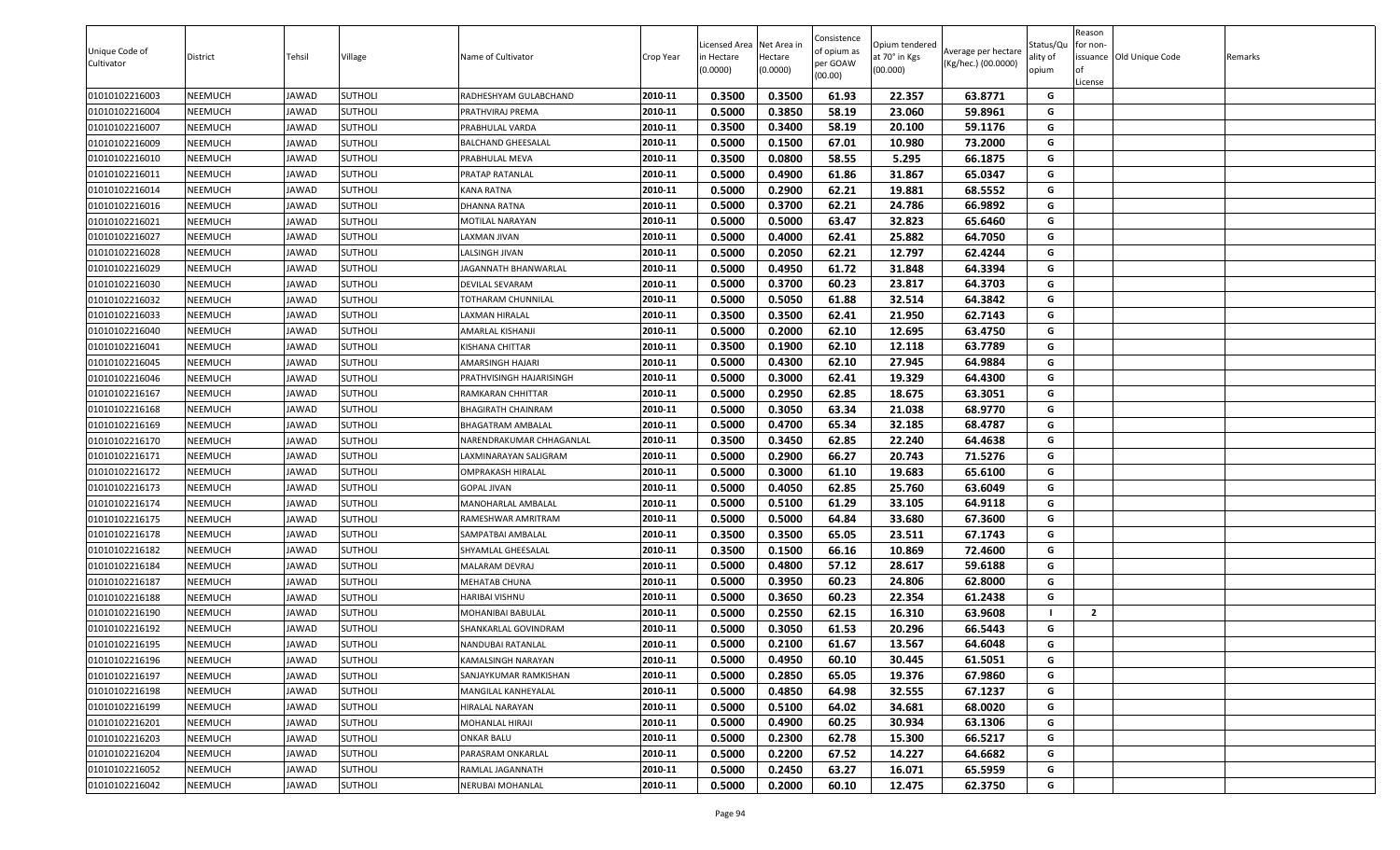| Unique Code of Cultivator | District | Tehsil | Village | Name of Cultivator | Crop Year | Licensed Area in Hectare (0.0000) | Net Area in Hectare (0.0000) | Consistence of opium as per GOAW (00.00) | Opium tendered at 70° in Kgs (00.000) | Average per hectare (Kg/hec.) (00.0000) | Status/Quality of opium | Reason for non-issuance of License | Old Unique Code | Remarks |
|---|---|---|---|---|---|---|---|---|---|---|---|---|---|---|
| 01010102216003 | NEEMUCH | JAWAD | SUTHOLI | RADHESHYAM GULABCHAND | 2010-11 | 0.3500 | 0.3500 | 61.93 | 22.357 | 63.8771 | G | | | |
| 01010102216004 | NEEMUCH | JAWAD | SUTHOLI | PRATHVIRAJ PREMA | 2010-11 | 0.5000 | 0.3850 | 58.19 | 23.060 | 59.8961 | G | | | |
| 01010102216007 | NEEMUCH | JAWAD | SUTHOLI | PRABHULAL VARDA | 2010-11 | 0.3500 | 0.3400 | 58.19 | 20.100 | 59.1176 | G | | | |
| 01010102216009 | NEEMUCH | JAWAD | SUTHOLI | BALCHAND GHEESALAL | 2010-11 | 0.5000 | 0.1500 | 67.01 | 10.980 | 73.2000 | G | | | |
| 01010102216010 | NEEMUCH | JAWAD | SUTHOLI | PRABHULAL MEVA | 2010-11 | 0.3500 | 0.0800 | 58.55 | 5.295 | 66.1875 | G | | | |
| 01010102216011 | NEEMUCH | JAWAD | SUTHOLI | PRATAP RATANLAL | 2010-11 | 0.5000 | 0.4900 | 61.86 | 31.867 | 65.0347 | G | | | |
| 01010102216014 | NEEMUCH | JAWAD | SUTHOLI | KANA RATNA | 2010-11 | 0.5000 | 0.2900 | 62.21 | 19.881 | 68.5552 | G | | | |
| 01010102216016 | NEEMUCH | JAWAD | SUTHOLI | DHANNA RATNA | 2010-11 | 0.5000 | 0.3700 | 62.21 | 24.786 | 66.9892 | G | | | |
| 01010102216021 | NEEMUCH | JAWAD | SUTHOLI | MOTILAL NARAYAN | 2010-11 | 0.5000 | 0.5000 | 63.47 | 32.823 | 65.6460 | G | | | |
| 01010102216027 | NEEMUCH | JAWAD | SUTHOLI | LAXMAN JIVAN | 2010-11 | 0.5000 | 0.4000 | 62.41 | 25.882 | 64.7050 | G | | | |
| 01010102216028 | NEEMUCH | JAWAD | SUTHOLI | LALSINGH JIVAN | 2010-11 | 0.5000 | 0.2050 | 62.21 | 12.797 | 62.4244 | G | | | |
| 01010102216029 | NEEMUCH | JAWAD | SUTHOLI | JAGANNATH BHANWARLAL | 2010-11 | 0.5000 | 0.4950 | 61.72 | 31.848 | 64.3394 | G | | | |
| 01010102216030 | NEEMUCH | JAWAD | SUTHOLI | DEVILAL SEVARAM | 2010-11 | 0.5000 | 0.3700 | 60.23 | 23.817 | 64.3703 | G | | | |
| 01010102216032 | NEEMUCH | JAWAD | SUTHOLI | TOTHARAM CHUNNILAL | 2010-11 | 0.5000 | 0.5050 | 61.88 | 32.514 | 64.3842 | G | | | |
| 01010102216033 | NEEMUCH | JAWAD | SUTHOLI | LAXMAN HIRALAL | 2010-11 | 0.3500 | 0.3500 | 62.41 | 21.950 | 62.7143 | G | | | |
| 01010102216040 | NEEMUCH | JAWAD | SUTHOLI | AMARLAL KISHANJI | 2010-11 | 0.5000 | 0.2000 | 62.10 | 12.695 | 63.4750 | G | | | |
| 01010102216041 | NEEMUCH | JAWAD | SUTHOLI | KISHANA CHITTAR | 2010-11 | 0.3500 | 0.1900 | 62.10 | 12.118 | 63.7789 | G | | | |
| 01010102216045 | NEEMUCH | JAWAD | SUTHOLI | AMARSINGH HAJARI | 2010-11 | 0.5000 | 0.4300 | 62.10 | 27.945 | 64.9884 | G | | | |
| 01010102216046 | NEEMUCH | JAWAD | SUTHOLI | PRATHVISINGH HAJARISINGH | 2010-11 | 0.5000 | 0.3000 | 62.41 | 19.329 | 64.4300 | G | | | |
| 01010102216167 | NEEMUCH | JAWAD | SUTHOLI | RAMKARAN CHHITTAR | 2010-11 | 0.5000 | 0.2950 | 62.85 | 18.675 | 63.3051 | G | | | |
| 01010102216168 | NEEMUCH | JAWAD | SUTHOLI | BHAGIRATH CHAINRAM | 2010-11 | 0.5000 | 0.3050 | 63.34 | 21.038 | 68.9770 | G | | | |
| 01010102216169 | NEEMUCH | JAWAD | SUTHOLI | BHAGATRAM AMBALAL | 2010-11 | 0.5000 | 0.4700 | 65.34 | 32.185 | 68.4787 | G | | | |
| 01010102216170 | NEEMUCH | JAWAD | SUTHOLI | NARENDRAKUMAR CHHAGANLAL | 2010-11 | 0.3500 | 0.3450 | 62.85 | 22.240 | 64.4638 | G | | | |
| 01010102216171 | NEEMUCH | JAWAD | SUTHOLI | LAXMINARAYAN SALIGRAM | 2010-11 | 0.5000 | 0.2900 | 66.27 | 20.743 | 71.5276 | G | | | |
| 01010102216172 | NEEMUCH | JAWAD | SUTHOLI | OMPRAKASH HIRALAL | 2010-11 | 0.5000 | 0.3000 | 61.10 | 19.683 | 65.6100 | G | | | |
| 01010102216173 | NEEMUCH | JAWAD | SUTHOLI | GOPAL JIVAN | 2010-11 | 0.5000 | 0.4050 | 62.85 | 25.760 | 63.6049 | G | | | |
| 01010102216174 | NEEMUCH | JAWAD | SUTHOLI | MANOHARLAL AMBALAL | 2010-11 | 0.5000 | 0.5100 | 61.29 | 33.105 | 64.9118 | G | | | |
| 01010102216175 | NEEMUCH | JAWAD | SUTHOLI | RAMESHWAR AMRITRAM | 2010-11 | 0.5000 | 0.5000 | 64.84 | 33.680 | 67.3600 | G | | | |
| 01010102216178 | NEEMUCH | JAWAD | SUTHOLI | SAMPATBAI AMBALAL | 2010-11 | 0.3500 | 0.3500 | 65.05 | 23.511 | 67.1743 | G | | | |
| 01010102216182 | NEEMUCH | JAWAD | SUTHOLI | SHYAMLAL GHEESALAL | 2010-11 | 0.3500 | 0.1500 | 66.16 | 10.869 | 72.4600 | G | | | |
| 01010102216184 | NEEMUCH | JAWAD | SUTHOLI | MALARAM DEVRAJ | 2010-11 | 0.5000 | 0.4800 | 57.12 | 28.617 | 59.6188 | G | | | |
| 01010102216187 | NEEMUCH | JAWAD | SUTHOLI | MEHATAB CHUNA | 2010-11 | 0.5000 | 0.3950 | 60.23 | 24.806 | 62.8000 | G | | | |
| 01010102216188 | NEEMUCH | JAWAD | SUTHOLI | HARIBAI VISHNU | 2010-11 | 0.5000 | 0.3650 | 60.23 | 22.354 | 61.2438 | G | | | |
| 01010102216190 | NEEMUCH | JAWAD | SUTHOLI | MOHANIBAI BABULAL | 2010-11 | 0.5000 | 0.2550 | 62.15 | 16.310 | 63.9608 | I | 2 | | |
| 01010102216192 | NEEMUCH | JAWAD | SUTHOLI | SHANKARLAL GOVINDRAM | 2010-11 | 0.5000 | 0.3050 | 61.53 | 20.296 | 66.5443 | G | | | |
| 01010102216195 | NEEMUCH | JAWAD | SUTHOLI | NANDUBAI RATANLAL | 2010-11 | 0.5000 | 0.2100 | 61.67 | 13.567 | 64.6048 | G | | | |
| 01010102216196 | NEEMUCH | JAWAD | SUTHOLI | KAMALSINGH NARAYAN | 2010-11 | 0.5000 | 0.4950 | 60.10 | 30.445 | 61.5051 | G | | | |
| 01010102216197 | NEEMUCH | JAWAD | SUTHOLI | SANJAYKUMAR RAMKISHAN | 2010-11 | 0.5000 | 0.2850 | 65.05 | 19.376 | 67.9860 | G | | | |
| 01010102216198 | NEEMUCH | JAWAD | SUTHOLI | MANGILAL KANHEYALAL | 2010-11 | 0.5000 | 0.4850 | 64.98 | 32.555 | 67.1237 | G | | | |
| 01010102216199 | NEEMUCH | JAWAD | SUTHOLI | HIRALAL NARAYAN | 2010-11 | 0.5000 | 0.5100 | 64.02 | 34.681 | 68.0020 | G | | | |
| 01010102216201 | NEEMUCH | JAWAD | SUTHOLI | MOHANLAL HIRAJI | 2010-11 | 0.5000 | 0.4900 | 60.25 | 30.934 | 63.1306 | G | | | |
| 01010102216203 | NEEMUCH | JAWAD | SUTHOLI | ONKAR BALU | 2010-11 | 0.5000 | 0.2300 | 62.78 | 15.300 | 66.5217 | G | | | |
| 01010102216204 | NEEMUCH | JAWAD | SUTHOLI | PARASRAM ONKARLAL | 2010-11 | 0.5000 | 0.2200 | 67.52 | 14.227 | 64.6682 | G | | | |
| 01010102216052 | NEEMUCH | JAWAD | SUTHOLI | RAMLAL JAGANNATH | 2010-11 | 0.5000 | 0.2450 | 63.27 | 16.071 | 65.5959 | G | | | |
| 01010102216042 | NEEMUCH | JAWAD | SUTHOLI | NERUBAI MOHANLAL | 2010-11 | 0.5000 | 0.2000 | 60.10 | 12.475 | 62.3750 | G | | | |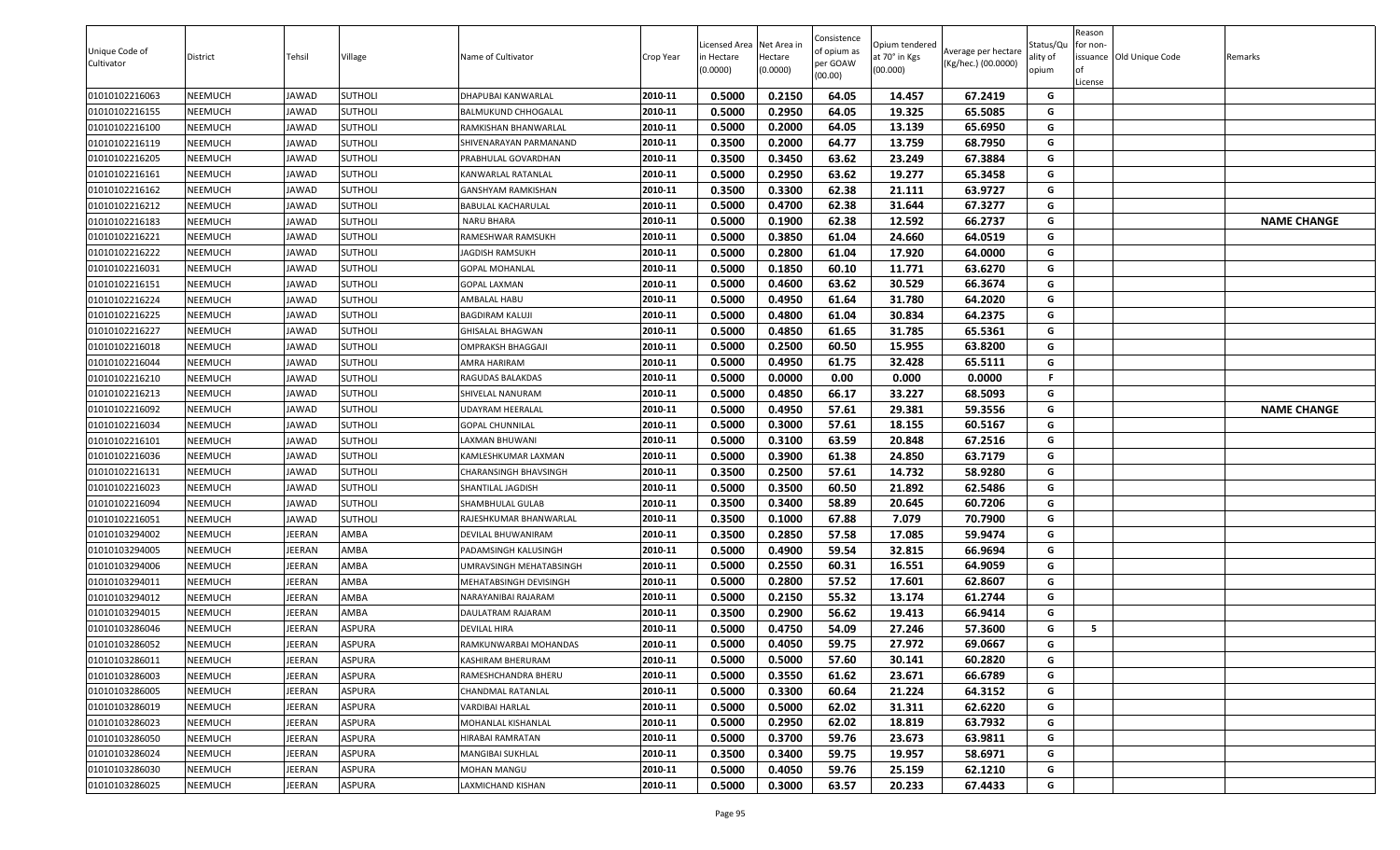| Unique Code of Cultivator | District | Tehsil | Village | Name of Cultivator | Crop Year | Licensed Area in Hectare (0.0000) | Net Area in Hectare (0.0000) | Consistence of opium as per GOAW (00.00) | Opium tendered at 70° in Kgs (00.000) | Average per hectare (Kg/hec.) (00.0000) | Status/Quality of opium | Reason for non-issuance of License | Old Unique Code | Remarks |
|---|---|---|---|---|---|---|---|---|---|---|---|---|---|---|
| 01010102216063 | NEEMUCH | JAWAD | SUTHOLI | DHAPUBAI KANWARLAL | 2010-11 | 0.5000 | 0.2150 | 64.05 | 14.457 | 67.2419 | G | | | |
| 01010102216155 | NEEMUCH | JAWAD | SUTHOLI | BALMUKUND CHHOGALAL | 2010-11 | 0.5000 | 0.2950 | 64.05 | 19.325 | 65.5085 | G | | | |
| 01010102216100 | NEEMUCH | JAWAD | SUTHOLI | RAMKISHAN BHANWARLAL | 2010-11 | 0.5000 | 0.2000 | 64.05 | 13.139 | 65.6950 | G | | | |
| 01010102216119 | NEEMUCH | JAWAD | SUTHOLI | SHIVENARAYAN PARMANAND | 2010-11 | 0.3500 | 0.2000 | 64.77 | 13.759 | 68.7950 | G | | | |
| 01010102216205 | NEEMUCH | JAWAD | SUTHOLI | PRABHULAL GOVARDHAN | 2010-11 | 0.3500 | 0.3450 | 63.62 | 23.249 | 67.3884 | G | | | |
| 01010102216161 | NEEMUCH | JAWAD | SUTHOLI | KANWARLAL RATANLAL | 2010-11 | 0.5000 | 0.2950 | 63.62 | 19.277 | 65.3458 | G | | | |
| 01010102216162 | NEEMUCH | JAWAD | SUTHOLI | GANSHYAM RAMKISHAN | 2010-11 | 0.3500 | 0.3300 | 62.38 | 21.111 | 63.9727 | G | | | |
| 01010102216212 | NEEMUCH | JAWAD | SUTHOLI | BABULAL KACHARULAL | 2010-11 | 0.5000 | 0.4700 | 62.38 | 31.644 | 67.3277 | G | | | |
| 01010102216183 | NEEMUCH | JAWAD | SUTHOLI | NARU BHARA | 2010-11 | 0.5000 | 0.1900 | 62.38 | 12.592 | 66.2737 | G | | | NAME CHANGE |
| 01010102216221 | NEEMUCH | JAWAD | SUTHOLI | RAMESHWAR RAMSUKH | 2010-11 | 0.5000 | 0.3850 | 61.04 | 24.660 | 64.0519 | G | | | |
| 01010102216222 | NEEMUCH | JAWAD | SUTHOLI | JAGDISH RAMSUKH | 2010-11 | 0.5000 | 0.2800 | 61.04 | 17.920 | 64.0000 | G | | | |
| 01010102216031 | NEEMUCH | JAWAD | SUTHOLI | GOPAL MOHANLAL | 2010-11 | 0.5000 | 0.1850 | 60.10 | 11.771 | 63.6270 | G | | | |
| 01010102216151 | NEEMUCH | JAWAD | SUTHOLI | GOPAL LAXMAN | 2010-11 | 0.5000 | 0.4600 | 63.62 | 30.529 | 66.3674 | G | | | |
| 01010102216224 | NEEMUCH | JAWAD | SUTHOLI | AMBALAL HABU | 2010-11 | 0.5000 | 0.4950 | 61.64 | 31.780 | 64.2020 | G | | | |
| 01010102216225 | NEEMUCH | JAWAD | SUTHOLI | BAGDIRAM KALUJI | 2010-11 | 0.5000 | 0.4800 | 61.04 | 30.834 | 64.2375 | G | | | |
| 01010102216227 | NEEMUCH | JAWAD | SUTHOLI | GHISALAL BHAGWAN | 2010-11 | 0.5000 | 0.4850 | 61.65 | 31.785 | 65.5361 | G | | | |
| 01010102216018 | NEEMUCH | JAWAD | SUTHOLI | OMPRAKSH BHAGGAJI | 2010-11 | 0.5000 | 0.2500 | 60.50 | 15.955 | 63.8200 | G | | | |
| 01010102216044 | NEEMUCH | JAWAD | SUTHOLI | AMRA HARIRAM | 2010-11 | 0.5000 | 0.4950 | 61.75 | 32.428 | 65.5111 | G | | | |
| 01010102216210 | NEEMUCH | JAWAD | SUTHOLI | RAGUDAS BALAKDAS | 2010-11 | 0.5000 | 0.0000 | 0.00 | 0.000 | 0.0000 | F | | | |
| 01010102216213 | NEEMUCH | JAWAD | SUTHOLI | SHIVELAL NANURAM | 2010-11 | 0.5000 | 0.4850 | 66.17 | 33.227 | 68.5093 | G | | | |
| 01010102216092 | NEEMUCH | JAWAD | SUTHOLI | UDAYRAM HEERALAL | 2010-11 | 0.5000 | 0.4950 | 57.61 | 29.381 | 59.3556 | G | | | NAME CHANGE |
| 01010102216034 | NEEMUCH | JAWAD | SUTHOLI | GOPAL CHUNNILAL | 2010-11 | 0.5000 | 0.3000 | 57.61 | 18.155 | 60.5167 | G | | | |
| 01010102216101 | NEEMUCH | JAWAD | SUTHOLI | LAXMAN BHUWANI | 2010-11 | 0.5000 | 0.3100 | 63.59 | 20.848 | 67.2516 | G | | | |
| 01010102216036 | NEEMUCH | JAWAD | SUTHOLI | KAMLESHKUMAR LAXMAN | 2010-11 | 0.5000 | 0.3900 | 61.38 | 24.850 | 63.7179 | G | | | |
| 01010102216131 | NEEMUCH | JAWAD | SUTHOLI | CHARANSINGH BHAVSINGH | 2010-11 | 0.3500 | 0.2500 | 57.61 | 14.732 | 58.9280 | G | | | |
| 01010102216023 | NEEMUCH | JAWAD | SUTHOLI | SHANTILAL JAGDISH | 2010-11 | 0.5000 | 0.3500 | 60.50 | 21.892 | 62.5486 | G | | | |
| 01010102216094 | NEEMUCH | JAWAD | SUTHOLI | SHAMBHULAL GULAB | 2010-11 | 0.3500 | 0.3400 | 58.89 | 20.645 | 60.7206 | G | | | |
| 01010102216051 | NEEMUCH | JAWAD | SUTHOLI | RAJESHKUMAR BHANWARLAL | 2010-11 | 0.3500 | 0.1000 | 67.88 | 7.079 | 70.7900 | G | | | |
| 01010103294002 | NEEMUCH | JEERAN | AMBA | DEVILAL BHUWANIRAM | 2010-11 | 0.3500 | 0.2850 | 57.58 | 17.085 | 59.9474 | G | | | |
| 01010103294005 | NEEMUCH | JEERAN | AMBA | PADAMSINGH KALUSINGH | 2010-11 | 0.5000 | 0.4900 | 59.54 | 32.815 | 66.9694 | G | | | |
| 01010103294006 | NEEMUCH | JEERAN | AMBA | UMRAVSINGH MEHATABSINGH | 2010-11 | 0.5000 | 0.2550 | 60.31 | 16.551 | 64.9059 | G | | | |
| 01010103294011 | NEEMUCH | JEERAN | AMBA | MEHATABSINGH DEVISINGH | 2010-11 | 0.5000 | 0.2800 | 57.52 | 17.601 | 62.8607 | G | | | |
| 01010103294012 | NEEMUCH | JEERAN | AMBA | NARAYANIBAI RAJARAM | 2010-11 | 0.5000 | 0.2150 | 55.32 | 13.174 | 61.2744 | G | | | |
| 01010103294015 | NEEMUCH | JEERAN | AMBA | DAULATRAM RAJARAM | 2010-11 | 0.3500 | 0.2900 | 56.62 | 19.413 | 66.9414 | G | | | |
| 01010103286046 | NEEMUCH | JEERAN | ASPURA | DEVILAL HIRA | 2010-11 | 0.5000 | 0.4750 | 54.09 | 27.246 | 57.3600 | G | 5 | | |
| 01010103286052 | NEEMUCH | JEERAN | ASPURA | RAMKUNWARBAI MOHANDAS | 2010-11 | 0.5000 | 0.4050 | 59.75 | 27.972 | 69.0667 | G | | | |
| 01010103286011 | NEEMUCH | JEERAN | ASPURA | KASHIRAM BHERURAM | 2010-11 | 0.5000 | 0.5000 | 57.60 | 30.141 | 60.2820 | G | | | |
| 01010103286003 | NEEMUCH | JEERAN | ASPURA | RAMESHCHANDRA BHERU | 2010-11 | 0.5000 | 0.3550 | 61.62 | 23.671 | 66.6789 | G | | | |
| 01010103286005 | NEEMUCH | JEERAN | ASPURA | CHANDMAL RATANLAL | 2010-11 | 0.5000 | 0.3300 | 60.64 | 21.224 | 64.3152 | G | | | |
| 01010103286019 | NEEMUCH | JEERAN | ASPURA | VARDIBAI HARLAL | 2010-11 | 0.5000 | 0.5000 | 62.02 | 31.311 | 62.6220 | G | | | |
| 01010103286023 | NEEMUCH | JEERAN | ASPURA | MOHANLAL KISHANLAL | 2010-11 | 0.5000 | 0.2950 | 62.02 | 18.819 | 63.7932 | G | | | |
| 01010103286050 | NEEMUCH | JEERAN | ASPURA | HIRABAI RAMRATAN | 2010-11 | 0.5000 | 0.3700 | 59.76 | 23.673 | 63.9811 | G | | | |
| 01010103286024 | NEEMUCH | JEERAN | ASPURA | MANGIBAI SUKHLAL | 2010-11 | 0.3500 | 0.3400 | 59.75 | 19.957 | 58.6971 | G | | | |
| 01010103286030 | NEEMUCH | JEERAN | ASPURA | MOHAN MANGU | 2010-11 | 0.5000 | 0.4050 | 59.76 | 25.159 | 62.1210 | G | | | |
| 01010103286025 | NEEMUCH | JEERAN | ASPURA | LAXMICHAND KISHAN | 2010-11 | 0.5000 | 0.3000 | 63.57 | 20.233 | 67.4433 | G | | | |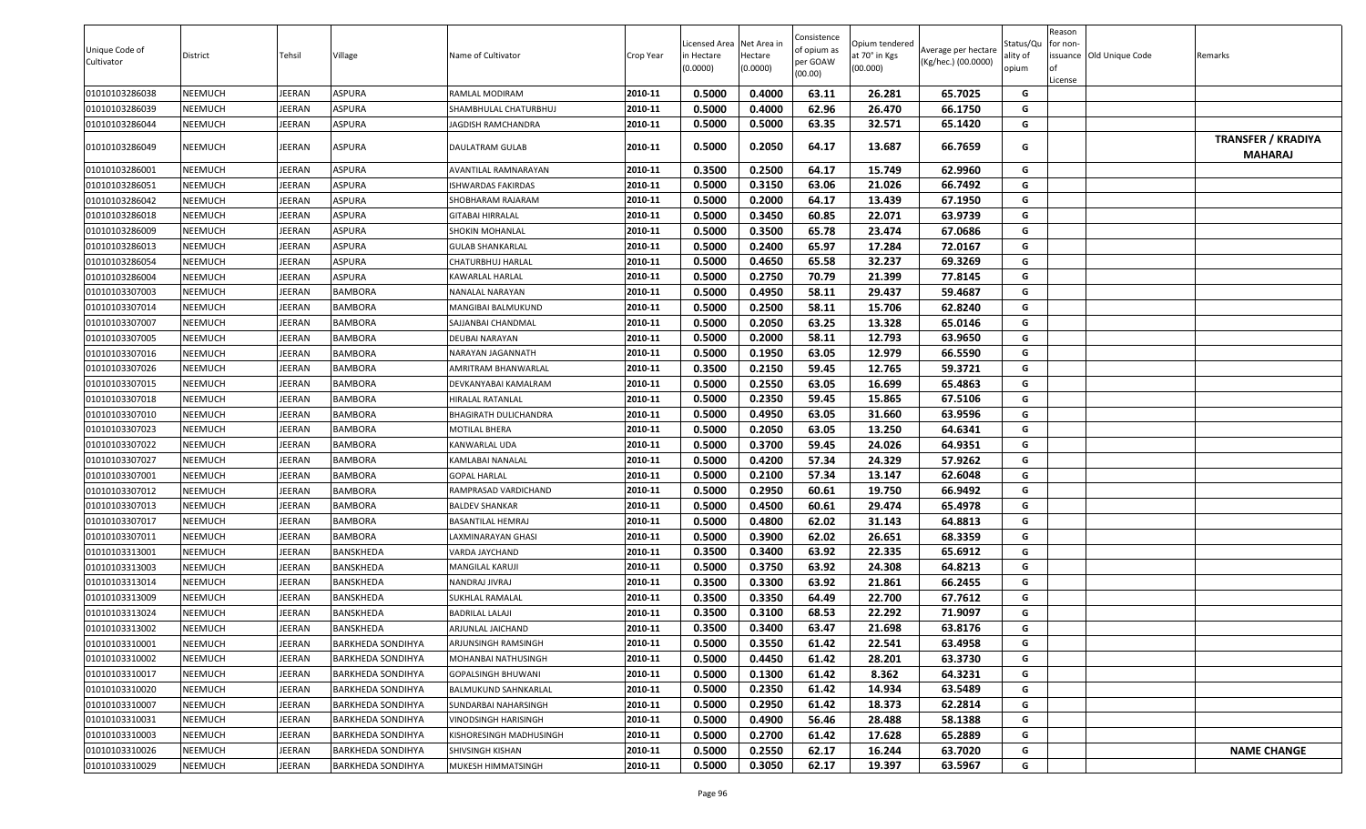| Unique Code of Cultivator | District | Tehsil | Village | Name of Cultivator | Crop Year | Licensed Area in Hectare (0.0000) | Net Area in Hectare (0.0000) | Consistence of opium as per GOAW (00.00) | Opium tendered at 70° in Kgs (00.000) | Average per hectare (Kg/hec.) (00.0000) | Status/Quality of opium | Reason for non-issuance of License | Old Unique Code | Remarks |
|---|---|---|---|---|---|---|---|---|---|---|---|---|---|---|
| 01010103286038 | NEEMUCH | JEERAN | ASPURA | RAMLAL MODIRAM | 2010-11 | 0.5000 | 0.4000 | 63.11 | 26.281 | 65.7025 | G | | | |
| 01010103286039 | NEEMUCH | JEERAN | ASPURA | SHAMBHULAL CHATURBHUJ | 2010-11 | 0.5000 | 0.4000 | 62.96 | 26.470 | 66.1750 | G | | | |
| 01010103286044 | NEEMUCH | JEERAN | ASPURA | JAGDISH RAMCHANDRA | 2010-11 | 0.5000 | 0.5000 | 63.35 | 32.571 | 65.1420 | G | | | |
| 01010103286049 | NEEMUCH | JEERAN | ASPURA | DAULATRAM GULAB | 2010-11 | 0.5000 | 0.2050 | 64.17 | 13.687 | 66.7659 | G | | | **TRANSFER / KRADIYA MAHARAJ** |
| 01010103286001 | NEEMUCH | JEERAN | ASPURA | AVANTILAL RAMNARAYAN | 2010-11 | 0.3500 | 0.2500 | 64.17 | 15.749 | 62.9960 | G | | | |
| 01010103286051 | NEEMUCH | JEERAN | ASPURA | ISHWARDAS FAKIRDAS | 2010-11 | 0.5000 | 0.3150 | 63.06 | 21.026 | 66.7492 | G | | | |
| 01010103286042 | NEEMUCH | JEERAN | ASPURA | SHOBHARAM RAJARAM | 2010-11 | 0.5000 | 0.2000 | 64.17 | 13.439 | 67.1950 | G | | | |
| 01010103286018 | NEEMUCH | JEERAN | ASPURA | GITABAI HIRRALAL | 2010-11 | 0.5000 | 0.3450 | 60.85 | 22.071 | 63.9739 | G | | | |
| 01010103286009 | NEEMUCH | JEERAN | ASPURA | SHOKIN MOHANLAL | 2010-11 | 0.5000 | 0.3500 | 65.78 | 23.474 | 67.0686 | G | | | |
| 01010103286013 | NEEMUCH | JEERAN | ASPURA | GULAB SHANKARLAL | 2010-11 | 0.5000 | 0.2400 | 65.97 | 17.284 | 72.0167 | G | | | |
| 01010103286054 | NEEMUCH | JEERAN | ASPURA | CHATURBHUJ HARLAL | 2010-11 | 0.5000 | 0.4650 | 65.58 | 32.237 | 69.3269 | G | | | |
| 01010103286004 | NEEMUCH | JEERAN | ASPURA | KAWARLAL HARLAL | 2010-11 | 0.5000 | 0.2750 | 70.79 | 21.399 | 77.8145 | G | | | |
| 01010103307003 | NEEMUCH | JEERAN | BAMBORA | NANALAL NARAYAN | 2010-11 | 0.5000 | 0.4950 | 58.11 | 29.437 | 59.4687 | G | | | |
| 01010103307014 | NEEMUCH | JEERAN | BAMBORA | MANGIBAI BALMUKUND | 2010-11 | 0.5000 | 0.2500 | 58.11 | 15.706 | 62.8240 | G | | | |
| 01010103307007 | NEEMUCH | JEERAN | BAMBORA | SAJJANBAI CHANDMAL | 2010-11 | 0.5000 | 0.2050 | 63.25 | 13.328 | 65.0146 | G | | | |
| 01010103307005 | NEEMUCH | JEERAN | BAMBORA | DEUBAI NARAYAN | 2010-11 | 0.5000 | 0.2000 | 58.11 | 12.793 | 63.9650 | G | | | |
| 01010103307016 | NEEMUCH | JEERAN | BAMBORA | NARAYAN JAGANNATH | 2010-11 | 0.5000 | 0.1950 | 63.05 | 12.979 | 66.5590 | G | | | |
| 01010103307026 | NEEMUCH | JEERAN | BAMBORA | AMRITRAM BHANWARLAL | 2010-11 | 0.3500 | 0.2150 | 59.45 | 12.765 | 59.3721 | G | | | |
| 01010103307015 | NEEMUCH | JEERAN | BAMBORA | DEVKANYABAI KAMALRAM | 2010-11 | 0.5000 | 0.2550 | 63.05 | 16.699 | 65.4863 | G | | | |
| 01010103307018 | NEEMUCH | JEERAN | BAMBORA | HIRALAL RATANLAL | 2010-11 | 0.5000 | 0.2350 | 59.45 | 15.865 | 67.5106 | G | | | |
| 01010103307010 | NEEMUCH | JEERAN | BAMBORA | BHAGIRATH DULICHANDRA | 2010-11 | 0.5000 | 0.4950 | 63.05 | 31.660 | 63.9596 | G | | | |
| 01010103307023 | NEEMUCH | JEERAN | BAMBORA | MOTILAL BHERA | 2010-11 | 0.5000 | 0.2050 | 63.05 | 13.250 | 64.6341 | G | | | |
| 01010103307022 | NEEMUCH | JEERAN | BAMBORA | KANWARLAL UDA | 2010-11 | 0.5000 | 0.3700 | 59.45 | 24.026 | 64.9351 | G | | | |
| 01010103307027 | NEEMUCH | JEERAN | BAMBORA | KAMLABAI NANALAL | 2010-11 | 0.5000 | 0.4200 | 57.34 | 24.329 | 57.9262 | G | | | |
| 01010103307001 | NEEMUCH | JEERAN | BAMBORA | GOPAL HARLAL | 2010-11 | 0.5000 | 0.2100 | 57.34 | 13.147 | 62.6048 | G | | | |
| 01010103307012 | NEEMUCH | JEERAN | BAMBORA | RAMPRASAD VARDICHAND | 2010-11 | 0.5000 | 0.2950 | 60.61 | 19.750 | 66.9492 | G | | | |
| 01010103307013 | NEEMUCH | JEERAN | BAMBORA | BALDEV SHANKAR | 2010-11 | 0.5000 | 0.4500 | 60.61 | 29.474 | 65.4978 | G | | | |
| 01010103307017 | NEEMUCH | JEERAN | BAMBORA | BASANTILAL HEMRAJ | 2010-11 | 0.5000 | 0.4800 | 62.02 | 31.143 | 64.8813 | G | | | |
| 01010103307011 | NEEMUCH | JEERAN | BAMBORA | LAXMINARAYAN GHASI | 2010-11 | 0.5000 | 0.3900 | 62.02 | 26.651 | 68.3359 | G | | | |
| 01010103313001 | NEEMUCH | JEERAN | BANSKHEDA | VARDA JAYCHAND | 2010-11 | 0.3500 | 0.3400 | 63.92 | 22.335 | 65.6912 | G | | | |
| 01010103313003 | NEEMUCH | JEERAN | BANSKHEDA | MANGILAL KARUJI | 2010-11 | 0.5000 | 0.3750 | 63.92 | 24.308 | 64.8213 | G | | | |
| 01010103313014 | NEEMUCH | JEERAN | BANSKHEDA | NANDRAJ JIVRAJ | 2010-11 | 0.3500 | 0.3300 | 63.92 | 21.861 | 66.2455 | G | | | |
| 01010103313009 | NEEMUCH | JEERAN | BANSKHEDA | SUKHLAL RAMALAL | 2010-11 | 0.3500 | 0.3350 | 64.49 | 22.700 | 67.7612 | G | | | |
| 01010103313024 | NEEMUCH | JEERAN | BANSKHEDA | BADRILAL LALAJI | 2010-11 | 0.3500 | 0.3100 | 68.53 | 22.292 | 71.9097 | G | | | |
| 01010103313002 | NEEMUCH | JEERAN | BANSKHEDA | ARJUNLAL JAICHAND | 2010-11 | 0.3500 | 0.3400 | 63.47 | 21.698 | 63.8176 | G | | | |
| 01010103310001 | NEEMUCH | JEERAN | BARKHEDA SONDIHYA | ARJUNSINGH RAMSINGH | 2010-11 | 0.5000 | 0.3550 | 61.42 | 22.541 | 63.4958 | G | | | |
| 01010103310002 | NEEMUCH | JEERAN | BARKHEDA SONDIHYA | MOHANBAI NATHUSINGH | 2010-11 | 0.5000 | 0.4450 | 61.42 | 28.201 | 63.3730 | G | | | |
| 01010103310017 | NEEMUCH | JEERAN | BARKHEDA SONDIHYA | GOPALSINGH BHUWANI | 2010-11 | 0.5000 | 0.1300 | 61.42 | 8.362 | 64.3231 | G | | | |
| 01010103310020 | NEEMUCH | JEERAN | BARKHEDA SONDIHYA | BALMUKUND SAHNKARLAL | 2010-11 | 0.5000 | 0.2350 | 61.42 | 14.934 | 63.5489 | G | | | |
| 01010103310007 | NEEMUCH | JEERAN | BARKHEDA SONDIHYA | SUNDARBAI NAHARSINGH | 2010-11 | 0.5000 | 0.2950 | 61.42 | 18.373 | 62.2814 | G | | | |
| 01010103310031 | NEEMUCH | JEERAN | BARKHEDA SONDIHYA | VINODSINGH HARISINGH | 2010-11 | 0.5000 | 0.4900 | 56.46 | 28.488 | 58.1388 | G | | | |
| 01010103310003 | NEEMUCH | JEERAN | BARKHEDA SONDIHYA | KISHORESINGH MADHUSINGH | 2010-11 | 0.5000 | 0.2700 | 61.42 | 17.628 | 65.2889 | G | | | |
| 01010103310026 | NEEMUCH | JEERAN | BARKHEDA SONDIHYA | SHIVSINGH KISHAN | 2010-11 | 0.5000 | 0.2550 | 62.17 | 16.244 | 63.7020 | G | | | **NAME CHANGE** |
| 01010103310029 | NEEMUCH | JEERAN | BARKHEDA SONDIHYA | MUKESH HIMMATSINGH | 2010-11 | 0.5000 | 0.3050 | 62.17 | 19.397 | 63.5967 | G | | | |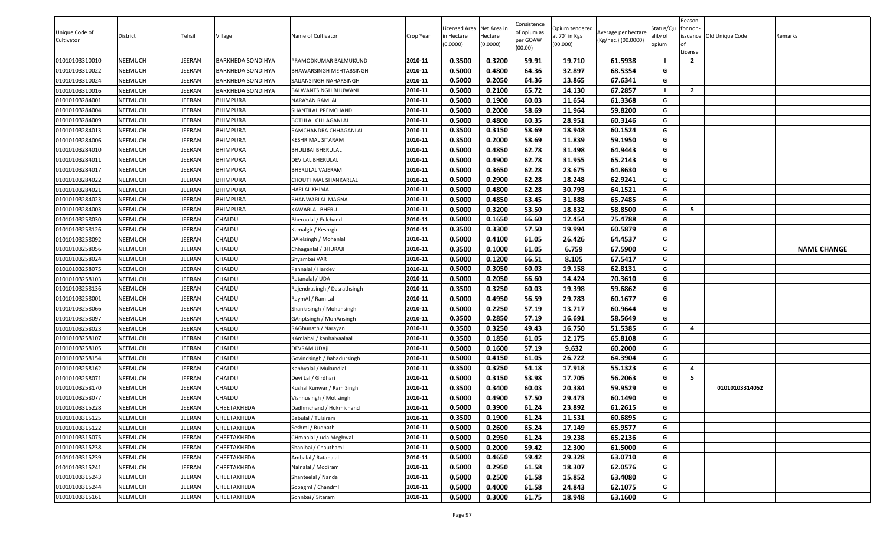| Unique Code of Cultivator | District | Tehsil | Village | Name of Cultivator | Crop Year | Licensed Area in Hectare (0.0000) | Net Area in Hectare (0.0000) | Consistence of opium as per GOAW (00.00) | Opium tendered at 70° in Kgs (00.000) | Average per hectare (Kg/hec.) (00.0000) | Status/Quality of opium | Reason for non-issuance of License | Old Unique Code | Remarks |
|---|---|---|---|---|---|---|---|---|---|---|---|---|---|---|
| 01010103310010 | NEEMUCH | JEERAN | BARKHEDA SONDIHYA | PRAMODKUMAR BALMUKUND | 2010-11 | 0.3500 | 0.3200 | 59.91 | 19.710 | 61.5938 | I | 2 | | |
| 01010103310022 | NEEMUCH | JEERAN | BARKHEDA SONDIHYA | BHAWARSINGH MEHTABSINGH | 2010-11 | 0.5000 | 0.4800 | 64.36 | 32.897 | 68.5354 | G | | | |
| 01010103310024 | NEEMUCH | JEERAN | BARKHEDA SONDIHYA | SAJJANSINGH NAHARSINGH | 2010-11 | 0.5000 | 0.2050 | 64.36 | 13.865 | 67.6341 | G | | | |
| 01010103310016 | NEEMUCH | JEERAN | BARKHEDA SONDIHYA | BALWANTSINGH BHUWANI | 2010-11 | 0.5000 | 0.2100 | 65.72 | 14.130 | 67.2857 | I | 2 | | |
| 01010103284001 | NEEMUCH | JEERAN | BHIMPURA | NARAYAN RAMLAL | 2010-11 | 0.5000 | 0.1900 | 60.03 | 11.654 | 61.3368 | G | | | |
| 01010103284004 | NEEMUCH | JEERAN | BHIMPURA | SHANTILAL PREMCHAND | 2010-11 | 0.5000 | 0.2000 | 58.69 | 11.964 | 59.8200 | G | | | |
| 01010103284009 | NEEMUCH | JEERAN | BHIMPURA | BOTHLAL CHHAGANLAL | 2010-11 | 0.5000 | 0.4800 | 60.35 | 28.951 | 60.3146 | G | | | |
| 01010103284013 | NEEMUCH | JEERAN | BHIMPURA | RAMCHANDRA CHHAGANLAL | 2010-11 | 0.3500 | 0.3150 | 58.69 | 18.948 | 60.1524 | G | | | |
| 01010103284006 | NEEMUCH | JEERAN | BHIMPURA | KESHRIMAL SITARAM | 2010-11 | 0.3500 | 0.2000 | 58.69 | 11.839 | 59.1950 | G | | | |
| 01010103284010 | NEEMUCH | JEERAN | BHIMPURA | BHULIBAI BHERULAL | 2010-11 | 0.5000 | 0.4850 | 62.78 | 31.498 | 64.9443 | G | | | |
| 01010103284011 | NEEMUCH | JEERAN | BHIMPURA | DEVILAL BHERULAL | 2010-11 | 0.5000 | 0.4900 | 62.78 | 31.955 | 65.2143 | G | | | |
| 01010103284017 | NEEMUCH | JEERAN | BHIMPURA | BHERULAL VAJERAM | 2010-11 | 0.5000 | 0.3650 | 62.28 | 23.675 | 64.8630 | G | | | |
| 01010103284022 | NEEMUCH | JEERAN | BHIMPURA | CHOUTHMAL SHANKARLAL | 2010-11 | 0.5000 | 0.2900 | 62.28 | 18.248 | 62.9241 | G | | | |
| 01010103284021 | NEEMUCH | JEERAN | BHIMPURA | HARLAL KHIMA | 2010-11 | 0.5000 | 0.4800 | 62.28 | 30.793 | 64.1521 | G | | | |
| 01010103284023 | NEEMUCH | JEERAN | BHIMPURA | BHANWARLAL MAGNA | 2010-11 | 0.5000 | 0.4850 | 63.45 | 31.888 | 65.7485 | G | | | |
| 01010103284003 | NEEMUCH | JEERAN | BHIMPURA | KAWARLAL BHERU | 2010-11 | 0.5000 | 0.3200 | 53.50 | 18.832 | 58.8500 | G | 5 | | |
| 01010103258030 | NEEMUCH | JEERAN | CHALDU | Bheroolal / Fulchand | 2010-11 | 0.5000 | 0.1650 | 66.60 | 12.454 | 75.4788 | G | | | |
| 01010103258126 | NEEMUCH | JEERAN | CHALDU | Kamalgir / Keshrgir | 2010-11 | 0.3500 | 0.3300 | 57.50 | 19.994 | 60.5879 | G | | | |
| 01010103258092 | NEEMUCH | JEERAN | CHALDU | DAlelsingh / Mohanlal | 2010-11 | 0.5000 | 0.4100 | 61.05 | 26.426 | 64.4537 | G | | | |
| 01010103258056 | NEEMUCH | JEERAN | CHALDU | Chhaganlal / BHURAJI | 2010-11 | 0.3500 | 0.1000 | 61.05 | 6.759 | 67.5900 | G | | | NAME CHANGE |
| 01010103258024 | NEEMUCH | JEERAN | CHALDU | Shyambai VAR | 2010-11 | 0.5000 | 0.1200 | 66.51 | 8.105 | 67.5417 | G | | | |
| 01010103258075 | NEEMUCH | JEERAN | CHALDU | Pannalal / Hardev | 2010-11 | 0.5000 | 0.3050 | 60.03 | 19.158 | 62.8131 | G | | | |
| 01010103258103 | NEEMUCH | JEERAN | CHALDU | Ratanalal / UDA | 2010-11 | 0.5000 | 0.2050 | 66.60 | 14.424 | 70.3610 | G | | | |
| 01010103258136 | NEEMUCH | JEERAN | CHALDU | Rajendrasingh / Dasrathsingh | 2010-11 | 0.3500 | 0.3250 | 60.03 | 19.398 | 59.6862 | G | | | |
| 01010103258001 | NEEMUCH | JEERAN | CHALDU | RaymAl / Ram Lal | 2010-11 | 0.5000 | 0.4950 | 56.59 | 29.783 | 60.1677 | G | | | |
| 01010103258066 | NEEMUCH | JEERAN | CHALDU | Shankrsingh / Mohansingh | 2010-11 | 0.5000 | 0.2250 | 57.19 | 13.717 | 60.9644 | G | | | |
| 01010103258097 | NEEMUCH | JEERAN | CHALDU | GAnptsingh / MohAnsingh | 2010-11 | 0.3500 | 0.2850 | 57.19 | 16.691 | 58.5649 | G | | | |
| 01010103258023 | NEEMUCH | JEERAN | CHALDU | RAGhunath / Narayan | 2010-11 | 0.3500 | 0.3250 | 49.43 | 16.750 | 51.5385 | G | 4 | | |
| 01010103258107 | NEEMUCH | JEERAN | CHALDU | KAmlabai / kanhaiyaalaal | 2010-11 | 0.3500 | 0.1850 | 61.05 | 12.175 | 65.8108 | G | | | |
| 01010103258105 | NEEMUCH | JEERAN | CHALDU | DEVRAM UDAji | 2010-11 | 0.5000 | 0.1600 | 57.19 | 9.632 | 60.2000 | G | | | |
| 01010103258154 | NEEMUCH | JEERAN | CHALDU | Govindsingh / Bahadursingh | 2010-11 | 0.5000 | 0.4150 | 61.05 | 26.722 | 64.3904 | G | | | |
| 01010103258162 | NEEMUCH | JEERAN | CHALDU | Kanhyalal / Mukundlal | 2010-11 | 0.3500 | 0.3250 | 54.18 | 17.918 | 55.1323 | G | 4 | | |
| 01010103258071 | NEEMUCH | JEERAN | CHALDU | Devi Lal / Girdhari | 2010-11 | 0.5000 | 0.3150 | 53.98 | 17.705 | 56.2063 | G | 5 | | |
| 01010103258170 | NEEMUCH | JEERAN | CHALDU | Kushal Kunwar / Ram Singh | 2010-11 | 0.3500 | 0.3400 | 60.03 | 20.384 | 59.9529 | G | | 01010103314052 | |
| 01010103258077 | NEEMUCH | JEERAN | CHALDU | Vishnusingh / Motisingh | 2010-11 | 0.5000 | 0.4900 | 57.50 | 29.473 | 60.1490 | G | | | |
| 01010103315228 | NEEMUCH | JEERAN | CHEETAKHEDA | Dadhmchand / Hukmichand | 2010-11 | 0.5000 | 0.3900 | 61.24 | 23.892 | 61.2615 | G | | | |
| 01010103315125 | NEEMUCH | JEERAN | CHEETAKHEDA | Babulal / Tulsiram | 2010-11 | 0.3500 | 0.1900 | 61.24 | 11.531 | 60.6895 | G | | | |
| 01010103315122 | NEEMUCH | JEERAN | CHEETAKHEDA | Seshml / Rudnath | 2010-11 | 0.5000 | 0.2600 | 65.24 | 17.149 | 65.9577 | G | | | |
| 01010103315075 | NEEMUCH | JEERAN | CHEETAKHEDA | CHmpalal / uda Meghwal | 2010-11 | 0.5000 | 0.2950 | 61.24 | 19.238 | 65.2136 | G | | | |
| 01010103315238 | NEEMUCH | JEERAN | CHEETAKHEDA | Shanibai / Chauthaml | 2010-11 | 0.5000 | 0.2000 | 59.42 | 12.300 | 61.5000 | G | | | |
| 01010103315239 | NEEMUCH | JEERAN | CHEETAKHEDA | Ambalal / Ratanalal | 2010-11 | 0.5000 | 0.4650 | 59.42 | 29.328 | 63.0710 | G | | | |
| 01010103315241 | NEEMUCH | JEERAN | CHEETAKHEDA | Nalnalal / Modiram | 2010-11 | 0.5000 | 0.2950 | 61.58 | 18.307 | 62.0576 | G | | | |
| 01010103315243 | NEEMUCH | JEERAN | CHEETAKHEDA | Shanteelal / Nanda | 2010-11 | 0.5000 | 0.2500 | 61.58 | 15.852 | 63.4080 | G | | | |
| 01010103315244 | NEEMUCH | JEERAN | CHEETAKHEDA | Sobagml / Chandml | 2010-11 | 0.5000 | 0.4000 | 61.58 | 24.843 | 62.1075 | G | | | |
| 01010103315161 | NEEMUCH | JEERAN | CHEETAKHEDA | Sohnbai / Sitaram | 2010-11 | 0.5000 | 0.3000 | 61.75 | 18.948 | 63.1600 | G | | | |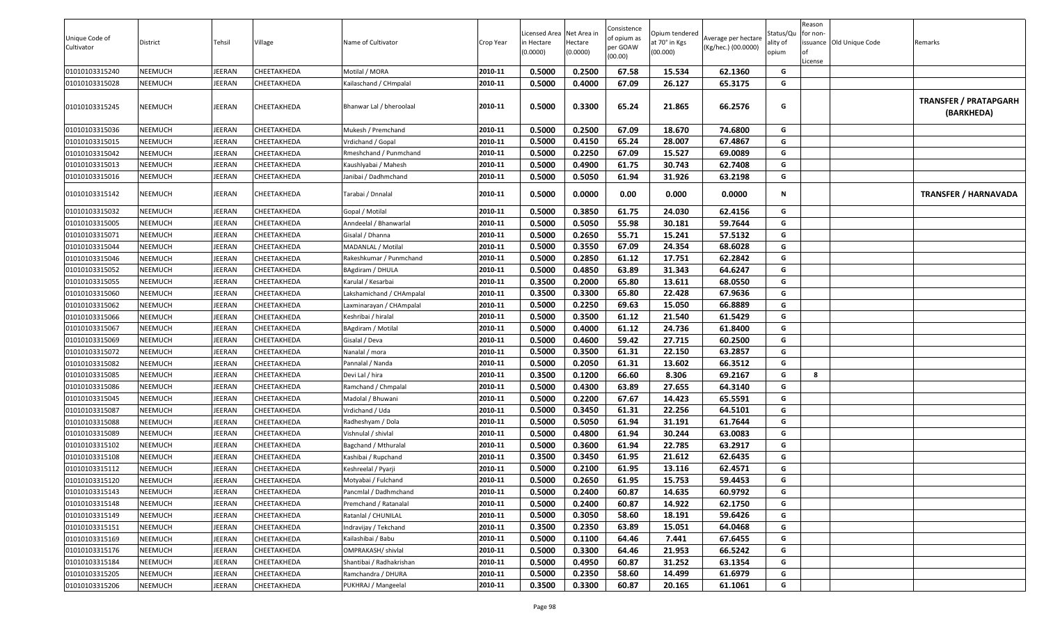| Unique Code of Cultivator | District | Tehsil | Village | Name of Cultivator | Crop Year | Licensed Area in Hectare (0.0000) | Net Area in Hectare (0.0000) | Consistence of opium as per GOAW (00.00) | Opium tendered at 70° in Kgs (00.000) | Average per hectare (Kg/hec.) (00.0000) | Status/Quality of opium | Reason for non-issuance of License | Old Unique Code | Remarks |
|---|---|---|---|---|---|---|---|---|---|---|---|---|---|---|
| 01010103315240 | NEEMUCH | JEERAN | CHEETAKHEDA | Motilal / MORA | 2010-11 | 0.5000 | 0.2500 | 67.58 | 15.534 | 62.1360 | G | | | |
| 01010103315028 | NEEMUCH | JEERAN | CHEETAKHEDA | Kailaschand / CHmpalal | 2010-11 | 0.5000 | 0.4000 | 67.09 | 26.127 | 65.3175 | G | | | |
| 01010103315245 | NEEMUCH | JEERAN | CHEETAKHEDA | Bhanwar Lal / bheroolaal | 2010-11 | 0.5000 | 0.3300 | 65.24 | 21.865 | 66.2576 | G | | | **TRANSFER / PRATAPGARH (BARKHEDA)** |
| 01010103315036 | NEEMUCH | JEERAN | CHEETAKHEDA | Mukesh / Premchand | 2010-11 | 0.5000 | 0.2500 | 67.09 | 18.670 | 74.6800 | G | | | |
| 01010103315015 | NEEMUCH | JEERAN | CHEETAKHEDA | Vrdichand / Gopal | 2010-11 | 0.5000 | 0.4150 | 65.24 | 28.007 | 67.4867 | G | | | |
| 01010103315042 | NEEMUCH | JEERAN | CHEETAKHEDA | Rmeshchand / Punmchand | 2010-11 | 0.5000 | 0.2250 | 67.09 | 15.527 | 69.0089 | G | | | |
| 01010103315013 | NEEMUCH | JEERAN | CHEETAKHEDA | Kaushlyabai / Mahesh | 2010-11 | 0.5000 | 0.4900 | 61.75 | 30.743 | 62.7408 | G | | | |
| 01010103315016 | NEEMUCH | JEERAN | CHEETAKHEDA | Janibai / Dadhmchand | 2010-11 | 0.5000 | 0.5050 | 61.94 | 31.926 | 63.2198 | G | | | |
| 01010103315142 | NEEMUCH | JEERAN | CHEETAKHEDA | Tarabai / Dnnalal | 2010-11 | 0.5000 | 0.0000 | 0.00 | 0.000 | 0.0000 | N | | | **TRANSFER / HARNAVADA** |
| 01010103315032 | NEEMUCH | JEERAN | CHEETAKHEDA | Gopal / Motilal | 2010-11 | 0.5000 | 0.3850 | 61.75 | 24.030 | 62.4156 | G | | | |
| 01010103315005 | NEEMUCH | JEERAN | CHEETAKHEDA | Anndeelal / Bhanwarlal | 2010-11 | 0.5000 | 0.5050 | 55.98 | 30.181 | 59.7644 | G | | | |
| 01010103315071 | NEEMUCH | JEERAN | CHEETAKHEDA | Gisalal / Dhanna | 2010-11 | 0.5000 | 0.2650 | 55.71 | 15.241 | 57.5132 | G | | | |
| 01010103315044 | NEEMUCH | JEERAN | CHEETAKHEDA | MADANLAL / Motilal | 2010-11 | 0.5000 | 0.3550 | 67.09 | 24.354 | 68.6028 | G | | | |
| 01010103315046 | NEEMUCH | JEERAN | CHEETAKHEDA | Rakeshkumar / Punmchand | 2010-11 | 0.5000 | 0.2850 | 61.12 | 17.751 | 62.2842 | G | | | |
| 01010103315052 | NEEMUCH | JEERAN | CHEETAKHEDA | BAgdiram / DHULA | 2010-11 | 0.5000 | 0.4850 | 63.89 | 31.343 | 64.6247 | G | | | |
| 01010103315055 | NEEMUCH | JEERAN | CHEETAKHEDA | Karulal / Kesarbai | 2010-11 | 0.3500 | 0.2000 | 65.80 | 13.611 | 68.0550 | G | | | |
| 01010103315060 | NEEMUCH | JEERAN | CHEETAKHEDA | Lakshamichand / CHAmpalal | 2010-11 | 0.3500 | 0.3300 | 65.80 | 22.428 | 67.9636 | G | | | |
| 01010103315062 | NEEMUCH | JEERAN | CHEETAKHEDA | Laxminarayan / CHAmpalal | 2010-11 | 0.5000 | 0.2250 | 69.63 | 15.050 | 66.8889 | G | | | |
| 01010103315066 | NEEMUCH | JEERAN | CHEETAKHEDA | Keshribai / hiralal | 2010-11 | 0.5000 | 0.3500 | 61.12 | 21.540 | 61.5429 | G | | | |
| 01010103315067 | NEEMUCH | JEERAN | CHEETAKHEDA | BAgdiram / Motilal | 2010-11 | 0.5000 | 0.4000 | 61.12 | 24.736 | 61.8400 | G | | | |
| 01010103315069 | NEEMUCH | JEERAN | CHEETAKHEDA | Gisalal / Deva | 2010-11 | 0.5000 | 0.4600 | 59.42 | 27.715 | 60.2500 | G | | | |
| 01010103315072 | NEEMUCH | JEERAN | CHEETAKHEDA | Nanalal / mora | 2010-11 | 0.5000 | 0.3500 | 61.31 | 22.150 | 63.2857 | G | | | |
| 01010103315082 | NEEMUCH | JEERAN | CHEETAKHEDA | Pannalal / Nanda | 2010-11 | 0.5000 | 0.2050 | 61.31 | 13.602 | 66.3512 | G | | | |
| 01010103315085 | NEEMUCH | JEERAN | CHEETAKHEDA | Devi Lal / hira | 2010-11 | 0.3500 | 0.1200 | 66.60 | 8.306 | 69.2167 | G | 8 | | |
| 01010103315086 | NEEMUCH | JEERAN | CHEETAKHEDA | Ramchand / Chmpalal | 2010-11 | 0.5000 | 0.4300 | 63.89 | 27.655 | 64.3140 | G | | | |
| 01010103315045 | NEEMUCH | JEERAN | CHEETAKHEDA | Madolal / Bhuwani | 2010-11 | 0.5000 | 0.2200 | 67.67 | 14.423 | 65.5591 | G | | | |
| 01010103315087 | NEEMUCH | JEERAN | CHEETAKHEDA | Vrdichand / Uda | 2010-11 | 0.5000 | 0.3450 | 61.31 | 22.256 | 64.5101 | G | | | |
| 01010103315088 | NEEMUCH | JEERAN | CHEETAKHEDA | Radheshyam / Dola | 2010-11 | 0.5000 | 0.5050 | 61.94 | 31.191 | 61.7644 | G | | | |
| 01010103315089 | NEEMUCH | JEERAN | CHEETAKHEDA | Vishnulal / shivlal | 2010-11 | 0.5000 | 0.4800 | 61.94 | 30.244 | 63.0083 | G | | | |
| 01010103315102 | NEEMUCH | JEERAN | CHEETAKHEDA | Bagchand / Mthuralal | 2010-11 | 0.5000 | 0.3600 | 61.94 | 22.785 | 63.2917 | G | | | |
| 01010103315108 | NEEMUCH | JEERAN | CHEETAKHEDA | Kashibai / Rupchand | 2010-11 | 0.3500 | 0.3450 | 61.95 | 21.612 | 62.6435 | G | | | |
| 01010103315112 | NEEMUCH | JEERAN | CHEETAKHEDA | Keshreelal / Pyarji | 2010-11 | 0.5000 | 0.2100 | 61.95 | 13.116 | 62.4571 | G | | | |
| 01010103315120 | NEEMUCH | JEERAN | CHEETAKHEDA | Motyabai / Fulchand | 2010-11 | 0.5000 | 0.2650 | 61.95 | 15.753 | 59.4453 | G | | | |
| 01010103315143 | NEEMUCH | JEERAN | CHEETAKHEDA | Pancmlal / Dadhmchand | 2010-11 | 0.5000 | 0.2400 | 60.87 | 14.635 | 60.9792 | G | | | |
| 01010103315148 | NEEMUCH | JEERAN | CHEETAKHEDA | Premchand / Ratanalal | 2010-11 | 0.5000 | 0.2400 | 60.87 | 14.922 | 62.1750 | G | | | |
| 01010103315149 | NEEMUCH | JEERAN | CHEETAKHEDA | Ratanlal / CHUNILAL | 2010-11 | 0.5000 | 0.3050 | 58.60 | 18.191 | 59.6426 | G | | | |
| 01010103315151 | NEEMUCH | JEERAN | CHEETAKHEDA | Indravijay / Tekchand | 2010-11 | 0.3500 | 0.2350 | 63.89 | 15.051 | 64.0468 | G | | | |
| 01010103315169 | NEEMUCH | JEERAN | CHEETAKHEDA | Kailashibai / Babu | 2010-11 | 0.5000 | 0.1100 | 64.46 | 7.441 | 67.6455 | G | | | |
| 01010103315176 | NEEMUCH | JEERAN | CHEETAKHEDA | OMPRAKASH/ shivlal | 2010-11 | 0.5000 | 0.3300 | 64.46 | 21.953 | 66.5242 | G | | | |
| 01010103315184 | NEEMUCH | JEERAN | CHEETAKHEDA | Shantibai / Radhakrishan | 2010-11 | 0.5000 | 0.4950 | 60.87 | 31.252 | 63.1354 | G | | | |
| 01010103315205 | NEEMUCH | JEERAN | CHEETAKHEDA | Ramchandra / DHURA | 2010-11 | 0.5000 | 0.2350 | 58.60 | 14.499 | 61.6979 | G | | | |
| 01010103315206 | NEEMUCH | JEERAN | CHEETAKHEDA | PUKHRAJ / Mangeelal | 2010-11 | 0.3500 | 0.3300 | 60.87 | 20.165 | 61.1061 | G | | | |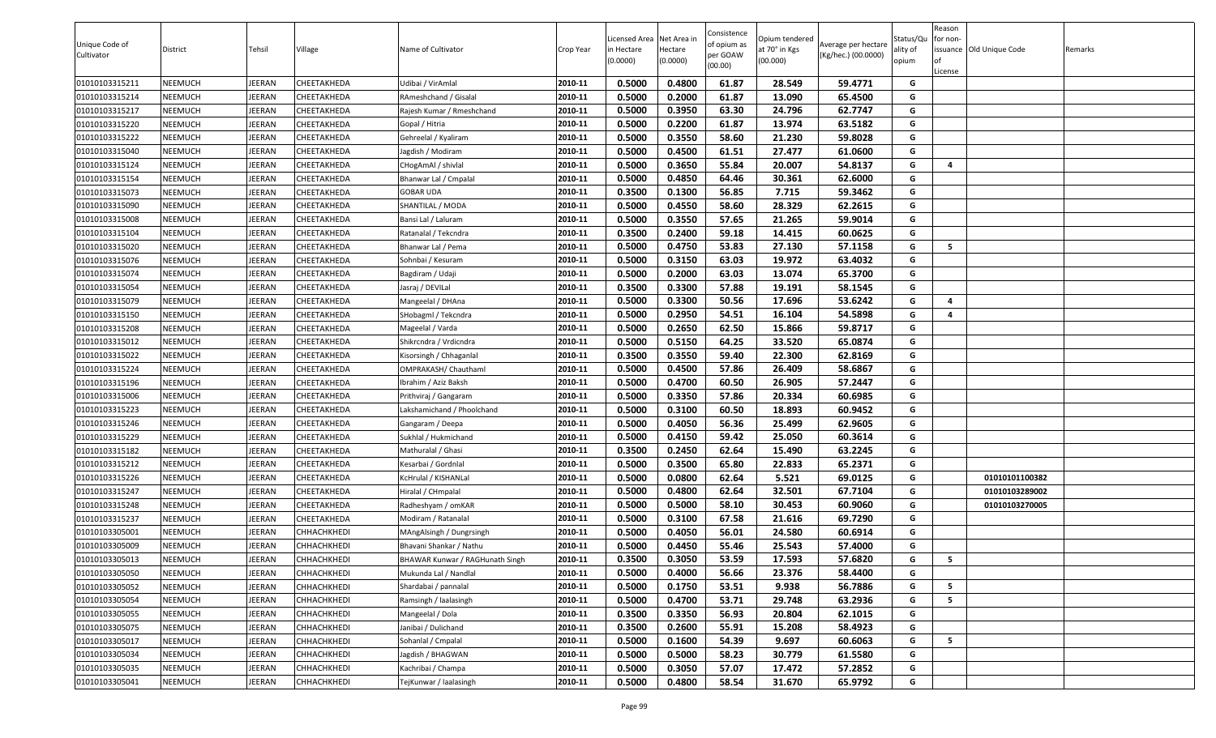| Unique Code of Cultivator | District | Tehsil | Village | Name of Cultivator | Crop Year | Licensed Area in Hectare (0.0000) | Net Area in Hectare (0.0000) | Consistence of opium as per GOAW (00.00) | Opium tendered at 70° in Kgs (00.000) | Average per hectare (Kg/hec.) (00.0000) | Status/Quality of opium | Reason for non-issuance of License | Old Unique Code | Remarks |
|---|---|---|---|---|---|---|---|---|---|---|---|---|---|---|
| 01010103315211 | NEEMUCH | JEERAN | CHEETAKHEDA | Udibai / VirAmlal | 2010-11 | 0.5000 | 0.4800 | 61.87 | 28.549 | 59.4771 | G | | | |
| 01010103315214 | NEEMUCH | JEERAN | CHEETAKHEDA | RAmeshchand / Gisalal | 2010-11 | 0.5000 | 0.2000 | 61.87 | 13.090 | 65.4500 | G | | | |
| 01010103315217 | NEEMUCH | JEERAN | CHEETAKHEDA | Rajesh Kumar / Rmeshchand | 2010-11 | 0.5000 | 0.3950 | 63.30 | 24.796 | 62.7747 | G | | | |
| 01010103315220 | NEEMUCH | JEERAN | CHEETAKHEDA | Gopal / Hitria | 2010-11 | 0.5000 | 0.2200 | 61.87 | 13.974 | 63.5182 | G | | | |
| 01010103315222 | NEEMUCH | JEERAN | CHEETAKHEDA | Gehreelal / Kyaliram | 2010-11 | 0.5000 | 0.3550 | 58.60 | 21.230 | 59.8028 | G | | | |
| 01010103315040 | NEEMUCH | JEERAN | CHEETAKHEDA | Jagdish / Modiram | 2010-11 | 0.5000 | 0.4500 | 61.51 | 27.477 | 61.0600 | G | | | |
| 01010103315124 | NEEMUCH | JEERAN | CHEETAKHEDA | CHogAmAl / shivlal | 2010-11 | 0.5000 | 0.3650 | 55.84 | 20.007 | 54.8137 | G | 4 | | |
| 01010103315154 | NEEMUCH | JEERAN | CHEETAKHEDA | Bhanwar Lal / Cmpalal | 2010-11 | 0.5000 | 0.4850 | 64.46 | 30.361 | 62.6000 | G | | | |
| 01010103315073 | NEEMUCH | JEERAN | CHEETAKHEDA | GOBAR UDA | 2010-11 | 0.3500 | 0.1300 | 56.85 | 7.715 | 59.3462 | G | | | |
| 01010103315090 | NEEMUCH | JEERAN | CHEETAKHEDA | SHANTILAL / MODA | 2010-11 | 0.5000 | 0.4550 | 58.60 | 28.329 | 62.2615 | G | | | |
| 01010103315008 | NEEMUCH | JEERAN | CHEETAKHEDA | Bansi Lal / Laluram | 2010-11 | 0.5000 | 0.3550 | 57.65 | 21.265 | 59.9014 | G | | | |
| 01010103315104 | NEEMUCH | JEERAN | CHEETAKHEDA | Ratanalal / Tekcndra | 2010-11 | 0.3500 | 0.2400 | 59.18 | 14.415 | 60.0625 | G | | | |
| 01010103315020 | NEEMUCH | JEERAN | CHEETAKHEDA | Bhanwar Lal / Pema | 2010-11 | 0.5000 | 0.4750 | 53.83 | 27.130 | 57.1158 | G | 5 | | |
| 01010103315076 | NEEMUCH | JEERAN | CHEETAKHEDA | Sohnbai / Kesuram | 2010-11 | 0.5000 | 0.3150 | 63.03 | 19.972 | 63.4032 | G | | | |
| 01010103315074 | NEEMUCH | JEERAN | CHEETAKHEDA | Bagdiram / Udaji | 2010-11 | 0.5000 | 0.2000 | 63.03 | 13.074 | 65.3700 | G | | | |
| 01010103315054 | NEEMUCH | JEERAN | CHEETAKHEDA | Jasraj / DEVILal | 2010-11 | 0.3500 | 0.3300 | 57.88 | 19.191 | 58.1545 | G | | | |
| 01010103315079 | NEEMUCH | JEERAN | CHEETAKHEDA | Mangeelal / DHAna | 2010-11 | 0.5000 | 0.3300 | 50.56 | 17.696 | 53.6242 | G | 4 | | |
| 01010103315150 | NEEMUCH | JEERAN | CHEETAKHEDA | SHobagml / Tekcndra | 2010-11 | 0.5000 | 0.2950 | 54.51 | 16.104 | 54.5898 | G | 4 | | |
| 01010103315208 | NEEMUCH | JEERAN | CHEETAKHEDA | Mageelal / Varda | 2010-11 | 0.5000 | 0.2650 | 62.50 | 15.866 | 59.8717 | G | | | |
| 01010103315012 | NEEMUCH | JEERAN | CHEETAKHEDA | Shikrcndra / Vrdicndra | 2010-11 | 0.5000 | 0.5150 | 64.25 | 33.520 | 65.0874 | G | | | |
| 01010103315022 | NEEMUCH | JEERAN | CHEETAKHEDA | Kisorsingh / Chhaganlal | 2010-11 | 0.3500 | 0.3550 | 59.40 | 22.300 | 62.8169 | G | | | |
| 01010103315224 | NEEMUCH | JEERAN | CHEETAKHEDA | OMPRAKASH/ Chauthaml | 2010-11 | 0.5000 | 0.4500 | 57.86 | 26.409 | 58.6867 | G | | | |
| 01010103315196 | NEEMUCH | JEERAN | CHEETAKHEDA | Ibrahim / Aziz Baksh | 2010-11 | 0.5000 | 0.4700 | 60.50 | 26.905 | 57.2447 | G | | | |
| 01010103315006 | NEEMUCH | JEERAN | CHEETAKHEDA | Prithviraj / Gangaram | 2010-11 | 0.5000 | 0.3350 | 57.86 | 20.334 | 60.6985 | G | | | |
| 01010103315223 | NEEMUCH | JEERAN | CHEETAKHEDA | Lakshamichand / Phoolchand | 2010-11 | 0.5000 | 0.3100 | 60.50 | 18.893 | 60.9452 | G | | | |
| 01010103315246 | NEEMUCH | JEERAN | CHEETAKHEDA | Gangaram / Deepa | 2010-11 | 0.5000 | 0.4050 | 56.36 | 25.499 | 62.9605 | G | | | |
| 01010103315229 | NEEMUCH | JEERAN | CHEETAKHEDA | Sukhlal / Hukmichand | 2010-11 | 0.5000 | 0.4150 | 59.42 | 25.050 | 60.3614 | G | | | |
| 01010103315182 | NEEMUCH | JEERAN | CHEETAKHEDA | Mathuralal / Ghasi | 2010-11 | 0.3500 | 0.2450 | 62.64 | 15.490 | 63.2245 | G | | | |
| 01010103315212 | NEEMUCH | JEERAN | CHEETAKHEDA | Kesarbai / Gordnlal | 2010-11 | 0.5000 | 0.3500 | 65.80 | 22.833 | 65.2371 | G | | | |
| 01010103315226 | NEEMUCH | JEERAN | CHEETAKHEDA | KcHrulal / KISHANLal | 2010-11 | 0.5000 | 0.0800 | 62.64 | 5.521 | 69.0125 | G | | 01010101100382 | |
| 01010103315247 | NEEMUCH | JEERAN | CHEETAKHEDA | Hiralal / CHmpalal | 2010-11 | 0.5000 | 0.4800 | 62.64 | 32.501 | 67.7104 | G | | 01010103289002 | |
| 01010103315248 | NEEMUCH | JEERAN | CHEETAKHEDA | Radheshyam / omKAR | 2010-11 | 0.5000 | 0.5000 | 58.10 | 30.453 | 60.9060 | G | | 01010103270005 | |
| 01010103315237 | NEEMUCH | JEERAN | CHEETAKHEDA | Modiram / Ratanalal | 2010-11 | 0.5000 | 0.3100 | 67.58 | 21.616 | 69.7290 | G | | | |
| 01010103305001 | NEEMUCH | JEERAN | CHHACHKHEDI | MAngAlsingh / Dungrsingh | 2010-11 | 0.5000 | 0.4050 | 56.01 | 24.580 | 60.6914 | G | | | |
| 01010103305009 | NEEMUCH | JEERAN | CHHACHKHEDI | Bhavani Shankar / Nathu | 2010-11 | 0.5000 | 0.4450 | 55.46 | 25.543 | 57.4000 | G | | | |
| 01010103305013 | NEEMUCH | JEERAN | CHHACHKHEDI | BHAWAR Kunwar / RAGHunath Singh | 2010-11 | 0.3500 | 0.3050 | 53.59 | 17.593 | 57.6820 | G | 5 | | |
| 01010103305050 | NEEMUCH | JEERAN | CHHACHKHEDI | Mukunda Lal / Nandlal | 2010-11 | 0.5000 | 0.4000 | 56.66 | 23.376 | 58.4400 | G | | | |
| 01010103305052 | NEEMUCH | JEERAN | CHHACHKHEDI | Shardabai / pannalal | 2010-11 | 0.5000 | 0.1750 | 53.51 | 9.938 | 56.7886 | G | 5 | | |
| 01010103305054 | NEEMUCH | JEERAN | CHHACHKHEDI | Ramsingh / laalasingh | 2010-11 | 0.5000 | 0.4700 | 53.71 | 29.748 | 63.2936 | G | 5 | | |
| 01010103305055 | NEEMUCH | JEERAN | CHHACHKHEDI | Mangeelal / Dola | 2010-11 | 0.3500 | 0.3350 | 56.93 | 20.804 | 62.1015 | G | | | |
| 01010103305075 | NEEMUCH | JEERAN | CHHACHKHEDI | Janibai / Dulichand | 2010-11 | 0.3500 | 0.2600 | 55.91 | 15.208 | 58.4923 | G | | | |
| 01010103305017 | NEEMUCH | JEERAN | CHHACHKHEDI | Sohanlal / Cmpalal | 2010-11 | 0.5000 | 0.1600 | 54.39 | 9.697 | 60.6063 | G | 5 | | |
| 01010103305034 | NEEMUCH | JEERAN | CHHACHKHEDI | Jagdish / BHAGWAN | 2010-11 | 0.5000 | 0.5000 | 58.23 | 30.779 | 61.5580 | G | | | |
| 01010103305035 | NEEMUCH | JEERAN | CHHACHKHEDI | Kachribai / Champa | 2010-11 | 0.5000 | 0.3050 | 57.07 | 17.472 | 57.2852 | G | | | |
| 01010103305041 | NEEMUCH | JEERAN | CHHACHKHEDI | TejKunwar / laalasingh | 2010-11 | 0.5000 | 0.4800 | 58.54 | 31.670 | 65.9792 | G | | | |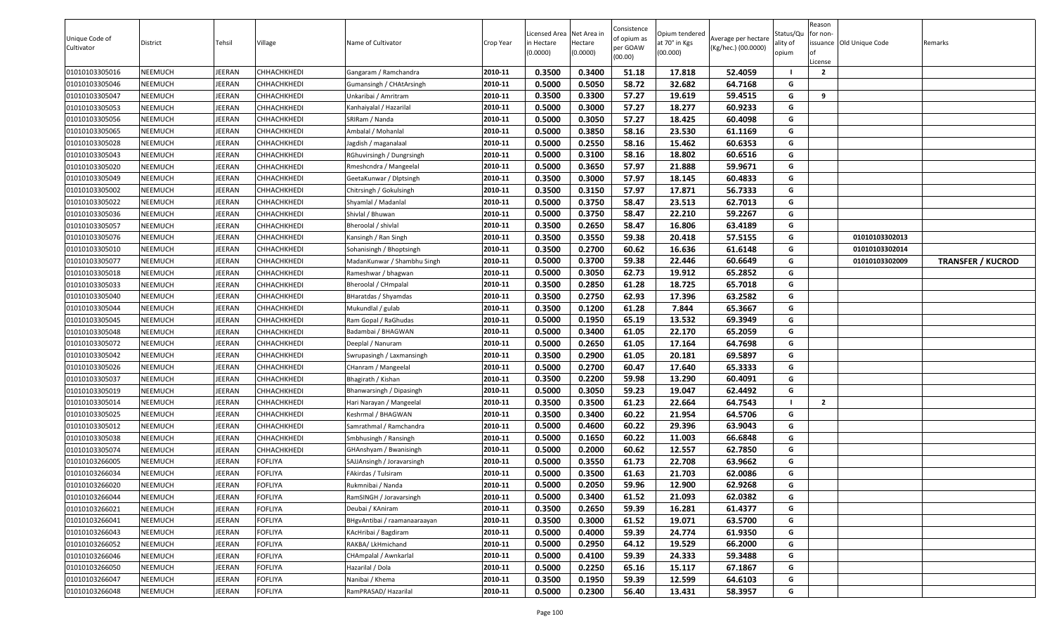| Unique Code of Cultivator | District | Tehsil | Village | Name of Cultivator | Crop Year | Licensed Area in Hectare (0.0000) | Net Area in Hectare (0.0000) | Consistence of opium as per GOAW (00.00) | Opium tendered at 70° in Kgs (00.000) | Average per hectare (Kg/hec.) (00.0000) | Status/Quality of opium | Reason for non-issuance of License | Old Unique Code | Remarks |
|---|---|---|---|---|---|---|---|---|---|---|---|---|---|---|
| 01010103305016 | NEEMUCH | JEERAN | CHHACHKHEDI | Gangaram / Ramchandra | 2010-11 | 0.3500 | 0.3400 | 51.18 | 17.818 | 52.4059 | I | 2 | | |
| 01010103305046 | NEEMUCH | JEERAN | CHHACHKHEDI | Gumansingh / CHAtArsingh | 2010-11 | 0.5000 | 0.5050 | 58.72 | 32.682 | 64.7168 | G | | | |
| 01010103305047 | NEEMUCH | JEERAN | CHHACHKHEDI | Unkaribai / Amritram | 2010-11 | 0.3500 | 0.3300 | 57.27 | 19.619 | 59.4515 | G | 9 | | |
| 01010103305053 | NEEMUCH | JEERAN | CHHACHKHEDI | Kanhaiyalal / Hazarilal | 2010-11 | 0.5000 | 0.3000 | 57.27 | 18.277 | 60.9233 | G | | | |
| 01010103305056 | NEEMUCH | JEERAN | CHHACHKHEDI | SRIRam / Nanda | 2010-11 | 0.5000 | 0.3050 | 57.27 | 18.425 | 60.4098 | G | | | |
| 01010103305065 | NEEMUCH | JEERAN | CHHACHKHEDI | Ambalal / Mohanlal | 2010-11 | 0.5000 | 0.3850 | 58.16 | 23.530 | 61.1169 | G | | | |
| 01010103305028 | NEEMUCH | JEERAN | CHHACHKHEDI | Jagdish / maganalaal | 2010-11 | 0.5000 | 0.2550 | 58.16 | 15.462 | 60.6353 | G | | | |
| 01010103305043 | NEEMUCH | JEERAN | CHHACHKHEDI | RGhuvirsingh / Dungrsingh | 2010-11 | 0.5000 | 0.3100 | 58.16 | 18.802 | 60.6516 | G | | | |
| 01010103305020 | NEEMUCH | JEERAN | CHHACHKHEDI | Rmeshcndra / Mangeelal | 2010-11 | 0.5000 | 0.3650 | 57.97 | 21.888 | 59.9671 | G | | | |
| 01010103305049 | NEEMUCH | JEERAN | CHHACHKHEDI | GeetaKunwar / Dlptsingh | 2010-11 | 0.3500 | 0.3000 | 57.97 | 18.145 | 60.4833 | G | | | |
| 01010103305002 | NEEMUCH | JEERAN | CHHACHKHEDI | Chitrsingh / Gokulsingh | 2010-11 | 0.3500 | 0.3150 | 57.97 | 17.871 | 56.7333 | G | | | |
| 01010103305022 | NEEMUCH | JEERAN | CHHACHKHEDI | Shyamlal / Madanlal | 2010-11 | 0.5000 | 0.3750 | 58.47 | 23.513 | 62.7013 | G | | | |
| 01010103305036 | NEEMUCH | JEERAN | CHHACHKHEDI | Shivlal / Bhuwan | 2010-11 | 0.5000 | 0.3750 | 58.47 | 22.210 | 59.2267 | G | | | |
| 01010103305057 | NEEMUCH | JEERAN | CHHACHKHEDI | Bheroolal / shivlal | 2010-11 | 0.3500 | 0.2650 | 58.47 | 16.806 | 63.4189 | G | | | |
| 01010103305076 | NEEMUCH | JEERAN | CHHACHKHEDI | Kansingh / Ran Singh | 2010-11 | 0.3500 | 0.3550 | 59.38 | 20.418 | 57.5155 | G | | 01010103302013 | |
| 01010103305010 | NEEMUCH | JEERAN | CHHACHKHEDI | Sohanisingh / Bhoptsingh | 2010-11 | 0.3500 | 0.2700 | 60.62 | 16.636 | 61.6148 | G | | 01010103302014 | |
| 01010103305077 | NEEMUCH | JEERAN | CHHACHKHEDI | MadanKunwar / Shambhu Singh | 2010-11 | 0.5000 | 0.3700 | 59.38 | 22.446 | 60.6649 | G | | 01010103302009 | TRANSFER / KUCROD |
| 01010103305018 | NEEMUCH | JEERAN | CHHACHKHEDI | Rameshwar / bhagwan | 2010-11 | 0.5000 | 0.3050 | 62.73 | 19.912 | 65.2852 | G | | | |
| 01010103305033 | NEEMUCH | JEERAN | CHHACHKHEDI | Bheroolal / CHmpalal | 2010-11 | 0.3500 | 0.2850 | 61.28 | 18.725 | 65.7018 | G | | | |
| 01010103305040 | NEEMUCH | JEERAN | CHHACHKHEDI | BHaratdas / Shyamdas | 2010-11 | 0.3500 | 0.2750 | 62.93 | 17.396 | 63.2582 | G | | | |
| 01010103305044 | NEEMUCH | JEERAN | CHHACHKHEDI | Mukundlal / gulab | 2010-11 | 0.3500 | 0.1200 | 61.28 | 7.844 | 65.3667 | G | | | |
| 01010103305045 | NEEMUCH | JEERAN | CHHACHKHEDI | Ram Gopal / RaGhudas | 2010-11 | 0.5000 | 0.1950 | 65.19 | 13.532 | 69.3949 | G | | | |
| 01010103305048 | NEEMUCH | JEERAN | CHHACHKHEDI | Badambai / BHAGWAN | 2010-11 | 0.5000 | 0.3400 | 61.05 | 22.170 | 65.2059 | G | | | |
| 01010103305072 | NEEMUCH | JEERAN | CHHACHKHEDI | Deeplal / Nanuram | 2010-11 | 0.5000 | 0.2650 | 61.05 | 17.164 | 64.7698 | G | | | |
| 01010103305042 | NEEMUCH | JEERAN | CHHACHKHEDI | Swrupasingh / Laxmansingh | 2010-11 | 0.3500 | 0.2900 | 61.05 | 20.181 | 69.5897 | G | | | |
| 01010103305026 | NEEMUCH | JEERAN | CHHACHKHEDI | CHanram / Mangeelal | 2010-11 | 0.5000 | 0.2700 | 60.47 | 17.640 | 65.3333 | G | | | |
| 01010103305037 | NEEMUCH | JEERAN | CHHACHKHEDI | Bhagirath / Kishan | 2010-11 | 0.3500 | 0.2200 | 59.98 | 13.290 | 60.4091 | G | | | |
| 01010103305019 | NEEMUCH | JEERAN | CHHACHKHEDI | Bhanwarsingh / Dipasingh | 2010-11 | 0.5000 | 0.3050 | 59.23 | 19.047 | 62.4492 | G | | | |
| 01010103305014 | NEEMUCH | JEERAN | CHHACHKHEDI | Hari Narayan / Mangeelal | 2010-11 | 0.3500 | 0.3500 | 61.23 | 22.664 | 64.7543 | I | 2 | | |
| 01010103305025 | NEEMUCH | JEERAN | CHHACHKHEDI | Keshrmal / BHAGWAN | 2010-11 | 0.3500 | 0.3400 | 60.22 | 21.954 | 64.5706 | G | | | |
| 01010103305012 | NEEMUCH | JEERAN | CHHACHKHEDI | Samrathmal / Ramchandra | 2010-11 | 0.5000 | 0.4600 | 60.22 | 29.396 | 63.9043 | G | | | |
| 01010103305038 | NEEMUCH | JEERAN | CHHACHKHEDI | Smbhusingh / Ransingh | 2010-11 | 0.5000 | 0.1650 | 60.22 | 11.003 | 66.6848 | G | | | |
| 01010103305074 | NEEMUCH | JEERAN | CHHACHKHEDI | GHAnshyam / Bwanisingh | 2010-11 | 0.5000 | 0.2000 | 60.62 | 12.557 | 62.7850 | G | | | |
| 01010103266005 | NEEMUCH | JEERAN | FOFLIYA | SAJJAnsingh / Joravarsingh | 2010-11 | 0.5000 | 0.3550 | 61.73 | 22.708 | 63.9662 | G | | | |
| 01010103266034 | NEEMUCH | JEERAN | FOFLIYA | FAkirdas / Tulsiram | 2010-11 | 0.5000 | 0.3500 | 61.63 | 21.703 | 62.0086 | G | | | |
| 01010103266020 | NEEMUCH | JEERAN | FOFLIYA | Rukmnibai / Nanda | 2010-11 | 0.5000 | 0.2050 | 59.96 | 12.900 | 62.9268 | G | | | |
| 01010103266044 | NEEMUCH | JEERAN | FOFLIYA | RamSINGH / Joravarsingh | 2010-11 | 0.5000 | 0.3400 | 61.52 | 21.093 | 62.0382 | G | | | |
| 01010103266021 | NEEMUCH | JEERAN | FOFLIYA | Deubai / KAniram | 2010-11 | 0.3500 | 0.2650 | 59.39 | 16.281 | 61.4377 | G | | | |
| 01010103266041 | NEEMUCH | JEERAN | FOFLIYA | BHgvAntibai / raamanaaraayan | 2010-11 | 0.3500 | 0.3000 | 61.52 | 19.071 | 63.5700 | G | | | |
| 01010103266043 | NEEMUCH | JEERAN | FOFLIYA | KAcHribai / Bagdiram | 2010-11 | 0.5000 | 0.4000 | 59.39 | 24.774 | 61.9350 | G | | | |
| 01010103266052 | NEEMUCH | JEERAN | FOFLIYA | RAKBA/ LkHmichand | 2010-11 | 0.5000 | 0.2950 | 64.12 | 19.529 | 66.2000 | G | | | |
| 01010103266046 | NEEMUCH | JEERAN | FOFLIYA | CHAmpalal / Awnkarlal | 2010-11 | 0.5000 | 0.4100 | 59.39 | 24.333 | 59.3488 | G | | | |
| 01010103266050 | NEEMUCH | JEERAN | FOFLIYA | Hazarilal / Dola | 2010-11 | 0.5000 | 0.2250 | 65.16 | 15.117 | 67.1867 | G | | | |
| 01010103266047 | NEEMUCH | JEERAN | FOFLIYA | Nanibai / Khema | 2010-11 | 0.3500 | 0.1950 | 59.39 | 12.599 | 64.6103 | G | | | |
| 01010103266048 | NEEMUCH | JEERAN | FOFLIYA | RamPRASAD/ Hazarilal | 2010-11 | 0.5000 | 0.2300 | 56.40 | 13.431 | 58.3957 | G | | | |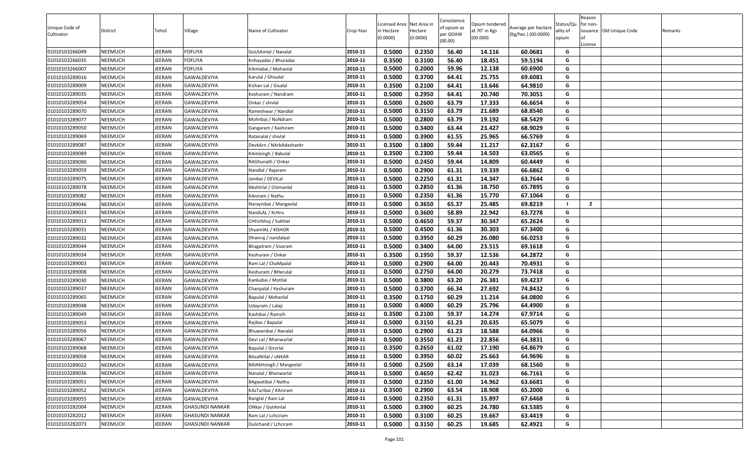| Unique Code of Cultivator | District | Tehsil | Village | Name of Cultivator | Crop Year | Licensed Area in Hectare (0.0000) | Net Area in Hectare (0.0000) | Consistence of opium as per GOAW (00.00) | Opium tendered at 70° in Kgs (00.000) | Average per hectare (Kg/hec.) (00.0000) | Status/Quality of opium | Reason for non-issuance of License | Old Unique Code | Remarks |
|---|---|---|---|---|---|---|---|---|---|---|---|---|---|---|
| 01010103266049 | NEEMUCH | JEERAN | FOFLIYA | GoUtAmlal / Nanalal | 2010-11 | 0.5000 | 0.2350 | 56.40 | 14.116 | 60.0681 | G | | | |
| 01010103266035 | NEEMUCH | JEERAN | FOFLIYA | Knhayadas / Bhuradas | 2010-11 | 0.3500 | 0.3100 | 56.40 | 18.451 | 59.5194 | G | | | |
| 01010103266007 | NEEMUCH | JEERAN | FOFLIYA | KAmlabai / Mohanlal | 2010-11 | 0.5000 | 0.2000 | 59.96 | 12.138 | 60.6900 | G | | | |
| 01010103289016 | NEEMUCH | JEERAN | GAWALDEVIYA | Karulal / Ghisalal | 2010-11 | 0.5000 | 0.3700 | 64.41 | 25.755 | 69.6081 | G | | | |
| 01010103289009 | NEEMUCH | JEERAN | GAWALDEVIYA | Kishan Lal / Gisalal | 2010-11 | 0.3500 | 0.2100 | 64.41 | 13.646 | 64.9810 | G | | | |
| 01010103289035 | NEEMUCH | JEERAN | GAWALDEVIYA | Keshuram / Nandram | 2010-11 | 0.5000 | 0.2950 | 64.41 | 20.740 | 70.3051 | G | | | |
| 01010103289054 | NEEMUCH | JEERAN | GAWALDEVIYA | Onkar / shivlal | 2010-11 | 0.5000 | 0.2600 | 63.79 | 17.333 | 66.6654 | G | | | |
| 01010103289070 | NEEMUCH | JEERAN | GAWALDEVIYA | Rameshwar / Nandlal | 2010-11 | 0.5000 | 0.3150 | 63.79 | 21.689 | 68.8540 | G | | | |
| 01010103289077 | NEEMUCH | JEERAN | GAWALDEVIYA | Mohnbai / NoNdram | 2010-11 | 0.5000 | 0.2800 | 63.79 | 19.192 | 68.5429 | G | | | |
| 01010103289050 | NEEMUCH | JEERAN | GAWALDEVIYA | Gangaram / Kashiram | 2010-11 | 0.5000 | 0.3400 | 63.44 | 23.427 | 68.9029 | G | | | |
| 01010103289069 | NEEMUCH | JEERAN | GAWALDEVIYA | Ratanalal / shivlal | 2010-11 | 0.5000 | 0.3900 | 61.55 | 25.965 | 66.5769 | G | | | |
| 01010103289087 | NEEMUCH | JEERAN | GAWALDEVIYA | DevkArn / NArbAdashankr | 2010-11 | 0.3500 | 0.1800 | 59.44 | 11.217 | 62.3167 | G | | | |
| 01010103289089 | NEEMUCH | JEERAN | GAWALDEVIYA | KAmlsingh / Babulal | 2010-11 | 0.3500 | 0.2300 | 59.44 | 14.503 | 63.0565 | G | | | |
| 01010103289090 | NEEMUCH | JEERAN | GAWALDEVIYA | RAGhunath / Onkar | 2010-11 | 0.5000 | 0.2450 | 59.44 | 14.809 | 60.4449 | G | | | |
| 01010103289059 | NEEMUCH | JEERAN | GAWALDEVIYA | Nandlal / Rajaram | 2010-11 | 0.5000 | 0.2900 | 61.31 | 19.339 | 66.6862 | G | | | |
| 01010103289075 | NEEMUCH | JEERAN | GAWALDEVIYA | Janibai / DEVILal | 2010-11 | 0.5000 | 0.2250 | 61.31 | 14.347 | 63.7644 | G | | | |
| 01010103289078 | NEEMUCH | JEERAN | GAWALDEVIYA | Nkshtrlal / Chimanlal | 2010-11 | 0.5000 | 0.2850 | 61.36 | 18.750 | 65.7895 | G | | | |
| 01010103289082 | NEEMUCH | JEERAN | GAWALDEVIYA | KAniram / Nathu | 2010-11 | 0.5000 | 0.2350 | 61.36 | 15.770 | 67.1064 | G | | | |
| 01010103289046 | NEEMUCH | JEERAN | GAWALDEVIYA | Naraynibai / Mangeelal | 2010-11 | 0.5000 | 0.3650 | 65.37 | 25.485 | 69.8219 | I | 2 | | |
| 01010103289023 | NEEMUCH | JEERAN | GAWALDEVIYA | NandLAL / KcHru | 2010-11 | 0.5000 | 0.3600 | 58.89 | 22.942 | 63.7278 | G | | | |
| 01010103289013 | NEEMUCH | JEERAN | GAWALDEVIYA | CHtUrbhuj / Sukhlal | 2010-11 | 0.5000 | 0.4650 | 59.37 | 30.347 | 65.2624 | G | | | |
| 01010103289031 | NEEMUCH | JEERAN | GAWALDEVIYA | ShyamlAL / KISHOR | 2010-11 | 0.5000 | 0.4500 | 61.36 | 30.303 | 67.3400 | G | | | |
| 01010103289032 | NEEMUCH | JEERAN | GAWALDEVIYA | Dhanraj / nandalaal | 2010-11 | 0.5000 | 0.3950 | 60.29 | 26.080 | 66.0253 | G | | | |
| 01010103289044 | NEEMUCH | JEERAN | GAWALDEVIYA | Bhagatram / Sivaram | 2010-11 | 0.5000 | 0.3400 | 64.00 | 23.515 | 69.1618 | G | | | |
| 01010103289034 | NEEMUCH | JEERAN | GAWALDEVIYA | Keshuram / Onkar | 2010-11 | 0.3500 | 0.1950 | 59.37 | 12.536 | 64.2872 | G | | | |
| 01010103289003 | NEEMUCH | JEERAN | GAWALDEVIYA | Ram Lal / ChaMpalal | 2010-11 | 0.5000 | 0.2900 | 64.00 | 20.443 | 70.4931 | G | | | |
| 01010103289008 | NEEMUCH | JEERAN | GAWALDEVIYA | Keshuram / BHerulal | 2010-11 | 0.5000 | 0.2750 | 64.00 | 20.279 | 73.7418 | G | | | |
| 01010103289030 | NEEMUCH | JEERAN | GAWALDEVIYA | Kankubai / Motilal | 2010-11 | 0.5000 | 0.3800 | 63.20 | 26.381 | 69.4237 | G | | | |
| 01010103289037 | NEEMUCH | JEERAN | GAWALDEVIYA | Chanpalal / Keshuram | 2010-11 | 0.5000 | 0.3700 | 66.34 | 27.692 | 74.8432 | G | | | |
| 01010103289065 | NEEMUCH | JEERAN | GAWALDEVIYA | Bapulal / Mohanlal | 2010-11 | 0.3500 | 0.1750 | 60.29 | 11.214 | 64.0800 | G | | | |
| 01010103289048 | NEEMUCH | JEERAN | GAWALDEVIYA | Udayram / Lalaji | 2010-11 | 0.5000 | 0.4000 | 60.29 | 25.796 | 64.4900 | G | | | |
| 01010103289049 | NEEMUCH | JEERAN | GAWALDEVIYA | Kashibai / Ramsih | 2010-11 | 0.3500 | 0.2100 | 59.37 | 14.274 | 67.9714 | G | | | |
| 01010103289053 | NEEMUCH | JEERAN | GAWALDEVIYA | Rajibai / Bapulal | 2010-11 | 0.5000 | 0.3150 | 61.23 | 20.635 | 65.5079 | G | | | |
| 01010103289056 | NEEMUCH | JEERAN | GAWALDEVIYA | Bhuwanibai / Nanalal | 2010-11 | 0.5000 | 0.2900 | 61.23 | 18.588 | 64.0966 | G | | | |
| 01010103289067 | NEEMUCH | JEERAN | GAWALDEVIYA | Devi Lal / Bhanwarlal | 2010-11 | 0.5000 | 0.3550 | 61.23 | 22.856 | 64.3831 | G | | | |
| 01010103289068 | NEEMUCH | JEERAN | GAWALDEVIYA | Bapulal / Girvrlal | 2010-11 | 0.3500 | 0.2650 | 61.02 | 17.190 | 64.8679 | G | | | |
| 01010103289058 | NEEMUCH | JEERAN | GAWALDEVIYA | BAsaNtlal / oNKAR | 2010-11 | 0.5000 | 0.3950 | 60.02 | 25.663 | 64.9696 | G | | | |
| 01010103289022 | NEEMUCH | JEERAN | GAWALDEVIYA | BAlAbHsingh / Mangeelal | 2010-11 | 0.5000 | 0.2500 | 63.14 | 17.039 | 68.1560 | G | | | |
| 01010103289036 | NEEMUCH | JEERAN | GAWALDEVIYA | Nanalal / Bhanwarlal | 2010-11 | 0.5000 | 0.4650 | 62.42 | 31.023 | 66.7161 | G | | | |
| 01010103289051 | NEEMUCH | JEERAN | GAWALDEVIYA | BAgwatibai / Nathu | 2010-11 | 0.5000 | 0.2350 | 61.00 | 14.962 | 63.6681 | G | | | |
| 01010103289052 | NEEMUCH | JEERAN | GAWALDEVIYA | KAsTuribai / KAniram | 2010-11 | 0.3500 | 0.2900 | 63.54 | 18.908 | 65.2000 | G | | | |
| 01010103289055 | NEEMUCH | JEERAN | GAWALDEVIYA | Ranglal / Ram Lal | 2010-11 | 0.5000 | 0.2350 | 61.31 | 15.897 | 67.6468 | G | | | |
| 01010103282004 | NEEMUCH | JEERAN | GHASUNDI NANKAR | ONkar / GotAmlal | 2010-11 | 0.5000 | 0.3900 | 60.25 | 24.780 | 63.5385 | G | | | |
| 01010103282012 | NEEMUCH | JEERAN | GHASUNDI NANKAR | Ram Lal / Lchciram | 2010-11 | 0.5000 | 0.3100 | 60.25 | 19.667 | 63.4419 | G | | | |
| 01010103282073 | NEEMUCH | JEERAN | GHASUNDI NANKAR | Dulichand / Lchciram | 2010-11 | 0.5000 | 0.3150 | 60.25 | 19.685 | 62.4921 | G | | | |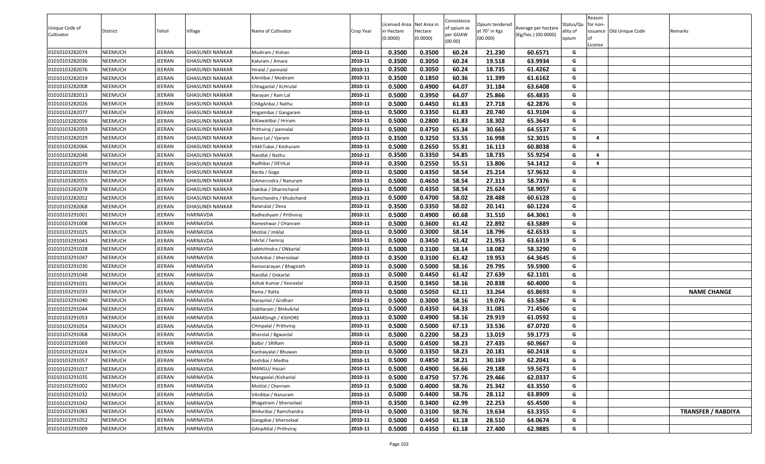| Unique Code of Cultivator | District | Tehsil | Village | Name of Cultivator | Crop Year | Licensed Area in Hectare (0.0000) | Net Area in Hectare (0.0000) | Consistence of opium as per GOAW (00.00) | Opium tendered at 70° in Kgs (00.000) | Average per hectare (Kg/hec.) (00.0000) | Status/Quality of opium | Reason for non-issuance of License | Old Unique Code | Remarks |
|---|---|---|---|---|---|---|---|---|---|---|---|---|---|---|
| 01010103282074 | NEEMUCH | JEERAN | GHASUNDI NANKAR | Modiram / Kishan | 2010-11 | 0.3500 | 0.3500 | 60.24 | 21.230 | 60.6571 | G | | | |
| 01010103282036 | NEEMUCH | JEERAN | GHASUNDI NANKAR | Kaluram / Amara | 2010-11 | 0.3500 | 0.3050 | 60.24 | 19.518 | 63.9934 | G | | | |
| 01010103282076 | NEEMUCH | JEERAN | GHASUNDI NANKAR | Hiralal / pannalal | 2010-11 | 0.3500 | 0.3050 | 60.24 | 18.735 | 61.4262 | G | | | |
| 01010103282019 | NEEMUCH | JEERAN | GHASUNDI NANKAR | KAmlibai / Modiram | 2010-11 | 0.3500 | 0.1850 | 60.36 | 11.399 | 61.6162 | G | | | |
| 01010103282008 | NEEMUCH | JEERAN | GHASUNDI NANKAR | Chhaganlal / KcHrulal | 2010-11 | 0.5000 | 0.4900 | 64.07 | 31.184 | 63.6408 | G | | | |
| 01010103282013 | NEEMUCH | JEERAN | GHASUNDI NANKAR | Narayan / Ram Lal | 2010-11 | 0.5000 | 0.3950 | 64.07 | 25.866 | 65.4835 | G | | | |
| 01010103282026 | NEEMUCH | JEERAN | GHASUNDI NANKAR | CHAgAnbai / Nathu | 2010-11 | 0.5000 | 0.4450 | 61.83 | 27.718 | 62.2876 | G | | | |
| 01010103282077 | NEEMUCH | JEERAN | GHASUNDI NANKAR | Hngamibai / Gangaram | 2010-11 | 0.5000 | 0.3350 | 61.83 | 20.740 | 61.9104 | G | | | |
| 01010103282056 | NEEMUCH | JEERAN | GHASUNDI NANKAR | KAlawatibai / Hriram | 2010-11 | 0.5000 | 0.2800 | 61.83 | 18.302 | 65.3643 | G | | | |
| 01010103282059 | NEEMUCH | JEERAN | GHASUNDI NANKAR | Prithviraj / pannalal | 2010-11 | 0.5000 | 0.4750 | 65.34 | 30.663 | 64.5537 | G | | | |
| 01010103282029 | NEEMUCH | JEERAN | GHASUNDI NANKAR | Bansi Lal / Vjeram | 2010-11 | 0.3500 | 0.3250 | 53.55 | 16.998 | 52.3015 | G | 4 | | |
| 01010103282066 | NEEMUCH | JEERAN | GHASUNDI NANKAR | VAkhTubai / Keshuram | 2010-11 | 0.5000 | 0.2650 | 55.81 | 16.113 | 60.8038 | G | | | |
| 01010103282048 | NEEMUCH | JEERAN | GHASUNDI NANKAR | Nandlal / Nathu | 2010-11 | 0.3500 | 0.3350 | 54.85 | 18.735 | 55.9254 | G | 4 | | |
| 01010103282079 | NEEMUCH | JEERAN | GHASUNDI NANKAR | Radhibai / DEVILal | 2010-11 | 0.3500 | 0.2550 | 55.51 | 13.806 | 54.1412 | G | 4 | | |
| 01010103282016 | NEEMUCH | JEERAN | GHASUNDI NANKAR | Barda / Goga | 2010-11 | 0.5000 | 0.4350 | 58.54 | 25.214 | 57.9632 | G | | | |
| 01010103282055 | NEEMUCH | JEERAN | GHASUNDI NANKAR | GAmercndra / Nanuram | 2010-11 | 0.5000 | 0.4650 | 58.54 | 27.313 | 58.7376 | G | | | |
| 01010103282078 | NEEMUCH | JEERAN | GHASUNDI NANKAR | Dakibai / Dharmchand | 2010-11 | 0.5000 | 0.4350 | 58.54 | 25.624 | 58.9057 | G | | | |
| 01010103282052 | NEEMUCH | JEERAN | GHASUNDI NANKAR | Ramchandra / Khubchand | 2010-11 | 0.5000 | 0.4700 | 58.02 | 28.488 | 60.6128 | G | | | |
| 01010103282068 | NEEMUCH | JEERAN | GHASUNDI NANKAR | Ratanalal / Deva | 2010-11 | 0.3500 | 0.3350 | 58.02 | 20.141 | 60.1224 | G | | | |
| 01010103291001 | NEEMUCH | JEERAN | HARNAVDA | Radheshyam / Prithviraj | 2010-11 | 0.5000 | 0.4900 | 60.68 | 31.510 | 64.3061 | G | | | |
| 01010103291008 | NEEMUCH | JEERAN | HARNAVDA | Rameshwar / CHanram | 2010-11 | 0.5000 | 0.3600 | 61.42 | 22.892 | 63.5889 | G | | | |
| 01010103291025 | NEEMUCH | JEERAN | HARNAVDA | Motilal / Jmklal | 2010-11 | 0.5000 | 0.3000 | 58.14 | 18.796 | 62.6533 | G | | | |
| 01010103291043 | NEEMUCH | JEERAN | HARNAVDA | HArlal / hemraj | 2010-11 | 0.5000 | 0.3450 | 61.42 | 21.953 | 63.6319 | G | | | |
| 01010103291028 | NEEMUCH | JEERAN | HARNAVDA | LabHcHndra / ONkarlal | 2010-11 | 0.5000 | 0.3100 | 58.14 | 18.082 | 58.3290 | G | | | |
| 01010103291047 | NEEMUCH | JEERAN | HARNAVDA | SohAnbai / bheroolaal | 2010-11 | 0.3500 | 0.3100 | 61.42 | 19.953 | 64.3645 | G | | | |
| 01010103291030 | NEEMUCH | JEERAN | HARNAVDA | Ramanarayan / Bhagirath | 2010-11 | 0.5000 | 0.5000 | 58.16 | 29.795 | 59.5900 | G | | | |
| 01010103291048 | NEEMUCH | JEERAN | HARNAVDA | Nandlal / Onkarlal | 2010-11 | 0.5000 | 0.4450 | 61.42 | 27.639 | 62.1101 | G | | | |
| 01010103291031 | NEEMUCH | JEERAN | HARNAVDA | Ashok Kumar / Kesreelal | 2010-11 | 0.3500 | 0.3450 | 58.16 | 20.838 | 60.4000 | G | | | |
| 01010103291033 | NEEMUCH | JEERAN | HARNAVDA | Rama / Ratta | 2010-11 | 0.5000 | 0.5050 | 62.11 | 33.264 | 65.8693 | G | | | **NAME CHANGE** |
| 01010103291040 | NEEMUCH | JEERAN | HARNAVDA | Naraynlal / Girdhari | 2010-11 | 0.5000 | 0.3000 | 58.16 | 19.076 | 63.5867 | G | | | |
| 01010103291044 | NEEMUCH | JEERAN | HARNAVDA | SobHaram / BHAvArlal | 2010-11 | 0.5000 | 0.4350 | 64.33 | 31.081 | 71.4506 | G | | | |
| 01010103291053 | NEEMUCH | JEERAN | HARNAVDA | AMARSingh / KISHORE | 2010-11 | 0.5000 | 0.4900 | 58.16 | 29.919 | 61.0592 | G | | | |
| 01010103291054 | NEEMUCH | JEERAN | HARNAVDA | CHmpalal / Prithviraj | 2010-11 | 0.5000 | 0.5000 | 67.13 | 33.536 | 67.0720 | G | | | |
| 01010103291068 | NEEMUCH | JEERAN | HARNAVDA | Bherolal / Bgwanlal | 2010-11 | 0.5000 | 0.2200 | 58.23 | 13.019 | 59.1773 | G | | | |
| 01010103291069 | NEEMUCH | JEERAN | HARNAVDA | Balbir / SRIRam | 2010-11 | 0.5000 | 0.4500 | 58.23 | 27.435 | 60.9667 | G | | | |
| 01010103291024 | NEEMUCH | JEERAN | HARNAVDA | Kanhaiyalal / Bhuwan | 2010-11 | 0.5000 | 0.3350 | 58.23 | 20.181 | 60.2418 | G | | | |
| 01010103291057 | NEEMUCH | JEERAN | HARNAVDA | Keshibai / Medha | 2010-11 | 0.5000 | 0.4850 | 58.21 | 30.169 | 62.2041 | G | | | |
| 01010103291017 | NEEMUCH | JEERAN | HARNAVDA | MANGU/ Hazari | 2010-11 | 0.5000 | 0.4900 | 56.66 | 29.188 | 59.5673 | G | | | |
| 01010103291035 | NEEMUCH | JEERAN | HARNAVDA | Mangeelal /Kishanlal | 2010-11 | 0.5000 | 0.4750 | 57.76 | 29.466 | 62.0337 | G | | | |
| 01010103291002 | NEEMUCH | JEERAN | HARNAVDA | Motilal / Chenram | 2010-11 | 0.5000 | 0.4000 | 58.76 | 25.342 | 63.3550 | G | | | |
| 01010103291032 | NEEMUCH | JEERAN | HARNAVDA | VArdibai / Nanuram | 2010-11 | 0.5000 | 0.4400 | 58.76 | 28.112 | 63.8909 | G | | | |
| 01010103291042 | NEEMUCH | JEERAN | HARNAVDA | Bhagatram / bheroolaal | 2010-11 | 0.3500 | 0.3400 | 62.99 | 22.253 | 65.4500 | G | | | |
| 01010103291083 | NEEMUCH | JEERAN | HARNAVDA | BHAvribai / Ramchandra | 2010-11 | 0.5000 | 0.3100 | 58.76 | 19.634 | 63.3355 | G | | | **TRANSFER / RABDIYA** |
| 01010103291052 | NEEMUCH | JEERAN | HARNAVDA | Gangabai / bheroolaal | 2010-11 | 0.5000 | 0.4450 | 61.18 | 28.510 | 64.0674 | G | | | |
| 01010103291009 | NEEMUCH | JEERAN | HARNAVDA | GAnpAtlal / Prithviraj | 2010-11 | 0.5000 | 0.4350 | 61.18 | 27.400 | 62.9885 | G | | | |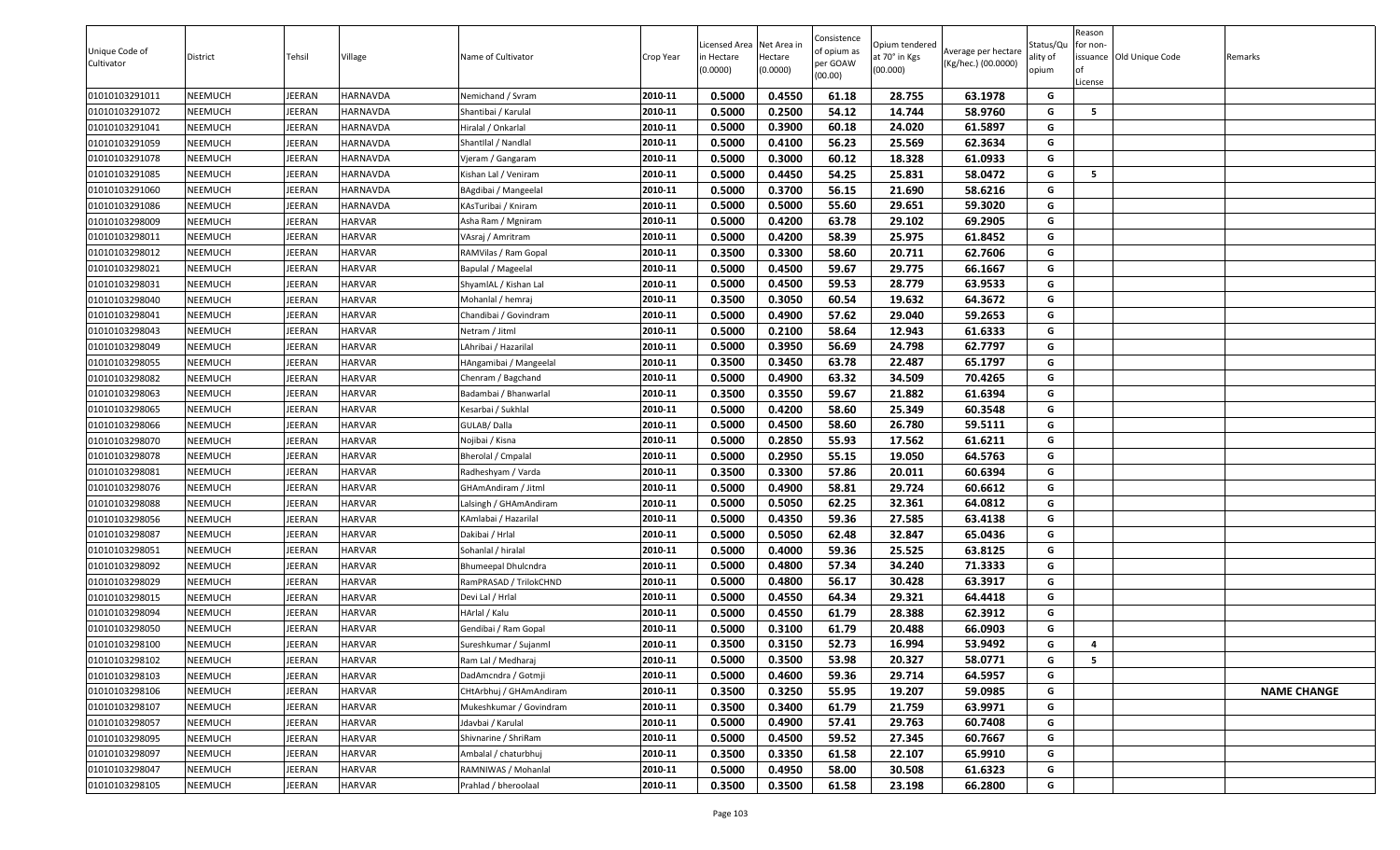| Unique Code of Cultivator | District | Tehsil | Village | Name of Cultivator | Crop Year | Licensed Area in Hectare (0.0000) | Net Area in Hectare (0.0000) | Consistence of opium as per GOAW (00.00) | Opium tendered at 70° in Kgs (00.000) | Average per hectare (Kg/hec.) (00.0000) | Status/Quality of opium | Reason for non-issuance of License | Old Unique Code | Remarks |
|---|---|---|---|---|---|---|---|---|---|---|---|---|---|---|
| 01010103291011 | NEEMUCH | JEERAN | HARNAVDA | Nemichand / Svram | 2010-11 | 0.5000 | 0.4550 | 61.18 | 28.755 | 63.1978 | G | | | |
| 01010103291072 | NEEMUCH | JEERAN | HARNAVDA | Shantibai / Karulal | 2010-11 | 0.5000 | 0.2500 | 54.12 | 14.744 | 58.9760 | G | 5 | | |
| 01010103291041 | NEEMUCH | JEERAN | HARNAVDA | Hiralal / Onkarlal | 2010-11 | 0.5000 | 0.3900 | 60.18 | 24.020 | 61.5897 | G | | | |
| 01010103291059 | NEEMUCH | JEERAN | HARNAVDA | Shantilal / Nandlal | 2010-11 | 0.5000 | 0.4100 | 56.23 | 25.569 | 62.3634 | G | | | |
| 01010103291078 | NEEMUCH | JEERAN | HARNAVDA | Vjeram / Gangaram | 2010-11 | 0.5000 | 0.3000 | 60.12 | 18.328 | 61.0933 | G | | | |
| 01010103291085 | NEEMUCH | JEERAN | HARNAVDA | Kishan Lal / Veniram | 2010-11 | 0.5000 | 0.4450 | 54.25 | 25.831 | 58.0472 | G | 5 | | |
| 01010103291060 | NEEMUCH | JEERAN | HARNAVDA | BAgdibai / Mangeelal | 2010-11 | 0.5000 | 0.3700 | 56.15 | 21.690 | 58.6216 | G | | | |
| 01010103291086 | NEEMUCH | JEERAN | HARNAVDA | KAsTuribai / Kniram | 2010-11 | 0.5000 | 0.5000 | 55.60 | 29.651 | 59.3020 | G | | | |
| 01010103298009 | NEEMUCH | JEERAN | HARVAR | Asha Ram / Mgniram | 2010-11 | 0.5000 | 0.4200 | 63.78 | 29.102 | 69.2905 | G | | | |
| 01010103298011 | NEEMUCH | JEERAN | HARVAR | VAsraj / Amritram | 2010-11 | 0.5000 | 0.4200 | 58.39 | 25.975 | 61.8452 | G | | | |
| 01010103298012 | NEEMUCH | JEERAN | HARVAR | RAMVilas / Ram Gopal | 2010-11 | 0.3500 | 0.3300 | 58.60 | 20.711 | 62.7606 | G | | | |
| 01010103298021 | NEEMUCH | JEERAN | HARVAR | Bapulal / Mageelal | 2010-11 | 0.5000 | 0.4500 | 59.67 | 29.775 | 66.1667 | G | | | |
| 01010103298031 | NEEMUCH | JEERAN | HARVAR | ShyamlAL / Kishan Lal | 2010-11 | 0.5000 | 0.4500 | 59.53 | 28.779 | 63.9533 | G | | | |
| 01010103298040 | NEEMUCH | JEERAN | HARVAR | Mohanlal / hemraj | 2010-11 | 0.3500 | 0.3050 | 60.54 | 19.632 | 64.3672 | G | | | |
| 01010103298041 | NEEMUCH | JEERAN | HARVAR | Chandibai / Govindram | 2010-11 | 0.5000 | 0.4900 | 57.62 | 29.040 | 59.2653 | G | | | |
| 01010103298043 | NEEMUCH | JEERAN | HARVAR | Netram / Jitml | 2010-11 | 0.5000 | 0.2100 | 58.64 | 12.943 | 61.6333 | G | | | |
| 01010103298049 | NEEMUCH | JEERAN | HARVAR | LAhribai / Hazarilal | 2010-11 | 0.5000 | 0.3950 | 56.69 | 24.798 | 62.7797 | G | | | |
| 01010103298055 | NEEMUCH | JEERAN | HARVAR | HAngamibai / Mangeelal | 2010-11 | 0.3500 | 0.3450 | 63.78 | 22.487 | 65.1797 | G | | | |
| 01010103298082 | NEEMUCH | JEERAN | HARVAR | Chenram / Bagchand | 2010-11 | 0.5000 | 0.4900 | 63.32 | 34.509 | 70.4265 | G | | | |
| 01010103298063 | NEEMUCH | JEERAN | HARVAR | Badambai / Bhanwarlal | 2010-11 | 0.3500 | 0.3550 | 59.67 | 21.882 | 61.6394 | G | | | |
| 01010103298065 | NEEMUCH | JEERAN | HARVAR | Kesarbai / Sukhlal | 2010-11 | 0.5000 | 0.4200 | 58.60 | 25.349 | 60.3548 | G | | | |
| 01010103298066 | NEEMUCH | JEERAN | HARVAR | GULAB/ Dalla | 2010-11 | 0.5000 | 0.4500 | 58.60 | 26.780 | 59.5111 | G | | | |
| 01010103298070 | NEEMUCH | JEERAN | HARVAR | Nojibai / Kisna | 2010-11 | 0.5000 | 0.2850 | 55.93 | 17.562 | 61.6211 | G | | | |
| 01010103298078 | NEEMUCH | JEERAN | HARVAR | Bherolal / Cmpalal | 2010-11 | 0.5000 | 0.2950 | 55.15 | 19.050 | 64.5763 | G | | | |
| 01010103298081 | NEEMUCH | JEERAN | HARVAR | Radheshyam / Varda | 2010-11 | 0.3500 | 0.3300 | 57.86 | 20.011 | 60.6394 | G | | | |
| 01010103298076 | NEEMUCH | JEERAN | HARVAR | GHAmAndiram / Jitml | 2010-11 | 0.5000 | 0.4900 | 58.81 | 29.724 | 60.6612 | G | | | |
| 01010103298088 | NEEMUCH | JEERAN | HARVAR | Lalsingh / GHAmAndiram | 2010-11 | 0.5000 | 0.5050 | 62.25 | 32.361 | 64.0812 | G | | | |
| 01010103298056 | NEEMUCH | JEERAN | HARVAR | KAmlabai / Hazarilal | 2010-11 | 0.5000 | 0.4350 | 59.36 | 27.585 | 63.4138 | G | | | |
| 01010103298087 | NEEMUCH | JEERAN | HARVAR | Dakibai / Hrlal | 2010-11 | 0.5000 | 0.5050 | 62.48 | 32.847 | 65.0436 | G | | | |
| 01010103298051 | NEEMUCH | JEERAN | HARVAR | Sohanlal / hiralal | 2010-11 | 0.5000 | 0.4000 | 59.36 | 25.525 | 63.8125 | G | | | |
| 01010103298092 | NEEMUCH | JEERAN | HARVAR | Bhumeepal Dhulcndra | 2010-11 | 0.5000 | 0.4800 | 57.34 | 34.240 | 71.3333 | G | | | |
| 01010103298029 | NEEMUCH | JEERAN | HARVAR | RamPRASAD / TrilokCHND | 2010-11 | 0.5000 | 0.4800 | 56.17 | 30.428 | 63.3917 | G | | | |
| 01010103298015 | NEEMUCH | JEERAN | HARVAR | Devi Lal / Hrlal | 2010-11 | 0.5000 | 0.4550 | 64.34 | 29.321 | 64.4418 | G | | | |
| 01010103298094 | NEEMUCH | JEERAN | HARVAR | HArlal / Kalu | 2010-11 | 0.5000 | 0.4550 | 61.79 | 28.388 | 62.3912 | G | | | |
| 01010103298050 | NEEMUCH | JEERAN | HARVAR | Gendibai / Ram Gopal | 2010-11 | 0.5000 | 0.3100 | 61.79 | 20.488 | 66.0903 | G | | | |
| 01010103298100 | NEEMUCH | JEERAN | HARVAR | Sureshkumar / Sujanml | 2010-11 | 0.3500 | 0.3150 | 52.73 | 16.994 | 53.9492 | G | 4 | | |
| 01010103298102 | NEEMUCH | JEERAN | HARVAR | Ram Lal / Medharaj | 2010-11 | 0.5000 | 0.3500 | 53.98 | 20.327 | 58.0771 | G | 5 | | |
| 01010103298103 | NEEMUCH | JEERAN | HARVAR | DadAmcndra / Gotmji | 2010-11 | 0.5000 | 0.4600 | 59.36 | 29.714 | 64.5957 | G | | | |
| 01010103298106 | NEEMUCH | JEERAN | HARVAR | CHtArbhuj / GHAmAndiram | 2010-11 | 0.3500 | 0.3250 | 55.95 | 19.207 | 59.0985 | G | | | NAME CHANGE |
| 01010103298107 | NEEMUCH | JEERAN | HARVAR | Mukeshkumar / Govindram | 2010-11 | 0.3500 | 0.3400 | 61.79 | 21.759 | 63.9971 | G | | | |
| 01010103298057 | NEEMUCH | JEERAN | HARVAR | Jdavbai / Karulal | 2010-11 | 0.5000 | 0.4900 | 57.41 | 29.763 | 60.7408 | G | | | |
| 01010103298095 | NEEMUCH | JEERAN | HARVAR | Shivnarine / ShriRam | 2010-11 | 0.5000 | 0.4500 | 59.52 | 27.345 | 60.7667 | G | | | |
| 01010103298097 | NEEMUCH | JEERAN | HARVAR | Ambalal / chaturbhuj | 2010-11 | 0.3500 | 0.3350 | 61.58 | 22.107 | 65.9910 | G | | | |
| 01010103298047 | NEEMUCH | JEERAN | HARVAR | RAMNIWAS / Mohanlal | 2010-11 | 0.5000 | 0.4950 | 58.00 | 30.508 | 61.6323 | G | | | |
| 01010103298105 | NEEMUCH | JEERAN | HARVAR | Prahlad / bheroolaal | 2010-11 | 0.3500 | 0.3500 | 61.58 | 23.198 | 66.2800 | G | | | |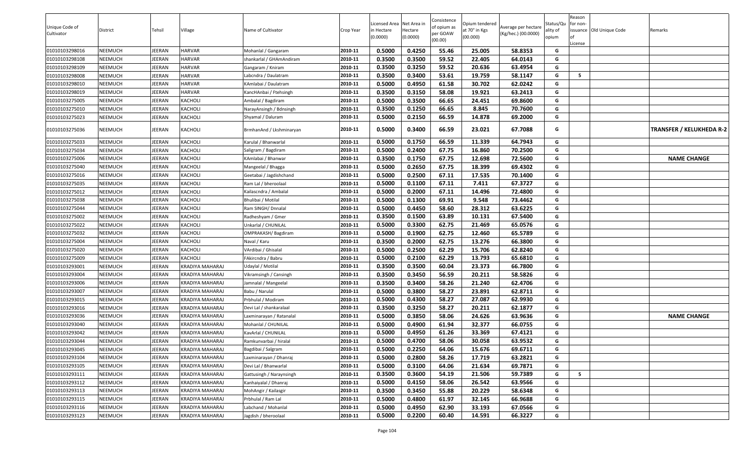| Unique Code of Cultivator | District | Tehsil | Village | Name of Cultivator | Crop Year | Licensed Area in Hectare (0.0000) | Net Area in Hectare (0.0000) | Consistence of opium as per GOAW (00.00) | Opium tendered at 70° in Kgs (00.000) | Average per hectare (Kg/hec.) (00.0000) | Status/Quality of opium | Reason for non-issuance of License | Old Unique Code | Remarks |
|---|---|---|---|---|---|---|---|---|---|---|---|---|---|---|
| 01010103298016 | NEEMUCH | JEERAN | HARVAR | Mohanlal / Gangaram | 2010-11 | 0.5000 | 0.4250 | 55.46 | 25.005 | 58.8353 | G | | | |
| 01010103298108 | NEEMUCH | JEERAN | HARVAR | shankarlal / GHAmAndiram | 2010-11 | 0.3500 | 0.3500 | 59.52 | 22.405 | 64.0143 | G | | | |
| 01010103298109 | NEEMUCH | JEERAN | HARVAR | Gangaram / Kniram | 2010-11 | 0.3500 | 0.3250 | 59.52 | 20.636 | 63.4954 | G | | | |
| 01010103298008 | NEEMUCH | JEERAN | HARVAR | Labcndra / Daulatram | 2010-11 | 0.3500 | 0.3400 | 53.61 | 19.759 | 58.1147 | G | 5 | | |
| 01010103298010 | NEEMUCH | JEERAN | HARVAR | KAmlabai / Daulatram | 2010-11 | 0.5000 | 0.4950 | 61.58 | 30.702 | 62.0242 | G | | | |
| 01010103298019 | NEEMUCH | JEERAN | HARVAR | KancHAnbai / Ftehsingh | 2010-11 | 0.3500 | 0.3150 | 58.08 | 19.921 | 63.2413 | G | | | |
| 01010103275005 | NEEMUCH | JEERAN | KACHOLI | Ambalal / Bagdiram | 2010-11 | 0.5000 | 0.3500 | 66.65 | 24.451 | 69.8600 | G | | | |
| 01010103275010 | NEEMUCH | JEERAN | KACHOLI | NarayAnsingh / Bdnsingh | 2010-11 | 0.3500 | 0.1250 | 66.65 | 8.845 | 70.7600 | G | | | |
| 01010103275023 | NEEMUCH | JEERAN | KACHOLI | Shyamal / Daluram | 2010-11 | 0.5000 | 0.2150 | 66.59 | 14.878 | 69.2000 | G | | | |
| 01010103275036 | NEEMUCH | JEERAN | KACHOLI | BrmhanAnd / Lkshminaryan | 2010-11 | 0.5000 | 0.3400 | 66.59 | 23.021 | 67.7088 | G | | | TRANSFER / KELUKHEDA R-2 |
| 01010103275033 | NEEMUCH | JEERAN | KACHOLI | Karulal / Bhanwarlal | 2010-11 | 0.5000 | 0.1750 | 66.59 | 11.339 | 64.7943 | G | | | |
| 01010103275034 | NEEMUCH | JEERAN | KACHOLI | Saligram / Bagdiram | 2010-11 | 0.5000 | 0.2400 | 67.75 | 16.860 | 70.2500 | G | | | |
| 01010103275006 | NEEMUCH | JEERAN | KACHOLI | KAmlabai / Bhanwar | 2010-11 | 0.3500 | 0.1750 | 67.75 | 12.698 | 72.5600 | G | | | NAME CHANGE |
| 01010103275040 | NEEMUCH | JEERAN | KACHOLI | Mangeelal / Bhagga | 2010-11 | 0.5000 | 0.2650 | 67.75 | 18.399 | 69.4302 | G | | | |
| 01010103275016 | NEEMUCH | JEERAN | KACHOLI | Geetabai / Jagdishchand | 2010-11 | 0.5000 | 0.2500 | 67.11 | 17.535 | 70.1400 | G | | | |
| 01010103275035 | NEEMUCH | JEERAN | KACHOLI | Ram Lal / bheroolaal | 2010-11 | 0.5000 | 0.1100 | 67.11 | 7.411 | 67.3727 | G | | | |
| 01010103275012 | NEEMUCH | JEERAN | KACHOLI | Kailascndra / Ambalal | 2010-11 | 0.5000 | 0.2000 | 67.11 | 14.496 | 72.4800 | G | | | |
| 01010103275038 | NEEMUCH | JEERAN | KACHOLI | Bhulibai / Motilal | 2010-11 | 0.5000 | 0.1300 | 69.91 | 9.548 | 73.4462 | G | | | |
| 01010103275044 | NEEMUCH | JEERAN | KACHOLI | Ram SINGH/ Dnnalal | 2010-11 | 0.5000 | 0.4450 | 58.60 | 28.312 | 63.6225 | G | | | |
| 01010103275002 | NEEMUCH | JEERAN | KACHOLI | Radheshyam / Gmer | 2010-11 | 0.3500 | 0.1500 | 63.89 | 10.131 | 67.5400 | G | | | |
| 01010103275022 | NEEMUCH | JEERAN | KACHOLI | Unkarlal / CHUNILAL | 2010-11 | 0.5000 | 0.3300 | 62.75 | 21.469 | 65.0576 | G | | | |
| 01010103275032 | NEEMUCH | JEERAN | KACHOLI | OMPRAKASH/ Bagdiram | 2010-11 | 0.5000 | 0.1900 | 62.75 | 12.460 | 65.5789 | G | | | |
| 01010103275004 | NEEMUCH | JEERAN | KACHOLI | Naval / Karu | 2010-11 | 0.3500 | 0.2000 | 62.75 | 13.276 | 66.3800 | G | | | |
| 01010103275020 | NEEMUCH | JEERAN | KACHOLI | VArdibai / Ghisalal | 2010-11 | 0.5000 | 0.2500 | 62.29 | 15.706 | 62.8240 | G | | | |
| 01010103275009 | NEEMUCH | JEERAN | KACHOLI | FAkircndra / Babru | 2010-11 | 0.5000 | 0.2100 | 62.29 | 13.793 | 65.6810 | G | | | |
| 01010103293001 | NEEMUCH | JEERAN | KRADIYA MAHARAJ | Udaylal / Motilal | 2010-11 | 0.3500 | 0.3500 | 60.04 | 23.373 | 66.7800 | G | | | |
| 01010103293004 | NEEMUCH | JEERAN | KRADIYA MAHARAJ | Vikramsingh / Cansingh | 2010-11 | 0.3500 | 0.3450 | 56.59 | 20.211 | 58.5826 | G | | | |
| 01010103293006 | NEEMUCH | JEERAN | KRADIYA MAHARAJ | Jamnalal / Mangeelal | 2010-11 | 0.3500 | 0.3400 | 58.26 | 21.240 | 62.4706 | G | | | |
| 01010103293007 | NEEMUCH | JEERAN | KRADIYA MAHARAJ | Babu / Narulal | 2010-11 | 0.5000 | 0.3800 | 58.27 | 23.891 | 62.8711 | G | | | |
| 01010103293015 | NEEMUCH | JEERAN | KRADIYA MAHARAJ | Prbhulal / Modiram | 2010-11 | 0.5000 | 0.4300 | 58.27 | 27.087 | 62.9930 | G | | | |
| 01010103293016 | NEEMUCH | JEERAN | KRADIYA MAHARAJ | Devi Lal / shankaralaal | 2010-11 | 0.3500 | 0.3250 | 58.27 | 20.211 | 62.1877 | G | | | |
| 01010103293036 | NEEMUCH | JEERAN | KRADIYA MAHARAJ | Laxminarayan / Ratanalal | 2010-11 | 0.5000 | 0.3850 | 58.06 | 24.626 | 63.9636 | G | | | NAME CHANGE |
| 01010103293040 | NEEMUCH | JEERAN | KRADIYA MAHARAJ | Mohanlal / CHUNILAL | 2010-11 | 0.5000 | 0.4900 | 61.94 | 32.377 | 66.0755 | G | | | |
| 01010103293042 | NEEMUCH | JEERAN | KRADIYA MAHARAJ | KavArlal / CHUNILAL | 2010-11 | 0.5000 | 0.4950 | 61.26 | 33.369 | 67.4121 | G | | | |
| 01010103293044 | NEEMUCH | JEERAN | KRADIYA MAHARAJ | Ramkunvarbai / hiralal | 2010-11 | 0.5000 | 0.4700 | 58.06 | 30.058 | 63.9532 | G | | | |
| 01010103293045 | NEEMUCH | JEERAN | KRADIYA MAHARAJ | Bagdibai / Salgram | 2010-11 | 0.5000 | 0.2250 | 64.06 | 15.676 | 69.6711 | G | | | |
| 01010103293104 | NEEMUCH | JEERAN | KRADIYA MAHARAJ | Laxminarayan / Dhanraj | 2010-11 | 0.5000 | 0.2800 | 58.26 | 17.719 | 63.2821 | G | | | |
| 01010103293105 | NEEMUCH | JEERAN | KRADIYA MAHARAJ | Devi Lal / Bhanwarlal | 2010-11 | 0.5000 | 0.3100 | 64.06 | 21.634 | 69.7871 | G | | | |
| 01010103293111 | NEEMUCH | JEERAN | KRADIYA MAHARAJ | Gattusingh / Naraynsingh | 2010-11 | 0.3500 | 0.3600 | 54.19 | 21.506 | 59.7389 | G | 5 | | |
| 01010103293112 | NEEMUCH | JEERAN | KRADIYA MAHARAJ | Kanhaiyalal / Dhanraj | 2010-11 | 0.5000 | 0.4150 | 58.06 | 26.542 | 63.9566 | G | | | |
| 01010103293113 | NEEMUCH | JEERAN | KRADIYA MAHARAJ | MohAngir / Kailasgir | 2010-11 | 0.3500 | 0.3450 | 55.88 | 20.229 | 58.6348 | G | | | |
| 01010103293115 | NEEMUCH | JEERAN | KRADIYA MAHARAJ | Prbhulal / Ram Lal | 2010-11 | 0.5000 | 0.4800 | 61.97 | 32.145 | 66.9688 | G | | | |
| 01010103293116 | NEEMUCH | JEERAN | KRADIYA MAHARAJ | Labchand / Mohanlal | 2010-11 | 0.5000 | 0.4950 | 62.90 | 33.193 | 67.0566 | G | | | |
| 01010103293123 | NEEMUCH | JEERAN | KRADIYA MAHARAJ | Jagdish / bheroolaal | 2010-11 | 0.5000 | 0.2200 | 60.40 | 14.591 | 66.3227 | G | | | |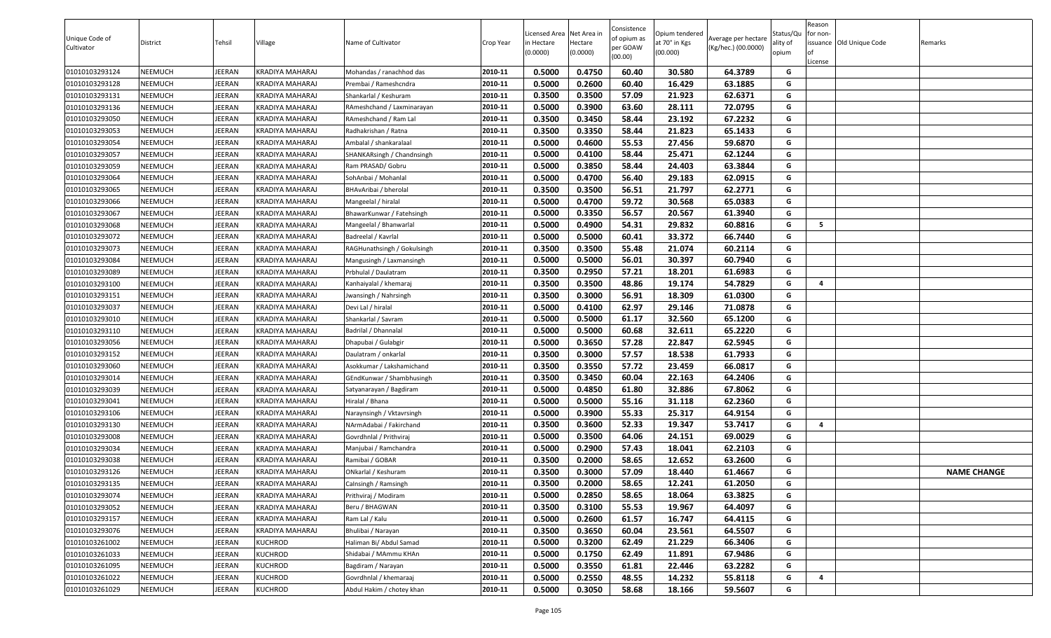| Unique Code of Cultivator | District | Tehsil | Village | Name of Cultivator | Crop Year | Licensed Area in Hectare (0.0000) | Net Area in Hectare (0.0000) | Consistence of opium as per GOAW (00.00) | Opium tendered at 70° in Kgs (00.000) | Average per hectare (Kg/hec.) (00.0000) | Status/Quality of opium | Reason for non-issuance of License | Old Unique Code | Remarks |
|---|---|---|---|---|---|---|---|---|---|---|---|---|---|---|
| 01010103293124 | NEEMUCH | JEERAN | KRADIYA MAHARAJ | Mohandas / ranachhod das | 2010-11 | 0.5000 | 0.4750 | 60.40 | 30.580 | 64.3789 | G | | | |
| 01010103293128 | NEEMUCH | JEERAN | KRADIYA MAHARAJ | Prembai / Rameshcndra | 2010-11 | 0.5000 | 0.2600 | 60.40 | 16.429 | 63.1885 | G | | | |
| 01010103293131 | NEEMUCH | JEERAN | KRADIYA MAHARAJ | Shankarlal / Keshuram | 2010-11 | 0.3500 | 0.3500 | 57.09 | 21.923 | 62.6371 | G | | | |
| 01010103293136 | NEEMUCH | JEERAN | KRADIYA MAHARAJ | RAmeshchand / Laxminarayan | 2010-11 | 0.5000 | 0.3900 | 63.60 | 28.111 | 72.0795 | G | | | |
| 01010103293050 | NEEMUCH | JEERAN | KRADIYA MAHARAJ | RAmeshchand / Ram Lal | 2010-11 | 0.3500 | 0.3450 | 58.44 | 23.192 | 67.2232 | G | | | |
| 01010103293053 | NEEMUCH | JEERAN | KRADIYA MAHARAJ | Radhakrishan / Ratna | 2010-11 | 0.3500 | 0.3350 | 58.44 | 21.823 | 65.1433 | G | | | |
| 01010103293054 | NEEMUCH | JEERAN | KRADIYA MAHARAJ | Ambalal / shankaralaal | 2010-11 | 0.5000 | 0.4600 | 55.53 | 27.456 | 59.6870 | G | | | |
| 01010103293057 | NEEMUCH | JEERAN | KRADIYA MAHARAJ | SHANKARsingh / Chandnsingh | 2010-11 | 0.5000 | 0.4100 | 58.44 | 25.471 | 62.1244 | G | | | |
| 01010103293059 | NEEMUCH | JEERAN | KRADIYA MAHARAJ | Ram PRASAD/ Gobru | 2010-11 | 0.5000 | 0.3850 | 58.44 | 24.403 | 63.3844 | G | | | |
| 01010103293064 | NEEMUCH | JEERAN | KRADIYA MAHARAJ | SohAnbai / Mohanlal | 2010-11 | 0.5000 | 0.4700 | 56.40 | 29.183 | 62.0915 | G | | | |
| 01010103293065 | NEEMUCH | JEERAN | KRADIYA MAHARAJ | BHAvAribai / bherolal | 2010-11 | 0.3500 | 0.3500 | 56.51 | 21.797 | 62.2771 | G | | | |
| 01010103293066 | NEEMUCH | JEERAN | KRADIYA MAHARAJ | Mangeelal / hiralal | 2010-11 | 0.5000 | 0.4700 | 59.72 | 30.568 | 65.0383 | G | | | |
| 01010103293067 | NEEMUCH | JEERAN | KRADIYA MAHARAJ | BhawarKunwar / Fatehsingh | 2010-11 | 0.5000 | 0.3350 | 56.57 | 20.567 | 61.3940 | G | | | |
| 01010103293068 | NEEMUCH | JEERAN | KRADIYA MAHARAJ | Mangeelal / Bhanwarlal | 2010-11 | 0.5000 | 0.4900 | 54.31 | 29.832 | 60.8816 | G | 5 | | |
| 01010103293072 | NEEMUCH | JEERAN | KRADIYA MAHARAJ | Badreelal / Kavrlal | 2010-11 | 0.5000 | 0.5000 | 60.41 | 33.372 | 66.7440 | G | | | |
| 01010103293073 | NEEMUCH | JEERAN | KRADIYA MAHARAJ | RAGHunathsingh / Gokulsingh | 2010-11 | 0.3500 | 0.3500 | 55.48 | 21.074 | 60.2114 | G | | | |
| 01010103293084 | NEEMUCH | JEERAN | KRADIYA MAHARAJ | Mangusingh / Laxmansingh | 2010-11 | 0.5000 | 0.5000 | 56.01 | 30.397 | 60.7940 | G | | | |
| 01010103293089 | NEEMUCH | JEERAN | KRADIYA MAHARAJ | Prbhulal / Daulatram | 2010-11 | 0.3500 | 0.2950 | 57.21 | 18.201 | 61.6983 | G | | | |
| 01010103293100 | NEEMUCH | JEERAN | KRADIYA MAHARAJ | Kanhaiyalal / khemaraj | 2010-11 | 0.3500 | 0.3500 | 48.86 | 19.174 | 54.7829 | G | 4 | | |
| 01010103293151 | NEEMUCH | JEERAN | KRADIYA MAHARAJ | Jwansingh / Nahrsingh | 2010-11 | 0.3500 | 0.3000 | 56.91 | 18.309 | 61.0300 | G | | | |
| 01010103293037 | NEEMUCH | JEERAN | KRADIYA MAHARAJ | Devi Lal / hiralal | 2010-11 | 0.5000 | 0.4100 | 62.97 | 29.146 | 71.0878 | G | | | |
| 01010103293010 | NEEMUCH | JEERAN | KRADIYA MAHARAJ | Shankarlal / Savram | 2010-11 | 0.5000 | 0.5000 | 61.17 | 32.560 | 65.1200 | G | | | |
| 01010103293110 | NEEMUCH | JEERAN | KRADIYA MAHARAJ | Badrilal / Dhannalal | 2010-11 | 0.5000 | 0.5000 | 60.68 | 32.611 | 65.2220 | G | | | |
| 01010103293056 | NEEMUCH | JEERAN | KRADIYA MAHARAJ | Dhapubai / Gulabgir | 2010-11 | 0.5000 | 0.3650 | 57.28 | 22.847 | 62.5945 | G | | | |
| 01010103293152 | NEEMUCH | JEERAN | KRADIYA MAHARAJ | Daulatram / onkarlal | 2010-11 | 0.3500 | 0.3000 | 57.57 | 18.538 | 61.7933 | G | | | |
| 01010103293060 | NEEMUCH | JEERAN | KRADIYA MAHARAJ | Asokkumar / Lakshamichand | 2010-11 | 0.3500 | 0.3550 | 57.72 | 23.459 | 66.0817 | G | | | |
| 01010103293014 | NEEMUCH | JEERAN | KRADIYA MAHARAJ | GEndKunwar / Shambhusingh | 2010-11 | 0.3500 | 0.3450 | 60.04 | 22.163 | 64.2406 | G | | | |
| 01010103293039 | NEEMUCH | JEERAN | KRADIYA MAHARAJ | Satyanarayan / Bagdiram | 2010-11 | 0.5000 | 0.4850 | 61.80 | 32.886 | 67.8062 | G | | | |
| 01010103293041 | NEEMUCH | JEERAN | KRADIYA MAHARAJ | Hiralal / Bhana | 2010-11 | 0.5000 | 0.5000 | 55.16 | 31.118 | 62.2360 | G | | | |
| 01010103293106 | NEEMUCH | JEERAN | KRADIYA MAHARAJ | Naraynsingh / Vktavrsingh | 2010-11 | 0.5000 | 0.3900 | 55.33 | 25.317 | 64.9154 | G | | | |
| 01010103293130 | NEEMUCH | JEERAN | KRADIYA MAHARAJ | NArmAdabai / Fakirchand | 2010-11 | 0.3500 | 0.3600 | 52.33 | 19.347 | 53.7417 | G | 4 | | |
| 01010103293008 | NEEMUCH | JEERAN | KRADIYA MAHARAJ | Govrdhnlal / Prithviraj | 2010-11 | 0.5000 | 0.3500 | 64.06 | 24.151 | 69.0029 | G | | | |
| 01010103293034 | NEEMUCH | JEERAN | KRADIYA MAHARAJ | Manjubai / Ramchandra | 2010-11 | 0.5000 | 0.2900 | 57.43 | 18.041 | 62.2103 | G | | | |
| 01010103293038 | NEEMUCH | JEERAN | KRADIYA MAHARAJ | Ramibai / GOBAR | 2010-11 | 0.3500 | 0.2000 | 58.65 | 12.652 | 63.2600 | G | | | |
| 01010103293126 | NEEMUCH | JEERAN | KRADIYA MAHARAJ | ONkarlal / Keshuram | 2010-11 | 0.3500 | 0.3000 | 57.09 | 18.440 | 61.4667 | G | | | NAME CHANGE |
| 01010103293135 | NEEMUCH | JEERAN | KRADIYA MAHARAJ | Calnsingh / Ramsingh | 2010-11 | 0.3500 | 0.2000 | 58.65 | 12.241 | 61.2050 | G | | | |
| 01010103293074 | NEEMUCH | JEERAN | KRADIYA MAHARAJ | Prithviraj / Modiram | 2010-11 | 0.5000 | 0.2850 | 58.65 | 18.064 | 63.3825 | G | | | |
| 01010103293052 | NEEMUCH | JEERAN | KRADIYA MAHARAJ | Beru / BHAGWAN | 2010-11 | 0.3500 | 0.3100 | 55.53 | 19.967 | 64.4097 | G | | | |
| 01010103293157 | NEEMUCH | JEERAN | KRADIYA MAHARAJ | Ram Lal / Kalu | 2010-11 | 0.5000 | 0.2600 | 61.57 | 16.747 | 64.4115 | G | | | |
| 01010103293076 | NEEMUCH | JEERAN | KRADIYA MAHARAJ | Bhulibai / Narayan | 2010-11 | 0.3500 | 0.3650 | 60.04 | 23.561 | 64.5507 | G | | | |
| 01010103261002 | NEEMUCH | JEERAN | KUCHROD | Haliman Bi/ Abdul Samad | 2010-11 | 0.5000 | 0.3200 | 62.49 | 21.229 | 66.3406 | G | | | |
| 01010103261033 | NEEMUCH | JEERAN | KUCHROD | Shidabai / MAmmu KHAn | 2010-11 | 0.5000 | 0.1750 | 62.49 | 11.891 | 67.9486 | G | | | |
| 01010103261095 | NEEMUCH | JEERAN | KUCHROD | Bagdiram / Narayan | 2010-11 | 0.5000 | 0.3550 | 61.81 | 22.446 | 63.2282 | G | | | |
| 01010103261022 | NEEMUCH | JEERAN | KUCHROD | Govrdhnlal / khemaraaj | 2010-11 | 0.5000 | 0.2550 | 48.55 | 14.232 | 55.8118 | G | 4 | | |
| 01010103261029 | NEEMUCH | JEERAN | KUCHROD | Abdul Hakim / chotey khan | 2010-11 | 0.5000 | 0.3050 | 58.68 | 18.166 | 59.5607 | G | | | |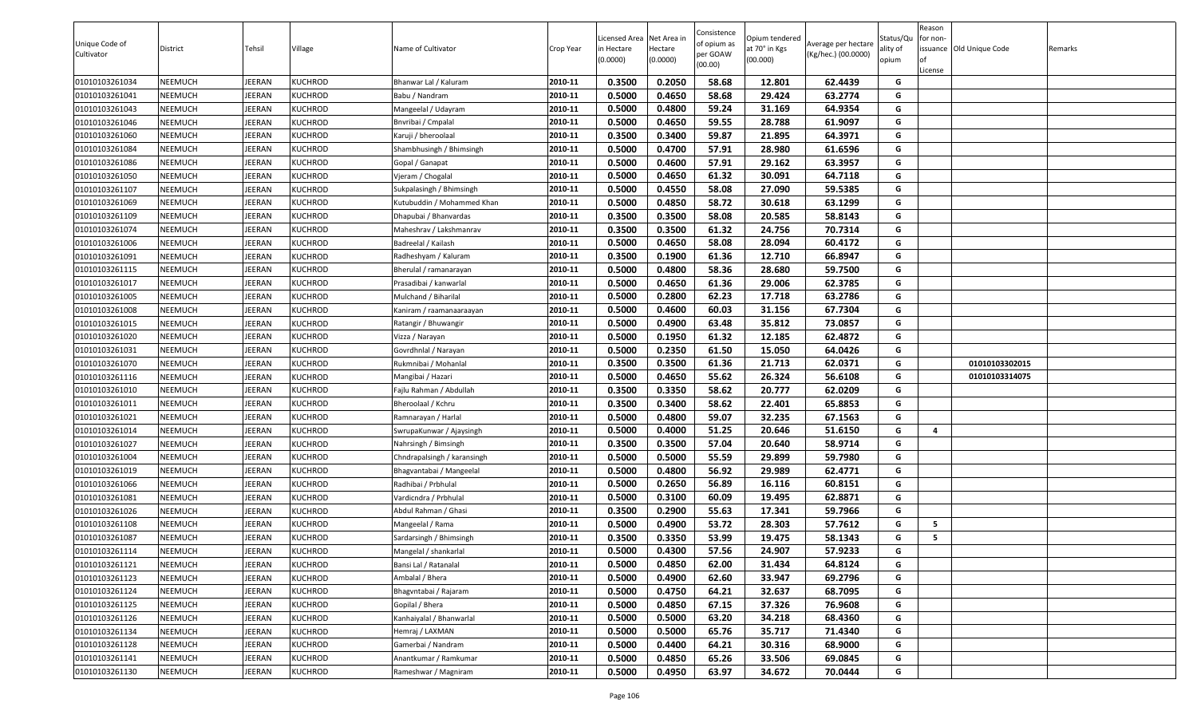| Unique Code of Cultivator | District | Tehsil | Village | Name of Cultivator | Crop Year | Licensed Area in Hectare (0.0000) | Net Area in Hectare (0.0000) | Consistence of opium as per GOAW (00.00) | Opium tendered at 70° in Kgs (00.000) | Average per hectare (Kg/hec.) (00.0000) | Status/Quality of opium | Reason for non-issuance of License | Old Unique Code | Remarks |
|---|---|---|---|---|---|---|---|---|---|---|---|---|---|---|
| 01010103261034 | NEEMUCH | JEERAN | KUCHROD | Bhanwar Lal / Kaluram | 2010-11 | 0.3500 | 0.2050 | 58.68 | 12.801 | 62.4439 | G | | | |
| 01010103261041 | NEEMUCH | JEERAN | KUCHROD | Babu / Nandram | 2010-11 | 0.5000 | 0.4650 | 58.68 | 29.424 | 63.2774 | G | | | |
| 01010103261043 | NEEMUCH | JEERAN | KUCHROD | Mangeelal / Udayram | 2010-11 | 0.5000 | 0.4800 | 59.24 | 31.169 | 64.9354 | G | | | |
| 01010103261046 | NEEMUCH | JEERAN | KUCHROD | Bnvribai / Cmpalal | 2010-11 | 0.5000 | 0.4650 | 59.55 | 28.788 | 61.9097 | G | | | |
| 01010103261060 | NEEMUCH | JEERAN | KUCHROD | Karuji / bheroolaal | 2010-11 | 0.3500 | 0.3400 | 59.87 | 21.895 | 64.3971 | G | | | |
| 01010103261084 | NEEMUCH | JEERAN | KUCHROD | Shambhusingh / Bhimsingh | 2010-11 | 0.5000 | 0.4700 | 57.91 | 28.980 | 61.6596 | G | | | |
| 01010103261086 | NEEMUCH | JEERAN | KUCHROD | Gopal / Ganapat | 2010-11 | 0.5000 | 0.4600 | 57.91 | 29.162 | 63.3957 | G | | | |
| 01010103261050 | NEEMUCH | JEERAN | KUCHROD | Vjeram / Chogalal | 2010-11 | 0.5000 | 0.4650 | 61.32 | 30.091 | 64.7118 | G | | | |
| 01010103261107 | NEEMUCH | JEERAN | KUCHROD | Sukpalasingh / Bhimsingh | 2010-11 | 0.5000 | 0.4550 | 58.08 | 27.090 | 59.5385 | G | | | |
| 01010103261069 | NEEMUCH | JEERAN | KUCHROD | Kutubuddin / Mohammed Khan | 2010-11 | 0.5000 | 0.4850 | 58.72 | 30.618 | 63.1299 | G | | | |
| 01010103261109 | NEEMUCH | JEERAN | KUCHROD | Dhapubai / Bhanvardas | 2010-11 | 0.3500 | 0.3500 | 58.08 | 20.585 | 58.8143 | G | | | |
| 01010103261074 | NEEMUCH | JEERAN | KUCHROD | Maheshrav / Lakshmanrav | 2010-11 | 0.3500 | 0.3500 | 61.32 | 24.756 | 70.7314 | G | | | |
| 01010103261006 | NEEMUCH | JEERAN | KUCHROD | Badreelal / Kailash | 2010-11 | 0.5000 | 0.4650 | 58.08 | 28.094 | 60.4172 | G | | | |
| 01010103261091 | NEEMUCH | JEERAN | KUCHROD | Radheshyam / Kaluram | 2010-11 | 0.3500 | 0.1900 | 61.36 | 12.710 | 66.8947 | G | | | |
| 01010103261115 | NEEMUCH | JEERAN | KUCHROD | Bherulal / ramanarayan | 2010-11 | 0.5000 | 0.4800 | 58.36 | 28.680 | 59.7500 | G | | | |
| 01010103261017 | NEEMUCH | JEERAN | KUCHROD | Prasadibai / kanwarlal | 2010-11 | 0.5000 | 0.4650 | 61.36 | 29.006 | 62.3785 | G | | | |
| 01010103261005 | NEEMUCH | JEERAN | KUCHROD | Mulchand / Biharilal | 2010-11 | 0.5000 | 0.2800 | 62.23 | 17.718 | 63.2786 | G | | | |
| 01010103261008 | NEEMUCH | JEERAN | KUCHROD | Kaniram / raamanaaraayan | 2010-11 | 0.5000 | 0.4600 | 60.03 | 31.156 | 67.7304 | G | | | |
| 01010103261015 | NEEMUCH | JEERAN | KUCHROD | Ratangir / Bhuwangir | 2010-11 | 0.5000 | 0.4900 | 63.48 | 35.812 | 73.0857 | G | | | |
| 01010103261020 | NEEMUCH | JEERAN | KUCHROD | Vizza / Narayan | 2010-11 | 0.5000 | 0.1950 | 61.32 | 12.185 | 62.4872 | G | | | |
| 01010103261031 | NEEMUCH | JEERAN | KUCHROD | Govrdhnlal / Narayan | 2010-11 | 0.5000 | 0.2350 | 61.50 | 15.050 | 64.0426 | G | | | |
| 01010103261070 | NEEMUCH | JEERAN | KUCHROD | Rukmnibai / Mohanlal | 2010-11 | 0.3500 | 0.3500 | 61.36 | 21.713 | 62.0371 | G | | 01010103302015 | |
| 01010103261116 | NEEMUCH | JEERAN | KUCHROD | Mangibai / Hazari | 2010-11 | 0.5000 | 0.4650 | 55.62 | 26.324 | 56.6108 | G | | 01010103314075 | |
| 01010103261010 | NEEMUCH | JEERAN | KUCHROD | Fajlu Rahman / Abdullah | 2010-11 | 0.3500 | 0.3350 | 58.62 | 20.777 | 62.0209 | G | | | |
| 01010103261011 | NEEMUCH | JEERAN | KUCHROD | Bheroolaal / Kchru | 2010-11 | 0.3500 | 0.3400 | 58.62 | 22.401 | 65.8853 | G | | | |
| 01010103261021 | NEEMUCH | JEERAN | KUCHROD | Ramnarayan / Harlal | 2010-11 | 0.5000 | 0.4800 | 59.07 | 32.235 | 67.1563 | G | | | |
| 01010103261014 | NEEMUCH | JEERAN | KUCHROD | SwrupaKunwar / Ajaysingh | 2010-11 | 0.5000 | 0.4000 | 51.25 | 20.646 | 51.6150 | G | 4 | | |
| 01010103261027 | NEEMUCH | JEERAN | KUCHROD | Nahrsingh / Bimsingh | 2010-11 | 0.3500 | 0.3500 | 57.04 | 20.640 | 58.9714 | G | | | |
| 01010103261004 | NEEMUCH | JEERAN | KUCHROD | Chndrapalsingh / karansingh | 2010-11 | 0.5000 | 0.5000 | 55.59 | 29.899 | 59.7980 | G | | | |
| 01010103261019 | NEEMUCH | JEERAN | KUCHROD | Bhagvantabai / Mangeelal | 2010-11 | 0.5000 | 0.4800 | 56.92 | 29.989 | 62.4771 | G | | | |
| 01010103261066 | NEEMUCH | JEERAN | KUCHROD | Radhibai / Prbhulal | 2010-11 | 0.5000 | 0.2650 | 56.89 | 16.116 | 60.8151 | G | | | |
| 01010103261081 | NEEMUCH | JEERAN | KUCHROD | Vardicndra / Prbhulal | 2010-11 | 0.5000 | 0.3100 | 60.09 | 19.495 | 62.8871 | G | | | |
| 01010103261026 | NEEMUCH | JEERAN | KUCHROD | Abdul Rahman / Ghasi | 2010-11 | 0.3500 | 0.2900 | 55.63 | 17.341 | 59.7966 | G | | | |
| 01010103261108 | NEEMUCH | JEERAN | KUCHROD | Mangeelal / Rama | 2010-11 | 0.5000 | 0.4900 | 53.72 | 28.303 | 57.7612 | G | 5 | | |
| 01010103261087 | NEEMUCH | JEERAN | KUCHROD | Sardarsingh / Bhimsingh | 2010-11 | 0.3500 | 0.3350 | 53.99 | 19.475 | 58.1343 | G | 5 | | |
| 01010103261114 | NEEMUCH | JEERAN | KUCHROD | Mangelal / shankarlal | 2010-11 | 0.5000 | 0.4300 | 57.56 | 24.907 | 57.9233 | G | | | |
| 01010103261121 | NEEMUCH | JEERAN | KUCHROD | Bansi Lal / Ratanalal | 2010-11 | 0.5000 | 0.4850 | 62.00 | 31.434 | 64.8124 | G | | | |
| 01010103261123 | NEEMUCH | JEERAN | KUCHROD | Ambalal / Bhera | 2010-11 | 0.5000 | 0.4900 | 62.60 | 33.947 | 69.2796 | G | | | |
| 01010103261124 | NEEMUCH | JEERAN | KUCHROD | Bhagvntabai / Rajaram | 2010-11 | 0.5000 | 0.4750 | 64.21 | 32.637 | 68.7095 | G | | | |
| 01010103261125 | NEEMUCH | JEERAN | KUCHROD | Gopilal / Bhera | 2010-11 | 0.5000 | 0.4850 | 67.15 | 37.326 | 76.9608 | G | | | |
| 01010103261126 | NEEMUCH | JEERAN | KUCHROD | Kanhaiyalal / Bhanwarlal | 2010-11 | 0.5000 | 0.5000 | 63.20 | 34.218 | 68.4360 | G | | | |
| 01010103261134 | NEEMUCH | JEERAN | KUCHROD | Hemraj / LAXMAN | 2010-11 | 0.5000 | 0.5000 | 65.76 | 35.717 | 71.4340 | G | | | |
| 01010103261128 | NEEMUCH | JEERAN | KUCHROD | Gamerbai / Nandram | 2010-11 | 0.5000 | 0.4400 | 64.21 | 30.316 | 68.9000 | G | | | |
| 01010103261141 | NEEMUCH | JEERAN | KUCHROD | Anantkumar / Ramkumar | 2010-11 | 0.5000 | 0.4850 | 65.26 | 33.506 | 69.0845 | G | | | |
| 01010103261130 | NEEMUCH | JEERAN | KUCHROD | Rameshwar / Magniram | 2010-11 | 0.5000 | 0.4950 | 63.97 | 34.672 | 70.0444 | G | | | |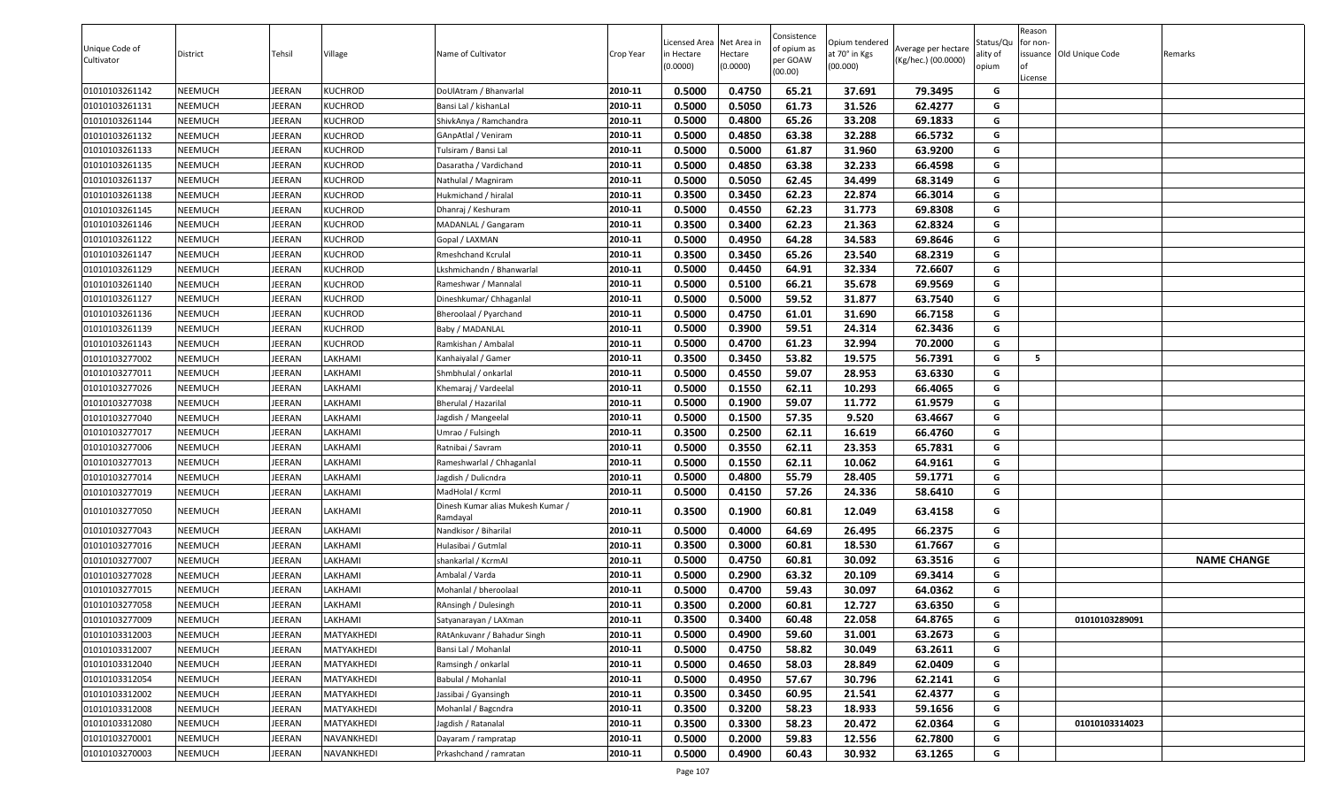| Unique Code of Cultivator | District | Tehsil | Village | Name of Cultivator | Crop Year | Licensed Area in Hectare (0.0000) | Net Area in Hectare (0.0000) | Consistence of opium as per GOAW (00.00) | Opium tendered at 70° in Kgs (00.000) | Average per hectare (Kg/hec.) (00.0000) | Status/Quality of opium | Reason for non-issuance of License | Old Unique Code | Remarks |
|---|---|---|---|---|---|---|---|---|---|---|---|---|---|---|
| 01010103261142 | NEEMUCH | JEERAN | KUCHROD | DoUlAtram / Bhanvarlal | 2010-11 | 0.5000 | 0.4750 | 65.21 | 37.691 | 79.3495 | G | | | |
| 01010103261131 | NEEMUCH | JEERAN | KUCHROD | Bansi Lal / kishanLal | 2010-11 | 0.5000 | 0.5050 | 61.73 | 31.526 | 62.4277 | G | | | |
| 01010103261144 | NEEMUCH | JEERAN | KUCHROD | ShivkAnya / Ramchandra | 2010-11 | 0.5000 | 0.4800 | 65.26 | 33.208 | 69.1833 | G | | | |
| 01010103261132 | NEEMUCH | JEERAN | KUCHROD | GAnpAtlal / Veniram | 2010-11 | 0.5000 | 0.4850 | 63.38 | 32.288 | 66.5732 | G | | | |
| 01010103261133 | NEEMUCH | JEERAN | KUCHROD | Tulsiram / Bansi Lal | 2010-11 | 0.5000 | 0.5000 | 61.87 | 31.960 | 63.9200 | G | | | |
| 01010103261135 | NEEMUCH | JEERAN | KUCHROD | Dasaratha / Vardichand | 2010-11 | 0.5000 | 0.4850 | 63.38 | 32.233 | 66.4598 | G | | | |
| 01010103261137 | NEEMUCH | JEERAN | KUCHROD | Nathulal / Magniram | 2010-11 | 0.5000 | 0.5050 | 62.45 | 34.499 | 68.3149 | G | | | |
| 01010103261138 | NEEMUCH | JEERAN | KUCHROD | Hukmichand / hiralal | 2010-11 | 0.3500 | 0.3450 | 62.23 | 22.874 | 66.3014 | G | | | |
| 01010103261145 | NEEMUCH | JEERAN | KUCHROD | Dhanraj / Keshuram | 2010-11 | 0.5000 | 0.4550 | 62.23 | 31.773 | 69.8308 | G | | | |
| 01010103261146 | NEEMUCH | JEERAN | KUCHROD | MADANLAL / Gangaram | 2010-11 | 0.3500 | 0.3400 | 62.23 | 21.363 | 62.8324 | G | | | |
| 01010103261122 | NEEMUCH | JEERAN | KUCHROD | Gopal / LAXMAN | 2010-11 | 0.5000 | 0.4950 | 64.28 | 34.583 | 69.8646 | G | | | |
| 01010103261147 | NEEMUCH | JEERAN | KUCHROD | Rmeshchand Kcrulal | 2010-11 | 0.3500 | 0.3450 | 65.26 | 23.540 | 68.2319 | G | | | |
| 01010103261129 | NEEMUCH | JEERAN | KUCHROD | Lkshmichandn / Bhanwarlal | 2010-11 | 0.5000 | 0.4450 | 64.91 | 32.334 | 72.6607 | G | | | |
| 01010103261140 | NEEMUCH | JEERAN | KUCHROD | Rameshwar / Mannalal | 2010-11 | 0.5000 | 0.5100 | 66.21 | 35.678 | 69.9569 | G | | | |
| 01010103261127 | NEEMUCH | JEERAN | KUCHROD | Dineshkumar/ Chhaganlal | 2010-11 | 0.5000 | 0.5000 | 59.52 | 31.877 | 63.7540 | G | | | |
| 01010103261136 | NEEMUCH | JEERAN | KUCHROD | Bheroolaal / Pyarchand | 2010-11 | 0.5000 | 0.4750 | 61.01 | 31.690 | 66.7158 | G | | | |
| 01010103261139 | NEEMUCH | JEERAN | KUCHROD | Baby / MADANLAL | 2010-11 | 0.5000 | 0.3900 | 59.51 | 24.314 | 62.3436 | G | | | |
| 01010103261143 | NEEMUCH | JEERAN | KUCHROD | Ramkishan / Ambalal | 2010-11 | 0.5000 | 0.4700 | 61.23 | 32.994 | 70.2000 | G | | | |
| 01010103277002 | NEEMUCH | JEERAN | LAKHAMI | Kanhaiyalal / Gamer | 2010-11 | 0.3500 | 0.3450 | 53.82 | 19.575 | 56.7391 | G | 5 | | |
| 01010103277011 | NEEMUCH | JEERAN | LAKHAMI | Shmbhulal / onkarlal | 2010-11 | 0.5000 | 0.4550 | 59.07 | 28.953 | 63.6330 | G | | | |
| 01010103277026 | NEEMUCH | JEERAN | LAKHAMI | Khemaraj / Vardeelal | 2010-11 | 0.5000 | 0.1550 | 62.11 | 10.293 | 66.4065 | G | | | |
| 01010103277038 | NEEMUCH | JEERAN | LAKHAMI | Bherulal / Hazarilal | 2010-11 | 0.5000 | 0.1900 | 59.07 | 11.772 | 61.9579 | G | | | |
| 01010103277040 | NEEMUCH | JEERAN | LAKHAMI | Jagdish / Mangeelal | 2010-11 | 0.5000 | 0.1500 | 57.35 | 9.520 | 63.4667 | G | | | |
| 01010103277017 | NEEMUCH | JEERAN | LAKHAMI | Umrao / Fulsingh | 2010-11 | 0.3500 | 0.2500 | 62.11 | 16.619 | 66.4760 | G | | | |
| 01010103277006 | NEEMUCH | JEERAN | LAKHAMI | Ratnibai / Savram | 2010-11 | 0.5000 | 0.3550 | 62.11 | 23.353 | 65.7831 | G | | | |
| 01010103277013 | NEEMUCH | JEERAN | LAKHAMI | Rameshwarlal / Chhaganlal | 2010-11 | 0.5000 | 0.1550 | 62.11 | 10.062 | 64.9161 | G | | | |
| 01010103277014 | NEEMUCH | JEERAN | LAKHAMI | Jagdish / Dulicndra | 2010-11 | 0.5000 | 0.4800 | 55.79 | 28.405 | 59.1771 | G | | | |
| 01010103277019 | NEEMUCH | JEERAN | LAKHAMI | MadHolal / Kcrml | 2010-11 | 0.5000 | 0.4150 | 57.26 | 24.336 | 58.6410 | G | | | |
| 01010103277050 | NEEMUCH | JEERAN | LAKHAMI | Dinesh Kumar alias Mukesh Kumar / Ramdayal | 2010-11 | 0.3500 | 0.1900 | 60.81 | 12.049 | 63.4158 | G | | | |
| 01010103277043 | NEEMUCH | JEERAN | LAKHAMI | Nandkisor / Biharilal | 2010-11 | 0.5000 | 0.4000 | 64.69 | 26.495 | 66.2375 | G | | | |
| 01010103277016 | NEEMUCH | JEERAN | LAKHAMI | Hulasibai / Gutmlal | 2010-11 | 0.3500 | 0.3000 | 60.81 | 18.530 | 61.7667 | G | | | |
| 01010103277007 | NEEMUCH | JEERAN | LAKHAMI | shankarlal / KcrmAl | 2010-11 | 0.5000 | 0.4750 | 60.81 | 30.092 | 63.3516 | G | | | NAME CHANGE |
| 01010103277028 | NEEMUCH | JEERAN | LAKHAMI | Ambalal / Varda | 2010-11 | 0.5000 | 0.2900 | 63.32 | 20.109 | 69.3414 | G | | | |
| 01010103277015 | NEEMUCH | JEERAN | LAKHAMI | Mohanlal / bheroolaal | 2010-11 | 0.5000 | 0.4700 | 59.43 | 30.097 | 64.0362 | G | | | |
| 01010103277058 | NEEMUCH | JEERAN | LAKHAMI | RAnsingh / Dulesingh | 2010-11 | 0.3500 | 0.2000 | 60.81 | 12.727 | 63.6350 | G | | | |
| 01010103277009 | NEEMUCH | JEERAN | LAKHAMI | Satyanarayan / LAXman | 2010-11 | 0.3500 | 0.3400 | 60.48 | 22.058 | 64.8765 | G | | 01010103289091 | |
| 01010103312003 | NEEMUCH | JEERAN | MATYAKHEDI | RAtAnkuvanr / Bahadur Singh | 2010-11 | 0.5000 | 0.4900 | 59.60 | 31.001 | 63.2673 | G | | | |
| 01010103312007 | NEEMUCH | JEERAN | MATYAKHEDI | Bansi Lal / Mohanlal | 2010-11 | 0.5000 | 0.4750 | 58.82 | 30.049 | 63.2611 | G | | | |
| 01010103312040 | NEEMUCH | JEERAN | MATYAKHEDI | Ramsingh / onkarlal | 2010-11 | 0.5000 | 0.4650 | 58.03 | 28.849 | 62.0409 | G | | | |
| 01010103312054 | NEEMUCH | JEERAN | MATYAKHEDI | Babulal / Mohanlal | 2010-11 | 0.5000 | 0.4950 | 57.67 | 30.796 | 62.2141 | G | | | |
| 01010103312002 | NEEMUCH | JEERAN | MATYAKHEDI | Jassibai / Gyansingh | 2010-11 | 0.3500 | 0.3450 | 60.95 | 21.541 | 62.4377 | G | | | |
| 01010103312008 | NEEMUCH | JEERAN | MATYAKHEDI | Mohanlal / Bagcndra | 2010-11 | 0.3500 | 0.3200 | 58.23 | 18.933 | 59.1656 | G | | | |
| 01010103312080 | NEEMUCH | JEERAN | MATYAKHEDI | Jagdish / Ratanalal | 2010-11 | 0.3500 | 0.3300 | 58.23 | 20.472 | 62.0364 | G | | 01010103314023 | |
| 01010103270001 | NEEMUCH | JEERAN | NAVANKHEDI | Dayaram / rampratap | 2010-11 | 0.5000 | 0.2000 | 59.83 | 12.556 | 62.7800 | G | | | |
| 01010103270003 | NEEMUCH | JEERAN | NAVANKHEDI | Prkashchand / ramratan | 2010-11 | 0.5000 | 0.4900 | 60.43 | 30.932 | 63.1265 | G | | | |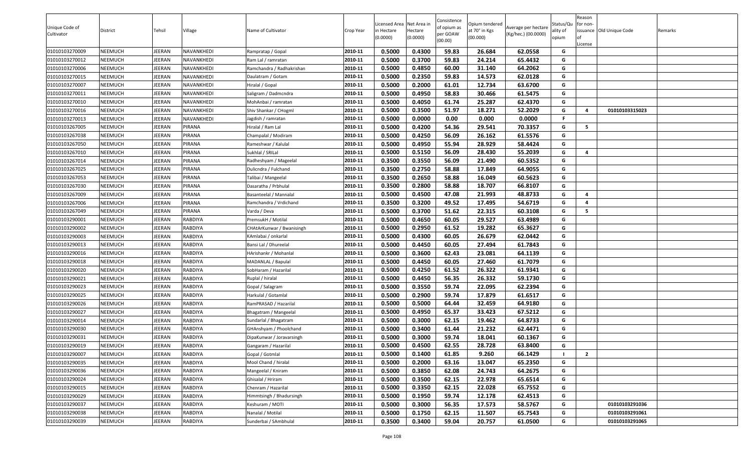| Unique Code of Cultivator | District | Tehsil | Village | Name of Cultivator | Crop Year | Licensed Area in Hectare (0.0000) | Net Area in Hectare (0.0000) | Consistence of opium as per GOAW (00.00) | Opium tendered at 70° in Kgs (00.000) | Average per hectare (Kg/hec.) (00.0000) | Status/Quality of opium | Reason for non-issuance of License | Old Unique Code | Remarks |
|---|---|---|---|---|---|---|---|---|---|---|---|---|---|---|
| 01010103270009 | NEEMUCH | JEERAN | NAVANKHEDI | Rampratap / Gopal | 2010-11 | 0.5000 | 0.4300 | 59.83 | 26.684 | 62.0558 | G | | | |
| 01010103270012 | NEEMUCH | JEERAN | NAVANKHEDI | Ram Lal / ramratan | 2010-11 | 0.5000 | 0.3700 | 59.83 | 24.214 | 65.4432 | G | | | |
| 01010103270006 | NEEMUCH | JEERAN | NAVANKHEDI | Ramchandra / Radhakrishan | 2010-11 | 0.5000 | 0.4850 | 60.00 | 31.140 | 64.2062 | G | | | |
| 01010103270015 | NEEMUCH | JEERAN | NAVANKHEDI | Daulatram / Gotam | 2010-11 | 0.5000 | 0.2350 | 59.83 | 14.573 | 62.0128 | G | | | |
| 01010103270007 | NEEMUCH | JEERAN | NAVANKHEDI | Hiralal / Gopal | 2010-11 | 0.5000 | 0.2000 | 61.01 | 12.734 | 63.6700 | G | | | |
| 01010103270011 | NEEMUCH | JEERAN | NAVANKHEDI | Saligram / Dadmcndra | 2010-11 | 0.5000 | 0.4950 | 58.83 | 30.466 | 61.5475 | G | | | |
| 01010103270010 | NEEMUCH | JEERAN | NAVANKHEDI | MohAnbai / ramratan | 2010-11 | 0.5000 | 0.4050 | 61.74 | 25.287 | 62.4370 | G | | | |
| 01010103270016 | NEEMUCH | JEERAN | NAVANKHEDI | Shiv Shankar / CHogml | 2010-11 | 0.5000 | 0.3500 | 51.97 | 18.271 | 52.2029 | G | 4 | 01010103315023 | |
| 01010103270013 | NEEMUCH | JEERAN | NAVANKHEDI | Jagdish / ramratan | 2010-11 | 0.5000 | 0.0000 | 0.00 | 0.000 | 0.0000 | F | | | |
| 01010103267005 | NEEMUCH | JEERAN | PIRANA | Hiralal / Ram Lal | 2010-11 | 0.5000 | 0.4200 | 54.36 | 29.541 | 70.3357 | G | 5 | | |
| 01010103267038 | NEEMUCH | JEERAN | PIRANA | Champalal / Modiram | 2010-11 | 0.5000 | 0.4250 | 56.09 | 26.162 | 61.5576 | G | | | |
| 01010103267050 | NEEMUCH | JEERAN | PIRANA | Rameshwar / Kalulal | 2010-11 | 0.5000 | 0.4950 | 55.94 | 28.929 | 58.4424 | G | | | |
| 01010103267010 | NEEMUCH | JEERAN | PIRANA | Sukhlal / SRILal | 2010-11 | 0.5000 | 0.5150 | 56.09 | 28.430 | 55.2039 | G | 4 | | |
| 01010103267014 | NEEMUCH | JEERAN | PIRANA | Radheshyam / Mageelal | 2010-11 | 0.3500 | 0.3550 | 56.09 | 21.490 | 60.5352 | G | | | |
| 01010103267025 | NEEMUCH | JEERAN | PIRANA | Dulicndra / Fulchand | 2010-11 | 0.3500 | 0.2750 | 58.88 | 17.849 | 64.9055 | G | | | |
| 01010103267053 | NEEMUCH | JEERAN | PIRANA | Talibai / Mangeelal | 2010-11 | 0.3500 | 0.2650 | 58.88 | 16.049 | 60.5623 | G | | | |
| 01010103267030 | NEEMUCH | JEERAN | PIRANA | Dasaratha / Prbhulal | 2010-11 | 0.3500 | 0.2800 | 58.88 | 18.707 | 66.8107 | G | | | |
| 01010103267009 | NEEMUCH | JEERAN | PIRANA | Basanteelal / Mannalal | 2010-11 | 0.5000 | 0.4500 | 47.08 | 21.993 | 48.8733 | G | 4 | | |
| 01010103267006 | NEEMUCH | JEERAN | PIRANA | Ramchandra / Vrdichand | 2010-11 | 0.3500 | 0.3200 | 49.52 | 17.495 | 54.6719 | G | 4 | | |
| 01010103267049 | NEEMUCH | JEERAN | PIRANA | Varda / Deva | 2010-11 | 0.5000 | 0.3700 | 51.62 | 22.315 | 60.3108 | G | 5 | | |
| 01010103290001 | NEEMUCH | JEERAN | RABDIYA | PremsukH / Motilal | 2010-11 | 0.5000 | 0.4650 | 60.05 | 29.527 | 63.4989 | G | | | |
| 01010103290002 | NEEMUCH | JEERAN | RABDIYA | CHAtArKunwar / Bwanisingh | 2010-11 | 0.5000 | 0.2950 | 61.52 | 19.282 | 65.3627 | G | | | |
| 01010103290003 | NEEMUCH | JEERAN | RABDIYA | KAmlabai / onkarlal | 2010-11 | 0.5000 | 0.4300 | 60.05 | 26.679 | 62.0442 | G | | | |
| 01010103290013 | NEEMUCH | JEERAN | RABDIYA | Bansi Lal / Dhureelal | 2010-11 | 0.5000 | 0.4450 | 60.05 | 27.494 | 61.7843 | G | | | |
| 01010103290016 | NEEMUCH | JEERAN | RABDIYA | HArishankr / Mohanlal | 2010-11 | 0.5000 | 0.3600 | 62.43 | 23.081 | 64.1139 | G | | | |
| 01010103290018 | NEEMUCH | JEERAN | RABDIYA | MADANLAL / Bapulal | 2010-11 | 0.5000 | 0.4450 | 60.05 | 27.460 | 61.7079 | G | | | |
| 01010103290020 | NEEMUCH | JEERAN | RABDIYA | SobHaram / Hazarilal | 2010-11 | 0.5000 | 0.4250 | 61.52 | 26.322 | 61.9341 | G | | | |
| 01010103290021 | NEEMUCH | JEERAN | RABDIYA | Ruplal / hiralal | 2010-11 | 0.5000 | 0.4450 | 56.35 | 26.332 | 59.1730 | G | | | |
| 01010103290023 | NEEMUCH | JEERAN | RABDIYA | Gopal / Salagram | 2010-11 | 0.5000 | 0.3550 | 59.74 | 22.095 | 62.2394 | G | | | |
| 01010103290025 | NEEMUCH | JEERAN | RABDIYA | Harkulal / Gotamlal | 2010-11 | 0.5000 | 0.2900 | 59.74 | 17.879 | 61.6517 | G | | | |
| 01010103290026 | NEEMUCH | JEERAN | RABDIYA | RamPRASAD / Hazarilal | 2010-11 | 0.5000 | 0.5000 | 64.44 | 32.459 | 64.9180 | G | | | |
| 01010103290027 | NEEMUCH | JEERAN | RABDIYA | Bhagatram / Mangeelal | 2010-11 | 0.5000 | 0.4950 | 65.37 | 33.423 | 67.5212 | G | | | |
| 01010103290014 | NEEMUCH | JEERAN | RABDIYA | Sundarlal / Bhagatram | 2010-11 | 0.5000 | 0.3000 | 62.15 | 19.462 | 64.8733 | G | | | |
| 01010103290030 | NEEMUCH | JEERAN | RABDIYA | GHAnshyam / Phoolchand | 2010-11 | 0.5000 | 0.3400 | 61.44 | 21.232 | 62.4471 | G | | | |
| 01010103290031 | NEEMUCH | JEERAN | RABDIYA | DipaKunwar / Joravarsingh | 2010-11 | 0.5000 | 0.3000 | 59.74 | 18.041 | 60.1367 | G | | | |
| 01010103290019 | NEEMUCH | JEERAN | RABDIYA | Gangaram / Hazarilal | 2010-11 | 0.5000 | 0.4500 | 62.55 | 28.728 | 63.8400 | G | | | |
| 01010103290007 | NEEMUCH | JEERAN | RABDIYA | Gopal / Gotmlal | 2010-11 | 0.5000 | 0.1400 | 61.85 | 9.260 | 66.1429 | I | 2 | | |
| 01010103290035 | NEEMUCH | JEERAN | RABDIYA | Mool Chand / hiralal | 2010-11 | 0.5000 | 0.2000 | 63.16 | 13.047 | 65.2350 | G | | | |
| 01010103290036 | NEEMUCH | JEERAN | RABDIYA | Mangeelal / Kniram | 2010-11 | 0.5000 | 0.3850 | 62.08 | 24.743 | 64.2675 | G | | | |
| 01010103290024 | NEEMUCH | JEERAN | RABDIYA | Ghisalal / Hriram | 2010-11 | 0.5000 | 0.3500 | 62.15 | 22.978 | 65.6514 | G | | | |
| 01010103290015 | NEEMUCH | JEERAN | RABDIYA | Chenram / Hazarilal | 2010-11 | 0.5000 | 0.3350 | 62.15 | 22.028 | 65.7552 | G | | | |
| 01010103290029 | NEEMUCH | JEERAN | RABDIYA | Himmtsingh / Bhadursingh | 2010-11 | 0.5000 | 0.1950 | 59.74 | 12.178 | 62.4513 | G | | | |
| 01010103290037 | NEEMUCH | JEERAN | RABDIYA | Keshuram / MOTI | 2010-11 | 0.5000 | 0.3000 | 56.35 | 17.573 | 58.5767 | G | | 01010103291036 | |
| 01010103290038 | NEEMUCH | JEERAN | RABDIYA | Nanalal / Motilal | 2010-11 | 0.5000 | 0.1750 | 62.15 | 11.507 | 65.7543 | G | | 01010103291061 | |
| 01010103290039 | NEEMUCH | JEERAN | RABDIYA | Sunderbai / SAmbhulal | 2010-11 | 0.3500 | 0.3400 | 59.04 | 20.757 | 61.0500 | G | | 01010103291065 | |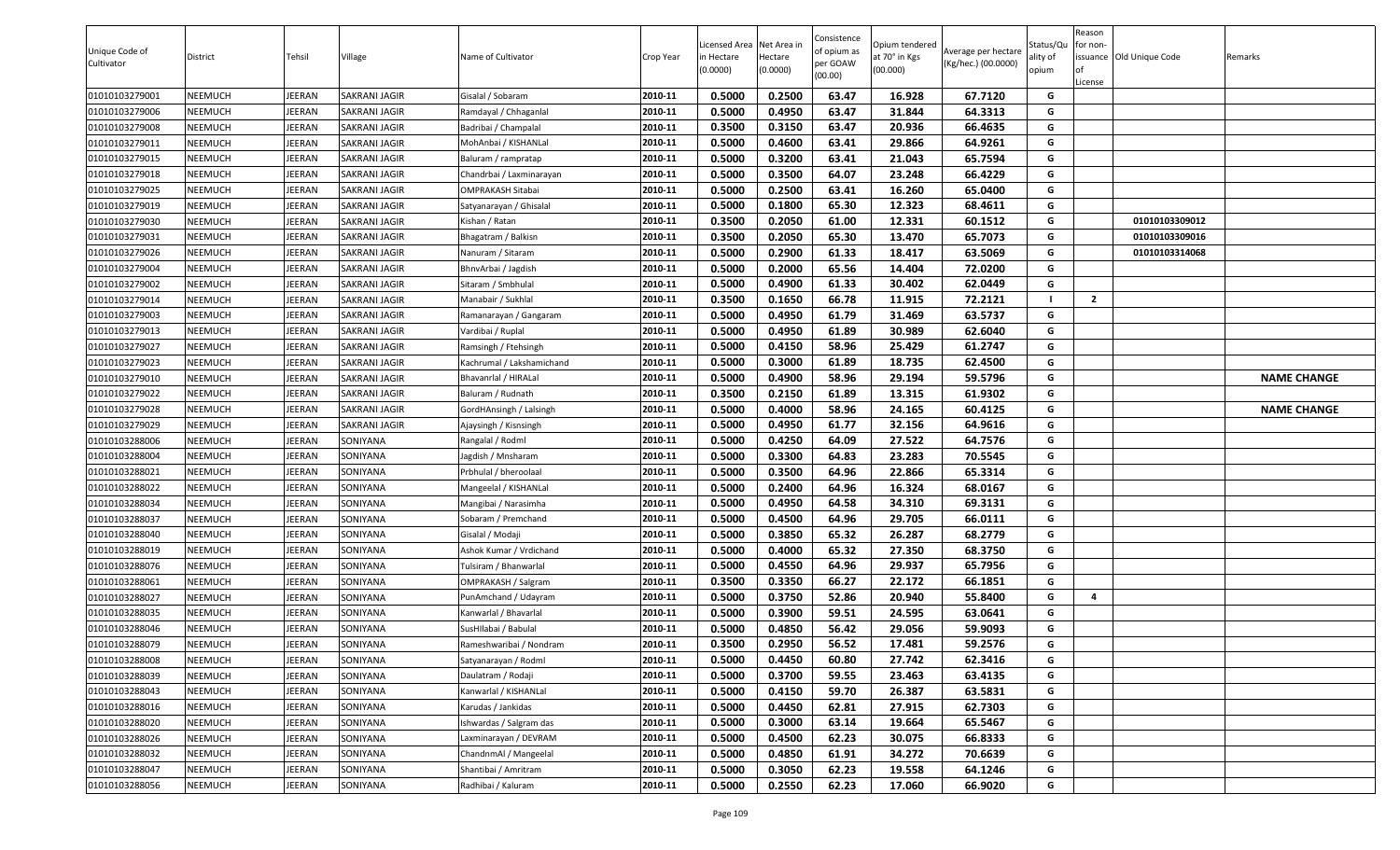| Unique Code of Cultivator | District | Tehsil | Village | Name of Cultivator | Crop Year | Licensed Area in Hectare (0.0000) | Net Area in Hectare (0.0000) | Consistence of opium as per GOAW (00.00) | Opium tendered at 70° in Kgs (00.000) | Average per hectare (Kg/hec.) (00.0000) | Status/Quality of opium | Reason for non-issuance of License | Old Unique Code | Remarks |
|---|---|---|---|---|---|---|---|---|---|---|---|---|---|---|
| 01010103279001 | NEEMUCH | JEERAN | SAKRANI JAGIR | Gisalal / Sobaram | 2010-11 | 0.5000 | 0.2500 | 63.47 | 16.928 | 67.7120 | G | | | |
| 01010103279006 | NEEMUCH | JEERAN | SAKRANI JAGIR | Ramdayal / Chhaganlal | 2010-11 | 0.5000 | 0.4950 | 63.47 | 31.844 | 64.3313 | G | | | |
| 01010103279008 | NEEMUCH | JEERAN | SAKRANI JAGIR | Badribai / Champalal | 2010-11 | 0.3500 | 0.3150 | 63.47 | 20.936 | 66.4635 | G | | | |
| 01010103279011 | NEEMUCH | JEERAN | SAKRANI JAGIR | MohAnbai / KISHANLal | 2010-11 | 0.5000 | 0.4600 | 63.41 | 29.866 | 64.9261 | G | | | |
| 01010103279015 | NEEMUCH | JEERAN | SAKRANI JAGIR | Baluram / rampratap | 2010-11 | 0.5000 | 0.3200 | 63.41 | 21.043 | 65.7594 | G | | | |
| 01010103279018 | NEEMUCH | JEERAN | SAKRANI JAGIR | Chandrbai / Laxminarayan | 2010-11 | 0.5000 | 0.3500 | 64.07 | 23.248 | 66.4229 | G | | | |
| 01010103279025 | NEEMUCH | JEERAN | SAKRANI JAGIR | OMPRAKASH Sitabai | 2010-11 | 0.5000 | 0.2500 | 63.41 | 16.260 | 65.0400 | G | | | |
| 01010103279019 | NEEMUCH | JEERAN | SAKRANI JAGIR | Satyanarayan / Ghisalal | 2010-11 | 0.5000 | 0.1800 | 65.30 | 12.323 | 68.4611 | G | | | |
| 01010103279030 | NEEMUCH | JEERAN | SAKRANI JAGIR | Kishan / Ratan | 2010-11 | 0.3500 | 0.2050 | 61.00 | 12.331 | 60.1512 | G | | 01010103309012 | |
| 01010103279031 | NEEMUCH | JEERAN | SAKRANI JAGIR | Bhagatram / Balkisn | 2010-11 | 0.3500 | 0.2050 | 65.30 | 13.470 | 65.7073 | G | | 01010103309016 | |
| 01010103279026 | NEEMUCH | JEERAN | SAKRANI JAGIR | Nanuram / Sitaram | 2010-11 | 0.5000 | 0.2900 | 61.33 | 18.417 | 63.5069 | G | | 01010103314068 | |
| 01010103279004 | NEEMUCH | JEERAN | SAKRANI JAGIR | BhnvArbai / Jagdish | 2010-11 | 0.5000 | 0.2000 | 65.56 | 14.404 | 72.0200 | G | | | |
| 01010103279002 | NEEMUCH | JEERAN | SAKRANI JAGIR | Sitaram / Smbhulal | 2010-11 | 0.5000 | 0.4900 | 61.33 | 30.402 | 62.0449 | G | | | |
| 01010103279014 | NEEMUCH | JEERAN | SAKRANI JAGIR | Manabair / Sukhlal | 2010-11 | 0.3500 | 0.1650 | 66.78 | 11.915 | 72.2121 | I | 2 | | |
| 01010103279003 | NEEMUCH | JEERAN | SAKRANI JAGIR | Ramanarayan / Gangaram | 2010-11 | 0.5000 | 0.4950 | 61.79 | 31.469 | 63.5737 | G | | | |
| 01010103279013 | NEEMUCH | JEERAN | SAKRANI JAGIR | Vardibai / Ruplal | 2010-11 | 0.5000 | 0.4950 | 61.89 | 30.989 | 62.6040 | G | | | |
| 01010103279027 | NEEMUCH | JEERAN | SAKRANI JAGIR | Ramsingh / Ftehsingh | 2010-11 | 0.5000 | 0.4150 | 58.96 | 25.429 | 61.2747 | G | | | |
| 01010103279023 | NEEMUCH | JEERAN | SAKRANI JAGIR | Kachrumal / Lakshamichand | 2010-11 | 0.5000 | 0.3000 | 61.89 | 18.735 | 62.4500 | G | | | |
| 01010103279010 | NEEMUCH | JEERAN | SAKRANI JAGIR | Bhavanrlal / HIRALal | 2010-11 | 0.5000 | 0.4900 | 58.96 | 29.194 | 59.5796 | G | | | **NAME CHANGE** |
| 01010103279022 | NEEMUCH | JEERAN | SAKRANI JAGIR | Baluram / Rudnath | 2010-11 | 0.3500 | 0.2150 | 61.89 | 13.315 | 61.9302 | G | | | |
| 01010103279028 | NEEMUCH | JEERAN | SAKRANI JAGIR | GordHAnsingh / Lalsingh | 2010-11 | 0.5000 | 0.4000 | 58.96 | 24.165 | 60.4125 | G | | | **NAME CHANGE** |
| 01010103279029 | NEEMUCH | JEERAN | SAKRANI JAGIR | Ajaysingh / Kisnsingh | 2010-11 | 0.5000 | 0.4950 | 61.77 | 32.156 | 64.9616 | G | | | |
| 01010103288006 | NEEMUCH | JEERAN | SONIYANA | Rangalal / Rodml | 2010-11 | 0.5000 | 0.4250 | 64.09 | 27.522 | 64.7576 | G | | | |
| 01010103288004 | NEEMUCH | JEERAN | SONIYANA | Jagdish / Mnsharam | 2010-11 | 0.5000 | 0.3300 | 64.83 | 23.283 | 70.5545 | G | | | |
| 01010103288021 | NEEMUCH | JEERAN | SONIYANA | Prbhulal / bheroolaal | 2010-11 | 0.5000 | 0.3500 | 64.96 | 22.866 | 65.3314 | G | | | |
| 01010103288022 | NEEMUCH | JEERAN | SONIYANA | Mangeelal / KISHANLal | 2010-11 | 0.5000 | 0.2400 | 64.96 | 16.324 | 68.0167 | G | | | |
| 01010103288034 | NEEMUCH | JEERAN | SONIYANA | Mangibai / Narasimha | 2010-11 | 0.5000 | 0.4950 | 64.58 | 34.310 | 69.3131 | G | | | |
| 01010103288037 | NEEMUCH | JEERAN | SONIYANA | Sobaram / Premchand | 2010-11 | 0.5000 | 0.4500 | 64.96 | 29.705 | 66.0111 | G | | | |
| 01010103288040 | NEEMUCH | JEERAN | SONIYANA | Gisalal / Modaji | 2010-11 | 0.5000 | 0.3850 | 65.32 | 26.287 | 68.2779 | G | | | |
| 01010103288019 | NEEMUCH | JEERAN | SONIYANA | Ashok Kumar / Vrdichand | 2010-11 | 0.5000 | 0.4000 | 65.32 | 27.350 | 68.3750 | G | | | |
| 01010103288076 | NEEMUCH | JEERAN | SONIYANA | Tulsiram / Bhanwarlal | 2010-11 | 0.5000 | 0.4550 | 64.96 | 29.937 | 65.7956 | G | | | |
| 01010103288061 | NEEMUCH | JEERAN | SONIYANA | OMPRAKASH / Salgram | 2010-11 | 0.3500 | 0.3350 | 66.27 | 22.172 | 66.1851 | G | | | |
| 01010103288027 | NEEMUCH | JEERAN | SONIYANA | PunAmchand / Udayram | 2010-11 | 0.5000 | 0.3750 | 52.86 | 20.940 | 55.8400 | G | 4 | | |
| 01010103288035 | NEEMUCH | JEERAN | SONIYANA | Kanwarlal / Bhavarlal | 2010-11 | 0.5000 | 0.3900 | 59.51 | 24.595 | 63.0641 | G | | | |
| 01010103288046 | NEEMUCH | JEERAN | SONIYANA | SusHIlabai / Babulal | 2010-11 | 0.5000 | 0.4850 | 56.42 | 29.056 | 59.9093 | G | | | |
| 01010103288079 | NEEMUCH | JEERAN | SONIYANA | Rameshwaribai / Nondram | 2010-11 | 0.3500 | 0.2950 | 56.52 | 17.481 | 59.2576 | G | | | |
| 01010103288008 | NEEMUCH | JEERAN | SONIYANA | Satyanarayan / Rodml | 2010-11 | 0.5000 | 0.4450 | 60.80 | 27.742 | 62.3416 | G | | | |
| 01010103288039 | NEEMUCH | JEERAN | SONIYANA | Daulatram / Rodaji | 2010-11 | 0.5000 | 0.3700 | 59.55 | 23.463 | 63.4135 | G | | | |
| 01010103288043 | NEEMUCH | JEERAN | SONIYANA | Kanwarlal / KISHANLal | 2010-11 | 0.5000 | 0.4150 | 59.70 | 26.387 | 63.5831 | G | | | |
| 01010103288016 | NEEMUCH | JEERAN | SONIYANA | Karudas / Jankidas | 2010-11 | 0.5000 | 0.4450 | 62.81 | 27.915 | 62.7303 | G | | | |
| 01010103288020 | NEEMUCH | JEERAN | SONIYANA | Ishwardas / Salgram das | 2010-11 | 0.5000 | 0.3000 | 63.14 | 19.664 | 65.5467 | G | | | |
| 01010103288026 | NEEMUCH | JEERAN | SONIYANA | Laxminarayan / DEVRAM | 2010-11 | 0.5000 | 0.4500 | 62.23 | 30.075 | 66.8333 | G | | | |
| 01010103288032 | NEEMUCH | JEERAN | SONIYANA | ChandnmAl / Mangeelal | 2010-11 | 0.5000 | 0.4850 | 61.91 | 34.272 | 70.6639 | G | | | |
| 01010103288047 | NEEMUCH | JEERAN | SONIYANA | Shantibai / Amritram | 2010-11 | 0.5000 | 0.3050 | 62.23 | 19.558 | 64.1246 | G | | | |
| 01010103288056 | NEEMUCH | JEERAN | SONIYANA | Radhibai / Kaluram | 2010-11 | 0.5000 | 0.2550 | 62.23 | 17.060 | 66.9020 | G | | | |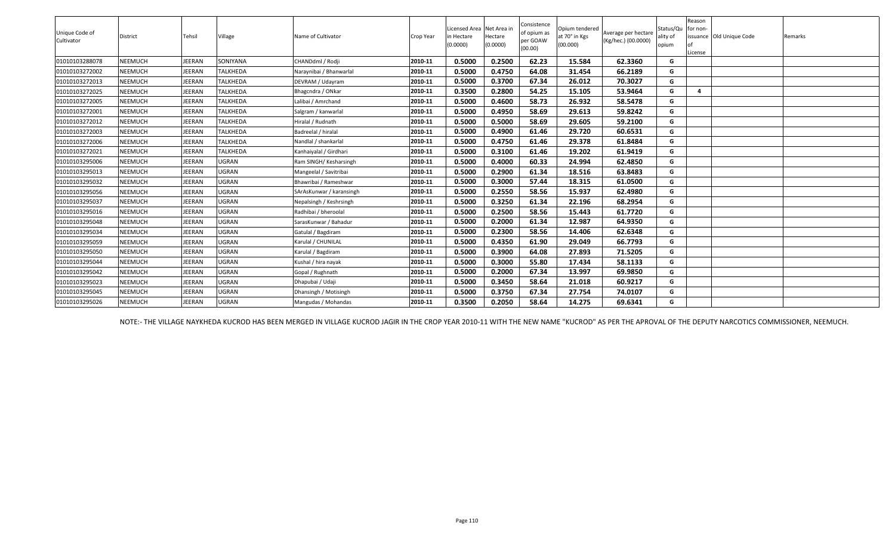| Unique Code of Cultivator | District | Tehsil | Village | Name of Cultivator | Crop Year | Licensed Area in Hectare (0.0000) | Net Area in Hectare (0.0000) | Consistence of opium as per GOAW (00.00) | Opium tendered at 70° in Kgs (00.000) | Average per hectare (Kg/hec.) (00.0000) | Status/Quality of opium | Reason for non-issuance of License | Old Unique Code | Remarks |
|---|---|---|---|---|---|---|---|---|---|---|---|---|---|---|
| 01010103288078 | NEEMUCH | JEERAN | SONIYANA | CHANDdml / Rodji | 2010-11 | 0.5000 | 0.2500 | 62.23 | 15.584 | 62.3360 | G | | | |
| 01010103272002 | NEEMUCH | JEERAN | TALKHEDA | Naraynibai / Bhanwarlal | 2010-11 | 0.5000 | 0.4750 | 64.08 | 31.454 | 66.2189 | G | | | |
| 01010103272013 | NEEMUCH | JEERAN | TALKHEDA | DEVRAM / Udayram | 2010-11 | 0.5000 | 0.3700 | 67.34 | 26.012 | 70.3027 | G | | | |
| 01010103272025 | NEEMUCH | JEERAN | TALKHEDA | Bhagcndra / ONkar | 2010-11 | 0.3500 | 0.2800 | 54.25 | 15.105 | 53.9464 | G | 4 | | |
| 01010103272005 | NEEMUCH | JEERAN | TALKHEDA | Lalibai / Amrchand | 2010-11 | 0.5000 | 0.4600 | 58.73 | 26.932 | 58.5478 | G | | | |
| 01010103272001 | NEEMUCH | JEERAN | TALKHEDA | Salgram / kanwarlal | 2010-11 | 0.5000 | 0.4950 | 58.69 | 29.613 | 59.8242 | G | | | |
| 01010103272012 | NEEMUCH | JEERAN | TALKHEDA | Hiralal / Rudnath | 2010-11 | 0.5000 | 0.5000 | 58.69 | 29.605 | 59.2100 | G | | | |
| 01010103272003 | NEEMUCH | JEERAN | TALKHEDA | Badreelal / hiralal | 2010-11 | 0.5000 | 0.4900 | 61.46 | 29.720 | 60.6531 | G | | | |
| 01010103272006 | NEEMUCH | JEERAN | TALKHEDA | Nandlal / shankarlal | 2010-11 | 0.5000 | 0.4750 | 61.46 | 29.378 | 61.8484 | G | | | |
| 01010103272021 | NEEMUCH | JEERAN | TALKHEDA | Kanhaiyalal / Girdhari | 2010-11 | 0.5000 | 0.3100 | 61.46 | 19.202 | 61.9419 | G | | | |
| 01010103295006 | NEEMUCH | JEERAN | UGRAN | Ram SINGH/ Kesharsingh | 2010-11 | 0.5000 | 0.4000 | 60.33 | 24.994 | 62.4850 | G | | | |
| 01010103295013 | NEEMUCH | JEERAN | UGRAN | Mangeelal / Savitribai | 2010-11 | 0.5000 | 0.2900 | 61.34 | 18.516 | 63.8483 | G | | | |
| 01010103295032 | NEEMUCH | JEERAN | UGRAN | Bhawribai / Rameshwar | 2010-11 | 0.5000 | 0.3000 | 57.44 | 18.315 | 61.0500 | G | | | |
| 01010103295056 | NEEMUCH | JEERAN | UGRAN | SArAsKunwar / karansingh | 2010-11 | 0.5000 | 0.2550 | 58.56 | 15.937 | 62.4980 | G | | | |
| 01010103295037 | NEEMUCH | JEERAN | UGRAN | Nepalsingh / Keshrsingh | 2010-11 | 0.5000 | 0.3250 | 61.34 | 22.196 | 68.2954 | G | | | |
| 01010103295016 | NEEMUCH | JEERAN | UGRAN | Radhibai / bheroolal | 2010-11 | 0.5000 | 0.2500 | 58.56 | 15.443 | 61.7720 | G | | | |
| 01010103295048 | NEEMUCH | JEERAN | UGRAN | SarasKunwar / Bahadur | 2010-11 | 0.5000 | 0.2000 | 61.34 | 12.987 | 64.9350 | G | | | |
| 01010103295034 | NEEMUCH | JEERAN | UGRAN | Gatulal / Bagdiram | 2010-11 | 0.5000 | 0.2300 | 58.56 | 14.406 | 62.6348 | G | | | |
| 01010103295059 | NEEMUCH | JEERAN | UGRAN | Karulal / CHUNILAL | 2010-11 | 0.5000 | 0.4350 | 61.90 | 29.049 | 66.7793 | G | | | |
| 01010103295050 | NEEMUCH | JEERAN | UGRAN | Karulal / Bagdiram | 2010-11 | 0.5000 | 0.3900 | 64.08 | 27.893 | 71.5205 | G | | | |
| 01010103295044 | NEEMUCH | JEERAN | UGRAN | Kushal / hira nayak | 2010-11 | 0.5000 | 0.3000 | 55.80 | 17.434 | 58.1133 | G | | | |
| 01010103295042 | NEEMUCH | JEERAN | UGRAN | Gopal / Rughnath | 2010-11 | 0.5000 | 0.2000 | 67.34 | 13.997 | 69.9850 | G | | | |
| 01010103295023 | NEEMUCH | JEERAN | UGRAN | Dhapubai / Udaji | 2010-11 | 0.5000 | 0.3450 | 58.64 | 21.018 | 60.9217 | G | | | |
| 01010103295045 | NEEMUCH | JEERAN | UGRAN | Dhansingh / Motisingh | 2010-11 | 0.5000 | 0.3750 | 67.34 | 27.754 | 74.0107 | G | | | |
| 01010103295026 | NEEMUCH | JEERAN | UGRAN | Mangudas / Mohandas | 2010-11 | 0.3500 | 0.2050 | 58.64 | 14.275 | 69.6341 | G | | | |

NOTE:- THE VILLAGE NAYKHEDA KUCROD HAS BEEN MERGED IN VILLAGE KUCROD JAGIR IN THE CROP YEAR 2010-11 WITH THE NEW NAME "KUCROD" AS PER THE APROVAL OF THE DEPUTY NARCOTICS COMMISSIONER, NEEMUCH.